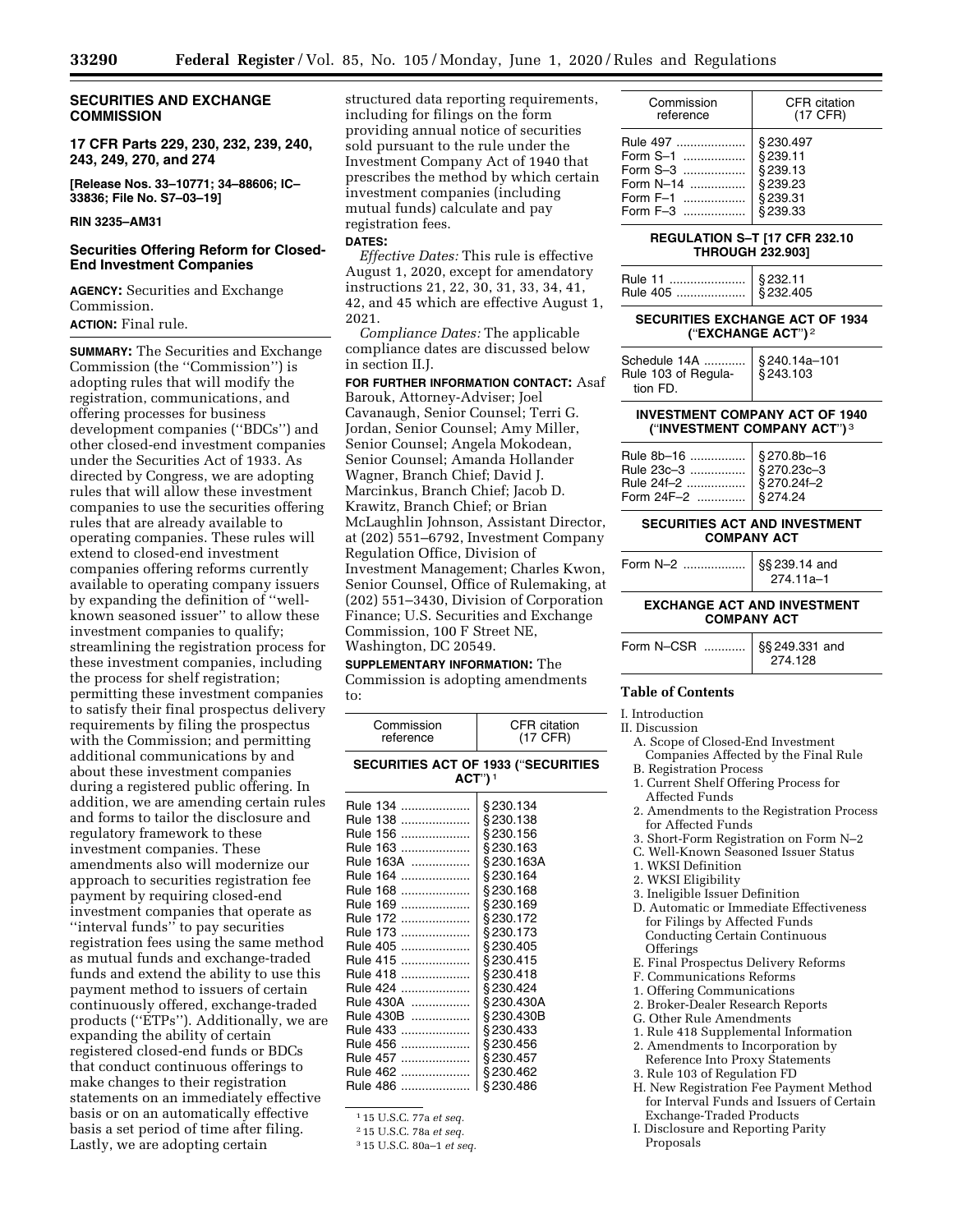## SECURITIES AND EXCHANGE COMMISSION

**17 CFR Parts 229, 230, 232, 239, 240, 243, 249, 270, and 274**

**[Release Nos. 33–10771; 34–88606; IC–33836; File No. S7–03–19]**

**RIN 3235–AM31**

## Securities Offering Reform for Closed-End Investment Companies

**AGENCY:** Securities and Exchange Commission.

**ACTION:** Final rule.

**SUMMARY:** The Securities and Exchange Commission (the ''Commission'') is adopting rules that will modify the registration, communications, and offering processes for business development companies (''BDCs'') and other closed-end investment companies under the Securities Act of 1933. As directed by Congress, we are adopting rules that will allow these investment companies to use the securities offering rules that are already available to operating companies. These rules will extend to closed-end investment companies offering reforms currently available to operating company issuers by expanding the definition of ''well-known seasoned issuer'' to allow these investment companies to qualify; streamlining the registration process for these investment companies, including the process for shelf registration; permitting these investment companies to satisfy their final prospectus delivery requirements by filing the prospectus with the Commission; and permitting additional communications by and about these investment companies during a registered public offering. In addition, we are amending certain rules and forms to tailor the disclosure and regulatory framework to these investment companies. These amendments also will modernize our approach to securities registration fee payment by requiring closed-end investment companies that operate as ''interval funds'' to pay securities registration fees using the same method as mutual funds and exchange-traded funds and extend the ability to use this payment method to issuers of certain continuously offered, exchange-traded products (''ETPs''). Additionally, we are expanding the ability of certain registered closed-end funds or BDCs that conduct continuous offerings to make changes to their registration statements on an immediately effective basis or on an automatically effective basis a set period of time after filing. Lastly, we are adopting certain structured data reporting requirements, including for filings on the form providing annual notice of securities sold pursuant to the rule under the Investment Company Act of 1940 that prescribes the method by which certain investment companies (including mutual funds) calculate and pay registration fees.

**DATES:**

*Effective Dates:* This rule is effective August 1, 2020, except for amendatory instructions 21, 22, 30, 31, 33, 34, 41, 42, and 45 which are effective August 1, 2021.

*Compliance Dates:* The applicable compliance dates are discussed below in section II.J.

**FOR FURTHER INFORMATION CONTACT:** Asaf Barouk, Attorney-Adviser; Joel Cavanaugh, Senior Counsel; Terri G. Jordan, Senior Counsel; Amy Miller, Senior Counsel; Angela Mokodean, Senior Counsel; Amanda Hollander Wagner, Branch Chief; David J. Marcinkus, Branch Chief; Jacob D. Krawitz, Branch Chief; or Brian McLaughlin Johnson, Assistant Director, at (202) 551–6792, Investment Company Regulation Office, Division of Investment Management; Charles Kwon, Senior Counsel, Office of Rulemaking, at (202) 551–3430, Division of Corporation Finance; U.S. Securities and Exchange Commission, 100 F Street NE, Washington, DC 20549.

**SUPPLEMENTARY INFORMATION:** The Commission is adopting amendments to:

| Commission reference | CFR citation (17 CFR) |
|---|---|
| **SECURITIES ACT OF 1933 (''SECURITIES ACT'')** [1] | |
| Rule 134 | §230.134 |
| Rule 138 | §230.138 |
| Rule 156 | §230.156 |
| Rule 163 | §230.163 |
| Rule 163A | §230.163A |
| Rule 164 | §230.164 |
| Rule 168 | §230.168 |
| Rule 169 | §230.169 |
| Rule 172 | §230.172 |
| Rule 173 | §230.173 |
| Rule 405 | §230.405 |
| Rule 415 | §230.415 |
| Rule 418 | §230.418 |
| Rule 424 | §230.424 |
| Rule 430A | §230.430A |
| Rule 430B | §230.430B |
| Rule 433 | §230.433 |
| Rule 456 | §230.456 |
| Rule 457 | §230.457 |
| Rule 462 | §230.462 |
| Rule 486 | §230.486 |
| Rule 497 | §230.497 |
| Form S–1 | §239.11 |
| Form S–3 | §239.13 |
| Form N–14 | §239.23 |
| Form F–1 | §239.31 |
| Form F–3 | §239.33 |
| **REGULATION S–T [17 CFR 232.10 THROUGH 232.903]** | |
| Rule 11 | §232.11 |
| Rule 405 | §232.405 |
| **SECURITIES EXCHANGE ACT OF 1934 (''EXCHANGE ACT'')** [2] | |
| Schedule 14A | §240.14a–101 |
| Rule 103 of Regulation FD. | §243.103 |
| **INVESTMENT COMPANY ACT OF 1940 (''INVESTMENT COMPANY ACT'')** [3] | |
| Rule 8b–16 | §270.8b–16 |
| Rule 23c–3 | §270.23c–3 |
| Rule 24f–2 | §270.24f–2 |
| Form 24F–2 | §274.24 |
| **SECURITIES ACT AND INVESTMENT COMPANY ACT** | |
| Form N–2 | §§239.14 and 274.11a–1 |
| **EXCHANGE ACT AND INVESTMENT COMPANY ACT** | |
| Form N–CSR | §§249.331 and 274.128 |

[1] 15 U.S.C. 77a *et seq.*

[2] 15 U.S.C. 78a *et seq.*

[3] 15 U.S.C. 80a–1 *et seq.*

## Table of Contents

I. Introduction
II. Discussion
- A. Scope of Closed-End Investment Companies Affected by the Final Rule
- B. Registration Process
  1. Current Shelf Offering Process for Affected Funds
  2. Amendments to the Registration Process for Affected Funds
  3. Short-Form Registration on Form N–2
- C. Well-Known Seasoned Issuer Status
  1. WKSI Definition
  2. WKSI Eligibility
  3. Ineligible Issuer Definition
- D. Automatic or Immediate Effectiveness for Filings by Affected Funds Conducting Certain Continuous Offerings
- E. Final Prospectus Delivery Reforms
- F. Communications Reforms
  1. Offering Communications
  2. Broker-Dealer Research Reports
- G. Other Rule Amendments
  1. Rule 418 Supplemental Information
  2. Amendments to Incorporation by Reference Into Proxy Statements
  3. Rule 103 of Regulation FD
- H. New Registration Fee Payment Method for Interval Funds and Issuers of Certain Exchange-Traded Products
- I. Disclosure and Reporting Parity Proposals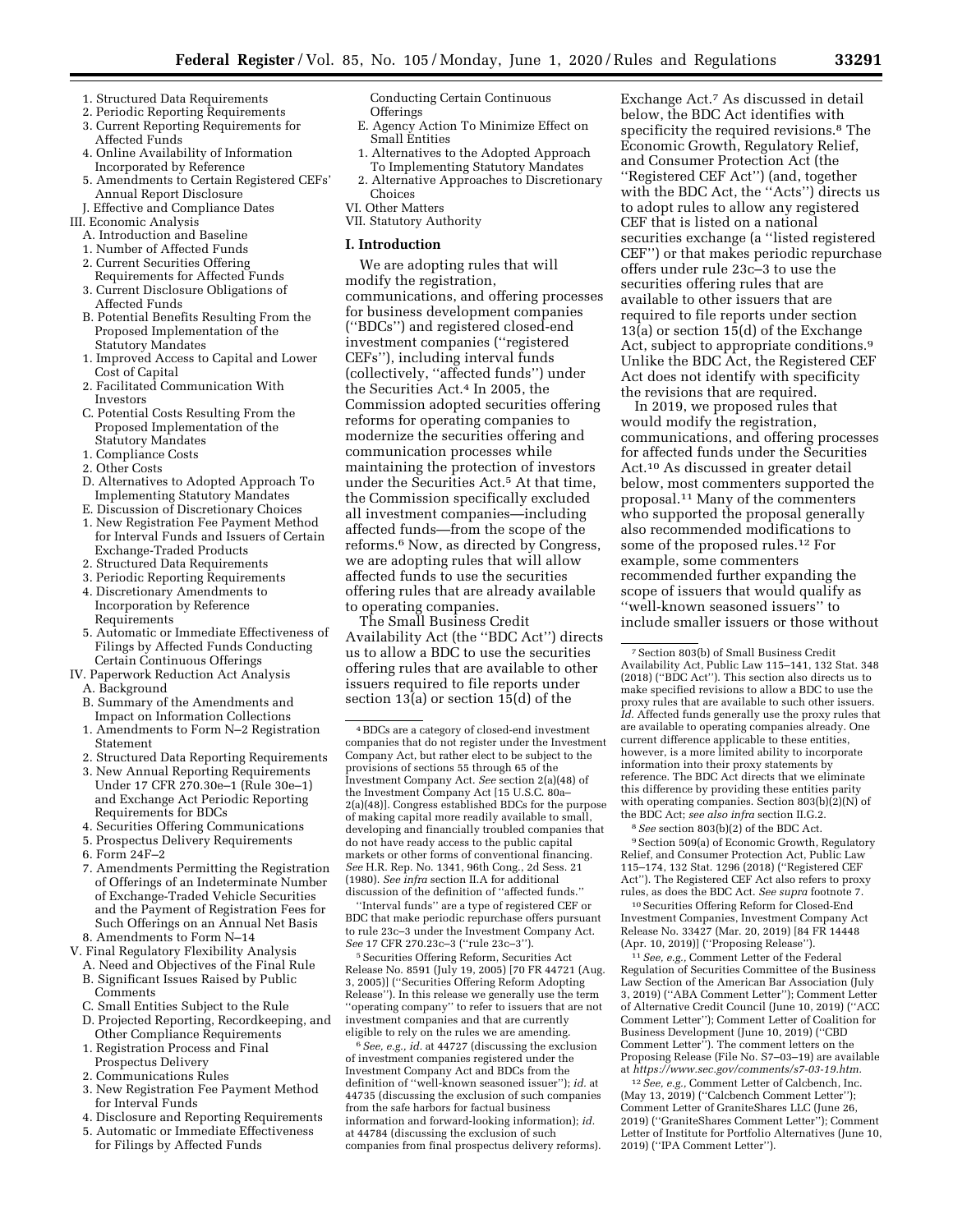1. Structured Data Requirements
2. Periodic Reporting Requirements
3. Current Reporting Requirements for Affected Funds
4. Online Availability of Information Incorporated by Reference
5. Amendments to Certain Registered CEFs' Annual Report Disclosure

J. Effective and Compliance Dates

III. Economic Analysis

A. Introduction and Baseline
1. Number of Affected Funds
2. Current Securities Offering Requirements for Affected Funds
3. Current Disclosure Obligations of Affected Funds

B. Potential Benefits Resulting From the Proposed Implementation of the Statutory Mandates
1. Improved Access to Capital and Lower Cost of Capital
2. Facilitated Communication With Investors

C. Potential Costs Resulting From the Proposed Implementation of the Statutory Mandates
1. Compliance Costs
2. Other Costs

D. Alternatives to Adopted Approach To Implementing Statutory Mandates

E. Discussion of Discretionary Choices
1. New Registration Fee Payment Method for Interval Funds and Issuers of Certain Exchange-Traded Products
2. Structured Data Requirements
3. Periodic Reporting Requirements
4. Discretionary Amendments to Incorporation by Reference Requirements
5. Automatic or Immediate Effectiveness of Filings by Affected Funds Conducting Certain Continuous Offerings

IV. Paperwork Reduction Act Analysis

A. Background

B. Summary of the Amendments and Impact on Information Collections
1. Amendments to Form N–2 Registration Statement
2. Structured Data Reporting Requirements
3. New Annual Reporting Requirements Under 17 CFR 270.30e–1 (Rule 30e–1) and Exchange Act Periodic Reporting Requirements for BDCs
4. Securities Offering Communications
5. Prospectus Delivery Requirements
6. Form 24F–2
7. Amendments Permitting the Registration of Offerings of an Indeterminate Number of Exchange-Traded Vehicle Securities and the Payment of Registration Fees for Such Offerings on an Annual Net Basis
8. Amendments to Form N–14

V. Final Regulatory Flexibility Analysis

A. Need and Objectives of the Final Rule

B. Significant Issues Raised by Public Comments

C. Small Entities Subject to the Rule

D. Projected Reporting, Recordkeeping, and Other Compliance Requirements
1. Registration Process and Final Prospectus Delivery
2. Communications Rules
3. New Registration Fee Payment Method for Interval Funds
4. Disclosure and Reporting Requirements
5. Automatic or Immediate Effectiveness for Filings by Affected Funds Conducting Certain Continuous Offerings

E. Agency Action To Minimize Effect on Small Entities
1. Alternatives to the Adopted Approach To Implementing Statutory Mandates
2. Alternative Approaches to Discretionary Choices

VI. Other Matters

VII. Statutory Authority

## I. Introduction

We are adopting rules that will modify the registration, communications, and offering processes for business development companies ("BDCs") and registered closed-end investment companies ("registered CEFs"), including interval funds (collectively, "affected funds") under the Securities Act.[4] In 2005, the Commission adopted securities offering reforms for operating companies to modernize the securities offering and communication processes while maintaining the protection of investors under the Securities Act.[5] At that time, the Commission specifically excluded all investment companies—including affected funds—from the scope of the reforms.[6] Now, as directed by Congress, we are adopting rules that will allow affected funds to use the securities offering rules that are already available to operating companies.

The Small Business Credit Availability Act (the "BDC Act") directs us to allow a BDC to use the securities offering rules that are available to other issuers required to file reports under section 13(a) or section 15(d) of the Exchange Act.[7] As discussed in detail below, the BDC Act identifies with specificity the required revisions.[8] The Economic Growth, Regulatory Relief, and Consumer Protection Act (the "Registered CEF Act") (and, together with the BDC Act, the "Acts") directs us to adopt rules to allow any registered CEF that is listed on a national securities exchange (a "listed registered CEF") or that makes periodic repurchase offers under rule 23c–3 to use the securities offering rules that are available to other issuers that are required to file reports under section 13(a) or section 15(d) of the Exchange Act, subject to appropriate conditions.[9] Unlike the BDC Act, the Registered CEF Act does not identify with specificity the revisions that are required.

In 2019, we proposed rules that would modify the registration, communications, and offering processes for affected funds under the Securities Act.[10] As discussed in greater detail below, most commenters supported the proposal.[11] Many of the commenters who supported the proposal generally also recommended modifications to some of the proposed rules.[12] For example, some commenters recommended further expanding the scope of issuers that would qualify as "well-known seasoned issuers" to include smaller issuers or those without

[4] BDCs are a category of closed-end investment companies that do not register under the Investment Company Act, but rather elect to be subject to the provisions of sections 55 through 65 of the Investment Company Act. *See* section 2(a)(48) of the Investment Company Act [15 U.S.C. 80a–2(a)(48)]. Congress established BDCs for the purpose of making capital more readily available to small, developing and financially troubled companies that do not have ready access to the public capital markets or other forms of conventional financing. *See* H.R. Rep. No. 1341, 96th Cong., 2d Sess. 21 (1980). *See infra* section II.A for additional discussion of the definition of "affected funds."

"Interval funds" are a type of registered CEF or BDC that make periodic repurchase offers pursuant to rule 23c–3 under the Investment Company Act. *See* 17 CFR 270.23c–3 ("rule 23c–3").

[5] Securities Offering Reform, Securities Act Release No. 8591 (July 19, 2005) [70 FR 44721 (Aug. 3, 2005)] ("Securities Offering Reform Adopting Release"). In this release we generally use the term "operating company" to refer to issuers that are not investment companies and that are currently eligible to rely on the rules we are amending.

[6] *See, e.g., id.* at 44727 (discussing the exclusion of investment companies registered under the Investment Company Act and BDCs from the definition of "well-known seasoned issuer"); *id.* at 44735 (discussing the exclusion of such companies from the safe harbors for factual business information and forward-looking information); *id.* at 44784 (discussing the exclusion of such companies from final prospectus delivery reforms).

[7] Section 803(b) of Small Business Credit Availability Act, Public Law 115–141, 132 Stat. 348 (2018) ("BDC Act"). This section also directs us to make specified revisions to allow a BDC to use the proxy rules that are available to such other issuers. *Id.* Affected funds generally use the proxy rules that are available to operating companies already. One current difference applicable to these entities, however, is a more limited ability to incorporate information into their proxy statements by reference. The BDC Act directs that we eliminate this difference by providing these entities parity with operating companies. Section 803(b)(2)(N) of the BDC Act; *see also infra* section II.G.2.

[8] *See* section 803(b)(2) of the BDC Act.

[9] Section 509(a) of Economic Growth, Regulatory Relief, and Consumer Protection Act, Public Law 115–174, 132 Stat. 1296 (2018) ("Registered CEF Act"). The Registered CEF Act also refers to proxy rules, as does the BDC Act. *See supra* footnote 7.

[10] Securities Offering Reform for Closed-End Investment Companies, Investment Company Act Release No. 33427 (Mar. 20, 2019) [84 FR 14448 (Apr. 10, 2019)] ("Proposing Release").

[11] *See, e.g.,* Comment Letter of the Federal Regulation of Securities Committee of the Business Law Section of the American Bar Association (July 3, 2019) ("ABA Comment Letter"); Comment Letter of Alternative Credit Council (June 10, 2019) ("ACC Comment Letter"); Comment Letter of Coalition for Business Development (June 10, 2019) ("CBD Comment Letter"). The comment letters on the Proposing Release (File No. S7–03–19) are available at *https://www.sec.gov/comments/s7-03-19.htm.*

[12] *See, e.g.,* Comment Letter of Calcbench, Inc. (May 13, 2019) ("Calcbench Comment Letter"); Comment Letter of GraniteShares LLC (June 26, 2019) ("GraniteShares Comment Letter"); Comment Letter of Institute for Portfolio Alternatives (June 10, 2019) ("IPA Comment Letter").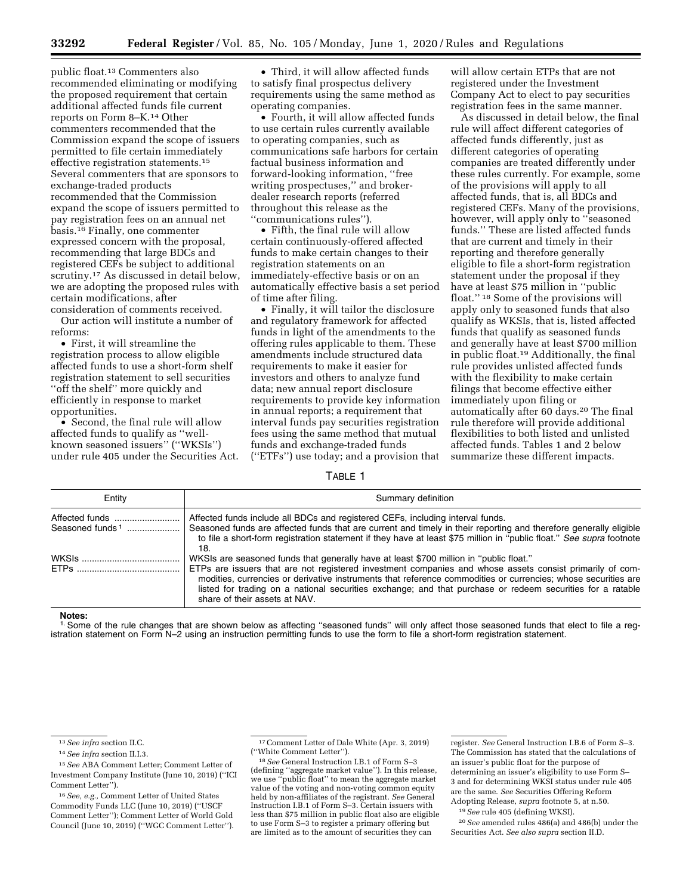public float.[13] Commenters also recommended eliminating or modifying the proposed requirement that certain additional affected funds file current reports on Form 8–K.[14] Other commenters recommended that the Commission expand the scope of issuers permitted to file certain immediately effective registration statements.[15] Several commenters that are sponsors to exchange-traded products recommended that the Commission expand the scope of issuers permitted to pay registration fees on an annual net basis.[16] Finally, one commenter expressed concern with the proposal, recommending that large BDCs and registered CEFs be subject to additional scrutiny.[17] As discussed in detail below, we are adopting the proposed rules with certain modifications, after consideration of comments received.

Our action will institute a number of reforms:

- First, it will streamline the registration process to allow eligible affected funds to use a short-form shelf registration statement to sell securities "off the shelf" more quickly and efficiently in response to market opportunities.
- Second, the final rule will allow affected funds to qualify as "well-known seasoned issuers" ("WKSIs") under rule 405 under the Securities Act.
- Third, it will allow affected funds to satisfy final prospectus delivery requirements using the same method as operating companies.
- Fourth, it will allow affected funds to use certain rules currently available to operating companies, such as communications safe harbors for certain factual business information and forward-looking information, "free writing prospectuses," and broker-dealer research reports (referred throughout this release as the "communications rules").
- Fifth, the final rule will allow certain continuously-offered affected funds to make certain changes to their registration statements on an immediately-effective basis or on an automatically effective basis a set period of time after filing.
- Finally, it will tailor the disclosure and regulatory framework for affected funds in light of the amendments to the offering rules applicable to them. These amendments include structured data requirements to make it easier for investors and others to analyze fund data; new annual report disclosure requirements to provide key information in annual reports; a requirement that interval funds pay securities registration fees using the same method that mutual funds and exchange-traded funds ("ETFs") use today; and a provision that will allow certain ETPs that are not registered under the Investment Company Act to elect to pay securities registration fees in the same manner.

As discussed in detail below, the final rule will affect different categories of affected funds differently, just as different categories of operating companies are treated differently under these rules currently. For example, some of the provisions will apply to all affected funds, that is, all BDCs and registered CEFs. Many of the provisions, however, will apply only to "seasoned funds." These are listed affected funds that are current and timely in their reporting and therefore generally eligible to file a short-form registration statement under the proposal if they have at least $75 million in "public float." [18] Some of the provisions will apply only to seasoned funds that also qualify as WKSIs, that is, listed affected funds that qualify as seasoned funds and generally have at least $700 million in public float.[19] Additionally, the final rule provides unlisted affected funds with the flexibility to make certain filings that become effective either immediately upon filing or automatically after 60 days.[20] The final rule therefore will provide additional flexibilities to both listed and unlisted affected funds. Tables 1 and 2 below summarize these different impacts.

TABLE 1

| Entity | Summary definition |
| --- | --- |
| Affected funds | Affected funds include all BDCs and registered CEFs, including interval funds. |
| Seasoned funds [1] | Seasoned funds are affected funds that are current and timely in their reporting and therefore generally eligible to file a short-form registration statement if they have at least $75 million in "public float." *See supra* footnote 18. |
| WKSIs | WKSIs are seasoned funds that generally have at least $700 million in "public float." |
| ETPs | ETPs are issuers that are not registered investment companies and whose assets consist primarily of commodities, currencies or derivative instruments that reference commodities or currencies; whose securities are listed for trading on a national securities exchange; and that purchase or redeem securities for a ratable share of their assets at NAV. |

**Notes:**
[1] Some of the rule changes that are shown below as affecting "seasoned funds" will only affect those seasoned funds that elect to file a registration statement on Form N–2 using an instruction permitting funds to use the form to file a short-form registration statement.

---

[13] *See infra* section II.C.

[14] *See infra* section II.I.3.

[15] *See* ABA Comment Letter; Comment Letter of Investment Company Institute (June 10, 2019) ("ICI Comment Letter").

[16] *See, e.g.,* Comment Letter of United States Commodity Funds LLC (June 10, 2019) ("USCF Comment Letter"); Comment Letter of World Gold Council (June 10, 2019) ("WGC Comment Letter").

[17] Comment Letter of Dale White (Apr. 3, 2019) ("White Comment Letter").

[18] *See* General Instruction I.B.1 of Form S–3 (defining "aggregate market value"). In this release, we use "public float" to mean the aggregate market value of the voting and non-voting common equity held by non-affiliates of the registrant. *See* General Instruction I.B.1 of Form S–3. Certain issuers with less than $75 million in public float also are eligible to use Form S–3 to register a primary offering but are limited as to the amount of securities they can register. *See* General Instruction I.B.6 of Form S–3. The Commission has stated that the calculations of an issuer's public float for the purpose of determining an issuer's eligibility to use Form S–3 and for determining WKSI status under rule 405 are the same. *See* Securities Offering Reform Adopting Release, *supra* footnote 5, at n.50.

[19] *See* rule 405 (defining WKSI).

[20] *See* amended rules 486(a) and 486(b) under the Securities Act. *See also supra* section II.D.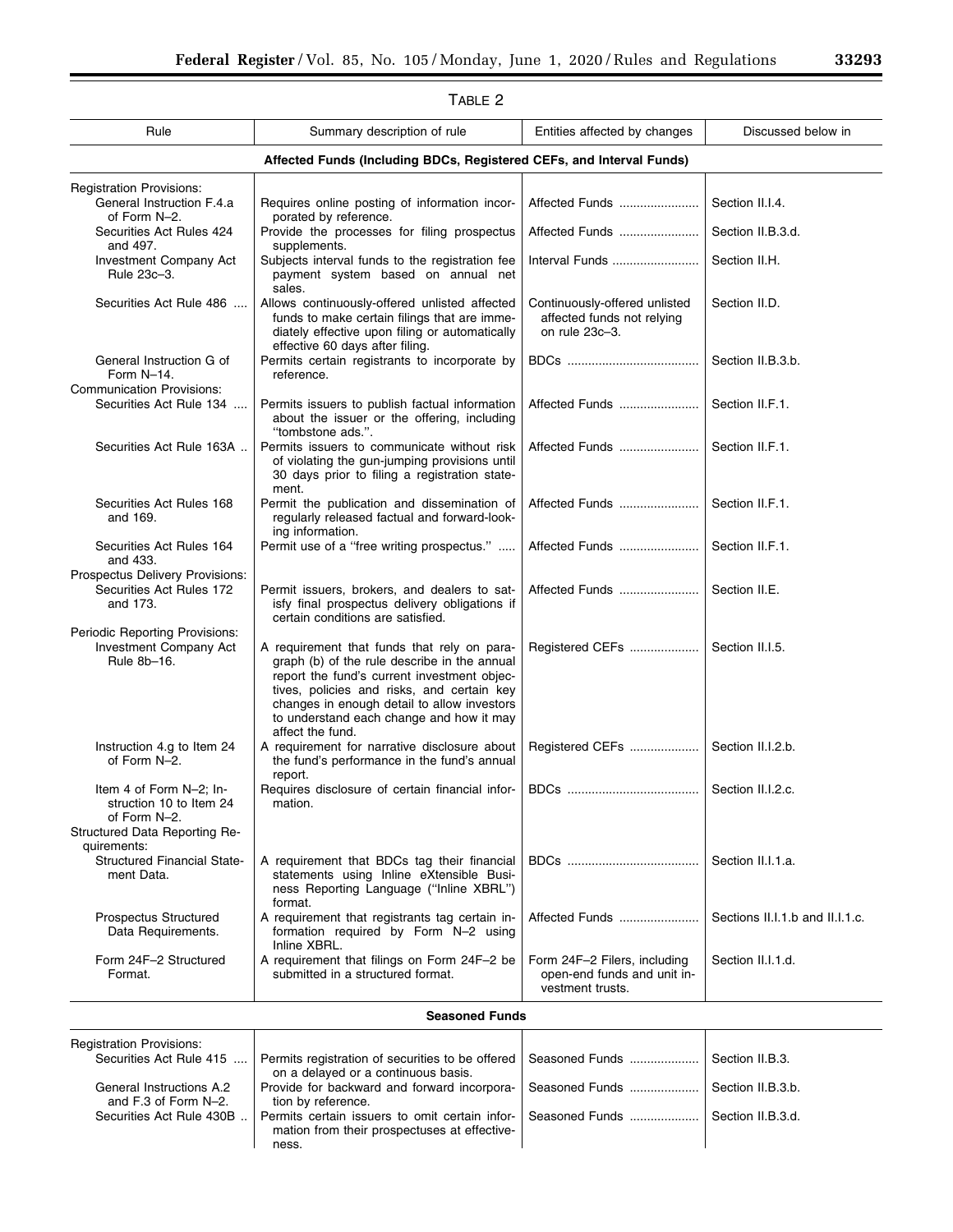TABLE 2

| Rule | Summary description of rule | Entities affected by changes | Discussed below in |
|---|---|---|---|
| **Affected Funds (Including BDCs, Registered CEFs, and Interval Funds)** | | | |
| Registration Provisions: | | | |
| General Instruction F.4.a of Form N–2. | Requires online posting of information incorporated by reference. | Affected Funds | Section II.I.4. |
| Securities Act Rules 424 and 497. | Provide the processes for filing prospectus supplements. | Affected Funds | Section II.B.3.d. |
| Investment Company Act Rule 23c–3. | Subjects interval funds to the registration fee payment system based on annual net sales. | Interval Funds | Section II.H. |
| Securities Act Rule 486 | Allows continuously-offered unlisted affected funds to make certain filings that are immediately effective upon filing or automatically effective 60 days after filing. | Continuously-offered unlisted affected funds not relying on rule 23c–3. | Section II.D. |
| General Instruction G of Form N–14. | Permits certain registrants to incorporate by reference. | BDCs | Section II.B.3.b. |
| Communication Provisions: | | | |
| Securities Act Rule 134 | Permits issuers to publish factual information about the issuer or the offering, including "tombstone ads.". | Affected Funds | Section II.F.1. |
| Securities Act Rule 163A | Permits issuers to communicate without risk of violating the gun-jumping provisions until 30 days prior to filing a registration statement. | Affected Funds | Section II.F.1. |
| Securities Act Rules 168 and 169. | Permit the publication and dissemination of regularly released factual and forward-looking information. | Affected Funds | Section II.F.1. |
| Securities Act Rules 164 and 433. | Permit use of a "free writing prospectus." | Affected Funds | Section II.F.1. |
| Prospectus Delivery Provisions: | | | |
| Securities Act Rules 172 and 173. | Permit issuers, brokers, and dealers to satisfy final prospectus delivery obligations if certain conditions are satisfied. | Affected Funds | Section II.E. |
| Periodic Reporting Provisions: | | | |
| Investment Company Act Rule 8b–16. | A requirement that funds that rely on paragraph (b) of the rule describe in the annual report the fund's current investment objectives, policies and risks, and certain key changes in enough detail to allow investors to understand each change and how it may affect the fund. | Registered CEFs | Section II.I.5. |
| Instruction 4.g to Item 24 of Form N–2. | A requirement for narrative disclosure about the fund's performance in the fund's annual report. | Registered CEFs | Section II.I.2.b. |
| Item 4 of Form N–2; Instruction 10 to Item 24 of Form N–2. | Requires disclosure of certain financial information. | BDCs | Section II.I.2.c. |
| Structured Data Reporting Requirements: | | | |
| Structured Financial Statement Data. | A requirement that BDCs tag their financial statements using Inline eXtensible Business Reporting Language ("Inline XBRL") format. | BDCs | Section II.I.1.a. |
| Prospectus Structured Data Requirements. | A requirement that registrants tag certain information required by Form N–2 using Inline XBRL. | Affected Funds | Sections II.I.1.b and II.I.1.c. |
| Form 24F–2 Structured Format. | A requirement that filings on Form 24F–2 be submitted in a structured format. | Form 24F–2 Filers, including open-end funds and unit investment trusts. | Section II.I.1.d. |
| **Seasoned Funds** | | | |
| Registration Provisions: | | | |
| Securities Act Rule 415 | Permits registration of securities to be offered on a delayed or a continuous basis. | Seasoned Funds | Section II.B.3. |
| General Instructions A.2 and F.3 of Form N–2. | Provide for backward and forward incorporation by reference. | Seasoned Funds | Section II.B.3.b. |
| Securities Act Rule 430B | Permits certain issuers to omit certain information from their prospectuses at effectiveness. | Seasoned Funds | Section II.B.3.d. |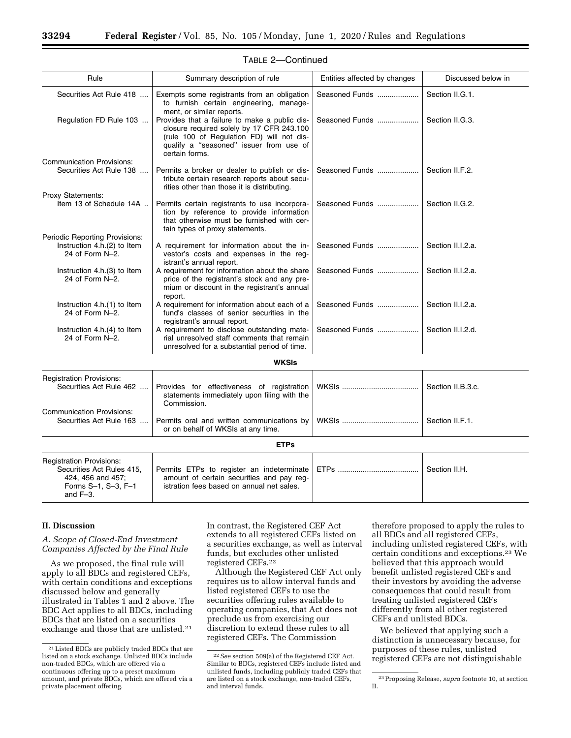TABLE 2—Continued

| Rule | Summary description of rule | Entities affected by changes | Discussed below in |
|---|---|---|---|
| Securities Act Rule 418 | Exempts some registrants from an obligation to furnish certain engineering, management, or similar reports. | Seasoned Funds | Section II.G.1. |
| Regulation FD Rule 103 | Provides that a failure to make a public disclosure required solely by 17 CFR 243.100 (rule 100 of Regulation FD) will not disqualify a "seasoned" issuer from use of certain forms. | Seasoned Funds | Section II.G.3. |
| Communication Provisions: | | | |
| Securities Act Rule 138 | Permits a broker or dealer to publish or distribute certain research reports about securities other than those it is distributing. | Seasoned Funds | Section II.F.2. |
| Proxy Statements: | | | |
| Item 13 of Schedule 14A | Permits certain registrants to use incorporation by reference to provide information that otherwise must be furnished with certain types of proxy statements. | Seasoned Funds | Section II.G.2. |
| Periodic Reporting Provisions: | | | |
| Instruction 4.h.(2) to Item 24 of Form N–2. | A requirement for information about the investor's costs and expenses in the registrant's annual report. | Seasoned Funds | Section II.I.2.a. |
| Instruction 4.h.(3) to Item 24 of Form N–2. | A requirement for information about the share price of the registrant's stock and any premium or discount in the registrant's annual report. | Seasoned Funds | Section II.I.2.a. |
| Instruction 4.h.(1) to Item 24 of Form N–2. | A requirement for information about each of a fund's classes of senior securities in the registrant's annual report. | Seasoned Funds | Section II.I.2.a. |
| Instruction 4.h.(4) to Item 24 of Form N–2. | A requirement to disclose outstanding material unresolved staff comments that remain unresolved for a substantial period of time. | Seasoned Funds | Section II.I.2.d. |
| **WKSIs** | | | |
| Registration Provisions: | | | |
| Securities Act Rule 462 | Provides for effectiveness of registration statements immediately upon filing with the Commission. | WKSIs | Section II.B.3.c. |
| Communication Provisions: | | | |
| Securities Act Rule 163 | Permits oral and written communications by or on behalf of WKSIs at any time. | WKSIs | Section II.F.1. |
| **ETPs** | | | |
| Registration Provisions: Securities Act Rules 415, 424, 456 and 457; Forms S–1, S–3, F–1 and F–3. | Permits ETPs to register an indeterminate amount of certain securities and pay registration fees based on annual net sales. | ETPs | Section II.H. |

## II. Discussion

### A. Scope of Closed-End Investment Companies Affected by the Final Rule

As we proposed, the final rule will apply to all BDCs and registered CEFs, with certain conditions and exceptions discussed below and generally illustrated in Tables 1 and 2 above. The BDC Act applies to all BDCs, including BDCs that are listed on a securities exchange and those that are unlisted.[21] In contrast, the Registered CEF Act extends to all registered CEFs listed on a securities exchange, as well as interval funds, but excludes other unlisted registered CEFs.[22]

Although the Registered CEF Act only requires us to allow interval funds and listed registered CEFs to use the securities offering rules available to operating companies, that Act does not preclude us from exercising our discretion to extend these rules to all registered CEFs. The Commission therefore proposed to apply the rules to all BDCs and all registered CEFs, including unlisted registered CEFs, with certain conditions and exceptions.[23] We believed that this approach would benefit unlisted registered CEFs and their investors by avoiding the adverse consequences that could result from treating unlisted registered CEFs differently from all other registered CEFs and unlisted BDCs.

We believed that applying such a distinction is unnecessary because, for purposes of these rules, unlisted registered CEFs are not distinguishable

[21] Listed BDCs are publicly traded BDCs that are listed on a stock exchange. Unlisted BDCs include non-traded BDCs, which are offered via a continuous offering up to a preset maximum amount, and private BDCs, which are offered via a private placement offering.

[22] *See* section 509(a) of the Registered CEF Act. Similar to BDCs, registered CEFs include listed and unlisted funds, including publicly traded CEFs that are listed on a stock exchange, non-traded CEFs, and interval funds.

[23] Proposing Release, *supra* footnote 10, at section II.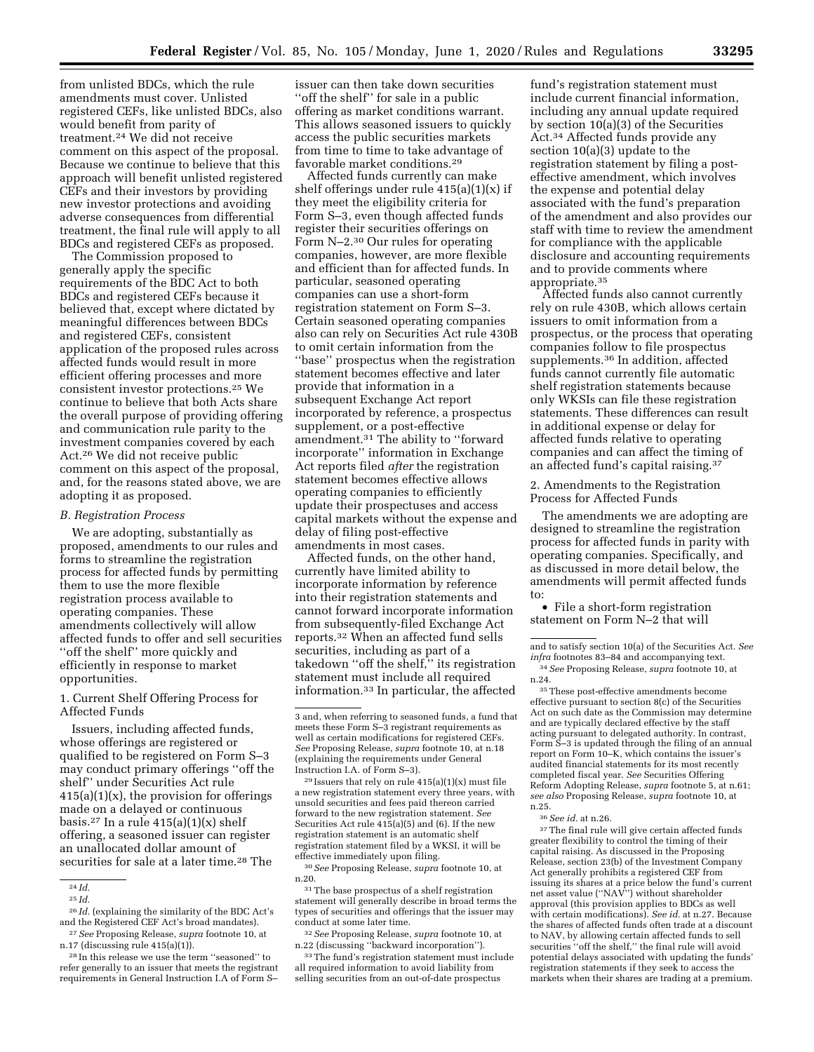from unlisted BDCs, which the rule amendments must cover. Unlisted registered CEFs, like unlisted BDCs, also would benefit from parity of treatment.[24] We did not receive comment on this aspect of the proposal. Because we continue to believe that this approach will benefit unlisted registered CEFs and their investors by providing new investor protections and avoiding adverse consequences from differential treatment, the final rule will apply to all BDCs and registered CEFs as proposed.

The Commission proposed to generally apply the specific requirements of the BDC Act to both BDCs and registered CEFs because it believed that, except where dictated by meaningful differences between BDCs and registered CEFs, consistent application of the proposed rules across affected funds would result in more efficient offering processes and more consistent investor protections.[25] We continue to believe that both Acts share the overall purpose of providing offering and communication rule parity to the investment companies covered by each Act.[26] We did not receive public comment on this aspect of the proposal, and, for the reasons stated above, we are adopting it as proposed.

### B. Registration Process

We are adopting, substantially as proposed, amendments to our rules and forms to streamline the registration process for affected funds by permitting them to use the more flexible registration process available to operating companies. These amendments collectively will allow affected funds to offer and sell securities ''off the shelf'' more quickly and efficiently in response to market opportunities.

#### 1. Current Shelf Offering Process for Affected Funds

Issuers, including affected funds, whose offerings are registered or qualified to be registered on Form S–3 may conduct primary offerings ''off the shelf'' under Securities Act rule 415(a)(1)(x), the provision for offerings made on a delayed or continuous basis.[27] In a rule 415(a)(1)(x) shelf offering, a seasoned issuer can register an unallocated dollar amount of securities for sale at a later time.[28] The issuer can then take down securities ''off the shelf'' for sale in a public offering as market conditions warrant. This allows seasoned issuers to quickly access the public securities markets from time to time to take advantage of favorable market conditions.[29]

Affected funds currently can make shelf offerings under rule 415(a)(1)(x) if they meet the eligibility criteria for Form S–3, even though affected funds register their securities offerings on Form N–2.[30] Our rules for operating companies, however, are more flexible and efficient than for affected funds. In particular, seasoned operating companies can use a short-form registration statement on Form S–3. Certain seasoned operating companies also can rely on Securities Act rule 430B to omit certain information from the ''base'' prospectus when the registration statement becomes effective and later provide that information in a subsequent Exchange Act report incorporated by reference, a prospectus supplement, or a post-effective amendment.[31] The ability to ''forward incorporate'' information in Exchange Act reports filed *after* the registration statement becomes effective allows operating companies to efficiently update their prospectuses and access capital markets without the expense and delay of filing post-effective amendments in most cases.

Affected funds, on the other hand, currently have limited ability to incorporate information by reference into their registration statements and cannot forward incorporate information from subsequently-filed Exchange Act reports.[32] When an affected fund sells securities, including as part of a takedown ''off the shelf,'' its registration statement must include all required information.[33] In particular, the affected fund's registration statement must include current financial information, including any annual update required by section 10(a)(3) of the Securities Act.[34] Affected funds provide any section 10(a)(3) update to the registration statement by filing a post-effective amendment, which involves the expense and potential delay associated with the fund's preparation of the amendment and also provides our staff with time to review the amendment for compliance with the applicable disclosure and accounting requirements and to provide comments where appropriate.[35]

Affected funds also cannot currently rely on rule 430B, which allows certain issuers to omit information from a prospectus, or the process that operating companies follow to file prospectus supplements.[36] In addition, affected funds cannot currently file automatic shelf registration statements because only WKSIs can file these registration statements. These differences can result in additional expense or delay for affected funds relative to operating companies and can affect the timing of an affected fund's capital raising.[37]

#### 2. Amendments to the Registration Process for Affected Funds

The amendments we are adopting are designed to streamline the registration process for affected funds in parity with operating companies. Specifically, and as discussed in more detail below, the amendments will permit affected funds to:

- File a short-form registration statement on Form N–2 that will

---

[24] *Id.*

[25] *Id.*

[26] *Id.* (explaining the similarity of the BDC Act's and the Registered CEF Act's broad mandates).

[27] *See* Proposing Release, *supra* footnote 10, at n.17 (discussing rule 415(a)(1)).

[28] In this release we use the term ''seasoned'' to refer generally to an issuer that meets the registrant requirements in General Instruction I.A of Form S–3 and, when referring to seasoned funds, a fund that meets these Form S–3 registrant requirements as well as certain modifications for registered CEFs. *See* Proposing Release, *supra* footnote 10, at n.18 (explaining the requirements under General Instruction I.A. of Form S–3).

[29] Issuers that rely on rule 415(a)(1)(x) must file a new registration statement every three years, with unsold securities and fees paid thereon carried forward to the new registration statement. *See* Securities Act rule 415(a)(5) and (6). If the new registration statement is an automatic shelf registration statement filed by a WKSI, it will be effective immediately upon filing.

[30] *See* Proposing Release, *supra* footnote 10, at n.20.

[31] The base prospectus of a shelf registration statement will generally describe in broad terms the types of securities and offerings that the issuer may conduct at some later time.

[32] *See* Proposing Release, *supra* footnote 10, at n.22 (discussing ''backward incorporation'').

[33] The fund's registration statement must include all required information to avoid liability from selling securities from an out-of-date prospectus and to satisfy section 10(a) of the Securities Act. *See infra* footnotes 83–84 and accompanying text.

[34] *See* Proposing Release, *supra* footnote 10, at n.24.

[35] These post-effective amendments become effective pursuant to section 8(c) of the Securities Act on such date as the Commission may determine and are typically declared effective by the staff acting pursuant to delegated authority. In contrast, Form S–3 is updated through the filing of an annual report on Form 10–K, which contains the issuer's audited financial statements for its most recently completed fiscal year. *See* Securities Offering Reform Adopting Release, *supra* footnote 5, at n.61; *see also* Proposing Release, *supra* footnote 10, at n.25.

[36] *See id.* at n.26.

[37] The final rule will give certain affected funds greater flexibility to control the timing of their capital raising. As discussed in the Proposing Release, section 23(b) of the Investment Company Act generally prohibits a registered CEF from issuing its shares at a price below the fund's current net asset value (''NAV'') without shareholder approval (this provision applies to BDCs as well with certain modifications). *See id.* at n.27. Because the shares of affected funds often trade at a discount to NAV, by allowing certain affected funds to sell securities ''off the shelf,'' the final rule will avoid potential delays associated with updating the funds' registration statements if they seek to access the markets when their shares are trading at a premium.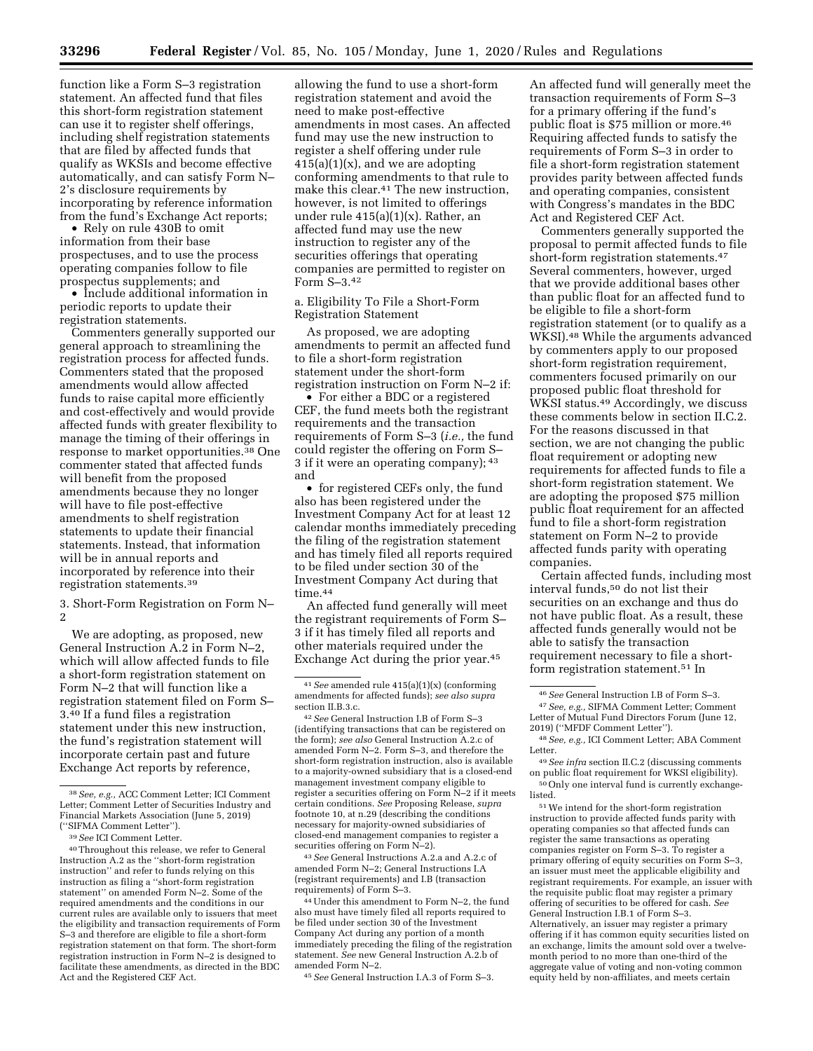function like a Form S–3 registration statement. An affected fund that files this short-form registration statement can use it to register shelf offerings, including shelf registration statements that are filed by affected funds that qualify as WKSIs and become effective automatically, and can satisfy Form N–2's disclosure requirements by incorporating by reference information from the fund's Exchange Act reports;

- Rely on rule 430B to omit information from their base prospectuses, and to use the process operating companies follow to file prospectus supplements; and
- Include additional information in periodic reports to update their registration statements.

Commenters generally supported our general approach to streamlining the registration process for affected funds. Commenters stated that the proposed amendments would allow affected funds to raise capital more efficiently and cost-effectively and would provide affected funds with greater flexibility to manage the timing of their offerings in response to market opportunities.[38] One commenter stated that affected funds will benefit from the proposed amendments because they no longer will have to file post-effective amendments to shelf registration statements to update their financial statements. Instead, that information will be in annual reports and incorporated by reference into their registration statements.[39]

3. Short-Form Registration on Form N–2

We are adopting, as proposed, new General Instruction A.2 in Form N–2, which will allow affected funds to file a short-form registration statement on Form N–2 that will function like a registration statement filed on Form S–3.[40] If a fund files a registration statement under this new instruction, the fund's registration statement will incorporate certain past and future Exchange Act reports by reference, allowing the fund to use a short-form registration statement and avoid the need to make post-effective amendments in most cases. An affected fund may use the new instruction to register a shelf offering under rule 415(a)(1)(x), and we are adopting conforming amendments to that rule to make this clear.[41] The new instruction, however, is not limited to offerings under rule 415(a)(1)(x). Rather, an affected fund may use the new instruction to register any of the securities offerings that operating companies are permitted to register on Form S–3.[42]

a. Eligibility To File a Short-Form Registration Statement

As proposed, we are adopting amendments to permit an affected fund to file a short-form registration statement under the short-form registration instruction on Form N–2 if:

- For either a BDC or a registered CEF, the fund meets both the registrant requirements and the transaction requirements of Form S–3 (*i.e.,* the fund could register the offering on Form S–3 if it were an operating company); [43] and
- for registered CEFs only, the fund also has been registered under the Investment Company Act for at least 12 calendar months immediately preceding the filing of the registration statement and has timely filed all reports required to be filed under section 30 of the Investment Company Act during that time.[44]

An affected fund generally will meet the registrant requirements of Form S–3 if it has timely filed all reports and other materials required under the Exchange Act during the prior year.[45] An affected fund will generally meet the transaction requirements of Form S–3 for a primary offering if the fund's public float is $75 million or more.[46] Requiring affected funds to satisfy the requirements of Form S–3 in order to file a short-form registration statement provides parity between affected funds and operating companies, consistent with Congress's mandates in the BDC Act and Registered CEF Act.

Commenters generally supported the proposal to permit affected funds to file short-form registration statements.[47] Several commenters, however, urged that we provide additional bases other than public float for an affected fund to be eligible to file a short-form registration statement (or to qualify as a WKSI).[48] While the arguments advanced by commenters apply to our proposed short-form registration requirement, commenters focused primarily on our proposed public float threshold for WKSI status.[49] Accordingly, we discuss these comments below in section II.C.2. For the reasons discussed in that section, we are not changing the public float requirement or adopting new requirements for affected funds to file a short-form registration statement. We are adopting the proposed $75 million public float requirement for an affected fund to file a short-form registration statement on Form N–2 to provide affected funds parity with operating companies.

Certain affected funds, including most interval funds,[50] do not list their securities on an exchange and thus do not have public float. As a result, these affected funds generally would not be able to satisfy the transaction requirement necessary to file a short-form registration statement.[51] In

---

[38] *See, e.g.,* ACC Comment Letter; ICI Comment Letter; Comment Letter of Securities Industry and Financial Markets Association (June 5, 2019) (''SIFMA Comment Letter'').

[39] *See* ICI Comment Letter.

[40] Throughout this release, we refer to General Instruction A.2 as the ''short-form registration instruction'' and refer to funds relying on this instruction as filing a ''short-form registration statement'' on amended Form N–2. Some of the required amendments and the conditions in our current rules are available only to issuers that meet the eligibility and transaction requirements of Form S–3 and therefore are eligible to file a short-form registration statement on that form. The short-form registration instruction in Form N–2 is designed to facilitate these amendments, as directed in the BDC Act and the Registered CEF Act.

[41] *See* amended rule 415(a)(1)(x) (conforming amendments for affected funds); *see also supra* section II.B.3.c.

[42] *See* General Instruction I.B of Form S–3 (identifying transactions that can be registered on the form); *see also* General Instruction A.2.c of amended Form N–2. Form S–3, and therefore the short-form registration instruction, also is available to a majority-owned subsidiary that is a closed-end management investment company eligible to register a securities offering on Form N–2 if it meets certain conditions. *See* Proposing Release, *supra* footnote 10, at n.29 (describing the conditions necessary for majority-owned subsidiaries of closed-end management companies to register a securities offering on Form N–2).

[43] *See* General Instructions A.2.a and A.2.c of amended Form N–2; General Instructions I.A (registrant requirements) and I.B (transaction requirements) of Form S–3.

[44] Under this amendment to Form N–2, the fund also must have timely filed all reports required to be filed under section 30 of the Investment Company Act during any portion of a month immediately preceding the filing of the registration statement. *See* new General Instruction A.2.b of amended Form N–2.

[45] *See* General Instruction I.A.3 of Form S–3.

[46] *See* General Instruction I.B of Form S–3.

[47] *See, e.g.,* SIFMA Comment Letter; Comment Letter of Mutual Fund Directors Forum (June 12, 2019) (''MFDF Comment Letter'').

[48] *See, e.g.,* ICI Comment Letter; ABA Comment Letter.

[49] *See infra* section II.C.2 (discussing comments on public float requirement for WKSI eligibility).

[50] Only one interval fund is currently exchange-listed.

[51] We intend for the short-form registration instruction to provide affected funds parity with operating companies so that affected funds can register the same transactions as operating companies register on Form S–3. To register a primary offering of equity securities on Form S–3, an issuer must meet the applicable eligibility and registrant requirements. For example, an issuer with the requisite public float may register a primary offering of securities to be offered for cash. *See* General Instruction I.B.1 of Form S–3. Alternatively, an issuer may register a primary offering if it has common equity securities listed on an exchange, limits the amount sold over a twelve-month period to no more than one-third of the aggregate value of voting and non-voting common equity held by non-affiliates, and meets certain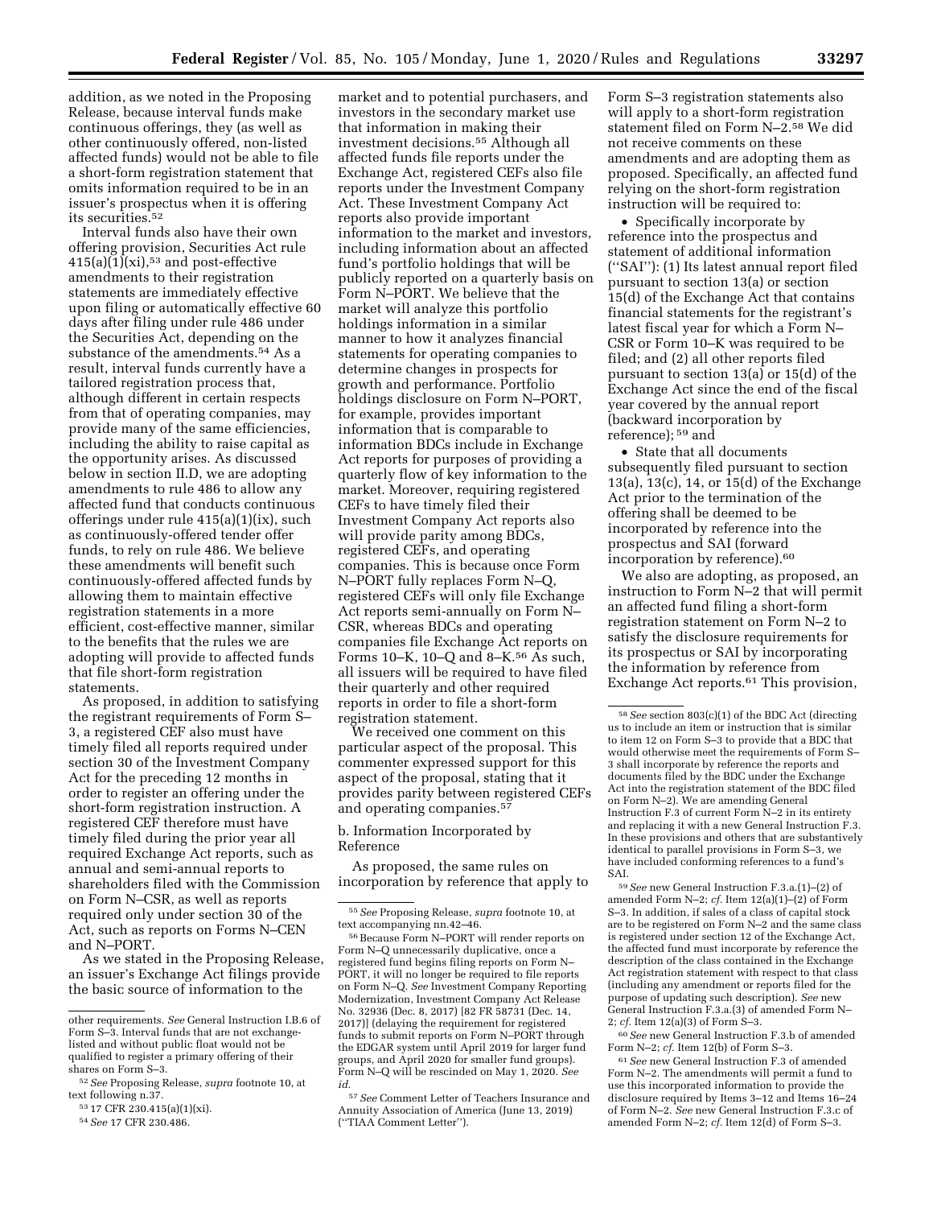addition, as we noted in the Proposing Release, because interval funds make continuous offerings, they (as well as other continuously offered, non-listed affected funds) would not be able to file a short-form registration statement that omits information required to be in an issuer's prospectus when it is offering its securities.[52]

Interval funds also have their own offering provision, Securities Act rule 415(a)(1)(xi),[53] and post-effective amendments to their registration statements are immediately effective upon filing or automatically effective 60 days after filing under rule 486 under the Securities Act, depending on the substance of the amendments.[54] As a result, interval funds currently have a tailored registration process that, although different in certain respects from that of operating companies, may provide many of the same efficiencies, including the ability to raise capital as the opportunity arises. As discussed below in section II.D, we are adopting amendments to rule 486 to allow any affected fund that conducts continuous offerings under rule 415(a)(1)(ix), such as continuously-offered tender offer funds, to rely on rule 486. We believe these amendments will benefit such continuously-offered affected funds by allowing them to maintain effective registration statements in a more efficient, cost-effective manner, similar to the benefits that the rules we are adopting will provide to affected funds that file short-form registration statements.

As proposed, in addition to satisfying the registrant requirements of Form S–3, a registered CEF also must have timely filed all reports required under section 30 of the Investment Company Act for the preceding 12 months in order to register an offering under the short-form registration instruction. A registered CEF therefore must have timely filed during the prior year all required Exchange Act reports, such as annual and semi-annual reports to shareholders filed with the Commission on Form N–CSR, as well as reports required only under section 30 of the Act, such as reports on Forms N–CEN and N–PORT.

As we stated in the Proposing Release, an issuer's Exchange Act filings provide the basic source of information to the market and to potential purchasers, and investors in the secondary market use that information in making their investment decisions.[55] Although all affected funds file reports under the Exchange Act, registered CEFs also file reports under the Investment Company Act. These Investment Company Act reports also provide important information to the market and investors, including information about an affected fund's portfolio holdings that will be publicly reported on a quarterly basis on Form N–PORT. We believe that the market will analyze this portfolio holdings information in a similar manner to how it analyzes financial statements for operating companies to determine changes in prospects for growth and performance. Portfolio holdings disclosure on Form N–PORT, for example, provides important information that is comparable to information BDCs include in Exchange Act reports for purposes of providing a quarterly flow of key information to the market. Moreover, requiring registered CEFs to have timely filed their Investment Company Act reports also will provide parity among BDCs, registered CEFs, and operating companies. This is because once Form N–PORT fully replaces Form N–Q, registered CEFs will only file Exchange Act reports semi-annually on Form N–CSR, whereas BDCs and operating companies file Exchange Act reports on Forms 10–K, 10–Q and 8–K.[56] As such, all issuers will be required to have filed their quarterly and other required reports in order to file a short-form registration statement.

We received one comment on this particular aspect of the proposal. This commenter expressed support for this aspect of the proposal, stating that it provides parity between registered CEFs and operating companies.[57]

b. Information Incorporated by Reference

As proposed, the same rules on incorporation by reference that apply to Form S–3 registration statements also will apply to a short-form registration statement filed on Form N–2.[58] We did not receive comments on these amendments and are adopting them as proposed. Specifically, an affected fund relying on the short-form registration instruction will be required to:

- Specifically incorporate by reference into the prospectus and statement of additional information (''SAI''): (1) Its latest annual report filed pursuant to section 13(a) or section 15(d) of the Exchange Act that contains financial statements for the registrant's latest fiscal year for which a Form N–CSR or Form 10–K was required to be filed; and (2) all other reports filed pursuant to section 13(a) or 15(d) of the Exchange Act since the end of the fiscal year covered by the annual report (backward incorporation by reference);[59] and
- State that all documents subsequently filed pursuant to section 13(a), 13(c), 14, or 15(d) of the Exchange Act prior to the termination of the offering shall be deemed to be incorporated by reference into the prospectus and SAI (forward incorporation by reference).[60]

We also are adopting, as proposed, an instruction to Form N–2 that will permit an affected fund filing a short-form registration statement on Form N–2 to satisfy the disclosure requirements for its prospectus or SAI by incorporating the information by reference from Exchange Act reports.[61] This provision,

---

other requirements. *See* General Instruction I.B.6 of Form S–3. Interval funds that are not exchange-listed and without public float would not be qualified to register a primary offering of their shares on Form S–3.

[52] *See* Proposing Release, *supra* footnote 10, at text following n.37.

[53] 17 CFR 230.415(a)(1)(xi).

[54] *See* 17 CFR 230.486.

[55] *See* Proposing Release, *supra* footnote 10, at text accompanying nn.42–46.

[56] Because Form N–PORT will render reports on Form N–Q unnecessarily duplicative, once a registered fund begins filing reports on Form N–PORT, it will no longer be required to file reports on Form N–Q. *See* Investment Company Reporting Modernization, Investment Company Act Release No. 32936 (Dec. 8, 2017) [82 FR 58731 (Dec. 14, 2017)] (delaying the requirement for registered funds to submit reports on Form N–PORT through the EDGAR system until April 2019 for larger fund groups, and April 2020 for smaller fund groups). Form N–Q will be rescinded on May 1, 2020. *See id.*

[57] *See* Comment Letter of Teachers Insurance and Annuity Association of America (June 13, 2019) (''TIAA Comment Letter'').

[58] *See* section 803(c)(1) of the BDC Act (directing us to include an item or instruction that is similar to item 12 on Form S–3 to provide that a BDC that would otherwise meet the requirements of Form S–3 shall incorporate by reference the reports and documents filed by the BDC under the Exchange Act into the registration statement of the BDC filed on Form N–2). We are amending General Instruction F.3 of current Form N–2 in its entirety and replacing it with a new General Instruction F.3. In these provisions and others that are substantively identical to parallel provisions in Form S–3, we have included conforming references to a fund's SAI.

[59] *See* new General Instruction F.3.a.(1)–(2) of amended Form N–2; *cf.* Item 12(a)(1)–(2) of Form S–3. In addition, if sales of a class of capital stock are to be registered on Form N–2 and the same class is registered under section 12 of the Exchange Act, the affected fund must incorporate by reference the description of the class contained in the Exchange Act registration statement with respect to that class (including any amendment or reports filed for the purpose of updating such description). *See* new General Instruction F.3.a.(3) of amended Form N–2; *cf.* Item 12(a)(3) of Form S–3.

[60] *See* new General Instruction F.3.b of amended Form N–2; *cf.* Item 12(b) of Form S–3.

[61] *See* new General Instruction F.3 of amended Form N–2. The amendments will permit a fund to use this incorporated information to provide the disclosure required by Items 3–12 and Items 16–24 of Form N–2. *See* new General Instruction F.3.c of amended Form N–2; *cf.* Item 12(d) of Form S–3.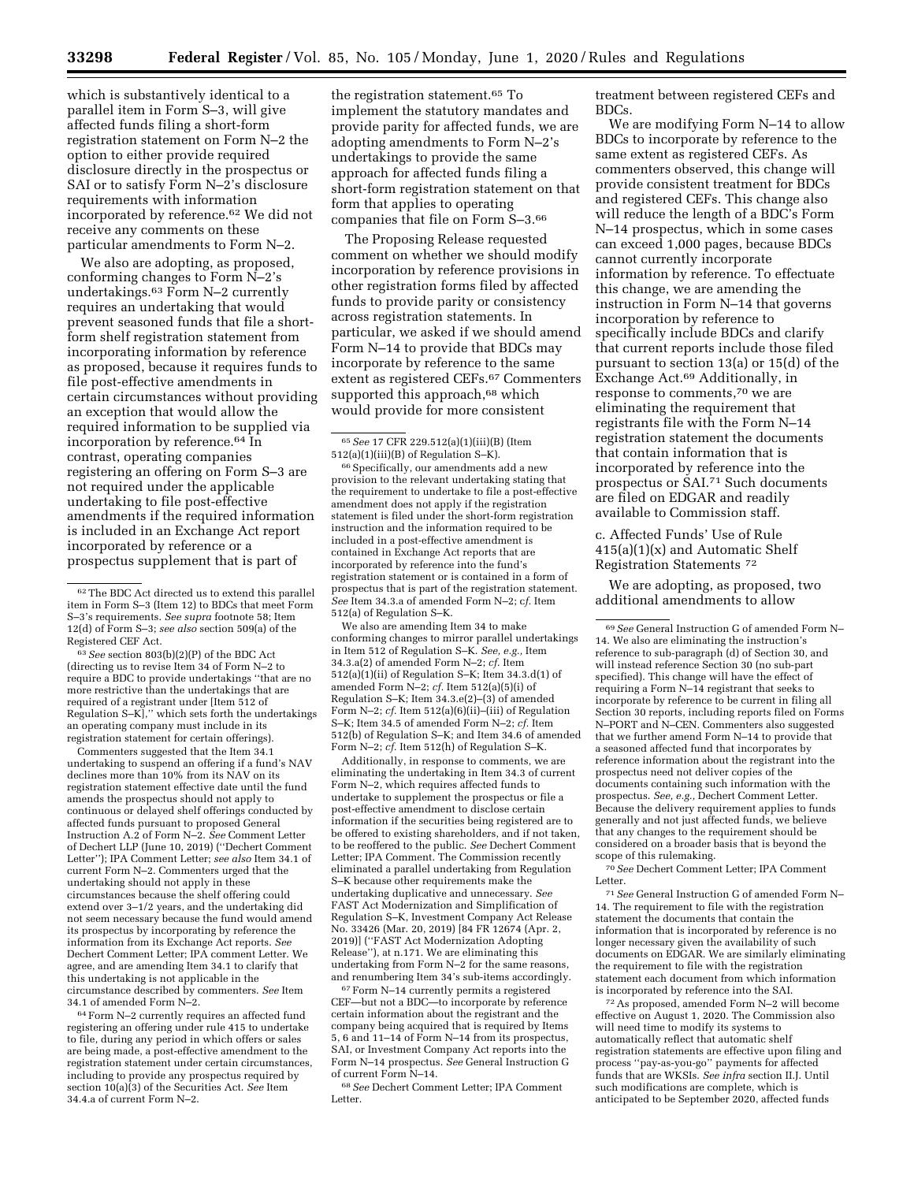which is substantively identical to a parallel item in Form S–3, will give affected funds filing a short-form registration statement on Form N–2 the option to either provide required disclosure directly in the prospectus or SAI or to satisfy Form N–2's disclosure requirements with information incorporated by reference.[62] We did not receive any comments on these particular amendments to Form N–2.

We also are adopting, as proposed, conforming changes to Form N–2's undertakings.[63] Form N–2 currently requires an undertaking that would prevent seasoned funds that file a short-form shelf registration statement from incorporating information by reference as proposed, because it requires funds to file post-effective amendments in certain circumstances without providing an exception that would allow the required information to be supplied via incorporation by reference.[64] In contrast, operating companies registering an offering on Form S–3 are not required under the applicable undertaking to file post-effective amendments if the required information is included in an Exchange Act report incorporated by reference or a prospectus supplement that is part of the registration statement.[65] To implement the statutory mandates and provide parity for affected funds, we are adopting amendments to Form N–2's undertakings to provide the same approach for affected funds filing a short-form registration statement on that form that applies to operating companies that file on Form S–3.[66]

The Proposing Release requested comment on whether we should modify incorporation by reference provisions in other registration forms filed by affected funds to provide parity or consistency across registration statements. In particular, we asked if we should amend Form N–14 to provide that BDCs may incorporate by reference to the same extent as registered CEFs.[67] Commenters supported this approach,[68] which would provide for more consistent treatment between registered CEFs and BDCs.

We are modifying Form N–14 to allow BDCs to incorporate by reference to the same extent as registered CEFs. As commenters observed, this change will provide consistent treatment for BDCs and registered CEFs. This change also will reduce the length of a BDC's Form N–14 prospectus, which in some cases can exceed 1,000 pages, because BDCs cannot currently incorporate information by reference. To effectuate this change, we are amending the instruction in Form N–14 that governs incorporation by reference to specifically include BDCs and clarify that current reports include those filed pursuant to section 13(a) or 15(d) of the Exchange Act.[69] Additionally, in response to comments,[70] we are eliminating the requirement that registrants file with the Form N–14 registration statement the documents that contain information that is incorporated by reference into the prospectus or SAI.[71] Such documents are filed on EDGAR and readily available to Commission staff.

c. Affected Funds' Use of Rule 415(a)(1)(x) and Automatic Shelf Registration Statements [72]

We are adopting, as proposed, two additional amendments to allow

---

[62] The BDC Act directed us to extend this parallel item in Form S–3 (Item 12) to BDCs that meet Form S–3's requirements. *See supra* footnote 58; Item 12(d) of Form S–3; *see also* section 509(a) of the Registered CEF Act.

[63] *See* section 803(b)(2)(P) of the BDC Act (directing us to revise Item 34 of Form N–2 to require a BDC to provide undertakings ''that are no more restrictive than the undertakings that are required of a registrant under [Item 512 of Regulation S–K],'' which sets forth the undertakings an operating company must include in its registration statement for certain offerings).

Commenters suggested that the Item 34.1 undertaking to suspend an offering if a fund's NAV declines more than 10% from its NAV on its registration statement effective date until the fund amends the prospectus should not apply to continuous or delayed shelf offerings conducted by affected funds pursuant to proposed General Instruction A.2 of Form N–2. *See* Comment Letter of Dechert LLP (June 10, 2019) (''Dechert Comment Letter''); IPA Comment Letter; *see also* Item 34.1 of current Form N–2. Commenters urged that the undertaking should not apply in these circumstances because the shelf offering could extend over 3–1/2 years, and the undertaking did not seem necessary because the fund would amend its prospectus by incorporating by reference the information from its Exchange Act reports. *See* Dechert Comment Letter; IPA Comment Letter. We agree, and are amending Item 34.1 to clarify that this undertaking is not applicable in the circumstance described by commenters. *See* Item 34.1 of amended Form N–2.

[64] Form N–2 currently requires an affected fund registering an offering under rule 415 to undertake to file, during any period in which offers or sales are being made, a post-effective amendment to the registration statement under certain circumstances, including to provide any prospectus required by section 10(a)(3) of the Securities Act. *See* Item 34.4.a of current Form N–2.

[65] *See* 17 CFR 229.512(a)(1)(iii)(B) (Item 512(a)(1)(iii)(B) of Regulation S–K).

[66] Specifically, our amendments add a new provision to the relevant undertaking stating that the requirement to undertake to file a post-effective amendment does not apply if the registration statement is filed under the short-form registration instruction and the information required to be included in a post-effective amendment is contained in Exchange Act reports that are incorporated by reference into the fund's registration statement or is contained in a form of prospectus that is part of the registration statement. *See* Item 34.3.a of amended Form N–2; *cf.* Item 512(a) of Regulation S–K.

We also are amending Item 34 to make conforming changes to mirror parallel undertakings in Item 512 of Regulation S–K. *See, e.g.,* Item 34.3.a(2) of amended Form N–2; *cf.* Item 512(a)(1)(ii) of Regulation S–K; Item 34.3.d(1) of amended Form N–2; *cf.* Item 512(a)(5)(i) of Regulation S–K; Item 34.3.e(2)–(3) of amended Form N–2; *cf.* Item 512(a)(6)(ii)–(iii) of Regulation S–K; Item 34.5 of amended Form N–2; *cf.* Item 512(b) of Regulation S–K; and Item 34.6 of amended Form N–2; *cf.* Item 512(h) of Regulation S–K.

Additionally, in response to comments, we are eliminating the undertaking in Item 34.3 of current Form N–2, which requires affected funds to undertake to supplement the prospectus or file a post-effective amendment to disclose certain information if the securities being registered are to be offered to existing shareholders, and if not taken, to be reoffered to the public. *See* Dechert Comment Letter; IPA Comment. The Commission recently eliminated a parallel undertaking from Regulation S–K because other requirements make the undertaking duplicative and unnecessary. *See* FAST Act Modernization and Simplification of Regulation S–K, Investment Company Act Release No. 33426 (Mar. 20, 2019) [84 FR 12674 (Apr. 2, 2019)] (''FAST Act Modernization Adopting Release''), at n.171. We are eliminating this undertaking from Form N–2 for the same reasons, and renumbering Item 34's sub-items accordingly.

[67] Form N–14 currently permits a registered CEF—but not a BDC—to incorporate by reference certain information about the registrant and the company being acquired that is required by Items 5, 6 and 11–14 of Form N–14 from its prospectus, SAI, or Investment Company Act reports into the Form N–14 prospectus. *See* General Instruction G of current Form N–14.

[68] *See* Dechert Comment Letter; IPA Comment Letter.

[69] *See* General Instruction G of amended Form N–14. We also are eliminating the instruction's reference to sub-paragraph (d) of Section 30, and will instead reference Section 30 (no sub-part specified). This change will have the effect of requiring a Form N–14 registrant that seeks to incorporate by reference to be current in filing all Section 30 reports, including reports filed on Forms N–PORT and N–CEN. Commenters also suggested that we further amend Form N–14 to provide that a seasoned affected fund that incorporates by reference information about the registrant into the prospectus need not deliver copies of the documents containing such information with the prospectus. *See, e.g.,* Dechert Comment Letter. Because the delivery requirement applies to funds generally and not just affected funds, we believe that any changes to the requirement should be considered on a broader basis that is beyond the scope of this rulemaking.

[70] *See* Dechert Comment Letter; IPA Comment Letter.

[71] *See* General Instruction G of amended Form N–14. The requirement to file with the registration statement the documents that contain the information that is incorporated by reference is no longer necessary given the availability of such documents on EDGAR. We are similarly eliminating the requirement to file with the registration statement each document from which information is incorporated by reference into the SAI.

[72] As proposed, amended Form N–2 will become effective on August 1, 2020. The Commission also will need time to modify its systems to automatically reflect that automatic shelf registration statements are effective upon filing and process ''pay-as-you-go'' payments for affected funds that are WKSIs. *See infra* section II.J. Until such modifications are complete, which is anticipated to be September 2020, affected funds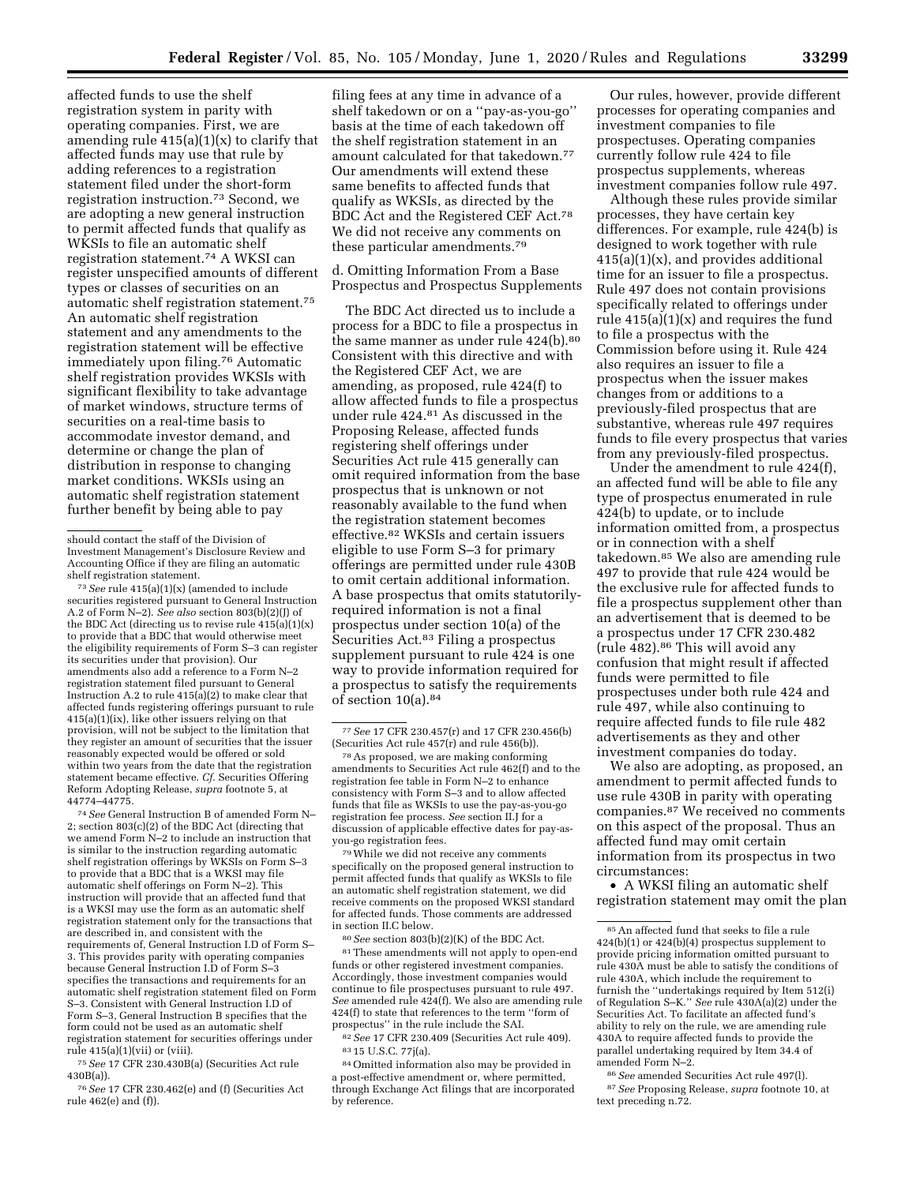affected funds to use the shelf registration system in parity with operating companies. First, we are amending rule 415(a)(1)(x) to clarify that affected funds may use that rule by adding references to a registration statement filed under the short-form registration instruction.[73] Second, we are adopting a new general instruction to permit affected funds that qualify as WKSIs to file an automatic shelf registration statement.[74] A WKSI can register unspecified amounts of different types or classes of securities on an automatic shelf registration statement.[75] An automatic shelf registration statement and any amendments to the registration statement will be effective immediately upon filing.[76] Automatic shelf registration provides WKSIs with significant flexibility to take advantage of market windows, structure terms of securities on a real-time basis to accommodate investor demand, and determine or change the plan of distribution in response to changing market conditions. WKSIs using an automatic shelf registration statement further benefit by being able to pay filing fees at any time in advance of a shelf takedown or on a ''pay-as-you-go'' basis at the time of each takedown off the shelf registration statement in an amount calculated for that takedown.[77] Our amendments will extend these same benefits to affected funds that qualify as WKSIs, as directed by the BDC Act and the Registered CEF Act.[78] We did not receive any comments on these particular amendments.[79]

d. Omitting Information From a Base Prospectus and Prospectus Supplements

The BDC Act directed us to include a process for a BDC to file a prospectus in the same manner as under rule 424(b).[80] Consistent with this directive and with the Registered CEF Act, we are amending, as proposed, rule 424(f) to allow affected funds to file a prospectus under rule 424.[81] As discussed in the Proposing Release, affected funds registering shelf offerings under Securities Act rule 415 generally can omit required information from the base prospectus that is unknown or not reasonably available to the fund when the registration statement becomes effective.[82] WKSIs and certain issuers eligible to use Form S–3 for primary offerings are permitted under rule 430B to omit certain additional information. A base prospectus that omits statutorily-required information is not a final prospectus under section 10(a) of the Securities Act.[83] Filing a prospectus supplement pursuant to rule 424 is one way to provide information required for a prospectus to satisfy the requirements of section 10(a).[84]

Our rules, however, provide different processes for operating companies and investment companies to file prospectuses. Operating companies currently follow rule 424 to file prospectus supplements, whereas investment companies follow rule 497.

Although these rules provide similar processes, they have certain key differences. For example, rule 424(b) is designed to work together with rule 415(a)(1)(x), and provides additional time for an issuer to file a prospectus. Rule 497 does not contain provisions specifically related to offerings under rule 415(a)(1)(x) and requires the fund to file a prospectus with the Commission before using it. Rule 424 also requires an issuer to file a prospectus when the issuer makes changes from or additions to a previously-filed prospectus that are substantive, whereas rule 497 requires funds to file every prospectus that varies from any previously-filed prospectus.

Under the amendment to rule 424(f), an affected fund will be able to file any type of prospectus enumerated in rule 424(b) to update, or to include information omitted from, a prospectus or in connection with a shelf takedown.[85] We also are amending rule 497 to provide that rule 424 would be the exclusive rule for affected funds to file a prospectus supplement other than an advertisement that is deemed to be a prospectus under 17 CFR 230.482 (rule 482).[86] This will avoid any confusion that might result if affected funds were permitted to file prospectuses under both rule 424 and rule 497, while also continuing to require affected funds to file rule 482 advertisements as they and other investment companies do today.

We also are adopting, as proposed, an amendment to permit affected funds to use rule 430B in parity with operating companies.[87] We received no comments on this aspect of the proposal. Thus an affected fund may omit certain information from its prospectus in two circumstances:

- A WKSI filing an automatic shelf registration statement may omit the plan

---

should contact the staff of the Division of Investment Management's Disclosure Review and Accounting Office if they are filing an automatic shelf registration statement.

[73] *See* rule 415(a)(1)(x) (amended to include securities registered pursuant to General Instruction A.2 of Form N–2). *See also* section 803(b)(2)(J) of the BDC Act (directing us to revise rule 415(a)(1)(x) to provide that a BDC that would otherwise meet the eligibility requirements of Form S–3 can register its securities under that provision). Our amendments also add a reference to a Form N–2 registration statement filed pursuant to General Instruction A.2 to rule 415(a)(2) to make clear that affected funds registering offerings pursuant to rule 415(a)(1)(ix), like other issuers relying on that provision, will not be subject to the limitation that they register an amount of securities that the issuer reasonably expected would be offered or sold within two years from the date that the registration statement became effective. *Cf.* Securities Offering Reform Adopting Release, *supra* footnote 5, at 44774–44775.

[74] *See* General Instruction B of amended Form N–2; section 803(c)(2) of the BDC Act (directing that we amend Form N–2 to include an instruction that is similar to the instruction regarding automatic shelf registration offerings by WKSIs on Form S–3 to provide that a BDC that is a WKSI may file automatic shelf offerings on Form N–2). This instruction will provide that an affected fund that is a WKSI may use the form as an automatic shelf registration statement only for the transactions that are described in, and consistent with the requirements of, General Instruction I.D of Form S–3. This provides parity with operating companies because General Instruction I.D of Form S–3 specifies the transactions and requirements for an automatic shelf registration statement filed on Form S–3. Consistent with General Instruction I.D of Form S–3, General Instruction B specifies that the form could not be used as an automatic shelf registration statement for securities offerings under rule 415(a)(1)(vii) or (viii).

[75] *See* 17 CFR 230.430B(a) (Securities Act rule 430B(a)).

[76] *See* 17 CFR 230.462(e) and (f) (Securities Act rule 462(e) and (f)).

[77] *See* 17 CFR 230.457(r) and 17 CFR 230.456(b) (Securities Act rule 457(r) and rule 456(b)).

[78] As proposed, we are making conforming amendments to Securities Act rule 462(f) and to the registration fee table in Form N–2 to enhance consistency with Form S–3 and to allow affected funds that file as WKSIs to use the pay-as-you-go registration fee process. *See* section II.J for a discussion of applicable effective dates for pay-as-you-go registration fees.

[79] While we did not receive any comments specifically on the proposed general instruction to permit affected funds that qualify as WKSIs to file an automatic shelf registration statement, we did receive comments on the proposed WKSI standard for affected funds. Those comments are addressed in section II.C below.

[80] *See* section 803(b)(2)(K) of the BDC Act.

[81] These amendments will not apply to open-end funds or other registered investment companies. Accordingly, those investment companies would continue to file prospectuses pursuant to rule 497. *See* amended rule 424(f). We also are amending rule 424(f) to state that references to the term ''form of prospectus'' in the rule include the SAI.

[82] *See* 17 CFR 230.409 (Securities Act rule 409).

[83] 15 U.S.C. 77j(a).

[84] Omitted information also may be provided in a post-effective amendment or, where permitted, through Exchange Act filings that are incorporated by reference.

[85] An affected fund that seeks to file a rule 424(b)(1) or 424(b)(4) prospectus supplement to provide pricing information omitted pursuant to rule 430A must be able to satisfy the conditions of rule 430A, which include the requirement to furnish the ''undertakings required by Item 512(i) of Regulation S–K.'' *See* rule 430A(a)(2) under the Securities Act. To facilitate an affected fund's ability to rely on the rule, we are amending rule 430A to require affected funds to provide the parallel undertaking required by Item 34.4 of amended Form N–2.

[86] *See* amended Securities Act rule 497(l).

[87] *See* Proposing Release, *supra* footnote 10, at text preceding n.72.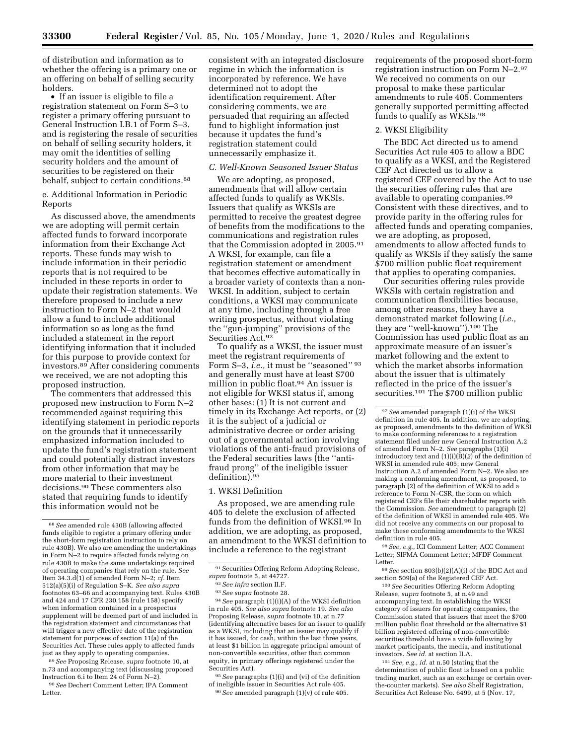of distribution and information as to whether the offering is a primary one or an offering on behalf of selling security holders.

• If an issuer is eligible to file a registration statement on Form S–3 to register a primary offering pursuant to General Instruction I.B.1 of Form S–3, and is registering the resale of securities on behalf of selling security holders, it may omit the identities of selling security holders and the amount of securities to be registered on their behalf, subject to certain conditions.[88]

e. Additional Information in Periodic Reports

As discussed above, the amendments we are adopting will permit certain affected funds to forward incorporate information from their Exchange Act reports. These funds may wish to include information in their periodic reports that is not required to be included in these reports in order to update their registration statements. We therefore proposed to include a new instruction to Form N–2 that would allow a fund to include additional information so as long as the fund included a statement in the report identifying information that it included for this purpose to provide context for investors.[89] After considering comments we received, we are not adopting this proposed instruction.

The commenters that addressed this proposed new instruction to Form N–2 recommended against requiring this identifying statement in periodic reports on the grounds that it unnecessarily emphasized information included to update the fund's registration statement and could potentially distract investors from other information that may be more material to their investment decisions.[90] These commenters also stated that requiring funds to identify this information would not be consistent with an integrated disclosure regime in which the information is incorporated by reference. We have determined not to adopt the identification requirement. After considering comments, we are persuaded that requiring an affected fund to highlight information just because it updates the fund's registration statement could unnecessarily emphasize it.

### C. Well-Known Seasoned Issuer Status

We are adopting, as proposed, amendments that will allow certain affected funds to qualify as WKSIs. Issuers that qualify as WKSIs are permitted to receive the greatest degree of benefits from the modifications to the communications and registration rules that the Commission adopted in 2005.[91] A WKSI, for example, can file a registration statement or amendment that becomes effective automatically in a broader variety of contexts than a non-WKSI. In addition, subject to certain conditions, a WKSI may communicate at any time, including through a free writing prospectus, without violating the ''gun-jumping'' provisions of the Securities Act.[92]

To qualify as a WKSI, the issuer must meet the registrant requirements of Form S–3, *i.e.,* it must be ''seasoned'' [93] and generally must have at least $700 million in public float.[94] An issuer is not eligible for WKSI status if, among other bases: (1) It is not current and timely in its Exchange Act reports, or (2) it is the subject of a judicial or administrative decree or order arising out of a governmental action involving violations of the anti-fraud provisions of the Federal securities laws (the ''anti-fraud prong'' of the ineligible issuer definition).[95]

1. WKSI Definition

As proposed, we are amending rule 405 to delete the exclusion of affected funds from the definition of WKSI.[96] In addition, we are adopting, as proposed, an amendment to the WKSI definition to include a reference to the registrant requirements of the proposed short-form registration instruction on Form N–2.[97] We received no comments on our proposal to make these particular amendments to rule 405. Commenters generally supported permitting affected funds to qualify as WKSIs.[98]

2. WKSI Eligibility

The BDC Act directed us to amend Securities Act rule 405 to allow a BDC to qualify as a WKSI, and the Registered CEF Act directed us to allow a registered CEF covered by the Act to use the securities offering rules that are available to operating companies.[99] Consistent with these directives, and to provide parity in the offering rules for affected funds and operating companies, we are adopting, as proposed, amendments to allow affected funds to qualify as WKSIs if they satisfy the same $700 million public float requirement that applies to operating companies.

Our securities offering rules provide WKSIs with certain registration and communication flexibilities because, among other reasons, they have a demonstrated market following (*i.e.,* they are ''well-known'').[100] The Commission has used public float as an approximate measure of an issuer's market following and the extent to which the market absorbs information about the issuer that is ultimately reflected in the price of the issuer's securities.[101] The $700 million public

---

[88] *See* amended rule 430B (allowing affected funds eligible to register a primary offering under the short-form registration instruction to rely on rule 430B). We also are amending the undertakings in Form N–2 to require affected funds relying on rule 430B to make the same undertakings required of operating companies that rely on the rule. *See* Item 34.3.d(1) of amended Form N–2; *cf.* Item 512(a)(5)(i) of Regulation S–K. *See also supra* footnotes 63–66 and accompanying text. Rules 430B and 424 and 17 CFR 230.158 (rule 158) specify when information contained in a prospectus supplement will be deemed part of and included in the registration statement and circumstances that will trigger a new effective date of the registration statement for purposes of section 11(a) of the Securities Act. These rules apply to affected funds just as they apply to operating companies.

[89] *See* Proposing Release, *supra* footnote 10, at n.73 and accompanying text (discussing proposed Instruction 6.i to Item 24 of Form N–2).

[90] *See* Dechert Comment Letter; IPA Comment Letter.

[91] Securities Offering Reform Adopting Release, *supra* footnote 5, at 44727.

[92] *See infra* section II.F.

[93] *See supra* footnote 28.

[94] *See* paragraph (1)(i)(A) of the WKSI definition in rule 405. *See also supra* footnote 19. *See also* Proposing Release, *supra* footnote 10, at n.77 (identifying alternative bases for an issuer to qualify as a WKSI, including that an issuer may qualify if it has issued, for cash, within the last three years, at least $1 billion in aggregate principal amount of non-convertible securities, other than common equity, in primary offerings registered under the Securities Act).

[95] *See* paragraphs (1)(i) and (vi) of the definition of ineligible issuer in Securities Act rule 405.

[96] *See* amended paragraph (1)(v) of rule 405.

[97] *See* amended paragraph (1)(i) of the WKSI definition in rule 405. In addition, we are adopting, as proposed, amendments to the definition of WKSI to make conforming references to a registration statement filed under new General Instruction A.2 of amended Form N–2. *See* paragraphs (1)(i) introductory text and (1)(i)(B)(*2*) of the definition of WKSI in amended rule 405; new General Instruction A.2 of amended Form N–2. We also are making a conforming amendment, as proposed, to paragraph (2) of the definition of WKSI to add a reference to Form N–CSR, the form on which registered CEFs file their shareholder reports with the Commission. *See* amendment to paragraph (2) of the definition of WKSI in amended rule 405. We did not receive any comments on our proposal to make these conforming amendments to the WKSI definition in rule 405.

[98] *See, e.g.,* ICI Comment Letter; ACC Comment Letter; SIFMA Comment Letter; MFDF Comment Letter.

[99] *See* section 803(b)(2)(A)(i) of the BDC Act and section 509(a) of the Registered CEF Act.

[100] *See* Securities Offering Reform Adopting Release, *supra* footnote 5, at n.49 and accompanying text. In establishing the WKSI category of issuers for operating companies, the Commission stated that issuers that meet the $700 million public float threshold or the alternative $1 billion registered offering of non-convertible securities threshold have a wide following by market participants, the media, and institutional investors. *See id.* at section II.A.

[101] *See, e.g., id.* at n.50 (stating that the determination of public float is based on a public trading market, such as an exchange or certain over-the-counter markets). *See also* Shelf Registration, Securities Act Release No. 6499, at 5 (Nov. 17,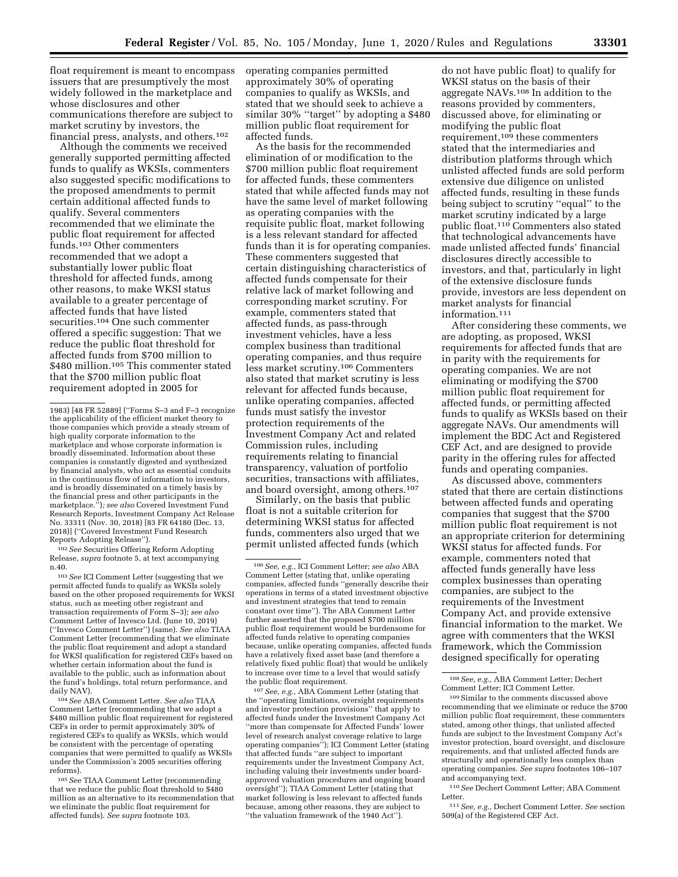float requirement is meant to encompass issuers that are presumptively the most widely followed in the marketplace and whose disclosures and other communications therefore are subject to market scrutiny by investors, the financial press, analysts, and others.[102]

Although the comments we received generally supported permitting affected funds to qualify as WKSIs, commenters also suggested specific modifications to the proposed amendments to permit certain additional affected funds to qualify. Several commenters recommended that we eliminate the public float requirement for affected funds.[103] Other commenters recommended that we adopt a substantially lower public float threshold for affected funds, among other reasons, to make WKSI status available to a greater percentage of affected funds that have listed securities.[104] One such commenter offered a specific suggestion: That we reduce the public float threshold for affected funds from $700 million to $480 million.[105] This commenter stated that the $700 million public float requirement adopted in 2005 for operating companies permitted approximately 30% of operating companies to qualify as WKSIs, and stated that we should seek to achieve a similar 30% ''target'' by adopting a $480 million public float requirement for affected funds.

As the basis for the recommended elimination of or modification to the $700 million public float requirement for affected funds, these commenters stated that while affected funds may not have the same level of market following as operating companies with the requisite public float, market following is a less relevant standard for affected funds than it is for operating companies. These commenters suggested that certain distinguishing characteristics of affected funds compensate for their relative lack of market following and corresponding market scrutiny. For example, commenters stated that affected funds, as pass-through investment vehicles, have a less complex business than traditional operating companies, and thus require less market scrutiny.[106] Commenters also stated that market scrutiny is less relevant for affected funds because, unlike operating companies, affected funds must satisfy the investor protection requirements of the Investment Company Act and related Commission rules, including requirements relating to financial transparency, valuation of portfolio securities, transactions with affiliates, and board oversight, among others.[107]

Similarly, on the basis that public float is not a suitable criterion for determining WKSI status for affected funds, commenters also urged that we permit unlisted affected funds (which do not have public float) to qualify for WKSI status on the basis of their aggregate NAVs.[108] In addition to the reasons provided by commenters, discussed above, for eliminating or modifying the public float requirement,[109] these commenters stated that the intermediaries and distribution platforms through which unlisted affected funds are sold perform extensive due diligence on unlisted affected funds, resulting in these funds being subject to scrutiny ''equal'' to the market scrutiny indicated by a large public float.[110] Commenters also stated that technological advancements have made unlisted affected funds' financial disclosures directly accessible to investors, and that, particularly in light of the extensive disclosure funds provide, investors are less dependent on market analysts for financial information.[111]

After considering these comments, we are adopting, as proposed, WKSI requirements for affected funds that are in parity with the requirements for operating companies. We are not eliminating or modifying the $700 million public float requirement for affected funds, or permitting affected funds to qualify as WKSIs based on their aggregate NAVs. Our amendments will implement the BDC Act and Registered CEF Act, and are designed to provide parity in the offering rules for affected funds and operating companies.

As discussed above, commenters stated that there are certain distinctions between affected funds and operating companies that suggest that the $700 million public float requirement is not an appropriate criterion for determining WKSI status for affected funds. For example, commenters noted that affected funds generally have less complex businesses than operating companies, are subject to the requirements of the Investment Company Act, and provide extensive financial information to the market. We agree with commenters that the WKSI framework, which the Commission designed specifically for operating

---

1983) [48 FR 52889] (''Forms S–3 and F–3 recognize the applicability of the efficient market theory to those companies which provide a steady stream of high quality corporate information to the marketplace and whose corporate information is broadly disseminated. Information about these companies is constantly digested and synthesized by financial analysts, who act as essential conduits in the continuous flow of information to investors, and is broadly disseminated on a timely basis by the financial press and other participants in the marketplace.''); *see also* Covered Investment Fund Research Reports, Investment Company Act Release No. 33311 (Nov. 30, 2018) [83 FR 64180 (Dec. 13, 2018)] (''Covered Investment Fund Research Reports Adopting Release'').

[102] *See* Securities Offering Reform Adopting Release, *supra* footnote 5, at text accompanying n.40.

[103] *See* ICI Comment Letter (suggesting that we permit affected funds to qualify as WKSIs solely based on the other proposed requirements for WKSI status, such as meeting other registrant and transaction requirements of Form S–3); *see also* Comment Letter of Invesco Ltd. (June 10, 2019) (''Invesco Comment Letter'') (same). *See also* TIAA Comment Letter (recommending that we eliminate the public float requirement and adopt a standard for WKSI qualification for registered CEFs based on whether certain information about the fund is available to the public, such as information about the fund's holdings, total return performance, and daily NAV).

[104] *See* ABA Comment Letter. *See also* TIAA Comment Letter (recommending that we adopt a $480 million public float requirement for registered CEFs in order to permit approximately 30% of registered CEFs to qualify as WKSIs, which would be consistent with the percentage of operating companies that were permitted to qualify as WKSIs under the Commission's 2005 securities offering reforms).

[105] *See* TIAA Comment Letter (recommending that we reduce the public float threshold to $480 million as an alternative to its recommendation that we eliminate the public float requirement for affected funds). *See supra* footnote 103.

[106] *See, e.g.,* ICI Comment Letter; *see also* ABA Comment Letter (stating that, unlike operating companies, affected funds ''generally describe their operations in terms of a stated investment objective and investment strategies that tend to remain constant over time''). The ABA Comment Letter further asserted that the proposed $700 million public float requirement would be burdensome for affected funds relative to operating companies because, unlike operating companies, affected funds have a relatively fixed asset base (and therefore a relatively fixed public float) that would be unlikely to increase over time to a level that would satisfy the public float requirement.

[107] *See, e.g.,* ABA Comment Letter (stating that the ''operating limitations, oversight requirements and investor protection provisions'' that apply to affected funds under the Investment Company Act ''more than compensate for Affected Funds' lower level of research analyst coverage relative to large operating companies''); ICI Comment Letter (stating that affected funds ''are subject to important requirements under the Investment Company Act, including valuing their investments under board-approved valuation procedures and ongoing board oversight''); TIAA Comment Letter (stating that market following is less relevant to affected funds because, among other reasons, they are subject to ''the valuation framework of the 1940 Act'').

[108] *See, e.g.,* ABA Comment Letter; Dechert Comment Letter; ICI Comment Letter.

[109] Similar to the comments discussed above recommending that we eliminate or reduce the $700 million public float requirement, these commenters stated, among other things, that unlisted affected funds are subject to the Investment Company Act's investor protection, board oversight, and disclosure requirements, and that unlisted affected funds are structurally and operationally less complex than operating companies. *See supra* footnotes 106–107 and accompanying text.

[110] *See* Dechert Comment Letter; ABA Comment Letter.

[111] *See, e.g.,* Dechert Comment Letter. *See* section 509(a) of the Registered CEF Act.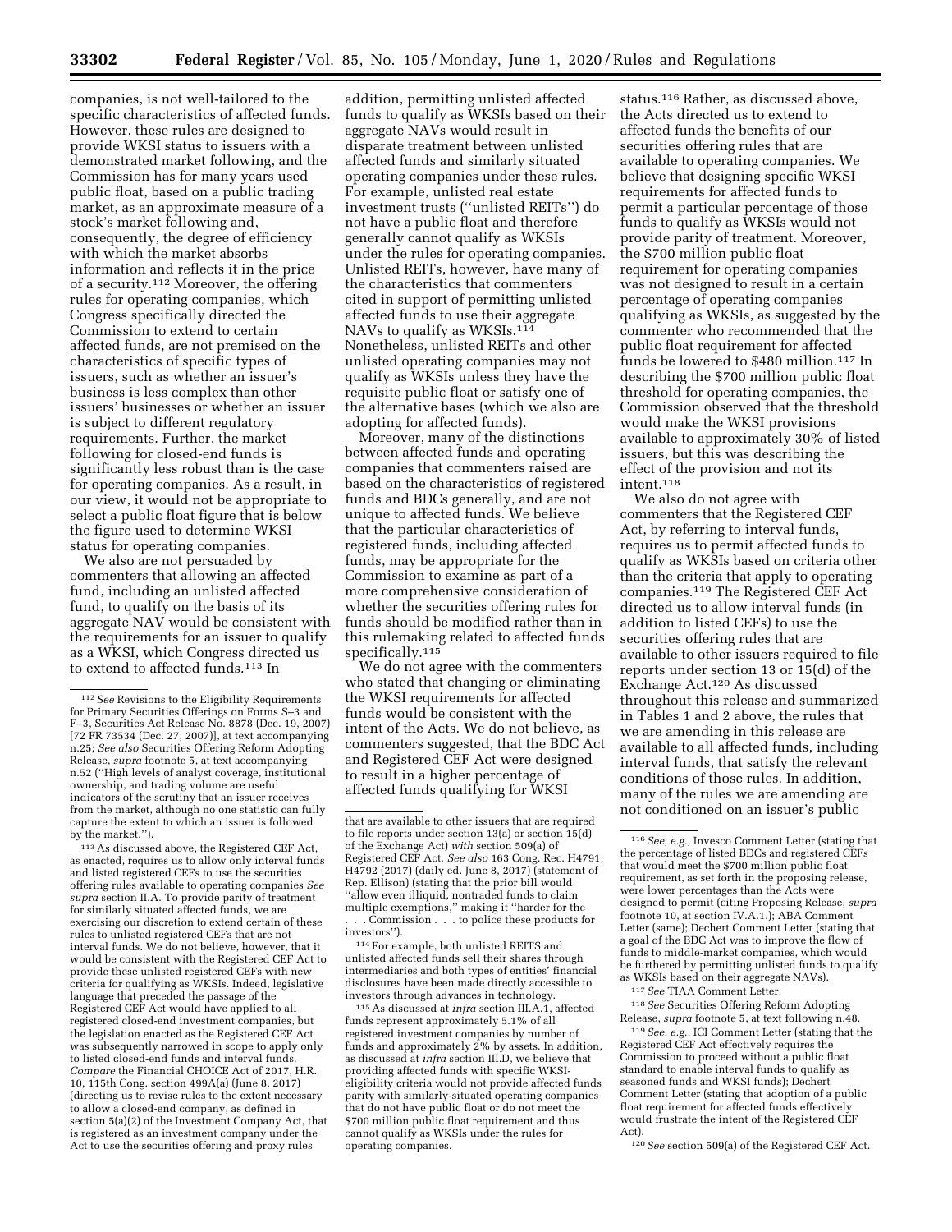companies, is not well-tailored to the specific characteristics of affected funds. However, these rules are designed to provide WKSI status to issuers with a demonstrated market following, and the Commission has for many years used public float, based on a public trading market, as an approximate measure of a stock's market following and, consequently, the degree of efficiency with which the market absorbs information and reflects it in the price of a security.[112] Moreover, the offering rules for operating companies, which Congress specifically directed the Commission to extend to certain affected funds, are not premised on the characteristics of specific types of issuers, such as whether an issuer's business is less complex than other issuers' businesses or whether an issuer is subject to different regulatory requirements. Further, the market following for closed-end funds is significantly less robust than is the case for operating companies. As a result, in our view, it would not be appropriate to select a public float figure that is below the figure used to determine WKSI status for operating companies.

We also are not persuaded by commenters that allowing an affected fund, including an unlisted affected fund, to qualify on the basis of its aggregate NAV would be consistent with the requirements for an issuer to qualify as a WKSI, which Congress directed us to extend to affected funds.[113] In addition, permitting unlisted affected funds to qualify as WKSIs based on their aggregate NAVs would result in disparate treatment between unlisted affected funds and similarly situated operating companies under these rules. For example, unlisted real estate investment trusts ("unlisted REITs") do not have a public float and therefore generally cannot qualify as WKSIs under the rules for operating companies. Unlisted REITs, however, have many of the characteristics that commenters cited in support of permitting unlisted affected funds to use their aggregate NAVs to qualify as WKSIs.[114] Nonetheless, unlisted REITs and other unlisted operating companies may not qualify as WKSIs unless they have the requisite public float or satisfy one of the alternative bases (which we also are adopting for affected funds).

Moreover, many of the distinctions between affected funds and operating companies that commenters raised are based on the characteristics of registered funds and BDCs generally, and are not unique to affected funds. We believe that the particular characteristics of registered funds, including affected funds, may be appropriate for the Commission to examine as part of a more comprehensive consideration of whether the securities offering rules for funds should be modified rather than in this rulemaking related to affected funds specifically.[115]

We do not agree with the commenters who stated that changing or eliminating the WKSI requirements for affected funds would be consistent with the intent of the Acts. We do not believe, as commenters suggested, that the BDC Act and Registered CEF Act were designed to result in a higher percentage of affected funds qualifying for WKSI status.[116] Rather, as discussed above, the Acts directed us to extend to affected funds the benefits of our securities offering rules that are available to operating companies. We believe that designing specific WKSI requirements for affected funds to permit a particular percentage of those funds to qualify as WKSIs would not provide parity of treatment. Moreover, the $700 million public float requirement for operating companies was not designed to result in a certain percentage of operating companies qualifying as WKSIs, as suggested by the commenter who recommended that the public float requirement for affected funds be lowered to $480 million.[117] In describing the $700 million public float threshold for operating companies, the Commission observed that the threshold would make the WKSI provisions available to approximately 30% of listed issuers, but this was describing the effect of the provision and not its intent.[118]

We also do not agree with commenters that the Registered CEF Act, by referring to interval funds, requires us to permit affected funds to qualify as WKSIs based on criteria other than the criteria that apply to operating companies.[119] The Registered CEF Act directed us to allow interval funds (in addition to listed CEFs) to use the securities offering rules that are available to other issuers required to file reports under section 13 or 15(d) of the Exchange Act.[120] As discussed throughout this release and summarized in Tables 1 and 2 above, the rules that we are amending in this release are available to all affected funds, including interval funds, that satisfy the relevant conditions of those rules. In addition, many of the rules we are amending are not conditioned on an issuer's public

---

[112] *See* Revisions to the Eligibility Requirements for Primary Securities Offerings on Forms S–3 and F–3, Securities Act Release No. 8878 (Dec. 19, 2007) [72 FR 73534 (Dec. 27, 2007)], at text accompanying n.25; *See also* Securities Offering Reform Adopting Release, *supra* footnote 5, at text accompanying n.52 ("High levels of analyst coverage, institutional ownership, and trading volume are useful indicators of the scrutiny that an issuer receives from the market, although no one statistic can fully capture the extent to which an issuer is followed by the market.").

[113] As discussed above, the Registered CEF Act, as enacted, requires us to allow only interval funds and listed registered CEFs to use the securities offering rules available to operating companies *See supra* section II.A. To provide parity of treatment for similarly situated affected funds, we are exercising our discretion to extend certain of these rules to unlisted registered CEFs that are not interval funds. We do not believe, however, that it would be consistent with the Registered CEF Act to provide these unlisted registered CEFs with new criteria for qualifying as WKSIs. Indeed, legislative language that preceded the passage of the Registered CEF Act would have applied to all registered closed-end investment companies, but the legislation enacted as the Registered CEF Act was subsequently narrowed in scope to apply only to listed closed-end funds and interval funds. *Compare* the Financial CHOICE Act of 2017, H.R. 10, 115th Cong. section 499A(a) (June 8, 2017) (directing us to revise rules to the extent necessary to allow a closed-end company, as defined in section 5(a)(2) of the Investment Company Act, that is registered as an investment company under the Act to use the securities offering and proxy rules that are available to other issuers that are required to file reports under section 13(a) or section 15(d) of the Exchange Act) *with* section 509(a) of Registered CEF Act. *See also* 163 Cong. Rec. H4791, H4792 (2017) (daily ed. June 8, 2017) (statement of Rep. Ellison) (stating that the prior bill would "allow even illiquid, nontraded funds to claim multiple exemptions," making it "harder for the . . . Commission . . . to police these products for investors").

[114] For example, both unlisted REITS and unlisted affected funds sell their shares through intermediaries and both types of entities' financial disclosures have been made directly accessible to investors through advances in technology.

[115] As discussed at *infra* section III.A.1, affected funds represent approximately 5.1% of all registered investment companies by number of funds and approximately 2% by assets. In addition, as discussed at *infra* section III.D, we believe that providing affected funds with specific WKSI-eligibility criteria would not provide affected funds parity with similarly-situated operating companies that do not have public float or do not meet the $700 million public float requirement and thus cannot qualify as WKSIs under the rules for operating companies.

[116] *See, e.g.,* Invesco Comment Letter (stating that the percentage of listed BDCs and registered CEFs that would meet the $700 million public float requirement, as set forth in the proposing release, were lower percentages than the Acts were designed to permit (citing Proposing Release, *supra* footnote 10, at section IV.A.1.); ABA Comment Letter (same); Dechert Comment Letter (stating that a goal of the BDC Act was to improve the flow of funds to middle-market companies, which would be furthered by permitting unlisted funds to qualify as WKSIs based on their aggregate NAVs).

[117] *See* TIAA Comment Letter.

[118] *See* Securities Offering Reform Adopting Release, *supra* footnote 5, at text following n.48.

[119] *See, e.g.,* ICI Comment Letter (stating that the Registered CEF Act effectively requires the Commission to proceed without a public float standard to enable interval funds to qualify as seasoned funds and WKSI funds); Dechert Comment Letter (stating that adoption of a public float requirement for affected funds effectively would frustrate the intent of the Registered CEF Act).

[120] *See* section 509(a) of the Registered CEF Act.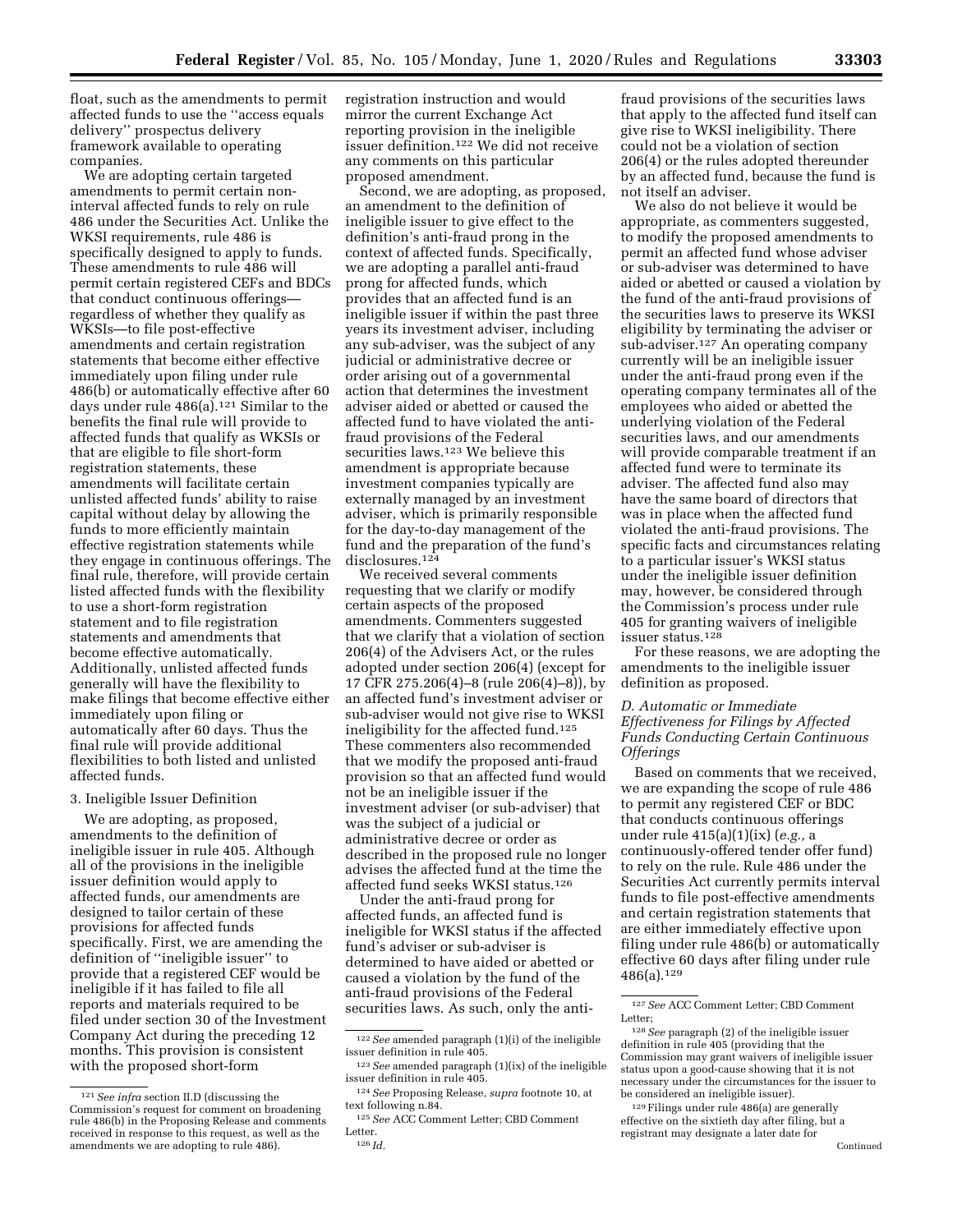float, such as the amendments to permit affected funds to use the ''access equals delivery'' prospectus delivery framework available to operating companies.

We are adopting certain targeted amendments to permit certain non-interval affected funds to rely on rule 486 under the Securities Act. Unlike the WKSI requirements, rule 486 is specifically designed to apply to funds. These amendments to rule 486 will permit certain registered CEFs and BDCs that conduct continuous offerings—regardless of whether they qualify as WKSIs—to file post-effective amendments and certain registration statements that become either effective immediately upon filing under rule 486(b) or automatically effective after 60 days under rule 486(a).[121] Similar to the benefits the final rule will provide to affected funds that qualify as WKSIs or that are eligible to file short-form registration statements, these amendments will facilitate certain unlisted affected funds' ability to raise capital without delay by allowing the funds to more efficiently maintain effective registration statements while they engage in continuous offerings. The final rule, therefore, will provide certain listed affected funds with the flexibility to use a short-form registration statement and to file registration statements and amendments that become effective automatically. Additionally, unlisted affected funds generally will have the flexibility to make filings that become effective either immediately upon filing or automatically after 60 days. Thus the final rule will provide additional flexibilities to both listed and unlisted affected funds.

3. Ineligible Issuer Definition

We are adopting, as proposed, amendments to the definition of ineligible issuer in rule 405. Although all of the provisions in the ineligible issuer definition would apply to affected funds, our amendments are designed to tailor certain of these provisions for affected funds specifically. First, we are amending the definition of ''ineligible issuer'' to provide that a registered CEF would be ineligible if it has failed to file all reports and materials required to be filed under section 30 of the Investment Company Act during the preceding 12 months. This provision is consistent with the proposed short-form registration instruction and would mirror the current Exchange Act reporting provision in the ineligible issuer definition.[122] We did not receive any comments on this particular proposed amendment.

Second, we are adopting, as proposed, an amendment to the definition of ineligible issuer to give effect to the definition's anti-fraud prong in the context of affected funds. Specifically, we are adopting a parallel anti-fraud prong for affected funds, which provides that an affected fund is an ineligible issuer if within the past three years its investment adviser, including any sub-adviser, was the subject of any judicial or administrative decree or order arising out of a governmental action that determines the investment adviser aided or abetted or caused the affected fund to have violated the anti-fraud provisions of the Federal securities laws.[123] We believe this amendment is appropriate because investment companies typically are externally managed by an investment adviser, which is primarily responsible for the day-to-day management of the fund and the preparation of the fund's disclosures.[124]

We received several comments requesting that we clarify or modify certain aspects of the proposed amendments. Commenters suggested that we clarify that a violation of section 206(4) of the Advisers Act, or the rules adopted under section 206(4) (except for 17 CFR 275.206(4)–8 (rule 206(4)–8)), by an affected fund's investment adviser or sub-adviser would not give rise to WKSI ineligibility for the affected fund.[125] These commenters also recommended that we modify the proposed anti-fraud provision so that an affected fund would not be an ineligible issuer if the investment adviser (or sub-adviser) that was the subject of a judicial or administrative decree or order as described in the proposed rule no longer advises the affected fund at the time the affected fund seeks WKSI status.[126]

Under the anti-fraud prong for affected funds, an affected fund is ineligible for WKSI status if the affected fund's adviser or sub-adviser is determined to have aided or abetted or caused a violation by the fund of the anti-fraud provisions of the Federal securities laws. As such, only the anti-fraud provisions of the securities laws that apply to the affected fund itself can give rise to WKSI ineligibility. There could not be a violation of section 206(4) or the rules adopted thereunder by an affected fund, because the fund is not itself an adviser.

We also do not believe it would be appropriate, as commenters suggested, to modify the proposed amendments to permit an affected fund whose adviser or sub-adviser was determined to have aided or abetted or caused a violation by the fund of the anti-fraud provisions of the securities laws to preserve its WKSI eligibility by terminating the adviser or sub-adviser.[127] An operating company currently will be an ineligible issuer under the anti-fraud prong even if the operating company terminates all of the employees who aided or abetted the underlying violation of the Federal securities laws, and our amendments will provide comparable treatment if an affected fund were to terminate its adviser. The affected fund also may have the same board of directors that was in place when the affected fund violated the anti-fraud provisions. The specific facts and circumstances relating to a particular issuer's WKSI status under the ineligible issuer definition may, however, be considered through the Commission's process under rule 405 for granting waivers of ineligible issuer status.[128]

For these reasons, we are adopting the amendments to the ineligible issuer definition as proposed.

### D. Automatic or Immediate Effectiveness for Filings by Affected Funds Conducting Certain Continuous Offerings

Based on comments that we received, we are expanding the scope of rule 486 to permit any registered CEF or BDC that conducts continuous offerings under rule 415(a)(1)(ix) (*e.g.,* a continuously-offered tender offer fund) to rely on the rule. Rule 486 under the Securities Act currently permits interval funds to file post-effective amendments and certain registration statements that are either immediately effective upon filing under rule 486(b) or automatically effective 60 days after filing under rule 486(a).[129]

---

[121] *See infra* section II.D (discussing the Commission's request for comment on broadening rule 486(b) in the Proposing Release and comments received in response to this request, as well as the amendments we are adopting to rule 486).

[122] *See* amended paragraph (1)(i) of the ineligible issuer definition in rule 405.

[123] *See* amended paragraph (1)(ix) of the ineligible issuer definition in rule 405.

[124] *See* Proposing Release, *supra* footnote 10, at text following n.84.

[125] *See* ACC Comment Letter; CBD Comment Letter.

[126] *Id.*

[127] *See* ACC Comment Letter; CBD Comment Letter;

[128] *See* paragraph (2) of the ineligible issuer definition in rule 405 (providing that the Commission may grant waivers of ineligible issuer status upon a good-cause showing that it is not necessary under the circumstances for the issuer to be considered an ineligible issuer).

[129] Filings under rule 486(a) are generally effective on the sixtieth day after filing, but a registrant may designate a later date for

Continued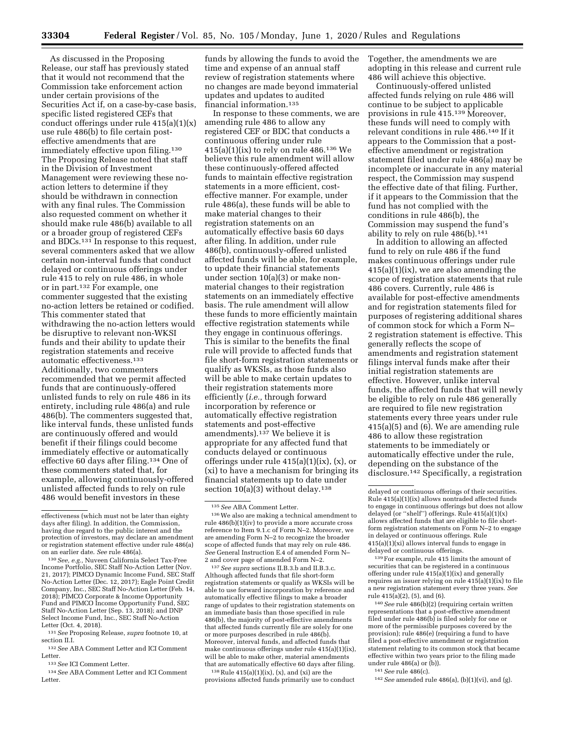As discussed in the Proposing Release, our staff has previously stated that it would not recommend that the Commission take enforcement action under certain provisions of the Securities Act if, on a case-by-case basis, specific listed registered CEFs that conduct offerings under rule 415(a)(1)(x) use rule 486(b) to file certain post-effective amendments that are immediately effective upon filing.[130] The Proposing Release noted that staff in the Division of Investment Management were reviewing these no-action letters to determine if they should be withdrawn in connection with any final rules. The Commission also requested comment on whether it should make rule 486(b) available to all or a broader group of registered CEFs and BDCs.[131] In response to this request, several commenters asked that we allow certain non-interval funds that conduct delayed or continuous offerings under rule 415 to rely on rule 486, in whole or in part.[132] For example, one commenter suggested that the existing no-action letters be retained or codified. This commenter stated that withdrawing the no-action letters would be disruptive to relevant non-WKSI funds and their ability to update their registration statements and receive automatic effectiveness.[133] Additionally, two commenters recommended that we permit affected funds that are continuously-offered unlisted funds to rely on rule 486 in its entirety, including rule 486(a) and rule 486(b). The commenters suggested that, like interval funds, these unlisted funds are continuously offered and would benefit if their filings could become immediately effective or automatically effective 60 days after filing.[134] One of these commenters stated that, for example, allowing continuously-offered unlisted affected funds to rely on rule 486 would benefit investors in these funds by allowing the funds to avoid the time and expense of an annual staff review of registration statements where no changes are made beyond immaterial updates and updates to audited financial information.[135]

In response to these comments, we are amending rule 486 to allow any registered CEF or BDC that conducts a continuous offering under rule 415(a)(1)(ix) to rely on rule 486.[136] We believe this rule amendment will allow these continuously-offered affected funds to maintain effective registration statements in a more efficient, cost-effective manner. For example, under rule 486(a), these funds will be able to make material changes to their registration statements on an automatically effective basis 60 days after filing. In addition, under rule 486(b), continuously-offered unlisted affected funds will be able, for example, to update their financial statements under section 10(a)(3) or make non-material changes to their registration statements on an immediately effective basis. The rule amendment will allow these funds to more efficiently maintain effective registration statements while they engage in continuous offerings. This is similar to the benefits the final rule will provide to affected funds that file short-form registration statements or qualify as WKSIs, as those funds also will be able to make certain updates to their registration statements more efficiently (*i.e.,* through forward incorporation by reference or automatically effective registration statements and post-effective amendments).[137] We believe it is appropriate for any affected fund that conducts delayed or continuous offerings under rule 415(a)(1)(ix), (x), or (xi) to have a mechanism for bringing its financial statements up to date under section 10(a)(3) without delay.[138] Together, the amendments we are adopting in this release and current rule 486 will achieve this objective.

Continuously-offered unlisted affected funds relying on rule 486 will continue to be subject to applicable provisions in rule 415.[139] Moreover, these funds will need to comply with relevant conditions in rule 486.[140] If it appears to the Commission that a post-effective amendment or registration statement filed under rule 486(a) may be incomplete or inaccurate in any material respect, the Commission may suspend the effective date of that filing. Further, if it appears to the Commission that the fund has not complied with the conditions in rule 486(b), the Commission may suspend the fund's ability to rely on rule 486(b).[141]

In addition to allowing an affected fund to rely on rule 486 if the fund makes continuous offerings under rule 415(a)(1)(ix), we are also amending the scope of registration statements that rule 486 covers. Currently, rule 486 is available for post-effective amendments and for registration statements filed for purposes of registering additional shares of common stock for which a Form N–2 registration statement is effective. This generally reflects the scope of amendments and registration statement filings interval funds make after their initial registration statements are effective. However, unlike interval funds, the affected funds that will newly be eligible to rely on rule 486 generally are required to file new registration statements every three years under rule 415(a)(5) and (6). We are amending rule 486 to allow these registration statements to be immediately or automatically effective under the rule, depending on the substance of the disclosure.[142] Specifically, a registration

---

effectiveness (which must not be later than eighty days after filing). In addition, the Commission, having due regard to the public interest and the protection of investors, may declare an amendment or registration statement effective under rule 486(a) on an earlier date. *See* rule 486(a).

[130] *See, e.g.,* Nuveen California Select Tax-Free Income Portfolio, SEC Staff No-Action Letter (Nov. 21, 2017); PIMCO Dynamic Income Fund, SEC Staff No-Action Letter (Dec. 12, 2017); Eagle Point Credit Company, Inc., SEC Staff No-Action Letter (Feb. 14, 2018); PIMCO Corporate & Income Opportunity Fund and PIMCO Income Opportunity Fund, SEC Staff No-Action Letter (Sep. 13, 2018); and DNP Select Income Fund, Inc., SEC Staff No-Action Letter (Oct. 4, 2018).

[131] *See* Proposing Release, *supra* footnote 10, at section II.I.

[132] *See* ABA Comment Letter and ICI Comment Letter.

[133] *See* ICI Comment Letter.

[134] *See* ABA Comment Letter and ICI Comment Letter.

[135] *See* ABA Comment Letter.

[136] We also are making a technical amendment to rule 486(b)(1)(iv) to provide a more accurate cross reference to Item 9.1.c of Form N–2. Moreover, we are amending Form N–2 to recognize the broader scope of affected funds that may rely on rule 486. *See* General Instruction E.4 of amended Form N–2 and cover page of amended Form N–2.

[137] *See supra* sections II.B.3.b and II.B.3.c. Although affected funds that file short-form registration statements or qualify as WKSIs will be able to use forward incorporation by reference and automatically effective filings to make a broader range of updates to their registration statements on an immediate basis than those specified in rule 486(b), the majority of post-effective amendments that affected funds currently file are solely for one or more purposes described in rule 486(b). Moreover, interval funds, and affected funds that make continuous offerings under rule 415(a)(1)(ix), will be able to make other, material amendments that are automatically effective 60 days after filing.

[138] Rule 415(a)(1)(ix), (x), and (xi) are the provisions affected funds primarily use to conduct delayed or continuous offerings of their securities. Rule 415(a)(1)(ix) allows nontraded affected funds to engage in continuous offerings but does not allow delayed (or "shelf") offerings. Rule 415(a)(1)(x) allows affected funds that are eligible to file short-form registration statements on Form N–2 to engage in delayed or continuous offerings. Rule 415(a)(1)(xi) allows interval funds to engage in delayed or continuous offerings.

[139] For example, rule 415 limits the amount of securities that can be registered in a continuous offering under rule 415(a)(1)(ix) and generally requires an issuer relying on rule 415(a)(1)(ix) to file a new registration statement every three years. *See* rule 415(a)(2), (5), and (6).

[140] *See* rule 486(b)(2) (requiring certain written representations that a post-effective amendment filed under rule 486(b) is filed solely for one or more of the permissible purposes covered by the provision); rule 486(e) (requiring a fund to have filed a post-effective amendment or registration statement relating to its common stock that became effective within two years prior to the filing made under rule 486(a) or (b)).

[141] *See* rule 486(c).

[142] *See* amended rule 486(a), (b)(1)(vi), and (g).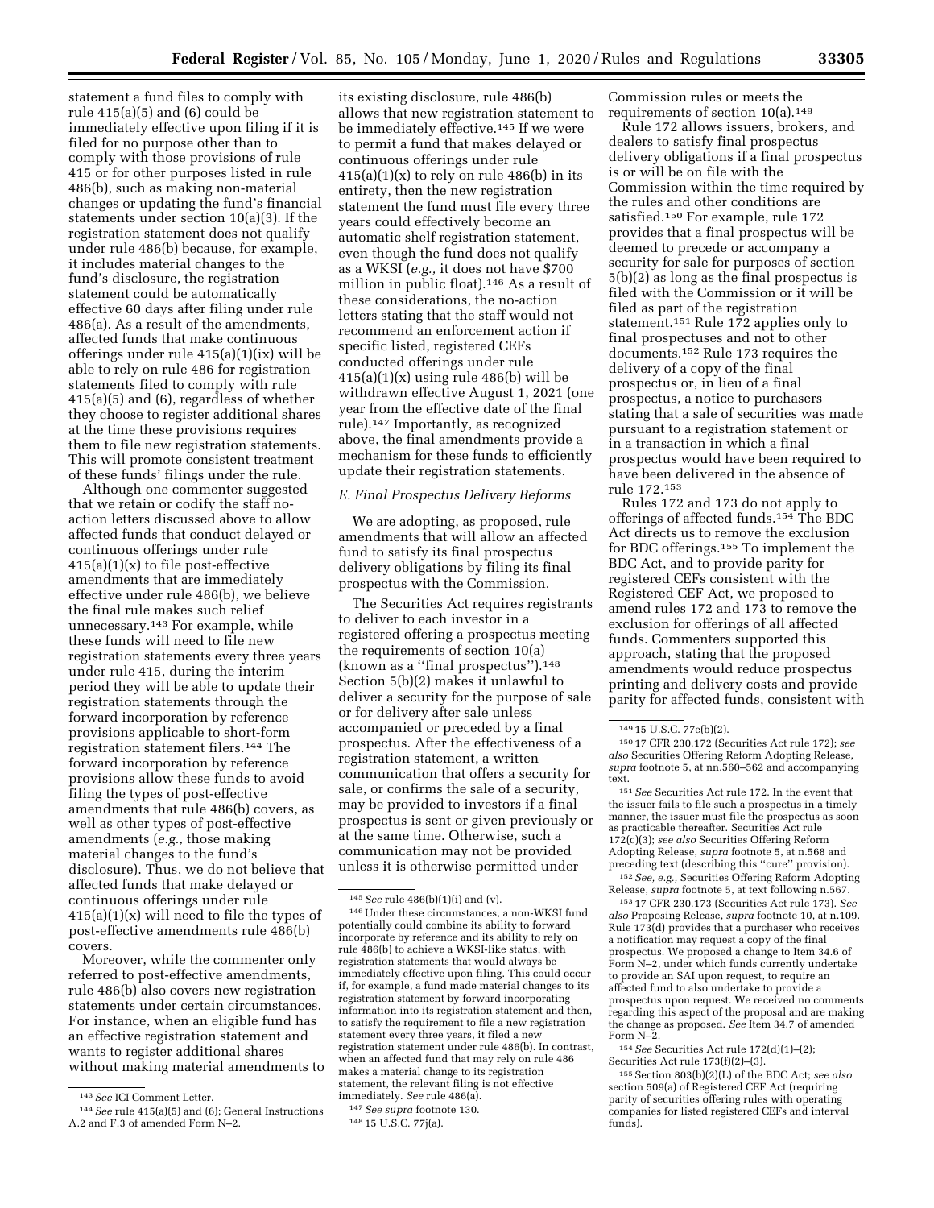statement a fund files to comply with rule 415(a)(5) and (6) could be immediately effective upon filing if it is filed for no purpose other than to comply with those provisions of rule 415 or for other purposes listed in rule 486(b), such as making non-material changes or updating the fund's financial statements under section 10(a)(3). If the registration statement does not qualify under rule 486(b) because, for example, it includes material changes to the fund's disclosure, the registration statement could be automatically effective 60 days after filing under rule 486(a). As a result of the amendments, affected funds that make continuous offerings under rule 415(a)(1)(ix) will be able to rely on rule 486 for registration statements filed to comply with rule 415(a)(5) and (6), regardless of whether they choose to register additional shares at the time these provisions requires them to file new registration statements. This will promote consistent treatment of these funds' filings under the rule.

Although one commenter suggested that we retain or codify the staff no-action letters discussed above to allow affected funds that conduct delayed or continuous offerings under rule 415(a)(1)(x) to file post-effective amendments that are immediately effective under rule 486(b), we believe the final rule makes such relief unnecessary.[143] For example, while these funds will need to file new registration statements every three years under rule 415, during the interim period they will be able to update their registration statements through the forward incorporation by reference provisions applicable to short-form registration statement filers.[144] The forward incorporation by reference provisions allow these funds to avoid filing the types of post-effective amendments that rule 486(b) covers, as well as other types of post-effective amendments (*e.g.,* those making material changes to the fund's disclosure). Thus, we do not believe that affected funds that make delayed or continuous offerings under rule 415(a)(1)(x) will need to file the types of post-effective amendments rule 486(b) covers.

Moreover, while the commenter only referred to post-effective amendments, rule 486(b) also covers new registration statements under certain circumstances. For instance, when an eligible fund has an effective registration statement and wants to register additional shares without making material amendments to its existing disclosure, rule 486(b) allows that new registration statement to be immediately effective.[145] If we were to permit a fund that makes delayed or continuous offerings under rule 415(a)(1)(x) to rely on rule 486(b) in its entirety, then the new registration statement the fund must file every three years could effectively become an automatic shelf registration statement, even though the fund does not qualify as a WKSI (*e.g.,* it does not have $700 million in public float).[146] As a result of these considerations, the no-action letters stating that the staff would not recommend an enforcement action if specific listed, registered CEFs conducted offerings under rule 415(a)(1)(x) using rule 486(b) will be withdrawn effective August 1, 2021 (one year from the effective date of the final rule).[147] Importantly, as recognized above, the final amendments provide a mechanism for these funds to efficiently update their registration statements.

### *E. Final Prospectus Delivery Reforms*

We are adopting, as proposed, rule amendments that will allow an affected fund to satisfy its final prospectus delivery obligations by filing its final prospectus with the Commission.

The Securities Act requires registrants to deliver to each investor in a registered offering a prospectus meeting the requirements of section 10(a) (known as a "final prospectus").[148] Section 5(b)(2) makes it unlawful to deliver a security for the purpose of sale or for delivery after sale unless accompanied or preceded by a final prospectus. After the effectiveness of a registration statement, a written communication that offers a security for sale, or confirms the sale of a security, may be provided to investors if a final prospectus is sent or given previously or at the same time. Otherwise, such a communication may not be provided unless it is otherwise permitted under Commission rules or meets the requirements of section 10(a).[149]

Rule 172 allows issuers, brokers, and dealers to satisfy final prospectus delivery obligations if a final prospectus is or will be on file with the Commission within the time required by the rules and other conditions are satisfied.[150] For example, rule 172 provides that a final prospectus will be deemed to precede or accompany a security for sale for purposes of section 5(b)(2) as long as the final prospectus is filed with the Commission or it will be filed as part of the registration statement.[151] Rule 172 applies only to final prospectuses and not to other documents.[152] Rule 173 requires the delivery of a copy of the final prospectus or, in lieu of a final prospectus, a notice to purchasers stating that a sale of securities was made pursuant to a registration statement or in a transaction in which a final prospectus would have been required to have been delivered in the absence of rule 172.[153]

Rules 172 and 173 do not apply to offerings of affected funds.[154] The BDC Act directs us to remove the exclusion for BDC offerings.[155] To implement the BDC Act, and to provide parity for registered CEFs consistent with the Registered CEF Act, we proposed to amend rules 172 and 173 to remove the exclusion for offerings of all affected funds. Commenters supported this approach, stating that the proposed amendments would reduce prospectus printing and delivery costs and provide parity for affected funds, consistent with

---

[143] *See* ICI Comment Letter.

[144] *See* rule 415(a)(5) and (6); General Instructions A.2 and F.3 of amended Form N–2.

[145] *See* rule 486(b)(1)(i) and (v).

[146] Under these circumstances, a non-WKSI fund potentially could combine its ability to forward incorporate by reference and its ability to rely on rule 486(b) to achieve a WKSI-like status, with registration statements that would always be immediately effective upon filing. This could occur if, for example, a fund made material changes to its registration statement by forward incorporating information into its registration statement and then, to satisfy the requirement to file a new registration statement every three years, it filed a new registration statement under rule 486(b). In contrast, when an affected fund that may rely on rule 486 makes a material change to its registration statement, the relevant filing is not effective immediately. *See* rule 486(a).

[147] *See supra* footnote 130.

[148] 15 U.S.C. 77j(a).

[149] 15 U.S.C. 77e(b)(2).

[150] 17 CFR 230.172 (Securities Act rule 172); *see also* Securities Offering Reform Adopting Release, *supra* footnote 5, at nn.560–562 and accompanying text.

[151] *See* Securities Act rule 172. In the event that the issuer fails to file such a prospectus in a timely manner, the issuer must file the prospectus as soon as practicable thereafter. Securities Act rule 172(c)(3); *see also* Securities Offering Reform Adopting Release, *supra* footnote 5, at n.568 and preceding text (describing this "cure" provision).

[152] *See, e.g.,* Securities Offering Reform Adopting Release, *supra* footnote 5, at text following n.567.

[153] 17 CFR 230.173 (Securities Act rule 173). *See also* Proposing Release, *supra* footnote 10, at n.109. Rule 173(d) provides that a purchaser who receives a notification may request a copy of the final prospectus. We proposed a change to Item 34.6 of Form N–2, under which funds currently undertake to provide an SAI upon request, to require an affected fund to also undertake to provide a prospectus upon request. We received no comments regarding this aspect of the proposal and are making the change as proposed. *See* Item 34.7 of amended Form N–2.

[154] *See* Securities Act rule 172(d)(1)–(2); Securities Act rule 173(f)(2)–(3).

[155] Section 803(b)(2)(L) of the BDC Act; *see also* section 509(a) of Registered CEF Act (requiring parity of securities offering rules with operating companies for listed registered CEFs and interval funds).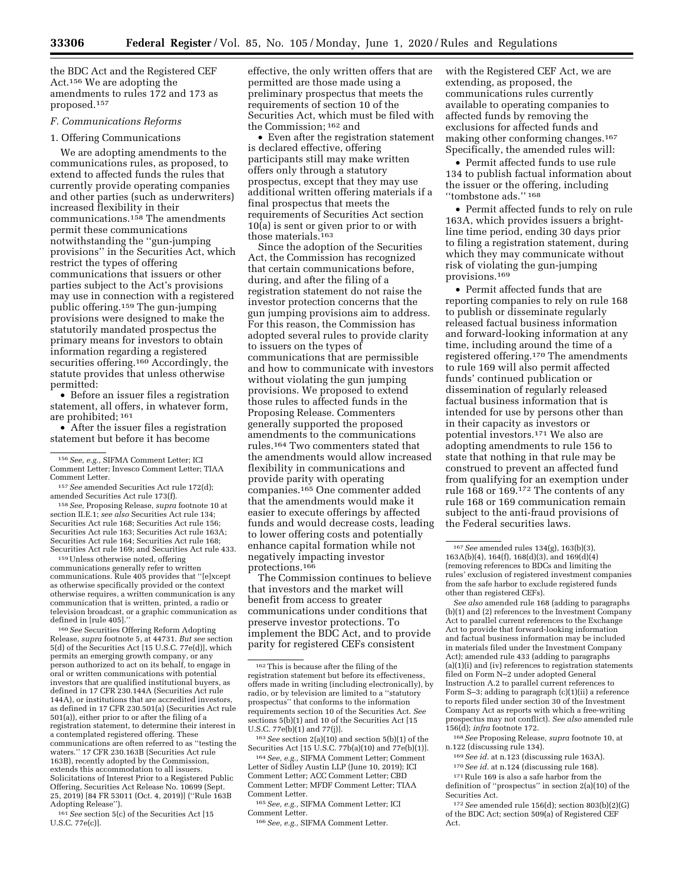the BDC Act and the Registered CEF Act.[156] We are adopting the amendments to rules 172 and 173 as proposed.[157]

### F. Communications Reforms

#### 1. Offering Communications

We are adopting amendments to the communications rules, as proposed, to extend to affected funds the rules that currently provide operating companies and other parties (such as underwriters) increased flexibility in their communications.[158] The amendments permit these communications notwithstanding the ''gun-jumping provisions'' in the Securities Act, which restrict the types of offering communications that issuers or other parties subject to the Act's provisions may use in connection with a registered public offering.[159] The gun-jumping provisions were designed to make the statutorily mandated prospectus the primary means for investors to obtain information regarding a registered securities offering.[160] Accordingly, the statute provides that unless otherwise permitted:

- Before an issuer files a registration statement, all offers, in whatever form, are prohibited;[161]
- After the issuer files a registration statement but before it has become effective, the only written offers that are permitted are those made using a preliminary prospectus that meets the requirements of section 10 of the Securities Act, which must be filed with the Commission;[162] and
- Even after the registration statement is declared effective, offering participants still may make written offers only through a statutory prospectus, except that they may use additional written offering materials if a final prospectus that meets the requirements of Securities Act section 10(a) is sent or given prior to or with those materials.[163]

Since the adoption of the Securities Act, the Commission has recognized that certain communications before, during, and after the filing of a registration statement do not raise the investor protection concerns that the gun jumping provisions aim to address. For this reason, the Commission has adopted several rules to provide clarity to issuers on the types of communications that are permissible and how to communicate with investors without violating the gun jumping provisions. We proposed to extend those rules to affected funds in the Proposing Release. Commenters generally supported the proposed amendments to the communications rules.[164] Two commenters stated that the amendments would allow increased flexibility in communications and provide parity with operating companies.[165] One commenter added that the amendments would make it easier to execute offerings by affected funds and would decrease costs, leading to lower offering costs and potentially enhance capital formation while not negatively impacting investor protections.[166]

The Commission continues to believe that investors and the market will benefit from access to greater communications under conditions that preserve investor protections. To implement the BDC Act, and to provide parity for registered CEFs consistent with the Registered CEF Act, we are extending, as proposed, the communications rules currently available to operating companies to affected funds by removing the exclusions for affected funds and making other conforming changes.[167] Specifically, the amended rules will:

- Permit affected funds to use rule 134 to publish factual information about the issuer or the offering, including ''tombstone ads.''[168]
- Permit affected funds to rely on rule 163A, which provides issuers a bright-line time period, ending 30 days prior to filing a registration statement, during which they may communicate without risk of violating the gun-jumping provisions.[169]
- Permit affected funds that are reporting companies to rely on rule 168 to publish or disseminate regularly released factual business information and forward-looking information at any time, including around the time of a registered offering.[170] The amendments to rule 169 will also permit affected funds' continued publication or dissemination of regularly released factual business information that is intended for use by persons other than in their capacity as investors or potential investors.[171] We also are adopting amendments to rule 156 to state that nothing in that rule may be construed to prevent an affected fund from qualifying for an exemption under rule 168 or 169.[172] The contents of any rule 168 or 169 communication remain subject to the anti-fraud provisions of the Federal securities laws.

---

[156] *See, e.g.,* SIFMA Comment Letter; ICI Comment Letter; Invesco Comment Letter; TIAA Comment Letter.

[157] *See* amended Securities Act rule 172(d); amended Securities Act rule 173(f).

[158] *See,* Proposing Release, *supra* footnote 10 at section II.E.1; *see also* Securities Act rule 134; Securities Act rule 168; Securities Act rule 156; Securities Act rule 163; Securities Act rule 163A; Securities Act rule 164; Securities Act rule 168; Securities Act rule 169; and Securities Act rule 433.

[159] Unless otherwise noted, offering communications generally refer to written communications. Rule 405 provides that ''[e]xcept as otherwise specifically provided or the context otherwise requires, a written communication is any communication that is written, printed, a radio or television broadcast, or a graphic communication as defined in [rule 405].''

[160] *See* Securities Offering Reform Adopting Release, *supra* footnote 5, at 44731. *But see* section 5(d) of the Securities Act [15 U.S.C. 77e(d)], which permits an emerging growth company, or any person authorized to act on its behalf, to engage in oral or written communications with potential investors that are qualified institutional buyers, as defined in 17 CFR 230.144A (Securities Act rule 144A), or institutions that are accredited investors, as defined in 17 CFR 230.501(a) (Securities Act rule 501(a)), either prior to or after the filing of a registration statement, to determine their interest in a contemplated registered offering. These communications are often referred to as ''testing the waters.'' 17 CFR 230.163B (Securities Act rule 163B), recently adopted by the Commission, extends this accommodation to all issuers. Solicitations of Interest Prior to a Registered Public Offering, Securities Act Release No. 10699 (Sept. 25, 2019) [84 FR 53011 (Oct. 4, 2019)] (''Rule 163B Adopting Release'').

[161] *See* section 5(c) of the Securities Act [15 U.S.C. 77e(c)].

[162] This is because after the filing of the registration statement but before its effectiveness, offers made in writing (including electronically), by radio, or by television are limited to a ''statutory prospectus'' that conforms to the information requirements section 10 of the Securities Act. *See* sections 5(b)(1) and 10 of the Securities Act [15 U.S.C. 77e(b)(1) and 77(j)].

[163] *See* section 2(a)(10) and section 5(b)(1) of the Securities Act [15 U.S.C. 77b(a)(10) and 77e(b)(1)].

[164] *See, e.g.,* SIFMA Comment Letter; Comment Letter of Sidley Austin LLP (June 10, 2019); ICI Comment Letter; ACC Comment Letter; CBD Comment Letter; MFDF Comment Letter; TIAA Comment Letter.

[165] *See, e.g.,* SIFMA Comment Letter; ICI Comment Letter.

[166] *See, e.g.,* SIFMA Comment Letter.

[167] *See* amended rules 134(g), 163(b)(3), 163A(b)(4), 164(f), 168(d)(3), and 169(d)(4) (removing references to BDCs and limiting the rules' exclusion of registered investment companies from the safe harbor to exclude registered funds other than registered CEFs).

*See also* amended rule 168 (adding to paragraphs (b)(1) and (2) references to the Investment Company Act to parallel current references to the Exchange Act to provide that forward-looking information and factual business information may be included in materials filed under the Investment Company Act); amended rule 433 (adding to paragraphs (a)(1)(i) and (iv) references to registration statements filed on Form N–2 under adopted General Instruction A.2 to parallel current references to Form S–3; adding to paragraph (c)(1)(ii) a reference to reports filed under section 30 of the Investment Company Act as reports with which a free-writing prospectus may not conflict). *See also* amended rule 156(d); *infra* footnote 172.

[168] *See* Proposing Release, *supra* footnote 10, at n.122 (discussing rule 134).

[169] *See id.* at n.123 (discussing rule 163A).

[170] *See id.* at n.124 (discussing rule 168).

[171] Rule 169 is also a safe harbor from the definition of ''prospectus'' in section 2(a)(10) of the Securities Act.

[172] *See* amended rule 156(d); section 803(b)(2)(G) of the BDC Act; section 509(a) of Registered CEF Act.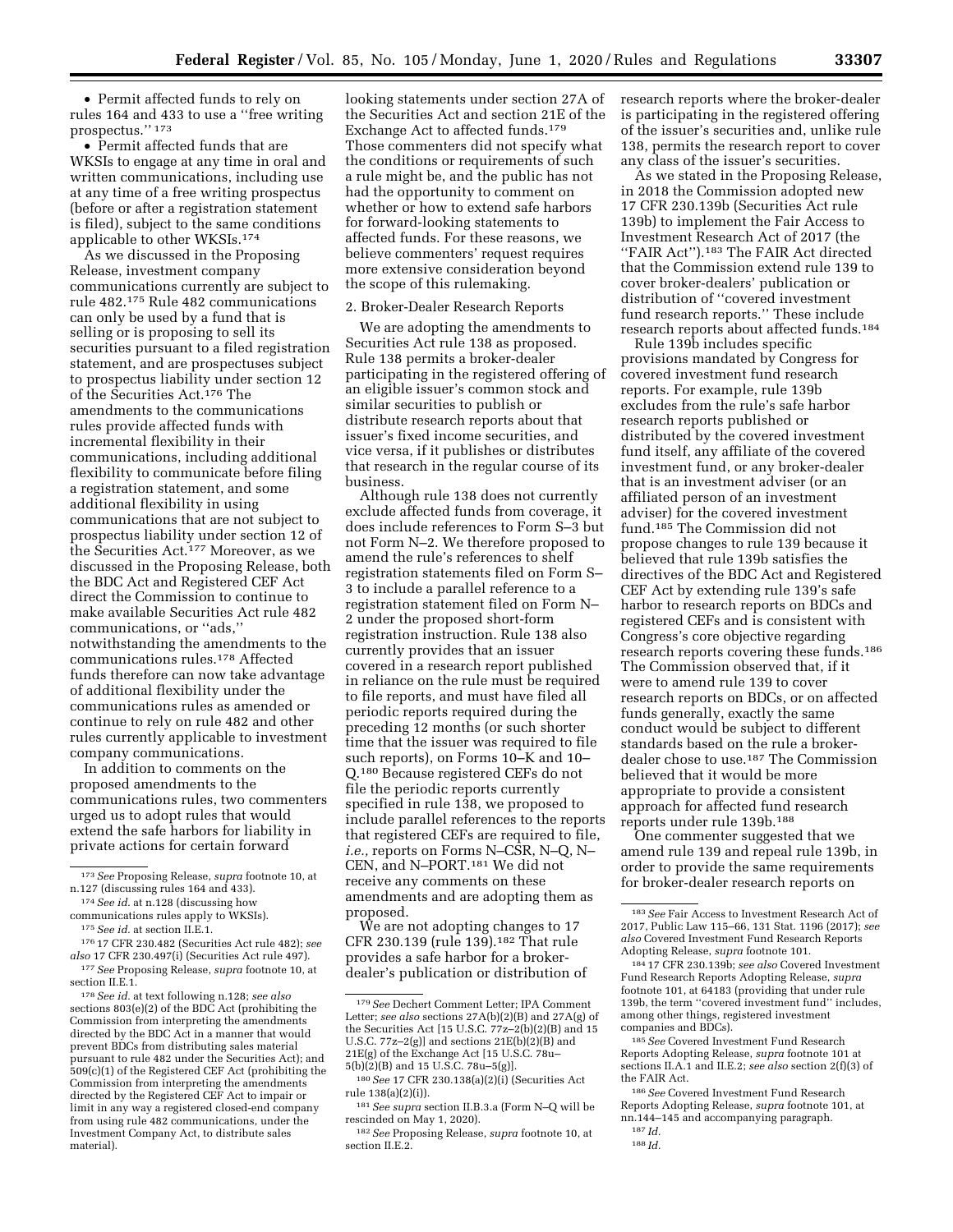- Permit affected funds to rely on rules 164 and 433 to use a "free writing prospectus." [173]
- Permit affected funds that are WKSIs to engage at any time in oral and written communications, including use at any time of a free writing prospectus (before or after a registration statement is filed), subject to the same conditions applicable to other WKSIs.[174]

As we discussed in the Proposing Release, investment company communications currently are subject to rule 482.[175] Rule 482 communications can only be used by a fund that is selling or is proposing to sell its securities pursuant to a filed registration statement, and are prospectuses subject to prospectus liability under section 12 of the Securities Act.[176] The amendments to the communications rules provide affected funds with incremental flexibility in their communications, including additional flexibility to communicate before filing a registration statement, and some additional flexibility in using communications that are not subject to prospectus liability under section 12 of the Securities Act.[177] Moreover, as we discussed in the Proposing Release, both the BDC Act and Registered CEF Act direct the Commission to continue to make available Securities Act rule 482 communications, or "ads," notwithstanding the amendments to the communications rules.[178] Affected funds therefore can now take advantage of additional flexibility under the communications rules as amended or continue to rely on rule 482 and other rules currently applicable to investment company communications.

In addition to comments on the proposed amendments to the communications rules, two commenters urged us to adopt rules that would extend the safe harbors for liability in private actions for certain forward looking statements under section 27A of the Securities Act and section 21E of the Exchange Act to affected funds.[179] Those commenters did not specify what the conditions or requirements of such a rule might be, and the public has not had the opportunity to comment on whether or how to extend safe harbors for forward-looking statements to affected funds. For these reasons, we believe commenters' request requires more extensive consideration beyond the scope of this rulemaking.

2. Broker-Dealer Research Reports

We are adopting the amendments to Securities Act rule 138 as proposed. Rule 138 permits a broker-dealer participating in the registered offering of an eligible issuer's common stock and similar securities to publish or distribute research reports about that issuer's fixed income securities, and vice versa, if it publishes or distributes that research in the regular course of its business.

Although rule 138 does not currently exclude affected funds from coverage, it does include references to Form S–3 but not Form N–2. We therefore proposed to amend the rule's references to shelf registration statements filed on Form S–3 to include a parallel reference to a registration statement filed on Form N–2 under the proposed short-form registration instruction. Rule 138 also currently provides that an issuer covered in a research report published in reliance on the rule must be required to file reports, and must have filed all periodic reports required during the preceding 12 months (or such shorter time that the issuer was required to file such reports), on Forms 10–K and 10–Q.[180] Because registered CEFs do not file the periodic reports currently specified in rule 138, we proposed to include parallel references to the reports that registered CEFs are required to file, *i.e.,* reports on Forms N–CSR, N–Q, N–CEN, and N–PORT.[181] We did not receive any comments on these amendments and are adopting them as proposed.

We are not adopting changes to 17 CFR 230.139 (rule 139).[182] That rule provides a safe harbor for a broker-dealer's publication or distribution of research reports where the broker-dealer is participating in the registered offering of the issuer's securities and, unlike rule 138, permits the research report to cover any class of the issuer's securities.

As we stated in the Proposing Release, in 2018 the Commission adopted new 17 CFR 230.139b (Securities Act rule 139b) to implement the Fair Access to Investment Research Act of 2017 (the "FAIR Act").[183] The FAIR Act directed that the Commission extend rule 139 to cover broker-dealers' publication or distribution of "covered investment fund research reports." These include research reports about affected funds.[184]

Rule 139b includes specific provisions mandated by Congress for covered investment fund research reports. For example, rule 139b excludes from the rule's safe harbor research reports published or distributed by the covered investment fund itself, any affiliate of the covered investment fund, or any broker-dealer that is an investment adviser (or an affiliated person of an investment adviser) for the covered investment fund.[185] The Commission did not propose changes to rule 139 because it believed that rule 139b satisfies the directives of the BDC Act and Registered CEF Act by extending rule 139's safe harbor to research reports on BDCs and registered CEFs and is consistent with Congress's core objective regarding research reports covering these funds.[186] The Commission observed that, if it were to amend rule 139 to cover research reports on BDCs, or on affected funds generally, exactly the same conduct would be subject to different standards based on the rule a broker-dealer chose to use.[187] The Commission believed that it would be more appropriate to provide a consistent approach for affected fund research reports under rule 139b.[188]

One commenter suggested that we amend rule 139 and repeal rule 139b, in order to provide the same requirements for broker-dealer research reports on

---

[173] *See* Proposing Release, *supra* footnote 10, at n.127 (discussing rules 164 and 433).

[174] *See id.* at n.128 (discussing how communications rules apply to WKSIs).

[175] *See id.* at section II.E.1.

[176] 17 CFR 230.482 (Securities Act rule 482); *see also* 17 CFR 230.497(i) (Securities Act rule 497).

[177] *See* Proposing Release, *supra* footnote 10, at section II.E.1.

[178] *See id.* at text following n.128; *see also* sections 803(e)(2) of the BDC Act (prohibiting the Commission from interpreting the amendments directed by the BDC Act in a manner that would prevent BDCs from distributing sales material pursuant to rule 482 under the Securities Act); and 509(c)(1) of the Registered CEF Act (prohibiting the Commission from interpreting the amendments directed by the Registered CEF Act to impair or limit in any way a registered closed-end company from using rule 482 communications, under the Investment Company Act, to distribute sales material).

[179] *See* Dechert Comment Letter; IPA Comment Letter; *see also* sections 27A(b)(2)(B) and 27A(g) of the Securities Act [15 U.S.C. 77z–2(b)(2)(B) and 15 U.S.C. 77z–2(g)] and sections 21E(b)(2)(B) and 21E(g) of the Exchange Act [15 U.S.C. 78u–5(b)(2)(B) and 15 U.S.C. 78u–5(g)].

[180] *See* 17 CFR 230.138(a)(2)(i) (Securities Act rule 138(a)(2)(i)).

[181] *See supra* section II.B.3.a (Form N–Q will be rescinded on May 1, 2020).

[182] *See* Proposing Release, *supra* footnote 10, at section II.E.2.

[183] *See* Fair Access to Investment Research Act of 2017, Public Law 115–66, 131 Stat. 1196 (2017); *see also* Covered Investment Fund Research Reports Adopting Release, *supra* footnote 101.

[184] 17 CFR 230.139b; *see also* Covered Investment Fund Research Reports Adopting Release, *supra* footnote 101, at 64183 (providing that under rule 139b, the term "covered investment fund" includes, among other things, registered investment companies and BDCs).

[185] *See* Covered Investment Fund Research Reports Adopting Release, *supra* footnote 101 at sections II.A.1 and II.E.2; *see also* section 2(f)(3) of the FAIR Act.

[186] *See* Covered Investment Fund Research Reports Adopting Release, *supra* footnote 101, at nn.144–145 and accompanying paragraph.

[187] *Id.*

[188] *Id.*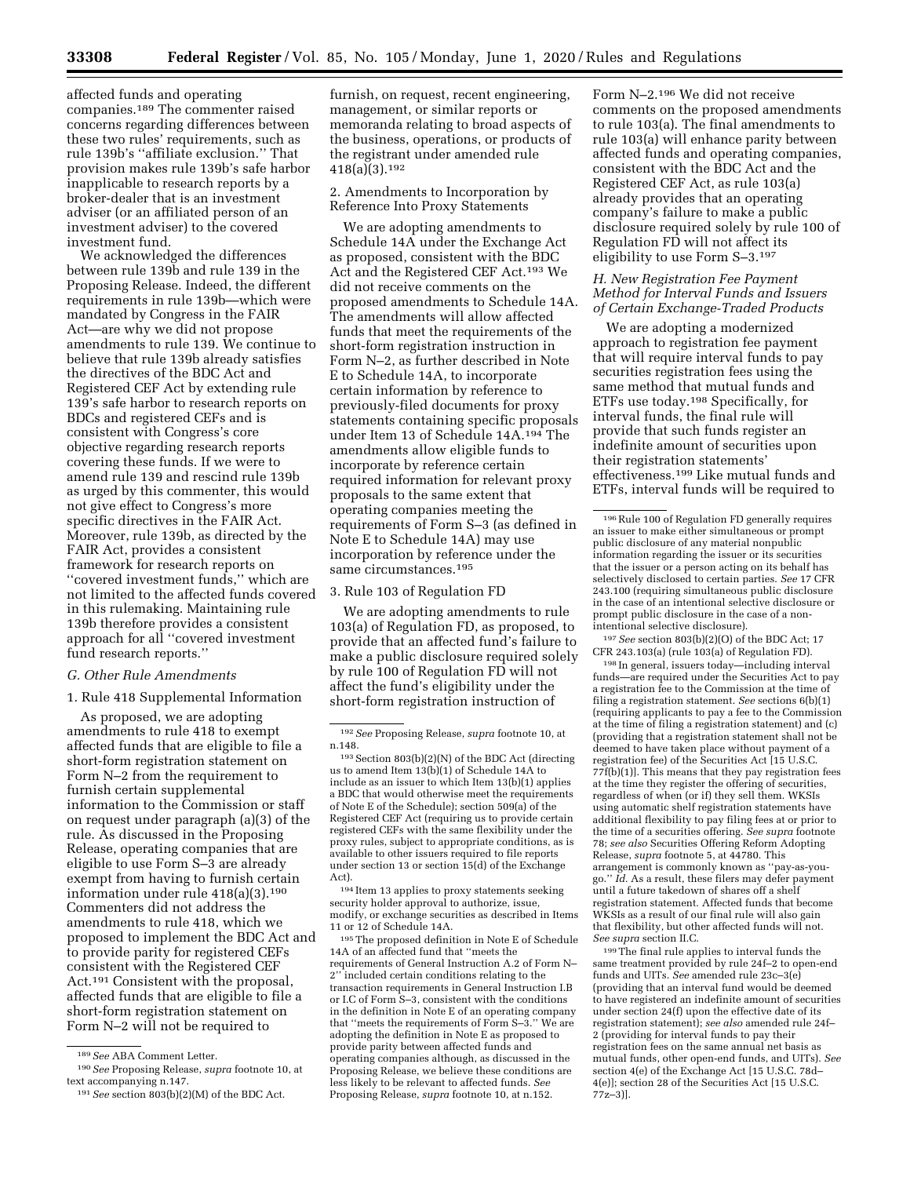affected funds and operating companies.[189] The commenter raised concerns regarding differences between these two rules' requirements, such as rule 139b's "affiliate exclusion." That provision makes rule 139b's safe harbor inapplicable to research reports by a broker-dealer that is an investment adviser (or an affiliated person of an investment adviser) to the covered investment fund.

We acknowledged the differences between rule 139b and rule 139 in the Proposing Release. Indeed, the different requirements in rule 139b—which were mandated by Congress in the FAIR Act—are why we did not propose amendments to rule 139. We continue to believe that rule 139b already satisfies the directives of the BDC Act and Registered CEF Act by extending rule 139's safe harbor to research reports on BDCs and registered CEFs and is consistent with Congress's core objective regarding research reports covering these funds. If we were to amend rule 139 and rescind rule 139b as urged by this commenter, this would not give effect to Congress's more specific directives in the FAIR Act. Moreover, rule 139b, as directed by the FAIR Act, provides a consistent framework for research reports on "covered investment funds," which are not limited to the affected funds covered in this rulemaking. Maintaining rule 139b therefore provides a consistent approach for all "covered investment fund research reports."

### *G. Other Rule Amendments*

1. Rule 418 Supplemental Information

As proposed, we are adopting amendments to rule 418 to exempt affected funds that are eligible to file a short-form registration statement on Form N–2 from the requirement to furnish certain supplemental information to the Commission or staff on request under paragraph (a)(3) of the rule. As discussed in the Proposing Release, operating companies that are eligible to use Form S–3 are already exempt from having to furnish certain information under rule 418(a)(3).[190] Commenters did not address the amendments to rule 418, which we proposed to implement the BDC Act and to provide parity for registered CEFs consistent with the Registered CEF Act.[191] Consistent with the proposal, affected funds that are eligible to file a short-form registration statement on Form N–2 will not be required to furnish, on request, recent engineering, management, or similar reports or memoranda relating to broad aspects of the business, operations, or products of the registrant under amended rule 418(a)(3).[192]

2. Amendments to Incorporation by Reference Into Proxy Statements

We are adopting amendments to Schedule 14A under the Exchange Act as proposed, consistent with the BDC Act and the Registered CEF Act.[193] We did not receive comments on the proposed amendments to Schedule 14A. The amendments will allow affected funds that meet the requirements of the short-form registration instruction in Form N–2, as further described in Note E to Schedule 14A, to incorporate certain information by reference to previously-filed documents for proxy statements containing specific proposals under Item 13 of Schedule 14A.[194] The amendments allow eligible funds to incorporate by reference certain required information for relevant proxy proposals to the same extent that operating companies meeting the requirements of Form S–3 (as defined in Note E to Schedule 14A) may use incorporation by reference under the same circumstances.[195]

3. Rule 103 of Regulation FD

We are adopting amendments to rule 103(a) of Regulation FD, as proposed, to provide that an affected fund's failure to make a public disclosure required solely by rule 100 of Regulation FD will not affect the fund's eligibility under the short-form registration instruction of Form N–2.[196] We did not receive comments on the proposed amendments to rule 103(a). The final amendments to rule 103(a) will enhance parity between affected funds and operating companies, consistent with the BDC Act and the Registered CEF Act, as rule 103(a) already provides that an operating company's failure to make a public disclosure required solely by rule 100 of Regulation FD will not affect its eligibility to use Form S–3.[197]

### *H. New Registration Fee Payment Method for Interval Funds and Issuers of Certain Exchange-Traded Products*

We are adopting a modernized approach to registration fee payment that will require interval funds to pay securities registration fees using the same method that mutual funds and ETFs use today.[198] Specifically, for interval funds, the final rule will provide that such funds register an indefinite amount of securities upon their registration statements' effectiveness.[199] Like mutual funds and ETFs, interval funds will be required to

---

[189] *See* ABA Comment Letter.

[190] *See* Proposing Release, *supra* footnote 10, at text accompanying n.147.

[191] *See* section 803(b)(2)(M) of the BDC Act.

[192] *See* Proposing Release, *supra* footnote 10, at n.148.

[193] Section 803(b)(2)(N) of the BDC Act (directing us to amend Item 13(b)(1) of Schedule 14A to include as an issuer to which Item 13(b)(1) applies a BDC that would otherwise meet the requirements of Note E of the Schedule); section 509(a) of the Registered CEF Act (requiring us to provide certain registered CEFs with the same flexibility under the proxy rules, subject to appropriate conditions, as is available to other issuers required to file reports under section 13 or section 15(d) of the Exchange Act).

[194] Item 13 applies to proxy statements seeking security holder approval to authorize, issue, modify, or exchange securities as described in Items 11 or 12 of Schedule 14A.

[195] The proposed definition in Note E of Schedule 14A of an affected fund that "meets the requirements of General Instruction A.2 of Form N–2" included certain conditions relating to the transaction requirements in General Instruction I.B or I.C of Form S–3, consistent with the conditions in the definition in Note E of an operating company that "meets the requirements of Form S–3." We are adopting the definition in Note E as proposed to provide parity between affected funds and operating companies although, as discussed in the Proposing Release, we believe these conditions are less likely to be relevant to affected funds. *See* Proposing Release, *supra* footnote 10, at n.152.

[196] Rule 100 of Regulation FD generally requires an issuer to make either simultaneous or prompt public disclosure of any material nonpublic information regarding the issuer or its securities that the issuer or a person acting on its behalf has selectively disclosed to certain parties. *See* 17 CFR 243.100 (requiring simultaneous public disclosure in the case of an intentional selective disclosure or prompt public disclosure in the case of a non-intentional selective disclosure).

[197] *See* section 803(b)(2)(O) of the BDC Act; 17 CFR 243.103(a) (rule 103(a) of Regulation FD).

[198] In general, issuers today—including interval funds—are required under the Securities Act to pay a registration fee to the Commission at the time of filing a registration statement. *See* sections 6(b)(1) (requiring applicants to pay a fee to the Commission at the time of filing a registration statement) and (c) (providing that a registration statement shall not be deemed to have taken place without payment of a registration fee) of the Securities Act [15 U.S.C. 77f(b)(1)]. This means that they pay registration fees at the time they register the offering of securities, regardless of when (or if) they sell them. WKSIs using automatic shelf registration statements have additional flexibility to pay filing fees at or prior to the time of a securities offering. *See supra* footnote 78; *see also* Securities Offering Reform Adopting Release, *supra* footnote 5, at 44780. This arrangement is commonly known as "pay-as-you-go." *Id.* As a result, these filers may defer payment until a future takedown of shares off a shelf registration statement. Affected funds that become WKSIs as a result of our final rule will also gain that flexibility, but other affected funds will not. *See supra* section II.C.

[199] The final rule applies to interval funds the same treatment provided by rule 24f–2 to open-end funds and UITs. *See* amended rule 23c–3(e) (providing that an interval fund would be deemed to have registered an indefinite amount of securities under section 24(f) upon the effective date of its registration statement); *see also* amended rule 24f–2 (providing for interval funds to pay their registration fees on the same annual net basis as mutual funds, other open-end funds, and UITs). *See* section 4(e) of the Exchange Act [15 U.S.C. 78d–4(e)]; section 28 of the Securities Act [15 U.S.C. 77z–3)].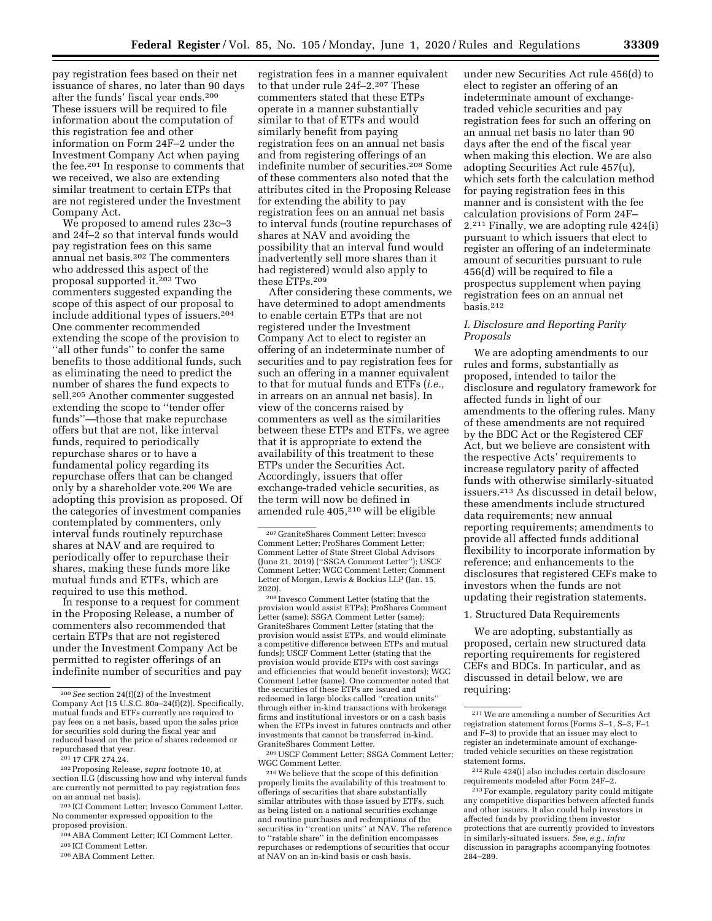pay registration fees based on their net issuance of shares, no later than 90 days after the funds' fiscal year ends.[200] These issuers will be required to file information about the computation of this registration fee and other information on Form 24F–2 under the Investment Company Act when paying the fee.[201] In response to comments that we received, we also are extending similar treatment to certain ETPs that are not registered under the Investment Company Act.

We proposed to amend rules 23c–3 and 24f–2 so that interval funds would pay registration fees on this same annual net basis.[202] The commenters who addressed this aspect of the proposal supported it.[203] Two commenters suggested expanding the scope of this aspect of our proposal to include additional types of issuers.[204] One commenter recommended extending the scope of the provision to "all other funds" to confer the same benefits to those additional funds, such as eliminating the need to predict the number of shares the fund expects to sell.[205] Another commenter suggested extending the scope to "tender offer funds"—those that make repurchase offers but that are not, like interval funds, required to periodically repurchase shares or to have a fundamental policy regarding its repurchase offers that can be changed only by a shareholder vote.[206] We are adopting this provision as proposed. Of the categories of investment companies contemplated by commenters, only interval funds routinely repurchase shares at NAV and are required to periodically offer to repurchase their shares, making these funds more like mutual funds and ETFs, which are required to use this method.

In response to a request for comment in the Proposing Release, a number of commenters also recommended that certain ETPs that are not registered under the Investment Company Act be permitted to register offerings of an indefinite number of securities and pay registration fees in a manner equivalent to that under rule 24f–2.[207] These commenters stated that these ETPs operate in a manner substantially similar to that of ETFs and would similarly benefit from paying registration fees on an annual net basis and from registering offerings of an indefinite number of securities.[208] Some of these commenters also noted that the attributes cited in the Proposing Release for extending the ability to pay registration fees on an annual net basis to interval funds (routine repurchases of shares at NAV and avoiding the possibility that an interval fund would inadvertently sell more shares than it had registered) would also apply to these ETPs.[209]

After considering these comments, we have determined to adopt amendments to enable certain ETPs that are not registered under the Investment Company Act to elect to register an offering of an indeterminate number of securities and to pay registration fees for such an offering in a manner equivalent to that for mutual funds and ETFs (*i.e.,* in arrears on an annual net basis). In view of the concerns raised by commenters as well as the similarities between these ETPs and ETFs, we agree that it is appropriate to extend the availability of this treatment to these ETPs under the Securities Act. Accordingly, issuers that offer exchange-traded vehicle securities, as the term will now be defined in amended rule 405,[210] will be eligible under new Securities Act rule 456(d) to elect to register an offering of an indeterminate amount of exchange-traded vehicle securities and pay registration fees for such an offering on an annual net basis no later than 90 days after the end of the fiscal year when making this election. We are also adopting Securities Act rule 457(u), which sets forth the calculation method for paying registration fees in this manner and is consistent with the fee calculation provisions of Form 24F–2.[211] Finally, we are adopting rule 424(i) pursuant to which issuers that elect to register an offering of an indeterminate amount of securities pursuant to rule 456(d) will be required to file a prospectus supplement when paying registration fees on an annual net basis.[212]

### *I. Disclosure and Reporting Parity Proposals*

We are adopting amendments to our rules and forms, substantially as proposed, intended to tailor the disclosure and regulatory framework for affected funds in light of our amendments to the offering rules. Many of these amendments are not required by the BDC Act or the Registered CEF Act, but we believe are consistent with the respective Acts' requirements to increase regulatory parity of affected funds with otherwise similarly-situated issuers.[213] As discussed in detail below, these amendments include structured data requirements; new annual reporting requirements; amendments to provide all affected funds additional flexibility to incorporate information by reference; and enhancements to the disclosures that registered CEFs make to investors when the funds are not updating their registration statements.

#### 1. Structured Data Requirements

We are adopting, substantially as proposed, certain new structured data reporting requirements for registered CEFs and BDCs. In particular, and as discussed in detail below, we are requiring:

---

[200] *See* section 24(f)(2) of the Investment Company Act [15 U.S.C. 80a–24(f)(2)]. Specifically, mutual funds and ETFs currently are required to pay fees on a net basis, based upon the sales price for securities sold during the fiscal year and reduced based on the price of shares redeemed or repurchased that year.

[201] 17 CFR 274.24.

[202] Proposing Release, *supra* footnote 10, at section II.G (discussing how and why interval funds are currently not permitted to pay registration fees on an annual net basis).

[203] ICI Comment Letter; Invesco Comment Letter. No commenter expressed opposition to the proposed provision.

[204] ABA Comment Letter; ICI Comment Letter.

[205] ICI Comment Letter.

[206] ABA Comment Letter.

[207] GraniteShares Comment Letter; Invesco Comment Letter; ProShares Comment Letter; Comment Letter of State Street Global Advisors (June 21, 2019) ("SSGA Comment Letter"); USCF Comment Letter; WGC Comment Letter; Comment Letter of Morgan, Lewis & Bockius LLP (Jan. 15, 2020).

[208] Invesco Comment Letter (stating that the provision would assist ETPs); ProShares Comment Letter (same); SSGA Comment Letter (same); GraniteShares Comment Letter (stating that the provision would assist ETPs, and would eliminate a competitive difference between ETPs and mutual funds); USCF Comment Letter (stating that the provision would provide ETPs with cost savings and efficiencies that would benefit investors); WGC Comment Letter (same). One commenter noted that the securities of these ETPs are issued and redeemed in large blocks called "creation units" through either in-kind transactions with brokerage firms and institutional investors or on a cash basis when the ETPs invest in futures contracts and other investments that cannot be transferred in-kind. GraniteShares Comment Letter.

[209] USCF Comment Letter; SSGA Comment Letter; WGC Comment Letter.

[210] We believe that the scope of this definition properly limits the availability of this treatment to offerings of securities that share substantially similar attributes with those issued by ETFs, such as being listed on a national securities exchange and routine purchases and redemptions of the securities in "creation units" at NAV. The reference to "ratable share" in the definition encompasses repurchases or redemptions of securities that occur at NAV on an in-kind basis or cash basis.

[211] We are amending a number of Securities Act registration statement forms (Forms S–1, S–3, F–1 and F–3) to provide that an issuer may elect to register an indeterminate amount of exchange-traded vehicle securities on these registration statement forms.

[212] Rule 424(i) also includes certain disclosure requirements modeled after Form 24F–2.

[213] For example, regulatory parity could mitigate any competitive disparities between affected funds and other issuers. It also could help investors in affected funds by providing them investor protections that are currently provided to investors in similarly-situated issuers. *See, e.g., infra* discussion in paragraphs accompanying footnotes 284–289.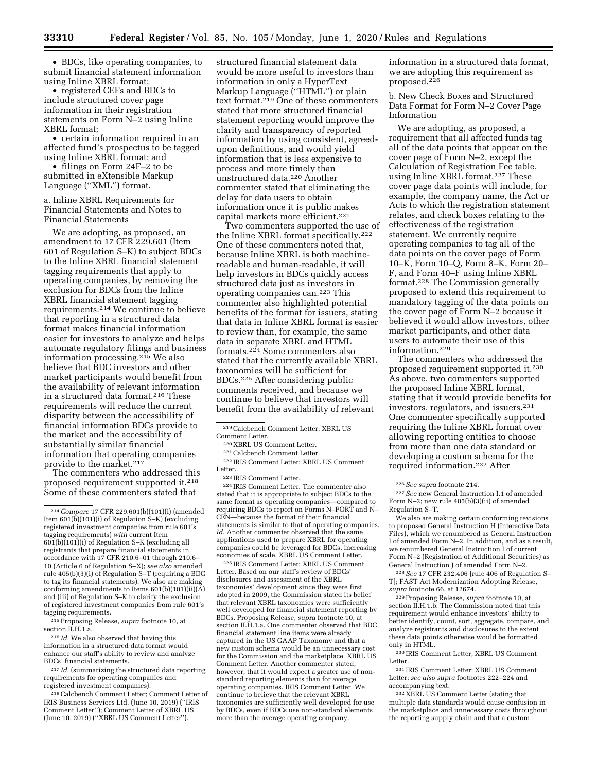- BDCs, like operating companies, to submit financial statement information using Inline XBRL format;
- registered CEFs and BDCs to include structured cover page information in their registration statements on Form N–2 using Inline XBRL format;
- certain information required in an affected fund's prospectus to be tagged using Inline XBRL format; and
- filings on Form 24F–2 to be submitted in eXtensible Markup Language (''XML'') format.

a. Inline XBRL Requirements for Financial Statements and Notes to Financial Statements

We are adopting, as proposed, an amendment to 17 CFR 229.601 (Item 601 of Regulation S–K) to subject BDCs to the Inline XBRL financial statement tagging requirements that apply to operating companies, by removing the exclusion for BDCs from the Inline XBRL financial statement tagging requirements.[214] We continue to believe that reporting in a structured data format makes financial information easier for investors to analyze and helps automate regulatory filings and business information processing.[215] We also believe that BDC investors and other market participants would benefit from the availability of relevant information in a structured data format.[216] These requirements will reduce the current disparity between the accessibility of financial information BDCs provide to the market and the accessibility of substantially similar financial information that operating companies provide to the market.[217]

The commenters who addressed this proposed requirement supported it.[218] Some of these commenters stated that structured financial statement data would be more useful to investors than information in only a HyperText Markup Language (''HTML'') or plain text format.[219] One of these commenters stated that more structured financial statement reporting would improve the clarity and transparency of reported information by using consistent, agreed-upon definitions, and would yield information that is less expensive to process and more timely than unstructured data.[220] Another commenter stated that eliminating the delay for data users to obtain information once it is public makes capital markets more efficient.[221]

Two commenters supported the use of the Inline XBRL format specifically.[222] One of these commenters noted that, because Inline XBRL is both machine-readable and human-readable, it will help investors in BDCs quickly access structured data just as investors in operating companies can.[223] This commenter also highlighted potential benefits of the format for issuers, stating that data in Inline XBRL format is easier to review than, for example, the same data in separate XBRL and HTML formats.[224] Some commenters also stated that the currently available XBRL taxonomies will be sufficient for BDCs.[225] After considering public comments received, and because we continue to believe that investors will benefit from the availability of relevant information in a structured data format, we are adopting this requirement as proposed.[226]

b. New Check Boxes and Structured Data Format for Form N–2 Cover Page Information

We are adopting, as proposed, a requirement that all affected funds tag all of the data points that appear on the cover page of Form N–2, except the Calculation of Registration Fee table, using Inline XBRL format.[227] These cover page data points will include, for example, the company name, the Act or Acts to which the registration statement relates, and check boxes relating to the effectiveness of the registration statement. We currently require operating companies to tag all of the data points on the cover page of Form 10–K, Form 10–Q, Form 8–K, Form 20–F, and Form 40–F using Inline XBRL format.[228] The Commission generally proposed to extend this requirement to mandatory tagging of the data points on the cover page of Form N–2 because it believed it would allow investors, other market participants, and other data users to automate their use of this information.[229]

The commenters who addressed the proposed requirement supported it.[230] As above, two commenters supported the proposed Inline XBRL format, stating that it would provide benefits for investors, regulators, and issuers.[231] One commenter specifically supported requiring the Inline XBRL format over allowing reporting entities to choose from more than one data standard or developing a custom schema for the required information.[232] After

---

[214] *Compare* 17 CFR 229.601(b)(101)(i) (amended Item 601(b)(101)(i) of Regulation S–K) (excluding registered investment companies from rule 601's tagging requirements) *with* current Item 601(b)(101)(i) of Regulation S–K (excluding all registrants that prepare financial statements in accordance with 17 CFR 210.6–01 through 210.6–10 (Article 6 of Regulation S–X); *see also* amended rule 405(b)(3)(i) of Regulation S–T (requiring a BDC to tag its financial statements). We are also making conforming amendments to Items 601(b)(101)(ii)(A) and (iii) of Regulation S–K to clarify the exclusion of registered investment companies from rule 601's tagging requirements.

[215] Proposing Release, *supra* footnote 10, at section II.H.1.a.

[216] *Id.* We also observed that having this information in a structured data format would enhance our staff's ability to review and analyze BDCs' financial statements.

[217] *Id.* (summarizing the structured data reporting requirements for operating companies and registered investment companies).

[218] Calcbench Comment Letter; Comment Letter of IRIS Business Services Ltd. (June 10, 2019) (''IRIS Comment Letter''); Comment Letter of XBRL US (June 10, 2019) (''XBRL US Comment Letter'').

[219] Calcbench Comment Letter; XBRL US Comment Letter.

[220] XBRL US Comment Letter.

[221] Calcbench Comment Letter.

[222] IRIS Comment Letter; XBRL US Comment Letter.

[223] IRIS Comment Letter.

[224] IRIS Comment Letter. The commenter also stated that it is appropriate to subject BDCs to the same format as operating companies—compared to requiring BDCs to report on Forms N–PORT and N–CEN—because the format of their financial statements is similar to that of operating companies. *Id.* Another commenter observed that the same applications used to prepare XBRL for operating companies could be leveraged for BDCs, increasing economies of scale. XBRL US Comment Letter.

[225] IRIS Comment Letter; XBRL US Comment Letter. Based on our staff's review of BDCs' disclosures and assessment of the XBRL taxonomies' development since they were first adopted in 2009, the Commission stated its belief that relevant XBRL taxonomies were sufficiently well developed for financial statement reporting by BDCs. Proposing Release, *supra* footnote 10, at section II.H.1.a. One commenter observed that BDC financial statement line items were already captured in the US GAAP Taxonomy and that a new custom schema would be an unnecessary cost for the Commission and the marketplace. XBRL US Comment Letter. Another commenter stated, however, that it would expect a greater use of non-standard reporting elements than for average operating companies. IRIS Comment Letter. We continue to believe that the relevant XBRL taxonomies are sufficiently well developed for use by BDCs, even if BDCs use non-standard elements more than the average operating company.

[226] *See supra* footnote 214.

[227] *See* new General Instruction I.1 of amended Form N–2; new rule 405(b)(3)(ii) of amended Regulation S–T.

We also are making certain conforming revisions to proposed General Instruction H (Interactive Data Files), which we renumbered as General Instruction I of amended Form N–2. In addition, and as a result, we renumbered General Instruction I of current Form N–2 (Registration of Additional Securities) as General Instruction J of amended Form N–2.

[228] *See* 17 CFR 232.406 [rule 406 of Regulation S–T]; FAST Act Modernization Adopting Release, *supra* footnote 66, at 12674.

[229] Proposing Release, *supra* footnote 10, at section II.H.1.b. The Commission noted that this requirement would enhance investors' ability to better identify, count, sort, aggregate, compare, and analyze registrants and disclosures to the extent these data points otherwise would be formatted only in HTML.

[230] IRIS Comment Letter; XBRL US Comment Letter.

[231] IRIS Comment Letter; XBRL US Comment Letter; *see also supra* footnotes 222–224 and accompanying text.

[232] XBRL US Comment Letter (stating that multiple data standards would cause confusion in the marketplace and unnecessary costs throughout the reporting supply chain and that a custom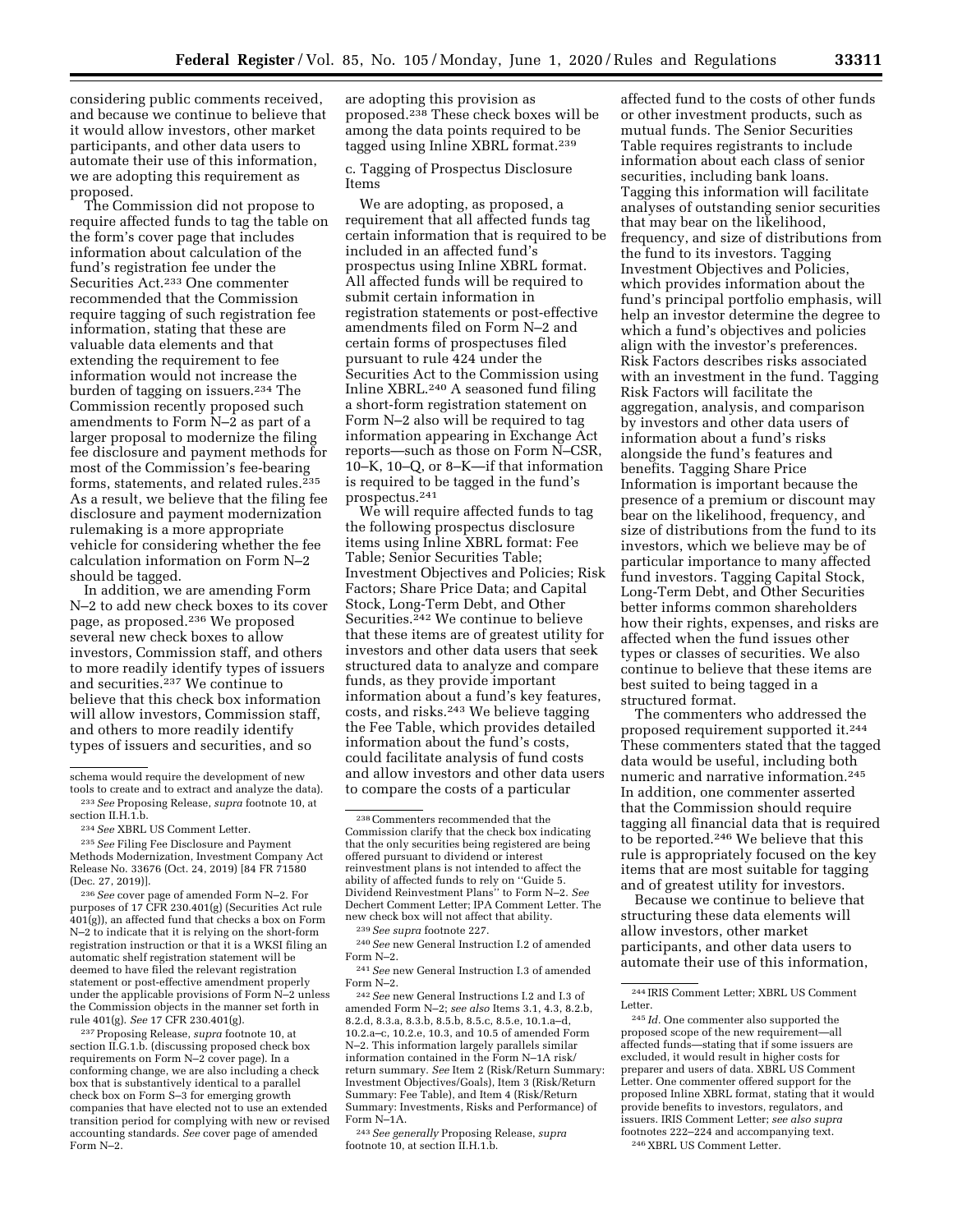considering public comments received, and because we continue to believe that it would allow investors, other market participants, and other data users to automate their use of this information, we are adopting this requirement as proposed.

The Commission did not propose to require affected funds to tag the table on the form's cover page that includes information about calculation of the fund's registration fee under the Securities Act.[233] One commenter recommended that the Commission require tagging of such registration fee information, stating that these are valuable data elements and that extending the requirement to fee information would not increase the burden of tagging on issuers.[234] The Commission recently proposed such amendments to Form N–2 as part of a larger proposal to modernize the filing fee disclosure and payment methods for most of the Commission's fee-bearing forms, statements, and related rules.[235] As a result, we believe that the filing fee disclosure and payment modernization rulemaking is a more appropriate vehicle for considering whether the fee calculation information on Form N–2 should be tagged.

In addition, we are amending Form N–2 to add new check boxes to its cover page, as proposed.[236] We proposed several new check boxes to allow investors, Commission staff, and others to more readily identify types of issuers and securities.[237] We continue to believe that this check box information will allow investors, Commission staff, and others to more readily identify types of issuers and securities, and so are adopting this provision as proposed.[238] These check boxes will be among the data points required to be tagged using Inline XBRL format.[239]

c. Tagging of Prospectus Disclosure Items

We are adopting, as proposed, a requirement that all affected funds tag certain information that is required to be included in an affected fund's prospectus using Inline XBRL format. All affected funds will be required to submit certain information in registration statements or post-effective amendments filed on Form N–2 and certain forms of prospectuses filed pursuant to rule 424 under the Securities Act to the Commission using Inline XBRL.[240] A seasoned fund filing a short-form registration statement on Form N–2 also will be required to tag information appearing in Exchange Act reports—such as those on Form N–CSR, 10–K, 10–Q, or 8–K—if that information is required to be tagged in the fund's prospectus.[241]

We will require affected funds to tag the following prospectus disclosure items using Inline XBRL format: Fee Table; Senior Securities Table; Investment Objectives and Policies; Risk Factors; Share Price Data; and Capital Stock, Long-Term Debt, and Other Securities.[242] We continue to believe that these items are of greatest utility for investors and other data users that seek structured data to analyze and compare funds, as they provide important information about a fund's key features, costs, and risks.[243] We believe tagging the Fee Table, which provides detailed information about the fund's costs, could facilitate analysis of fund costs and allow investors and other data users to compare the costs of a particular affected fund to the costs of other funds or other investment products, such as mutual funds. The Senior Securities Table requires registrants to include information about each class of senior securities, including bank loans. Tagging this information will facilitate analyses of outstanding senior securities that may bear on the likelihood, frequency, and size of distributions from the fund to its investors. Tagging Investment Objectives and Policies, which provides information about the fund's principal portfolio emphasis, will help an investor determine the degree to which a fund's objectives and policies align with the investor's preferences. Risk Factors describes risks associated with an investment in the fund. Tagging Risk Factors will facilitate the aggregation, analysis, and comparison by investors and other data users of information about a fund's risks alongside the fund's features and benefits. Tagging Share Price Information is important because the presence of a premium or discount may bear on the likelihood, frequency, and size of distributions from the fund to its investors, which we believe may be of particular importance to many affected fund investors. Tagging Capital Stock, Long-Term Debt, and Other Securities better informs common shareholders how their rights, expenses, and risks are affected when the fund issues other types or classes of securities. We also continue to believe that these items are best suited to being tagged in a structured format.

The commenters who addressed the proposed requirement supported it.[244] These commenters stated that the tagged data would be useful, including both numeric and narrative information.[245] In addition, one commenter asserted that the Commission should require tagging all financial data that is required to be reported.[246] We believe that this rule is appropriately focused on the key items that are most suitable for tagging and of greatest utility for investors.

Because we continue to believe that structuring these data elements will allow investors, other market participants, and other data users to automate their use of this information,

---

schema would require the development of new tools to create and to extract and analyze the data).

[233] *See* Proposing Release, *supra* footnote 10, at section II.H.1.b.

[234] *See* XBRL US Comment Letter.

[235] *See* Filing Fee Disclosure and Payment Methods Modernization, Investment Company Act Release No. 33676 (Oct. 24, 2019) [84 FR 71580 (Dec. 27, 2019)].

[236] *See* cover page of amended Form N–2. For purposes of 17 CFR 230.401(g) (Securities Act rule 401(g)), an affected fund that checks a box on Form N–2 to indicate that it is relying on the short-form registration instruction or that it is a WKSI filing an automatic shelf registration statement will be deemed to have filed the relevant registration statement or post-effective amendment properly under the applicable provisions of Form N–2 unless the Commission objects in the manner set forth in rule 401(g). *See* 17 CFR 230.401(g).

[237] Proposing Release, *supra* footnote 10, at section II.G.1.b. (discussing proposed check box requirements on Form N–2 cover page). In a conforming change, we are also including a check box that is substantively identical to a parallel check box on Form S–3 for emerging growth companies that have elected not to use an extended transition period for complying with new or revised accounting standards. *See* cover page of amended Form N–2.

[238] Commenters recommended that the Commission clarify that the check box indicating that the only securities being registered are being offered pursuant to dividend or interest reinvestment plans is not intended to affect the ability of affected funds to rely on "Guide 5. Dividend Reinvestment Plans" to Form N–2. *See* Dechert Comment Letter; IPA Comment Letter. The new check box will not affect that ability.

[239] *See supra* footnote 227.

[240] *See* new General Instruction I.2 of amended Form N–2.

[241] *See* new General Instruction I.3 of amended Form N–2.

[242] *See* new General Instructions I.2 and I.3 of amended Form N–2; *see also* Items 3.1, 4.3, 8.2.b, 8.2.d, 8.3.a, 8.3.b, 8.5.b, 8.5.c, 8.5.e, 10.1.a–d, 10.2.a–c, 10.2.e, 10.3, and 10.5 of amended Form N–2. This information largely parallels similar information contained in the Form N–1A risk/return summary. *See* Item 2 (Risk/Return Summary: Investment Objectives/Goals), Item 3 (Risk/Return Summary: Fee Table), and Item 4 (Risk/Return Summary: Investments, Risks and Performance) of Form N–1A.

[243] *See generally* Proposing Release, *supra* footnote 10, at section II.H.1.b.

[244] IRIS Comment Letter; XBRL US Comment Letter.

[245] *Id*. One commenter also supported the proposed scope of the new requirement—all affected funds—stating that if some issuers are excluded, it would result in higher costs for preparer and users of data. XBRL US Comment Letter. One commenter offered support for the proposed Inline XBRL format, stating that it would provide benefits to investors, regulators, and issuers. IRIS Comment Letter; *see also supra* footnotes 222–224 and accompanying text.

[246] XBRL US Comment Letter.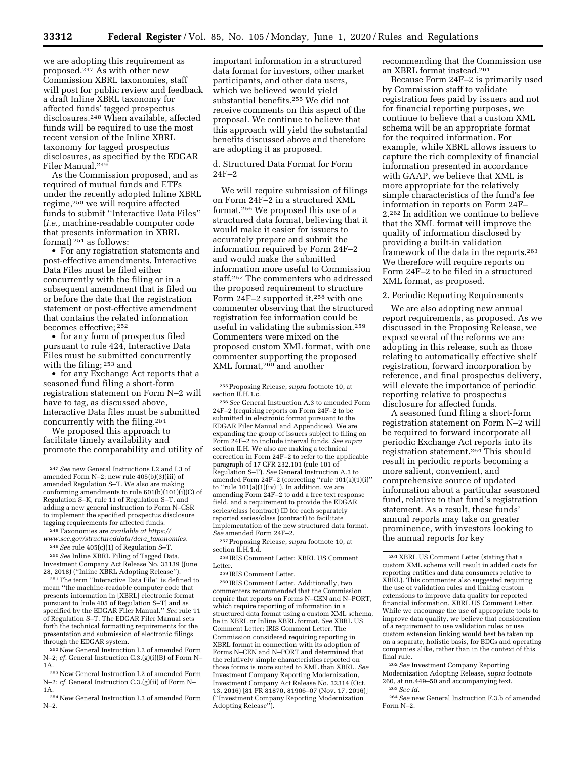we are adopting this requirement as proposed.[247] As with other new Commission XBRL taxonomies, staff will post for public review and feedback a draft Inline XBRL taxonomy for affected funds' tagged prospectus disclosures.[248] When available, affected funds will be required to use the most recent version of the Inline XBRL taxonomy for tagged prospectus disclosures, as specified by the EDGAR Filer Manual.[249]

As the Commission proposed, and as required of mutual funds and ETFs under the recently adopted Inline XBRL regime,[250] we will require affected funds to submit ''Interactive Data Files'' (*i.e.,* machine-readable computer code that presents information in XBRL format) [251] as follows:

- For any registration statements and post-effective amendments, Interactive Data Files must be filed either concurrently with the filing or in a subsequent amendment that is filed on or before the date that the registration statement or post-effective amendment that contains the related information becomes effective; [252]
- for any form of prospectus filed pursuant to rule 424, Interactive Data Files must be submitted concurrently with the filing; [253] and
- for any Exchange Act reports that a seasoned fund filing a short-form registration statement on Form N–2 will have to tag, as discussed above, Interactive Data files must be submitted concurrently with the filing.[254]

We proposed this approach to facilitate timely availability and promote the comparability and utility of important information in a structured data format for investors, other market participants, and other data users, which we believed would yield substantial benefits.[255] We did not receive comments on this aspect of the proposal. We continue to believe that this approach will yield the substantial benefits discussed above and therefore are adopting it as proposed.

d. Structured Data Format for Form 24F–2

We will require submission of filings on Form 24F–2 in a structured XML format.[256] We proposed this use of a structured data format, believing that it would make it easier for issuers to accurately prepare and submit the information required by Form 24F–2 and would make the submitted information more useful to Commission staff.[257] The commenters who addressed the proposed requirement to structure Form 24F–2 supported it,[258] with one commenter observing that the structured registration fee information could be useful in validating the submission.[259] Commenters were mixed on the proposed custom XML format, with one commenter supporting the proposed XML format,[260] and another recommending that the Commission use an XBRL format instead.[261]

Because Form 24F–2 is primarily used by Commission staff to validate registration fees paid by issuers and not for financial reporting purposes, we continue to believe that a custom XML schema will be an appropriate format for the required information. For example, while XBRL allows issuers to capture the rich complexity of financial information presented in accordance with GAAP, we believe that XML is more appropriate for the relatively simple characteristics of the fund's fee information in reports on Form 24F–2.[262] In addition we continue to believe that the XML format will improve the quality of information disclosed by providing a built-in validation framework of the data in the reports.[263] We therefore will require reports on Form 24F–2 to be filed in a structured XML format, as proposed.

2. Periodic Reporting Requirements

We are also adopting new annual report requirements, as proposed. As we discussed in the Proposing Release, we expect several of the reforms we are adopting in this release, such as those relating to automatically effective shelf registration, forward incorporation by reference, and final prospectus delivery, will elevate the importance of periodic reporting relative to prospectus disclosure for affected funds.

A seasoned fund filing a short-form registration statement on Form N–2 will be required to forward incorporate all periodic Exchange Act reports into its registration statement.[264] This should result in periodic reports becoming a more salient, convenient, and comprehensive source of updated information about a particular seasoned fund, relative to that fund's registration statement. As a result, these funds' annual reports may take on greater prominence, with investors looking to the annual reports for key

---

[247] *See* new General Instructions I.2 and I.3 of amended Form N–2; new rule 405(b)(3)(iii) of amended Regulation S–T. We also are making conforming amendments to rule 601(b)(101)(i)(C) of Regulation S–K, rule 11 of Regulation S–T, and adding a new general instruction to Form N–CSR to implement the specified prospectus disclosure tagging requirements for affected funds.

[248] Taxonomies are *available at https://www.sec.gov/structureddata/dera_taxonomies.*

[249] *See* rule 405(c)(1) of Regulation S–T.

[250] *See* Inline XBRL Filing of Tagged Data, Investment Company Act Release No. 33139 (June 28, 2018) (''Inline XBRL Adopting Release'').

[251] The term ''Interactive Data File'' is defined to mean ''the machine-readable computer code that presents information in [XBRL] electronic format pursuant to [rule 405 of Regulation S–T] and as specified by the EDGAR Filer Manual.'' *See* rule 11 of Regulation S–T. The EDGAR Filer Manual sets forth the technical formatting requirements for the presentation and submission of electronic filings through the EDGAR system.

[252] New General Instruction I.2 of amended Form N–2; *cf.* General Instruction C.3.(g)(i)(B) of Form N–1A.

[253] New General Instruction I.2 of amended Form N–2; *cf.* General Instruction C.3.(g)(ii) of Form N–1A.

[254] New General Instruction I.3 of amended Form N–2.

[255] Proposing Release, *supra* footnote 10, at section II.H.1.c.

[256] *See* General Instruction A.3 to amended Form 24F–2 (requiring reports on Form 24F–2 to be submitted in electronic format pursuant to the EDGAR Filer Manual and Appendices). We are expanding the group of issuers subject to filing on Form 24F–2 to include interval funds. *See supra* section II.H. We also are making a technical correction in Form 24F–2 to refer to the applicable paragraph of 17 CFR 232.101 (rule 101 of Regulation S–T). *See* General Instruction A.3 to amended Form 24F–2 (correcting ''rule 101(a)(1)(i)'' to ''rule 101(a)(1)(iv)''). In addition, we are amending Form 24F–2 to add a free text response field, and a requirement to provide the EDGAR series/class (contract) ID for each separately reported series/class (contract) to facilitate implementation of the new structured data format. *See* amended Form 24F–2.

[257] Proposing Release, *supra* footnote 10, at section II.H.1.d.

[258] IRIS Comment Letter; XBRL US Comment Letter.

[259] IRIS Comment Letter.

[260] IRIS Comment Letter. Additionally, two commenters recommended that the Commission require that reports on Forms N–CEN and N–PORT, which require reporting of information in a structured data format using a custom XML schema, be in XBRL or Inline XBRL format. *See* XBRL US Comment Letter; IRIS Comment Letter. The Commission considered requiring reporting in XBRL format in connection with its adoption of Forms N–CEN and N–PORT and determined that the relatively simple characteristics reported on those forms is more suited to XML than XBRL. *See* Investment Company Reporting Modernization, Investment Company Act Release No. 32314 (Oct. 13, 2016) [81 FR 81870, 81906–07 (Nov. 17, 2016)] (''Investment Company Reporting Modernization Adopting Release'').

[261] XBRL US Comment Letter (stating that a custom XML schema will result in added costs for reporting entities and data consumers relative to XBRL). This commenter also suggested requiring the use of validation rules and linking custom extensions to improve data quality for reported financial information. XBRL US Comment Letter. While we encourage the use of appropriate tools to improve data quality, we believe that consideration of a requirement to use validation rules or use custom extension linking would best be taken up on a separate, holistic basis, for BDCs and operating companies alike, rather than in the context of this final rule.

[262] *See* Investment Company Reporting Modernization Adopting Release, *supra* footnote 260, at nn.449–50 and accompanying text.

[263] *See id.*

[264] *See* new General Instruction F.3.b of amended Form N–2.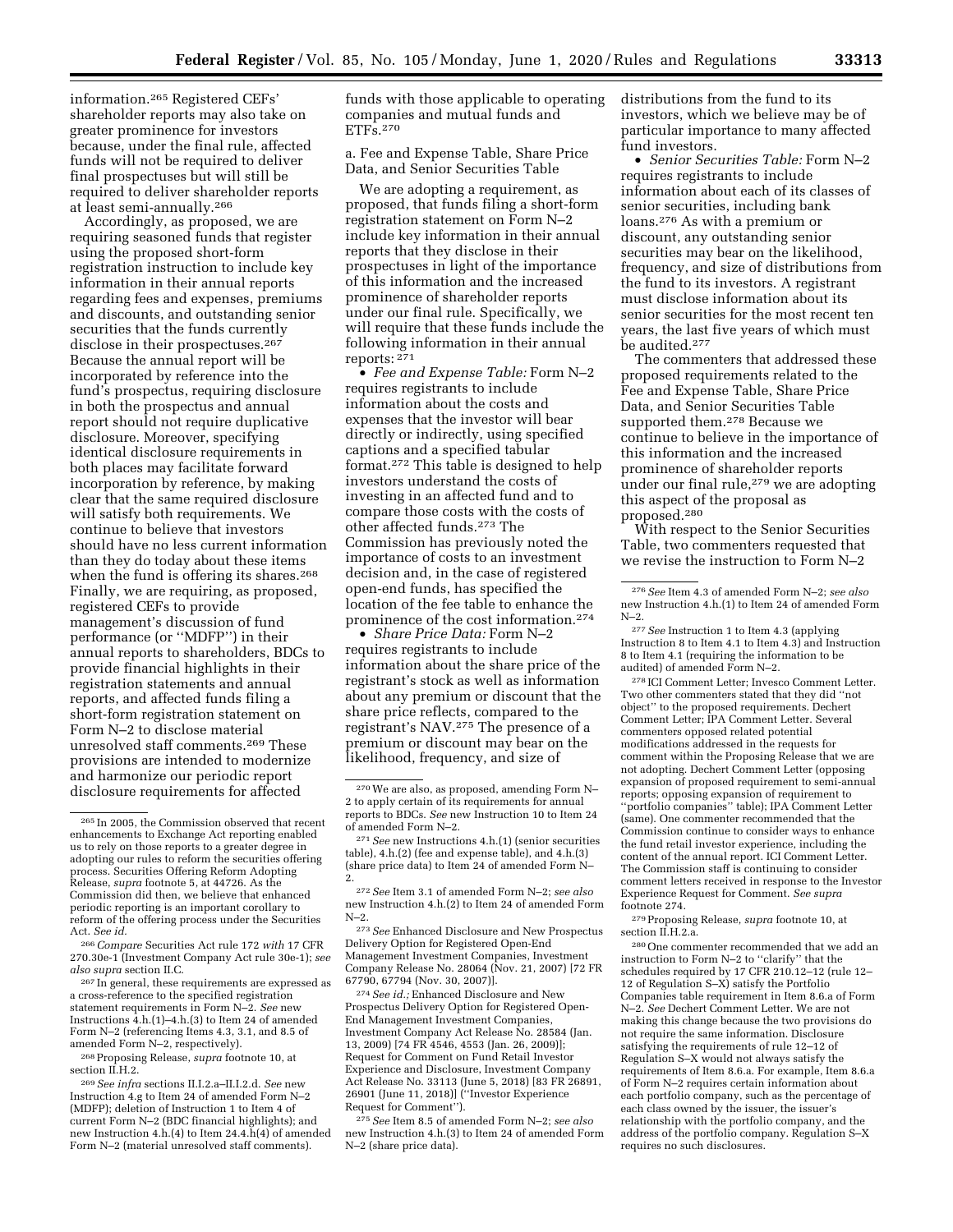information.[265] Registered CEFs' shareholder reports may also take on greater prominence for investors because, under the final rule, affected funds will not be required to deliver final prospectuses but will still be required to deliver shareholder reports at least semi-annually.[266]

Accordingly, as proposed, we are requiring seasoned funds that register using the proposed short-form registration instruction to include key information in their annual reports regarding fees and expenses, premiums and discounts, and outstanding senior securities that the funds currently disclose in their prospectuses.[267] Because the annual report will be incorporated by reference into the fund's prospectus, requiring disclosure in both the prospectus and annual report should not require duplicative disclosure. Moreover, specifying identical disclosure requirements in both places may facilitate forward incorporation by reference, by making clear that the same required disclosure will satisfy both requirements. We continue to believe that investors should have no less current information than they do today about these items when the fund is offering its shares.[268] Finally, we are requiring, as proposed, registered CEFs to provide management's discussion of fund performance (or ''MDFP'') in their annual reports to shareholders, BDCs to provide financial highlights in their registration statements and annual reports, and affected funds filing a short-form registration statement on Form N–2 to disclose material unresolved staff comments.[269] These provisions are intended to modernize and harmonize our periodic report disclosure requirements for affected funds with those applicable to operating companies and mutual funds and ETFs.[270]

a. Fee and Expense Table, Share Price Data, and Senior Securities Table

We are adopting a requirement, as proposed, that funds filing a short-form registration statement on Form N–2 include key information in their annual reports that they disclose in their prospectuses in light of the importance of this information and the increased prominence of shareholder reports under our final rule. Specifically, we will require that these funds include the following information in their annual reports: [271]

- *Fee and Expense Table:* Form N–2 requires registrants to include information about the costs and expenses that the investor will bear directly or indirectly, using specified captions and a specified tabular format.[272] This table is designed to help investors understand the costs of investing in an affected fund and to compare those costs with the costs of other affected funds.[273] The Commission has previously noted the importance of costs to an investment decision and, in the case of registered open-end funds, has specified the location of the fee table to enhance the prominence of the cost information.[274]
- *Share Price Data:* Form N–2 requires registrants to include information about the share price of the registrant's stock as well as information about any premium or discount that the share price reflects, compared to the registrant's NAV.[275] The presence of a premium or discount may bear on the likelihood, frequency, and size of distributions from the fund to its investors, which we believe may be of particular importance to many affected fund investors.
- *Senior Securities Table:* Form N–2 requires registrants to include information about each of its classes of senior securities, including bank loans.[276] As with a premium or discount, any outstanding senior securities may bear on the likelihood, frequency, and size of distributions from the fund to its investors. A registrant must disclose information about its senior securities for the most recent ten years, the last five years of which must be audited.[277]

The commenters that addressed these proposed requirements related to the Fee and Expense Table, Share Price Data, and Senior Securities Table supported them.[278] Because we continue to believe in the importance of this information and the increased prominence of shareholder reports under our final rule,[279] we are adopting this aspect of the proposal as proposed.[280]

With respect to the Senior Securities Table, two commenters requested that we revise the instruction to Form N–2

---

[265] In 2005, the Commission observed that recent enhancements to Exchange Act reporting enabled us to rely on those reports to a greater degree in adopting our rules to reform the securities offering process. Securities Offering Reform Adopting Release, *supra* footnote 5, at 44726. As the Commission did then, we believe that enhanced periodic reporting is an important corollary to reform of the offering process under the Securities Act. *See id.*

[266] *Compare* Securities Act rule 172 *with* 17 CFR 270.30e-1 (Investment Company Act rule 30e-1); *see also supra* section II.C.

[267] In general, these requirements are expressed as a cross-reference to the specified registration statement requirements in Form N–2. *See* new Instructions 4.h.(1)–4.h.(3) to Item 24 of amended Form N–2 (referencing Items 4.3, 3.1, and 8.5 of amended Form N–2, respectively).

[268] Proposing Release, *supra* footnote 10, at section II.H.2.

[269] *See infra* sections II.I.2.a–II.I.2.d. *See* new Instruction 4.g to Item 24 of amended Form N–2 (MDFP); deletion of Instruction 1 to Item 4 of current Form N–2 (BDC financial highlights); and new Instruction 4.h.(4) to Item 24.4.h(4) of amended Form N–2 (material unresolved staff comments).

[270] We are also, as proposed, amending Form N–2 to apply certain of its requirements for annual reports to BDCs. *See* new Instruction 10 to Item 24 of amended Form N–2.

[271] *See* new Instructions 4.h.(1) (senior securities table), 4.h.(2) (fee and expense table), and 4.h.(3) (share price data) to Item 24 of amended Form N–2.

[272] *See* Item 3.1 of amended Form N–2; *see also* new Instruction 4.h.(2) to Item 24 of amended Form N–2.

[273] *See* Enhanced Disclosure and New Prospectus Delivery Option for Registered Open-End Management Investment Companies, Investment Company Release No. 28064 (Nov. 21, 2007) [72 FR 67790, 67794 (Nov. 30, 2007)].

[274] *See id.;* Enhanced Disclosure and New Prospectus Delivery Option for Registered Open-End Management Investment Companies, Investment Company Act Release No. 28584 (Jan. 13, 2009) [74 FR 4546, 4553 (Jan. 26, 2009)]; Request for Comment on Fund Retail Investor Experience and Disclosure, Investment Company Act Release No. 33113 (June 5, 2018) [83 FR 26891, 26901 (June 11, 2018)] (''Investor Experience Request for Comment'').

[275] *See* Item 8.5 of amended Form N–2; *see also* new Instruction 4.h.(3) to Item 24 of amended Form N–2 (share price data).

[276] *See* Item 4.3 of amended Form N–2; *see also* new Instruction 4.h.(1) to Item 24 of amended Form N–2.

[277] *See* Instruction 1 to Item 4.3 (applying Instruction 8 to Item 4.1 to Item 4.3) and Instruction 8 to Item 4.1 (requiring the information to be audited) of amended Form N–2.

[278] ICI Comment Letter; Invesco Comment Letter. Two other commenters stated that they did ''not object'' to the proposed requirements. Dechert Comment Letter; IPA Comment Letter. Several commenters opposed related potential modifications addressed in the requests for comment within the Proposing Release that we are not adopting. Dechert Comment Letter (opposing expansion of proposed requirement to semi-annual reports; opposing expansion of requirement to ''portfolio companies'' table); IPA Comment Letter (same). One commenter recommended that the Commission continue to consider ways to enhance the fund retail investor experience, including the content of the annual report. ICI Comment Letter. The Commission staff is continuing to consider comment letters received in response to the Investor Experience Request for Comment. *See supra* footnote 274.

[279] Proposing Release, *supra* footnote 10, at section II.H.2.a.

[280] One commenter recommended that we add an instruction to Form N–2 to ''clarify'' that the schedules required by 17 CFR 210.12–12 (rule 12–12 of Regulation S–X) satisfy the Portfolio Companies table requirement in Item 8.6.a of Form N–2. *See* Dechert Comment Letter. We are not making this change because the two provisions do not require the same information. Disclosure satisfying the requirements of rule 12–12 of Regulation S–X would not always satisfy the requirements of Item 8.6.a. For example, Item 8.6.a of Form N–2 requires certain information about each portfolio company, such as the percentage of each class owned by the issuer, the issuer's relationship with the portfolio company, and the address of the portfolio company. Regulation S–X requires no such disclosures.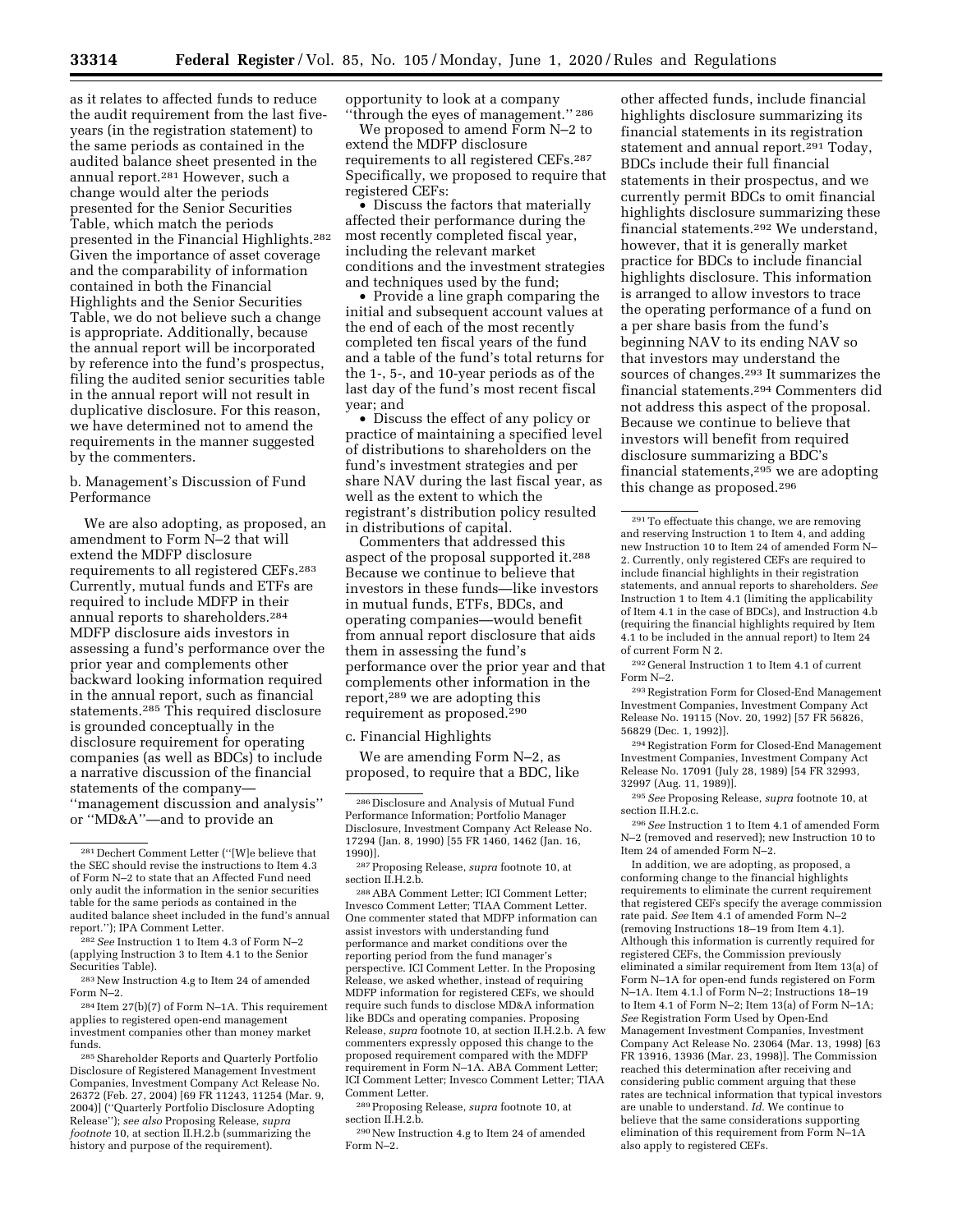as it relates to affected funds to reduce the audit requirement from the last five-years (in the registration statement) to the same periods as contained in the audited balance sheet presented in the annual report.[281] However, such a change would alter the periods presented for the Senior Securities Table, which match the periods presented in the Financial Highlights.[282] Given the importance of asset coverage and the comparability of information contained in both the Financial Highlights and the Senior Securities Table, we do not believe such a change is appropriate. Additionally, because the annual report will be incorporated by reference into the fund's prospectus, filing the audited senior securities table in the annual report will not result in duplicative disclosure. For this reason, we have determined not to amend the requirements in the manner suggested by the commenters.

b. Management's Discussion of Fund Performance

We are also adopting, as proposed, an amendment to Form N–2 that will extend the MDFP disclosure requirements to all registered CEFs.[283] Currently, mutual funds and ETFs are required to include MDFP in their annual reports to shareholders.[284] MDFP disclosure aids investors in assessing a fund's performance over the prior year and complements other backward looking information required in the annual report, such as financial statements.[285] This required disclosure is grounded conceptually in the disclosure requirement for operating companies (as well as BDCs) to include a narrative discussion of the financial statements of the company—"management discussion and analysis" or "MD&A"—and to provide an opportunity to look at a company "through the eyes of management." [286]

We proposed to amend Form N–2 to extend the MDFP disclosure requirements to all registered CEFs.[287] Specifically, we proposed to require that registered CEFs:

- Discuss the factors that materially affected their performance during the most recently completed fiscal year, including the relevant market conditions and the investment strategies and techniques used by the fund;
- Provide a line graph comparing the initial and subsequent account values at the end of each of the most recently completed ten fiscal years of the fund and a table of the fund's total returns for the 1-, 5-, and 10-year periods as of the last day of the fund's most recent fiscal year; and
- Discuss the effect of any policy or practice of maintaining a specified level of distributions to shareholders on the fund's investment strategies and per share NAV during the last fiscal year, as well as the extent to which the registrant's distribution policy resulted in distributions of capital.

Commenters that addressed this aspect of the proposal supported it.[288] Because we continue to believe that investors in these funds—like investors in mutual funds, ETFs, BDCs, and operating companies—would benefit from annual report disclosure that aids them in assessing the fund's performance over the prior year and that complements other information in the report,[289] we are adopting this requirement as proposed.[290]

c. Financial Highlights

We are amending Form N–2, as proposed, to require that a BDC, like other affected funds, include financial highlights disclosure summarizing its financial statements in its registration statement and annual report.[291] Today, BDCs include their full financial statements in their prospectus, and we currently permit BDCs to omit financial highlights disclosure summarizing these financial statements.[292] We understand, however, that it is generally market practice for BDCs to include financial highlights disclosure. This information is arranged to allow investors to trace the operating performance of a fund on a per share basis from the fund's beginning NAV to its ending NAV so that investors may understand the sources of changes.[293] It summarizes the financial statements.[294] Commenters did not address this aspect of the proposal. Because we continue to believe that investors will benefit from required disclosure summarizing a BDC's financial statements,[295] we are adopting this change as proposed.[296]

---

[281] Dechert Comment Letter ("[W]e believe that the SEC should revise the instructions to Item 4.3 of Form N–2 to state that an Affected Fund need only audit the information in the senior securities table for the same periods as contained in the audited balance sheet included in the fund's annual report."); IPA Comment Letter.

[282] *See* Instruction 1 to Item 4.3 of Form N–2 (applying Instruction 3 to Item 4.1 to the Senior Securities Table).

[283] New Instruction 4.g to Item 24 of amended Form N–2.

[284] Item 27(b)(7) of Form N–1A. This requirement applies to registered open-end management investment companies other than money market funds.

[285] Shareholder Reports and Quarterly Portfolio Disclosure of Registered Management Investment Companies, Investment Company Act Release No. 26372 (Feb. 27, 2004) [69 FR 11243, 11254 (Mar. 9, 2004)] ("Quarterly Portfolio Disclosure Adopting Release"); *see also* Proposing Release, *supra footnote* 10, at section II.H.2.b (summarizing the history and purpose of the requirement).

[286] Disclosure and Analysis of Mutual Fund Performance Information; Portfolio Manager Disclosure, Investment Company Act Release No. 17294 (Jan. 8, 1990) [55 FR 1460, 1462 (Jan. 16, 1990)].

[287] Proposing Release, *supra* footnote 10, at section II.H.2.b.

[288] ABA Comment Letter; ICI Comment Letter; Invesco Comment Letter; TIAA Comment Letter. One commenter stated that MDFP information can assist investors with understanding fund performance and market conditions over the reporting period from the fund manager's perspective. ICI Comment Letter. In the Proposing Release, we asked whether, instead of requiring MDFP information for registered CEFs, we should require such funds to disclose MD&A information like BDCs and operating companies. Proposing Release, *supra* footnote 10, at section II.H.2.b. A few commenters expressly opposed this change to the proposed requirement compared with the MDFP requirement in Form N–1A. ABA Comment Letter; ICI Comment Letter; Invesco Comment Letter; TIAA Comment Letter.

[289] Proposing Release, *supra* footnote 10, at section II.H.2.b.

[290] New Instruction 4.g to Item 24 of amended Form N–2.

[291] To effectuate this change, we are removing and reserving Instruction 1 to Item 4, and adding new Instruction 10 to Item 24 of amended Form N–2. Currently, only registered CEFs are required to include financial highlights in their registration statements, and annual reports to shareholders. *See* Instruction 1 to Item 4.1 (limiting the applicability of Item 4.1 in the case of BDCs), and Instruction 4.b (requiring the financial highlights required by Item 4.1 to be included in the annual report) to Item 24 of current Form N 2.

[292] General Instruction 1 to Item 4.1 of current Form N–2.

[293] Registration Form for Closed-End Management Investment Companies, Investment Company Act Release No. 19115 (Nov. 20, 1992) [57 FR 56826, 56829 (Dec. 1, 1992)].

[294] Registration Form for Closed-End Management Investment Companies, Investment Company Act Release No. 17091 (July 28, 1989) [54 FR 32993, 32997 (Aug. 11, 1989)].

[295] *See* Proposing Release, *supra* footnote 10, at section II.H.2.c.

[296] *See* Instruction 1 to Item 4.1 of amended Form N–2 (removed and reserved); new Instruction 10 to Item 24 of amended Form N–2.

In addition, we are adopting, as proposed, a conforming change to the financial highlights requirements to eliminate the current requirement that registered CEFs specify the average commission rate paid. *See* Item 4.1 of amended Form N–2 (removing Instructions 18–19 from Item 4.1). Although this information is currently required for registered CEFs, the Commission previously eliminated a similar requirement from Item 13(a) of Form N–1A for open-end funds registered on Form N–1A. Item 4.1.l of Form N–2; Instructions 18–19 to Item 4.1 of Form N–2; Item 13(a) of Form N–1A; *See* Registration Form Used by Open-End Management Investment Companies, Investment Company Act Release No. 23064 (Mar. 13, 1998) [63 FR 13916, 13936 (Mar. 23, 1998)]. The Commission reached this determination after receiving and considering public comment arguing that these rates are technical information that typical investors are unable to understand. *Id.* We continue to believe that the same considerations supporting elimination of this requirement from Form N–1A also apply to registered CEFs.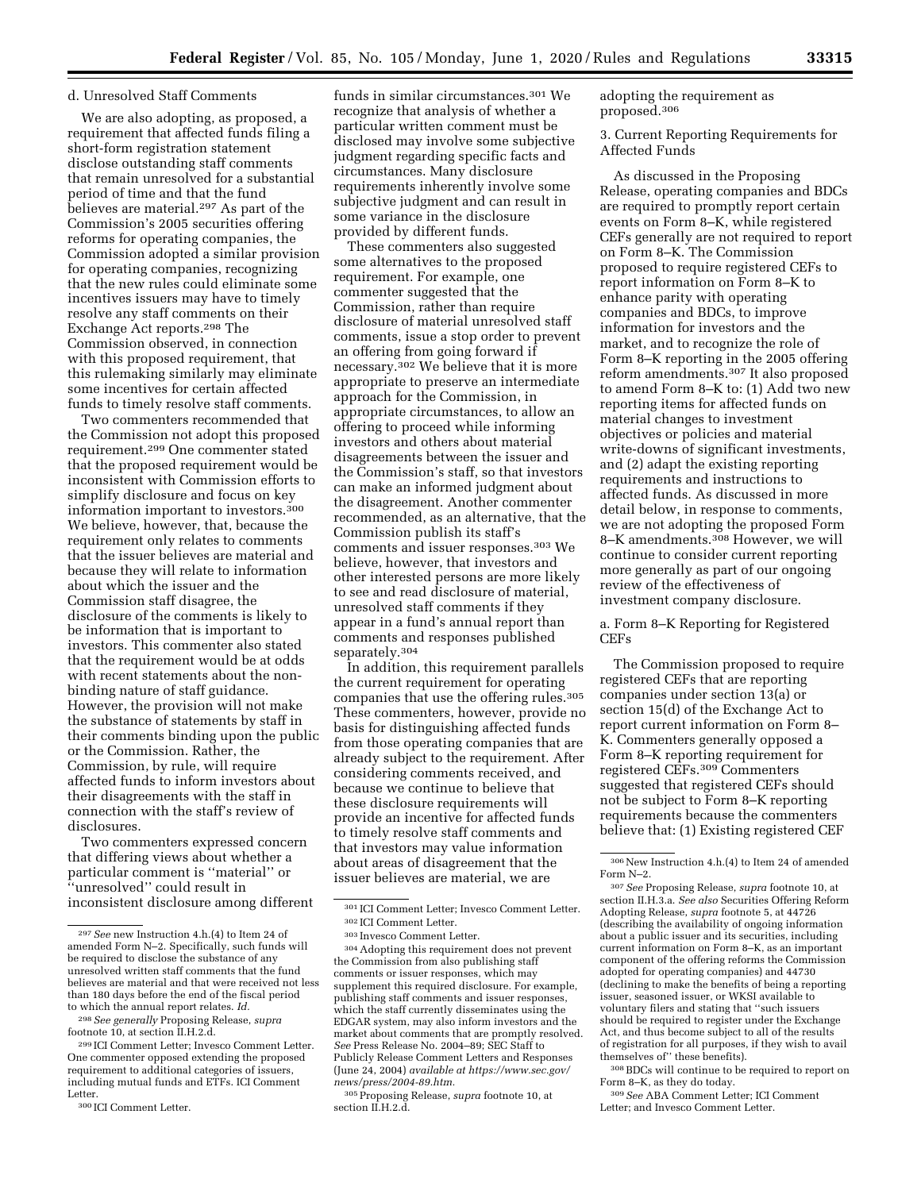d. Unresolved Staff Comments

We are also adopting, as proposed, a requirement that affected funds filing a short-form registration statement disclose outstanding staff comments that remain unresolved for a substantial period of time and that the fund believes are material.[297] As part of the Commission's 2005 securities offering reforms for operating companies, the Commission adopted a similar provision for operating companies, recognizing that the new rules could eliminate some incentives issuers may have to timely resolve any staff comments on their Exchange Act reports.[298] The Commission observed, in connection with this proposed requirement, that this rulemaking similarly may eliminate some incentives for certain affected funds to timely resolve staff comments.

Two commenters recommended that the Commission not adopt this proposed requirement.[299] One commenter stated that the proposed requirement would be inconsistent with Commission efforts to simplify disclosure and focus on key information important to investors.[300] We believe, however, that, because the requirement only relates to comments that the issuer believes are material and because they will relate to information about which the issuer and the Commission staff disagree, the disclosure of the comments is likely to be information that is important to investors. This commenter also stated that the requirement would be at odds with recent statements about the non-binding nature of staff guidance. However, the provision will not make the substance of statements by staff in their comments binding upon the public or the Commission. Rather, the Commission, by rule, will require affected funds to inform investors about their disagreements with the staff in connection with the staff's review of disclosures.

Two commenters expressed concern that differing views about whether a particular comment is "material" or "unresolved" could result in inconsistent disclosure among different funds in similar circumstances.[301] We recognize that analysis of whether a particular written comment must be disclosed may involve some subjective judgment regarding specific facts and circumstances. Many disclosure requirements inherently involve some subjective judgment and can result in some variance in the disclosure provided by different funds.

These commenters also suggested some alternatives to the proposed requirement. For example, one commenter suggested that the Commission, rather than require disclosure of material unresolved staff comments, issue a stop order to prevent an offering from going forward if necessary.[302] We believe that it is more appropriate to preserve an intermediate approach for the Commission, in appropriate circumstances, to allow an offering to proceed while informing investors and others about material disagreements between the issuer and the Commission's staff, so that investors can make an informed judgment about the disagreement. Another commenter recommended, as an alternative, that the Commission publish its staff's comments and issuer responses.[303] We believe, however, that investors and other interested persons are more likely to see and read disclosure of material, unresolved staff comments if they appear in a fund's annual report than comments and responses published separately.[304]

In addition, this requirement parallels the current requirement for operating companies that use the offering rules.[305] These commenters, however, provide no basis for distinguishing affected funds from those operating companies that are already subject to the requirement. After considering comments received, and because we continue to believe that these disclosure requirements will provide an incentive for affected funds to timely resolve staff comments and that investors may value information about areas of disagreement that the issuer believes are material, we are adopting the requirement as proposed.[306]

3. Current Reporting Requirements for Affected Funds

As discussed in the Proposing Release, operating companies and BDCs are required to promptly report certain events on Form 8–K, while registered CEFs generally are not required to report on Form 8–K. The Commission proposed to require registered CEFs to report information on Form 8–K to enhance parity with operating companies and BDCs, to improve information for investors and the market, and to recognize the role of Form 8–K reporting in the 2005 offering reform amendments.[307] It also proposed to amend Form 8–K to: (1) Add two new reporting items for affected funds on material changes to investment objectives or policies and material write-downs of significant investments, and (2) adapt the existing reporting requirements and instructions to affected funds. As discussed in more detail below, in response to comments, we are not adopting the proposed Form 8–K amendments.[308] However, we will continue to consider current reporting more generally as part of our ongoing review of the effectiveness of investment company disclosure.

a. Form 8–K Reporting for Registered CEFs

The Commission proposed to require registered CEFs that are reporting companies under section 13(a) or section 15(d) of the Exchange Act to report current information on Form 8–K. Commenters generally opposed a Form 8–K reporting requirement for registered CEFs.[309] Commenters suggested that registered CEFs should not be subject to Form 8–K reporting requirements because the commenters believe that: (1) Existing registered CEF

---

[297] *See* new Instruction 4.h.(4) to Item 24 of amended Form N–2. Specifically, such funds will be required to disclose the substance of any unresolved written staff comments that the fund believes are material and that were received not less than 180 days before the end of the fiscal period to which the annual report relates. *Id.*

[298] *See generally* Proposing Release, *supra* footnote 10, at section II.H.2.d.

[299] ICI Comment Letter; Invesco Comment Letter. One commenter opposed extending the proposed requirement to additional categories of issuers, including mutual funds and ETFs. ICI Comment Letter.

[300] ICI Comment Letter.

[301] ICI Comment Letter; Invesco Comment Letter.

[302] ICI Comment Letter.

[303] Invesco Comment Letter.

[304] Adopting this requirement does not prevent the Commission from also publishing staff comments or issuer responses, which may supplement this required disclosure. For example, publishing staff comments and issuer responses, which the staff currently disseminates using the EDGAR system, may also inform investors and the market about comments that are promptly resolved. *See* Press Release No. 2004–89; SEC Staff to Publicly Release Comment Letters and Responses (June 24, 2004) *available at https://www.sec.gov/news/press/2004-89.htm.*

[305] Proposing Release, *supra* footnote 10, at section II.H.2.d.

[306] New Instruction 4.h.(4) to Item 24 of amended Form N–2.

[307] *See* Proposing Release, *supra* footnote 10, at section II.H.3.a. *See also* Securities Offering Reform Adopting Release, *supra* footnote 5, at 44726 (describing the availability of ongoing information about a public issuer and its securities, including current information on Form 8–K, as an important component of the offering reforms the Commission adopted for operating companies) and 44730 (declining to make the benefits of being a reporting issuer, seasoned issuer, or WKSI available to voluntary filers and stating that "such issuers should be required to register under the Exchange Act, and thus become subject to all of the results of registration for all purposes, if they wish to avail themselves of" these benefits).

[308] BDCs will continue to be required to report on Form 8–K, as they do today.

[309] *See* ABA Comment Letter; ICI Comment Letter; and Invesco Comment Letter.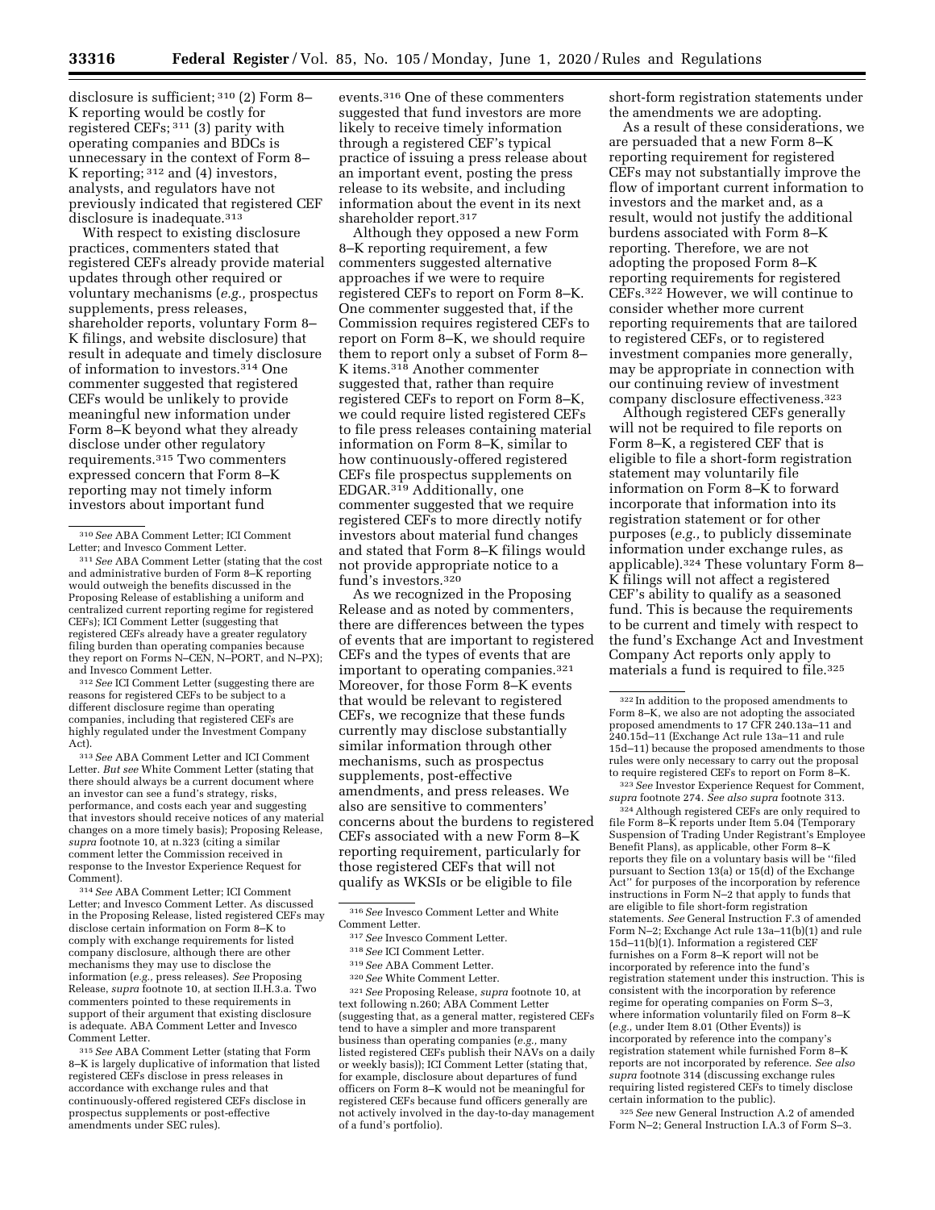disclosure is sufficient; [310] (2) Form 8–K reporting would be costly for registered CEFs; [311] (3) parity with operating companies and BDCs is unnecessary in the context of Form 8–K reporting; [312] and (4) investors, analysts, and regulators have not previously indicated that registered CEF disclosure is inadequate.[313]

With respect to existing disclosure practices, commenters stated that registered CEFs already provide material updates through other required or voluntary mechanisms (*e.g.,* prospectus supplements, press releases, shareholder reports, voluntary Form 8–K filings, and website disclosure) that result in adequate and timely disclosure of information to investors.[314] One commenter suggested that registered CEFs would be unlikely to provide meaningful new information under Form 8–K beyond what they already disclose under other regulatory requirements.[315] Two commenters expressed concern that Form 8–K reporting may not timely inform investors about important fund events.[316] One of these commenters suggested that fund investors are more likely to receive timely information through a registered CEF's typical practice of issuing a press release about an important event, posting the press release to its website, and including information about the event in its next shareholder report.[317]

Although they opposed a new Form 8–K reporting requirement, a few commenters suggested alternative approaches if we were to require registered CEFs to report on Form 8–K. One commenter suggested that, if the Commission requires registered CEFs to report on Form 8–K, we should require them to report only a subset of Form 8–K items.[318] Another commenter suggested that, rather than require registered CEFs to report on Form 8–K, we could require listed registered CEFs to file press releases containing material information on Form 8–K, similar to how continuously-offered registered CEFs file prospectus supplements on EDGAR.[319] Additionally, one commenter suggested that we require registered CEFs to more directly notify investors about material fund changes and stated that Form 8–K filings would not provide appropriate notice to a fund's investors.[320]

As we recognized in the Proposing Release and as noted by commenters, there are differences between the types of events that are important to registered CEFs and the types of events that are important to operating companies.[321] Moreover, for those Form 8–K events that would be relevant to registered CEFs, we recognize that these funds currently may disclose substantially similar information through other mechanisms, such as prospectus supplements, post-effective amendments, and press releases. We also are sensitive to commenters' concerns about the burdens to registered CEFs associated with a new Form 8–K reporting requirement, particularly for those registered CEFs that will not qualify as WKSIs or be eligible to file short-form registration statements under the amendments we are adopting.

As a result of these considerations, we are persuaded that a new Form 8–K reporting requirement for registered CEFs may not substantially improve the flow of important current information to investors and the market and, as a result, would not justify the additional burdens associated with Form 8–K reporting. Therefore, we are not adopting the proposed Form 8–K reporting requirements for registered CEFs.[322] However, we will continue to consider whether more current reporting requirements that are tailored to registered CEFs, or to registered investment companies more generally, may be appropriate in connection with our continuing review of investment company disclosure effectiveness.[323]

Although registered CEFs generally will not be required to file reports on Form 8–K, a registered CEF that is eligible to file a short-form registration statement may voluntarily file information on Form 8–K to forward incorporate that information into its registration statement or for other purposes (*e.g.,* to publicly disseminate information under exchange rules, as applicable).[324] These voluntary Form 8–K filings will not affect a registered CEF's ability to qualify as a seasoned fund. This is because the requirements to be current and timely with respect to the fund's Exchange Act and Investment Company Act reports only apply to materials a fund is required to file.[325]

---

[310] *See* ABA Comment Letter; ICI Comment Letter; and Invesco Comment Letter.

[311] *See* ABA Comment Letter (stating that the cost and administrative burden of Form 8–K reporting would outweigh the benefits discussed in the Proposing Release of establishing a uniform and centralized current reporting regime for registered CEFs); ICI Comment Letter (suggesting that registered CEFs already have a greater regulatory filing burden than operating companies because they report on Forms N–CEN, N–PORT, and N–PX); and Invesco Comment Letter.

[312] *See* ICI Comment Letter (suggesting there are reasons for registered CEFs to be subject to a different disclosure regime than operating companies, including that registered CEFs are highly regulated under the Investment Company Act).

[313] *See* ABA Comment Letter and ICI Comment Letter. *But see* White Comment Letter (stating that there should always be a current document where an investor can see a fund's strategy, risks, performance, and costs each year and suggesting that investors should receive notices of any material changes on a more timely basis); Proposing Release, *supra* footnote 10, at n.323 (citing a similar comment letter the Commission received in response to the Investor Experience Request for Comment).

[314] *See* ABA Comment Letter; ICI Comment Letter; and Invesco Comment Letter. As discussed in the Proposing Release, listed registered CEFs may disclose certain information on Form 8–K to comply with exchange requirements for listed company disclosure, although there are other mechanisms they may use to disclose the information (*e.g.,* press releases). *See* Proposing Release, *supra* footnote 10, at section II.H.3.a. Two commenters pointed to these requirements in support of their argument that existing disclosure is adequate. ABA Comment Letter and Invesco Comment Letter.

[315] *See* ABA Comment Letter (stating that Form 8–K is largely duplicative of information that listed registered CEFs disclose in press releases in accordance with exchange rules and that continuously-offered registered CEFs disclose in prospectus supplements or post-effective amendments under SEC rules).

[316] *See* Invesco Comment Letter and White Comment Letter.

[317] *See* Invesco Comment Letter.

[318] *See* ICI Comment Letter.

[319] *See* ABA Comment Letter.

[320] *See* White Comment Letter.

[321] *See* Proposing Release, *supra* footnote 10, at text following n.260; ABA Comment Letter (suggesting that, as a general matter, registered CEFs tend to have a simpler and more transparent business than operating companies (*e.g.,* many listed registered CEFs publish their NAVs on a daily or weekly basis)); ICI Comment Letter (stating that, for example, disclosure about departures of fund officers on Form 8–K would not be meaningful for registered CEFs because fund officers generally are not actively involved in the day-to-day management of a fund's portfolio).

[322] In addition to the proposed amendments to Form 8–K, we also are not adopting the associated proposed amendments to 17 CFR 240.13a–11 and 240.15d–11 (Exchange Act rule 13a–11 and rule 15d–11) because the proposed amendments to those rules were only necessary to carry out the proposal to require registered CEFs to report on Form 8–K.

[323] *See* Investor Experience Request for Comment, *supra* footnote 274. *See also supra* footnote 313.

[324] Although registered CEFs are only required to file Form 8–K reports under Item 5.04 (Temporary Suspension of Trading Under Registrant's Employee Benefit Plans), as applicable, other Form 8–K reports they file on a voluntary basis will be "filed pursuant to Section 13(a) or 15(d) of the Exchange Act" for purposes of the incorporation by reference instructions in Form N–2 that apply to funds that are eligible to file short-form registration statements. *See* General Instruction F.3 of amended Form N–2; Exchange Act rule 13a–11(b)(1) and rule 15d–11(b)(1). Information a registered CEF furnishes on a Form 8–K report will not be incorporated by reference into the fund's registration statement under this instruction. This is consistent with the incorporation by reference regime for operating companies on Form S–3, where information voluntarily filed on Form 8–K (*e.g.,* under Item 8.01 (Other Events)) is incorporated by reference into the company's registration statement while furnished Form 8–K reports are not incorporated by reference. *See also supra* footnote 314 (discussing exchange rules requiring listed registered CEFs to timely disclose certain information to the public).

[325] *See* new General Instruction A.2 of amended Form N–2; General Instruction I.A.3 of Form S–3.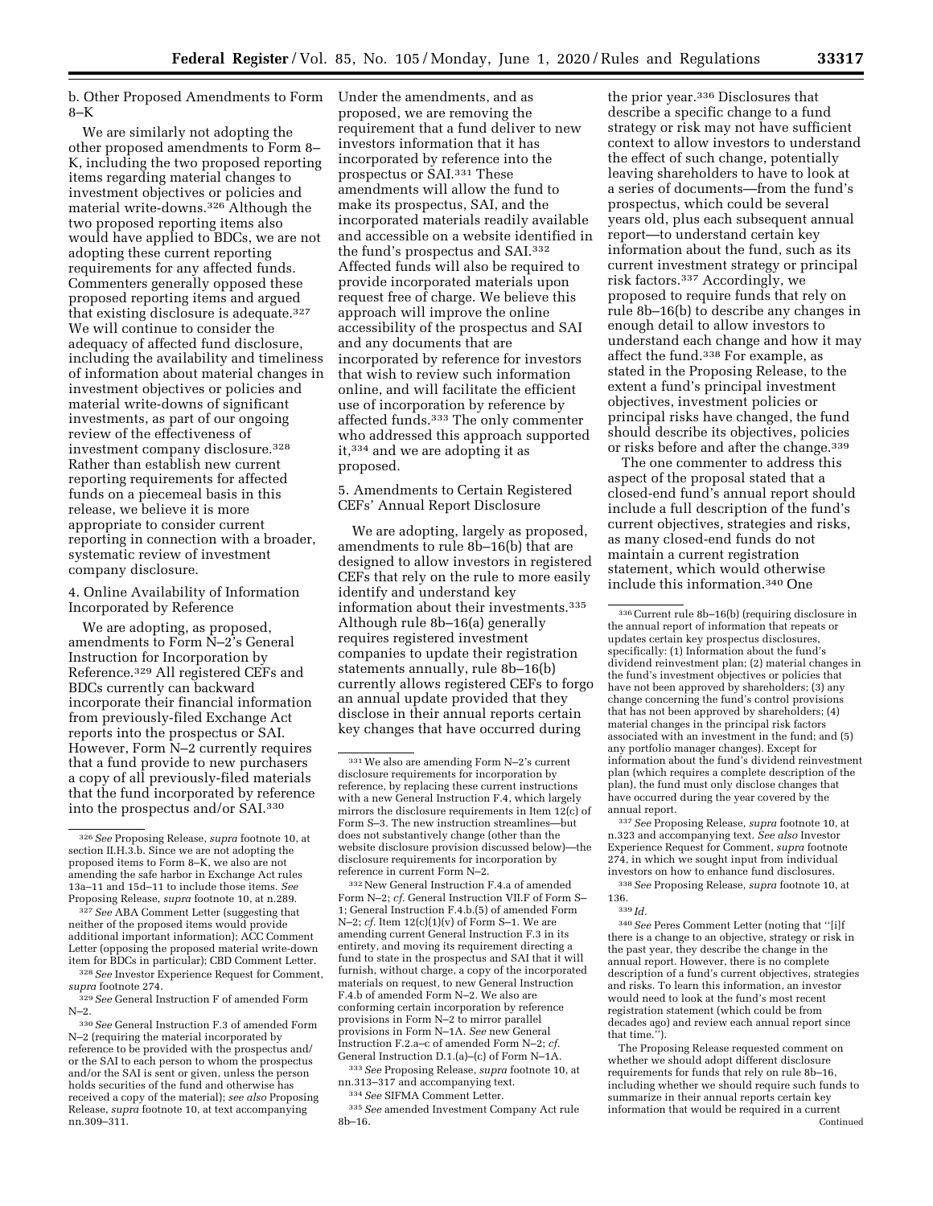b. Other Proposed Amendments to Form 8–K

We are similarly not adopting the other proposed amendments to Form 8–K, including the two proposed reporting items regarding material changes to investment objectives or policies and material write-downs.[326] Although the two proposed reporting items also would have applied to BDCs, we are not adopting these current reporting requirements for any affected funds. Commenters generally opposed these proposed reporting items and argued that existing disclosure is adequate.[327] We will continue to consider the adequacy of affected fund disclosure, including the availability and timeliness of information about material changes in investment objectives or policies and material write-downs of significant investments, as part of our ongoing review of the effectiveness of investment company disclosure.[328] Rather than establish new current reporting requirements for affected funds on a piecemeal basis in this release, we believe it is more appropriate to consider current reporting in connection with a broader, systematic review of investment company disclosure.

4. Online Availability of Information Incorporated by Reference

We are adopting, as proposed, amendments to Form N–2's General Instruction for Incorporation by Reference.[329] All registered CEFs and BDCs currently can backward incorporate their financial information from previously-filed Exchange Act reports into the prospectus or SAI. However, Form N–2 currently requires that a fund provide to new purchasers a copy of all previously-filed materials that the fund incorporated by reference into the prospectus and/or SAI.[330] Under the amendments, and as proposed, we are removing the requirement that a fund deliver to new investors information that it has incorporated by reference into the prospectus or SAI.[331] These amendments will allow the fund to make its prospectus, SAI, and the incorporated materials readily available and accessible on a website identified in the fund's prospectus and SAI.[332] Affected funds will also be required to provide incorporated materials upon request free of charge. We believe this approach will improve the online accessibility of the prospectus and SAI and any documents that are incorporated by reference for investors that wish to review such information online, and will facilitate the efficient use of incorporation by reference by affected funds.[333] The only commenter who addressed this approach supported it,[334] and we are adopting it as proposed.

5. Amendments to Certain Registered CEFs' Annual Report Disclosure

We are adopting, largely as proposed, amendments to rule 8b–16(b) that are designed to allow investors in registered CEFs that rely on the rule to more easily identify and understand key information about their investments.[335] Although rule 8b–16(a) generally requires registered investment companies to update their registration statements annually, rule 8b–16(b) currently allows registered CEFs to forgo an annual update provided that they disclose in their annual reports certain key changes that have occurred during the prior year.[336] Disclosures that describe a specific change to a fund strategy or risk may not have sufficient context to allow investors to understand the effect of such change, potentially leaving shareholders to have to look at a series of documents—from the fund's prospectus, which could be several years old, plus each subsequent annual report—to understand certain key information about the fund, such as its current investment strategy or principal risk factors.[337] Accordingly, we proposed to require funds that rely on rule 8b–16(b) to describe any changes in enough detail to allow investors to understand each change and how it may affect the fund.[338] For example, as stated in the Proposing Release, to the extent a fund's principal investment objectives, investment policies or principal risks have changed, the fund should describe its objectives, policies or risks before and after the change.[339]

The one commenter to address this aspect of the proposal stated that a closed-end fund's annual report should include a full description of the fund's current objectives, strategies and risks, as many closed-end funds do not maintain a current registration statement, which would otherwise include this information.[340] One

---

[326] *See* Proposing Release, *supra* footnote 10, at section II.H.3.b. Since we are not adopting the proposed items to Form 8–K, we also are not amending the safe harbor in Exchange Act rules 13a–11 and 15d–11 to include those items. *See* Proposing Release, *supra* footnote 10, at n.289.

[327] *See* ABA Comment Letter (suggesting that neither of the proposed items would provide additional important information); ACC Comment Letter (opposing the proposed material write-down item for BDCs in particular); CBD Comment Letter.

[328] *See* Investor Experience Request for Comment, *supra* footnote 274.

[329] *See* General Instruction F of amended Form N–2.

[330] *See* General Instruction F.3 of amended Form N–2 (requiring the material incorporated by reference to be provided with the prospectus and/or the SAI to each person to whom the prospectus and/or the SAI is sent or given, unless the person holds securities of the fund and otherwise has received a copy of the material); *see also* Proposing Release, *supra* footnote 10, at text accompanying nn.309–311.

[331] We also are amending Form N–2's current disclosure requirements for incorporation by reference, by replacing these current instructions with a new General Instruction F.4, which largely mirrors the disclosure requirements in Item 12(c) of Form S–3. The new instruction streamlines—but does not substantively change (other than the website disclosure provision discussed below)—the disclosure requirements for incorporation by reference in current Form N–2.

[332] New General Instruction F.4.a of amended Form N–2; *cf.* General Instruction VII.F of Form S–1; General Instruction F.4.b.(5) of amended Form N–2; *cf.* Item 12(c)(1)(v) of Form S–1. We are amending current General Instruction F.3 in its entirety, and moving its requirement directing a fund to state in the prospectus and SAI that it will furnish, without charge, a copy of the incorporated materials on request, to new General Instruction F.4.b of amended Form N–2. We also are conforming certain incorporation by reference provisions in Form N–2 to mirror parallel provisions in Form N–1A. *See* new General Instruction F.2.a–c of amended Form N–2; *cf.* General Instruction D.1.(a)–(c) of Form N–1A.

[333] *See* Proposing Release, *supra* footnote 10, at nn.313–317 and accompanying text.

[334] *See* SIFMA Comment Letter.

[335] *See* amended Investment Company Act rule 8b–16.

[336] Current rule 8b–16(b) (requiring disclosure in the annual report of information that repeats or updates certain key prospectus disclosures, specifically: (1) Information about the fund's dividend reinvestment plan; (2) material changes in the fund's investment objectives or policies that have not been approved by shareholders; (3) any change concerning the fund's control provisions that has not been approved by shareholders; (4) material changes in the principal risk factors associated with an investment in the fund; and (5) any portfolio manager changes). Except for information about the fund's dividend reinvestment plan (which requires a complete description of the plan), the fund must only disclose changes that have occurred during the year covered by the annual report.

[337] *See* Proposing Release, *supra* footnote 10, at n.323 and accompanying text. *See also* Investor Experience Request for Comment, *supra* footnote 274, in which we sought input from individual investors on how to enhance fund disclosures.

[338] *See* Proposing Release, *supra* footnote 10, at 136.

[339] *Id.*

[340] *See* Peres Comment Letter (noting that ''[i]f there is a change to an objective, strategy or risk in the past year, they describe the change in the annual report. However, there is no complete description of a fund's current objectives, strategies and risks. To learn this information, an investor would need to look at the fund's most recent registration statement (which could be from decades ago) and review each annual report since that time.'').

The Proposing Release requested comment on whether we should adopt different disclosure requirements for funds that rely on rule 8b–16, including whether we should require such funds to summarize in their annual reports certain key information that would be required in a current

Continued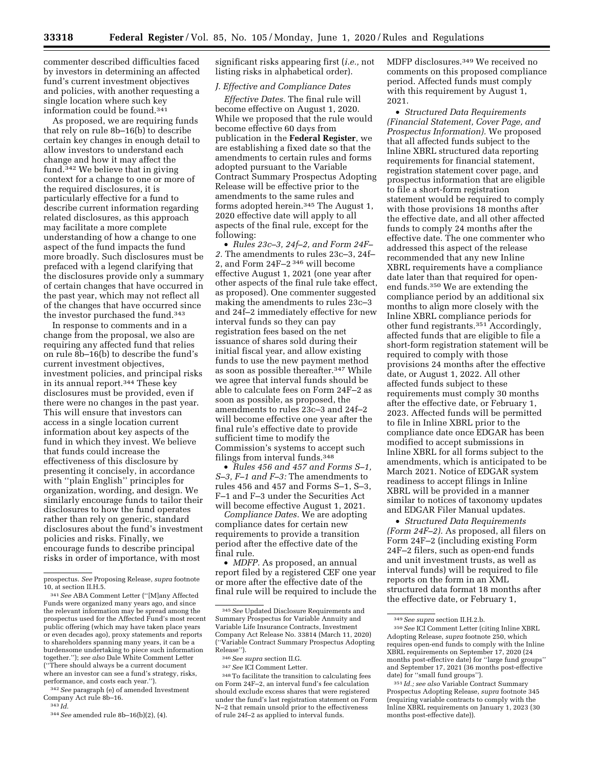commenter described difficulties faced by investors in determining an affected fund's current investment objectives and policies, with another requesting a single location where such key information could be found.[341]

As proposed, we are requiring funds that rely on rule 8b–16(b) to describe certain key changes in enough detail to allow investors to understand each change and how it may affect the fund.[342] We believe that in giving context for a change to one or more of the required disclosures, it is particularly effective for a fund to describe current information regarding related disclosures, as this approach may facilitate a more complete understanding of how a change to one aspect of the fund impacts the fund more broadly. Such disclosures must be prefaced with a legend clarifying that the disclosures provide only a summary of certain changes that have occurred in the past year, which may not reflect all of the changes that have occurred since the investor purchased the fund.[343]

In response to comments and in a change from the proposal, we also are requiring any affected fund that relies on rule 8b–16(b) to describe the fund's current investment objectives, investment policies, and principal risks in its annual report.[344] These key disclosures must be provided, even if there were no changes in the past year. This will ensure that investors can access in a single location current information about key aspects of the fund in which they invest. We believe that funds could increase the effectiveness of this disclosure by presenting it concisely, in accordance with ''plain English'' principles for organization, wording, and design. We similarly encourage funds to tailor their disclosures to how the fund operates rather than rely on generic, standard disclosures about the fund's investment policies and risks. Finally, we encourage funds to describe principal risks in order of importance, with most significant risks appearing first (*i.e.,* not listing risks in alphabetical order).

### *J. Effective and Compliance Dates*

*Effective Dates.* The final rule will become effective on August 1, 2020. While we proposed that the rule would become effective 60 days from publication in the **Federal Register**, we are establishing a fixed date so that the amendments to certain rules and forms adopted pursuant to the Variable Contract Summary Prospectus Adopting Release will be effective prior to the amendments to the same rules and forms adopted herein.[345] The August 1, 2020 effective date will apply to all aspects of the final rule, except for the following:

- *Rules 23c–3, 24f–2, and Form 24F–2.* The amendments to rules 23c–3, 24f–2, and Form 24F–2 [346] will become effective August 1, 2021 (one year after other aspects of the final rule take effect, as proposed). One commenter suggested making the amendments to rules 23c–3 and 24f–2 immediately effective for new interval funds so they can pay registration fees based on the net issuance of shares sold during their initial fiscal year, and allow existing funds to use the new payment method as soon as possible thereafter.[347] While we agree that interval funds should be able to calculate fees on Form 24F–2 as soon as possible, as proposed, the amendments to rules 23c–3 and 24f–2 will become effective one year after the final rule's effective date to provide sufficient time to modify the Commission's systems to accept such filings from interval funds.[348]
- *Rules 456 and 457 and Forms S–1, S–3, F–1 and F–3:* The amendments to rules 456 and 457 and Forms S–1, S–3, F–1 and F–3 under the Securities Act will become effective August 1, 2021.

*Compliance Dates.* We are adopting compliance dates for certain new requirements to provide a transition period after the effective date of the final rule.

- *MDFP.* As proposed, an annual report filed by a registered CEF one year or more after the effective date of the final rule will be required to include the MDFP disclosures.[349] We received no comments on this proposed compliance period. Affected funds must comply with this requirement by August 1, 2021.
- *Structured Data Requirements (Financial Statement, Cover Page, and Prospectus Information).* We proposed that all affected funds subject to the Inline XBRL structured data reporting requirements for financial statement, registration statement cover page, and prospectus information that are eligible to file a short-form registration statement would be required to comply with those provisions 18 months after the effective date, and all other affected funds to comply 24 months after the effective date. The one commenter who addressed this aspect of the release recommended that any new Inline XBRL requirements have a compliance date later than that required for open-end funds.[350] We are extending the compliance period by an additional six months to align more closely with the Inline XBRL compliance periods for other fund registrants.[351] Accordingly, affected funds that are eligible to file a short-form registration statement will be required to comply with those provisions 24 months after the effective date, or August 1, 2022. All other affected funds subject to these requirements must comply 30 months after the effective date, or February 1, 2023. Affected funds will be permitted to file in Inline XBRL prior to the compliance date once EDGAR has been modified to accept submissions in Inline XBRL for all forms subject to the amendments, which is anticipated to be March 2021. Notice of EDGAR system readiness to accept filings in Inline XBRL will be provided in a manner similar to notices of taxonomy updates and EDGAR Filer Manual updates.
- *Structured Data Requirements (Form 24F–2).* As proposed, all filers on Form 24F–2 (including existing Form 24F–2 filers, such as open-end funds and unit investment trusts, as well as interval funds) will be required to file reports on the form in an XML structured data format 18 months after the effective date, or February 1,

---

prospectus. *See* Proposing Release, *supra* footnote 10, at section II.H.5.

[341] *See* ABA Comment Letter (''[M]any Affected Funds were organized many years ago, and since the relevant information may be spread among the prospectus used for the Affected Fund's most recent public offering (which may have taken place years or even decades ago), proxy statements and reports to shareholders spanning many years, it can be a burdensome undertaking to piece such information together.''); *see also* Dale White Comment Letter (''There should always be a current document where an investor can see a fund's strategy, risks, performance, and costs each year.'').

[342] *See* paragraph (e) of amended Investment Company Act rule 8b–16.

[343] *Id.*

[344] *See* amended rule 8b–16(b)(2), (4).

[345] *See* Updated Disclosure Requirements and Summary Prospectus for Variable Annuity and Variable Life Insurance Contracts, Investment Company Act Release No. 33814 (March 11, 2020) (''Variable Contract Summary Prospectus Adopting Release'').

[346] *See supra* section II.G.

[347] *See* ICI Comment Letter.

[348] To facilitate the transition to calculating fees on Form 24F–2, an interval fund's fee calculation should exclude excess shares that were registered under the fund's last registration statement on Form N–2 that remain unsold prior to the effectiveness of rule 24f–2 as applied to interval funds.

[349] *See supra* section II.H.2.b.

[350] *See* ICI Comment Letter (citing Inline XBRL Adopting Release, *supra* footnote 250, which requires open-end funds to comply with the Inline XBRL requirements on September 17, 2020 (24 months post-effective date) for ''large fund groups'' and September 17, 2021 (36 months post-effective date) for ''small fund groups'').

[351] *Id.; see also* Variable Contract Summary Prospectus Adopting Release, *supra* footnote 345 (requiring variable contracts to comply with the Inline XBRL requirements on January 1, 2023 (30 months post-effective date)).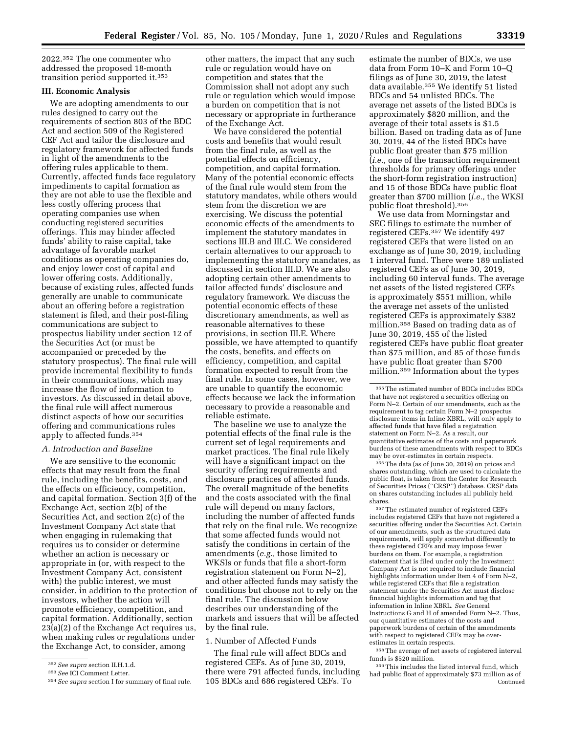2022.[352] The one commenter who addressed the proposed 18-month transition period supported it.[353]

## III. Economic Analysis

We are adopting amendments to our rules designed to carry out the requirements of section 803 of the BDC Act and section 509 of the Registered CEF Act and tailor the disclosure and regulatory framework for affected funds in light of the amendments to the offering rules applicable to them. Currently, affected funds face regulatory impediments to capital formation as they are not able to use the flexible and less costly offering process that operating companies use when conducting registered securities offerings. This may hinder affected funds' ability to raise capital, take advantage of favorable market conditions as operating companies do, and enjoy lower cost of capital and lower offering costs. Additionally, because of existing rules, affected funds generally are unable to communicate about an offering before a registration statement is filed, and their post-filing communications are subject to prospectus liability under section 12 of the Securities Act (or must be accompanied or preceded by the statutory prospectus). The final rule will provide incremental flexibility to funds in their communications, which may increase the flow of information to investors. As discussed in detail above, the final rule will affect numerous distinct aspects of how our securities offering and communications rules apply to affected funds.[354]

### A. Introduction and Baseline

We are sensitive to the economic effects that may result from the final rule, including the benefits, costs, and the effects on efficiency, competition, and capital formation. Section 3(f) of the Exchange Act, section 2(b) of the Securities Act, and section 2(c) of the Investment Company Act state that when engaging in rulemaking that requires us to consider or determine whether an action is necessary or appropriate in (or, with respect to the Investment Company Act, consistent with) the public interest, we must consider, in addition to the protection of investors, whether the action will promote efficiency, competition, and capital formation. Additionally, section 23(a)(2) of the Exchange Act requires us, when making rules or regulations under the Exchange Act, to consider, among other matters, the impact that any such rule or regulation would have on competition and states that the Commission shall not adopt any such rule or regulation which would impose a burden on competition that is not necessary or appropriate in furtherance of the Exchange Act.

We have considered the potential costs and benefits that would result from the final rule, as well as the potential effects on efficiency, competition, and capital formation. Many of the potential economic effects of the final rule would stem from the statutory mandates, while others would stem from the discretion we are exercising. We discuss the potential economic effects of the amendments to implement the statutory mandates in sections III.B and III.C. We considered certain alternatives to our approach to implementing the statutory mandates, as discussed in section III.D. We are also adopting certain other amendments to tailor affected funds' disclosure and regulatory framework. We discuss the potential economic effects of these discretionary amendments, as well as reasonable alternatives to these provisions, in section III.E. Where possible, we have attempted to quantify the costs, benefits, and effects on efficiency, competition, and capital formation expected to result from the final rule. In some cases, however, we are unable to quantify the economic effects because we lack the information necessary to provide a reasonable and reliable estimate.

The baseline we use to analyze the potential effects of the final rule is the current set of legal requirements and market practices. The final rule likely will have a significant impact on the security offering requirements and disclosure practices of affected funds. The overall magnitude of the benefits and the costs associated with the final rule will depend on many factors, including the number of affected funds that rely on the final rule. We recognize that some affected funds would not satisfy the conditions in certain of the amendments (*e.g.,* those limited to WKSIs or funds that file a short-form registration statement on Form N–2), and other affected funds may satisfy the conditions but choose not to rely on the final rule. The discussion below describes our understanding of the markets and issuers that will be affected by the final rule.

#### 1. Number of Affected Funds

The final rule will affect BDCs and registered CEFs. As of June 30, 2019, there were 791 affected funds, including 105 BDCs and 686 registered CEFs. To estimate the number of BDCs, we use data from Form 10–K and Form 10–Q filings as of June 30, 2019, the latest data available.[355] We identify 51 listed BDCs and 54 unlisted BDCs. The average net assets of the listed BDCs is approximately $820 million, and the average of their total assets is $1.5 billion. Based on trading data as of June 30, 2019, 44 of the listed BDCs have public float greater than $75 million (*i.e.,* one of the transaction requirement thresholds for primary offerings under the short-form registration instruction) and 15 of those BDCs have public float greater than $700 million (*i.e.,* the WKSI public float threshold).[356]

We use data from Morningstar and SEC filings to estimate the number of registered CEFs.[357] We identify 497 registered CEFs that were listed on an exchange as of June 30, 2019, including 1 interval fund. There were 189 unlisted registered CEFs as of June 30, 2019, including 60 interval funds. The average net assets of the listed registered CEFs is approximately $551 million, while the average net assets of the unlisted registered CEFs is approximately $382 million.[358] Based on trading data as of June 30, 2019, 455 of the listed registered CEFs have public float greater than $75 million, and 85 of those funds have public float greater than $700 million.[359] Information about the types

---

[352] *See supra* section II.H.1.d.

[353] *See* ICI Comment Letter.

[354] *See supra* section I for summary of final rule.

[355] The estimated number of BDCs includes BDCs that have not registered a securities offering on Form N–2. Certain of our amendments, such as the requirement to tag certain Form N–2 prospectus disclosure items in Inline XBRL, will only apply to affected funds that have filed a registration statement on Form N–2. As a result, our quantitative estimates of the costs and paperwork burdens of these amendments with respect to BDCs may be over-estimates in certain respects.

[356] The data (as of June 30, 2019) on prices and shares outstanding, which are used to calculate the public float, is taken from the Center for Research of Securities Prices ("CRSP") database. CRSP data on shares outstanding includes all publicly held shares.

[357] The estimated number of registered CEFs includes registered CEFs that have not registered a securities offering under the Securities Act. Certain of our amendments, such as the structured data requirements, will apply somewhat differently to these registered CEFs and may impose fewer burdens on them. For example, a registration statement that is filed under only the Investment Company Act is not required to include financial highlights information under Item 4 of Form N–2, while registered CEFs that file a registration statement under the Securities Act must disclose financial highlights information and tag that information in Inline XBRL. *See* General Instructions G and H of amended Form N–2. Thus, our quantitative estimates of the costs and paperwork burdens of certain of the amendments with respect to registered CEFs may be over-estimates in certain respects.

[358] The average of net assets of registered interval funds is $520 million.

[359] This includes the listed interval fund, which had public float of approximately $73 million as of

Continued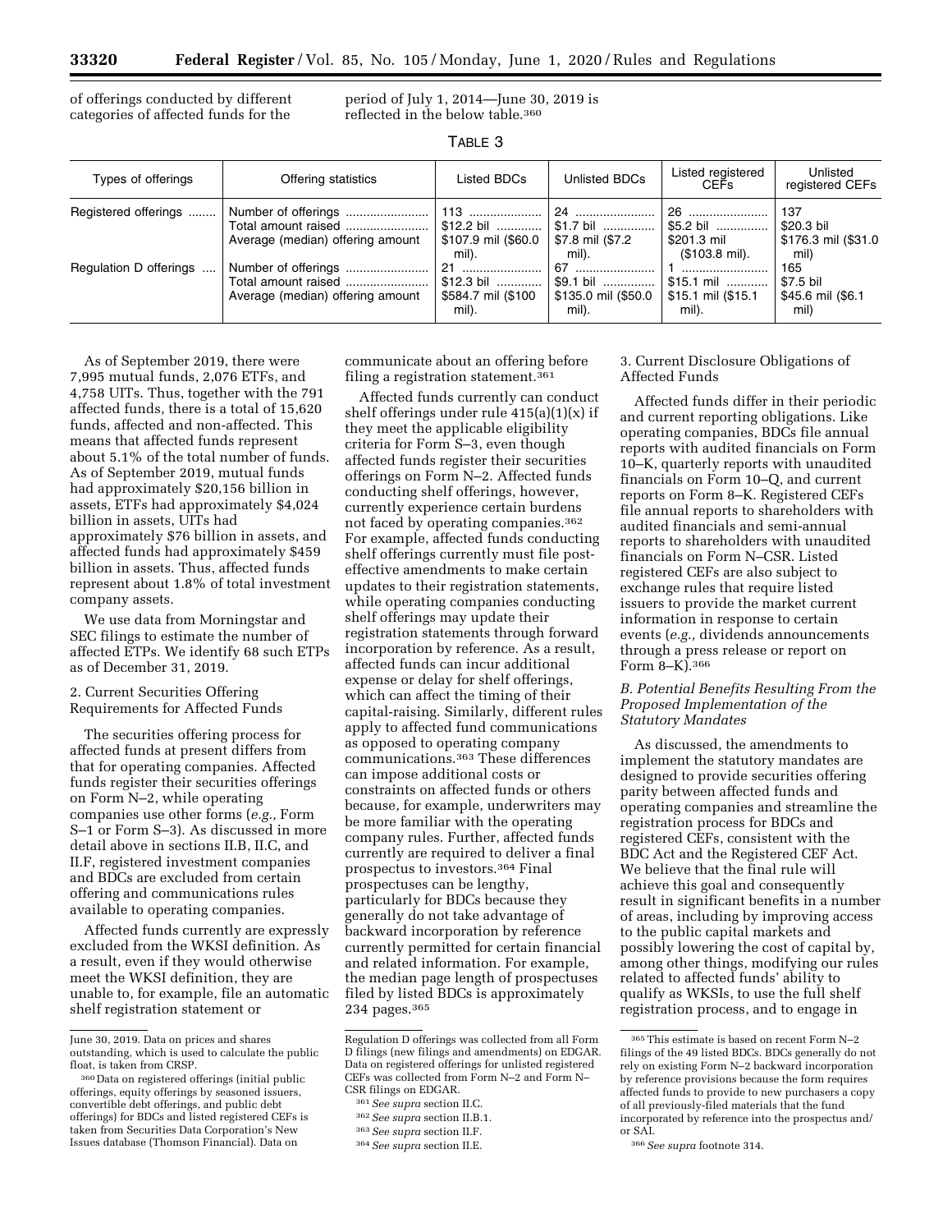of offerings conducted by different categories of affected funds for the period of July 1, 2014—June 30, 2019 is reflected in the below table.[360]

TABLE 3

| Types of offerings | Offering statistics | Listed BDCs | Unlisted BDCs | Listed registered CEFs | Unlisted registered CEFs |
|---|---|---|---|---|---|
| Registered offerings | Number of offerings | 113 | 24 | 26 | 137 |
| | Total amount raised | $12.2 bil | $1.7 bil | $5.2 bil | $20.3 bil |
| | Average (median) offering amount | $107.9 mil ($60.0 mil). | $7.8 mil ($7.2 mil). | $201.3 mil ($103.8 mil). | $176.3 mil ($31.0 mil) |
| Regulation D offerings | Number of offerings | 21 | 67 | 1 | 165 |
| | Total amount raised | $12.3 bil | $9.1 bil | $15.1 mil | $7.5 bil |
| | Average (median) offering amount | $584.7 mil ($100 mil). | $135.0 mil ($50.0 mil). | $15.1 mil ($15.1 mil). | $45.6 mil ($6.1 mil) |

As of September 2019, there were 7,995 mutual funds, 2,076 ETFs, and 4,758 UITs. Thus, together with the 791 affected funds, there is a total of 15,620 funds, affected and non-affected. This means that affected funds represent about 5.1% of the total number of funds. As of September 2019, mutual funds had approximately $20,156 billion in assets, ETFs had approximately $4,024 billion in assets, UITs had approximately $76 billion in assets, and affected funds had approximately $459 billion in assets. Thus, affected funds represent about 1.8% of total investment company assets.

We use data from Morningstar and SEC filings to estimate the number of affected ETPs. We identify 68 such ETPs as of December 31, 2019.

2. Current Securities Offering Requirements for Affected Funds

The securities offering process for affected funds at present differs from that for operating companies. Affected funds register their securities offerings on Form N–2, while operating companies use other forms (*e.g.,* Form S–1 or Form S–3). As discussed in more detail above in sections II.B, II.C, and II.F, registered investment companies and BDCs are excluded from certain offering and communications rules available to operating companies.

Affected funds currently are expressly excluded from the WKSI definition. As a result, even if they would otherwise meet the WKSI definition, they are unable to, for example, file an automatic shelf registration statement or communicate about an offering before filing a registration statement.[361]

Affected funds currently can conduct shelf offerings under rule 415(a)(1)(x) if they meet the applicable eligibility criteria for Form S–3, even though affected funds register their securities offerings on Form N–2. Affected funds conducting shelf offerings, however, currently experience certain burdens not faced by operating companies.[362] For example, affected funds conducting shelf offerings currently must file post-effective amendments to make certain updates to their registration statements, while operating companies conducting shelf offerings may update their registration statements through forward incorporation by reference. As a result, affected funds can incur additional expense or delay for shelf offerings, which can affect the timing of their capital-raising. Similarly, different rules apply to affected fund communications as opposed to operating company communications.[363] These differences can impose additional costs or constraints on affected funds or others because, for example, underwriters may be more familiar with the operating company rules. Further, affected funds currently are required to deliver a final prospectus to investors.[364] Final prospectuses can be lengthy, particularly for BDCs because they generally do not take advantage of backward incorporation by reference currently permitted for certain financial and related information. For example, the median page length of prospectuses filed by listed BDCs is approximately 234 pages.[365]

3. Current Disclosure Obligations of Affected Funds

Affected funds differ in their periodic and current reporting obligations. Like operating companies, BDCs file annual reports with audited financials on Form 10–K, quarterly reports with unaudited financials on Form 10–Q, and current reports on Form 8–K. Registered CEFs file annual reports to shareholders with audited financials and semi-annual reports to shareholders with unaudited financials on Form N–CSR. Listed registered CEFs are also subject to exchange rules that require listed issuers to provide the market current information in response to certain events (*e.g.,* dividends announcements through a press release or report on Form 8–K).[366]

### B. Potential Benefits Resulting From the Proposed Implementation of the Statutory Mandates

As discussed, the amendments to implement the statutory mandates are designed to provide securities offering parity between affected funds and operating companies and streamline the registration process for BDCs and registered CEFs, consistent with the BDC Act and the Registered CEF Act. We believe that the final rule will achieve this goal and consequently result in significant benefits in a number of areas, including by improving access to the public capital markets and possibly lowering the cost of capital by, among other things, modifying our rules related to affected funds' ability to qualify as WKSIs, to use the full shelf registration process, and to engage in

---

June 30, 2019. Data on prices and shares outstanding, which is used to calculate the public float, is taken from CRSP.

[360] Data on registered offerings (initial public offerings, equity offerings by seasoned issuers, convertible debt offerings, and public debt offerings) for BDCs and listed registered CEFs is taken from Securities Data Corporation's New Issues database (Thomson Financial). Data on Regulation D offerings was collected from all Form D filings (new filings and amendments) on EDGAR. Data on registered offerings for unlisted registered CEFs was collected from Form N–2 and Form N–CSR filings on EDGAR.

[361] *See supra* section II.C.

[362] *See supra* section II.B.1.

[363] *See supra* section II.F.

[364] *See supra* section II.E.

[365] This estimate is based on recent Form N–2 filings of the 49 listed BDCs. BDCs generally do not rely on existing Form N–2 backward incorporation by reference provisions because the form requires affected funds to provide to new purchasers a copy of all previously-filed materials that the fund incorporated by reference into the prospectus and/or SAI.

[366] *See supra* footnote 314.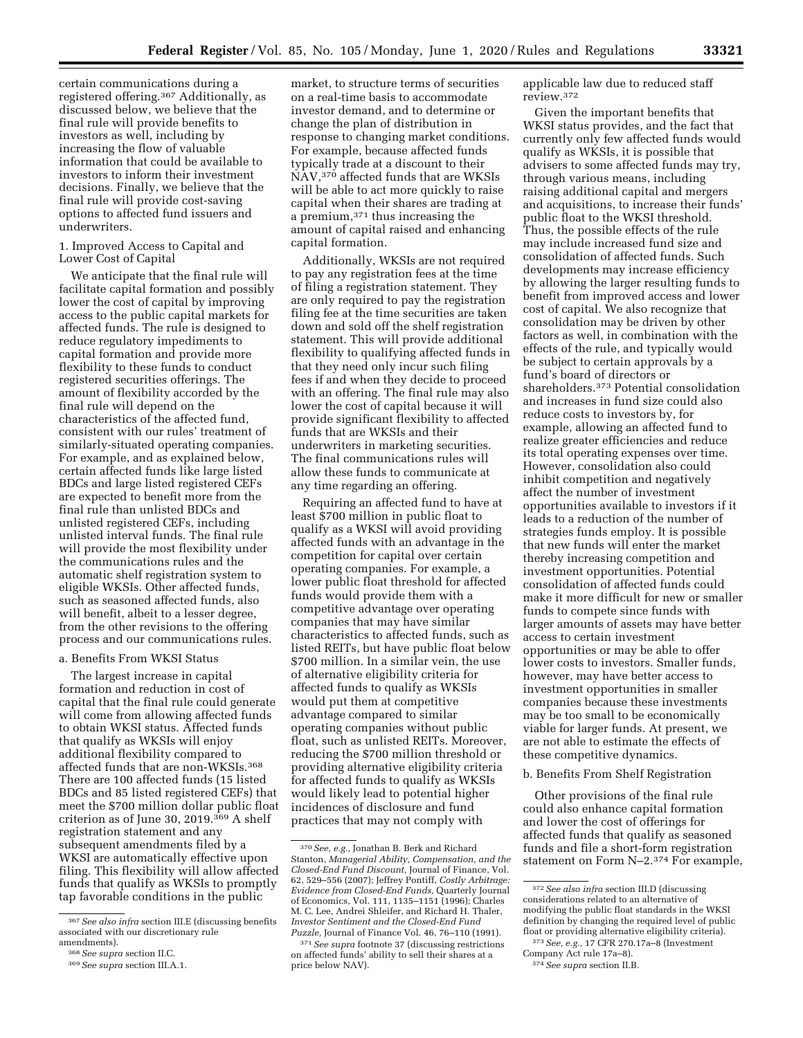certain communications during a registered offering.[367] Additionally, as discussed below, we believe that the final rule will provide benefits to investors as well, including by increasing the flow of valuable information that could be available to investors to inform their investment decisions. Finally, we believe that the final rule will provide cost-saving options to affected fund issuers and underwriters.

1. Improved Access to Capital and Lower Cost of Capital

We anticipate that the final rule will facilitate capital formation and possibly lower the cost of capital by improving access to the public capital markets for affected funds. The rule is designed to reduce regulatory impediments to capital formation and provide more flexibility to these funds to conduct registered securities offerings. The amount of flexibility accorded by the final rule will depend on the characteristics of the affected fund, consistent with our rules' treatment of similarly-situated operating companies. For example, and as explained below, certain affected funds like large listed BDCs and large listed registered CEFs are expected to benefit more from the final rule than unlisted BDCs and unlisted registered CEFs, including unlisted interval funds. The final rule will provide the most flexibility under the communications rules and the automatic shelf registration system to eligible WKSIs. Other affected funds, such as seasoned affected funds, also will benefit, albeit to a lesser degree, from the other revisions to the offering process and our communications rules.

a. Benefits From WKSI Status

The largest increase in capital formation and reduction in cost of capital that the final rule could generate will come from allowing affected funds to obtain WKSI status. Affected funds that qualify as WKSIs will enjoy additional flexibility compared to affected funds that are non-WKSIs.[368] There are 100 affected funds (15 listed BDCs and 85 listed registered CEFs) that meet the $700 million dollar public float criterion as of June 30, 2019.[369] A shelf registration statement and any subsequent amendments filed by a WKSI are automatically effective upon filing. This flexibility will allow affected funds that qualify as WKSIs to promptly tap favorable conditions in the public market, to structure terms of securities on a real-time basis to accommodate investor demand, and to determine or change the plan of distribution in response to changing market conditions. For example, because affected funds typically trade at a discount to their NAV,[370] affected funds that are WKSIs will be able to act more quickly to raise capital when their shares are trading at a premium,[371] thus increasing the amount of capital raised and enhancing capital formation.

Additionally, WKSIs are not required to pay any registration fees at the time of filing a registration statement. They are only required to pay the registration filing fee at the time securities are taken down and sold off the shelf registration statement. This will provide additional flexibility to qualifying affected funds in that they need only incur such filing fees if and when they decide to proceed with an offering. The final rule may also lower the cost of capital because it will provide significant flexibility to affected funds that are WKSIs and their underwriters in marketing securities. The final communications rules will allow these funds to communicate at any time regarding an offering.

Requiring an affected fund to have at least $700 million in public float to qualify as a WKSI will avoid providing affected funds with an advantage in the competition for capital over certain operating companies. For example, a lower public float threshold for affected funds would provide them with a competitive advantage over operating companies that may have similar characteristics to affected funds, such as listed REITs, but have public float below $700 million. In a similar vein, the use of alternative eligibility criteria for affected funds to qualify as WKSIs would put them at competitive advantage compared to similar operating companies without public float, such as unlisted REITs. Moreover, reducing the $700 million threshold or providing alternative eligibility criteria for affected funds to qualify as WKSIs would likely lead to potential higher incidences of disclosure and fund practices that may not comply with applicable law due to reduced staff review.[372]

Given the important benefits that WKSI status provides, and the fact that currently only few affected funds would qualify as WKSIs, it is possible that advisers to some affected funds may try, through various means, including raising additional capital and mergers and acquisitions, to increase their funds' public float to the WKSI threshold. Thus, the possible effects of the rule may include increased fund size and consolidation of affected funds. Such developments may increase efficiency by allowing the larger resulting funds to benefit from improved access and lower cost of capital. We also recognize that consolidation may be driven by other factors as well, in combination with the effects of the rule, and typically would be subject to certain approvals by a fund's board of directors or shareholders.[373] Potential consolidation and increases in fund size could also reduce costs to investors by, for example, allowing an affected fund to realize greater efficiencies and reduce its total operating expenses over time. However, consolidation also could inhibit competition and negatively affect the number of investment opportunities available to investors if it leads to a reduction of the number of strategies funds employ. It is possible that new funds will enter the market thereby increasing competition and investment opportunities. Potential consolidation of affected funds could make it more difficult for new or smaller funds to compete since funds with larger amounts of assets may have better access to certain investment opportunities or may be able to offer lower costs to investors. Smaller funds, however, may have better access to investment opportunities in smaller companies because these investments may be too small to be economically viable for larger funds. At present, we are not able to estimate the effects of these competitive dynamics.

b. Benefits From Shelf Registration

Other provisions of the final rule could also enhance capital formation and lower the cost of offerings for affected funds that qualify as seasoned funds and file a short-form registration statement on Form N–2.[374] For example,

---

[367] *See also infra* section III.E (discussing benefits associated with our discretionary rule amendments).

[368] *See supra* section II.C.

[369] *See supra* section III.A.1.

[370] *See, e.g.,* Jonathan B. Berk and Richard Stanton, *Managerial Ability, Compensation, and the Closed-End Fund Discount,* Journal of Finance, Vol. 62, 529–556 (2007); Jeffrey Pontiff, *Costly Arbitrage: Evidence from Closed-End Funds,* Quarterly Journal of Economics, Vol. 111, 1135–1151 (1996); Charles M. C. Lee, Andrei Shleifer, and Richard H. Thaler, *Investor Sentiment and the Closed-End Fund Puzzle,* Journal of Finance Vol. 46, 76–110 (1991).

[371] *See supra* footnote 37 (discussing restrictions on affected funds' ability to sell their shares at a price below NAV).

[372] *See also infra* section III.D (discussing considerations related to an alternative of modifying the public float standards in the WKSI definition by changing the required level of public float or providing alternative eligibility criteria).

[373] *See, e.g.,* 17 CFR 270.17a–8 (Investment Company Act rule 17a–8).

[374] *See supra* section II.B.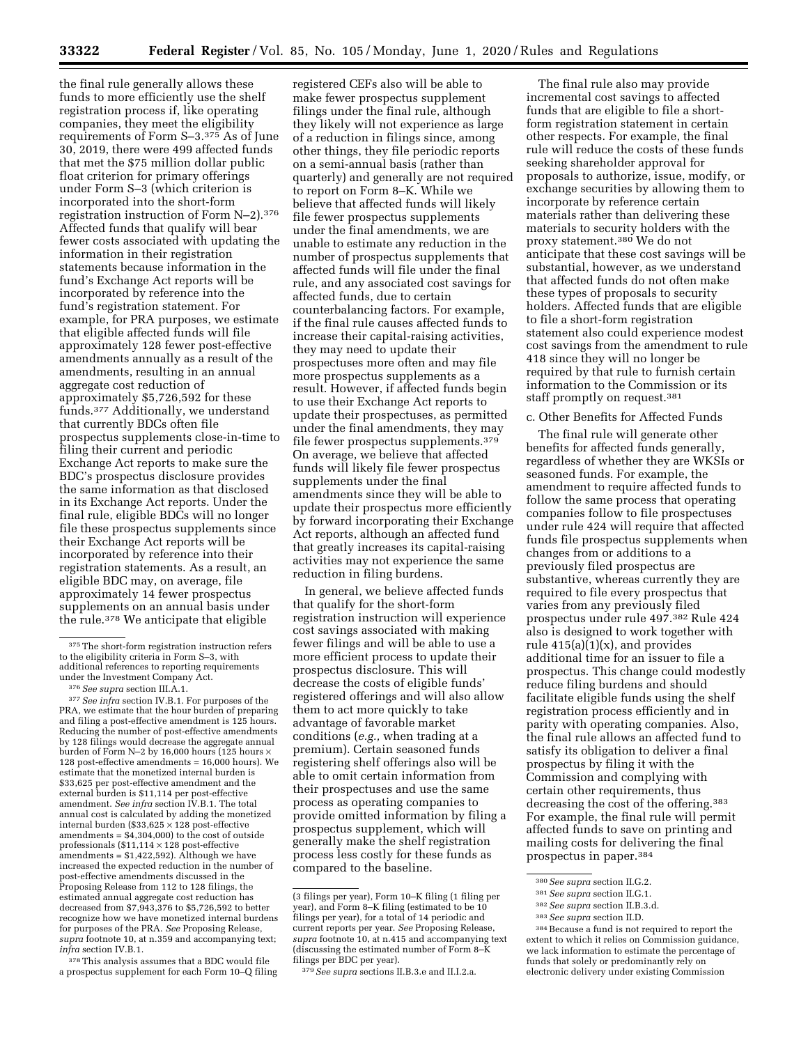the final rule generally allows these funds to more efficiently use the shelf registration process if, like operating companies, they meet the eligibility requirements of Form S–3.[375] As of June 30, 2019, there were 499 affected funds that met the $75 million dollar public float criterion for primary offerings under Form S–3 (which criterion is incorporated into the short-form registration instruction of Form N–2).[376] Affected funds that qualify will bear fewer costs associated with updating the information in their registration statements because information in the fund's Exchange Act reports will be incorporated by reference into the fund's registration statement. For example, for PRA purposes, we estimate that eligible affected funds will file approximately 128 fewer post-effective amendments annually as a result of the amendments, resulting in an annual aggregate cost reduction of approximately $5,726,592 for these funds.[377] Additionally, we understand that currently BDCs often file prospectus supplements close-in-time to filing their current and periodic Exchange Act reports to make sure the BDC's prospectus disclosure provides the same information as that disclosed in its Exchange Act reports. Under the final rule, eligible BDCs will no longer file these prospectus supplements since their Exchange Act reports will be incorporated by reference into their registration statements. As a result, an eligible BDC may, on average, file approximately 14 fewer prospectus supplements on an annual basis under the rule.[378] We anticipate that eligible registered CEFs also will be able to make fewer prospectus supplement filings under the final rule, although they likely will not experience as large of a reduction in filings since, among other things, they file periodic reports on a semi-annual basis (rather than quarterly) and generally are not required to report on Form 8–K. While we believe that affected funds will likely file fewer prospectus supplements under the final amendments, we are unable to estimate any reduction in the number of prospectus supplements that affected funds will file under the final rule, and any associated cost savings for affected funds, due to certain counterbalancing factors. For example, if the final rule causes affected funds to increase their capital-raising activities, they may need to update their prospectuses more often and may file more prospectus supplements as a result. However, if affected funds begin to use their Exchange Act reports to update their prospectuses, as permitted under the final amendments, they may file fewer prospectus supplements.[379] On average, we believe that affected funds will likely file fewer prospectus supplements under the final amendments since they will be able to update their prospectus more efficiently by forward incorporating their Exchange Act reports, although an affected fund that greatly increases its capital-raising activities may not experience the same reduction in filing burdens.

In general, we believe affected funds that qualify for the short-form registration instruction will experience cost savings associated with making fewer filings and will be able to use a more efficient process to update their prospectus disclosure. This will decrease the costs of eligible funds' registered offerings and will also allow them to act more quickly to take advantage of favorable market conditions (*e.g.,* when trading at a premium). Certain seasoned funds registering shelf offerings also will be able to omit certain information from their prospectuses and use the same process as operating companies to provide omitted information by filing a prospectus supplement, which will generally make the shelf registration process less costly for these funds as compared to the baseline.

The final rule also may provide incremental cost savings to affected funds that are eligible to file a short-form registration statement in certain other respects. For example, the final rule will reduce the costs of these funds seeking shareholder approval for proposals to authorize, issue, modify, or exchange securities by allowing them to incorporate by reference certain materials rather than delivering these materials to security holders with the proxy statement.[380] We do not anticipate that these cost savings will be substantial, however, as we understand that affected funds do not often make these types of proposals to security holders. Affected funds that are eligible to file a short-form registration statement also could experience modest cost savings from the amendment to rule 418 since they will no longer be required by that rule to furnish certain information to the Commission or its staff promptly on request.[381]

c. Other Benefits for Affected Funds

The final rule will generate other benefits for affected funds generally, regardless of whether they are WKSIs or seasoned funds. For example, the amendment to require affected funds to follow the same process that operating companies follow to file prospectuses under rule 424 will require that affected funds file prospectus supplements when changes from or additions to a previously filed prospectus are substantive, whereas currently they are required to file every prospectus that varies from any previously filed prospectus under rule 497.[382] Rule 424 also is designed to work together with rule 415(a)(1)(x), and provides additional time for an issuer to file a prospectus. This change could modestly reduce filing burdens and should facilitate eligible funds using the shelf registration process efficiently and in parity with operating companies. Also, the final rule allows an affected fund to satisfy its obligation to deliver a final prospectus by filing it with the Commission and complying with certain other requirements, thus decreasing the cost of the offering.[383] For example, the final rule will permit affected funds to save on printing and mailing costs for delivering the final prospectus in paper.[384]

---

[375] The short-form registration instruction refers to the eligibility criteria in Form S–3, with additional references to reporting requirements under the Investment Company Act.

[376] *See supra* section III.A.1.

[377] *See infra* section IV.B.1. For purposes of the PRA, we estimate that the hour burden of preparing and filing a post-effective amendment is 125 hours. Reducing the number of post-effective amendments by 128 filings would decrease the aggregate annual burden of Form N–2 by 16,000 hours (125 hours × 128 post-effective amendments = 16,000 hours). We estimate that the monetized internal burden is $33,625 per post-effective amendment and the external burden is $11,114 per post-effective amendment. *See infra* section IV.B.1. The total annual cost is calculated by adding the monetized internal burden ($33,625 × 128 post-effective amendments = $4,304,000) to the cost of outside professionals ($11,114 × 128 post-effective amendments = $1,422,592). Although we have increased the expected reduction in the number of post-effective amendments discussed in the Proposing Release from 112 to 128 filings, the estimated annual aggregate cost reduction has decreased from $7,943,376 to $5,726,592 to better recognize how we have monetized internal burdens for purposes of the PRA. *See* Proposing Release, *supra* footnote 10, at n.359 and accompanying text; *infra* section IV.B.1.

[378] This analysis assumes that a BDC would file a prospectus supplement for each Form 10–Q filing (3 filings per year), Form 10–K filing (1 filing per year), and Form 8–K filing (estimated to be 10 filings per year), for a total of 14 periodic and current reports per year. *See* Proposing Release, *supra* footnote 10, at n.415 and accompanying text (discussing the estimated number of Form 8–K filings per BDC per year).

[379] *See supra* sections II.B.3.e and II.I.2.a.

[380] *See supra* section II.G.2.

[381] *See supra* section II.G.1.

[382] *See supra* section II.B.3.d.

[383] *See supra* section II.D.

[384] Because a fund is not required to report the extent to which it relies on Commission guidance, we lack information to estimate the percentage of funds that solely or predominantly rely on electronic delivery under existing Commission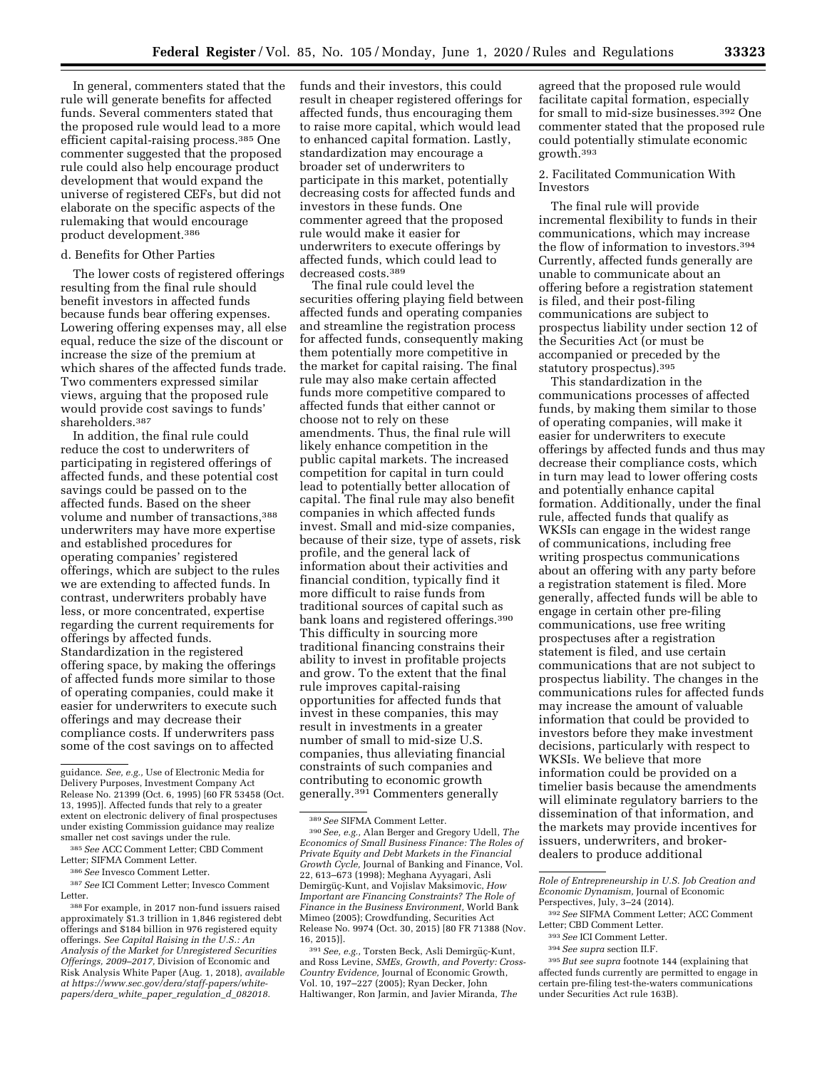In general, commenters stated that the rule will generate benefits for affected funds. Several commenters stated that the proposed rule would lead to a more efficient capital-raising process.[385] One commenter suggested that the proposed rule could also help encourage product development that would expand the universe of registered CEFs, but did not elaborate on the specific aspects of the rulemaking that would encourage product development.[386]

d. Benefits for Other Parties

The lower costs of registered offerings resulting from the final rule should benefit investors in affected funds because funds bear offering expenses. Lowering offering expenses may, all else equal, reduce the size of the discount or increase the size of the premium at which shares of the affected funds trade. Two commenters expressed similar views, arguing that the proposed rule would provide cost savings to funds' shareholders.[387]

In addition, the final rule could reduce the cost to underwriters of participating in registered offerings of affected funds, and these potential cost savings could be passed on to the affected funds. Based on the sheer volume and number of transactions,[388] underwriters may have more expertise and established procedures for operating companies' registered offerings, which are subject to the rules we are extending to affected funds. In contrast, underwriters probably have less, or more concentrated, expertise regarding the current requirements for offerings by affected funds. Standardization in the registered offering space, by making the offerings of affected funds more similar to those of operating companies, could make it easier for underwriters to execute such offerings and may decrease their compliance costs. If underwriters pass some of the cost savings on to affected funds and their investors, this could result in cheaper registered offerings for affected funds, thus encouraging them to raise more capital, which would lead to enhanced capital formation. Lastly, standardization may encourage a broader set of underwriters to participate in this market, potentially decreasing costs for affected funds and investors in these funds. One commenter agreed that the proposed rule would make it easier for underwriters to execute offerings by affected funds, which could lead to decreased costs.[389]

The final rule could level the securities offering playing field between affected funds and operating companies and streamline the registration process for affected funds, consequently making them potentially more competitive in the market for capital raising. The final rule may also make certain affected funds more competitive compared to affected funds that either cannot or choose not to rely on these amendments. Thus, the final rule will likely enhance competition in the public capital markets. The increased competition for capital in turn could lead to potentially better allocation of capital. The final rule may also benefit companies in which affected funds invest. Small and mid-size companies, because of their size, type of assets, risk profile, and the general lack of information about their activities and financial condition, typically find it more difficult to raise funds from traditional sources of capital such as bank loans and registered offerings.[390] This difficulty in sourcing more traditional financing constrains their ability to invest in profitable projects and grow. To the extent that the final rule improves capital-raising opportunities for affected funds that invest in these companies, this may result in investments in a greater number of small to mid-size U.S. companies, thus alleviating financial constraints of such companies and contributing to economic growth generally.[391] Commenters generally agreed that the proposed rule would facilitate capital formation, especially for small to mid-size businesses.[392] One commenter stated that the proposed rule could potentially stimulate economic growth.[393]

2. Facilitated Communication With Investors

The final rule will provide incremental flexibility to funds in their communications, which may increase the flow of information to investors.[394] Currently, affected funds generally are unable to communicate about an offering before a registration statement is filed, and their post-filing communications are subject to prospectus liability under section 12 of the Securities Act (or must be accompanied or preceded by the statutory prospectus).[395]

This standardization in the communications processes of affected funds, by making them similar to those of operating companies, will make it easier for underwriters to execute offerings by affected funds and thus may decrease their compliance costs, which in turn may lead to lower offering costs and potentially enhance capital formation. Additionally, under the final rule, affected funds that qualify as WKSIs can engage in the widest range of communications, including free writing prospectus communications about an offering with any party before a registration statement is filed. More generally, affected funds will be able to engage in certain other pre-filing communications, use free writing prospectuses after a registration statement is filed, and use certain communications that are not subject to prospectus liability. The changes in the communications rules for affected funds may increase the amount of valuable information that could be provided to investors before they make investment decisions, particularly with respect to WKSIs. We believe that more information could be provided on a timelier basis because the amendments will eliminate regulatory barriers to the dissemination of that information, and the markets may provide incentives for issuers, underwriters, and broker-dealers to produce additional

---

guidance. *See, e.g.,* Use of Electronic Media for Delivery Purposes, Investment Company Act Release No. 21399 (Oct. 6, 1995) [60 FR 53458 (Oct. 13, 1995)]. Affected funds that rely to a greater extent on electronic delivery of final prospectuses under existing Commission guidance may realize smaller net cost savings under the rule.

[385] *See* ACC Comment Letter; CBD Comment Letter; SIFMA Comment Letter.

[386] *See* Invesco Comment Letter.

[387] *See* ICI Comment Letter; Invesco Comment Letter.

[388] For example, in 2017 non-fund issuers raised approximately $1.3 trillion in 1,846 registered debt offerings and $184 billion in 976 registered equity offerings. *See Capital Raising in the U.S.: An Analysis of the Market for Unregistered Securities Offerings, 2009–2017,* Division of Economic and Risk Analysis White Paper (Aug. 1, 2018), *available at https://www.sec.gov/dera/staff-papers/white-papers/dera_white_paper_regulation_d_082018.*

[389] *See* SIFMA Comment Letter.

[390] *See, e.g.,* Alan Berger and Gregory Udell, *The Economics of Small Business Finance: The Roles of Private Equity and Debt Markets in the Financial Growth Cycle,* Journal of Banking and Finance, Vol. 22, 613–673 (1998); Meghana Ayyagari, Asli Demirgüç-Kunt, and Vojislav Maksimovic, *How Important are Financing Constraints? The Role of Finance in the Business Environment,* World Bank Mimeo (2005); Crowdfunding, Securities Act Release No. 9974 (Oct. 30, 2015) [80 FR 71388 (Nov. 16, 2015)].

[391] *See, e.g.,* Torsten Beck, Asli Demirgüç-Kunt, and Ross Levine, *SMEs, Growth, and Poverty: Cross-Country Evidence,* Journal of Economic Growth, Vol. 10, 197–227 (2005); Ryan Decker, John Haltiwanger, Ron Jarmin, and Javier Miranda, *The Role of Entrepreneurship in U.S. Job Creation and Economic Dynamism,* Journal of Economic Perspectives, July, 3–24 (2014).

[392] *See* SIFMA Comment Letter; ACC Comment Letter; CBD Comment Letter.

[393] *See* ICI Comment Letter.

[394] *See supra* section II.F.

[395] *But see supra* footnote 144 (explaining that affected funds currently are permitted to engage in certain pre-filing test-the-waters communications under Securities Act rule 163B).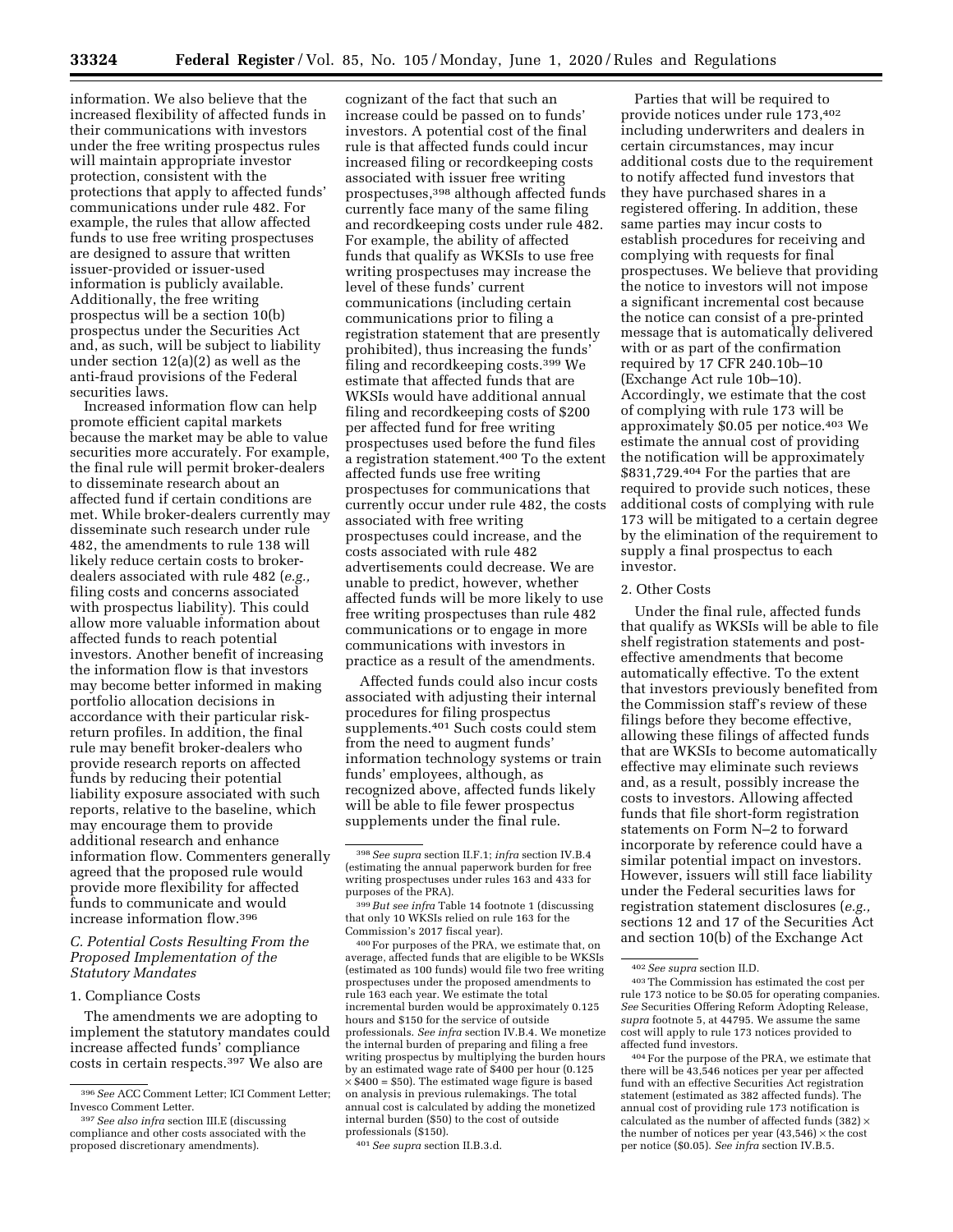information. We also believe that the increased flexibility of affected funds in their communications with investors under the free writing prospectus rules will maintain appropriate investor protection, consistent with the protections that apply to affected funds' communications under rule 482. For example, the rules that allow affected funds to use free writing prospectuses are designed to assure that written issuer-provided or issuer-used information is publicly available. Additionally, the free writing prospectus will be a section 10(b) prospectus under the Securities Act and, as such, will be subject to liability under section 12(a)(2) as well as the anti-fraud provisions of the Federal securities laws.

Increased information flow can help promote efficient capital markets because the market may be able to value securities more accurately. For example, the final rule will permit broker-dealers to disseminate research about an affected fund if certain conditions are met. While broker-dealers currently may disseminate such research under rule 482, the amendments to rule 138 will likely reduce certain costs to broker-dealers associated with rule 482 (*e.g.,* filing costs and concerns associated with prospectus liability). This could allow more valuable information about affected funds to reach potential investors. Another benefit of increasing the information flow is that investors may become better informed in making portfolio allocation decisions in accordance with their particular risk-return profiles. In addition, the final rule may benefit broker-dealers who provide research reports on affected funds by reducing their potential liability exposure associated with such reports, relative to the baseline, which may encourage them to provide additional research and enhance information flow. Commenters generally agreed that the proposed rule would provide more flexibility for affected funds to communicate and would increase information flow.[396]

### C. Potential Costs Resulting From the Proposed Implementation of the Statutory Mandates

#### 1. Compliance Costs

The amendments we are adopting to implement the statutory mandates could increase affected funds' compliance costs in certain respects.[397] We also are cognizant of the fact that such an increase could be passed on to funds' investors. A potential cost of the final rule is that affected funds could incur increased filing or recordkeeping costs associated with issuer free writing prospectuses,[398] although affected funds currently face many of the same filing and recordkeeping costs under rule 482. For example, the ability of affected funds that qualify as WKSIs to use free writing prospectuses may increase the level of these funds' current communications (including certain communications prior to filing a registration statement that are presently prohibited), thus increasing the funds' filing and recordkeeping costs.[399] We estimate that affected funds that are WKSIs would have additional annual filing and recordkeeping costs of $200 per affected fund for free writing prospectuses used before the fund files a registration statement.[400] To the extent affected funds use free writing prospectuses for communications that currently occur under rule 482, the costs associated with free writing prospectuses could increase, and the costs associated with rule 482 advertisements could decrease. We are unable to predict, however, whether affected funds will be more likely to use free writing prospectuses than rule 482 communications or to engage in more communications with investors in practice as a result of the amendments.

Affected funds could also incur costs associated with adjusting their internal procedures for filing prospectus supplements.[401] Such costs could stem from the need to augment funds' information technology systems or train funds' employees, although, as recognized above, affected funds likely will be able to file fewer prospectus supplements under the final rule.

Parties that will be required to provide notices under rule 173,[402] including underwriters and dealers in certain circumstances, may incur additional costs due to the requirement to notify affected fund investors that they have purchased shares in a registered offering. In addition, these same parties may incur costs to establish procedures for receiving and complying with requests for final prospectuses. We believe that providing the notice to investors will not impose a significant incremental cost because the notice can consist of a pre-printed message that is automatically delivered with or as part of the confirmation required by 17 CFR 240.10b–10 (Exchange Act rule 10b–10). Accordingly, we estimate that the cost of complying with rule 173 will be approximately $0.05 per notice.[403] We estimate the annual cost of providing the notification will be approximately $831,729.[404] For the parties that are required to provide such notices, these additional costs of complying with rule 173 will be mitigated to a certain degree by the elimination of the requirement to supply a final prospectus to each investor.

#### 2. Other Costs

Under the final rule, affected funds that qualify as WKSIs will be able to file shelf registration statements and post-effective amendments that become automatically effective. To the extent that investors previously benefited from the Commission staff's review of these filings before they become effective, allowing these filings of affected funds that are WKSIs to become automatically effective may eliminate such reviews and, as a result, possibly increase the costs to investors. Allowing affected funds that file short-form registration statements on Form N–2 to forward incorporate by reference could have a similar potential impact on investors. However, issuers will still face liability under the Federal securities laws for registration statement disclosures (*e.g.,* sections 12 and 17 of the Securities Act and section 10(b) of the Exchange Act

---

[396] *See* ACC Comment Letter; ICI Comment Letter; Invesco Comment Letter.

[397] *See also infra* section III.E (discussing compliance and other costs associated with the proposed discretionary amendments).

[398] *See supra* section II.F.1; *infra* section IV.B.4 (estimating the annual paperwork burden for free writing prospectuses under rules 163 and 433 for purposes of the PRA).

[399] *But see infra* Table 14 footnote 1 (discussing that only 10 WKSIs relied on rule 163 for the Commission's 2017 fiscal year).

[400] For purposes of the PRA, we estimate that, on average, affected funds that are eligible to be WKSIs (estimated as 100 funds) would file two free writing prospectuses under the proposed amendments to rule 163 each year. We estimate the total incremental burden would be approximately 0.125 hours and $150 for the service of outside professionals. *See infra* section IV.B.4. We monetize the internal burden of preparing and filing a free writing prospectus by multiplying the burden hours by an estimated wage rate of $400 per hour ($0.125 \times \$400 = \$50$). The estimated wage figure is based on analysis in previous rulemakings. The total annual cost is calculated by adding the monetized internal burden ($50) to the cost of outside professionals ($150).

[401] *See supra* section II.B.3.d.

[402] *See supra* section II.D.

[403] The Commission has estimated the cost per rule 173 notice to be $0.05 for operating companies. *See* Securities Offering Reform Adopting Release, *supra* footnote 5, at 44795. We assume the same cost will apply to rule 173 notices provided to affected fund investors.

[404] For the purpose of the PRA, we estimate that there will be 43,546 notices per year per affected fund with an effective Securities Act registration statement (estimated as 382 affected funds). The annual cost of providing rule 173 notification is calculated as the number of affected funds (382) × the number of notices per year (43,546) × the cost per notice ($0.05). *See infra* section IV.B.5.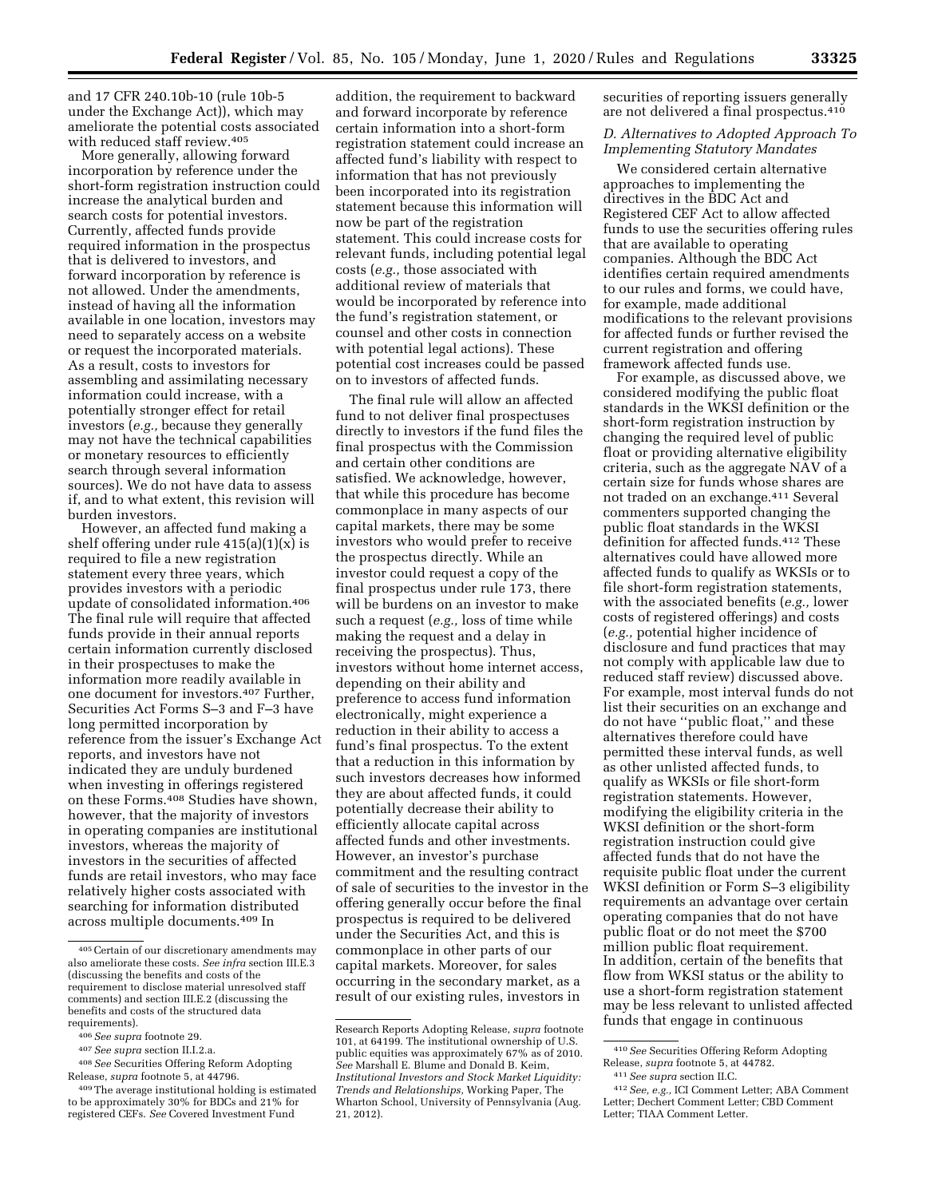and 17 CFR 240.10b-10 (rule 10b-5 under the Exchange Act)), which may ameliorate the potential costs associated with reduced staff review.[405]

More generally, allowing forward incorporation by reference under the short-form registration instruction could increase the analytical burden and search costs for potential investors. Currently, affected funds provide required information in the prospectus that is delivered to investors, and forward incorporation by reference is not allowed. Under the amendments, instead of having all the information available in one location, investors may need to separately access on a website or request the incorporated materials. As a result, costs to investors for assembling and assimilating necessary information could increase, with a potentially stronger effect for retail investors (*e.g.,* because they generally may not have the technical capabilities or monetary resources to efficiently search through several information sources). We do not have data to assess if, and to what extent, this revision will burden investors.

However, an affected fund making a shelf offering under rule 415(a)(1)(x) is required to file a new registration statement every three years, which provides investors with a periodic update of consolidated information.[406] The final rule will require that affected funds provide in their annual reports certain information currently disclosed in their prospectuses to make the information more readily available in one document for investors.[407] Further, Securities Act Forms S–3 and F–3 have long permitted incorporation by reference from the issuer's Exchange Act reports, and investors have not indicated they are unduly burdened when investing in offerings registered on these Forms.[408] Studies have shown, however, that the majority of investors in operating companies are institutional investors, whereas the majority of investors in the securities of affected funds are retail investors, who may face relatively higher costs associated with searching for information distributed across multiple documents.[409] In addition, the requirement to backward and forward incorporate by reference certain information into a short-form registration statement could increase an affected fund's liability with respect to information that has not previously been incorporated into its registration statement because this information will now be part of the registration statement. This could increase costs for relevant funds, including potential legal costs (*e.g.,* those associated with additional review of materials that would be incorporated by reference into the fund's registration statement, or counsel and other costs in connection with potential legal actions). These potential cost increases could be passed on to investors of affected funds.

The final rule will allow an affected fund to not deliver final prospectuses directly to investors if the fund files the final prospectus with the Commission and certain other conditions are satisfied. We acknowledge, however, that while this procedure has become commonplace in many aspects of our capital markets, there may be some investors who would prefer to receive the prospectus directly. While an investor could request a copy of the final prospectus under rule 173, there will be burdens on an investor to make such a request (*e.g.,* loss of time while making the request and a delay in receiving the prospectus). Thus, investors without home internet access, depending on their ability and preference to access fund information electronically, might experience a reduction in their ability to access a fund's final prospectus. To the extent that a reduction in this information by such investors decreases how informed they are about affected funds, it could potentially decrease their ability to efficiently allocate capital across affected funds and other investments. However, an investor's purchase commitment and the resulting contract of sale of securities to the investor in the offering generally occur before the final prospectus is required to be delivered under the Securities Act, and this is commonplace in other parts of our capital markets. Moreover, for sales occurring in the secondary market, as a result of our existing rules, investors in securities of reporting issuers generally are not delivered a final prospectus.[410]

### *D. Alternatives to Adopted Approach To Implementing Statutory Mandates*

We considered certain alternative approaches to implementing the directives in the BDC Act and Registered CEF Act to allow affected funds to use the securities offering rules that are available to operating companies. Although the BDC Act identifies certain required amendments to our rules and forms, we could have, for example, made additional modifications to the relevant provisions for affected funds or further revised the current registration and offering framework affected funds use.

For example, as discussed above, we considered modifying the public float standards in the WKSI definition or the short-form registration instruction by changing the required level of public float or providing alternative eligibility criteria, such as the aggregate NAV of a certain size for funds whose shares are not traded on an exchange.[411] Several commenters supported changing the public float standards in the WKSI definition for affected funds.[412] These alternatives could have allowed more affected funds to qualify as WKSIs or to file short-form registration statements, with the associated benefits (*e.g.,* lower costs of registered offerings) and costs (*e.g.,* potential higher incidence of disclosure and fund practices that may not comply with applicable law due to reduced staff review) discussed above. For example, most interval funds do not list their securities on an exchange and do not have "public float," and these alternatives therefore could have permitted these interval funds, as well as other unlisted affected funds, to qualify as WKSIs or file short-form registration statements. However, modifying the eligibility criteria in the WKSI definition or the short-form registration instruction could give affected funds that do not have the requisite public float under the current WKSI definition or Form S–3 eligibility requirements an advantage over certain operating companies that do not have public float or do not meet the $700 million public float requirement. In addition, certain of the benefits that flow from WKSI status or the ability to use a short-form registration statement may be less relevant to unlisted affected funds that engage in continuous

---

[405] Certain of our discretionary amendments may also ameliorate these costs. *See infra* section III.E.3 (discussing the benefits and costs of the requirement to disclose material unresolved staff comments) and section III.E.2 (discussing the benefits and costs of the structured data requirements).

[406] *See supra* footnote 29.

[407] *See supra* section II.I.2.a.

[408] *See* Securities Offering Reform Adopting Release, *supra* footnote 5, at 44796.

[409] The average institutional holding is estimated to be approximately 30% for BDCs and 21% for registered CEFs. *See* Covered Investment Fund Research Reports Adopting Release, *supra* footnote 101, at 64199. The institutional ownership of U.S. public equities was approximately 67% as of 2010. *See* Marshall E. Blume and Donald B. Keim, *Institutional Investors and Stock Market Liquidity: Trends and Relationships,* Working Paper, The Wharton School, University of Pennsylvania (Aug. 21, 2012).

[410] *See* Securities Offering Reform Adopting Release, *supra* footnote 5, at 44782.

[411] *See supra* section II.C.

[412] *See, e.g.,* ICI Comment Letter; ABA Comment Letter; Dechert Comment Letter; CBD Comment Letter; TIAA Comment Letter.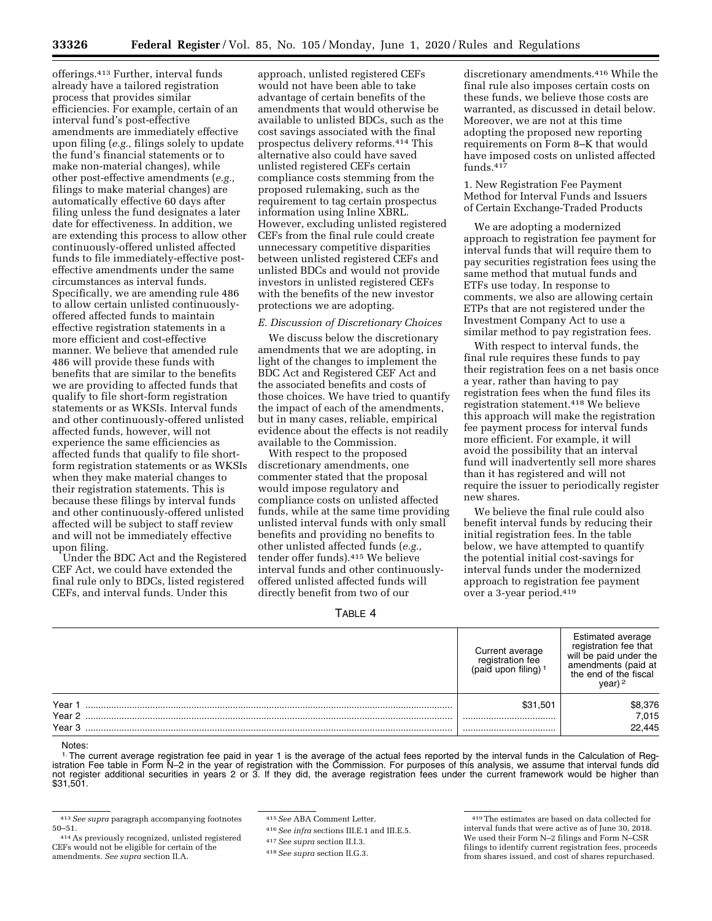offerings.[413] Further, interval funds already have a tailored registration process that provides similar efficiencies. For example, certain of an interval fund's post-effective amendments are immediately effective upon filing (*e.g.,* filings solely to update the fund's financial statements or to make non-material changes), while other post-effective amendments (*e.g.,* filings to make material changes) are automatically effective 60 days after filing unless the fund designates a later date for effectiveness. In addition, we are extending this process to allow other continuously-offered unlisted affected funds to file immediately-effective post-effective amendments under the same circumstances as interval funds. Specifically, we are amending rule 486 to allow certain unlisted continuously-offered affected funds to maintain effective registration statements in a more efficient and cost-effective manner. We believe that amended rule 486 will provide these funds with benefits that are similar to the benefits we are providing to affected funds that qualify to file short-form registration statements or as WKSIs. Interval funds and other continuously-offered unlisted affected funds, however, will not experience the same efficiencies as affected funds that qualify to file short-form registration statements or as WKSIs when they make material changes to their registration statements. This is because these filings by interval funds and other continuously-offered unlisted affected will be subject to staff review and will not be immediately effective upon filing.

Under the BDC Act and the Registered CEF Act, we could have extended the final rule only to BDCs, listed registered CEFs, and interval funds. Under this approach, unlisted registered CEFs would not have been able to take advantage of certain benefits of the amendments that would otherwise be available to unlisted BDCs, such as the cost savings associated with the final prospectus delivery reforms.[414] This alternative also could have saved unlisted registered CEFs certain compliance costs stemming from the proposed rulemaking, such as the requirement to tag certain prospectus information using Inline XBRL. However, excluding unlisted registered CEFs from the final rule could create unnecessary competitive disparities between unlisted registered CEFs and unlisted BDCs and would not provide investors in unlisted registered CEFs with the benefits of the new investor protections we are adopting.

### *E. Discussion of Discretionary Choices*

We discuss below the discretionary amendments that we are adopting, in light of the changes to implement the BDC Act and Registered CEF Act and the associated benefits and costs of those choices. We have tried to quantify the impact of each of the amendments, but in many cases, reliable, empirical evidence about the effects is not readily available to the Commission.

With respect to the proposed discretionary amendments, one commenter stated that the proposal would impose regulatory and compliance costs on unlisted affected funds, while at the same time providing unlisted interval funds with only small benefits and providing no benefits to other unlisted affected funds (*e.g.,* tender offer funds).[415] We believe interval funds and other continuously-offered unlisted affected funds will directly benefit from two of our discretionary amendments.[416] While the final rule also imposes certain costs on these funds, we believe those costs are warranted, as discussed in detail below. Moreover, we are not at this time adopting the proposed new reporting requirements on Form 8–K that would have imposed costs on unlisted affected funds.[417]

#### 1. New Registration Fee Payment Method for Interval Funds and Issuers of Certain Exchange-Traded Products

We are adopting a modernized approach to registration fee payment for interval funds that will require them to pay securities registration fees using the same method that mutual funds and ETFs use today. In response to comments, we also are allowing certain ETPs that are not registered under the Investment Company Act to use a similar method to pay registration fees.

With respect to interval funds, the final rule requires these funds to pay their registration fees on a net basis once a year, rather than having to pay registration fees when the fund files its registration statement.[418] We believe this approach will make the registration fee payment process for interval funds more efficient. For example, it will avoid the possibility that an interval fund will inadvertently sell more shares than it has registered and will not require the issuer to periodically register new shares.

We believe the final rule could also benefit interval funds by reducing their initial registration fees. In the table below, we have attempted to quantify the potential initial cost-savings for interval funds under the modernized approach to registration fee payment over a 3-year period.[419]

TABLE 4

| | Current average registration fee (paid upon filing) [1] | Estimated average registration fee that will be paid under the amendments (paid at the end of the fiscal year) [2] |
|---|---|---|
| Year 1 | $31,501 | $8,376 |
| Year 2 | | 7,015 |
| Year 3 | | 22,445 |

Notes:

[1] The current average registration fee paid in year 1 is the average of the actual fees reported by the interval funds in the Calculation of Registration Fee table in Form N–2 in the year of registration with the Commission. For purposes of this analysis, we assume that interval funds did not register additional securities in years 2 or 3. If they did, the average registration fees under the current framework would be higher than $31,501.

[413] *See supra* paragraph accompanying footnotes 50–51.

[414] As previously recognized, unlisted registered CEFs would not be eligible for certain of the amendments. *See supra* section II.A.

[415] *See* ABA Comment Letter.

[416] *See infra* sections III.E.1 and III.E.5.

[417] *See supra* section II.I.3.

[418] *See supra* section II.G.3.

[419] The estimates are based on data collected for interval funds that were active as of June 30, 2018. We used their Form N–2 filings and Form N–CSR filings to identify current registration fees, proceeds from shares issued, and cost of shares repurchased.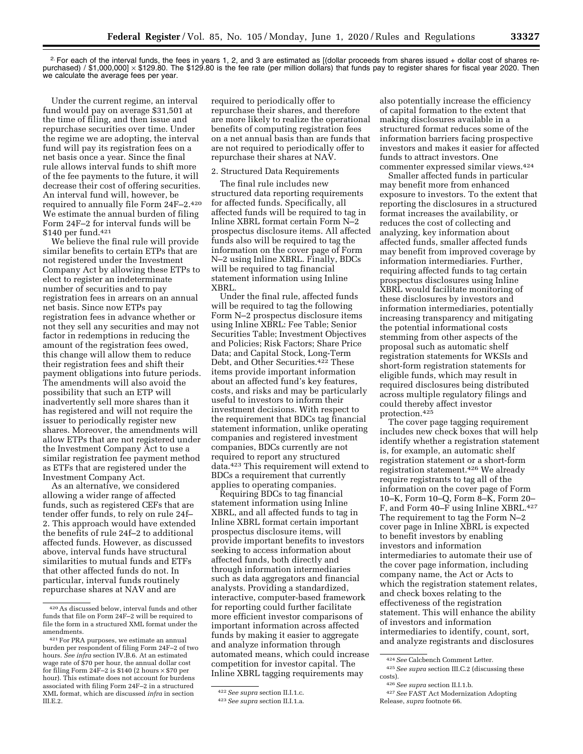2. For each of the interval funds, the fees in years 1, 2, and 3 are estimated as [(dollar proceeds from shares issued + dollar cost of shares repurchased) / \$1,000,000] × \$129.80. The \$129.80 is the fee rate (per million dollars) that funds pay to register shares for fiscal year 2020. Then we calculate the average fees per year.

Under the current regime, an interval fund would pay on average \$31,501 at the time of filing, and then issue and repurchase securities over time. Under the regime we are adopting, the interval fund will pay its registration fees on a net basis once a year. Since the final rule allows interval funds to shift more of the fee payments to the future, it will decrease their cost of offering securities. An interval fund will, however, be required to annually file Form 24F–2.[420] We estimate the annual burden of filing Form 24F–2 for interval funds will be \$140 per fund.[421]

We believe the final rule will provide similar benefits to certain ETPs that are not registered under the Investment Company Act by allowing these ETPs to elect to register an indeterminate number of securities and to pay registration fees in arrears on an annual net basis. Since now ETPs pay registration fees in advance whether or not they sell any securities and may not factor in redemptions in reducing the amount of the registration fees owed, this change will allow them to reduce their registration fees and shift their payment obligations into future periods. The amendments will also avoid the possibility that such an ETP will inadvertently sell more shares than it has registered and will not require the issuer to periodically register new shares. Moreover, the amendments will allow ETPs that are not registered under the Investment Company Act to use a similar registration fee payment method as ETFs that are registered under the Investment Company Act.

As an alternative, we considered allowing a wider range of affected funds, such as registered CEFs that are tender offer funds, to rely on rule 24f–2. This approach would have extended the benefits of rule 24f–2 to additional affected funds. However, as discussed above, interval funds have structural similarities to mutual funds and ETFs that other affected funds do not. In particular, interval funds routinely repurchase shares at NAV and are required to periodically offer to repurchase their shares, and therefore are more likely to realize the operational benefits of computing registration fees on a net annual basis than are funds that are not required to periodically offer to repurchase their shares at NAV.

2. Structured Data Requirements

The final rule includes new structured data reporting requirements for affected funds. Specifically, all affected funds will be required to tag in Inline XBRL format certain Form N–2 prospectus disclosure items. All affected funds also will be required to tag the information on the cover page of Form N–2 using Inline XBRL. Finally, BDCs will be required to tag financial statement information using Inline XBRL.

Under the final rule, affected funds will be required to tag the following Form N–2 prospectus disclosure items using Inline XBRL: Fee Table; Senior Securities Table; Investment Objectives and Policies; Risk Factors; Share Price Data; and Capital Stock, Long-Term Debt, and Other Securities.[422] These items provide important information about an affected fund's key features, costs, and risks and may be particularly useful to investors to inform their investment decisions. With respect to the requirement that BDCs tag financial statement information, unlike operating companies and registered investment companies, BDCs currently are not required to report any structured data.[423] This requirement will extend to BDCs a requirement that currently applies to operating companies.

Requiring BDCs to tag financial statement information using Inline XBRL, and all affected funds to tag in Inline XBRL format certain important prospectus disclosure items, will provide important benefits to investors seeking to access information about affected funds, both directly and through information intermediaries such as data aggregators and financial analysts. Providing a standardized, interactive, computer-based framework for reporting could further facilitate more efficient investor comparisons of important information across affected funds by making it easier to aggregate and analyze information through automated means, which could increase competition for investor capital. The Inline XBRL tagging requirements may also potentially increase the efficiency of capital formation to the extent that making disclosures available in a structured format reduces some of the information barriers facing prospective investors and makes it easier for affected funds to attract investors. One commenter expressed similar views.[424]

Smaller affected funds in particular may benefit more from enhanced exposure to investors. To the extent that reporting the disclosures in a structured format increases the availability, or reduces the cost of collecting and analyzing, key information about affected funds, smaller affected funds may benefit from improved coverage by information intermediaries. Further, requiring affected funds to tag certain prospectus disclosures using Inline XBRL would facilitate monitoring of these disclosures by investors and information intermediaries, potentially increasing transparency and mitigating the potential informational costs stemming from other aspects of the proposal such as automatic shelf registration statements for WKSIs and short-form registration statements for eligible funds, which may result in required disclosures being distributed across multiple regulatory filings and could thereby affect investor protection.[425]

The cover page tagging requirement includes new check boxes that will help identify whether a registration statement is, for example, an automatic shelf registration statement or a short-form registration statement.[426] We already require registrants to tag all of the information on the cover page of Form 10–K, Form 10–Q, Form 8–K, Form 20–F, and Form 40–F using Inline XBRL.[427] The requirement to tag the Form N–2 cover page in Inline XBRL is expected to benefit investors by enabling investors and information intermediaries to automate their use of the cover page information, including company name, the Act or Acts to which the registration statement relates, and check boxes relating to the effectiveness of the registration statement. This will enhance the ability of investors and information intermediaries to identify, count, sort, and analyze registrants and disclosures

---

[420] As discussed below, interval funds and other funds that file on Form 24F–2 will be required to file the form in a structured XML format under the amendments.

[421] For PRA purposes, we estimate an annual burden per respondent of filing Form 24F–2 of two hours. *See infra* section IV.B.6. At an estimated wage rate of \$70 per hour, the annual dollar cost for filing Form 24F–2 is \$140 (2 hours × \$70 per hour). This estimate does not account for burdens associated with filing Form 24F–2 in a structured XML format, which are discussed *infra* in section III.E.2.

[422] *See supra* section II.I.1.c.

[423] *See supra* section II.I.1.a.

[424] *See* Calcbench Comment Letter.

[425] *See supra* section III.C.2 (discussing these costs).

[426] *See supra* section II.I.1.b.

[427] *See* FAST Act Modernization Adopting Release, *supra* footnote 66.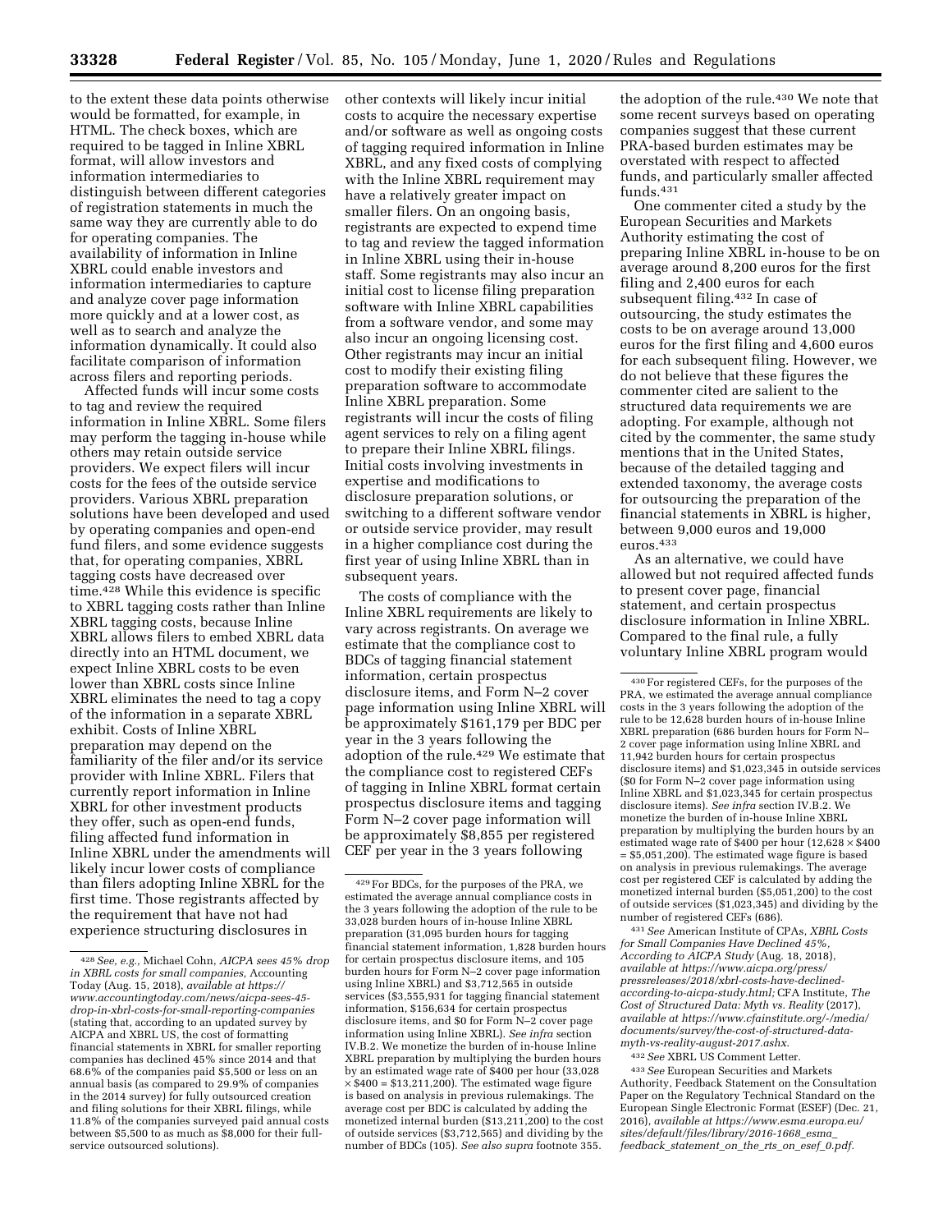to the extent these data points otherwise would be formatted, for example, in HTML. The check boxes, which are required to be tagged in Inline XBRL format, will allow investors and information intermediaries to distinguish between different categories of registration statements in much the same way they are currently able to do for operating companies. The availability of information in Inline XBRL could enable investors and information intermediaries to capture and analyze cover page information more quickly and at a lower cost, as well as to search and analyze the information dynamically. It could also facilitate comparison of information across filers and reporting periods.

Affected funds will incur some costs to tag and review the required information in Inline XBRL. Some filers may perform the tagging in-house while others may retain outside service providers. We expect filers will incur costs for the fees of the outside service providers. Various XBRL preparation solutions have been developed and used by operating companies and open-end fund filers, and some evidence suggests that, for operating companies, XBRL tagging costs have decreased over time.[428] While this evidence is specific to XBRL tagging costs rather than Inline XBRL tagging costs, because Inline XBRL allows filers to embed XBRL data directly into an HTML document, we expect Inline XBRL costs to be even lower than XBRL costs since Inline XBRL eliminates the need to tag a copy of the information in a separate XBRL exhibit. Costs of Inline XBRL preparation may depend on the familiarity of the filer and/or its service provider with Inline XBRL. Filers that currently report information in Inline XBRL for other investment products they offer, such as open-end funds, filing affected fund information in Inline XBRL under the amendments will likely incur lower costs of compliance than filers adopting Inline XBRL for the first time. Those registrants affected by the requirement that have not had experience structuring disclosures in other contexts will likely incur initial costs to acquire the necessary expertise and/or software as well as ongoing costs of tagging required information in Inline XBRL, and any fixed costs of complying with the Inline XBRL requirement may have a relatively greater impact on smaller filers. On an ongoing basis, registrants are expected to expend time to tag and review the tagged information in Inline XBRL using their in-house staff. Some registrants may also incur an initial cost to license filing preparation software with Inline XBRL capabilities from a software vendor, and some may also incur an ongoing licensing cost. Other registrants may incur an initial cost to modify their existing filing preparation software to accommodate Inline XBRL preparation. Some registrants will incur the costs of filing agent services to rely on a filing agent to prepare their Inline XBRL filings. Initial costs involving investments in expertise and modifications to disclosure preparation solutions, or switching to a different software vendor or outside service provider, may result in a higher compliance cost during the first year of using Inline XBRL than in subsequent years.

The costs of compliance with the Inline XBRL requirements are likely to vary across registrants. On average we estimate that the compliance cost to BDCs of tagging financial statement information, certain prospectus disclosure items, and Form N–2 cover page information using Inline XBRL will be approximately $161,179 per BDC per year in the 3 years following the adoption of the rule.[429] We estimate that the compliance cost to registered CEFs of tagging in Inline XBRL format certain prospectus disclosure items and tagging Form N–2 cover page information will be approximately $8,855 per registered CEF per year in the 3 years following the adoption of the rule.[430] We note that some recent surveys based on operating companies suggest that these current PRA-based burden estimates may be overstated with respect to affected funds, and particularly smaller affected funds.[431]

One commenter cited a study by the European Securities and Markets Authority estimating the cost of preparing Inline XBRL in-house to be on average around 8,200 euros for the first filing and 2,400 euros for each subsequent filing.[432] In case of outsourcing, the study estimates the costs to be on average around 13,000 euros for the first filing and 4,600 euros for each subsequent filing. However, we do not believe that these figures the commenter cited are salient to the structured data requirements we are adopting. For example, although not cited by the commenter, the same study mentions that in the United States, because of the detailed tagging and extended taxonomy, the average costs for outsourcing the preparation of the financial statements in XBRL is higher, between 9,000 euros and 19,000 euros.[433]

As an alternative, we could have allowed but not required affected funds to present cover page, financial statement, and certain prospectus disclosure information in Inline XBRL. Compared to the final rule, a fully voluntary Inline XBRL program would

---

[428] *See, e.g.,* Michael Cohn, *AICPA sees 45% drop in XBRL costs for small companies,* Accounting Today (Aug. 15, 2018), *available at https://www.accountingtoday.com/news/aicpa-sees-45-drop-in-xbrl-costs-for-small-reporting-companies* (stating that, according to an updated survey by AICPA and XBRL US, the cost of formatting financial statements in XBRL for smaller reporting companies has declined 45% since 2014 and that 68.6% of the companies paid $5,500 or less on an annual basis (as compared to 29.9% of companies in the 2014 survey) for fully outsourced creation and filing solutions for their XBRL filings, while 11.8% of the companies surveyed paid annual costs between $5,500 to as much as $8,000 for their full-service outsourced solutions).

[429] For BDCs, for the purposes of the PRA, we estimated the average annual compliance costs in the 3 years following the adoption of the rule to be 33,028 burden hours of in-house Inline XBRL preparation (31,095 burden hours for tagging financial statement information, 1,828 burden hours for certain prospectus disclosure items, and 105 burden hours for Form N–2 cover page information using Inline XBRL) and $3,712,565 in outside services ($3,555,931 for tagging financial statement information, $156,634 for certain prospectus disclosure items, and $0 for Form N–2 cover page information using Inline XBRL). *See infra* section IV.B.2. We monetize the burden of in-house Inline XBRL preparation by multiplying the burden hours by an estimated wage rate of $400 per hour (33,028 × $400 = $13,211,200). The estimated wage figure is based on analysis in previous rulemakings. The average cost per BDC is calculated by adding the monetized internal burden ($13,211,200) to the cost of outside services ($3,712,565) and dividing by the number of BDCs (105). *See also supra* footnote 355.

[430] For registered CEFs, for the purposes of the PRA, we estimated the average annual compliance costs in the 3 years following the adoption of the rule to be 12,628 burden hours of in-house Inline XBRL preparation (686 burden hours for Form N–2 cover page information using Inline XBRL and 11,942 burden hours for certain prospectus disclosure items) and $1,023,345 in outside services ($0 for Form N–2 cover page information using Inline XBRL and $1,023,345 for certain prospectus disclosure items). *See infra* section IV.B.2. We monetize the burden of in-house Inline XBRL preparation by multiplying the burden hours by an estimated wage rate of $400 per hour (12,628 × $400 = $5,051,200). The estimated wage figure is based on analysis in previous rulemakings. The average cost per registered CEF is calculated by adding the monetized internal burden ($5,051,200) to the cost of outside services ($1,023,345) and dividing by the number of registered CEFs (686).

[431] *See* American Institute of CPAs, *XBRL Costs for Small Companies Have Declined 45%, According to AICPA Study* (Aug. 18, 2018), *available at https://www.aicpa.org/press/pressreleases/2018/xbrl-costs-have-declined-according-to-aicpa-study.html;* CFA Institute, *The Cost of Structured Data: Myth vs. Reality* (2017), *available at https://www.cfainstitute.org/-/media/documents/survey/the-cost-of-structured-data-myth-vs-reality-august-2017.ashx.*

[432] *See* XBRL US Comment Letter.

[433] *See* European Securities and Markets Authority, Feedback Statement on the Consultation Paper on the Regulatory Technical Standard on the European Single Electronic Format (ESEF) (Dec. 21, 2016), *available at https://www.esma.europa.eu/sites/default/files/library/2016-1668_esma_feedback_statement_on_the_rts_on_esef_0.pdf.*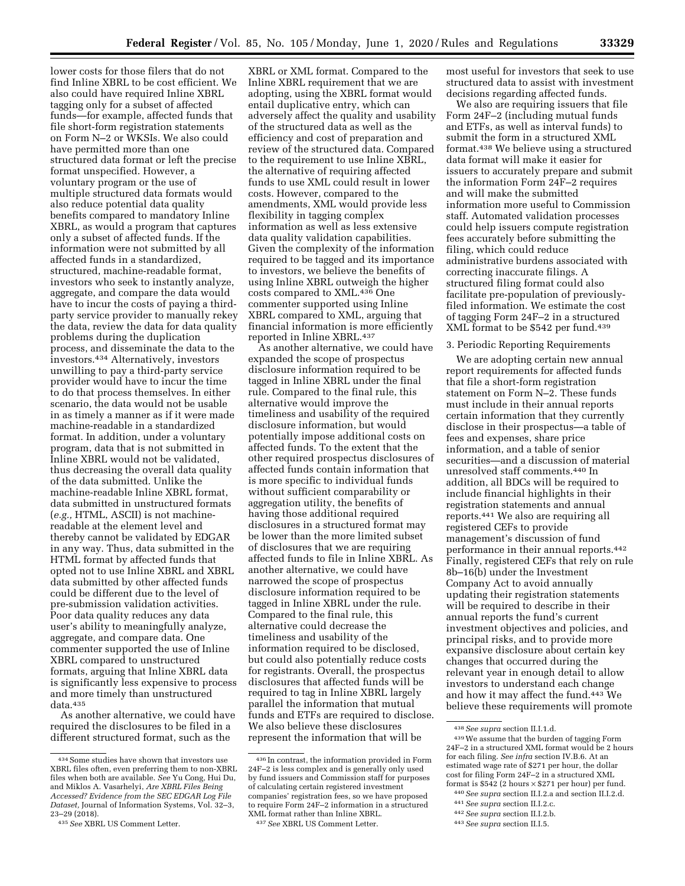lower costs for those filers that do not find Inline XBRL to be cost efficient. We also could have required Inline XBRL tagging only for a subset of affected funds—for example, affected funds that file short-form registration statements on Form N–2 or WKSIs. We also could have permitted more than one structured data format or left the precise format unspecified. However, a voluntary program or the use of multiple structured data formats would also reduce potential data quality benefits compared to mandatory Inline XBRL, as would a program that captures only a subset of affected funds. If the information were not submitted by all affected funds in a standardized, structured, machine-readable format, investors who seek to instantly analyze, aggregate, and compare the data would have to incur the costs of paying a third-party service provider to manually rekey the data, review the data for data quality problems during the duplication process, and disseminate the data to the investors.[434] Alternatively, investors unwilling to pay a third-party service provider would have to incur the time to do that process themselves. In either scenario, the data would not be usable in as timely a manner as if it were made machine-readable in a standardized format. In addition, under a voluntary program, data that is not submitted in Inline XBRL would not be validated, thus decreasing the overall data quality of the data submitted. Unlike the machine-readable Inline XBRL format, data submitted in unstructured formats (*e.g.,* HTML, ASCII) is not machine-readable at the element level and thereby cannot be validated by EDGAR in any way. Thus, data submitted in the HTML format by affected funds that opted not to use Inline XBRL and XBRL data submitted by other affected funds could be different due to the level of pre-submission validation activities. Poor data quality reduces any data user's ability to meaningfully analyze, aggregate, and compare data. One commenter supported the use of Inline XBRL compared to unstructured formats, arguing that Inline XBRL data is significantly less expensive to process and more timely than unstructured data.[435]

As another alternative, we could have required the disclosures to be filed in a different structured format, such as the XBRL or XML format. Compared to the Inline XBRL requirement that we are adopting, using the XBRL format would entail duplicative entry, which can adversely affect the quality and usability of the structured data as well as the efficiency and cost of preparation and review of the structured data. Compared to the requirement to use Inline XBRL, the alternative of requiring affected funds to use XML could result in lower costs. However, compared to the amendments, XML would provide less flexibility in tagging complex information as well as less extensive data quality validation capabilities. Given the complexity of the information required to be tagged and its importance to investors, we believe the benefits of using Inline XBRL outweigh the higher costs compared to XML.[436] One commenter supported using Inline XBRL compared to XML, arguing that financial information is more efficiently reported in Inline XBRL.[437]

As another alternative, we could have expanded the scope of prospectus disclosure information required to be tagged in Inline XBRL under the final rule. Compared to the final rule, this alternative would improve the timeliness and usability of the required disclosure information, but would potentially impose additional costs on affected funds. To the extent that the other required prospectus disclosures of affected funds contain information that is more specific to individual funds without sufficient comparability or aggregation utility, the benefits of having those additional required disclosures in a structured format may be lower than the more limited subset of disclosures that we are requiring affected funds to file in Inline XBRL. As another alternative, we could have narrowed the scope of prospectus disclosure information required to be tagged in Inline XBRL under the rule. Compared to the final rule, this alternative could decrease the timeliness and usability of the information required to be disclosed, but could also potentially reduce costs for registrants. Overall, the prospectus disclosures that affected funds will be required to tag in Inline XBRL largely parallel the information that mutual funds and ETFs are required to disclose. We also believe these disclosures represent the information that will be most useful for investors that seek to use structured data to assist with investment decisions regarding affected funds.

We also are requiring issuers that file Form 24F–2 (including mutual funds and ETFs, as well as interval funds) to submit the form in a structured XML format.[438] We believe using a structured data format will make it easier for issuers to accurately prepare and submit the information Form 24F–2 requires and will make the submitted information more useful to Commission staff. Automated validation processes could help issuers compute registration fees accurately before submitting the filing, which could reduce administrative burdens associated with correcting inaccurate filings. A structured filing format could also facilitate pre-population of previously-filed information. We estimate the cost of tagging Form 24F–2 in a structured XML format to be $542 per fund.[439]

3. Periodic Reporting Requirements

We are adopting certain new annual report requirements for affected funds that file a short-form registration statement on Form N–2. These funds must include in their annual reports certain information that they currently disclose in their prospectus—a table of fees and expenses, share price information, and a table of senior securities—and a discussion of material unresolved staff comments.[440] In addition, all BDCs will be required to include financial highlights in their registration statements and annual reports.[441] We also are requiring all registered CEFs to provide management's discussion of fund performance in their annual reports.[442] Finally, registered CEFs that rely on rule 8b–16(b) under the Investment Company Act to avoid annually updating their registration statements will be required to describe in their annual reports the fund's current investment objectives and policies, and principal risks, and to provide more expansive disclosure about certain key changes that occurred during the relevant year in enough detail to allow investors to understand each change and how it may affect the fund.[443] We believe these requirements will promote

---

[434] Some studies have shown that investors use XBRL files often, even preferring them to non-XBRL files when both are available. *See* Yu Cong, Hui Du, and Miklos A. Vasarhelyi, *Are XBRL Files Being Accessed? Evidence from the SEC EDGAR Log File Dataset,* Journal of Information Systems, Vol. 32–3, 23–29 (2018).

[435] *See* XBRL US Comment Letter.

[436] In contrast, the information provided in Form 24F–2 is less complex and is generally only used by fund issuers and Commission staff for purposes of calculating certain registered investment companies' registration fees, so we have proposed to require Form 24F–2 information in a structured XML format rather than Inline XBRL.

[437] *See* XBRL US Comment Letter.

[438] *See supra* section II.I.1.d.

[439] We assume that the burden of tagging Form 24F–2 in a structured XML format would be 2 hours for each filing. *See infra* section IV.B.6. At an estimated wage rate of $271 per hour, the dollar cost for filing Form 24F–2 in a structured XML format is $542 (2 hours × $271 per hour) per fund.

[440] *See supra* section II.I.2.a and section II.I.2.d.

[441] *See supra* section II.I.2.c.

[442] *See supra* section II.I.2.b.

[443] *See supra* section II.I.5.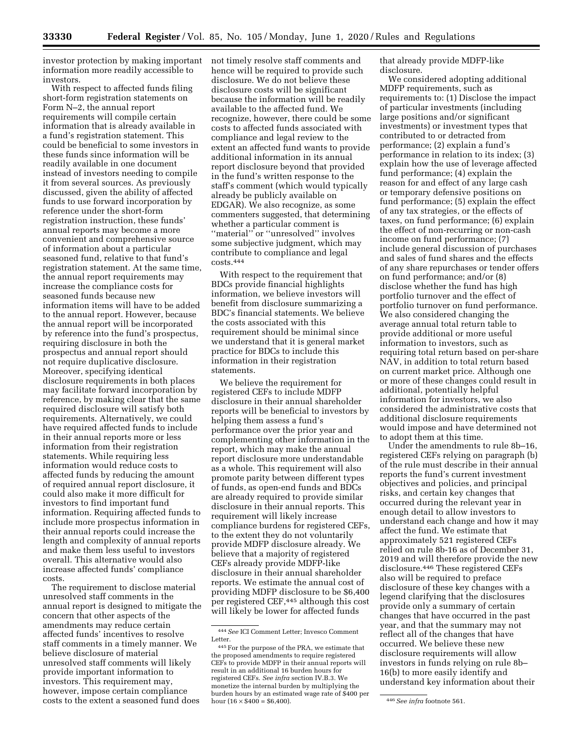investor protection by making important information more readily accessible to investors.

With respect to affected funds filing short-form registration statements on Form N–2, the annual report requirements will compile certain information that is already available in a fund's registration statement. This could be beneficial to some investors in these funds since information will be readily available in one document instead of investors needing to compile it from several sources. As previously discussed, given the ability of affected funds to use forward incorporation by reference under the short-form registration instruction, these funds' annual reports may become a more convenient and comprehensive source of information about a particular seasoned fund, relative to that fund's registration statement. At the same time, the annual report requirements may increase the compliance costs for seasoned funds because new information items will have to be added to the annual report. However, because the annual report will be incorporated by reference into the fund's prospectus, requiring disclosure in both the prospectus and annual report should not require duplicative disclosure. Moreover, specifying identical disclosure requirements in both places may facilitate forward incorporation by reference, by making clear that the same required disclosure will satisfy both requirements. Alternatively, we could have required affected funds to include in their annual reports more or less information from their registration statements. While requiring less information would reduce costs to affected funds by reducing the amount of required annual report disclosure, it could also make it more difficult for investors to find important fund information. Requiring affected funds to include more prospectus information in their annual reports could increase the length and complexity of annual reports and make them less useful to investors overall. This alternative would also increase affected funds' compliance costs.

The requirement to disclose material unresolved staff comments in the annual report is designed to mitigate the concern that other aspects of the amendments may reduce certain affected funds' incentives to resolve staff comments in a timely manner. We believe disclosure of material unresolved staff comments will likely provide important information to investors. This requirement may, however, impose certain compliance costs to the extent a seasoned fund does not timely resolve staff comments and hence will be required to provide such disclosure. We do not believe these disclosure costs will be significant because the information will be readily available to the affected fund. We recognize, however, there could be some costs to affected funds associated with compliance and legal review to the extent an affected fund wants to provide additional information in its annual report disclosure beyond that provided in the fund's written response to the staff's comment (which would typically already be publicly available on EDGAR). We also recognize, as some commenters suggested, that determining whether a particular comment is "material" or "unresolved" involves some subjective judgment, which may contribute to compliance and legal costs.[444]

With respect to the requirement that BDCs provide financial highlights information, we believe investors will benefit from disclosure summarizing a BDC's financial statements. We believe the costs associated with this requirement should be minimal since we understand that it is general market practice for BDCs to include this information in their registration statements.

We believe the requirement for registered CEFs to include MDFP disclosure in their annual shareholder reports will be beneficial to investors by helping them assess a fund's performance over the prior year and complementing other information in the report, which may make the annual report disclosure more understandable as a whole. This requirement will also promote parity between different types of funds, as open-end funds and BDCs are already required to provide similar disclosure in their annual reports. This requirement will likely increase compliance burdens for registered CEFs, to the extent they do not voluntarily provide MDFP disclosure already. We believe that a majority of registered CEFs already provide MDFP-like disclosure in their annual shareholder reports. We estimate the annual cost of providing MDFP disclosure to be $6,400 per registered CEF,[445] although this cost will likely be lower for affected funds that already provide MDFP-like disclosure.

We considered adopting additional MDFP requirements, such as requirements to: (1) Disclose the impact of particular investments (including large positions and/or significant investments) or investment types that contributed to or detracted from performance; (2) explain a fund's performance in relation to its index; (3) explain how the use of leverage affected fund performance; (4) explain the reason for and effect of any large cash or temporary defensive positions on fund performance; (5) explain the effect of any tax strategies, or the effects of taxes, on fund performance; (6) explain the effect of non-recurring or non-cash income on fund performance; (7) include general discussion of purchases and sales of fund shares and the effects of any share repurchases or tender offers on fund performance; and/or (8) disclose whether the fund has high portfolio turnover and the effect of portfolio turnover on fund performance. We also considered changing the average annual total return table to provide additional or more useful information to investors, such as requiring total return based on per-share NAV, in addition to total return based on current market price. Although one or more of these changes could result in additional, potentially helpful information for investors, we also considered the administrative costs that additional disclosure requirements would impose and have determined not to adopt them at this time.

Under the amendments to rule 8b–16, registered CEFs relying on paragraph (b) of the rule must describe in their annual reports the fund's current investment objectives and policies, and principal risks, and certain key changes that occurred during the relevant year in enough detail to allow investors to understand each change and how it may affect the fund. We estimate that approximately 521 registered CEFs relied on rule 8b-16 as of December 31, 2019 and will therefore provide the new disclosure.[446] These registered CEFs also will be required to preface disclosure of these key changes with a legend clarifying that the disclosures provide only a summary of certain changes that have occurred in the past year, and that the summary may not reflect all of the changes that have occurred. We believe these new disclosure requirements will allow investors in funds relying on rule 8b–16(b) to more easily identify and understand key information about their

---

[444] *See* ICI Comment Letter; Invesco Comment Letter.

[445] For the purpose of the PRA, we estimate that the proposed amendments to require registered CEFs to provide MDFP in their annual reports will result in an additional 16 burden hours for registered CEFs. *See infra* section IV.B.3. We monetize the internal burden by multiplying the burden hours by an estimated wage rate of $400 per hour ($16 \times \$400 = \$6,400$).

[446] *See infra* footnote 561.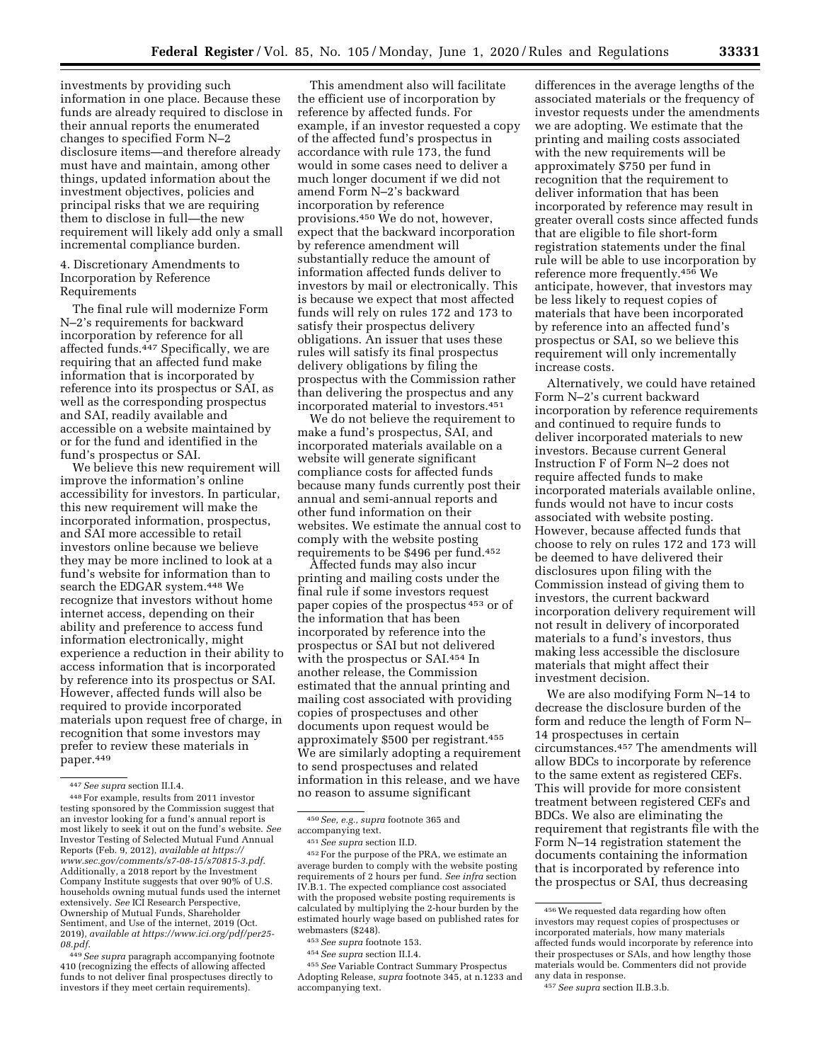investments by providing such information in one place. Because these funds are already required to disclose in their annual reports the enumerated changes to specified Form N–2 disclosure items—and therefore already must have and maintain, among other things, updated information about the investment objectives, policies and principal risks that we are requiring them to disclose in full—the new requirement will likely add only a small incremental compliance burden.

4. Discretionary Amendments to Incorporation by Reference Requirements

The final rule will modernize Form N–2's requirements for backward incorporation by reference for all affected funds.[447] Specifically, we are requiring that an affected fund make information that is incorporated by reference into its prospectus or SAI, as well as the corresponding prospectus and SAI, readily available and accessible on a website maintained by or for the fund and identified in the fund's prospectus or SAI.

We believe this new requirement will improve the information's online accessibility for investors. In particular, this new requirement will make the incorporated information, prospectus, and SAI more accessible to retail investors online because we believe they may be more inclined to look at a fund's website for information than to search the EDGAR system.[448] We recognize that investors without home internet access, depending on their ability and preference to access fund information electronically, might experience a reduction in their ability to access information that is incorporated by reference into its prospectus or SAI. However, affected funds will also be required to provide incorporated materials upon request free of charge, in recognition that some investors may prefer to review these materials in paper.[449]

This amendment also will facilitate the efficient use of incorporation by reference by affected funds. For example, if an investor requested a copy of the affected fund's prospectus in accordance with rule 173, the fund would in some cases need to deliver a much longer document if we did not amend Form N–2's backward incorporation by reference provisions.[450] We do not, however, expect that the backward incorporation by reference amendment will substantially reduce the amount of information affected funds deliver to investors by mail or electronically. This is because we expect that most affected funds will rely on rules 172 and 173 to satisfy their prospectus delivery obligations. An issuer that uses these rules will satisfy its final prospectus delivery obligations by filing the prospectus with the Commission rather than delivering the prospectus and any incorporated material to investors.[451]

We do not believe the requirement to make a fund's prospectus, SAI, and incorporated materials available on a website will generate significant compliance costs for affected funds because many funds currently post their annual and semi-annual reports and other fund information on their websites. We estimate the annual cost to comply with the website posting requirements to be $496 per fund.[452]

Affected funds may also incur printing and mailing costs under the final rule if some investors request paper copies of the prospectus[453] or of the information that has been incorporated by reference into the prospectus or SAI but not delivered with the prospectus or SAI.[454] In another release, the Commission estimated that the annual printing and mailing cost associated with providing copies of prospectuses and other documents upon request would be approximately $500 per registrant.[455] We are similarly adopting a requirement to send prospectuses and related information in this release, and we have no reason to assume significant differences in the average lengths of the associated materials or the frequency of investor requests under the amendments we are adopting. We estimate that the printing and mailing costs associated with the new requirements will be approximately $750 per fund in recognition that the requirement to deliver information that has been incorporated by reference may result in greater overall costs since affected funds that are eligible to file short-form registration statements under the final rule will be able to use incorporation by reference more frequently.[456] We anticipate, however, that investors may be less likely to request copies of materials that have been incorporated by reference into an affected fund's prospectus or SAI, so we believe this requirement will only incrementally increase costs.

Alternatively, we could have retained Form N–2's current backward incorporation by reference requirements and continued to require funds to deliver incorporated materials to new investors. Because current General Instruction F of Form N–2 does not require affected funds to make incorporated materials available online, funds would not have to incur costs associated with website posting. However, because affected funds that choose to rely on rules 172 and 173 will be deemed to have delivered their disclosures upon filing with the Commission instead of giving them to investors, the current backward incorporation delivery requirement will not result in delivery of incorporated materials to a fund's investors, thus making less accessible the disclosure materials that might affect their investment decision.

We are also modifying Form N–14 to decrease the disclosure burden of the form and reduce the length of Form N–14 prospectuses in certain circumstances.[457] The amendments will allow BDCs to incorporate by reference to the same extent as registered CEFs. This will provide for more consistent treatment between registered CEFs and BDCs. We also are eliminating the requirement that registrants file with the Form N–14 registration statement the documents containing the information that is incorporated by reference into the prospectus or SAI, thus decreasing

---

[447] *See supra* section II.I.4.

[448] For example, results from 2011 investor testing sponsored by the Commission suggest that an investor looking for a fund's annual report is most likely to seek it out on the fund's website. *See* Investor Testing of Selected Mutual Fund Annual Reports (Feb. 9, 2012), *available at https://www.sec.gov/comments/s7-08-15/s70815-3.pdf*. Additionally, a 2018 report by the Investment Company Institute suggests that over 90% of U.S. households owning mutual funds used the internet extensively. *See* ICI Research Perspective, Ownership of Mutual Funds, Shareholder Sentiment, and Use of the internet, 2019 (Oct. 2019), *available at https://www.ici.org/pdf/per25-08.pdf*.

[449] *See supra* paragraph accompanying footnote 410 (recognizing the effects of allowing affected funds to not deliver final prospectuses directly to investors if they meet certain requirements).

[450] *See, e.g., supra* footnote 365 and accompanying text.

[451] *See supra* section II.D.

[452] For the purpose of the PRA, we estimate an average burden to comply with the website posting requirements of 2 hours per fund. *See infra* section IV.B.1. The expected compliance cost associated with the proposed website posting requirements is calculated by multiplying the 2-hour burden by the estimated hourly wage based on published rates for webmasters ($248).

[453] *See supra* footnote 153.

[454] *See supra* section II.I.4.

[455] *See* Variable Contract Summary Prospectus Adopting Release, *supra* footnote 345, at n.1233 and accompanying text.

[456] We requested data regarding how often investors may request copies of prospectuses or incorporated materials, how many materials affected funds would incorporate by reference into their prospectuses or SAIs, and how lengthy those materials would be. Commenters did not provide any data in response.

[457] *See supra* section II.B.3.b.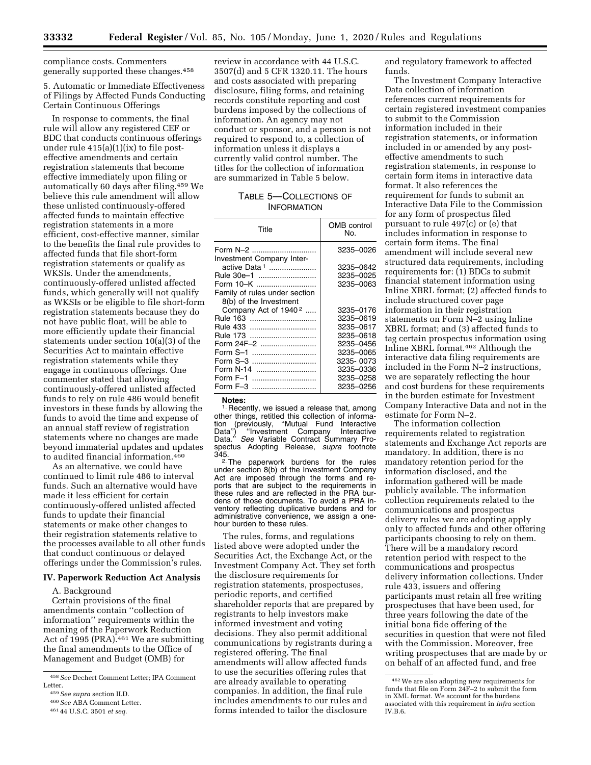compliance costs. Commenters generally supported these changes.[458]

5. Automatic or Immediate Effectiveness of Filings by Affected Funds Conducting Certain Continuous Offerings

In response to comments, the final rule will allow any registered CEF or BDC that conducts continuous offerings under rule 415(a)(1)(ix) to file post-effective amendments and certain registration statements that become effective immediately upon filing or automatically 60 days after filing.[459] We believe this rule amendment will allow these unlisted continuously-offered affected funds to maintain effective registration statements in a more efficient, cost-effective manner, similar to the benefits the final rule provides to affected funds that file short-form registration statements or qualify as WKSIs. Under the amendments, continuously-offered unlisted affected funds, which generally will not qualify as WKSIs or be eligible to file short-form registration statements because they do not have public float, will be able to more efficiently update their financial statements under section 10(a)(3) of the Securities Act to maintain effective registration statements while they engage in continuous offerings. One commenter stated that allowing continuously-offered unlisted affected funds to rely on rule 486 would benefit investors in these funds by allowing the funds to avoid the time and expense of an annual staff review of registration statements where no changes are made beyond immaterial updates and updates to audited financial information.[460]

As an alternative, we could have continued to limit rule 486 to interval funds. Such an alternative would have made it less efficient for certain continuously-offered unlisted affected funds to update their financial statements or make other changes to their registration statements relative to the processes available to all other funds that conduct continuous or delayed offerings under the Commission's rules.

## IV. Paperwork Reduction Act Analysis

A. Background

Certain provisions of the final amendments contain ''collection of information'' requirements within the meaning of the Paperwork Reduction Act of 1995 (PRA).[461] We are submitting the final amendments to the Office of Management and Budget (OMB) for review in accordance with 44 U.S.C. 3507(d) and 5 CFR 1320.11. The hours and costs associated with preparing disclosure, filing forms, and retaining records constitute reporting and cost burdens imposed by the collections of information. An agency may not conduct or sponsor, and a person is not required to respond to, a collection of information unless it displays a currently valid control number. The titles for the collection of information are summarized in Table 5 below.

TABLE 5—COLLECTIONS OF INFORMATION

| Title | OMB control No. |
|---|---|
| Form N–2 | 3235–0026 |
| Investment Company Interactive Data [1] | 3235–0642 |
| Rule 30e–1 | 3235–0025 |
| Form 10–K | 3235–0063 |
| Family of rules under section 8(b) of the Investment Company Act of 1940 [2] | 3235–0176 |
| Rule 163 | 3235–0619 |
| Rule 433 | 3235–0617 |
| Rule 173 | 3235–0618 |
| Form 24F–2 | 3235–0456 |
| Form S–1 | 3235–0065 |
| Form S–3 | 3235- 0073 |
| Form N-14 | 3235–0336 |
| Form F–1 | 3235–0258 |
| Form F–3 | 3235–0256 |

**Notes:**

1. Recently, we issued a release that, among other things, retitled this collection of information (previously, ''Mutual Fund Interactive Data'') ''Investment Company Interactive Data.'' *See* Variable Contract Summary Prospectus Adopting Release, *supra* footnote 345.

2. The paperwork burdens for the rules under section 8(b) of the Investment Company Act are imposed through the forms and reports that are subject to the requirements in these rules and are reflected in the PRA burdens of those documents. To avoid a PRA inventory reflecting duplicative burdens and for administrative convenience, we assign a one-hour burden to these rules.

The rules, forms, and regulations listed above were adopted under the Securities Act, the Exchange Act, or the Investment Company Act. They set forth the disclosure requirements for registration statements, prospectuses, periodic reports, and certified shareholder reports that are prepared by registrants to help investors make informed investment and voting decisions. They also permit additional communications by registrants during a registered offering. The final amendments will allow affected funds to use the securities offering rules that are already available to operating companies. In addition, the final rule includes amendments to our rules and forms intended to tailor the disclosure and regulatory framework to affected funds.

The Investment Company Interactive Data collection of information references current requirements for certain registered investment companies to submit to the Commission information included in their registration statements, or information included in or amended by any post-effective amendments to such registration statements, in response to certain form items in interactive data format. It also references the requirement for funds to submit an Interactive Data File to the Commission for any form of prospectus filed pursuant to rule 497(c) or (e) that includes information in response to certain form items. The final amendment will include several new structured data requirements, including requirements for: (1) BDCs to submit financial statement information using Inline XBRL format; (2) affected funds to include structured cover page information in their registration statements on Form N–2 using Inline XBRL format; and (3) affected funds to tag certain prospectus information using Inline XBRL format.[462] Although the interactive data filing requirements are included in the Form N–2 instructions, we are separately reflecting the hour and cost burdens for these requirements in the burden estimate for Investment Company Interactive Data and not in the estimate for Form N–2.

The information collection requirements related to registration statements and Exchange Act reports are mandatory. In addition, there is no mandatory retention period for the information disclosed, and the information gathered will be made publicly available. The information collection requirements related to the communications and prospectus delivery rules we are adopting apply only to affected funds and other offering participants choosing to rely on them. There will be a mandatory record retention period with respect to the communications and prospectus delivery information collections. Under rule 433, issuers and offering participants must retain all free writing prospectuses that have been used, for three years following the date of the initial bona fide offering of the securities in question that were not filed with the Commission. Moreover, free writing prospectuses that are made by or on behalf of an affected fund, and free

[458] *See* Dechert Comment Letter; IPA Comment Letter.

[459] *See supra* section II.D.

[460] *See* ABA Comment Letter.

[461] 44 U.S.C. 3501 *et seq.*

[462] We are also adopting new requirements for funds that file on Form 24F–2 to submit the form in XML format. We account for the burdens associated with this requirement in *infra* section IV.B.6.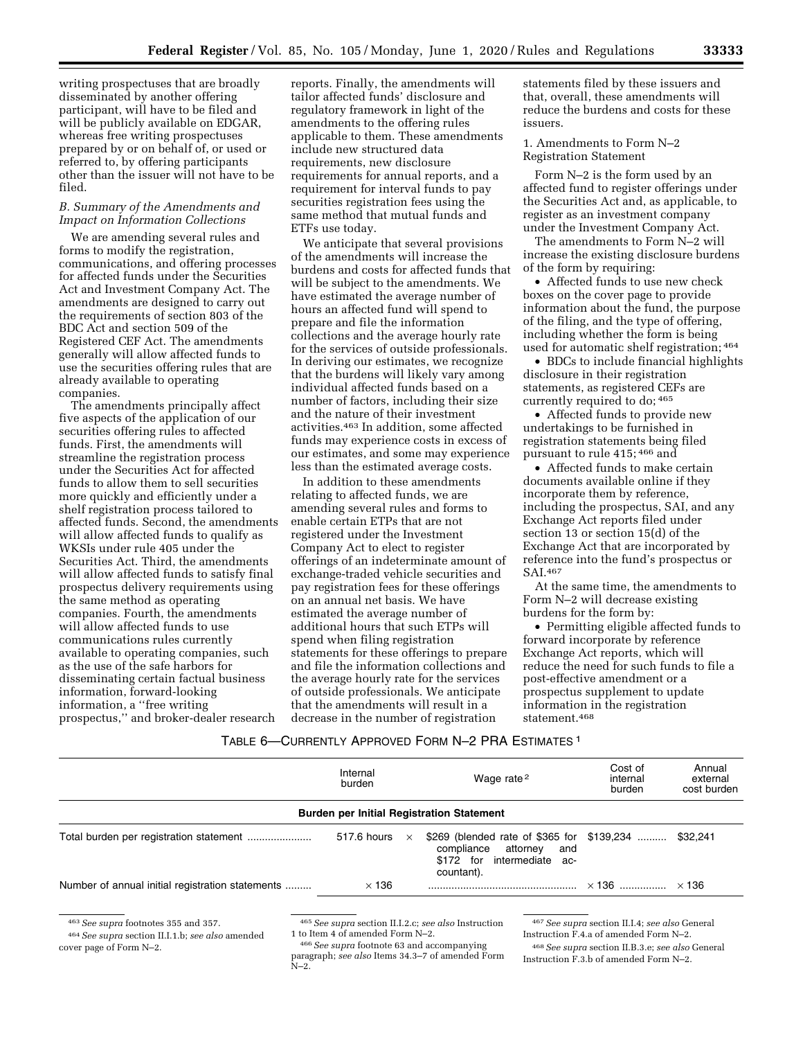writing prospectuses that are broadly disseminated by another offering participant, will have to be filed and will be publicly available on EDGAR, whereas free writing prospectuses prepared by or on behalf of, or used or referred to, by offering participants other than the issuer will not have to be filed.

### *B. Summary of the Amendments and Impact on Information Collections*

We are amending several rules and forms to modify the registration, communications, and offering processes for affected funds under the Securities Act and Investment Company Act. The amendments are designed to carry out the requirements of section 803 of the BDC Act and section 509 of the Registered CEF Act. The amendments generally will allow affected funds to use the securities offering rules that are already available to operating companies.

The amendments principally affect five aspects of the application of our securities offering rules to affected funds. First, the amendments will streamline the registration process under the Securities Act for affected funds to allow them to sell securities more quickly and efficiently under a shelf registration process tailored to affected funds. Second, the amendments will allow affected funds to qualify as WKSIs under rule 405 under the Securities Act. Third, the amendments will allow affected funds to satisfy final prospectus delivery requirements using the same method as operating companies. Fourth, the amendments will allow affected funds to use communications rules currently available to operating companies, such as the use of the safe harbors for disseminating certain factual business information, forward-looking information, a ''free writing prospectus,'' and broker-dealer research reports. Finally, the amendments will tailor affected funds' disclosure and regulatory framework in light of the amendments to the offering rules applicable to them. These amendments include new structured data requirements, new disclosure requirements for annual reports, and a requirement for interval funds to pay securities registration fees using the same method that mutual funds and ETFs use today.

We anticipate that several provisions of the amendments will increase the burdens and costs for affected funds that will be subject to the amendments. We have estimated the average number of hours an affected fund will spend to prepare and file the information collections and the average hourly rate for the services of outside professionals. In deriving our estimates, we recognize that the burdens will likely vary among individual affected funds based on a number of factors, including their size and the nature of their investment activities.[463] In addition, some affected funds may experience costs in excess of our estimates, and some may experience less than the estimated average costs.

In addition to these amendments relating to affected funds, we are amending several rules and forms to enable certain ETPs that are not registered under the Investment Company Act to elect to register offerings of an indeterminate amount of exchange-traded vehicle securities and pay registration fees for these offerings on an annual net basis. We have estimated the average number of additional hours that such ETPs will spend when filing registration statements for these offerings to prepare and file the information collections and the average hourly rate for the services of outside professionals. We anticipate that the amendments will result in a decrease in the number of registration statements filed by these issuers and that, overall, these amendments will reduce the burdens and costs for these issuers.

1. Amendments to Form N–2 Registration Statement

Form N–2 is the form used by an affected fund to register offerings under the Securities Act and, as applicable, to register as an investment company under the Investment Company Act.

The amendments to Form N–2 will increase the existing disclosure burdens of the form by requiring:

- Affected funds to use new check boxes on the cover page to provide information about the fund, the purpose of the filing, and the type of offering, including whether the form is being used for automatic shelf registration;[464]
- BDCs to include financial highlights disclosure in their registration statements, as registered CEFs are currently required to do;[465]
- Affected funds to provide new undertakings to be furnished in registration statements being filed pursuant to rule 415;[466] and
- Affected funds to make certain documents available online if they incorporate them by reference, including the prospectus, SAI, and any Exchange Act reports filed under section 13 or section 15(d) of the Exchange Act that are incorporated by reference into the fund's prospectus or SAI.[467]

At the same time, the amendments to Form N–2 will decrease existing burdens for the form by:

- Permitting eligible affected funds to forward incorporate by reference Exchange Act reports, which will reduce the need for such funds to file a post-effective amendment or a prospectus supplement to update information in the registration statement.[468]

TABLE 6—CURRENTLY APPROVED FORM N–2 PRA ESTIMATES [1]

| | Internal burden | | Wage rate [2] | Cost of internal burden | Annual external cost burden |
|---|---|---|---|---|---|
| **Burden per Initial Registration Statement** | | | | | |
| Total burden per registration statement | 517.6 hours | × | $269 (blended rate of $365 for compliance attorney and $172 for intermediate accountant). | $139,234 | $32,241 |
| Number of annual initial registration statements | × 136 | | | × 136 | × 136 |

[463] *See supra* footnotes 355 and 357.

[464] *See supra* section II.I.1.b; *see also* amended cover page of Form N–2.

[465] *See supra* section II.I.2.c; *see also* Instruction 1 to Item 4 of amended Form N–2.

[466] *See supra* footnote 63 and accompanying paragraph; *see also* Items 34.3–7 of amended Form N–2.

[467] *See supra* section II.I.4; *see also* General Instruction F.4.a of amended Form N–2.

[468] *See supra* section II.B.3.e; *see also* General Instruction F.3.b of amended Form N–2.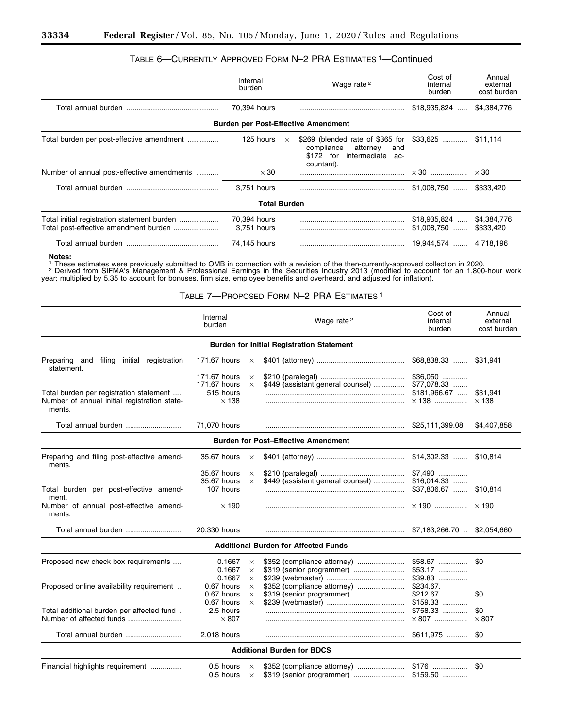TABLE 6—CURRENTLY APPROVED FORM N–2 PRA ESTIMATES [1]—Continued

| | Internal burden | | Wage rate [2] | Cost of internal burden | Annual external cost burden |
|---|---|---|---|---|---|
| Total annual burden | 70,394 hours | | | $18,935,824 | $4,384,776 |
| **Burden per Post-Effective Amendment** | | | | | |
| Total burden per post-effective amendment | 125 hours | × | $269 (blended rate of $365 for compliance attorney and $172 for intermediate accountant). | $33,625 | $11,114 |
| Number of annual post-effective amendments | × 30 | | | × 30 | × 30 |
| Total annual burden | 3,751 hours | | | $1,008,750 | $333,420 |
| **Total Burden** | | | | | |
| Total initial registration statement burden | 70,394 hours | | | $18,935,824 | $4,384,776 |
| Total post-effective amendment burden | 3,751 hours | | | $1,008,750 | $333,420 |
| Total annual burden | 74,145 hours | | | 19,944,574 | 4,718,196 |

**Notes:**

[1] These estimates were previously submitted to OMB in connection with a revision of the then-currently-approved collection in 2020.

[2] Derived from SIFMA's Management & Professional Earnings in the Securities Industry 2013 (modified to account for an 1,800-hour work year; multiplied by 5.35 to account for bonuses, firm size, employee benefits and overheard, and adjusted for inflation).

TABLE 7—PROPOSED FORM N–2 PRA ESTIMATES [1]

| | Internal burden | | Wage rate [2] | Cost of internal burden | Annual external cost burden |
|---|---|---|---|---|---|
| **Burden for Initial Registration Statement** | | | | | |
| Preparing and filing initial registration statement. | 171.67 hours | × | $401 (attorney) | $68,838.33 | $31,941 |
| | 171.67 hours | × | $210 (paralegal) | $36,050 | |
| | 171.67 hours | × | $449 (assistant general counsel) | $77,078.33 | |
| Total burden per registration statement | 515 hours | | | $181,966.67 | $31,941 |
| Number of annual initial registration statements. | × 138 | | | × 138 | × 138 |
| Total annual burden | 71,070 hours | | | $25,111,399.08 | $4,407,858 |
| **Burden for Post–Effective Amendment** | | | | | |
| Preparing and filing post-effective amendments. | 35.67 hours | × | $401 (attorney) | $14,302.33 | $10,814 |
| | 35.67 hours | × | $210 (paralegal) | $7,490 | |
| | 35.67 hours | × | $449 (assistant general counsel) | $16,014.33 | |
| Total burden per post-effective amendment. | 107 hours | | | $37,806.67 | $10,814 |
| Number of annual post-effective amendments. | × 190 | | | × 190 | × 190 |
| Total annual burden | 20,330 hours | | | $7,183,266.70 | $2,054,660 |
| **Additional Burden for Affected Funds** | | | | | |
| Proposed new check box requirements | 0.1667 | × | $352 (compliance attorney) | $58.67 | $0 |
| | 0.1667 | × | $319 (senior programmer) | $53.17 | |
| | 0.1667 | × | $239 (webmaster) | $39.83 | |
| Proposed online availability requirement | 0.67 hours | × | $352 (compliance attorney) | $234.67. | |
| | 0.67 hours | × | $319 (senior programmer) | $212.67 | $0 |
| | 0.67 hours | × | $239 (webmaster) | $159.33 | |
| Total additional burden per affected fund | 2.5 hours | | | $758.33 | $0 |
| Number of affected funds | × 807 | | | × 807 | × 807 |
| Total annual burden | 2,018 hours | | | $611,975 | $0 |
| **Additional Burden for BDCS** | | | | | |
| Financial highlights requirement | 0.5 hours | × | $352 (compliance attorney) | $176 | $0 |
| | 0.5 hours | × | $319 (senior programmer) | $159.50 | |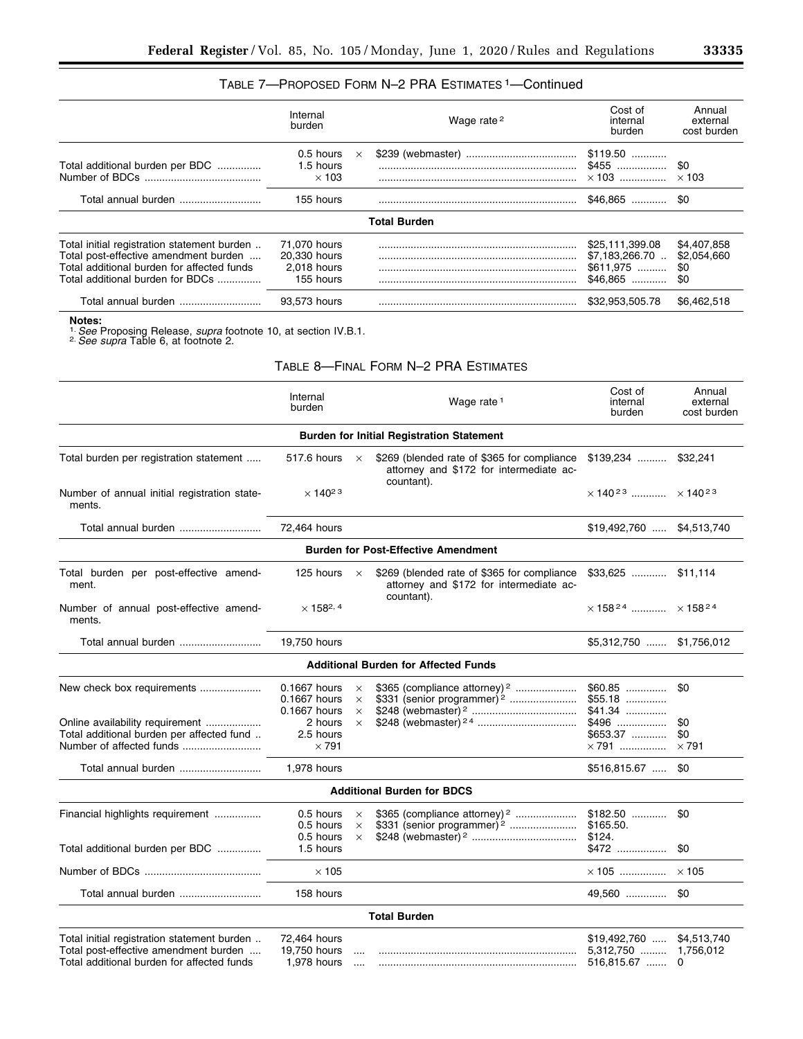## TABLE 7—PROPOSED FORM N–2 PRA ESTIMATES [1]—Continued

| | Internal burden | | Wage rate [2] | Cost of internal burden | Annual external cost burden |
|---|---|---|---|---|---|
| | 0.5 hours | × | $239 (webmaster) | $119.50 | |
| Total additional burden per BDC | 1.5 hours | | | $455 | $0 |
| Number of BDCs | × 103 | | | × 103 | × 103 |
| Total annual burden | 155 hours | | | $46,865 | $0 |
| **Total Burden** | | | | | |
| Total initial registration statement burden | 71,070 hours | | | $25,111,399.08 | $4,407,858 |
| Total post-effective amendment burden | 20,330 hours | | | $7,183,266.70 | $2,054,660 |
| Total additional burden for affected funds | 2,018 hours | | | $611,975 | $0 |
| Total additional burden for BDCs | 155 hours | | | $46,865 | $0 |
| Total annual burden | 93,573 hours | | | $32,953,505.78 | $6,462,518 |

**Notes:**
[1] *See* Proposing Release, *supra* footnote 10, at section IV.B.1.
[2] *See supra* Table 6, at footnote 2.

## TABLE 8—FINAL FORM N–2 PRA ESTIMATES

| | Internal burden | | Wage rate [1] | Cost of internal burden | Annual external cost burden |
|---|---|---|---|---|---|
| **Burden for Initial Registration Statement** | | | | | |
| Total burden per registration statement | 517.6 hours | × | $269 (blended rate of $365 for compliance attorney and $172 for intermediate accountant). | $139,234 | $32,241 |
| Number of annual initial registration statements. | × 140[2 3] | | | × 140[2 3] | × 140[2 3] |
| Total annual burden | 72,464 hours | | | $19,492,760 | $4,513,740 |
| **Burden for Post-Effective Amendment** | | | | | |
| Total burden per post-effective amendment. | 125 hours | × | $269 (blended rate of $365 for compliance attorney and $172 for intermediate accountant). | $33,625 | $11,114 |
| Number of annual post-effective amendments. | × 158[2, 4] | | | × 158[2 4] | × 158[2 4] |
| Total annual burden | 19,750 hours | | | $5,312,750 | $1,756,012 |
| **Additional Burden for Affected Funds** | | | | | |
| New check box requirements | 0.1667 hours | × | $365 (compliance attorney) [2] | $60.85 | $0 |
| | 0.1667 hours | × | $331 (senior programmer) [2] | $55.18 | |
| | 0.1667 hours | × | $248 (webmaster) [2] | $41.34 | |
| Online availability requirement | 2 hours | × | $248 (webmaster) [2 4] | $496 | $0 |
| Total additional burden per affected fund | 2.5 hours | | | $653.37 | $0 |
| Number of affected funds | × 791 | | | × 791 | × 791 |
| Total annual burden | 1,978 hours | | | $516,815.67 | $0 |
| **Additional Burden for BDCS** | | | | | |
| Financial highlights requirement | 0.5 hours | × | $365 (compliance attorney) [2] | $182.50 | $0 |
| | 0.5 hours | × | $331 (senior programmer) [2] | $165.50. | |
| | 0.5 hours | × | $248 (webmaster) [2] | $124. | |
| Total additional burden per BDC | 1.5 hours | | | $472 | $0 |
| Number of BDCs | × 105 | | | × 105 | × 105 |
| Total annual burden | 158 hours | | | 49,560 | $0 |
| **Total Burden** | | | | | |
| Total initial registration statement burden | 72,464 hours | | | $19,492,760 | $4,513,740 |
| Total post-effective amendment burden | 19,750 hours | .... | | 5,312,750 | 1,756,012 |
| Total additional burden for affected funds | 1,978 hours | .... | | 516,815.67 | 0 |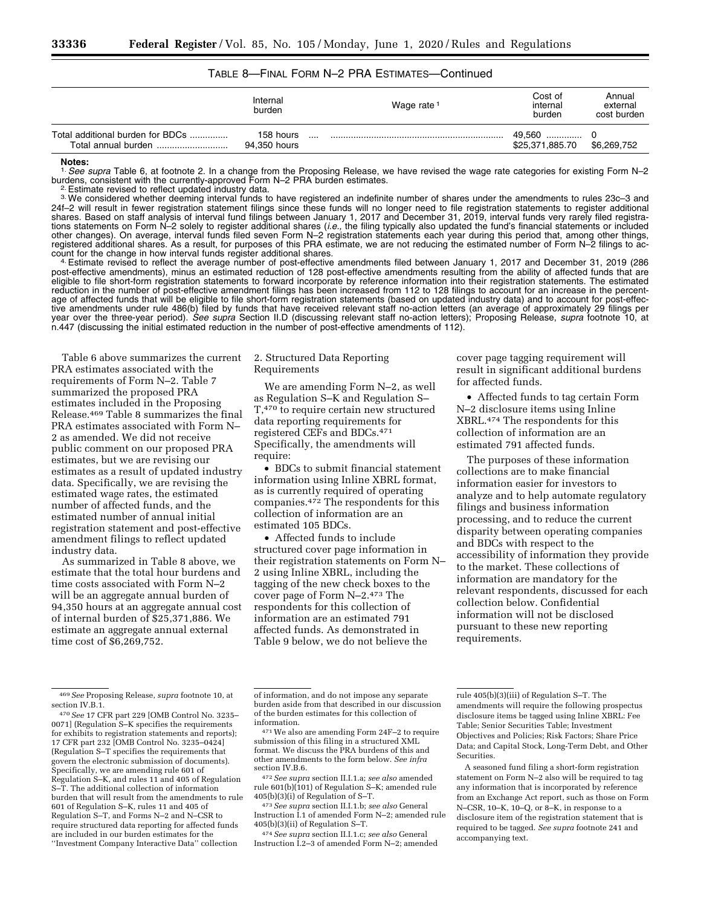TABLE 8—FINAL FORM N–2 PRA ESTIMATES—Continued

| | Internal burden | Wage rate [1] | Cost of internal burden | Annual external cost burden |
|---|---|---|---|---|
| Total additional burden for BDCs | 158 hours | | 49,560 | 0 |
| Total annual burden | 94,350 hours | | $25,371,885.70 | $6,269,752 |

**Notes:**

1. *See supra* Table 6, at footnote 2. In a change from the Proposing Release, we have revised the wage rate categories for existing Form N–2 burdens, consistent with the currently-approved Form N–2 PRA burden estimates.

2. Estimate revised to reflect updated industry data.

3. We considered whether deeming interval funds to have registered an indefinite number of shares under the amendments to rules 23c–3 and 24f–2 will result in fewer registration statement filings since these funds will no longer need to file registration statements to register additional shares. Based on staff analysis of interval fund filings between January 1, 2017 and December 31, 2019, interval funds very rarely filed registrations statements on Form N–2 solely to register additional shares (*i.e.,* the filing typically also updated the fund's financial statements or included other changes). On average, interval funds filed seven Form N–2 registration statements each year during this period that, among other things, registered additional shares. As a result, for purposes of this PRA estimate, we are not reducing the estimated number of Form N–2 filings to account for the change in how interval funds register additional shares.

4. Estimate revised to reflect the average number of post-effective amendments filed between January 1, 2017 and December 31, 2019 (286 post-effective amendments), minus an estimated reduction of 128 post-effective amendments resulting from the ability of affected funds that are eligible to file short-form registration statements to forward incorporate by reference information into their registration statements. The estimated reduction in the number of post-effective amendment filings has been increased from 112 to 128 filings to account for an increase in the percentage of affected funds that will be eligible to file short-form registration statements (based on updated industry data) and to account for post-effective amendments under rule 486(b) filed by funds that have received relevant staff no-action letters (an average of approximately 29 filings per year over the three-year period). *See supra* Section II.D (discussing relevant staff no-action letters); Proposing Release, *supra* footnote 10, at n.447 (discussing the initial estimated reduction in the number of post-effective amendments of 112).

Table 6 above summarizes the current PRA estimates associated with the requirements of Form N–2. Table 7 summarized the proposed PRA estimates included in the Proposing Release.[469] Table 8 summarizes the final PRA estimates associated with Form N–2 as amended. We did not receive public comment on our proposed PRA estimates, but we are revising our estimates as a result of updated industry data. Specifically, we are revising the estimated wage rates, the estimated number of affected funds, and the estimated number of annual initial registration statement and post-effective amendment filings to reflect updated industry data.

As summarized in Table 8 above, we estimate that the total hour burdens and time costs associated with Form N–2 will be an aggregate annual burden of 94,350 hours at an aggregate annual cost of internal burden of $25,371,886. We estimate an aggregate annual external time cost of $6,269,752.

2. Structured Data Reporting Requirements

We are amending Form N–2, as well as Regulation S–K and Regulation S–T,[470] to require certain new structured data reporting requirements for registered CEFs and BDCs.[471] Specifically, the amendments will require:

- BDCs to submit financial statement information using Inline XBRL format, as is currently required of operating companies.[472] The respondents for this collection of information are an estimated 105 BDCs.
- Affected funds to include structured cover page information in their registration statements on Form N–2 using Inline XBRL, including the tagging of the new check boxes to the cover page of Form N–2.[473] The respondents for this collection of information are an estimated 791 affected funds. As demonstrated in Table 9 below, we do not believe the cover page tagging requirement will result in significant additional burdens for affected funds.
- Affected funds to tag certain Form N–2 disclosure items using Inline XBRL.[474] The respondents for this collection of information are an estimated 791 affected funds.

The purposes of these information collections are to make financial information easier for investors to analyze and to help automate regulatory filings and business information processing, and to reduce the current disparity between operating companies and BDCs with respect to the accessibility of information they provide to the market. These collections of information are mandatory for the relevant respondents, discussed for each collection below. Confidential information will not be disclosed pursuant to these new reporting requirements.

---

[469] *See* Proposing Release, *supra* footnote 10, at section IV.B.1.

[470] *See* 17 CFR part 229 [OMB Control No. 3235–0071] (Regulation S–K specifies the requirements for exhibits to registration statements and reports); 17 CFR part 232 [OMB Control No. 3235–0424] (Regulation S–T specifies the requirements that govern the electronic submission of documents). Specifically, we are amending rule 601 of Regulation S–K, and rules 11 and 405 of Regulation S–T. The additional collection of information burden that will result from the amendments to rule 601 of Regulation S–K, rules 11 and 405 of Regulation S–T, and Forms N–2 and N–CSR to require structured data reporting for affected funds are included in our burden estimates for the ''Investment Company Interactive Data'' collection of information, and do not impose any separate burden aside from that described in our discussion of the burden estimates for this collection of information.

[471] We also are amending Form 24F–2 to require submission of this filing in a structured XML format. We discuss the PRA burdens of this and other amendments to the form below. *See infra* section IV.B.6.

[472] *See supra* section II.I.1.a; *see also* amended rule 601(b)(101) of Regulation S–K; amended rule 405(b)(3)(i) of Regulation of S–T.

[473] *See supra* section II.I.1.b; *see also* General Instruction I.1 of amended Form N–2; amended rule 405(b)(3)(ii) of Regulation S–T.

[474] *See supra* section II.I.1.c; *see also* General Instruction I.2–3 of amended Form N–2; amended rule 405(b)(3)(iii) of Regulation S–T. The amendments will require the following prospectus disclosure items be tagged using Inline XBRL: Fee Table; Senior Securities Table; Investment Objectives and Policies; Risk Factors; Share Price Data; and Capital Stock, Long-Term Debt, and Other Securities.

A seasoned fund filing a short-form registration statement on Form N–2 also will be required to tag any information that is incorporated by reference from an Exchange Act report, such as those on Form N–CSR, 10–K, 10–Q, or 8–K, in response to a disclosure item of the registration statement that is required to be tagged. *See supra* footnote 241 and accompanying text.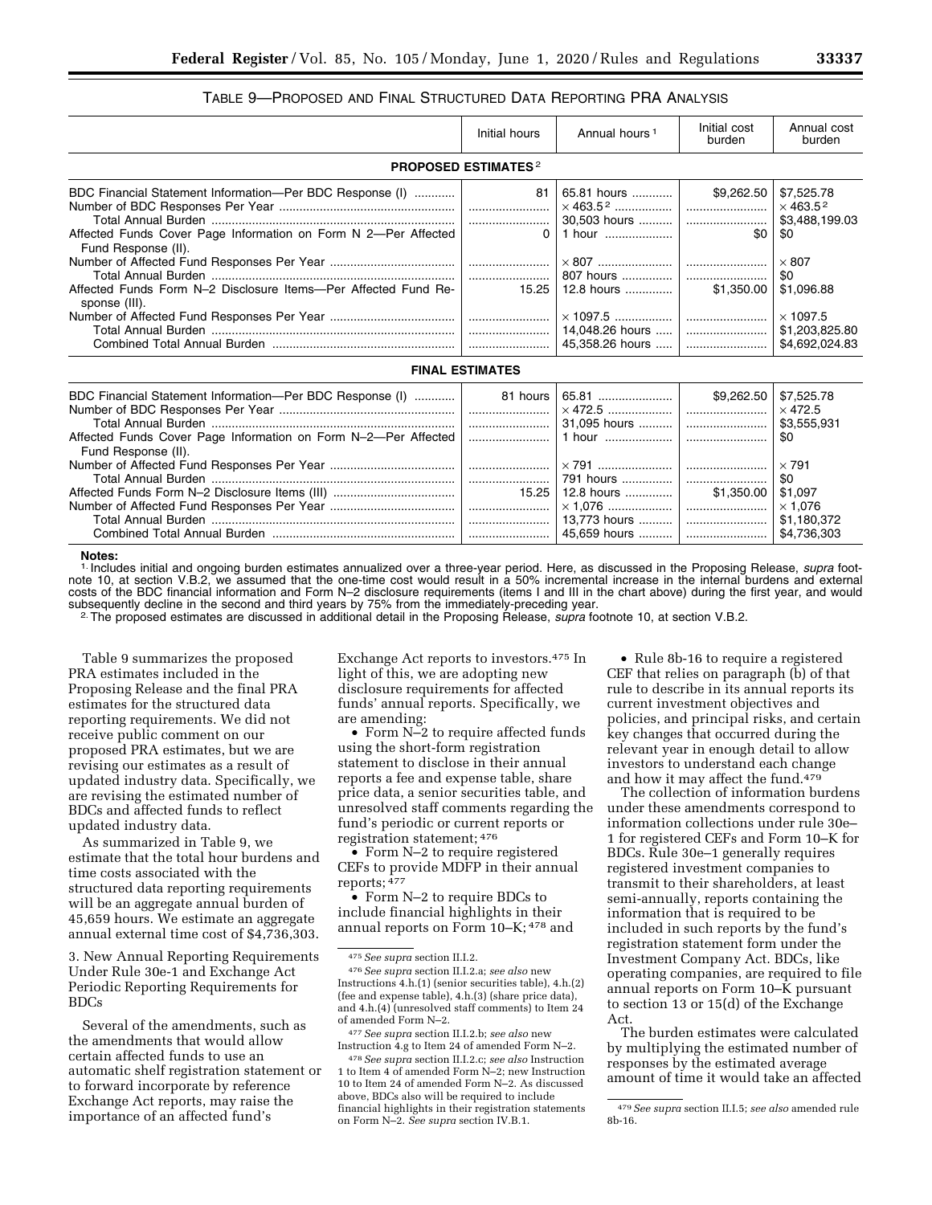### TABLE 9—PROPOSED AND FINAL STRUCTURED DATA REPORTING PRA ANALYSIS

| | Initial hours | Annual hours [1] | Initial cost burden | Annual cost burden |
|---|---|---|---|---|
| **PROPOSED ESTIMATES** [2] | | | | |
| BDC Financial Statement Information—Per BDC Response (I) | 81 | 65.81 hours | $9,262.50 | $7,525.78 |
| Number of BDC Responses Per Year | | × 463.5 [2] | | × 463.5 [2] |
| Total Annual Burden | | 30,503 hours | | $3,488,199.03 |
| Affected Funds Cover Page Information on Form N 2—Per Affected Fund Response (II). | 0 | 1 hour | $0 | $0 |
| Number of Affected Fund Responses Per Year | | × 807 | | × 807 |
| Total Annual Burden | | 807 hours | | $0 |
| Affected Funds Form N–2 Disclosure Items—Per Affected Fund Response (III). | 15.25 | 12.8 hours | $1,350.00 | $1,096.88 |
| Number of Affected Fund Responses Per Year | | × 1097.5 | | × 1097.5 |
| Total Annual Burden | | 14,048.26 hours | | $1,203,825.80 |
| Combined Total Annual Burden | | 45,358.26 hours | | $4,692,024.83 |
| **FINAL ESTIMATES** | | | | |
| BDC Financial Statement Information—Per BDC Response (I) | 81 hours | 65.81 | $9,262.50 | $7,525.78 |
| Number of BDC Responses Per Year | | × 472.5 | | × 472.5 |
| Total Annual Burden | | 31,095 hours | | $3,555,931 |
| Affected Funds Cover Page Information on Form N–2—Per Affected Fund Response (II). | | 1 hour | | $0 |
| Number of Affected Fund Responses Per Year | | × 791 | | × 791 |
| Total Annual Burden | | 791 hours | | $0 |
| Affected Funds Form N–2 Disclosure Items (III) | 15.25 | 12.8 hours | $1,350.00 | $1,097 |
| Number of Affected Fund Responses Per Year | | × 1,076 | | × 1,076 |
| Total Annual Burden | | 13,773 hours | | $1,180,372 |
| Combined Total Annual Burden | | 45,659 hours | | $4,736,303 |

**Notes:**

1. Includes initial and ongoing burden estimates annualized over a three-year period. Here, as discussed in the Proposing Release, *supra* footnote 10, at section V.B.2, we assumed that the one-time cost would result in a 50% incremental increase in the internal burdens and external costs of the BDC financial information and Form N–2 disclosure requirements (items I and III in the chart above) during the first year, and would subsequently decline in the second and third years by 75% from the immediately-preceding year.

2. The proposed estimates are discussed in additional detail in the Proposing Release, *supra* footnote 10, at section V.B.2.

Table 9 summarizes the proposed PRA estimates included in the Proposing Release and the final PRA estimates for the structured data reporting requirements. We did not receive public comment on our proposed PRA estimates, but we are revising our estimates as a result of updated industry data. Specifically, we are revising the estimated number of BDCs and affected funds to reflect updated industry data.

As summarized in Table 9, we estimate that the total hour burdens and time costs associated with the structured data reporting requirements will be an aggregate annual burden of 45,659 hours. We estimate an aggregate annual external time cost of $4,736,303.

3. New Annual Reporting Requirements Under Rule 30e-1 and Exchange Act Periodic Reporting Requirements for BDCs

Several of the amendments, such as the amendments that would allow certain affected funds to use an automatic shelf registration statement or to forward incorporate by reference Exchange Act reports, may raise the importance of an affected fund's Exchange Act reports to investors.[475] In light of this, we are adopting new disclosure requirements for affected funds' annual reports. Specifically, we are amending:

- Form N–2 to require affected funds using the short-form registration statement to disclose in their annual reports a fee and expense table, share price data, a senior securities table, and unresolved staff comments regarding the fund's periodic or current reports or registration statement;[476]
- Form N–2 to require registered CEFs to provide MDFP in their annual reports;[477]
- Form N–2 to require BDCs to include financial highlights in their annual reports on Form 10–K;[478] and
- Rule 8b-16 to require a registered CEF that relies on paragraph (b) of that rule to describe in its annual reports its current investment objectives and policies, and principal risks, and certain key changes that occurred during the relevant year in enough detail to allow investors to understand each change and how it may affect the fund.[479]

The collection of information burdens under these amendments correspond to information collections under rule 30e–1 for registered CEFs and Form 10–K for BDCs. Rule 30e–1 generally requires registered investment companies to transmit to their shareholders, at least semi-annually, reports containing the information that is required to be included in such reports by the fund's registration statement form under the Investment Company Act. BDCs, like operating companies, are required to file annual reports on Form 10–K pursuant to section 13 or 15(d) of the Exchange Act.

The burden estimates were calculated by multiplying the estimated number of responses by the estimated average amount of time it would take an affected

---

[475] *See supra* section II.I.2.

[476] *See supra* section II.I.2.a; *see also* new Instructions 4.h.(1) (senior securities table), 4.h.(2) (fee and expense table), 4.h.(3) (share price data), and 4.h.(4) (unresolved staff comments) to Item 24 of amended Form N–2.

[477] *See supra* section II.I.2.b; *see also* new Instruction 4.g to Item 24 of amended Form N–2.

[478] *See supra* section II.I.2.c; *see also* Instruction 1 to Item 4 of amended Form N–2; new Instruction 10 to Item 24 of amended Form N–2. As discussed above, BDCs also will be required to include financial highlights in their registration statements on Form N–2. *See supra* section IV.B.1.

[479] *See supra* section II.I.5; *see also* amended rule 8b-16.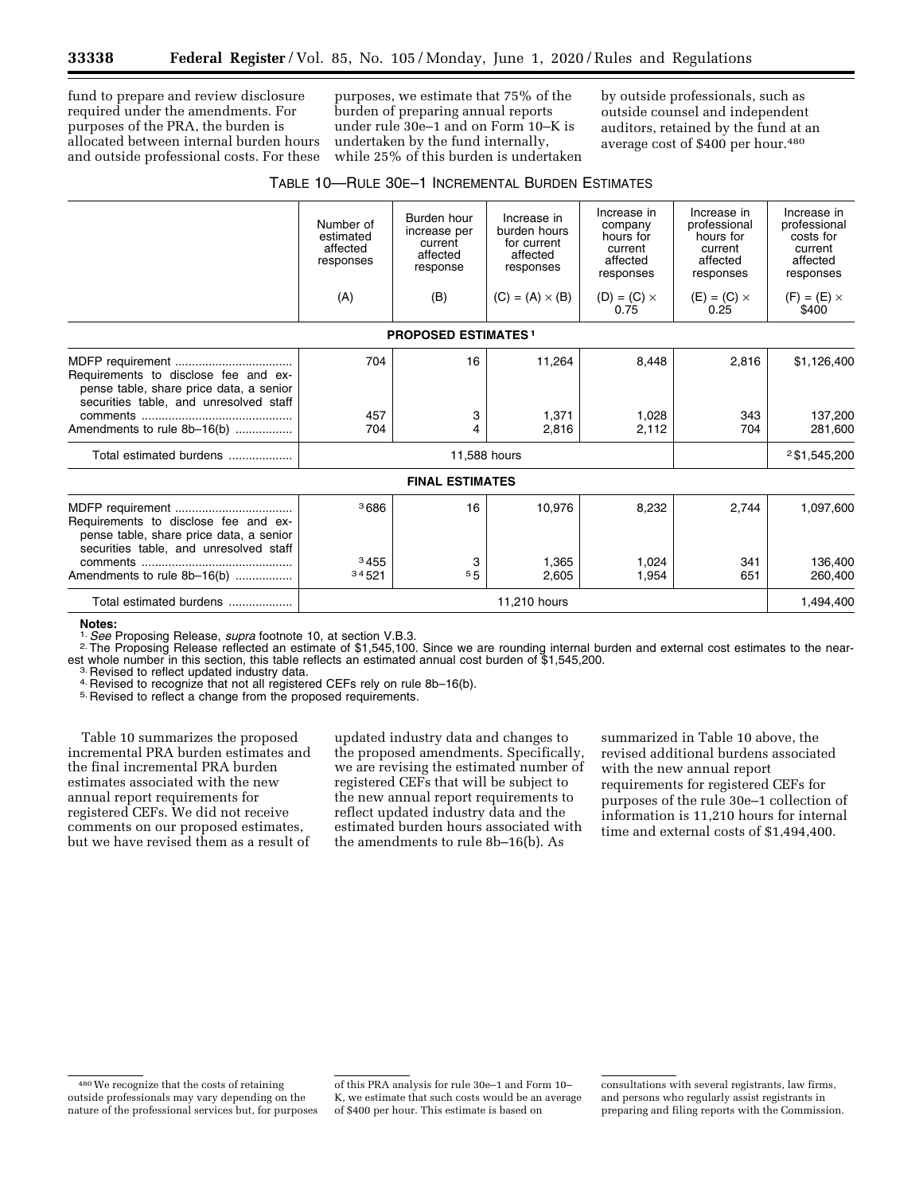fund to prepare and review disclosure required under the amendments. For purposes of the PRA, the burden is allocated between internal burden hours and outside professional costs. For these purposes, we estimate that 75% of the burden of preparing annual reports under rule 30e–1 and on Form 10–K is undertaken by the fund internally, while 25% of this burden is undertaken by outside professionals, such as outside counsel and independent auditors, retained by the fund at an average cost of $400 per hour.[480]

TABLE 10—RULE 30E–1 INCREMENTAL BURDEN ESTIMATES

| | Number of estimated affected responses | Burden hour increase per current affected response | Increase in burden hours for current affected responses | Increase in company hours for current affected responses | Increase in professional hours for current affected responses | Increase in professional costs for current affected responses |
|---|---|---|---|---|---|---|
| | (A) | (B) | (C) = (A) × (B) | (D) = (C) × 0.75 | (E) = (C) × 0.25 | (F) = (E) × $400 |
| **PROPOSED ESTIMATES**[1] | | | | | | |
| MDFP requirement | 704 | 16 | 11,264 | 8,448 | 2,816 | $1,126,400 |
| Requirements to disclose fee and expense table, share price data, a senior securities table, and unresolved staff comments | 457 | 3 | 1,371 | 1,028 | 343 | 137,200 |
| Amendments to rule 8b–16(b) | 704 | 4 | 2,816 | 2,112 | 704 | 281,600 |
| Total estimated burdens | 11,588 hours | | | | | [2]$1,545,200 |
| **FINAL ESTIMATES** | | | | | | |
| MDFP requirement | [3]686 | 16 | 10,976 | 8,232 | 2,744 | 1,097,600 |
| Requirements to disclose fee and expense table, share price data, a senior securities table, and unresolved staff comments | [3]455 | 3 | 1,365 | 1,024 | 341 | 136,400 |
| Amendments to rule 8b–16(b) | [3,4]521 | [5]5 | 2,605 | 1,954 | 651 | 260,400 |
| Total estimated burdens | 11,210 hours | | | | | 1,494,400 |

**Notes:**

1. *See* Proposing Release, *supra* footnote 10, at section V.B.3.
2. The Proposing Release reflected an estimate of $1,545,100. Since we are rounding internal burden and external cost estimates to the nearest whole number in this section, this table reflects an estimated annual cost burden of $1,545,200.
3. Revised to reflect updated industry data.
4. Revised to recognize that not all registered CEFs rely on rule 8b–16(b).
5. Revised to reflect a change from the proposed requirements.

Table 10 summarizes the proposed incremental PRA burden estimates and the final incremental PRA burden estimates associated with the new annual report requirements for registered CEFs. We did not receive comments on our proposed estimates, but we have revised them as a result of updated industry data and changes to the proposed amendments. Specifically, we are revising the estimated number of registered CEFs that will be subject to the new annual report requirements to reflect updated industry data and the estimated burden hours associated with the amendments to rule 8b–16(b). As summarized in Table 10 above, the revised additional burdens associated with the new annual report requirements for registered CEFs for purposes of the rule 30e–1 collection of information is 11,210 hours for internal time and external costs of $1,494,400.

[480] We recognize that the costs of retaining outside professionals may vary depending on the nature of the professional services but, for purposes of this PRA analysis for rule 30e–1 and Form 10–K, we estimate that such costs would be an average of $400 per hour. This estimate is based on consultations with several registrants, law firms, and persons who regularly assist registrants in preparing and filing reports with the Commission.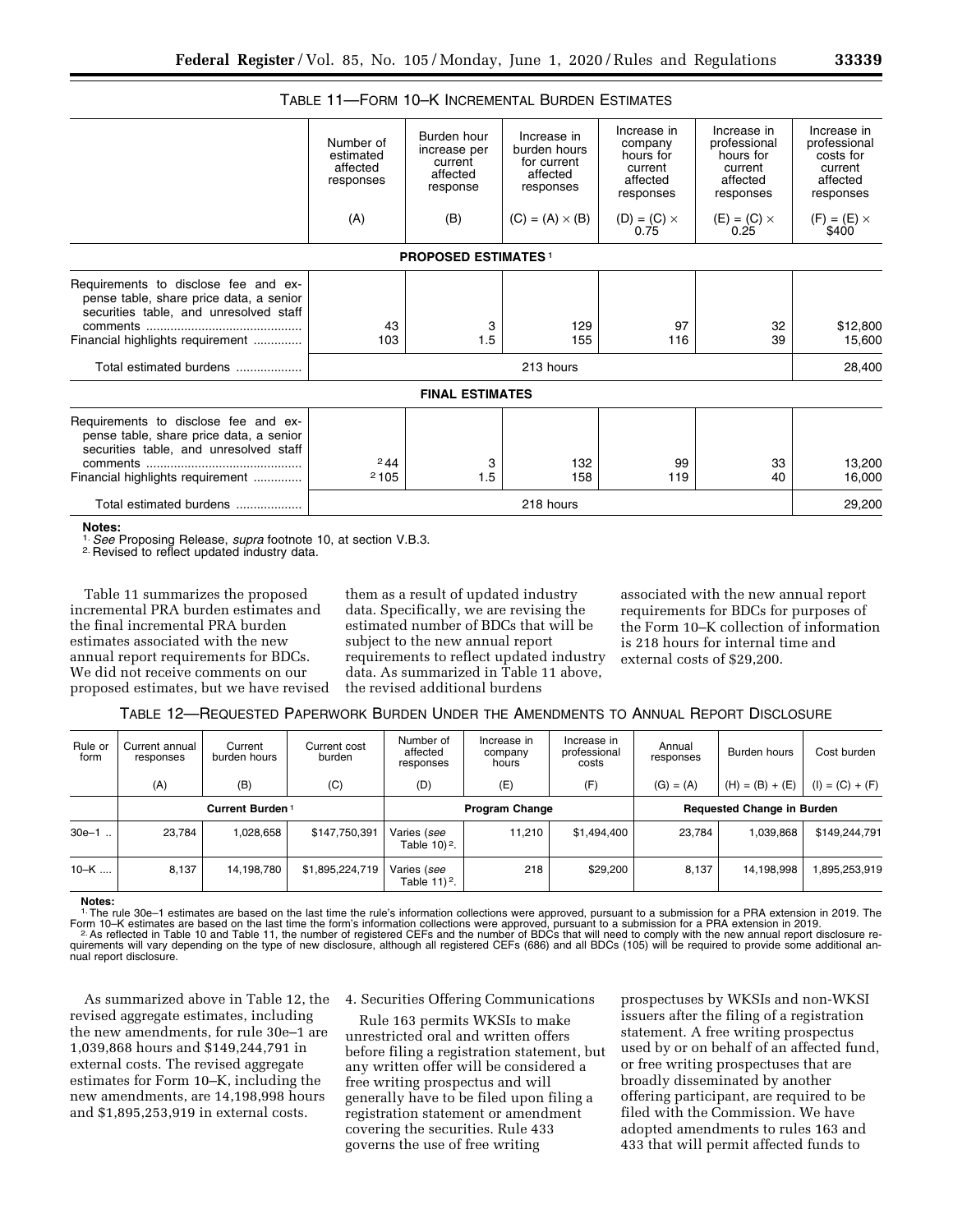TABLE 11—FORM 10–K INCREMENTAL BURDEN ESTIMATES

| | Number of estimated affected responses | Burden hour increase per current affected response | Increase in burden hours for current affected responses | Increase in company hours for current affected responses | Increase in professional hours for current affected responses | Increase in professional costs for current affected responses |
|---|---|---|---|---|---|---|
| | (A) | (B) | (C) = (A) × (B) | (D) = (C) × 0.75 | (E) = (C) × 0.25 | (F) = (E) × $400 |
| **PROPOSED ESTIMATES** [1] | | | | | | |
| Requirements to disclose fee and expense table, share price data, a senior securities table, and unresolved staff comments | 43 | 3 | 129 | 97 | 32 | $12,800 |
| Financial highlights requirement | 103 | 1.5 | 155 | 116 | 39 | 15,600 |
| Total estimated burdens | 213 hours | | | | | 28,400 |
| **FINAL ESTIMATES** | | | | | | |
| Requirements to disclose fee and expense table, share price data, a senior securities table, and unresolved staff comments | [2] 44 | 3 | 132 | 99 | 33 | 13,200 |
| Financial highlights requirement | [2] 105 | 1.5 | 158 | 119 | 40 | 16,000 |
| Total estimated burdens | 218 hours | | | | | 29,200 |

**Notes:**

[1] *See* Proposing Release, *supra* footnote 10, at section V.B.3.

[2] Revised to reflect updated industry data.

Table 11 summarizes the proposed incremental PRA burden estimates and the final incremental PRA burden estimates associated with the new annual report requirements for BDCs. We did not receive comments on our proposed estimates, but we have revised them as a result of updated industry data. Specifically, we are revising the estimated number of BDCs that will be subject to the new annual report requirements to reflect updated industry data. As summarized in Table 11 above, the revised additional burdens associated with the new annual report requirements for BDCs for purposes of the Form 10–K collection of information is 218 hours for internal time and external costs of $29,200.

TABLE 12—REQUESTED PAPERWORK BURDEN UNDER THE AMENDMENTS TO ANNUAL REPORT DISCLOSURE

| Rule or form | Current annual responses | Current burden hours | Current cost burden | Number of affected responses | Increase in company hours | Increase in professional costs | Annual responses | Burden hours | Cost burden |
|---|---|---|---|---|---|---|---|---|---|
| | (A) | (B) | (C) | (D) | (E) | (F) | (G) = (A) | (H) = (B) + (E) | (I) = (C) + (F) |
| | **Current Burden** [1] | | | **Program Change** | | | **Requested Change in Burden** | | |
| 30e–1 | 23,784 | 1,028,658 | $147,750,391 | Varies (*see* Table 10) [2]. | 11,210 | $1,494,400 | 23,784 | 1,039,868 | $149,244,791 |
| 10–K | 8,137 | 14,198,780 | $1,895,224,719 | Varies (*see* Table 11) [2]. | 218 | $29,200 | 8,137 | 14,198,998 | 1,895,253,919 |

**Notes:**

[1] The rule 30e–1 estimates are based on the last time the rule's information collections were approved, pursuant to a submission for a PRA extension in 2019. The Form 10–K estimates are based on the last time the form's information collections were approved, pursuant to a submission for a PRA extension in 2019.

[2] As reflected in Table 10 and Table 11, the number of registered CEFs and the number of BDCs that will need to comply with the new annual report disclosure requirements will vary depending on the type of new disclosure, although all registered CEFs (686) and all BDCs (105) will be required to provide some additional annual report disclosure.

As summarized above in Table 12, the revised aggregate estimates, including the new amendments, for rule 30e–1 are 1,039,868 hours and $149,244,791 in external costs. The revised aggregate estimates for Form 10–K, including the new amendments, are 14,198,998 hours and $1,895,253,919 in external costs.

4. Securities Offering Communications

Rule 163 permits WKSIs to make unrestricted oral and written offers before filing a registration statement, but any written offer will be considered a free writing prospectus and will generally have to be filed upon filing a registration statement or amendment covering the securities. Rule 433 governs the use of free writing prospectuses by WKSIs and non-WKSI issuers after the filing of a registration statement. A free writing prospectus used by or on behalf of an affected fund, or free writing prospectuses that are broadly disseminated by another offering participant, are required to be filed with the Commission. We have adopted amendments to rules 163 and 433 that will permit affected funds to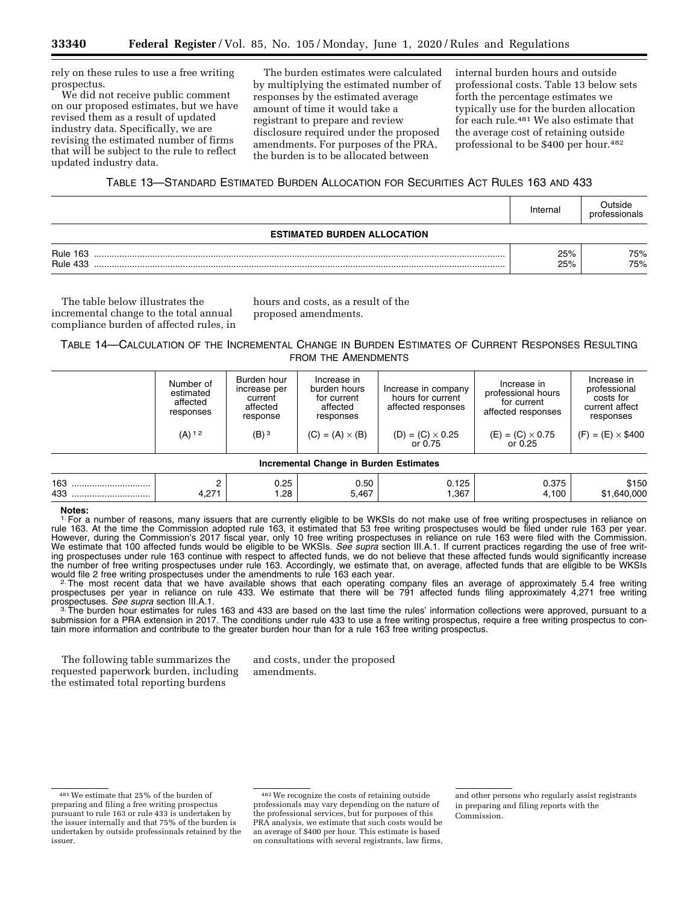rely on these rules to use a free writing prospectus.

We did not receive public comment on our proposed estimates, but we have revised them as a result of updated industry data. Specifically, we are revising the estimated number of firms that will be subject to the rule to reflect updated industry data.

The burden estimates were calculated by multiplying the estimated number of responses by the estimated average amount of time it would take a registrant to prepare and review disclosure required under the proposed amendments. For purposes of the PRA, the burden is to be allocated between internal burden hours and outside professional costs. Table 13 below sets forth the percentage estimates we typically use for the burden allocation for each rule.[481] We also estimate that the average cost of retaining outside professional to be $400 per hour.[482]

TABLE 13—STANDARD ESTIMATED BURDEN ALLOCATION FOR SECURITIES ACT RULES 163 AND 433

| | Internal | Outside professionals |
|---|---|---|
| **ESTIMATED BURDEN ALLOCATION** | | |
| Rule 163 | 25% | 75% |
| Rule 433 | 25% | 75% |

The table below illustrates the incremental change to the total annual compliance burden of affected rules, in hours and costs, as a result of the proposed amendments.

TABLE 14—CALCULATION OF THE INCREMENTAL CHANGE IN BURDEN ESTIMATES OF CURRENT RESPONSES RESULTING FROM THE AMENDMENTS

| | Number of estimated affected responses | Burden hour increase per current affected response | Increase in burden hours for current affected responses | Increase in company hours for current affected responses | Increase in professional hours for current affected responses | Increase in professional costs for current affect responses |
|---|---|---|---|---|---|---|
| | (A) [1,2] | (B) [3] | (C) = (A) × (B) | (D) = (C) × 0.25 or 0.75 | (E) = (C) × 0.75 or 0.25 | (F) = (E) × $400 |
| **Incremental Change in Burden Estimates** | | | | | | |
| 163 | 2 | 0.25 | 0.50 | 0.125 | 0.375 | $150 |
| 433 | 4,271 | 1.28 | 5,467 | 1,367 | 4,100 | $1,640,000 |

**Notes:**

[1] For a number of reasons, many issuers that are currently eligible to be WKSIs do not make use of free writing prospectuses in reliance on rule 163. At the time the Commission adopted rule 163, it estimated that 53 free writing prospectuses would be filed under rule 163 per year. However, during the Commission's 2017 fiscal year, only 10 free writing prospectuses in reliance on rule 163 were filed with the Commission. We estimate that 100 affected funds would be eligible to be WKSIs. *See supra* section III.A.1. If current practices regarding the use of free writing prospectuses under rule 163 continue with respect to affected funds, we do not believe that these affected funds would significantly increase the number of free writing prospectuses under rule 163. Accordingly, we estimate that, on average, affected funds that are eligible to be WKSIs would file 2 free writing prospectuses under the amendments to rule 163 each year.

[2] The most recent data that we have available shows that each operating company files an average of approximately 5.4 free writing prospectuses per year in reliance on rule 433. We estimate that there will be 791 affected funds filing approximately 4,271 free writing prospectuses. *See supra* section III.A.1.

[3] The burden hour estimates for rules 163 and 433 are based on the last time the rules' information collections were approved, pursuant to a submission for a PRA extension in 2017. The conditions under rule 433 to use a free writing prospectus, require a free writing prospectus to contain more information and contribute to the greater burden hour than for a rule 163 free writing prospectus.

The following table summarizes the requested paperwork burden, including the estimated total reporting burdens and costs, under the proposed amendments.

---

[481] We estimate that 25% of the burden of preparing and filing a free writing prospectus pursuant to rule 163 or rule 433 is undertaken by the issuer internally and that 75% of the burden is undertaken by outside professionals retained by the issuer.

[482] We recognize the costs of retaining outside professionals may vary depending on the nature of the professional services, but for purposes of this PRA analysis, we estimate that such costs would be an average of $400 per hour. This estimate is based on consultations with several registrants, law firms, and other persons who regularly assist registrants in preparing and filing reports with the Commission.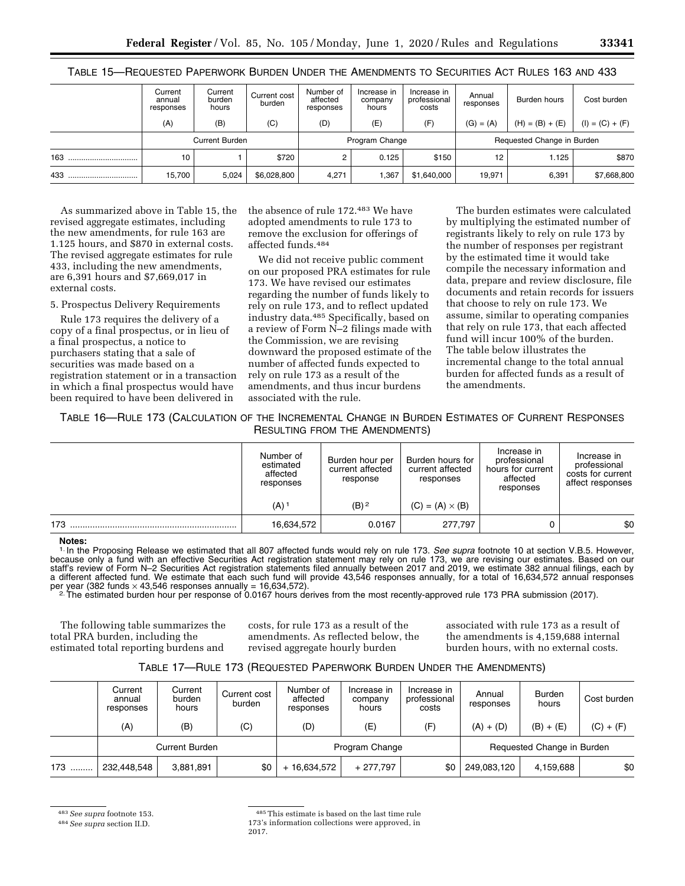TABLE 15—REQUESTED PAPERWORK BURDEN UNDER THE AMENDMENTS TO SECURITIES ACT RULES 163 AND 433

| | Current annual responses | Current burden hours | Current cost burden | Number of affected responses | Increase in company hours | Increase in professional costs | Annual responses | Burden hours | Cost burden |
|---|---|---|---|---|---|---|---|---|---|
| | (A) | (B) | (C) | (D) | (E) | (F) | (G) = (A) | (H) = (B) + (E) | (I) = (C) + (F) |
| | Current Burden | | | Program Change | | | Requested Change in Burden | | |
| 163 | 10 | 1 | $720 | 2 | 0.125 | $150 | 12 | 1.125 | $870 |
| 433 | 15,700 | 5,024 | $6,028,800 | 4,271 | 1,367 | $1,640,000 | 19,971 | 6,391 | $7,668,800 |

As summarized above in Table 15, the revised aggregate estimates, including the new amendments, for rule 163 are 1.125 hours, and $870 in external costs. The revised aggregate estimates for rule 433, including the new amendments, are 6,391 hours and $7,669,017 in external costs.

5. Prospectus Delivery Requirements

Rule 173 requires the delivery of a copy of a final prospectus, or in lieu of a final prospectus, a notice to purchasers stating that a sale of securities was made based on a registration statement or in a transaction in which a final prospectus would have been required to have been delivered in the absence of rule 172.[483] We have adopted amendments to rule 173 to remove the exclusion for offerings of affected funds.[484]

We did not receive public comment on our proposed PRA estimates for rule 173. We have revised our estimates regarding the number of funds likely to rely on rule 173, and to reflect updated industry data.[485] Specifically, based on a review of Form N–2 filings made with the Commission, we are revising downward the proposed estimate of the number of affected funds expected to rely on rule 173 as a result of the amendments, and thus incur burdens associated with the rule.

The burden estimates were calculated by multiplying the estimated number of registrants likely to rely on rule 173 by the number of responses per registrant by the estimated time it would take compile the necessary information and data, prepare and review disclosure, file documents and retain records for issuers that choose to rely on rule 173. We assume, similar to operating companies that rely on rule 173, that each affected fund will incur 100% of the burden. The table below illustrates the incremental change to the total annual burden for affected funds as a result of the amendments.

TABLE 16—RULE 173 (CALCULATION OF THE INCREMENTAL CHANGE IN BURDEN ESTIMATES OF CURRENT RESPONSES RESULTING FROM THE AMENDMENTS)

| | Number of estimated affected responses | Burden hour per current affected response | Burden hours for current affected responses | Increase in professional hours for current affected responses | Increase in professional costs for current affect responses |
|---|---|---|---|---|---|
| | (A) [1] | (B) [2] | (C) = (A) × (B) | | |
| 173 | 16,634,572 | 0.0167 | 277,797 | 0 | $0 |

**Notes:**

[1] In the Proposing Release we estimated that all 807 affected funds would rely on rule 173. *See supra* footnote 10 at section V.B.5. However, because only a fund with an effective Securities Act registration statement may rely on rule 173, we are revising our estimates. Based on our staff's review of Form N–2 Securities Act registration statements filed annually between 2017 and 2019, we estimate 382 annual filings, each by a different affected fund. We estimate that each such fund will provide 43,546 responses annually, for a total of 16,634,572 annual responses per year (382 funds × 43,546 responses annually = 16,634,572).

[2] The estimated burden hour per response of 0.0167 hours derives from the most recently-approved rule 173 PRA submission (2017).

The following table summarizes the total PRA burden, including the estimated total reporting burdens and costs, for rule 173 as a result of the amendments. As reflected below, the revised aggregate hourly burden associated with rule 173 as a result of the amendments is 4,159,688 internal burden hours, with no external costs.

TABLE 17—RULE 173 (REQUESTED PAPERWORK BURDEN UNDER THE AMENDMENTS)

| | Current annual responses | Current burden hours | Current cost burden | Number of affected responses | Increase in company hours | Increase in professional costs | Annual responses | Burden hours | Cost burden |
|---|---|---|---|---|---|---|---|---|---|
| | (A) | (B) | (C) | (D) | (E) | (F) | (A) + (D) | (B) + (E) | (C) + (F) |
| | Current Burden | | | Program Change | | | Requested Change in Burden | | |
| 173 | 232,448,548 | 3,881,891 | $0 | + 16,634,572 | + 277,797 | $0 | 249,083,120 | 4,159,688 | $0 |

[483] *See supra* footnote 153.

[484] *See supra* section II.D.

[485] This estimate is based on the last time rule 173's information collections were approved, in 2017.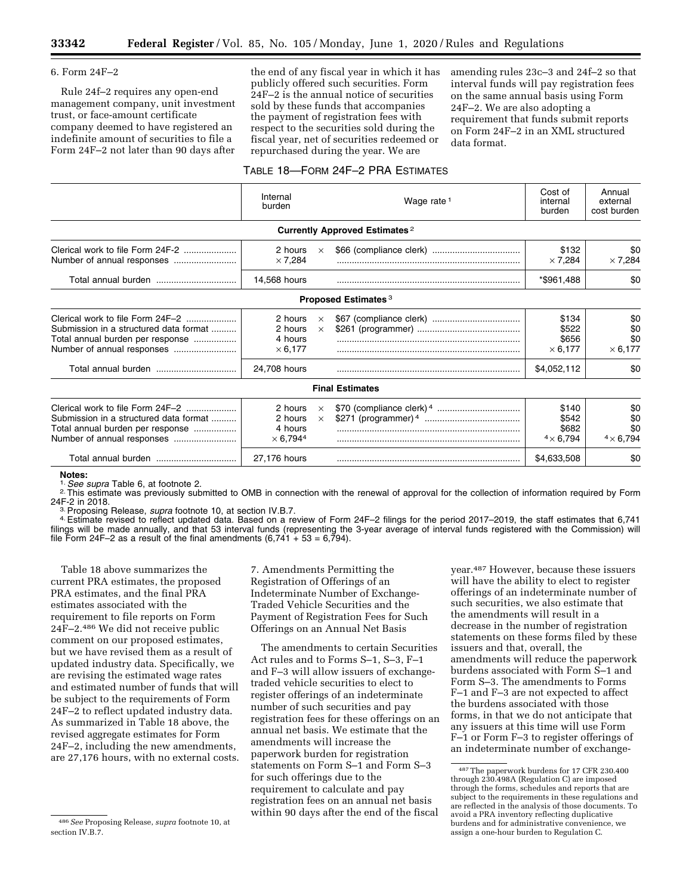6. Form 24F–2

Rule 24f–2 requires any open-end management company, unit investment trust, or face-amount certificate company deemed to have registered an indefinite amount of securities to file a Form 24F–2 not later than 90 days after the end of any fiscal year in which it has publicly offered such securities. Form 24F–2 is the annual notice of securities sold by these funds that accompanies the payment of registration fees with respect to the securities sold during the fiscal year, net of securities redeemed or repurchased during the year. We are amending rules 23c–3 and 24f–2 so that interval funds will pay registration fees on the same annual basis using Form 24F–2. We are also adopting a requirement that funds submit reports on Form 24F–2 in an XML structured data format.

TABLE 18—FORM 24F–2 PRA ESTIMATES

| | Internal burden | | Wage rate [1] | Cost of internal burden | Annual external cost burden |
|---|---|---|---|---|---|
| **Currently Approved Estimates** [2] | | | | | |
| Clerical work to file Form 24F-2 | 2 hours | × | $66 (compliance clerk) | $132 | $0 |
| Number of annual responses | × 7,284 | | | × 7,284 | × 7,284 |
| Total annual burden | 14,568 hours | | | *$961,488 | $0 |
| **Proposed Estimates** [3] | | | | | |
| Clerical work to file Form 24F–2 | 2 hours | × | $67 (compliance clerk) | $134 | $0 |
| Submission in a structured data format | 2 hours | × | $261 (programmer) | $522 | $0 |
| Total annual burden per response | 4 hours | | | $656 | $0 |
| Number of annual responses | × 6,177 | | | × 6,177 | × 6,177 |
| Total annual burden | 24,708 hours | | | $4,052,112 | $0 |
| **Final Estimates** | | | | | |
| Clerical work to file Form 24F–2 | 2 hours | × | $70 (compliance clerk) [4] | $140 | $0 |
| Submission in a structured data format | 2 hours | × | $271 (programmer) [4] | $542 | $0 |
| Total annual burden per response | 4 hours | | | $682 | $0 |
| Number of annual responses | × 6,794[4] | | | [4] × 6,794 | [4] × 6,794 |
| Total annual burden | 27,176 hours | | | $4,633,508 | $0 |

**Notes:**

[1] *See supra* Table 6, at footnote 2.

[2] This estimate was previously submitted to OMB in connection with the renewal of approval for the collection of information required by Form 24F-2 in 2018.

[3] Proposing Release, *supra* footnote 10, at section IV.B.7.

[4] Estimate revised to reflect updated data. Based on a review of Form 24F–2 filings for the period 2017–2019, the staff estimates that 6,741 filings will be made annually, and that 53 interval funds (representing the 3-year average of interval funds registered with the Commission) will file Form 24F–2 as a result of the final amendments (6,741 + 53 = 6,794).

Table 18 above summarizes the current PRA estimates, the proposed PRA estimates, and the final PRA estimates associated with the requirement to file reports on Form 24F–2.[486] We did not receive public comment on our proposed estimates, but we have revised them as a result of updated industry data. Specifically, we are revising the estimated wage rates and estimated number of funds that will be subject to the requirements of Form 24F–2 to reflect updated industry data. As summarized in Table 18 above, the revised aggregate estimates for Form 24F–2, including the new amendments, are 27,176 hours, with no external costs.

7. Amendments Permitting the Registration of Offerings of an Indeterminate Number of Exchange-Traded Vehicle Securities and the Payment of Registration Fees for Such Offerings on an Annual Net Basis

The amendments to certain Securities Act rules and to Forms S–1, S–3, F–1 and F–3 will allow issuers of exchange-traded vehicle securities to elect to register offerings of an indeterminate number of such securities and pay registration fees for these offerings on an annual net basis. We estimate that the amendments will increase the paperwork burden for registration statements on Form S–1 and Form S–3 for such offerings due to the requirement to calculate and pay registration fees on an annual net basis within 90 days after the end of the fiscal year.[487] However, because these issuers will have the ability to elect to register offerings of an indeterminate number of such securities, we also estimate that the amendments will result in a decrease in the number of registration statements on these forms filed by these issuers and that, overall, the amendments will reduce the paperwork burdens associated with Form S–1 and Form S–3. The amendments to Forms F–1 and F–3 are not expected to affect the burdens associated with those forms, in that we do not anticipate that any issuers at this time will use Form F–1 or Form F–3 to register offerings of an indeterminate number of exchange-

[486] *See* Proposing Release, *supra* footnote 10, at section IV.B.7.

[487] The paperwork burdens for 17 CFR 230.400 through 230.498A (Regulation C) are imposed through the forms, schedules and reports that are subject to the requirements in these regulations and are reflected in the analysis of those documents. To avoid a PRA inventory reflecting duplicative burdens and for administrative convenience, we assign a one-hour burden to Regulation C.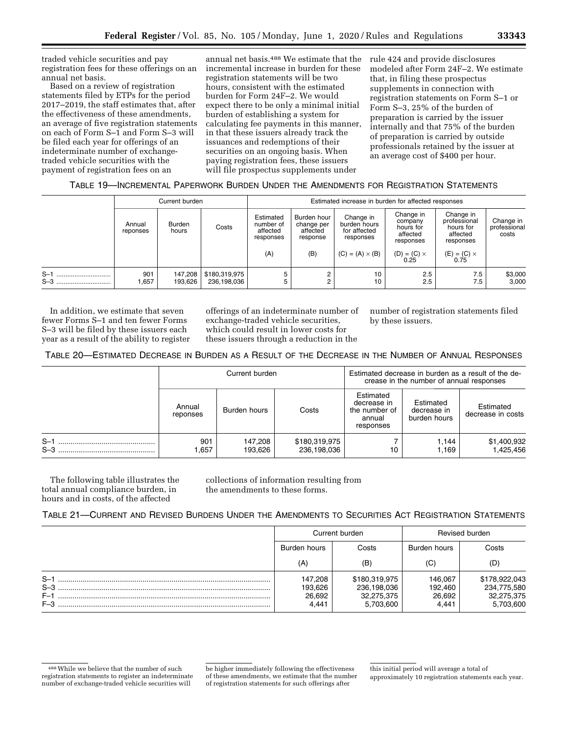traded vehicle securities and pay registration fees for these offerings on an annual net basis.

Based on a review of registration statements filed by ETPs for the period 2017–2019, the staff estimates that, after the effectiveness of these amendments, an average of five registration statements on each of Form S–1 and Form S–3 will be filed each year for offerings of an indeterminate number of exchange-traded vehicle securities with the payment of registration fees on an annual net basis.[488] We estimate that the incremental increase in burden for these registration statements will be two hours, consistent with the estimated burden for Form 24F–2. We would expect there to be only a minimal initial burden of establishing a system for calculating fee payments in this manner, in that these issuers already track the issuances and redemptions of their securities on an ongoing basis. When paying registration fees, these issuers will file prospectus supplements under rule 424 and provide disclosures modeled after Form 24F–2. We estimate that, in filing these prospectus supplements in connection with registration statements on Form S–1 or Form S–3, 25% of the burden of preparation is carried by the issuer internally and that 75% of the burden of preparation is carried by outside professionals retained by the issuer at an average cost of $400 per hour.

TABLE 19—INCREMENTAL PAPERWORK BURDEN UNDER THE AMENDMENTS FOR REGISTRATION STATEMENTS

| | Current burden | | | Estimated increase in burden for affected responses | | | | | |
|---|---|---|---|---|---|---|---|---|---|
| | Annual reponses | Burden hours | Costs | Estimated number of affected responses (A) | Burden hour change per affected response (B) | Change in burden hours for affected responses (C) = (A) × (B) | Change in company hours for affected responses (D) = (C) × 0.25 | Change in professional hours for affected responses (E) = (C) × 0.75 | Change in professional costs |
| S–1 | 901 | 147,208 | $180,319,975 | 5 | 2 | 10 | 2.5 | 7.5 | $3,000 |
| S–3 | 1,657 | 193,626 | 236,198,036 | 5 | 2 | 10 | 2.5 | 7.5 | 3,000 |

In addition, we estimate that seven fewer Forms S–1 and ten fewer Forms S–3 will be filed by these issuers each year as a result of the ability to register offerings of an indeterminate number of exchange-traded vehicle securities, which could result in lower costs for these issuers through a reduction in the number of registration statements filed by these issuers.

TABLE 20—ESTIMATED DECREASE IN BURDEN AS A RESULT OF THE DECREASE IN THE NUMBER OF ANNUAL RESPONSES

| | Current burden | | | Estimated decrease in burden as a result of the decrease in the number of annual responses | | |
|---|---|---|---|---|---|---|
| | Annual reponses | Burden hours | Costs | Estimated decrease in the number of annual responses | Estimated decrease in burden hours | Estimated decrease in costs |
| S–1 | 901 | 147,208 | $180,319,975 | 7 | 1,144 | $1,400,932 |
| S–3 | 1,657 | 193,626 | 236,198,036 | 10 | 1,169 | 1,425,456 |

The following table illustrates the total annual compliance burden, in hours and in costs, of the affected collections of information resulting from the amendments to these forms.

TABLE 21—CURRENT AND REVISED BURDENS UNDER THE AMENDMENTS TO SECURITIES ACT REGISTRATION STATEMENTS

| | Current burden | | Revised burden | |
|---|---|---|---|---|
| | Burden hours (A) | Costs (B) | Burden hours (C) | Costs (D) |
| S–1 | 147,208 | $180,319,975 | 146,067 | $178,922,043 |
| S–3 | 193,626 | 236,198,036 | 192,460 | 234,775,580 |
| F–1 | 26,692 | 32,275,375 | 26,692 | 32,275,375 |
| F–3 | 4,441 | 5,703,600 | 4,441 | 5,703,600 |

[488] While we believe that the number of such registration statements to register an indeterminate number of exchange-traded vehicle securities will be higher immediately following the effectiveness of these amendments, we estimate that the number of registration statements for such offerings after this initial period will average a total of approximately 10 registration statements each year.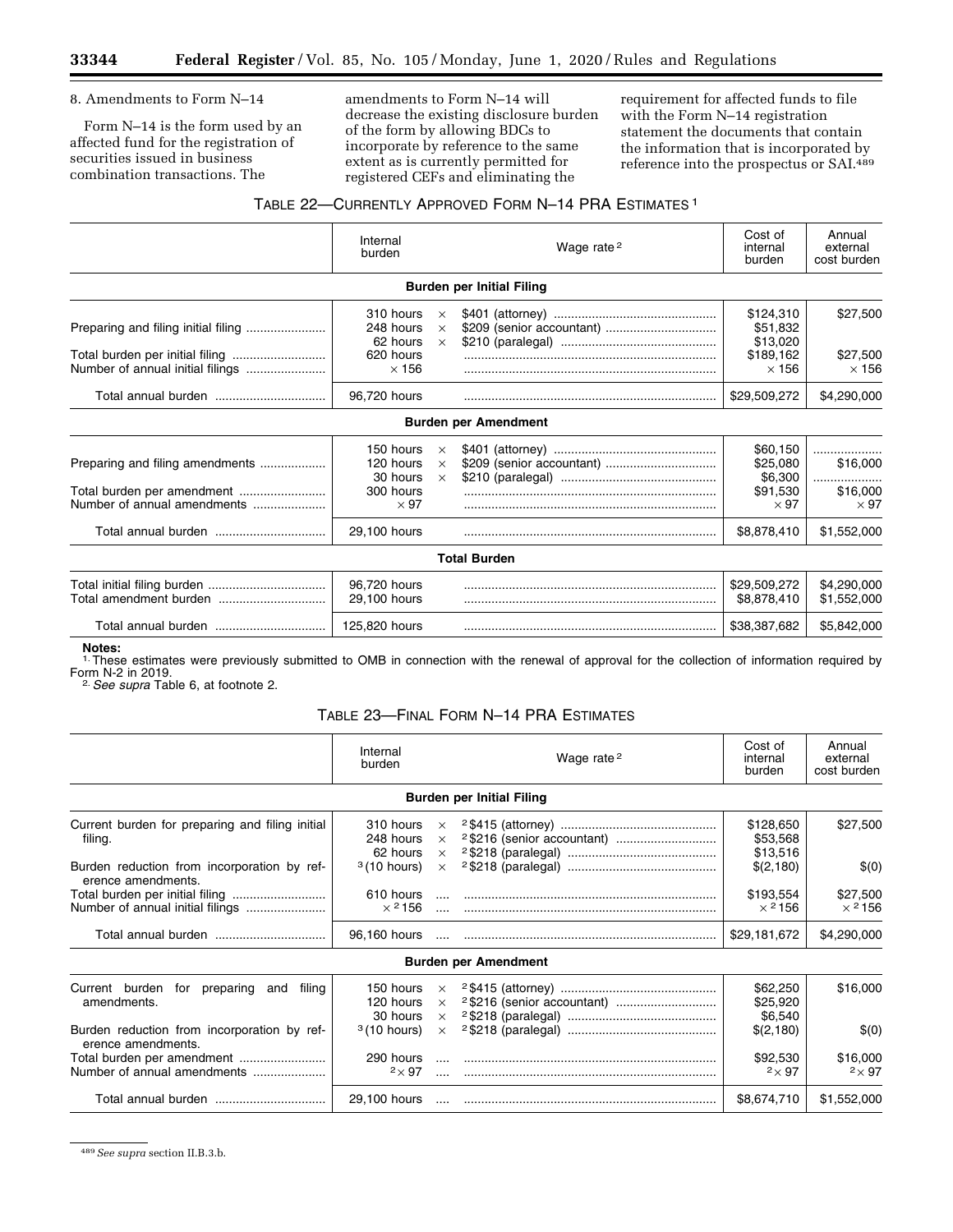8. Amendments to Form N–14

Form N–14 is the form used by an affected fund for the registration of securities issued in business combination transactions. The amendments to Form N–14 will decrease the existing disclosure burden of the form by allowing BDCs to incorporate by reference to the same extent as is currently permitted for registered CEFs and eliminating the requirement for affected funds to file with the Form N–14 registration statement the documents that contain the information that is incorporated by reference into the prospectus or SAI.[489]

TABLE 22—CURRENTLY APPROVED FORM N–14 PRA ESTIMATES [1]

| | Internal burden | | Wage rate [2] | Cost of internal burden | Annual external cost burden |
|---|---|---|---|---|---|
| **Burden per Initial Filing** | | | | | |
| Preparing and filing initial filing | 310 hours | × | $401 (attorney) | $124,310 | $27,500 |
| | 248 hours | × | $209 (senior accountant) | $51,832 | |
| | 62 hours | × | $210 (paralegal) | $13,020 | |
| Total burden per initial filing | 620 hours | | | $189,162 | $27,500 |
| Number of annual initial filings | × 156 | | | × 156 | × 156 |
| Total annual burden | 96,720 hours | | | $29,509,272 | $4,290,000 |
| **Burden per Amendment** | | | | | |
| Preparing and filing amendments | 150 hours | × | $401 (attorney) | $60,150 | |
| | 120 hours | × | $209 (senior accountant) | $25,080 | $16,000 |
| | 30 hours | × | $210 (paralegal) | $6,300 | |
| Total burden per amendment | 300 hours | | | $91,530 | $16,000 |
| Number of annual amendments | × 97 | | | × 97 | × 97 |
| Total annual burden | 29,100 hours | | | $8,878,410 | $1,552,000 |
| **Total Burden** | | | | | |
| Total initial filing burden | 96,720 hours | | | $29,509,272 | $4,290,000 |
| Total amendment burden | 29,100 hours | | | $8,878,410 | $1,552,000 |
| Total annual burden | 125,820 hours | | | $38,387,682 | $5,842,000 |

**Notes:**
1. These estimates were previously submitted to OMB in connection with the renewal of approval for the collection of information required by Form N-2 in 2019.
2. *See supra* Table 6, at footnote 2.

TABLE 23—FINAL FORM N–14 PRA ESTIMATES

| | Internal burden | | Wage rate [2] | Cost of internal burden | Annual external cost burden |
|---|---|---|---|---|---|
| **Burden per Initial Filing** | | | | | |
| Current burden for preparing and filing initial filing. | 310 hours | × | [2] $415 (attorney) | $128,650 | $27,500 |
| | 248 hours | × | [2] $216 (senior accountant) | $53,568 | |
| | 62 hours | × | [2] $218 (paralegal) | $13,516 | |
| Burden reduction from incorporation by reference amendments. | [3] (10 hours) | × | [2] $218 (paralegal) | $(2,180) | $(0) |
| Total burden per initial filing | 610 hours | .... | | $193,554 | $27,500 |
| Number of annual initial filings | × [2] 156 | .... | | × [2] 156 | × [2] 156 |
| Total annual burden | 96,160 hours | .... | | $29,181,672 | $4,290,000 |
| **Burden per Amendment** | | | | | |
| Current burden for preparing and filing amendments. | 150 hours | × | [2] $415 (attorney) | $62,250 | $16,000 |
| | 120 hours | × | [2] $216 (senior accountant) | $25,920 | |
| | 30 hours | × | [2] $218 (paralegal) | $6,540 | |
| Burden reduction from incorporation by reference amendments. | [3] (10 hours) | × | [2] $218 (paralegal) | $(2,180) | $(0) |
| Total burden per amendment | 290 hours | .... | | $92,530 | $16,000 |
| Number of annual amendments | [2] × 97 | .... | | [2] × 97 | [2] × 97 |
| Total annual burden | 29,100 hours | .... | | $8,674,710 | $1,552,000 |

[489] *See supra* section II.B.3.b.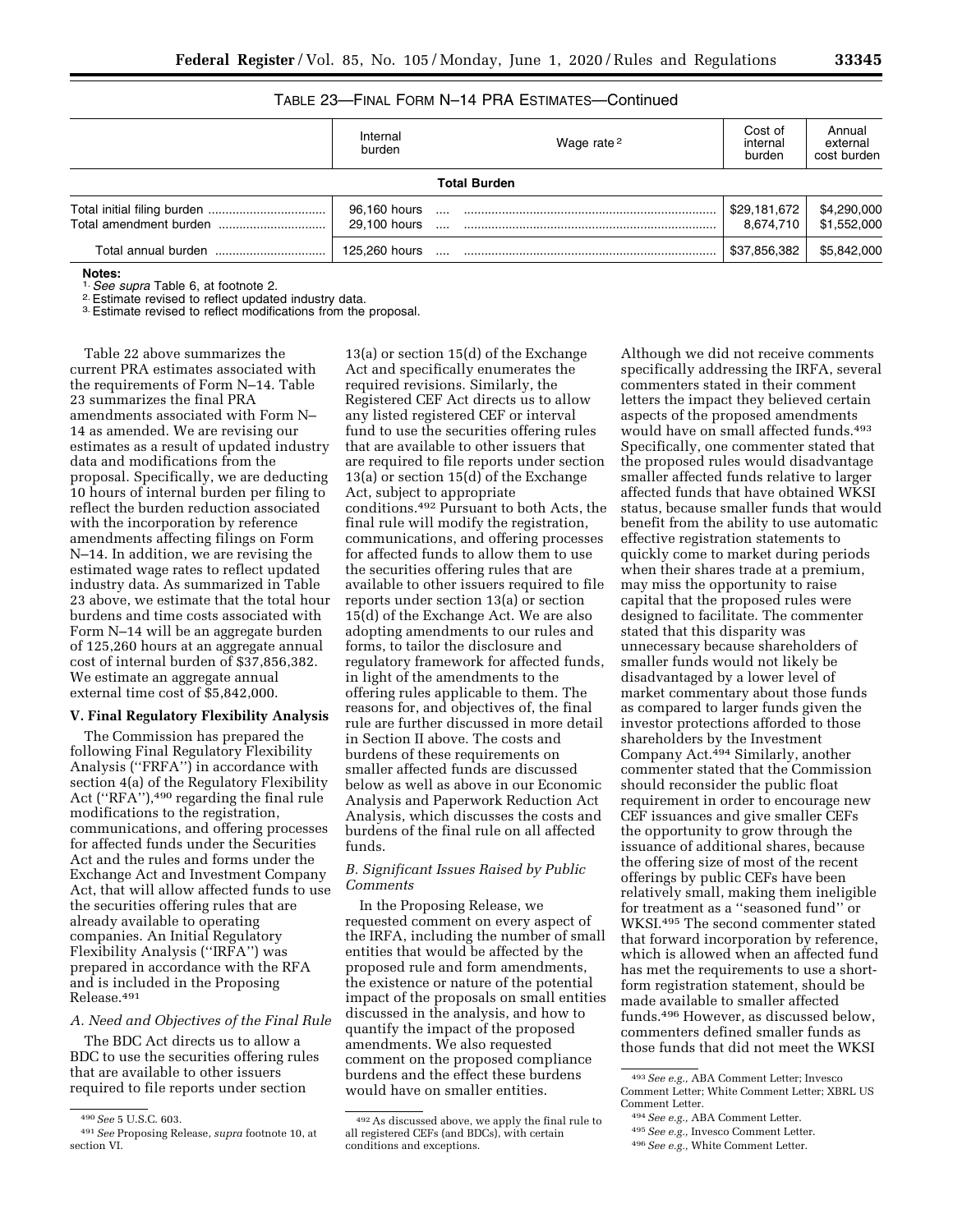TABLE 23—FINAL FORM N–14 PRA ESTIMATES—Continued

| | Internal burden | Wage rate [2] | Cost of internal burden | Annual external cost burden |
|---|---|---|---|---|
| **Total Burden** | | | | |
| Total initial filing burden | 96,160 hours | .... | $29,181,672 | $4,290,000 |
| Total amendment burden | 29,100 hours | .... | 8,674,710 | $1,552,000 |
| Total annual burden | 125,260 hours | .... | $37,856,382 | $5,842,000 |

**Notes:**
[1] *See supra* Table 6, at footnote 2.
[2] Estimate revised to reflect updated industry data.
[3] Estimate revised to reflect modifications from the proposal.

Table 22 above summarizes the current PRA estimates associated with the requirements of Form N–14. Table 23 summarizes the final PRA amendments associated with Form N–14 as amended. We are revising our estimates as a result of updated industry data and modifications from the proposal. Specifically, we are deducting 10 hours of internal burden per filing to reflect the burden reduction associated with the incorporation by reference amendments affecting filings on Form N–14. In addition, we are revising the estimated wage rates to reflect updated industry data. As summarized in Table 23 above, we estimate that the total hour burdens and time costs associated with Form N–14 will be an aggregate burden of 125,260 hours at an aggregate annual cost of internal burden of $37,856,382. We estimate an aggregate annual external time cost of $5,842,000.

## V. Final Regulatory Flexibility Analysis

The Commission has prepared the following Final Regulatory Flexibility Analysis (''FRFA'') in accordance with section 4(a) of the Regulatory Flexibility Act (''RFA''),[490] regarding the final rule modifications to the registration, communications, and offering processes for affected funds under the Securities Act and the rules and forms under the Exchange Act and Investment Company Act, that will allow affected funds to use the securities offering rules that are already available to operating companies. An Initial Regulatory Flexibility Analysis (''IRFA'') was prepared in accordance with the RFA and is included in the Proposing Release.[491]

### A. Need and Objectives of the Final Rule

The BDC Act directs us to allow a BDC to use the securities offering rules that are available to other issuers required to file reports under section 13(a) or section 15(d) of the Exchange Act and specifically enumerates the required revisions. Similarly, the Registered CEF Act directs us to allow any listed registered CEF or interval fund to use the securities offering rules that are available to other issuers that are required to file reports under section 13(a) or section 15(d) of the Exchange Act, subject to appropriate conditions.[492] Pursuant to both Acts, the final rule will modify the registration, communications, and offering processes for affected funds to allow them to use the securities offering rules that are available to other issuers required to file reports under section 13(a) or section 15(d) of the Exchange Act. We are also adopting amendments to our rules and forms, to tailor the disclosure and regulatory framework for affected funds, in light of the amendments to the offering rules applicable to them. The reasons for, and objectives of, the final rule are further discussed in more detail in Section II above. The costs and burdens of these requirements on smaller affected funds are discussed below as well as above in our Economic Analysis and Paperwork Reduction Act Analysis, which discusses the costs and burdens of the final rule on all affected funds.

### B. Significant Issues Raised by Public Comments

In the Proposing Release, we requested comment on every aspect of the IRFA, including the number of small entities that would be affected by the proposed rule and form amendments, the existence or nature of the potential impact of the proposals on small entities discussed in the analysis, and how to quantify the impact of the proposed amendments. We also requested comment on the proposed compliance burdens and the effect these burdens would have on smaller entities.

Although we did not receive comments specifically addressing the IRFA, several commenters stated in their comment letters the impact they believed certain aspects of the proposed amendments would have on small affected funds.[493] Specifically, one commenter stated that the proposed rules would disadvantage smaller affected funds relative to larger affected funds that have obtained WKSI status, because smaller funds that would benefit from the ability to use automatic effective registration statements to quickly come to market during periods when their shares trade at a premium, may miss the opportunity to raise capital that the proposed rules were designed to facilitate. The commenter stated that this disparity was unnecessary because shareholders of smaller funds would not likely be disadvantaged by a lower level of market commentary about those funds as compared to larger funds given the investor protections afforded to those shareholders by the Investment Company Act.[494] Similarly, another commenter stated that the Commission should reconsider the public float requirement in order to encourage new CEF issuances and give smaller CEFs the opportunity to grow through the issuance of additional shares, because the offering size of most of the recent offerings by public CEFs have been relatively small, making them ineligible for treatment as a ''seasoned fund'' or WKSI.[495] The second commenter stated that forward incorporation by reference, which is allowed when an affected fund has met the requirements to use a short-form registration statement, should be made available to smaller affected funds.[496] However, as discussed below, commenters defined smaller funds as those funds that did not meet the WKSI

[490] *See* 5 U.S.C. 603.

[491] *See* Proposing Release, *supra* footnote 10, at section VI.

[492] As discussed above, we apply the final rule to all registered CEFs (and BDCs), with certain conditions and exceptions.

[493] *See e.g.,* ABA Comment Letter; Invesco Comment Letter; White Comment Letter; XBRL US Comment Letter.

[494] *See e.g.,* ABA Comment Letter.

[495] *See e.g.,* Invesco Comment Letter.

[496] *See e.g.,* White Comment Letter.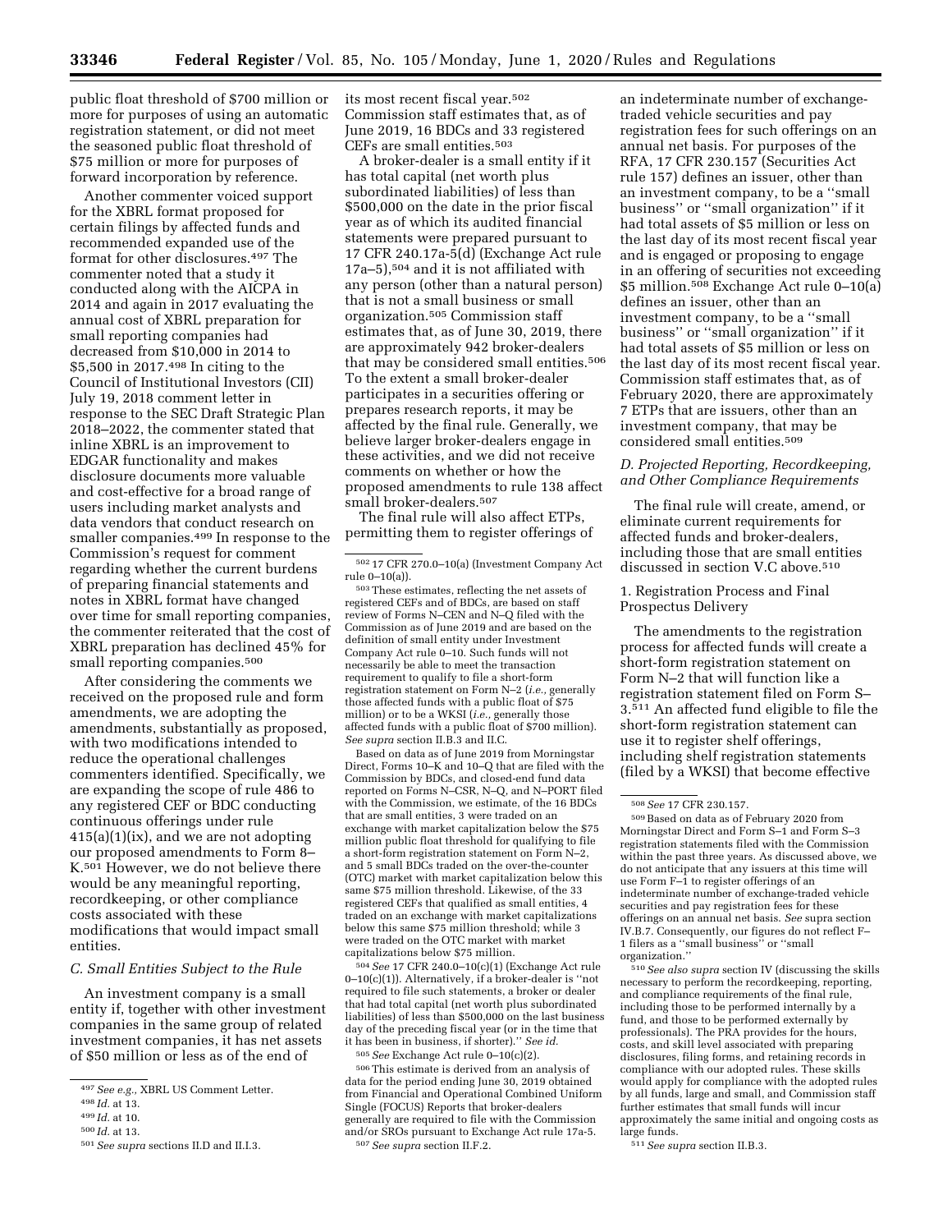public float threshold of $700 million or more for purposes of using an automatic registration statement, or did not meet the seasoned public float threshold of $75 million or more for purposes of forward incorporation by reference.

Another commenter voiced support for the XBRL format proposed for certain filings by affected funds and recommended expanded use of the format for other disclosures.[497] The commenter noted that a study it conducted along with the AICPA in 2014 and again in 2017 evaluating the annual cost of XBRL preparation for small reporting companies had decreased from $10,000 in 2014 to $5,500 in 2017.[498] In citing to the Council of Institutional Investors (CII) July 19, 2018 comment letter in response to the SEC Draft Strategic Plan 2018–2022, the commenter stated that inline XBRL is an improvement to EDGAR functionality and makes disclosure documents more valuable and cost-effective for a broad range of users including market analysts and data vendors that conduct research on smaller companies.[499] In response to the Commission's request for comment regarding whether the current burdens of preparing financial statements and notes in XBRL format have changed over time for small reporting companies, the commenter reiterated that the cost of XBRL preparation has declined 45% for small reporting companies.[500]

After considering the comments we received on the proposed rule and form amendments, we are adopting the amendments, substantially as proposed, with two modifications intended to reduce the operational challenges commenters identified. Specifically, we are expanding the scope of rule 486 to any registered CEF or BDC conducting continuous offerings under rule 415(a)(1)(ix), and we are not adopting our proposed amendments to Form 8–K.[501] However, we do not believe there would be any meaningful reporting, recordkeeping, or other compliance costs associated with these modifications that would impact small entities.

### C. Small Entities Subject to the Rule

An investment company is a small entity if, together with other investment companies in the same group of related investment companies, it has net assets of $50 million or less as of the end of its most recent fiscal year.[502] Commission staff estimates that, as of June 2019, 16 BDCs and 33 registered CEFs are small entities.[503]

A broker-dealer is a small entity if it has total capital (net worth plus subordinated liabilities) of less than $500,000 on the date in the prior fiscal year as of which its audited financial statements were prepared pursuant to 17 CFR 240.17a-5(d) (Exchange Act rule 17a–5),[504] and it is not affiliated with any person (other than a natural person) that is not a small business or small organization.[505] Commission staff estimates that, as of June 30, 2019, there are approximately 942 broker-dealers that may be considered small entities.[506] To the extent a small broker-dealer participates in a securities offering or prepares research reports, it may be affected by the final rule. Generally, we believe larger broker-dealers engage in these activities, and we did not receive comments on whether or how the proposed amendments to rule 138 affect small broker-dealers.[507]

The final rule will also affect ETPs, permitting them to register offerings of an indeterminate number of exchange-traded vehicle securities and pay registration fees for such offerings on an annual net basis. For purposes of the RFA, 17 CFR 230.157 (Securities Act rule 157) defines an issuer, other than an investment company, to be a ''small business'' or ''small organization'' if it had total assets of $5 million or less on the last day of its most recent fiscal year and is engaged or proposing to engage in an offering of securities not exceeding $5 million.[508] Exchange Act rule 0–10(a) defines an issuer, other than an investment company, to be a ''small business'' or ''small organization'' if it had total assets of $5 million or less on the last day of its most recent fiscal year. Commission staff estimates that, as of February 2020, there are approximately 7 ETPs that are issuers, other than an investment company, that may be considered small entities.[509]

### D. Projected Reporting, Recordkeeping, and Other Compliance Requirements

The final rule will create, amend, or eliminate current requirements for affected funds and broker-dealers, including those that are small entities discussed in section V.C above.[510]

#### 1. Registration Process and Final Prospectus Delivery

The amendments to the registration process for affected funds will create a short-form registration statement on Form N–2 that will function like a registration statement filed on Form S–3.[511] An affected fund eligible to file the short-form registration statement can use it to register shelf offerings, including shelf registration statements (filed by a WKSI) that become effective

---

[497] *See e.g.,* XBRL US Comment Letter.

[498] *Id.* at 13.

[499] *Id.* at 10.

[500] *Id.* at 13.

[501] *See supra* sections II.D and II.I.3.

[502] 17 CFR 270.0–10(a) (Investment Company Act rule 0–10(a)).

[503] These estimates, reflecting the net assets of registered CEFs and of BDCs, are based on staff review of Forms N–CEN and N–Q filed with the Commission as of June 2019 and are based on the definition of small entity under Investment Company Act rule 0–10. Such funds will not necessarily be able to meet the transaction requirement to qualify to file a short-form registration statement on Form N–2 (*i.e.,* generally those affected funds with a public float of $75 million) or to be a WKSI (*i.e.,* generally those affected funds with a public float of $700 million). *See supra* section II.B.3 and II.C.

Based on data as of June 2019 from Morningstar Direct, Forms 10–K and 10–Q that are filed with the Commission by BDCs, and closed-end fund data reported on Forms N–CSR, N–Q, and N–PORT filed with the Commission, we estimate, of the 16 BDCs that are small entities, 3 were traded on an exchange with market capitalization below the $75 million public float threshold for qualifying to file a short-form registration statement on Form N–2, and 5 small BDCs traded on the over-the-counter (OTC) market with market capitalization below this same $75 million threshold. Likewise, of the 33 registered CEFs that qualified as small entities, 4 traded on an exchange with market capitalizations below this same $75 million threshold; while 3 were traded on the OTC market with market capitalizations below $75 million.

[504] *See* 17 CFR 240.0–10(c)(1) (Exchange Act rule 0–10(c)(1)). Alternatively, if a broker-dealer is ''not required to file such statements, a broker or dealer that had total capital (net worth plus subordinated liabilities) of less than $500,000 on the last business day of the preceding fiscal year (or in the time that it has been in business, if shorter).'' *See id.*

[505] *See* Exchange Act rule 0–10(c)(2).

[506] This estimate is derived from an analysis of data for the period ending June 30, 2019 obtained from Financial and Operational Combined Uniform Single (FOCUS) Reports that broker-dealers generally are required to file with the Commission and/or SROs pursuant to Exchange Act rule 17a-5.

[507] *See supra* section II.F.2.

[508] *See* 17 CFR 230.157.

[509] Based on data as of February 2020 from Morningstar Direct and Form S–1 and Form S–3 registration statements filed with the Commission within the past three years. As discussed above, we do not anticipate that any issuers at this time will use Form F–1 to register offerings of an indeterminate number of exchange-traded vehicle securities and pay registration fees for these offerings on an annual net basis. *See* supra section IV.B.7. Consequently, our figures do not reflect F–1 filers as a ''small business'' or ''small organization.''

[510] *See also supra* section IV (discussing the skills necessary to perform the recordkeeping, reporting, and compliance requirements of the final rule, including those to be performed internally by a fund, and those to be performed externally by professionals). The PRA provides for the hours, costs, and skill level associated with preparing disclosures, filing forms, and retaining records in compliance with our adopted rules. These skills would apply for compliance with the adopted rules by all funds, large and small, and Commission staff further estimates that small funds will incur approximately the same initial and ongoing costs as large funds.

[511] *See supra* section II.B.3.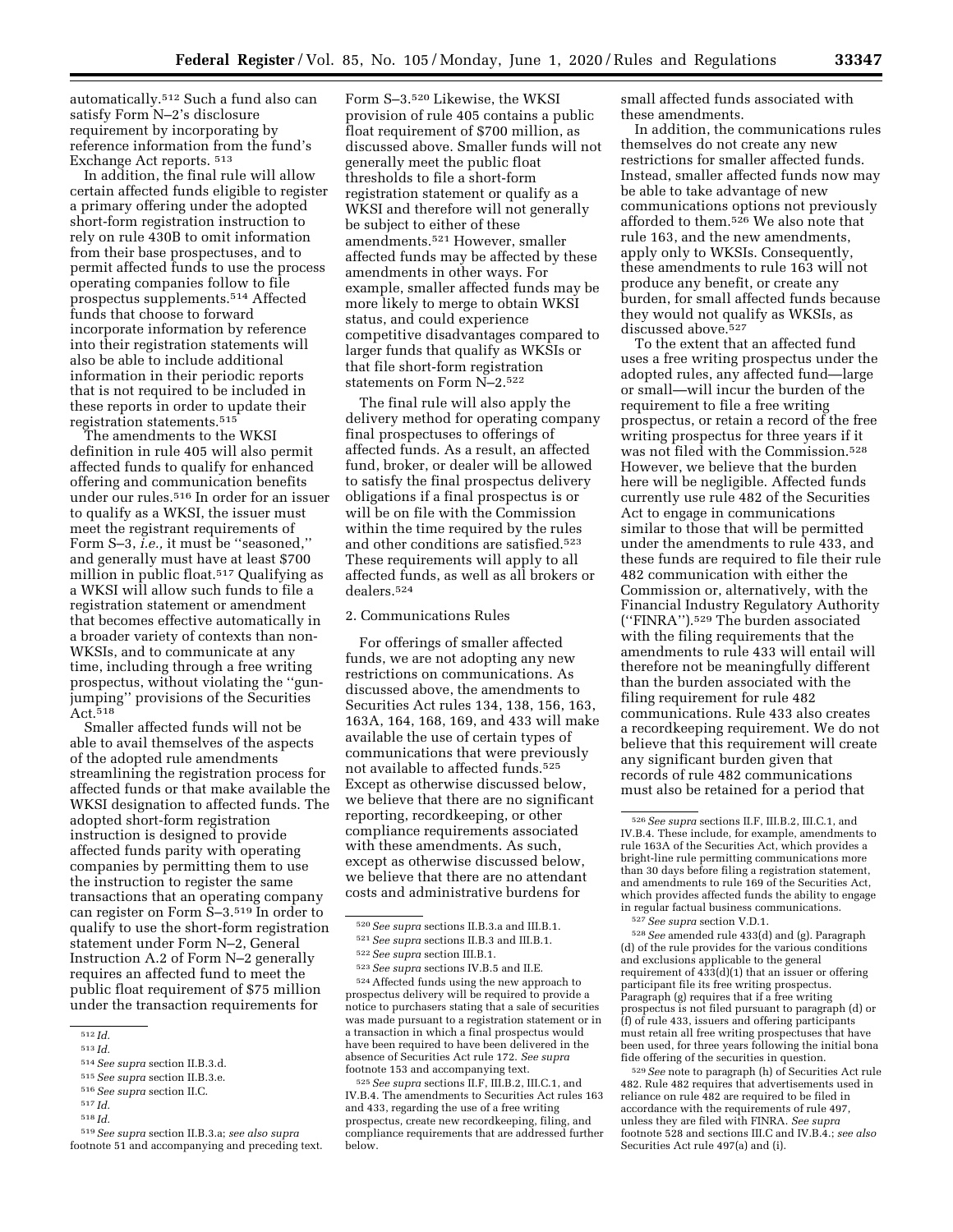automatically.[512] Such a fund also can satisfy Form N–2's disclosure requirement by incorporating by reference information from the fund's Exchange Act reports. [513]

In addition, the final rule will allow certain affected funds eligible to register a primary offering under the adopted short-form registration instruction to rely on rule 430B to omit information from their base prospectuses, and to permit affected funds to use the process operating companies follow to file prospectus supplements.[514] Affected funds that choose to forward incorporate information by reference into their registration statements will also be able to include additional information in their periodic reports that is not required to be included in these reports in order to update their registration statements.[515]

The amendments to the WKSI definition in rule 405 will also permit affected funds to qualify for enhanced offering and communication benefits under our rules.[516] In order for an issuer to qualify as a WKSI, the issuer must meet the registrant requirements of Form S–3, *i.e.,* it must be ''seasoned,'' and generally must have at least $700 million in public float.[517] Qualifying as a WKSI will allow such funds to file a registration statement or amendment that becomes effective automatically in a broader variety of contexts than non-WKSIs, and to communicate at any time, including through a free writing prospectus, without violating the ''gun-jumping'' provisions of the Securities Act.[518]

Smaller affected funds will not be able to avail themselves of the aspects of the adopted rule amendments streamlining the registration process for affected funds or that make available the WKSI designation to affected funds. The adopted short-form registration instruction is designed to provide affected funds parity with operating companies by permitting them to use the instruction to register the same transactions that an operating company can register on Form S–3.[519] In order to qualify to use the short-form registration statement under Form N–2, General Instruction A.2 of Form N–2 generally requires an affected fund to meet the public float requirement of $75 million under the transaction requirements for Form S–3.[520] Likewise, the WKSI provision of rule 405 contains a public float requirement of $700 million, as discussed above. Smaller funds will not generally meet the public float thresholds to file a short-form registration statement or qualify as a WKSI and therefore will not generally be subject to either of these amendments.[521] However, smaller affected funds may be affected by these amendments in other ways. For example, smaller affected funds may be more likely to merge to obtain WKSI status, and could experience competitive disadvantages compared to larger funds that qualify as WKSIs or that file short-form registration statements on Form N–2.[522]

The final rule will also apply the delivery method for operating company final prospectuses to offerings of affected funds. As a result, an affected fund, broker, or dealer will be allowed to satisfy the final prospectus delivery obligations if a final prospectus is or will be on file with the Commission within the time required by the rules and other conditions are satisfied.[523] These requirements will apply to all affected funds, as well as all brokers or dealers.[524]

2. Communications Rules

For offerings of smaller affected funds, we are not adopting any new restrictions on communications. As discussed above, the amendments to Securities Act rules 134, 138, 156, 163, 163A, 164, 168, 169, and 433 will make available the use of certain types of communications that were previously not available to affected funds.[525] Except as otherwise discussed below, we believe that there are no significant reporting, recordkeeping, or other compliance requirements associated with these amendments. As such, except as otherwise discussed below, we believe that there are no attendant costs and administrative burdens for small affected funds associated with these amendments.

In addition, the communications rules themselves do not create any new restrictions for smaller affected funds. Instead, smaller affected funds now may be able to take advantage of new communications options not previously afforded to them.[526] We also note that rule 163, and the new amendments, apply only to WKSIs. Consequently, these amendments to rule 163 will not produce any benefit, or create any burden, for small affected funds because they would not qualify as WKSIs, as discussed above.[527]

To the extent that an affected fund uses a free writing prospectus under the adopted rules, any affected fund—large or small—will incur the burden of the requirement to file a free writing prospectus, or retain a record of the free writing prospectus for three years if it was not filed with the Commission.[528] However, we believe that the burden here will be negligible. Affected funds currently use rule 482 of the Securities Act to engage in communications similar to those that will be permitted under the amendments to rule 433, and these funds are required to file their rule 482 communication with either the Commission or, alternatively, with the Financial Industry Regulatory Authority (''FINRA'').[529] The burden associated with the filing requirements that the amendments to rule 433 will entail will therefore not be meaningfully different than the burden associated with the filing requirement for rule 482 communications. Rule 433 also creates a recordkeeping requirement. We do not believe that this requirement will create any significant burden given that records of rule 482 communications must also be retained for a period that

---

512 *Id.*

513 *Id.*

514 *See supra* section II.B.3.d.

515 *See supra* section II.B.3.e.

516 *See supra* section II.C.

517 *Id.*

518 *Id.*

519 *See supra* section II.B.3.a; *see also supra* footnote 51 and accompanying and preceding text.

520 *See supra* sections II.B.3.a and III.B.1.

521 *See supra* sections II.B.3 and III.B.1.

522 *See supra* section III.B.1.

523 *See supra* sections IV.B.5 and II.E.

524 Affected funds using the new approach to prospectus delivery will be required to provide a notice to purchasers stating that a sale of securities was made pursuant to a registration statement or in a transaction in which a final prospectus would have been required to have been delivered in the absence of Securities Act rule 172. *See supra* footnote 153 and accompanying text.

525 *See supra* sections II.F, III.B.2, III.C.1, and IV.B.4. The amendments to Securities Act rules 163 and 433, regarding the use of a free writing prospectus, create new recordkeeping, filing, and compliance requirements that are addressed further below.

526 *See supra* sections II.F, III.B.2, III.C.1, and IV.B.4. These include, for example, amendments to rule 163A of the Securities Act, which provides a bright-line rule permitting communications more than 30 days before filing a registration statement, and amendments to rule 169 of the Securities Act, which provides affected funds the ability to engage in regular factual business communications.

527 *See supra* section V.D.1.

528 *See* amended rule 433(d) and (g). Paragraph (d) of the rule provides for the various conditions and exclusions applicable to the general requirement of 433(d)(1) that an issuer or offering participant file its free writing prospectus. Paragraph (g) requires that if a free writing prospectus is not filed pursuant to paragraph (d) or (f) of rule 433, issuers and offering participants must retain all free writing prospectuses that have been used, for three years following the initial bona fide offering of the securities in question.

529 *See* note to paragraph (h) of Securities Act rule 482. Rule 482 requires that advertisements used in reliance on rule 482 are required to be filed in accordance with the requirements of rule 497, unless they are filed with FINRA. *See supra* footnote 528 and sections III.C and IV.B.4.; *see also* Securities Act rule 497(a) and (i).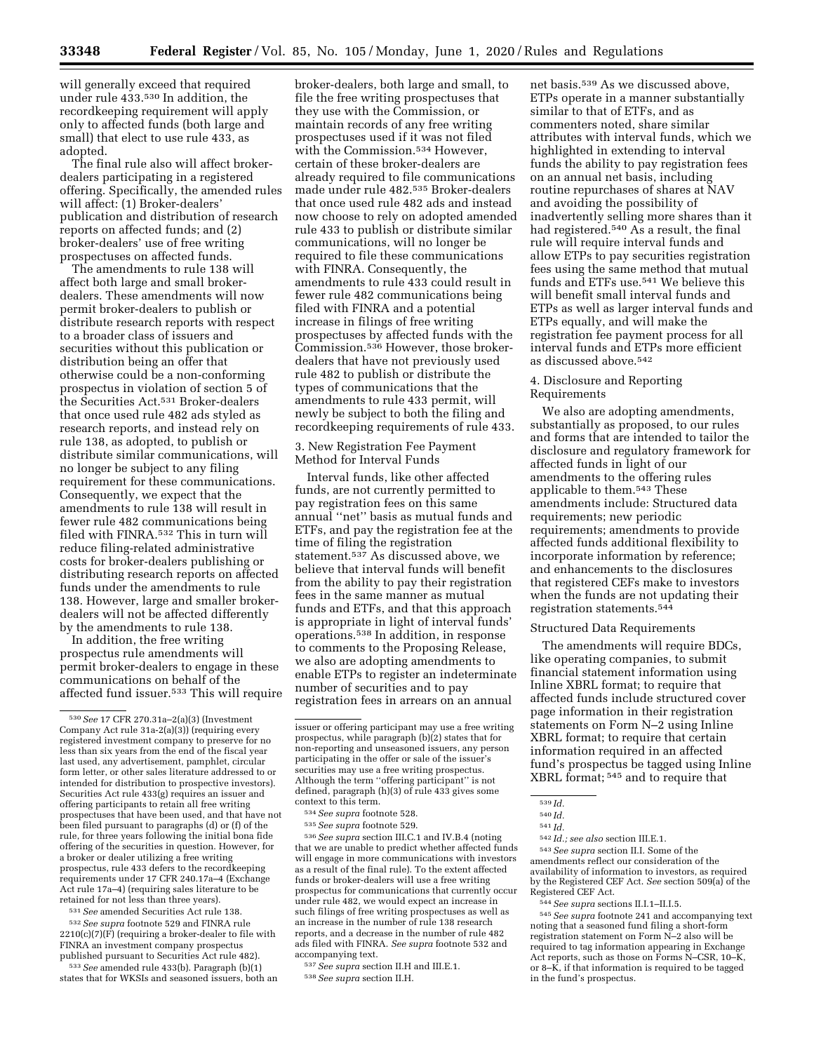will generally exceed that required under rule 433.[530] In addition, the recordkeeping requirement will apply only to affected funds (both large and small) that elect to use rule 433, as adopted.

The final rule also will affect broker-dealers participating in a registered offering. Specifically, the amended rules will affect: (1) Broker-dealers' publication and distribution of research reports on affected funds; and (2) broker-dealers' use of free writing prospectuses on affected funds.

The amendments to rule 138 will affect both large and small broker-dealers. These amendments will now permit broker-dealers to publish or distribute research reports with respect to a broader class of issuers and securities without this publication or distribution being an offer that otherwise could be a non-conforming prospectus in violation of section 5 of the Securities Act.[531] Broker-dealers that once used rule 482 ads styled as research reports, and instead rely on rule 138, as adopted, to publish or distribute similar communications, will no longer be subject to any filing requirement for these communications. Consequently, we expect that the amendments to rule 138 will result in fewer rule 482 communications being filed with FINRA.[532] This in turn will reduce filing-related administrative costs for broker-dealers publishing or distributing research reports on affected funds under the amendments to rule 138. However, large and smaller broker-dealers will not be affected differently by the amendments to rule 138.

In addition, the free writing prospectus rule amendments will permit broker-dealers to engage in these communications on behalf of the affected fund issuer.[533] This will require broker-dealers, both large and small, to file the free writing prospectuses that they use with the Commission, or maintain records of any free writing prospectuses used if it was not filed with the Commission.[534] However, certain of these broker-dealers are already required to file communications made under rule 482.[535] Broker-dealers that once used rule 482 ads and instead now choose to rely on adopted amended rule 433 to publish or distribute similar communications, will no longer be required to file these communications with FINRA. Consequently, the amendments to rule 433 could result in fewer rule 482 communications being filed with FINRA and a potential increase in filings of free writing prospectuses by affected funds with the Commission.[536] However, those broker-dealers that have not previously used rule 482 to publish or distribute the types of communications that the amendments to rule 433 permit, will newly be subject to both the filing and recordkeeping requirements of rule 433.

3. New Registration Fee Payment Method for Interval Funds

Interval funds, like other affected funds, are not currently permitted to pay registration fees on this same annual "net" basis as mutual funds and ETFs, and pay the registration fee at the time of filing the registration statement.[537] As discussed above, we believe that interval funds will benefit from the ability to pay their registration fees in the same manner as mutual funds and ETFs, and that this approach is appropriate in light of interval funds' operations.[538] In addition, in response to comments to the Proposing Release, we also are adopting amendments to enable ETPs to register an indeterminate number of securities and to pay registration fees in arrears on an annual net basis.[539] As we discussed above, ETPs operate in a manner substantially similar to that of ETFs, and as commenters noted, share similar attributes with interval funds, which we highlighted in extending to interval funds the ability to pay registration fees on an annual net basis, including routine repurchases of shares at NAV and avoiding the possibility of inadvertently selling more shares than it had registered.[540] As a result, the final rule will require interval funds and allow ETPs to pay securities registration fees using the same method that mutual funds and ETFs use.[541] We believe this will benefit small interval funds and ETPs as well as larger interval funds and ETPs equally, and will make the registration fee payment process for all interval funds and ETPs more efficient as discussed above.[542]

4. Disclosure and Reporting Requirements

We also are adopting amendments, substantially as proposed, to our rules and forms that are intended to tailor the disclosure and regulatory framework for affected funds in light of our amendments to the offering rules applicable to them.[543] These amendments include: Structured data requirements; new periodic requirements; amendments to provide affected funds additional flexibility to incorporate information by reference; and enhancements to the disclosures that registered CEFs make to investors when the funds are not updating their registration statements.[544]

Structured Data Requirements

The amendments will require BDCs, like operating companies, to submit financial statement information using Inline XBRL format; to require that affected funds include structured cover page information in their registration statements on Form N–2 using Inline XBRL format; to require that certain information required in an affected fund's prospectus be tagged using Inline XBRL format;[545] and to require that

---

[530] *See* 17 CFR 270.31a–2(a)(3) (Investment Company Act rule 31a-2(a)(3)) (requiring every registered investment company to preserve for no less than six years from the end of the fiscal year last used, any advertisement, pamphlet, circular form letter, or other sales literature addressed to or intended for distribution to prospective investors). Securities Act rule 433(g) requires an issuer and offering participants to retain all free writing prospectuses that have been used, and that have not been filed pursuant to paragraphs (d) or (f) of the rule, for three years following the initial bona fide offering of the securities in question. However, for a broker or dealer utilizing a free writing prospectus, rule 433 defers to the recordkeeping requirements under 17 CFR 240.17a–4 (Exchange Act rule 17a–4) (requiring sales literature to be retained for not less than three years).

[531] *See* amended Securities Act rule 138.

[532] *See supra* footnote 529 and FINRA rule 2210(c)(7)(F) (requiring a broker-dealer to file with FINRA an investment company prospectus published pursuant to Securities Act rule 482).

[533] *See* amended rule 433(b). Paragraph (b)(1) states that for WKSIs and seasoned issuers, both an issuer or offering participant may use a free writing prospectus, while paragraph (b)(2) states that for non-reporting and unseasoned issuers, any person participating in the offer or sale of the issuer's securities may use a free writing prospectus. Although the term "offering participant" is not defined, paragraph (h)(3) of rule 433 gives some context to this term.

[534] *See supra* footnote 528.

[535] *See supra* footnote 529.

[536] *See supra* section III.C.1 and IV.B.4 (noting that we are unable to predict whether affected funds will engage in more communications with investors as a result of the final rule). To the extent affected funds or broker-dealers will use a free writing prospectus for communications that currently occur under rule 482, we would expect an increase in such filings of free writing prospectuses as well as an increase in the number of rule 138 research reports, and a decrease in the number of rule 482 ads filed with FINRA. *See supra* footnote 532 and accompanying text.

[537] *See supra* section II.H and III.E.1.

[538] *See supra* section II.H.

[539] *Id.*

[540] *Id.*

[541] *Id.*

[542] *Id.; see also* section III.E.1.

[543] *See supra* section II.I. Some of the amendments reflect our consideration of the availability of information to investors, as required by the Registered CEF Act. *See* section 509(a) of the Registered CEF Act.

[544] *See supra* sections II.I.1–II.I.5.

[545] *See supra* footnote 241 and accompanying text noting that a seasoned fund filing a short-form registration statement on Form N–2 also will be required to tag information appearing in Exchange Act reports, such as those on Forms N–CSR, 10–K, or 8–K, if that information is required to be tagged in the fund's prospectus.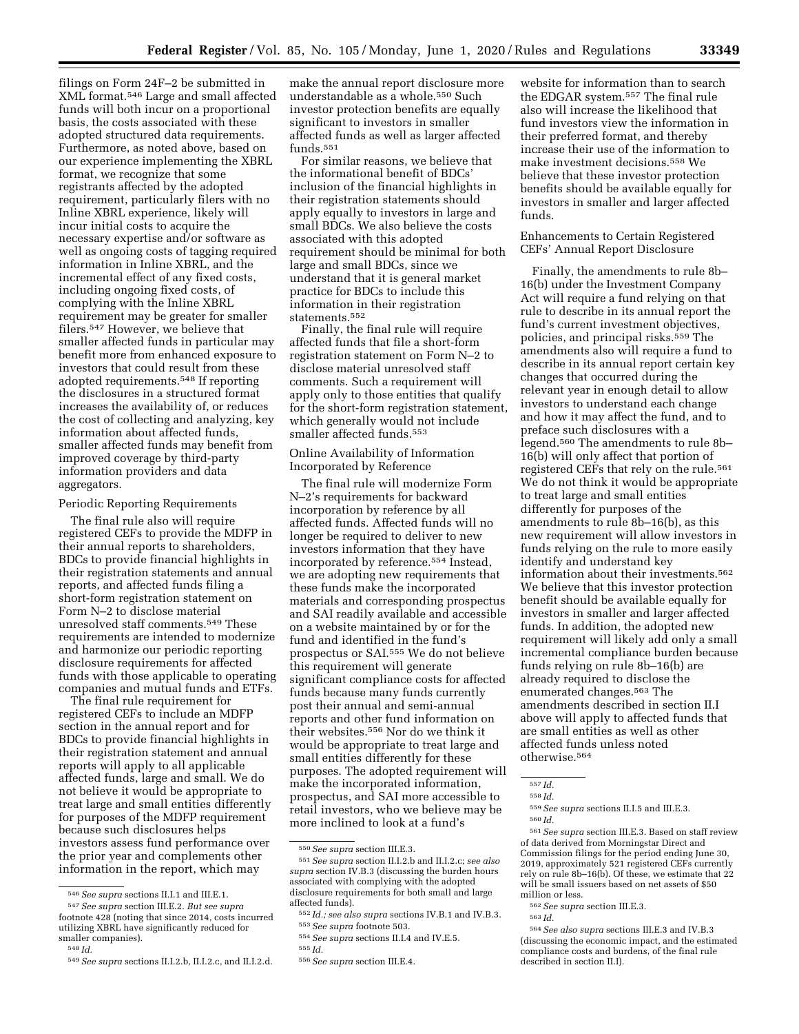filings on Form 24F–2 be submitted in XML format.[546] Large and small affected funds will both incur on a proportional basis, the costs associated with these adopted structured data requirements. Furthermore, as noted above, based on our experience implementing the XBRL format, we recognize that some registrants affected by the adopted requirement, particularly filers with no Inline XBRL experience, likely will incur initial costs to acquire the necessary expertise and/or software as well as ongoing costs of tagging required information in Inline XBRL, and the incremental effect of any fixed costs, including ongoing fixed costs, of complying with the Inline XBRL requirement may be greater for smaller filers.[547] However, we believe that smaller affected funds in particular may benefit more from enhanced exposure to investors that could result from these adopted requirements.[548] If reporting the disclosures in a structured format increases the availability of, or reduces the cost of collecting and analyzing, key information about affected funds, smaller affected funds may benefit from improved coverage by third-party information providers and data aggregators.

Periodic Reporting Requirements

The final rule also will require registered CEFs to provide the MDFP in their annual reports to shareholders, BDCs to provide financial highlights in their registration statements and annual reports, and affected funds filing a short-form registration statement on Form N–2 to disclose material unresolved staff comments.[549] These requirements are intended to modernize and harmonize our periodic reporting disclosure requirements for affected funds with those applicable to operating companies and mutual funds and ETFs.

The final rule requirement for registered CEFs to include an MDFP section in the annual report and for BDCs to provide financial highlights in their registration statement and annual reports will apply to all applicable affected funds, large and small. We do not believe it would be appropriate to treat large and small entities differently for purposes of the MDFP requirement because such disclosures helps investors assess fund performance over the prior year and complements other information in the report, which may make the annual report disclosure more understandable as a whole.[550] Such investor protection benefits are equally significant to investors in smaller affected funds as well as larger affected funds.[551]

For similar reasons, we believe that the informational benefit of BDCs' inclusion of the financial highlights in their registration statements should apply equally to investors in large and small BDCs. We also believe the costs associated with this adopted requirement should be minimal for both large and small BDCs, since we understand that it is general market practice for BDCs to include this information in their registration statements.[552]

Finally, the final rule will require affected funds that file a short-form registration statement on Form N–2 to disclose material unresolved staff comments. Such a requirement will apply only to those entities that qualify for the short-form registration statement, which generally would not include smaller affected funds.[553]

Online Availability of Information Incorporated by Reference

The final rule will modernize Form N–2's requirements for backward incorporation by reference by all affected funds. Affected funds will no longer be required to deliver to new investors information that they have incorporated by reference.[554] Instead, we are adopting new requirements that these funds make the incorporated materials and corresponding prospectus and SAI readily available and accessible on a website maintained by or for the fund and identified in the fund's prospectus or SAI.[555] We do not believe this requirement will generate significant compliance costs for affected funds because many funds currently post their annual and semi-annual reports and other fund information on their websites.[556] Nor do we think it would be appropriate to treat large and small entities differently for these purposes. The adopted requirement will make the incorporated information, prospectus, and SAI more accessible to retail investors, who we believe may be more inclined to look at a fund's website for information than to search the EDGAR system.[557] The final rule also will increase the likelihood that fund investors view the information in their preferred format, and thereby increase their use of the information to make investment decisions.[558] We believe that these investor protection benefits should be available equally for investors in smaller and larger affected funds.

Enhancements to Certain Registered CEFs' Annual Report Disclosure

Finally, the amendments to rule 8b–16(b) under the Investment Company Act will require a fund relying on that rule to describe in its annual report the fund's current investment objectives, policies, and principal risks.[559] The amendments also will require a fund to describe in its annual report certain key changes that occurred during the relevant year in enough detail to allow investors to understand each change and how it may affect the fund, and to preface such disclosures with a legend.[560] The amendments to rule 8b–16(b) will only affect that portion of registered CEFs that rely on the rule.[561] We do not think it would be appropriate to treat large and small entities differently for purposes of the amendments to rule 8b–16(b), as this new requirement will allow investors in funds relying on the rule to more easily identify and understand key information about their investments.[562] We believe that this investor protection benefit should be available equally for investors in smaller and larger affected funds. In addition, the adopted new requirement will likely add only a small incremental compliance burden because funds relying on rule 8b–16(b) are already required to disclose the enumerated changes.[563] The amendments described in section II.I above will apply to affected funds that are small entities as well as other affected funds unless noted otherwise.[564]

---

546 *See supra* sections II.I.1 and III.E.1.

547 *See supra* section III.E.2. *But see supra* footnote 428 (noting that since 2014, costs incurred utilizing XBRL have significantly reduced for smaller companies).

548 *Id.*

549 *See supra* sections II.I.2.b, II.I.2.c, and II.I.2.d.

550 *See supra* section III.E.3.

551 *See supra* section II.I.2.b and II.I.2.c; *see also supra* section IV.B.3 (discussing the burden hours associated with complying with the adopted disclosure requirements for both small and large affected funds).

552 *Id.; see also supra* sections IV.B.1 and IV.B.3.

553 *See supra* footnote 503.

554 *See supra* sections II.I.4 and IV.E.5.

555 *Id.*

556 *See supra* section III.E.4.

557 *Id.*

558 *Id.*

559 *See supra* sections II.I.5 and III.E.3.

560 *Id.*

561 *See supra* section III.E.3. Based on staff review of data derived from Morningstar Direct and Commission filings for the period ending June 30, 2019, approximately 521 registered CEFs currently rely on rule 8b–16(b). Of these, we estimate that 22 will be small issuers based on net assets of $50 million or less.

562 *See supra* section III.E.3.

563 *Id.*

564 *See also supra* sections III.E.3 and IV.B.3 (discussing the economic impact, and the estimated compliance costs and burdens, of the final rule described in section II.I).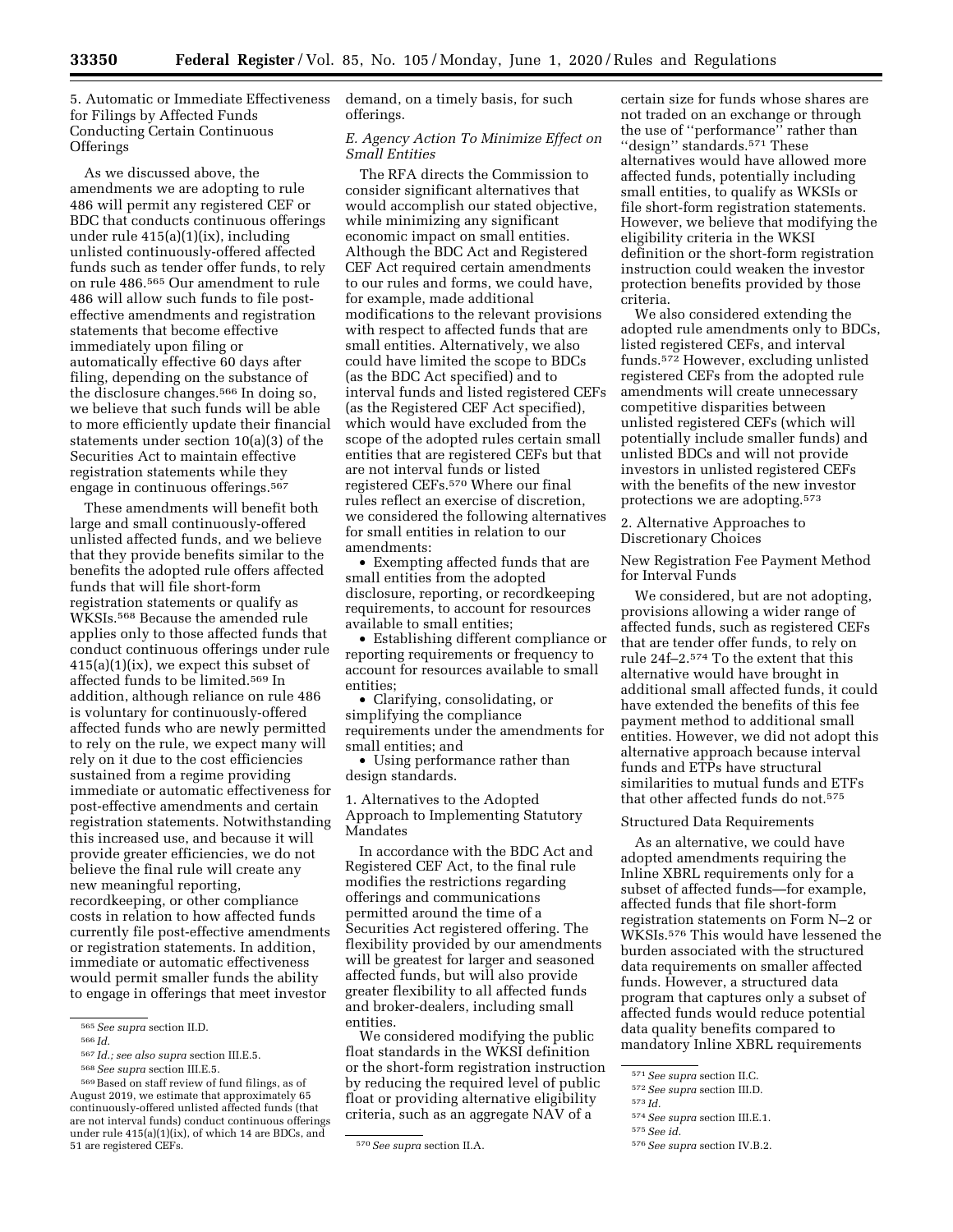5. Automatic or Immediate Effectiveness for Filings by Affected Funds Conducting Certain Continuous Offerings

As we discussed above, the amendments we are adopting to rule 486 will permit any registered CEF or BDC that conducts continuous offerings under rule 415(a)(1)(ix), including unlisted continuously-offered affected funds such as tender offer funds, to rely on rule 486.[565] Our amendment to rule 486 will allow such funds to file post-effective amendments and registration statements that become effective immediately upon filing or automatically effective 60 days after filing, depending on the substance of the disclosure changes.[566] In doing so, we believe that such funds will be able to more efficiently update their financial statements under section 10(a)(3) of the Securities Act to maintain effective registration statements while they engage in continuous offerings.[567]

These amendments will benefit both large and small continuously-offered unlisted affected funds, and we believe that they provide benefits similar to the benefits the adopted rule offers affected funds that will file short-form registration statements or qualify as WKSIs.[568] Because the amended rule applies only to those affected funds that conduct continuous offerings under rule 415(a)(1)(ix), we expect this subset of affected funds to be limited.[569] In addition, although reliance on rule 486 is voluntary for continuously-offered affected funds who are newly permitted to rely on the rule, we expect many will rely on it due to the cost efficiencies sustained from a regime providing immediate or automatic effectiveness for post-effective amendments and certain registration statements. Notwithstanding this increased use, and because it will provide greater efficiencies, we do not believe the final rule will create any new meaningful reporting, recordkeeping, or other compliance costs in relation to how affected funds currently file post-effective amendments or registration statements. In addition, immediate or automatic effectiveness would permit smaller funds the ability to engage in offerings that meet investor demand, on a timely basis, for such offerings.

*E. Agency Action To Minimize Effect on Small Entities*

The RFA directs the Commission to consider significant alternatives that would accomplish our stated objective, while minimizing any significant economic impact on small entities. Although the BDC Act and Registered CEF Act required certain amendments to our rules and forms, we could have, for example, made additional modifications to the relevant provisions with respect to affected funds that are small entities. Alternatively, we also could have limited the scope to BDCs (as the BDC Act specified) and to interval funds and listed registered CEFs (as the Registered CEF Act specified), which would have excluded from the scope of the adopted rules certain small entities that are registered CEFs but that are not interval funds or listed registered CEFs.[570] Where our final rules reflect an exercise of discretion, we considered the following alternatives for small entities in relation to our amendments:

- Exempting affected funds that are small entities from the adopted disclosure, reporting, or recordkeeping requirements, to account for resources available to small entities;
- Establishing different compliance or reporting requirements or frequency to account for resources available to small entities;
- Clarifying, consolidating, or simplifying the compliance requirements under the amendments for small entities; and
- Using performance rather than design standards.

1. Alternatives to the Adopted Approach to Implementing Statutory Mandates

In accordance with the BDC Act and Registered CEF Act, to the final rule modifies the restrictions regarding offerings and communications permitted around the time of a Securities Act registered offering. The flexibility provided by our amendments will be greatest for larger and seasoned affected funds, but will also provide greater flexibility to all affected funds and broker-dealers, including small entities.

We considered modifying the public float standards in the WKSI definition or the short-form registration instruction by reducing the required level of public float or providing alternative eligibility criteria, such as an aggregate NAV of a certain size for funds whose shares are not traded on an exchange or through the use of "performance" rather than "design" standards.[571] These alternatives would have allowed more affected funds, potentially including small entities, to qualify as WKSIs or file short-form registration statements. However, we believe that modifying the eligibility criteria in the WKSI definition or the short-form registration instruction could weaken the investor protection benefits provided by those criteria.

We also considered extending the adopted rule amendments only to BDCs, listed registered CEFs, and interval funds.[572] However, excluding unlisted registered CEFs from the adopted rule amendments will create unnecessary competitive disparities between unlisted registered CEFs (which will potentially include smaller funds) and unlisted BDCs and will not provide investors in unlisted registered CEFs with the benefits of the new investor protections we are adopting.[573]

2. Alternative Approaches to Discretionary Choices

New Registration Fee Payment Method for Interval Funds

We considered, but are not adopting, provisions allowing a wider range of affected funds, such as registered CEFs that are tender offer funds, to rely on rule 24f–2.[574] To the extent that this alternative would have brought in additional small affected funds, it could have extended the benefits of this fee payment method to additional small entities. However, we did not adopt this alternative approach because interval funds and ETPs have structural similarities to mutual funds and ETFs that other affected funds do not.[575]

Structured Data Requirements

As an alternative, we could have adopted amendments requiring the Inline XBRL requirements only for a subset of affected funds—for example, affected funds that file short-form registration statements on Form N–2 or WKSIs.[576] This would have lessened the burden associated with the structured data requirements on smaller affected funds. However, a structured data program that captures only a subset of affected funds would reduce potential data quality benefits compared to mandatory Inline XBRL requirements

---

[565] *See supra* section II.D.

[566] *Id.*

[567] *Id.; see also supra* section III.E.5.

[568] *See supra* section III.E.5.

[569] Based on staff review of fund filings, as of August 2019, we estimate that approximately 65 continuously-offered unlisted affected funds (that are not interval funds) conduct continuous offerings under rule 415(a)(1)(ix), of which 14 are BDCs, and 51 are registered CEFs.

[570] *See supra* section II.A.

[571] *See supra* section II.C.

[572] *See supra* section III.D.

[573] *Id.*

[574] *See supra* section III.E.1.

[575] *See id.*

[576] *See supra* section IV.B.2.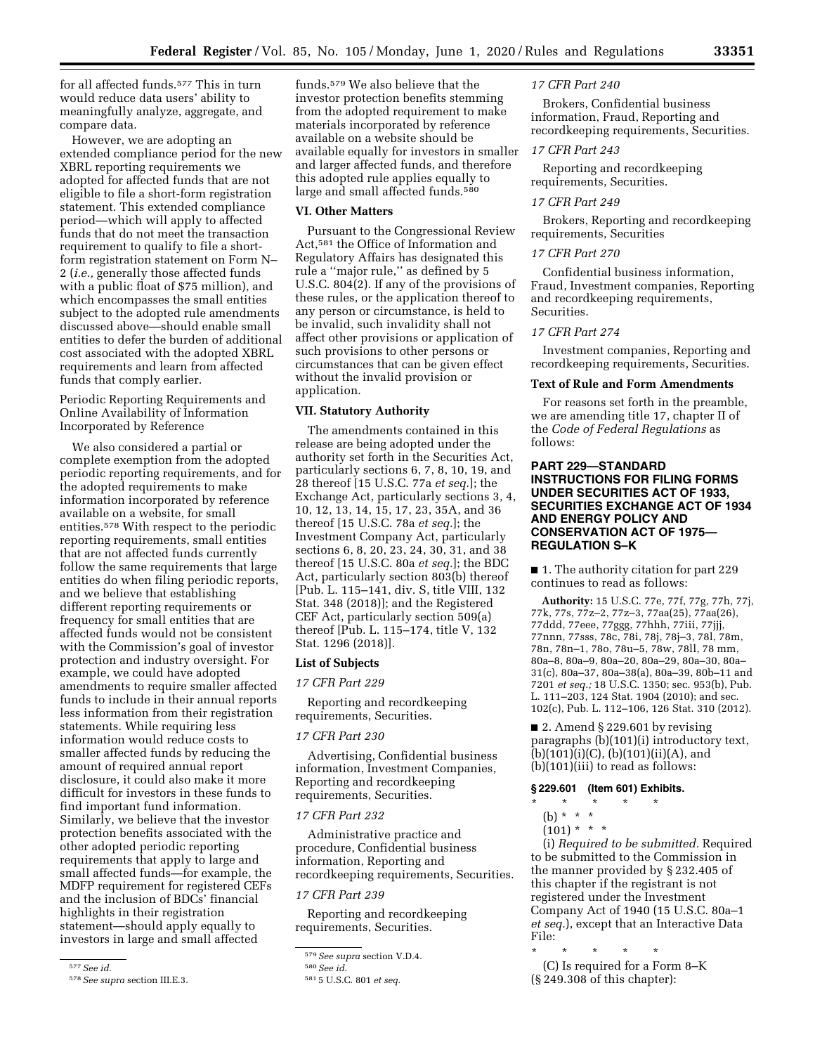for all affected funds.[577] This in turn would reduce data users' ability to meaningfully analyze, aggregate, and compare data.

However, we are adopting an extended compliance period for the new XBRL reporting requirements we adopted for affected funds that are not eligible to file a short-form registration statement. This extended compliance period—which will apply to affected funds that do not meet the transaction requirement to qualify to file a short-form registration statement on Form N–2 (*i.e.,* generally those affected funds with a public float of $75 million), and which encompasses the small entities subject to the adopted rule amendments discussed above—should enable small entities to defer the burden of additional cost associated with the adopted XBRL requirements and learn from affected funds that comply earlier.

Periodic Reporting Requirements and Online Availability of Information Incorporated by Reference

We also considered a partial or complete exemption from the adopted periodic reporting requirements, and for the adopted requirements to make information incorporated by reference available on a website, for small entities.[578] With respect to the periodic reporting requirements, small entities that are not affected funds currently follow the same requirements that large entities do when filing periodic reports, and we believe that establishing different reporting requirements or frequency for small entities that are affected funds would not be consistent with the Commission's goal of investor protection and industry oversight. For example, we could have adopted amendments to require smaller affected funds to include in their annual reports less information from their registration statements. While requiring less information would reduce costs to smaller affected funds by reducing the amount of required annual report disclosure, it could also make it more difficult for investors in these funds to find important fund information. Similarly, we believe that the investor protection benefits associated with the other adopted periodic reporting requirements that apply to large and small affected funds—for example, the MDFP requirement for registered CEFs and the inclusion of BDCs' financial highlights in their registration statement—should apply equally to investors in large and small affected funds.[579] We also believe that the investor protection benefits stemming from the adopted requirement to make materials incorporated by reference available on a website should be available equally for investors in smaller and larger affected funds, and therefore this adopted rule applies equally to large and small affected funds.[580]

## VI. Other Matters

Pursuant to the Congressional Review Act,[581] the Office of Information and Regulatory Affairs has designated this rule a ''major rule,'' as defined by 5 U.S.C. 804(2). If any of the provisions of these rules, or the application thereof to any person or circumstance, is held to be invalid, such invalidity shall not affect other provisions or application of such provisions to other persons or circumstances that can be given effect without the invalid provision or application.

## VII. Statutory Authority

The amendments contained in this release are being adopted under the authority set forth in the Securities Act, particularly sections 6, 7, 8, 10, 19, and 28 thereof [15 U.S.C. 77a *et seq.*]; the Exchange Act, particularly sections 3, 4, 10, 12, 13, 14, 15, 17, 23, 35A, and 36 thereof [15 U.S.C. 78a *et seq.*]; the Investment Company Act, particularly sections 6, 8, 20, 23, 24, 30, 31, and 38 thereof [15 U.S.C. 80a *et seq.*]; the BDC Act, particularly section 803(b) thereof [Pub. L. 115–141, div. S, title VIII, 132 Stat. 348 (2018)]; and the Registered CEF Act, particularly section 509(a) thereof [Pub. L. 115–174, title V, 132 Stat. 1296 (2018)].

## List of Subjects

*17 CFR Part 229*

Reporting and recordkeeping requirements, Securities.

*17 CFR Part 230*

Advertising, Confidential business information, Investment Companies, Reporting and recordkeeping requirements, Securities.

*17 CFR Part 232*

Administrative practice and procedure, Confidential business information, Reporting and recordkeeping requirements, Securities.

*17 CFR Part 239*

Reporting and recordkeeping requirements, Securities.

*17 CFR Part 240*

Brokers, Confidential business information, Fraud, Reporting and recordkeeping requirements, Securities.

*17 CFR Part 243*

Reporting and recordkeeping requirements, Securities.

*17 CFR Part 249*

Brokers, Reporting and recordkeeping requirements, Securities

*17 CFR Part 270*

Confidential business information, Fraud, Investment companies, Reporting and recordkeeping requirements, Securities.

*17 CFR Part 274*

Investment companies, Reporting and recordkeeping requirements, Securities.

## Text of Rule and Form Amendments

For reasons set forth in the preamble, we are amending title 17, chapter II of the *Code of Federal Regulations* as follows:

## PART 229—STANDARD INSTRUCTIONS FOR FILING FORMS UNDER SECURITIES ACT OF 1933, SECURITIES EXCHANGE ACT OF 1934 AND ENERGY POLICY AND CONSERVATION ACT OF 1975—REGULATION S–K

■ 1. The authority citation for part 229 continues to read as follows:

**Authority:** 15 U.S.C. 77e, 77f, 77g, 77h, 77j, 77k, 77s, 77z–2, 77z–3, 77aa(25), 77aa(26), 77ddd, 77eee, 77ggg, 77hhh, 77iii, 77jjj, 77nnn, 77sss, 78c, 78i, 78j, 78j–3, 78l, 78m, 78n, 78n–1, 78o, 78u–5, 78w, 78ll, 78 mm, 80a–8, 80a–9, 80a–20, 80a–29, 80a–30, 80a–31(c), 80a–37, 80a–38(a), 80a–39, 80b–11 and 7201 *et seq.;* 18 U.S.C. 1350; sec. 953(b), Pub. L. 111–203, 124 Stat. 1904 (2010); and sec. 102(c), Pub. L. 112–106, 126 Stat. 310 (2012).

■ 2. Amend § 229.601 by revising paragraphs (b)(101)(i) introductory text, (b)(101)(i)(C), (b)(101)(ii)(A), and (b)(101)(iii) to read as follows:

**§ 229.601 (Item 601) Exhibits.**

\* \* \* \* \*

(b) \* \* \*

(101) \* \* \*

(i) *Required to be submitted.* Required to be submitted to the Commission in the manner provided by § 232.405 of this chapter if the registrant is not registered under the Investment Company Act of 1940 (15 U.S.C. 80a–1 *et seq.*), except that an Interactive Data File:

\* \* \* \* \*

(C) Is required for a Form 8–K (§ 249.308 of this chapter):

---

[577] *See id.*

[578] *See supra* section III.E.3.

[579] *See supra* section V.D.4.

[580] *See id.*

[581] 5 U.S.C. 801 *et seq.*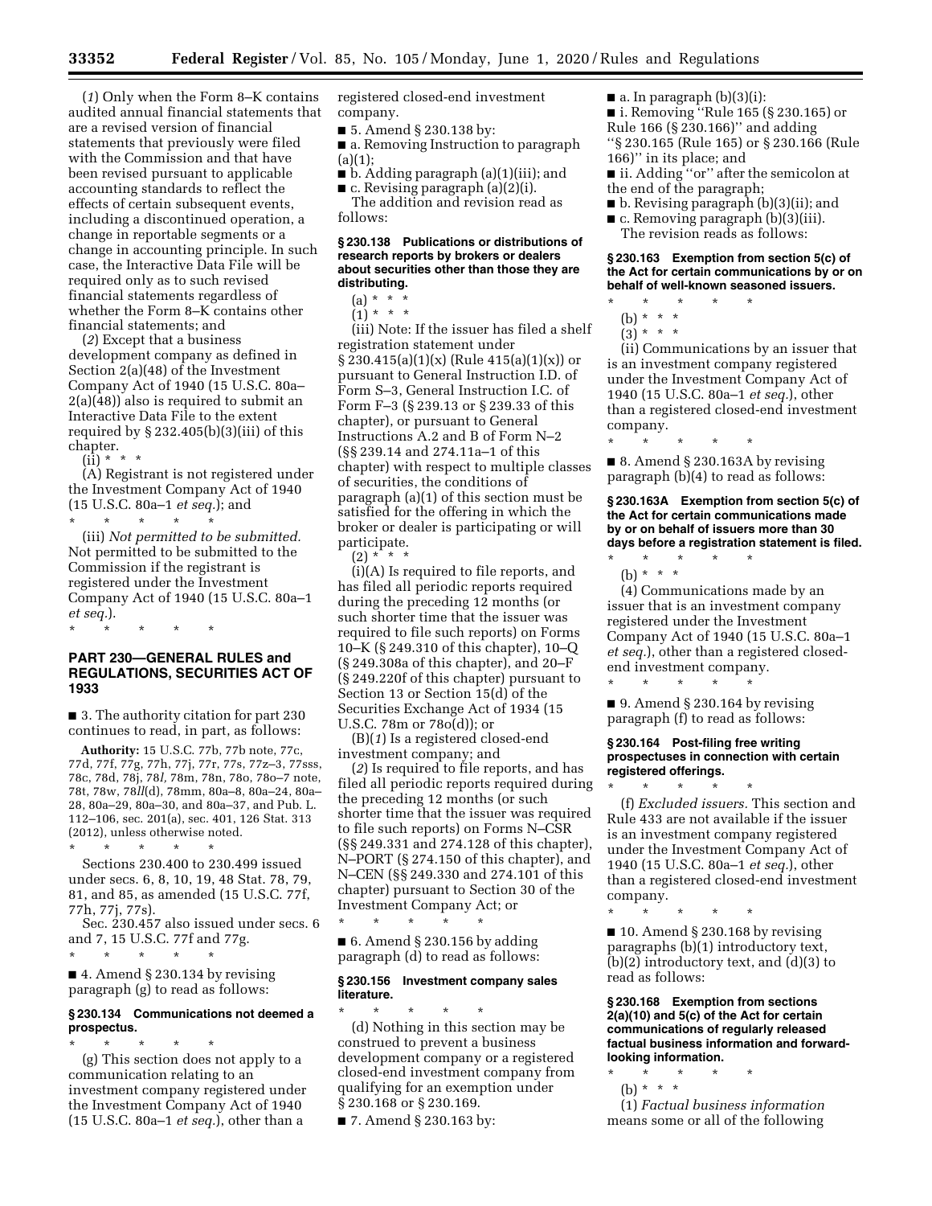(*1*) Only when the Form 8–K contains audited annual financial statements that are a revised version of financial statements that previously were filed with the Commission and that have been revised pursuant to applicable accounting standards to reflect the effects of certain subsequent events, including a discontinued operation, a change in reportable segments or a change in accounting principle. In such case, the Interactive Data File will be required only as to such revised financial statements regardless of whether the Form 8–K contains other financial statements; and

(*2*) Except that a business development company as defined in Section 2(a)(48) of the Investment Company Act of 1940 (15 U.S.C. 80a–2(a)(48)) also is required to submit an Interactive Data File to the extent required by § 232.405(b)(3)(iii) of this chapter.

(ii) * * *

(A) Registrant is not registered under the Investment Company Act of 1940 (15 U.S.C. 80a–1 *et seq.*); and

\* \* \* \* \*

(iii) *Not permitted to be submitted.* Not permitted to be submitted to the Commission if the registrant is registered under the Investment Company Act of 1940 (15 U.S.C. 80a–1 *et seq.*).

\* \* \* \* \*

## PART 230—GENERAL RULES and REGULATIONS, SECURITIES ACT OF 1933

■ 3. The authority citation for part 230 continues to read, in part, as follows:

**Authority:** 15 U.S.C. 77b, 77b note, 77c, 77d, 77f, 77g, 77h, 77j, 77r, 77s, 77z–3, 77sss, 78c, 78d, 78j, 78*l*, 78m, 78n, 78o, 78o–7 note, 78t, 78w, 78*ll*(d), 78mm, 80a–8, 80a–24, 80a–28, 80a–29, 80a–30, and 80a–37, and Pub. L. 112–106, sec. 201(a), sec. 401, 126 Stat. 313 (2012), unless otherwise noted.

\* \* \* \* \*

Sections 230.400 to 230.499 issued under secs. 6, 8, 10, 19, 48 Stat. 78, 79, 81, and 85, as amended (15 U.S.C. 77f, 77h, 77j, 77s).

Sec. 230.457 also issued under secs. 6 and 7, 15 U.S.C. 77f and 77g.

\* \* \* \* \*

■ 4. Amend § 230.134 by revising paragraph (g) to read as follows:

### § 230.134 Communications not deemed a prospectus.

\* \* \* \* \*

(g) This section does not apply to a communication relating to an investment company registered under the Investment Company Act of 1940 (15 U.S.C. 80a–1 *et seq.*), other than a registered closed-end investment company.

■ 5. Amend § 230.138 by:

■ a. Removing Instruction to paragraph (a)(1);

■ b. Adding paragraph (a)(1)(iii); and

■ c. Revising paragraph (a)(2)(i).

The addition and revision read as follows:

### § 230.138 Publications or distributions of research reports by brokers or dealers about securities other than those they are distributing.

(a) * * *

(1) * * *

(iii) Note: If the issuer has filed a shelf registration statement under § 230.415(a)(1)(x) (Rule 415(a)(1)(x)) or pursuant to General Instruction I.D. of Form S–3, General Instruction I.C. of Form F–3 (§ 239.13 or § 239.33 of this chapter), or pursuant to General Instructions A.2 and B of Form N–2 (§§ 239.14 and 274.11a–1 of this chapter) with respect to multiple classes of securities, the conditions of paragraph (a)(1) of this section must be satisfied for the offering in which the broker or dealer is participating or will participate.

(2) * * *

(i)(A) Is required to file reports, and has filed all periodic reports required during the preceding 12 months (or such shorter time that the issuer was required to file such reports) on Forms 10–K (§ 249.310 of this chapter), 10–Q (§ 249.308a of this chapter), and 20–F (§ 249.220f of this chapter) pursuant to Section 13 or Section 15(d) of the Securities Exchange Act of 1934 (15 U.S.C. 78m or 78o(d)); or

(B)(*1*) Is a registered closed-end investment company; and

(*2*) Is required to file reports, and has filed all periodic reports required during the preceding 12 months (or such shorter time that the issuer was required to file such reports) on Forms N–CSR (§§ 249.331 and 274.128 of this chapter), N–PORT (§ 274.150 of this chapter), and N–CEN (§§ 249.330 and 274.101 of this chapter) pursuant to Section 30 of the Investment Company Act; or

\* \* \* \* \*

■ 6. Amend § 230.156 by adding paragraph (d) to read as follows:

### § 230.156 Investment company sales literature.

\* \* \* \* \*

(d) Nothing in this section may be construed to prevent a business development company or a registered closed-end investment company from qualifying for an exemption under § 230.168 or § 230.169.

■ 7. Amend § 230.163 by:

■ a. In paragraph (b)(3)(i):

■ i. Removing ''Rule 165 (§ 230.165) or Rule 166 (§ 230.166)'' and adding ''§ 230.165 (Rule 165) or § 230.166 (Rule 166)'' in its place; and

■ ii. Adding ''or'' after the semicolon at the end of the paragraph;

■ b. Revising paragraph (b)(3)(ii); and

■ c. Removing paragraph (b)(3)(iii).

The revision reads as follows:

### § 230.163 Exemption from section 5(c) of the Act for certain communications by or on behalf of well-known seasoned issuers.

\* \* \* \* \*

(b) * * *

(3) * * *

(ii) Communications by an issuer that is an investment company registered under the Investment Company Act of 1940 (15 U.S.C. 80a–1 *et seq.*), other than a registered closed-end investment company.

\* \* \* \* \*

■ 8. Amend § 230.163A by revising paragraph (b)(4) to read as follows:

### § 230.163A Exemption from section 5(c) of the Act for certain communications made by or on behalf of issuers more than 30 days before a registration statement is filed.

\* \* \* \* \*

(b) * * *

(4) Communications made by an issuer that is an investment company registered under the Investment Company Act of 1940 (15 U.S.C. 80a–1 *et seq.*), other than a registered closed-end investment company.

\* \* \* \* \*

■ 9. Amend § 230.164 by revising paragraph (f) to read as follows:

### § 230.164 Post-filing free writing prospectuses in connection with certain registered offerings.

\* \* \* \* \*

(f) *Excluded issuers.* This section and Rule 433 are not available if the issuer is an investment company registered under the Investment Company Act of 1940 (15 U.S.C. 80a–1 *et seq.*), other than a registered closed-end investment company.

\* \* \* \* \*

■ 10. Amend § 230.168 by revising paragraphs (b)(1) introductory text, (b)(2) introductory text, and (d)(3) to read as follows:

### § 230.168 Exemption from sections 2(a)(10) and 5(c) of the Act for certain communications of regularly released factual business information and forward-looking information.

\* \* \* \* \*

(b) * * *

(1) *Factual business information* means some or all of the following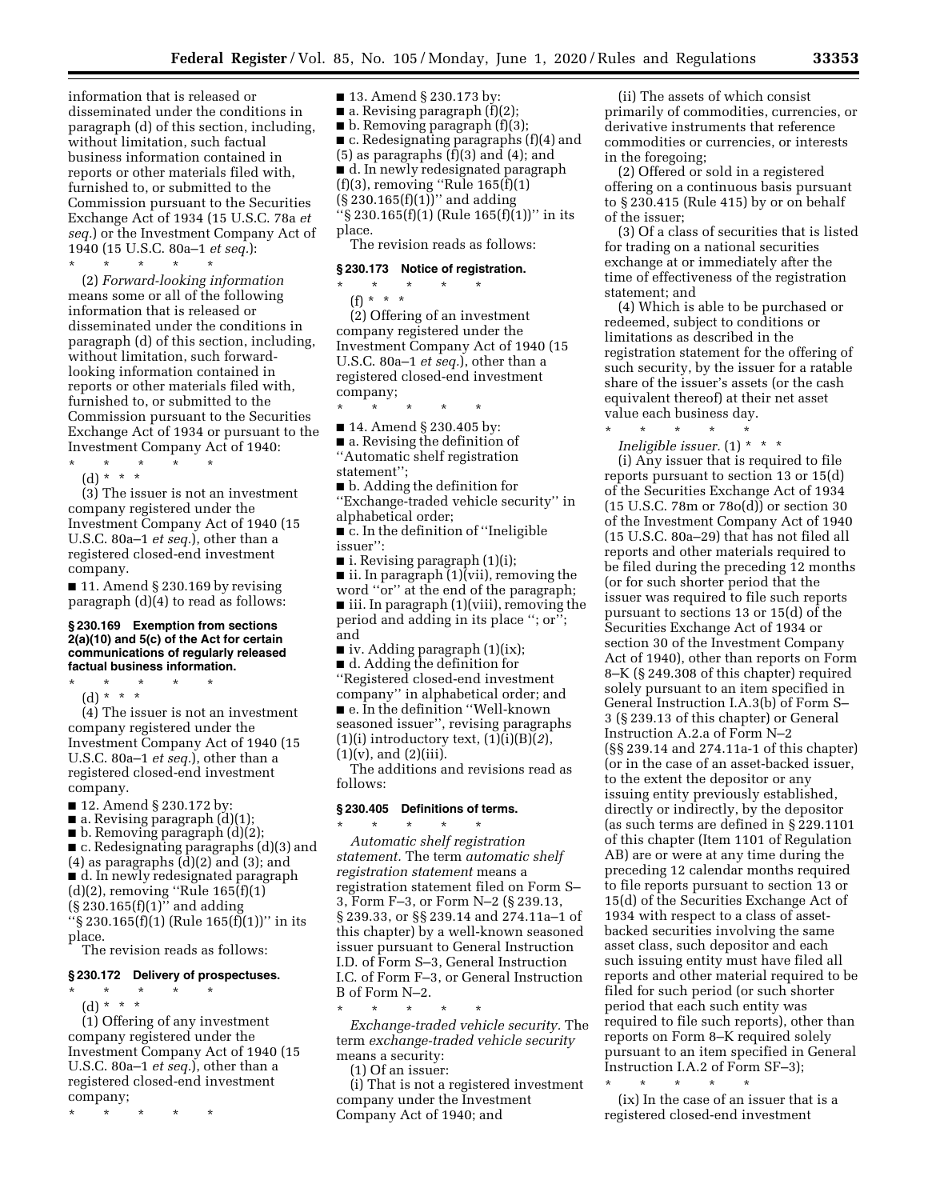information that is released or disseminated under the conditions in paragraph (d) of this section, including, without limitation, such factual business information contained in reports or other materials filed with, furnished to, or submitted to the Commission pursuant to the Securities Exchange Act of 1934 (15 U.S.C. 78a *et seq.*) or the Investment Company Act of 1940 (15 U.S.C. 80a–1 *et seq.*):

\* \* \* \* \*

(2) *Forward-looking information* means some or all of the following information that is released or disseminated under the conditions in paragraph (d) of this section, including, without limitation, such forward-looking information contained in reports or other materials filed with, furnished to, or submitted to the Commission pursuant to the Securities Exchange Act of 1934 or pursuant to the Investment Company Act of 1940:

\* \* \* \* \*

(d) \* \* \*

(3) The issuer is not an investment company registered under the Investment Company Act of 1940 (15 U.S.C. 80a–1 *et seq.*), other than a registered closed-end investment company.

■ 11. Amend § 230.169 by revising paragraph (d)(4) to read as follows:

**§ 230.169 Exemption from sections 2(a)(10) and 5(c) of the Act for certain communications of regularly released factual business information.**

\* \* \* \* \*

(d) \* \* \*

(4) The issuer is not an investment company registered under the Investment Company Act of 1940 (15 U.S.C. 80a–1 *et seq.*), other than a registered closed-end investment company.

■ 12. Amend § 230.172 by:

■ a. Revising paragraph (d)(1);

■ b. Removing paragraph (d)(2);

■ c. Redesignating paragraphs (d)(3) and (4) as paragraphs (d)(2) and (3); and

■ d. In newly redesignated paragraph (d)(2), removing "Rule 165(f)(1) (§ 230.165(f)(1)" and adding "§ 230.165(f)(1) (Rule 165(f)(1))" in its place.

The revision reads as follows:

**§ 230.172 Delivery of prospectuses.**

\* \* \* \* \*

(d) \* \* \*

(1) Offering of any investment company registered under the Investment Company Act of 1940 (15 U.S.C. 80a–1 *et seq.*), other than a registered closed-end investment company;

\* \* \* \* \*

■ 13. Amend § 230.173 by:

■ a. Revising paragraph (f)(2);

■ b. Removing paragraph (f)(3);

■ c. Redesignating paragraphs (f)(4) and (5) as paragraphs (f)(3) and (4); and

■ d. In newly redesignated paragraph (f)(3), removing "Rule 165(f)(1) (§ 230.165(f)(1))" and adding "§ 230.165(f)(1) (Rule 165(f)(1))" in its place.

The revision reads as follows:

**§ 230.173 Notice of registration.**

\* \* \* \* \*

(f) \* \* \*

(2) Offering of an investment company registered under the Investment Company Act of 1940 (15 U.S.C. 80a–1 *et seq.*), other than a registered closed-end investment company;

\* \* \* \* \*

■ 14. Amend § 230.405 by:

■ a. Revising the definition of "Automatic shelf registration statement";

■ b. Adding the definition for "Exchange-traded vehicle security" in alphabetical order;

■ c. In the definition of "Ineligible issuer":

■ i. Revising paragraph (1)(i);

■ ii. In paragraph (1)(vii), removing the word "or" at the end of the paragraph;

■ iii. In paragraph (1)(viii), removing the period and adding in its place "; or"; and

■ iv. Adding paragraph (1)(ix);

■ d. Adding the definition for "Registered closed-end investment company" in alphabetical order; and

■ e. In the definition "Well-known seasoned issuer", revising paragraphs (1)(i) introductory text, (1)(i)(B)(*2*), (1)(v), and (2)(iii).

The additions and revisions read as follows:

**§ 230.405 Definitions of terms.**

\* \* \* \* \*

*Automatic shelf registration statement.* The term *automatic shelf registration statement* means a registration statement filed on Form S–3, Form F–3, or Form N–2 (§ 239.13, § 239.33, or §§ 239.14 and 274.11a–1 of this chapter) by a well-known seasoned issuer pursuant to General Instruction I.D. of Form S–3, General Instruction I.C. of Form F–3, or General Instruction B of Form N–2.

\* \* \* \* \*

*Exchange-traded vehicle security.* The term *exchange-traded vehicle security* means a security:

(1) Of an issuer:

(i) That is not a registered investment company under the Investment Company Act of 1940; and

(ii) The assets of which consist primarily of commodities, currencies, or derivative instruments that reference commodities or currencies, or interests in the foregoing;

(2) Offered or sold in a registered offering on a continuous basis pursuant to § 230.415 (Rule 415) by or on behalf of the issuer;

(3) Of a class of securities that is listed for trading on a national securities exchange at or immediately after the time of effectiveness of the registration statement; and

(4) Which is able to be purchased or redeemed, subject to conditions or limitations as described in the registration statement for the offering of such security, by the issuer for a ratable share of the issuer's assets (or the cash equivalent thereof) at their net asset value each business day.

\* \* \* \* \*

*Ineligible issuer.* (1) \* \* \*

(i) Any issuer that is required to file reports pursuant to section 13 or 15(d) of the Securities Exchange Act of 1934 (15 U.S.C. 78m or 78o(d)) or section 30 of the Investment Company Act of 1940 (15 U.S.C. 80a–29) that has not filed all reports and other materials required to be filed during the preceding 12 months (or for such shorter period that the issuer was required to file such reports pursuant to sections 13 or 15(d) of the Securities Exchange Act of 1934 or section 30 of the Investment Company Act of 1940), other than reports on Form 8–K (§ 249.308 of this chapter) required solely pursuant to an item specified in General Instruction I.A.3(b) of Form S–3 (§ 239.13 of this chapter) or General Instruction A.2.a of Form N–2 (§§ 239.14 and 274.11a-1 of this chapter) (or in the case of an asset-backed issuer, to the extent the depositor or any issuing entity previously established, directly or indirectly, by the depositor (as such terms are defined in § 229.1101 of this chapter (Item 1101 of Regulation AB) are or were at any time during the preceding 12 calendar months required to file reports pursuant to section 13 or 15(d) of the Securities Exchange Act of 1934 with respect to a class of asset-backed securities involving the same asset class, such depositor and each such issuing entity must have filed all reports and other material required to be filed for such period (or such shorter period that each such entity was required to file such reports), other than reports on Form 8–K required solely pursuant to an item specified in General Instruction I.A.2 of Form SF–3);

\* \* \* \* \*

(ix) In the case of an issuer that is a registered closed-end investment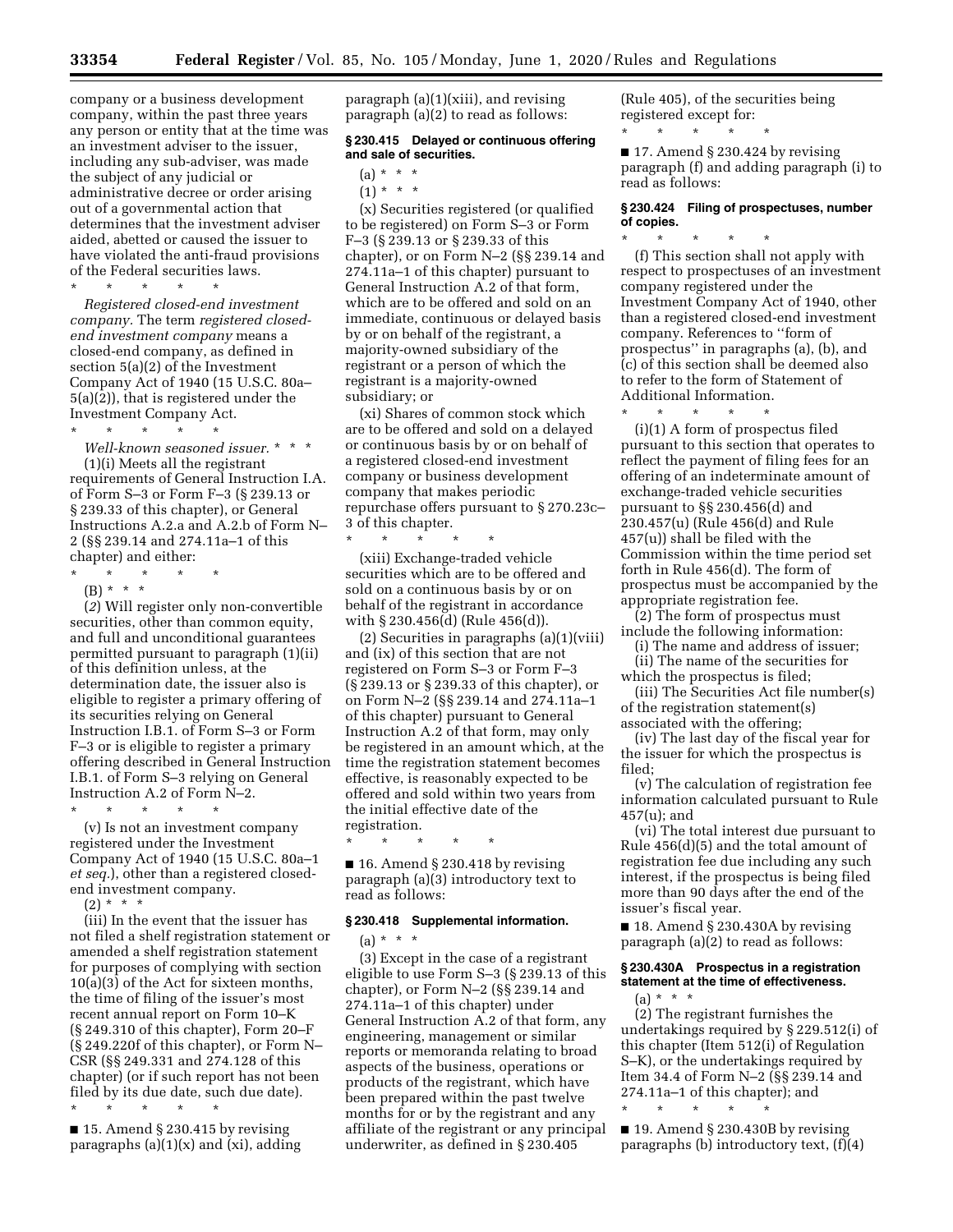company or a business development company, within the past three years any person or entity that at the time was an investment adviser to the issuer, including any sub-adviser, was made the subject of any judicial or administrative decree or order arising out of a governmental action that determines that the investment adviser aided, abetted or caused the issuer to have violated the anti-fraud provisions of the Federal securities laws.

\* \* \* \* \*

*Registered closed-end investment company.* The term *registered closed-end investment company* means a closed-end company, as defined in section 5(a)(2) of the Investment Company Act of 1940 (15 U.S.C. 80a–5(a)(2)), that is registered under the Investment Company Act.

\* \* \* \* \*

*Well-known seasoned issuer.* \* \* \*

(1)(i) Meets all the registrant requirements of General Instruction I.A. of Form S–3 or Form F–3 (§ 239.13 or § 239.33 of this chapter), or General Instructions A.2.a and A.2.b of Form N–2 (§§ 239.14 and 274.11a–1 of this chapter) and either:

\* \* \* \* \*

(B) \* \* \*

(*2*) Will register only non-convertible securities, other than common equity, and full and unconditional guarantees permitted pursuant to paragraph (1)(ii) of this definition unless, at the determination date, the issuer also is eligible to register a primary offering of its securities relying on General Instruction I.B.1. of Form S–3 or Form F–3 or is eligible to register a primary offering described in General Instruction I.B.1. of Form S–3 relying on General Instruction A.2 of Form N–2.

\* \* \* \* \*

(v) Is not an investment company registered under the Investment Company Act of 1940 (15 U.S.C. 80a–1 *et seq.*), other than a registered closed-end investment company.

(2) \* \* \*

(iii) In the event that the issuer has not filed a shelf registration statement or amended a shelf registration statement for purposes of complying with section 10(a)(3) of the Act for sixteen months, the time of filing of the issuer's most recent annual report on Form 10–K (§ 249.310 of this chapter), Form 20–F (§ 249.220f of this chapter), or Form N–CSR (§§ 249.331 and 274.128 of this chapter) (or if such report has not been filed by its due date, such due date).

\* \* \* \* \*

■ 15. Amend § 230.415 by revising paragraphs (a)(1)(x) and (xi), adding paragraph (a)(1)(xiii), and revising paragraph (a)(2) to read as follows:

**§ 230.415 Delayed or continuous offering and sale of securities.**

(a) \* \* \*

(1) \* \* \*

(x) Securities registered (or qualified to be registered) on Form S–3 or Form F–3 (§ 239.13 or § 239.33 of this chapter), or on Form N–2 (§§ 239.14 and 274.11a–1 of this chapter) pursuant to General Instruction A.2 of that form, which are to be offered and sold on an immediate, continuous or delayed basis by or on behalf of the registrant, a majority-owned subsidiary of the registrant or a person of which the registrant is a majority-owned subsidiary; or

(xi) Shares of common stock which are to be offered and sold on a delayed or continuous basis by or on behalf of a registered closed-end investment company or business development company that makes periodic repurchase offers pursuant to § 270.23c–3 of this chapter.

\* \* \* \* \*

(xiii) Exchange-traded vehicle securities which are to be offered and sold on a continuous basis by or on behalf of the registrant in accordance with § 230.456(d) (Rule 456(d)).

(2) Securities in paragraphs (a)(1)(viii) and (ix) of this section that are not registered on Form S–3 or Form F–3 (§ 239.13 or § 239.33 of this chapter), or on Form N–2 (§§ 239.14 and 274.11a–1 of this chapter) pursuant to General Instruction A.2 of that form, may only be registered in an amount which, at the time the registration statement becomes effective, is reasonably expected to be offered and sold within two years from the initial effective date of the registration.

\* \* \* \* \*

■ 16. Amend § 230.418 by revising paragraph (a)(3) introductory text to read as follows:

**§ 230.418 Supplemental information.**

(a) \* \* \*

(3) Except in the case of a registrant eligible to use Form S–3 (§ 239.13 of this chapter), or Form N–2 (§§ 239.14 and 274.11a–1 of this chapter) under General Instruction A.2 of that form, any engineering, management or similar reports or memoranda relating to broad aspects of the business, operations or products of the registrant, which have been prepared within the past twelve months for or by the registrant and any affiliate of the registrant or any principal underwriter, as defined in § 230.405 (Rule 405), of the securities being registered except for:

\* \* \* \* \*

■ 17. Amend § 230.424 by revising paragraph (f) and adding paragraph (i) to read as follows:

**§ 230.424 Filing of prospectuses, number of copies.**

\* \* \* \* \*

(f) This section shall not apply with respect to prospectuses of an investment company registered under the Investment Company Act of 1940, other than a registered closed-end investment company. References to ''form of prospectus'' in paragraphs (a), (b), and (c) of this section shall be deemed also to refer to the form of Statement of Additional Information.

\* \* \* \* \*

(i)(1) A form of prospectus filed pursuant to this section that operates to reflect the payment of filing fees for an offering of an indeterminate amount of exchange-traded vehicle securities pursuant to §§ 230.456(d) and 230.457(u) (Rule 456(d) and Rule 457(u)) shall be filed with the Commission within the time period set forth in Rule 456(d). The form of prospectus must be accompanied by the appropriate registration fee.

(2) The form of prospectus must include the following information:

(i) The name and address of issuer;

(ii) The name of the securities for which the prospectus is filed;

(iii) The Securities Act file number(s) of the registration statement(s) associated with the offering;

(iv) The last day of the fiscal year for the issuer for which the prospectus is filed;

(v) The calculation of registration fee information calculated pursuant to Rule 457(u); and

(vi) The total interest due pursuant to Rule 456(d)(5) and the total amount of registration fee due including any such interest, if the prospectus is being filed more than 90 days after the end of the issuer's fiscal year.

■ 18. Amend § 230.430A by revising paragraph (a)(2) to read as follows:

**§ 230.430A Prospectus in a registration statement at the time of effectiveness.**

(a) \* \* \*

(2) The registrant furnishes the undertakings required by § 229.512(i) of this chapter (Item 512(i) of Regulation S–K), or the undertakings required by Item 34.4 of Form N–2 (§§ 239.14 and 274.11a–1 of this chapter); and

\* \* \* \* \*

■ 19. Amend § 230.430B by revising paragraphs (b) introductory text, (f)(4)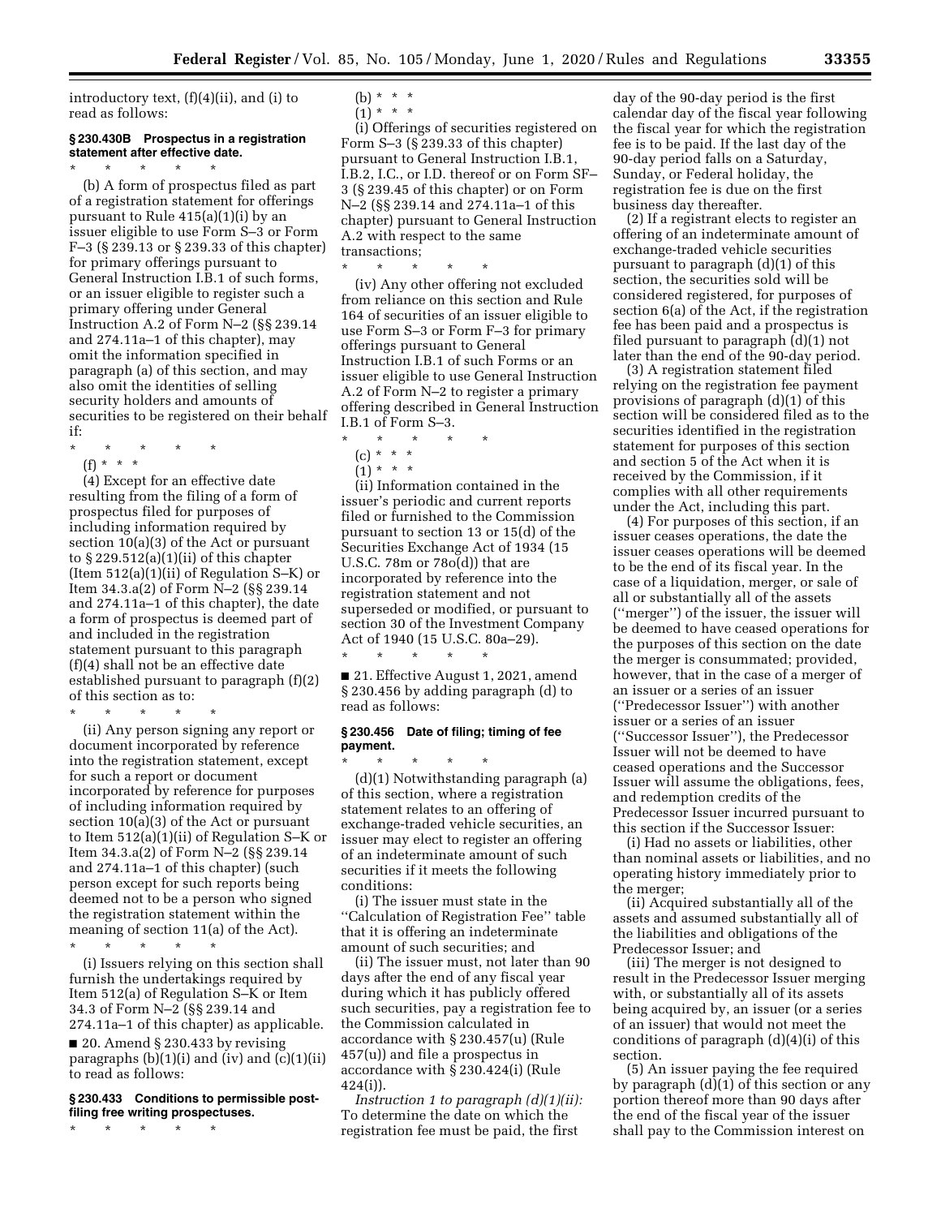introductory text, (f)(4)(ii), and (i) to read as follows:

### § 230.430B Prospectus in a registration statement after effective date.

\* \* \* \* \*

(b) A form of prospectus filed as part of a registration statement for offerings pursuant to Rule 415(a)(1)(i) by an issuer eligible to use Form S–3 or Form F–3 (§ 239.13 or § 239.33 of this chapter) for primary offerings pursuant to General Instruction I.B.1 of such forms, or an issuer eligible to register such a primary offering under General Instruction A.2 of Form N–2 (§§ 239.14 and 274.11a–1 of this chapter), may omit the information specified in paragraph (a) of this section, and may also omit the identities of selling security holders and amounts of securities to be registered on their behalf if:

\* \* \* \* \*

(f) \* \* \*

(4) Except for an effective date resulting from the filing of a form of prospectus filed for purposes of including information required by section 10(a)(3) of the Act or pursuant to § 229.512(a)(1)(ii) of this chapter (Item 512(a)(1)(ii) of Regulation S–K) or Item 34.3.a(2) of Form N–2 (§§ 239.14 and 274.11a–1 of this chapter), the date a form of prospectus is deemed part of and included in the registration statement pursuant to this paragraph (f)(4) shall not be an effective date established pursuant to paragraph (f)(2) of this section as to:

\* \* \* \* \*

(ii) Any person signing any report or document incorporated by reference into the registration statement, except for such a report or document incorporated by reference for purposes of including information required by section 10(a)(3) of the Act or pursuant to Item 512(a)(1)(ii) of Regulation S–K or Item 34.3.a(2) of Form N–2 (§§ 239.14 and 274.11a–1 of this chapter) (such person except for such reports being deemed not to be a person who signed the registration statement within the meaning of section 11(a) of the Act).

\* \* \* \* \*

(i) Issuers relying on this section shall furnish the undertakings required by Item 512(a) of Regulation S–K or Item 34.3 of Form N–2 (§§ 239.14 and 274.11a–1 of this chapter) as applicable.

■ 20. Amend § 230.433 by revising paragraphs (b)(1)(i) and (iv) and (c)(1)(ii) to read as follows:

### § 230.433 Conditions to permissible post-filing free writing prospectuses.

\* \* \* \* \*

(b) \* \* \*

(1) \* \* \*

(i) Offerings of securities registered on Form S–3 (§ 239.33 of this chapter) pursuant to General Instruction I.B.1, I.B.2, I.C., or I.D. thereof or on Form SF–3 (§ 239.45 of this chapter) or on Form N–2 (§§ 239.14 and 274.11a–1 of this chapter) pursuant to General Instruction A.2 with respect to the same transactions;

\* \* \* \* \*

(iv) Any other offering not excluded from reliance on this section and Rule 164 of securities of an issuer eligible to use Form S–3 or Form F–3 for primary offerings pursuant to General Instruction I.B.1 of such Forms or an issuer eligible to use General Instruction A.2 of Form N–2 to register a primary offering described in General Instruction I.B.1 of Form S–3.

\* \* \* \* \*

(c) \* \* \*

(1) \* \* \*

(ii) Information contained in the issuer's periodic and current reports filed or furnished to the Commission pursuant to section 13 or 15(d) of the Securities Exchange Act of 1934 (15 U.S.C. 78m or 78o(d)) that are incorporated by reference into the registration statement and not superseded or modified, or pursuant to section 30 of the Investment Company Act of 1940 (15 U.S.C. 80a–29).

\* \* \* \* \*

■ 21. Effective August 1, 2021, amend § 230.456 by adding paragraph (d) to read as follows:

### § 230.456 Date of filing; timing of fee payment.

\* \* \* \* \*

(d)(1) Notwithstanding paragraph (a) of this section, where a registration statement relates to an offering of exchange-traded vehicle securities, an issuer may elect to register an offering of an indeterminate amount of such securities if it meets the following conditions:

(i) The issuer must state in the ''Calculation of Registration Fee'' table that it is offering an indeterminate amount of such securities; and

(ii) The issuer must, not later than 90 days after the end of any fiscal year during which it has publicly offered such securities, pay a registration fee to the Commission calculated in accordance with § 230.457(u) (Rule 457(u)) and file a prospectus in accordance with § 230.424(i) (Rule 424(i)).

*Instruction 1 to paragraph (d)(1)(ii):* To determine the date on which the registration fee must be paid, the first day of the 90-day period is the first calendar day of the fiscal year following the fiscal year for which the registration fee is to be paid. If the last day of the 90-day period falls on a Saturday, Sunday, or Federal holiday, the registration fee is due on the first business day thereafter.

(2) If a registrant elects to register an offering of an indeterminate amount of exchange-traded vehicle securities pursuant to paragraph (d)(1) of this section, the securities sold will be considered registered, for purposes of section 6(a) of the Act, if the registration fee has been paid and a prospectus is filed pursuant to paragraph (d)(1) not later than the end of the 90-day period.

(3) A registration statement filed relying on the registration fee payment provisions of paragraph (d)(1) of this section will be considered filed as to the securities identified in the registration statement for purposes of this section and section 5 of the Act when it is received by the Commission, if it complies with all other requirements under the Act, including this part.

(4) For purposes of this section, if an issuer ceases operations, the date the issuer ceases operations will be deemed to be the end of its fiscal year. In the case of a liquidation, merger, or sale of all or substantially all of the assets (''merger'') of the issuer, the issuer will be deemed to have ceased operations for the purposes of this section on the date the merger is consummated; provided, however, that in the case of a merger of an issuer or a series of an issuer (''Predecessor Issuer'') with another issuer or a series of an issuer (''Successor Issuer''), the Predecessor Issuer will not be deemed to have ceased operations and the Successor Issuer will assume the obligations, fees, and redemption credits of the Predecessor Issuer incurred pursuant to this section if the Successor Issuer:

(i) Had no assets or liabilities, other than nominal assets or liabilities, and no operating history immediately prior to the merger;

(ii) Acquired substantially all of the assets and assumed substantially all of the liabilities and obligations of the Predecessor Issuer; and

(iii) The merger is not designed to result in the Predecessor Issuer merging with, or substantially all of its assets being acquired by, an issuer (or a series of an issuer) that would not meet the conditions of paragraph (d)(4)(i) of this section.

(5) An issuer paying the fee required by paragraph (d)(1) of this section or any portion thereof more than 90 days after the end of the fiscal year of the issuer shall pay to the Commission interest on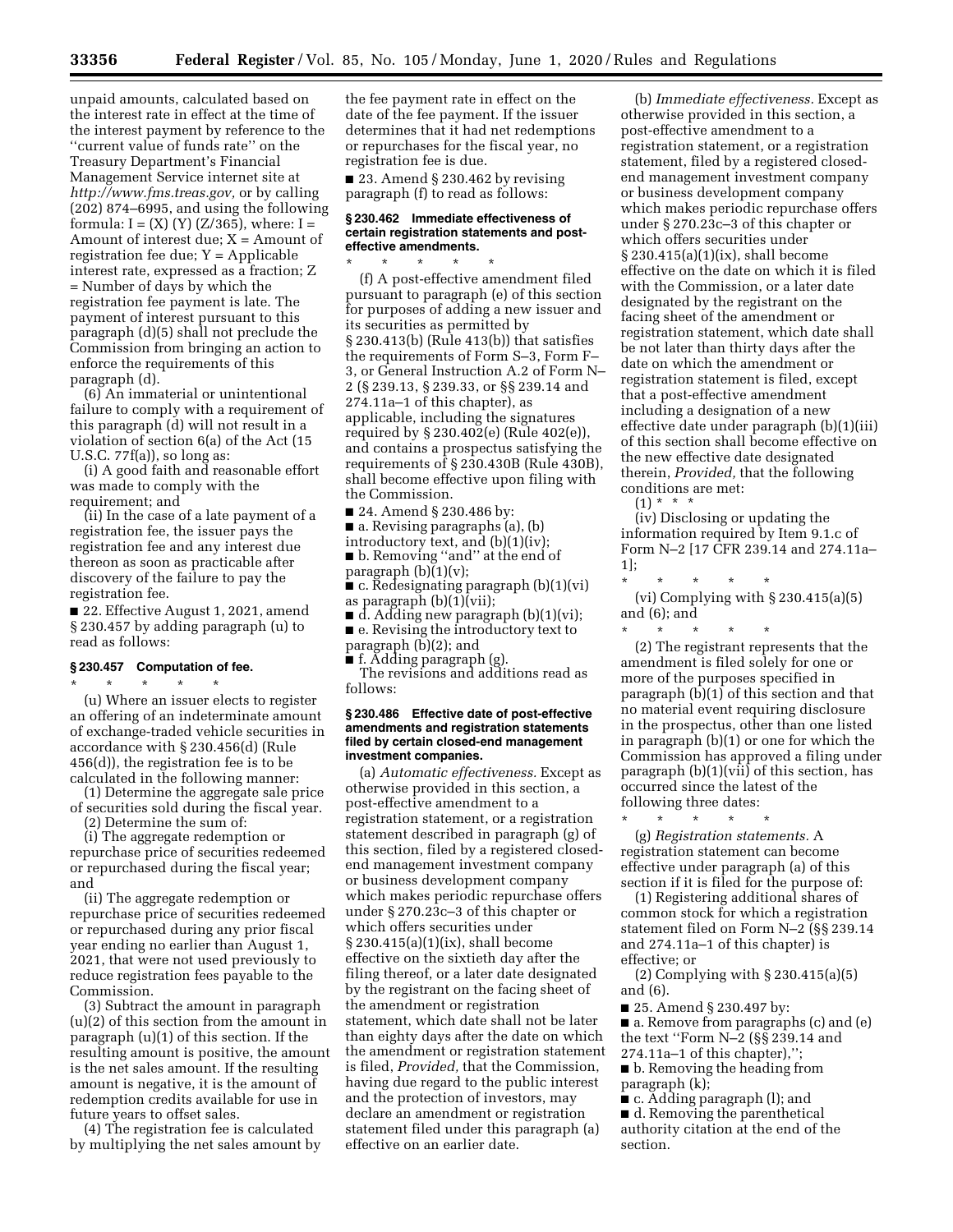unpaid amounts, calculated based on the interest rate in effect at the time of the interest payment by reference to the "current value of funds rate" on the Treasury Department's Financial Management Service internet site at *http://www.fms.treas.gov,* or by calling (202) 874–6995, and using the following formula: $I = (X) (Y) (Z/365)$, where: $I$ = Amount of interest due; $X$ = Amount of registration fee due; $Y$ = Applicable interest rate, expressed as a fraction; $Z$ = Number of days by which the registration fee payment is late. The payment of interest pursuant to this paragraph (d)(5) shall not preclude the Commission from bringing an action to enforce the requirements of this paragraph (d).

(6) An immaterial or unintentional failure to comply with a requirement of this paragraph (d) will not result in a violation of section 6(a) of the Act (15 U.S.C. 77f(a)), so long as:

(i) A good faith and reasonable effort was made to comply with the requirement; and

(ii) In the case of a late payment of a registration fee, the issuer pays the registration fee and any interest due thereon as soon as practicable after discovery of the failure to pay the registration fee.

■ 22. Effective August 1, 2021, amend § 230.457 by adding paragraph (u) to read as follows:

### § 230.457 Computation of fee.

\* \* \* \* \*

(u) Where an issuer elects to register an offering of an indeterminate amount of exchange-traded vehicle securities in accordance with § 230.456(d) (Rule 456(d)), the registration fee is to be calculated in the following manner:

(1) Determine the aggregate sale price of securities sold during the fiscal year.

(2) Determine the sum of:

(i) The aggregate redemption or repurchase price of securities redeemed or repurchased during the fiscal year; and

(ii) The aggregate redemption or repurchase price of securities redeemed or repurchased during any prior fiscal year ending no earlier than August 1, 2021, that were not used previously to reduce registration fees payable to the Commission.

(3) Subtract the amount in paragraph (u)(2) of this section from the amount in paragraph (u)(1) of this section. If the resulting amount is positive, the amount is the net sales amount. If the resulting amount is negative, it is the amount of redemption credits available for use in future years to offset sales.

(4) The registration fee is calculated by multiplying the net sales amount by the fee payment rate in effect on the date of the fee payment. If the issuer determines that it had net redemptions or repurchases for the fiscal year, no registration fee is due.

■ 23. Amend § 230.462 by revising paragraph (f) to read as follows:

### § 230.462 Immediate effectiveness of certain registration statements and post-effective amendments.

\* \* \* \* \*

(f) A post-effective amendment filed pursuant to paragraph (e) of this section for purposes of adding a new issuer and its securities as permitted by § 230.413(b) (Rule 413(b)) that satisfies the requirements of Form S–3, Form F–3, or General Instruction A.2 of Form N–2 (§ 239.13, § 239.33, or §§ 239.14 and 274.11a–1 of this chapter), as applicable, including the signatures required by § 230.402(e) (Rule 402(e)), and contains a prospectus satisfying the requirements of § 230.430B (Rule 430B), shall become effective upon filing with the Commission.

■ 24. Amend § 230.486 by:

■ a. Revising paragraphs (a), (b) introductory text, and (b)(1)(iv);

■ b. Removing "and" at the end of paragraph (b)(1)(v);

■ c. Redesignating paragraph (b)(1)(vi) as paragraph (b)(1)(vii);

■ d. Adding new paragraph (b)(1)(vi);

■ e. Revising the introductory text to paragraph (b)(2); and

■ f. Adding paragraph (g).

The revisions and additions read as follows:

### § 230.486 Effective date of post-effective amendments and registration statements filed by certain closed-end management investment companies.

(a) *Automatic effectiveness.* Except as otherwise provided in this section, a post-effective amendment to a registration statement, or a registration statement described in paragraph (g) of this section, filed by a registered closed-end management investment company or business development company which makes periodic repurchase offers under § 270.23c–3 of this chapter or which offers securities under § 230.415(a)(1)(ix), shall become effective on the sixtieth day after the filing thereof, or a later date designated by the registrant on the facing sheet of the amendment or registration statement, which date shall not be later than eighty days after the date on which the amendment or registration statement is filed, *Provided,* that the Commission, having due regard to the public interest and the protection of investors, may declare an amendment or registration statement filed under this paragraph (a) effective on an earlier date.

(b) *Immediate effectiveness.* Except as otherwise provided in this section, a post-effective amendment to a registration statement, or a registration statement, filed by a registered closed-end management investment company or business development company which makes periodic repurchase offers under § 270.23c–3 of this chapter or which offers securities under § 230.415(a)(1)(ix), shall become effective on the date on which it is filed with the Commission, or a later date designated by the registrant on the facing sheet of the amendment or registration statement, which date shall be not later than thirty days after the date on which the amendment or registration statement is filed, except that a post-effective amendment including a designation of a new effective date under paragraph (b)(1)(iii) of this section shall become effective on the new effective date designated therein, *Provided,* that the following conditions are met:

(1) \* \* \*

(iv) Disclosing or updating the information required by Item 9.1.c of Form N–2 [17 CFR 239.14 and 274.11a–1];

\* \* \* \* \*

(vi) Complying with § 230.415(a)(5) and (6); and

\* \* \* \* \*

(2) The registrant represents that the amendment is filed solely for one or more of the purposes specified in paragraph (b)(1) of this section and that no material event requiring disclosure in the prospectus, other than one listed in paragraph (b)(1) or one for which the Commission has approved a filing under paragraph (b)(1)(vii) of this section, has occurred since the latest of the following three dates:

\* \* \* \* \*

(g) *Registration statements.* A registration statement can become effective under paragraph (a) of this section if it is filed for the purpose of:

(1) Registering additional shares of common stock for which a registration statement filed on Form N–2 (§§ 239.14 and 274.11a–1 of this chapter) is effective; or

(2) Complying with § 230.415(a)(5) and (6).

■ 25. Amend § 230.497 by:

■ a. Remove from paragraphs (c) and (e) the text "Form N–2 (§§ 239.14 and 274.11a–1 of this chapter),";

■ b. Removing the heading from paragraph (k);

■ c. Adding paragraph (l); and

■ d. Removing the parenthetical authority citation at the end of the section.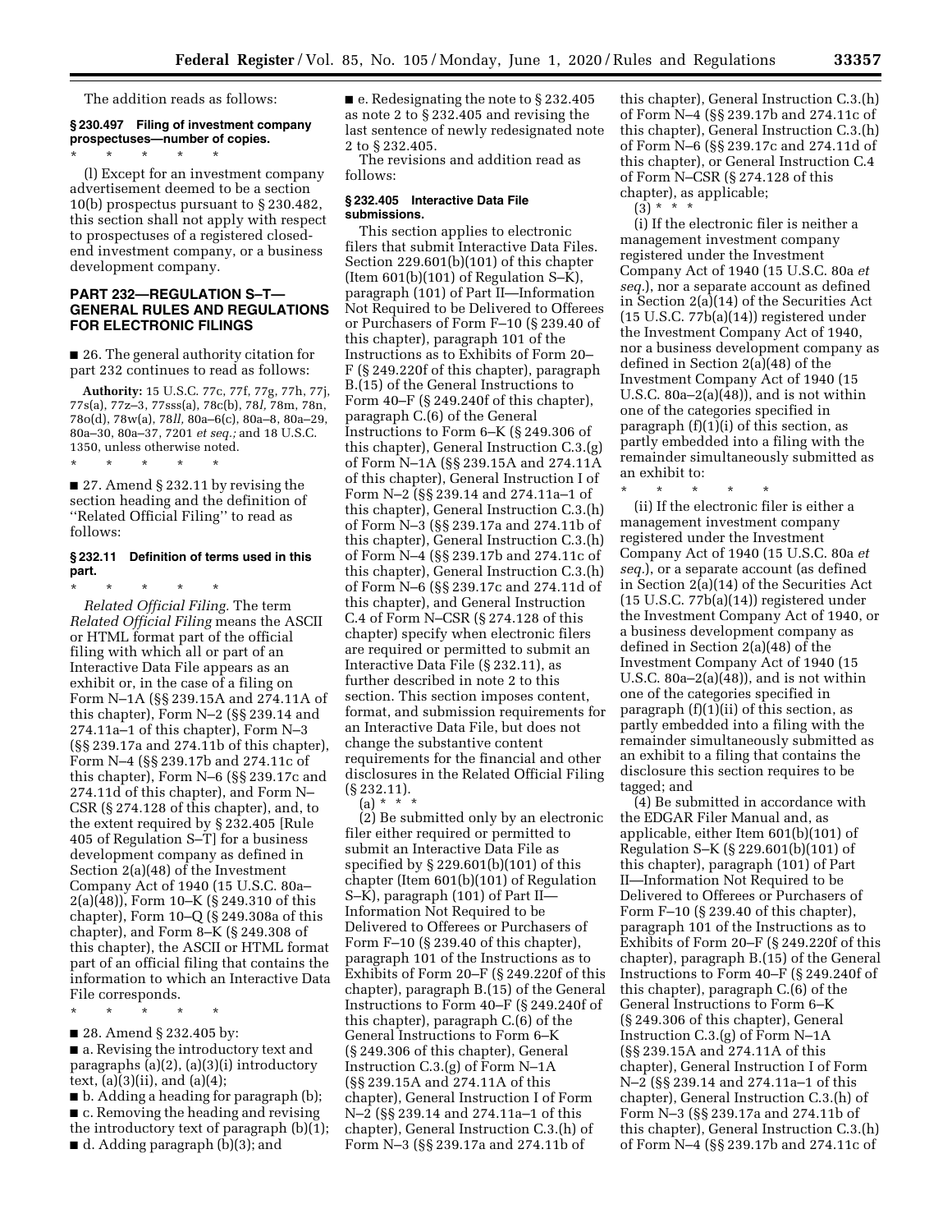The addition reads as follows:

**§ 230.497 Filing of investment company prospectuses—number of copies.**

\* \* \* \* \*

(l) Except for an investment company advertisement deemed to be a section 10(b) prospectus pursuant to § 230.482, this section shall not apply with respect to prospectuses of a registered closed-end investment company, or a business development company.

## PART 232—REGULATION S–T—GENERAL RULES AND REGULATIONS FOR ELECTRONIC FILINGS

■ 26. The general authority citation for part 232 continues to read as follows:

**Authority:** 15 U.S.C. 77c, 77f, 77g, 77h, 77j, 77s(a), 77z–3, 77sss(a), 78c(b), 78*l*, 78m, 78n, 78o(d), 78w(a), 78*ll*, 80a–6(c), 80a–8, 80a–29, 80a–30, 80a–37, 7201 *et seq.;* and 18 U.S.C. 1350, unless otherwise noted.

\* \* \* \* \*

■ 27. Amend § 232.11 by revising the section heading and the definition of ''Related Official Filing'' to read as follows:

**§ 232.11 Definition of terms used in this part.**

\* \* \* \* \*

*Related Official Filing.* The term *Related Official Filing* means the ASCII or HTML format part of the official filing with which all or part of an Interactive Data File appears as an exhibit or, in the case of a filing on Form N–1A (§§ 239.15A and 274.11A of this chapter), Form N–2 (§§ 239.14 and 274.11a–1 of this chapter), Form N–3 (§§ 239.17a and 274.11b of this chapter), Form N–4 (§§ 239.17b and 274.11c of this chapter), Form N–6 (§§ 239.17c and 274.11d of this chapter), and Form N–CSR (§ 274.128 of this chapter), and, to the extent required by § 232.405 [Rule 405 of Regulation S–T] for a business development company as defined in Section 2(a)(48) of the Investment Company Act of 1940 (15 U.S.C. 80a–2(a)(48)), Form 10–K (§ 249.310 of this chapter), Form 10–Q (§ 249.308a of this chapter), and Form 8–K (§ 249.308 of this chapter), the ASCII or HTML format part of an official filing that contains the information to which an Interactive Data File corresponds.

\* \* \* \* \*

■ 28. Amend § 232.405 by:

■ a. Revising the introductory text and paragraphs (a)(2), (a)(3)(i) introductory text, (a)(3)(ii), and (a)(4);

■ b. Adding a heading for paragraph (b);

■ c. Removing the heading and revising the introductory text of paragraph (b)(1);

■ d. Adding paragraph (b)(3); and

■ e. Redesignating the note to § 232.405 as note 2 to § 232.405 and revising the last sentence of newly redesignated note 2 to § 232.405.

The revisions and addition read as follows:

**§ 232.405 Interactive Data File submissions.**

This section applies to electronic filers that submit Interactive Data Files. Section 229.601(b)(101) of this chapter (Item 601(b)(101) of Regulation S–K), paragraph (101) of Part II—Information Not Required to be Delivered to Offerees or Purchasers of Form F–10 (§ 239.40 of this chapter), paragraph 101 of the Instructions as to Exhibits of Form 20–F (§ 249.220f of this chapter), paragraph B.(15) of the General Instructions to Form 40–F (§ 249.240f of this chapter), paragraph C.(6) of the General Instructions to Form 6–K (§ 249.306 of this chapter), General Instruction C.3.(g) of Form N–1A (§§ 239.15A and 274.11A of this chapter), General Instruction I of Form N–2 (§§ 239.14 and 274.11a–1 of this chapter), General Instruction C.3.(h) of Form N–3 (§§ 239.17a and 274.11b of this chapter), General Instruction C.3.(h) of Form N–4 (§§ 239.17b and 274.11c of this chapter), General Instruction C.3.(h) of Form N–6 (§§ 239.17c and 274.11d of this chapter), and General Instruction C.4 of Form N–CSR (§ 274.128 of this chapter) specify when electronic filers are required or permitted to submit an Interactive Data File (§ 232.11), as further described in note 2 to this section. This section imposes content, format, and submission requirements for an Interactive Data File, but does not change the substantive content requirements for the financial and other disclosures in the Related Official Filing (§ 232.11).

(a) \* \* \*

(2) Be submitted only by an electronic filer either required or permitted to submit an Interactive Data File as specified by § 229.601(b)(101) of this chapter (Item 601(b)(101) of Regulation S–K), paragraph (101) of Part II—Information Not Required to be Delivered to Offerees or Purchasers of Form F–10 (§ 239.40 of this chapter), paragraph 101 of the Instructions as to Exhibits of Form 20–F (§ 249.220f of this chapter), paragraph B.(15) of the General Instructions to Form 40–F (§ 249.240f of this chapter), paragraph C.(6) of the General Instructions to Form 6–K (§ 249.306 of this chapter), General Instruction C.3.(g) of Form N–1A (§§ 239.15A and 274.11A of this chapter), General Instruction I of Form N–2 (§§ 239.14 and 274.11a–1 of this chapter), General Instruction C.3.(h) of Form N–3 (§§ 239.17a and 274.11b of this chapter), General Instruction C.3.(h) of Form N–4 (§§ 239.17b and 274.11c of this chapter), General Instruction C.3.(h) of Form N–6 (§§ 239.17c and 274.11d of this chapter), or General Instruction C.4 of Form N–CSR (§ 274.128 of this chapter), as applicable;

(3) \* \* \*

(i) If the electronic filer is neither a management investment company registered under the Investment Company Act of 1940 (15 U.S.C. 80a *et seq.*), nor a separate account as defined in Section 2(a)(14) of the Securities Act (15 U.S.C. 77b(a)(14)) registered under the Investment Company Act of 1940, nor a business development company as defined in Section 2(a)(48) of the Investment Company Act of 1940 (15 U.S.C. 80a–2(a)(48)), and is not within one of the categories specified in paragraph (f)(1)(i) of this section, as partly embedded into a filing with the remainder simultaneously submitted as an exhibit to:

\* \* \* \* \*

(ii) If the electronic filer is either a management investment company registered under the Investment Company Act of 1940 (15 U.S.C. 80a *et seq.*), or a separate account (as defined in Section 2(a)(14) of the Securities Act (15 U.S.C. 77b(a)(14)) registered under the Investment Company Act of 1940, or a business development company as defined in Section 2(a)(48) of the Investment Company Act of 1940 (15 U.S.C. 80a–2(a)(48)), and is not within one of the categories specified in paragraph (f)(1)(ii) of this section, as partly embedded into a filing with the remainder simultaneously submitted as an exhibit to a filing that contains the disclosure this section requires to be tagged; and

(4) Be submitted in accordance with the EDGAR Filer Manual and, as applicable, either Item 601(b)(101) of Regulation S–K (§ 229.601(b)(101) of this chapter), paragraph (101) of Part II—Information Not Required to be Delivered to Offerees or Purchasers of Form F–10 (§ 239.40 of this chapter), paragraph 101 of the Instructions as to Exhibits of Form 20–F (§ 249.220f of this chapter), paragraph B.(15) of the General Instructions to Form 40–F (§ 249.240f of this chapter), paragraph C.(6) of the General Instructions to Form 6–K (§ 249.306 of this chapter), General Instruction C.3.(g) of Form N–1A (§§ 239.15A and 274.11A of this chapter), General Instruction I of Form N–2 (§§ 239.14 and 274.11a–1 of this chapter), General Instruction C.3.(h) of Form N–3 (§§ 239.17a and 274.11b of this chapter), General Instruction C.3.(h) of Form N–4 (§§ 239.17b and 274.11c of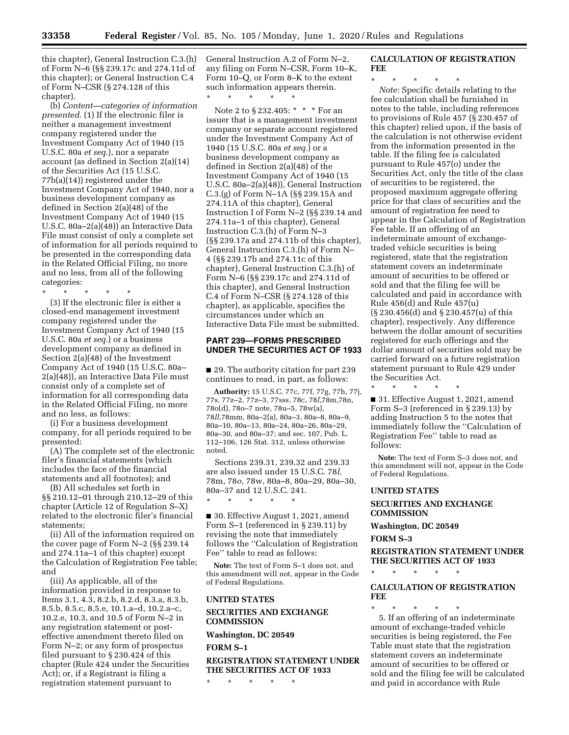this chapter), General Instruction C.3.(h) of Form N–6 (§§ 239.17c and 274.11d of this chapter); or General Instruction C.4 of Form N–CSR (§ 274.128 of this chapter).

(b) *Content—categories of information presented.* (1) If the electronic filer is neither a management investment company registered under the Investment Company Act of 1940 (15 U.S.C. 80a *et seq.*), nor a separate account (as defined in Section 2(a)(14) of the Securities Act (15 U.S.C. 77b(a)(14)) registered under the Investment Company Act of 1940, nor a business development company as defined in Section 2(a)(48) of the Investment Company Act of 1940 (15 U.S.C. 80a–2(a)(48)) an Interactive Data File must consist of only a complete set of information for all periods required to be presented in the corresponding data in the Related Official Filing, no more and no less, from all of the following categories:

\* \* \* \* \*

(3) If the electronic filer is either a closed-end management investment company registered under the Investment Company Act of 1940 (15 U.S.C. 80a *et seq.*) or a business development company as defined in Section 2(a)(48) of the Investment Company Act of 1940 (15 U.S.C. 80a–2(a)(48)), an Interactive Data File must consist only of a complete set of information for all corresponding data in the Related Official Filing, no more and no less, as follows:

(i) For a business development company, for all periods required to be presented:

(A) The complete set of the electronic filer's financial statements (which includes the face of the financial statements and all footnotes); and

(B) All schedules set forth in §§ 210.12–01 through 210.12–29 of this chapter (Article 12 of Regulation S–X) related to the electronic filer's financial statements;

(ii) All of the information required on the cover page of Form N–2 (§§ 239.14 and 274.11a–1 of this chapter) except the Calculation of Registration Fee table; and

(iii) As applicable, all of the information provided in response to Items 3.1, 4.3, 8.2.b, 8.2.d, 8.3.a, 8.3.b, 8.5.b, 8.5.c, 8.5.e, 10.1.a–d, 10.2.a–c, 10.2.e, 10.3, and 10.5 of Form N–2 in any registration statement or post-effective amendment thereto filed on Form N–2; or any form of prospectus filed pursuant to § 230.424 of this chapter (Rule 424 under the Securities Act); or, if a Registrant is filing a registration statement pursuant to General Instruction A.2 of Form N–2, any filing on Form N–CSR, Form 10–K, Form 10–Q, or Form 8–K to the extent such information appears therein.

\* \* \* \* \*

Note 2 to § 232.405: \* \* \* For an issuer that is a management investment company or separate account registered under the Investment Company Act of 1940 (15 U.S.C. 80a *et seq.*) or a business development company as defined in Section 2(a)(48) of the Investment Company Act of 1940 (15 U.S.C. 80a–2(a)(48)), General Instruction C.3.(g) of Form N–1A (§§ 239.15A and 274.11A of this chapter), General Instruction I of Form N–2 (§§ 239.14 and 274.11a–1 of this chapter), General Instruction C.3.(h) of Form N–3 (§§ 239.17a and 274.11b of this chapter), General Instruction C.3.(h) of Form N–4 (§§ 239.17b and 274.11c of this chapter), General Instruction C.3.(h) of Form N–6 (§§ 239.17c and 274.11d of this chapter), and General Instruction C.4 of Form N–CSR (§ 274.128 of this chapter), as applicable, specifies the circumstances under which an Interactive Data File must be submitted.

## PART 239—FORMS PRESCRIBED UNDER THE SECURITIES ACT OF 1933

■ 29. The authority citation for part 239 continues to read, in part, as follows:

**Authority:** 15 U.S.C. 77c, 77f, 77g, 77h, 77j, 77s, 77z–2, 77z–3, 77sss, 78c, 78*l*,78m,78n, 78o(d), 78o–7 note, 78u–5, 78w(a), 78*ll*,78mm, 80a–2(a), 80a–3, 80a–8, 80a–9, 80a–10, 80a–13, 80a–24, 80a–26, 80a–29, 80a–30, and 80a–37; and sec. 107, Pub. L. 112–106, 126 Stat. 312, unless otherwise noted.

Sections 239.31, 239.32 and 239.33 are also issued under 15 U.S.C. 78*l*, 78m, 78*o*, 78w, 80a–8, 80a–29, 80a–30, 80a–37 and 12 U.S.C. 241.

\* \* \* \* \*

■ 30. Effective August 1, 2021, amend Form S–1 (referenced in § 239.11) by revising the note that immediately follows the "Calculation of Registration Fee" table to read as follows:

**Note:** The text of Form S–1 does not, and this amendment will not, appear in the Code of Federal Regulations.

**UNITED STATES**

**SECURITIES AND EXCHANGE COMMISSION**

**Washington, DC 20549**

**FORM S–1**

**REGISTRATION STATEMENT UNDER THE SECURITIES ACT OF 1933**

\* \* \* \* \*

**CALCULATION OF REGISTRATION FEE**

\* \* \* \* \*

*Note:* Specific details relating to the fee calculation shall be furnished in notes to the table, including references to provisions of Rule 457 (§ 230.457 of this chapter) relied upon, if the basis of the calculation is not otherwise evident from the information presented in the table. If the filing fee is calculated pursuant to Rule 457(o) under the Securities Act, only the title of the class of securities to be registered, the proposed maximum aggregate offering price for that class of securities and the amount of registration fee need to appear in the Calculation of Registration Fee table. If an offering of an indeterminate amount of exchange-traded vehicle securities is being registered, state that the registration statement covers an indeterminate amount of securities to be offered or sold and that the filing fee will be calculated and paid in accordance with Rule 456(d) and Rule 457(u) (§ 230.456(d) and § 230.457(u) of this chapter), respectively. Any difference between the dollar amount of securities registered for such offerings and the dollar amount of securities sold may be carried forward on a future registration statement pursuant to Rule 429 under the Securities Act.

\* \* \* \* \*

■ 31. Effective August 1, 2021, amend Form S–3 (referenced in § 239.13) by adding Instruction 5 to the notes that immediately follow the "Calculation of Registration Fee" table to read as follows:

**Note:** The text of Form S–3 does not, and this amendment will not, appear in the Code of Federal Regulations.

**UNITED STATES**

**SECURITIES AND EXCHANGE COMMISSION**

**Washington, DC 20549**

**FORM S–3**

**REGISTRATION STATEMENT UNDER THE SECURITIES ACT OF 1933**

\* \* \* \* \*

**CALCULATION OF REGISTRATION FEE**

\* \* \* \* \*

5. If an offering of an indeterminate amount of exchange-traded vehicle securities is being registered, the Fee Table must state that the registration statement covers an indeterminate amount of securities to be offered or sold and the filing fee will be calculated and paid in accordance with Rule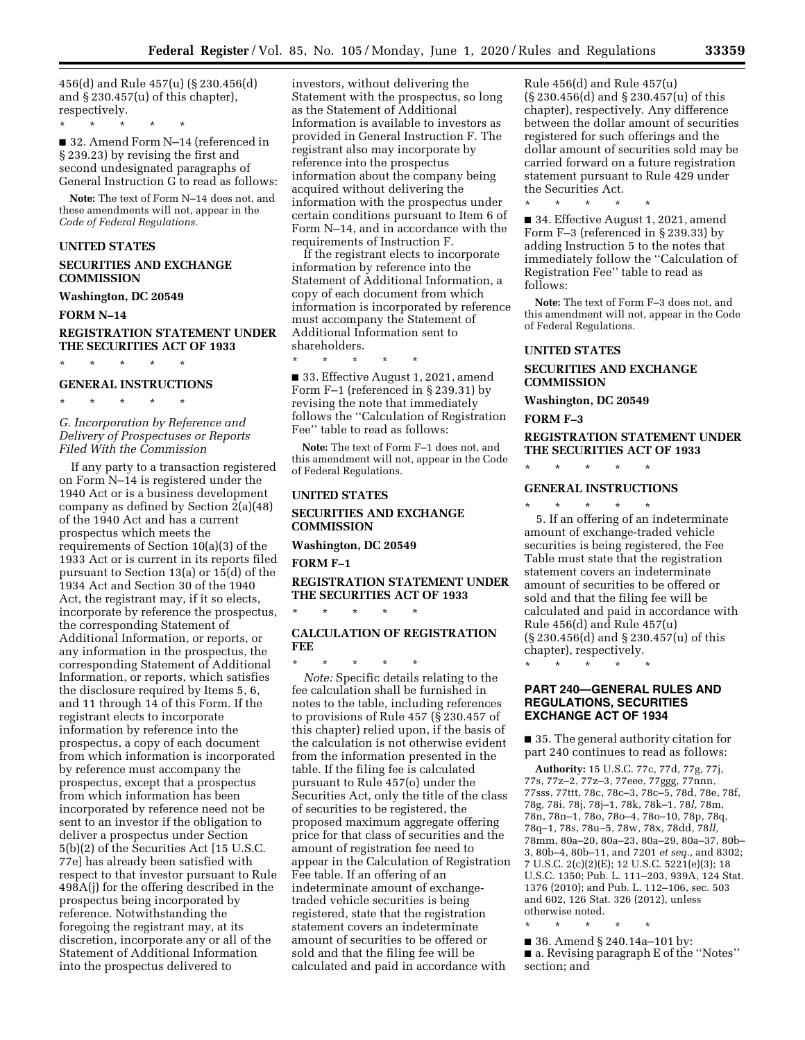456(d) and Rule 457(u) (§ 230.456(d) and § 230.457(u) of this chapter), respectively.

\* \* \* \* \*

■ 32. Amend Form N–14 (referenced in § 239.23) by revising the first and second undesignated paragraphs of General Instruction G to read as follows:

**Note:** The text of Form N–14 does not, and these amendments will not, appear in the *Code of Federal Regulations.*

**UNITED STATES**

**SECURITIES AND EXCHANGE COMMISSION**

**Washington, DC 20549**

**FORM N–14**

**REGISTRATION STATEMENT UNDER THE SECURITIES ACT OF 1933**

\* \* \* \* \*

**GENERAL INSTRUCTIONS**

\* \* \* \* \*

*G. Incorporation by Reference and Delivery of Prospectuses or Reports Filed With the Commission*

If any party to a transaction registered on Form N–14 is registered under the 1940 Act or is a business development company as defined by Section 2(a)(48) of the 1940 Act and has a current prospectus which meets the requirements of Section 10(a)(3) of the 1933 Act or is current in its reports filed pursuant to Section 13(a) or 15(d) of the 1934 Act and Section 30 of the 1940 Act, the registrant may, if it so elects, incorporate by reference the prospectus, the corresponding Statement of Additional Information, or reports, or any information in the prospectus, the corresponding Statement of Additional Information, or reports, which satisfies the disclosure required by Items 5, 6, and 11 through 14 of this Form. If the registrant elects to incorporate information by reference into the prospectus, a copy of each document from which information is incorporated by reference must accompany the prospectus, except that a prospectus from which information has been incorporated by reference need not be sent to an investor if the obligation to deliver a prospectus under Section 5(b)(2) of the Securities Act [15 U.S.C. 77e] has already been satisfied with respect to that investor pursuant to Rule 498A(j) for the offering described in the prospectus being incorporated by reference. Notwithstanding the foregoing the registrant may, at its discretion, incorporate any or all of the Statement of Additional Information into the prospectus delivered to investors, without delivering the Statement with the prospectus, so long as the Statement of Additional Information is available to investors as provided in General Instruction F. The registrant also may incorporate by reference into the prospectus information about the company being acquired without delivering the information with the prospectus under certain conditions pursuant to Item 6 of Form N–14, and in accordance with the requirements of Instruction F.

If the registrant elects to incorporate information by reference into the Statement of Additional Information, a copy of each document from which information is incorporated by reference must accompany the Statement of Additional Information sent to shareholders.

\* \* \* \* \*

■ 33. Effective August 1, 2021, amend Form F–1 (referenced in § 239.31) by revising the note that immediately follows the ''Calculation of Registration Fee'' table to read as follows:

**Note:** The text of Form F–1 does not, and this amendment will not, appear in the Code of Federal Regulations.

**UNITED STATES**

**SECURITIES AND EXCHANGE COMMISSION**

**Washington, DC 20549**

**FORM F–1**

**REGISTRATION STATEMENT UNDER THE SECURITIES ACT OF 1933**

\* \* \* \* \*

**CALCULATION OF REGISTRATION FEE**

\* \* \* \* \*

*Note:* Specific details relating to the fee calculation shall be furnished in notes to the table, including references to provisions of Rule 457 (§ 230.457 of this chapter) relied upon, if the basis of the calculation is not otherwise evident from the information presented in the table. If the filing fee is calculated pursuant to Rule 457(o) under the Securities Act, only the title of the class of securities to be registered, the proposed maximum aggregate offering price for that class of securities and the amount of registration fee need to appear in the Calculation of Registration Fee table. If an offering of an indeterminate amount of exchange-traded vehicle securities is being registered, state that the registration statement covers an indeterminate amount of securities to be offered or sold and that the filing fee will be calculated and paid in accordance with Rule 456(d) and Rule 457(u) (§ 230.456(d) and § 230.457(u) of this chapter), respectively. Any difference between the dollar amount of securities registered for such offerings and the dollar amount of securities sold may be carried forward on a future registration statement pursuant to Rule 429 under the Securities Act.

\* \* \* \* \*

■ 34. Effective August 1, 2021, amend Form F–3 (referenced in § 239.33) by adding Instruction 5 to the notes that immediately follow the ''Calculation of Registration Fee'' table to read as follows:

**Note:** The text of Form F–3 does not, and this amendment will not, appear in the Code of Federal Regulations.

**UNITED STATES**

**SECURITIES AND EXCHANGE COMMISSION**

**Washington, DC 20549**

**FORM F–3**

**REGISTRATION STATEMENT UNDER THE SECURITIES ACT OF 1933**

\* \* \* \* \*

**GENERAL INSTRUCTIONS**

\* \* \* \* \*

5. If an offering of an indeterminate amount of exchange-traded vehicle securities is being registered, the Fee Table must state that the registration statement covers an indeterminate amount of securities to be offered or sold and that the filing fee will be calculated and paid in accordance with Rule 456(d) and Rule 457(u) (§ 230.456(d) and § 230.457(u) of this chapter), respectively.

\* \* \* \* \*

## PART 240—GENERAL RULES AND REGULATIONS, SECURITIES EXCHANGE ACT OF 1934

■ 35. The general authority citation for part 240 continues to read as follows:

**Authority:** 15 U.S.C. 77c, 77d, 77g, 77j, 77s, 77z–2, 77z–3, 77eee, 77ggg, 77nnn, 77sss, 77ttt, 78c, 78c–3, 78c–5, 78d, 78e, 78f, 78g, 78i, 78j, 78j–1, 78k, 78k–1, 78*l,* 78m, 78n, 78n–1, 78o, 78o–4, 78o–10, 78p, 78q, 78q–1, 78s, 78u–5, 78w, 78x, 78dd, 78*ll,* 78mm, 80a–20, 80a–23, 80a–29, 80a–37, 80b–3, 80b–4, 80b–11, and 7201 *et seq.,* and 8302; 7 U.S.C. 2(c)(2)(E); 12 U.S.C. 5221(e)(3); 18 U.S.C. 1350; Pub. L. 111–203, 939A, 124 Stat. 1376 (2010); and Pub. L. 112–106, sec. 503 and 602, 126 Stat. 326 (2012), unless otherwise noted.

\* \* \* \* \*

■ 36. Amend § 240.14a–101 by:

■ a. Revising paragraph E of the ''Notes'' section; and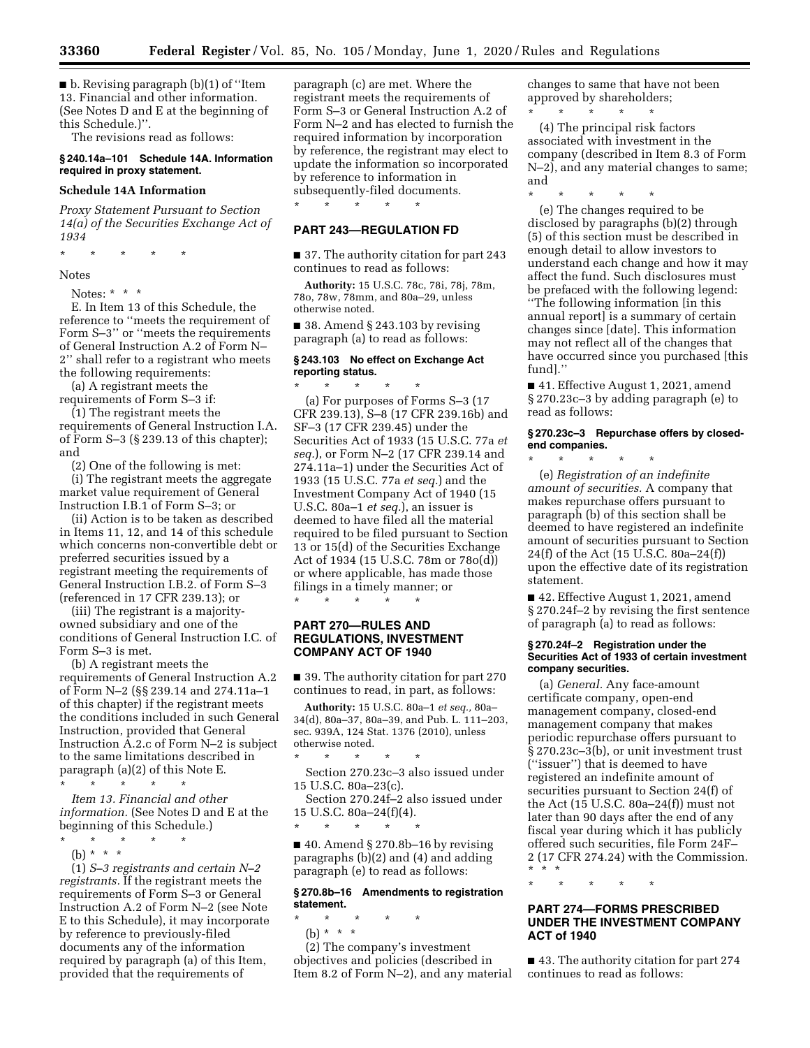■ b. Revising paragraph (b)(1) of ''Item 13. Financial and other information. (See Notes D and E at the beginning of this Schedule.)''.

The revisions read as follows:

### § 240.14a–101 Schedule 14A. Information required in proxy statement.

#### Schedule 14A Information

*Proxy Statement Pursuant to Section 14(a) of the Securities Exchange Act of 1934*

\* \* \* \* \*

Notes

Notes: \* \* \*

E. In Item 13 of this Schedule, the reference to ''meets the requirement of Form S–3'' or ''meets the requirements of General Instruction A.2 of Form N–2'' shall refer to a registrant who meets the following requirements:

(a) A registrant meets the requirements of Form S–3 if:

(1) The registrant meets the requirements of General Instruction I.A. of Form S–3 (§ 239.13 of this chapter); and

(2) One of the following is met:

(i) The registrant meets the aggregate market value requirement of General Instruction I.B.1 of Form S–3; or

(ii) Action is to be taken as described in Items 11, 12, and 14 of this schedule which concerns non-convertible debt or preferred securities issued by a registrant meeting the requirements of General Instruction I.B.2. of Form S–3 (referenced in 17 CFR 239.13); or

(iii) The registrant is a majority-owned subsidiary and one of the conditions of General Instruction I.C. of Form S–3 is met.

(b) A registrant meets the requirements of General Instruction A.2 of Form N–2 (§§ 239.14 and 274.11a–1 of this chapter) if the registrant meets the conditions included in such General Instruction, provided that General Instruction A.2.c of Form N–2 is subject to the same limitations described in paragraph (a)(2) of this Note E.

\* \* \* \* \*

*Item 13. Financial and other information.* (See Notes D and E at the beginning of this Schedule.)

\* \* \* \* \*

(b) \* \* \*

(1) *S–3 registrants and certain N–2 registrants.* If the registrant meets the requirements of Form S–3 or General Instruction A.2 of Form N–2 (see Note E to this Schedule), it may incorporate by reference to previously-filed documents any of the information required by paragraph (a) of this Item, provided that the requirements of paragraph (c) are met. Where the registrant meets the requirements of Form S–3 or General Instruction A.2 of Form N–2 and has elected to furnish the required information by incorporation by reference, the registrant may elect to update the information so incorporated by reference to information in subsequently-filed documents.

\* \* \* \* \*

## PART 243—REGULATION FD

■ 37. The authority citation for part 243 continues to read as follows:

**Authority:** 15 U.S.C. 78c, 78i, 78j, 78m, 78o, 78w, 78mm, and 80a–29, unless otherwise noted.

■ 38. Amend § 243.103 by revising paragraph (a) to read as follows:

### § 243.103 No effect on Exchange Act reporting status.

\* \* \* \* \*

(a) For purposes of Forms S–3 (17 CFR 239.13), S–8 (17 CFR 239.16b) and SF–3 (17 CFR 239.45) under the Securities Act of 1933 (15 U.S.C. 77a *et seq.*), or Form N–2 (17 CFR 239.14 and 274.11a–1) under the Securities Act of 1933 (15 U.S.C. 77a *et seq.*) and the Investment Company Act of 1940 (15 U.S.C. 80a–1 *et seq.*), an issuer is deemed to have filed all the material required to be filed pursuant to Section 13 or 15(d) of the Securities Exchange Act of 1934 (15 U.S.C. 78m or 78o(d)) or where applicable, has made those filings in a timely manner; or

\* \* \* \* \*

## PART 270—RULES AND REGULATIONS, INVESTMENT COMPANY ACT OF 1940

■ 39. The authority citation for part 270 continues to read, in part, as follows:

**Authority:** 15 U.S.C. 80a–1 *et seq.,* 80a–34(d), 80a–37, 80a–39, and Pub. L. 111–203, sec. 939A, 124 Stat. 1376 (2010), unless otherwise noted.

\* \* \* \* \*

Section 270.23c–3 also issued under 15 U.S.C. 80a–23(c).

Section 270.24f–2 also issued under 15 U.S.C. 80a–24(f)(4).

\* \* \* \* \*

■ 40. Amend § 270.8b–16 by revising paragraphs (b)(2) and (4) and adding paragraph (e) to read as follows:

### § 270.8b–16 Amendments to registration statement.

\* \* \* \* \*

(b) \* \* \*

(2) The company's investment objectives and policies (described in Item 8.2 of Form N–2), and any material changes to same that have not been approved by shareholders;

\* \* \* \* \*

(4) The principal risk factors associated with investment in the company (described in Item 8.3 of Form N–2), and any material changes to same; and

\* \* \* \* \*

(e) The changes required to be disclosed by paragraphs (b)(2) through (5) of this section must be described in enough detail to allow investors to understand each change and how it may affect the fund. Such disclosures must be prefaced with the following legend: ''The following information [in this annual report] is a summary of certain changes since [date]. This information may not reflect all of the changes that have occurred since you purchased [this fund].''

■ 41. Effective August 1, 2021, amend § 270.23c–3 by adding paragraph (e) to read as follows:

### § 270.23c–3 Repurchase offers by closed-end companies.

\* \* \* \* \*

(e) *Registration of an indefinite amount of securities.* A company that makes repurchase offers pursuant to paragraph (b) of this section shall be deemed to have registered an indefinite amount of securities pursuant to Section 24(f) of the Act (15 U.S.C. 80a–24(f)) upon the effective date of its registration statement.

■ 42. Effective August 1, 2021, amend § 270.24f–2 by revising the first sentence of paragraph (a) to read as follows:

### § 270.24f–2 Registration under the Securities Act of 1933 of certain investment company securities.

(a) *General.* Any face-amount certificate company, open-end management company, closed-end management company that makes periodic repurchase offers pursuant to § 270.23c–3(b), or unit investment trust (''issuer'') that is deemed to have registered an indefinite amount of securities pursuant to Section 24(f) of the Act (15 U.S.C. 80a–24(f)) must not later than 90 days after the end of any fiscal year during which it has publicly offered such securities, file Form 24F–2 (17 CFR 274.24) with the Commission. \* \* \*

\* \* \* \* \*

## PART 274—FORMS PRESCRIBED UNDER THE INVESTMENT COMPANY ACT OF 1940

■ 43. The authority citation for part 274 continues to read as follows: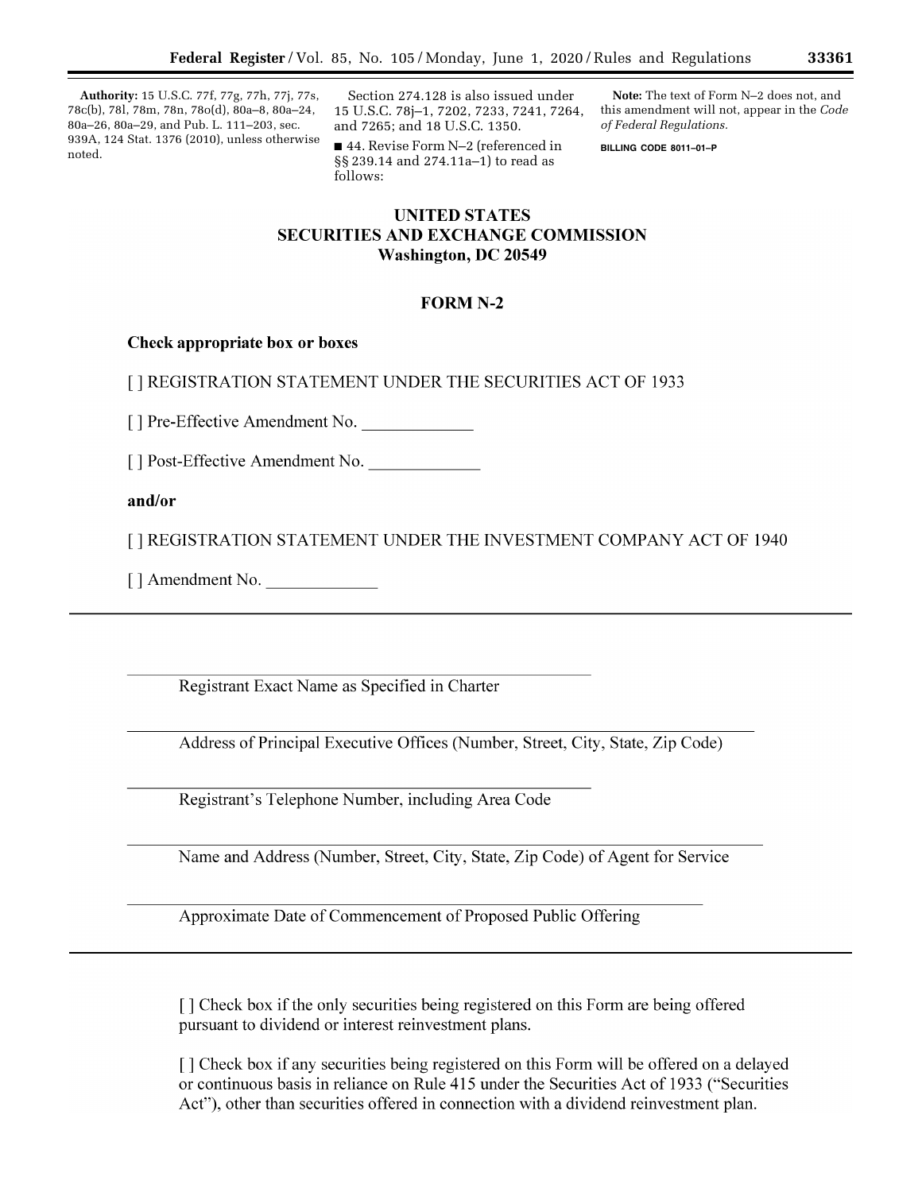**Authority:** 15 U.S.C. 77f, 77g, 77h, 77j, 77s, 78c(b), 78l, 78m, 78n, 78o(d), 80a–8, 80a–24, 80a–26, 80a–29, and Pub. L. 111–203, sec. 939A, 124 Stat. 1376 (2010), unless otherwise noted.

Section 274.128 is also issued under 15 U.S.C. 78j–1, 7202, 7233, 7241, 7264, and 7265; and 18 U.S.C. 1350.

■ 44. Revise Form N–2 (referenced in §§ 239.14 and 274.11a–1) to read as follows:

**Note:** The text of Form N–2 does not, and this amendment will not, appear in the *Code of Federal Regulations.*

BILLING CODE 8011–01–P

# UNITED STATES SECURITIES AND EXCHANGE COMMISSION Washington, DC 20549

## FORM N-2

**Check appropriate box or boxes**

[ ] REGISTRATION STATEMENT UNDER THE SECURITIES ACT OF 1933

[ ] Pre-Effective Amendment No. _____________

[ ] Post-Effective Amendment No. _____________

**and/or**

[ ] REGISTRATION STATEMENT UNDER THE INVESTMENT COMPANY ACT OF 1940

[ ] Amendment No. _____________

---

_______________________________________________

Registrant Exact Name as Specified in Charter

_______________________________________________

Address of Principal Executive Offices (Number, Street, City, State, Zip Code)

_______________________________________________

Registrant's Telephone Number, including Area Code

_______________________________________________

Name and Address (Number, Street, City, State, Zip Code) of Agent for Service

_______________________________________________

Approximate Date of Commencement of Proposed Public Offering

---

[ ] Check box if the only securities being registered on this Form are being offered pursuant to dividend or interest reinvestment plans.

[ ] Check box if any securities being registered on this Form will be offered on a delayed or continuous basis in reliance on Rule 415 under the Securities Act of 1933 ("Securities Act"), other than securities offered in connection with a dividend reinvestment plan.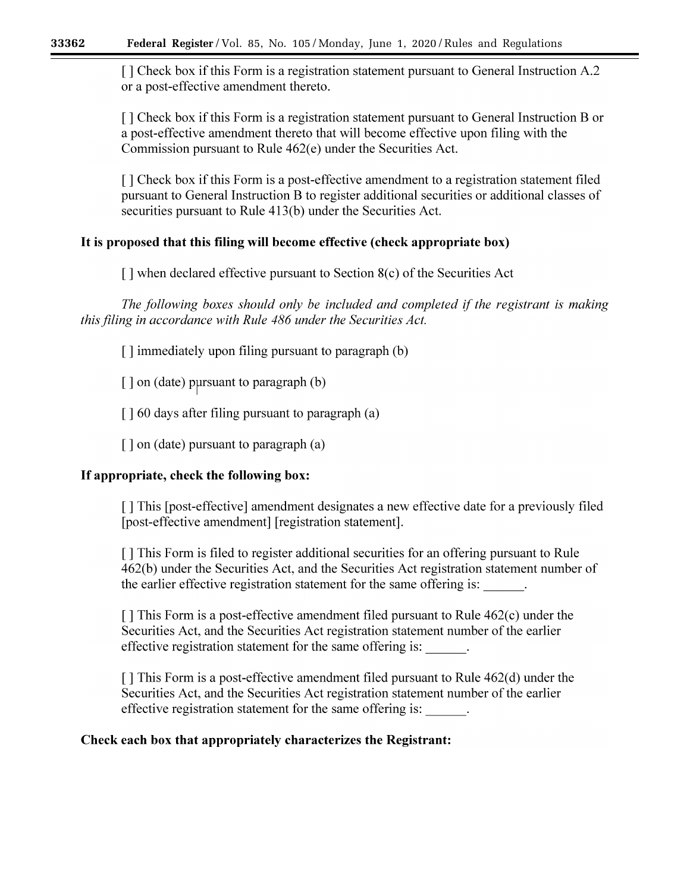[ ] Check box if this Form is a registration statement pursuant to General Instruction A.2 or a post-effective amendment thereto.

[ ] Check box if this Form is a registration statement pursuant to General Instruction B or a post-effective amendment thereto that will become effective upon filing with the Commission pursuant to Rule 462(e) under the Securities Act.

[ ] Check box if this Form is a post-effective amendment to a registration statement filed pursuant to General Instruction B to register additional securities or additional classes of securities pursuant to Rule 413(b) under the Securities Act.

**It is proposed that this filing will become effective (check appropriate box)**

[ ] when declared effective pursuant to Section 8(c) of the Securities Act

*The following boxes should only be included and completed if the registrant is making this filing in accordance with Rule 486 under the Securities Act.*

[ ] immediately upon filing pursuant to paragraph (b)

[ ] on (date) pursuant to paragraph (b)

[ ] 60 days after filing pursuant to paragraph (a)

[ ] on (date) pursuant to paragraph (a)

**If appropriate, check the following box:**

[ ] This [post-effective] amendment designates a new effective date for a previously filed [post-effective amendment] [registration statement].

[ ] This Form is filed to register additional securities for an offering pursuant to Rule 462(b) under the Securities Act, and the Securities Act registration statement number of the earlier effective registration statement for the same offering is: ______.

[ ] This Form is a post-effective amendment filed pursuant to Rule 462(c) under the Securities Act, and the Securities Act registration statement number of the earlier effective registration statement for the same offering is: ______.

[ ] This Form is a post-effective amendment filed pursuant to Rule 462(d) under the Securities Act, and the Securities Act registration statement number of the earlier effective registration statement for the same offering is: ______.

**Check each box that appropriately characterizes the Registrant:**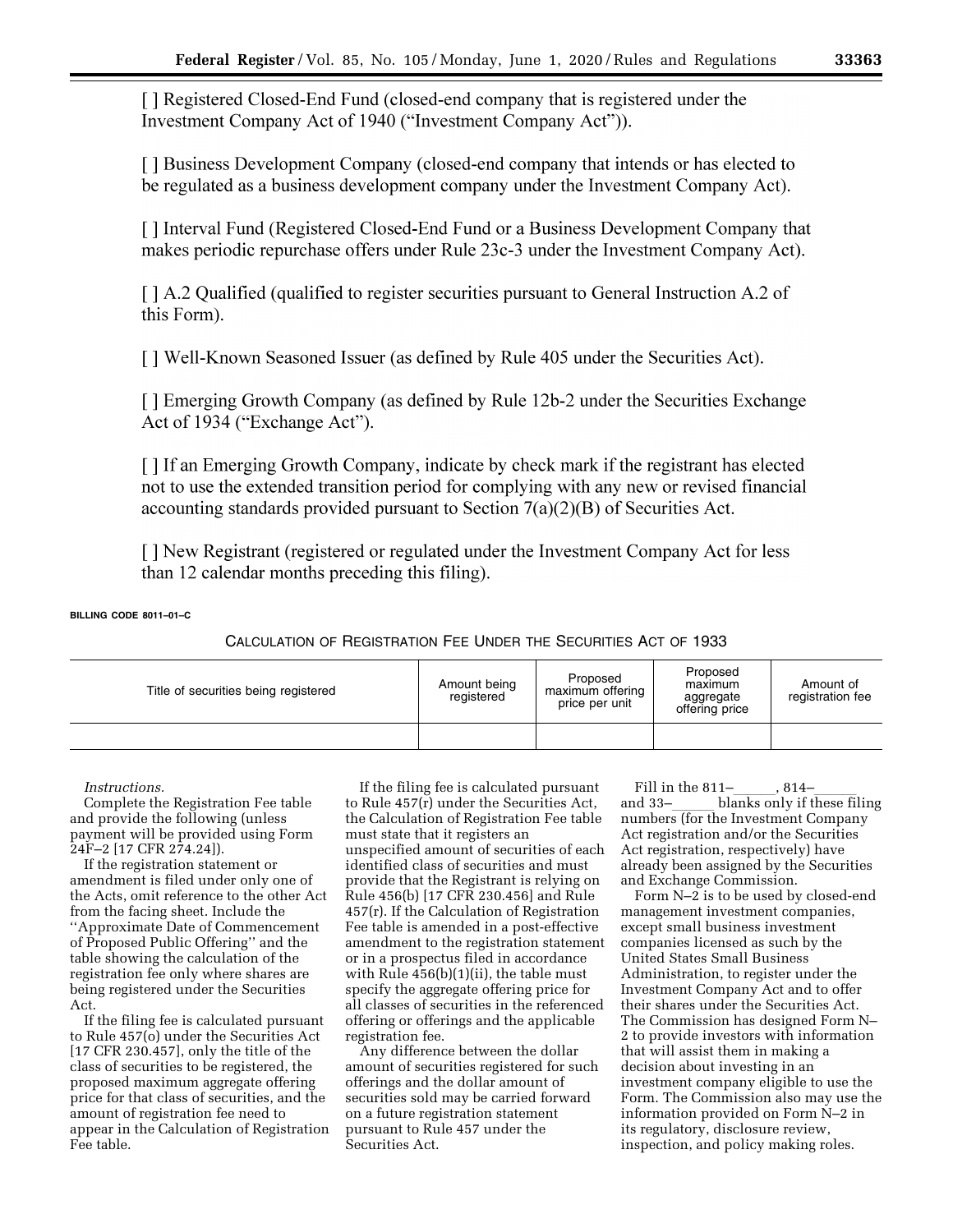[ ] Registered Closed-End Fund (closed-end company that is registered under the Investment Company Act of 1940 ("Investment Company Act")).

[ ] Business Development Company (closed-end company that intends or has elected to be regulated as a business development company under the Investment Company Act).

[ ] Interval Fund (Registered Closed-End Fund or a Business Development Company that makes periodic repurchase offers under Rule 23c-3 under the Investment Company Act).

[ ] A.2 Qualified (qualified to register securities pursuant to General Instruction A.2 of this Form).

[ ] Well-Known Seasoned Issuer (as defined by Rule 405 under the Securities Act).

[ ] Emerging Growth Company (as defined by Rule 12b-2 under the Securities Exchange Act of 1934 ("Exchange Act").

[ ] If an Emerging Growth Company, indicate by check mark if the registrant has elected not to use the extended transition period for complying with any new or revised financial accounting standards provided pursuant to Section 7(a)(2)(B) of Securities Act.

[ ] New Registrant (registered or regulated under the Investment Company Act for less than 12 calendar months preceding this filing).

**BILLING CODE 8011–01–C**

CALCULATION OF REGISTRATION FEE UNDER THE SECURITIES ACT OF 1933

| Title of securities being registered | Amount being registered | Proposed maximum offering price per unit | Proposed maximum aggregate offering price | Amount of registration fee |
|---|---|---|---|---|
| | | | | |

*Instructions.*

Complete the Registration Fee table and provide the following (unless payment will be provided using Form 24F–2 [17 CFR 274.24]).

If the registration statement or amendment is filed under only one of the Acts, omit reference to the other Act from the facing sheet. Include the ''Approximate Date of Commencement of Proposed Public Offering'' and the table showing the calculation of the registration fee only where shares are being registered under the Securities Act.

If the filing fee is calculated pursuant to Rule 457(o) under the Securities Act [17 CFR 230.457], only the title of the class of securities to be registered, the proposed maximum aggregate offering price for that class of securities, and the amount of registration fee need to appear in the Calculation of Registration Fee table.

If the filing fee is calculated pursuant to Rule 457(r) under the Securities Act, the Calculation of Registration Fee table must state that it registers an unspecified amount of securities of each identified class of securities and must provide that the Registrant is relying on Rule 456(b) [17 CFR 230.456] and Rule 457(r). If the Calculation of Registration Fee table is amended in a post-effective amendment to the registration statement or in a prospectus filed in accordance with Rule 456(b)(1)(ii), the table must specify the aggregate offering price for all classes of securities in the referenced offering or offerings and the applicable registration fee.

Any difference between the dollar amount of securities registered for such offerings and the dollar amount of securities sold may be carried forward on a future registration statement pursuant to Rule 457 under the Securities Act.

Fill in the 811–\_\_\_\_\_\_, 814–\_\_\_\_\_\_ and 33–\_\_\_\_\_\_ blanks only if these filing numbers (for the Investment Company Act registration and/or the Securities Act registration, respectively) have already been assigned by the Securities and Exchange Commission.

Form N–2 is to be used by closed-end management investment companies, except small business investment companies licensed as such by the United States Small Business Administration, to register under the Investment Company Act and to offer their shares under the Securities Act. The Commission has designed Form N–2 to provide investors with information that will assist them in making a decision about investing in an investment company eligible to use the Form. The Commission also may use the information provided on Form N–2 in its regulatory, disclosure review, inspection, and policy making roles.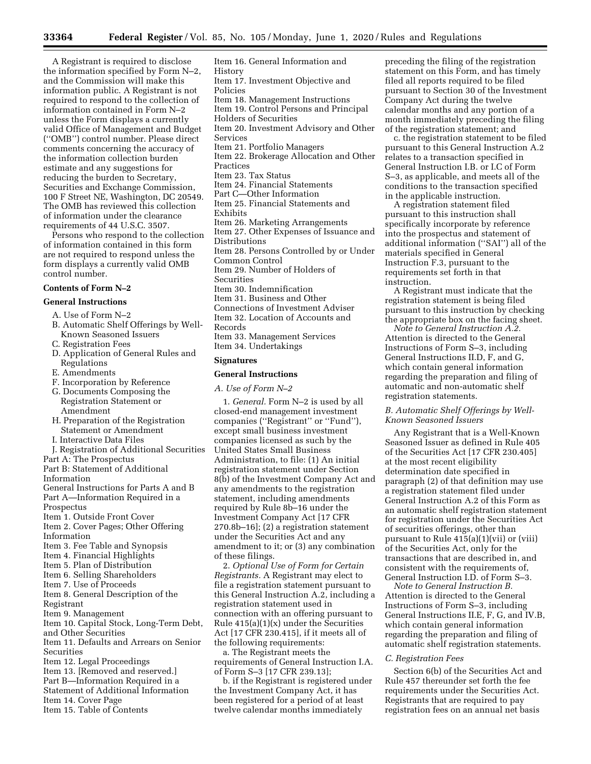A Registrant is required to disclose the information specified by Form N–2, and the Commission will make this information public. A Registrant is not required to respond to the collection of information contained in Form N–2 unless the Form displays a currently valid Office of Management and Budget (''OMB'') control number. Please direct comments concerning the accuracy of the information collection burden estimate and any suggestions for reducing the burden to Secretary, Securities and Exchange Commission, 100 F Street NE, Washington, DC 20549. The OMB has reviewed this collection of information under the clearance requirements of 44 U.S.C. 3507.

Persons who respond to the collection of information contained in this form are not required to respond unless the form displays a currently valid OMB control number.

**Contents of Form N–2**

**General Instructions**

- A. Use of Form N–2
- B. Automatic Shelf Offerings by Well-Known Seasoned Issuers
- C. Registration Fees
- D. Application of General Rules and Regulations
- E. Amendments
- F. Incorporation by Reference
- G. Documents Composing the Registration Statement or Amendment
- H. Preparation of the Registration Statement or Amendment
- I. Interactive Data Files
- J. Registration of Additional Securities

Part A: The Prospectus
Part B: Statement of Additional Information
General Instructions for Parts A and B
Part A—Information Required in a Prospectus
Item 1. Outside Front Cover
Item 2. Cover Pages; Other Offering Information
Item 3. Fee Table and Synopsis
Item 4. Financial Highlights
Item 5. Plan of Distribution
Item 6. Selling Shareholders
Item 7. Use of Proceeds
Item 8. General Description of the Registrant
Item 9. Management
Item 10. Capital Stock, Long-Term Debt, and Other Securities
Item 11. Defaults and Arrears on Senior Securities
Item 12. Legal Proceedings
Item 13. [Removed and reserved.]
Part B—Information Required in a Statement of Additional Information
Item 14. Cover Page
Item 15. Table of Contents
Item 16. General Information and History
Item 17. Investment Objective and Policies
Item 18. Management Instructions
Item 19. Control Persons and Principal Holders of Securities
Item 20. Investment Advisory and Other Services
Item 21. Portfolio Managers
Item 22. Brokerage Allocation and Other Practices
Item 23. Tax Status
Item 24. Financial Statements
Part C—Other Information
Item 25. Financial Statements and Exhibits
Item 26. Marketing Arrangements
Item 27. Other Expenses of Issuance and Distributions
Item 28. Persons Controlled by or Under Common Control
Item 29. Number of Holders of Securities
Item 30. Indemnification
Item 31. Business and Other Connections of Investment Adviser
Item 32. Location of Accounts and Records
Item 33. Management Services
Item 34. Undertakings

**Signatures**

**General Instructions**

*A. Use of Form N–2*

1. *General.* Form N–2 is used by all closed-end management investment companies (''Registrant'' or ''Fund''), except small business investment companies licensed as such by the United States Small Business Administration, to file: (1) An initial registration statement under Section 8(b) of the Investment Company Act and any amendments to the registration statement, including amendments required by Rule 8b–16 under the Investment Company Act [17 CFR 270.8b–16]; (2) a registration statement under the Securities Act and any amendment to it; or (3) any combination of these filings.

2. *Optional Use of Form for Certain Registrants.* A Registrant may elect to file a registration statement pursuant to this General Instruction A.2, including a registration statement used in connection with an offering pursuant to Rule 415(a)(1)(x) under the Securities Act [17 CFR 230.415], if it meets all of the following requirements:

a. The Registrant meets the requirements of General Instruction I.A. of Form S–3 [17 CFR 239.13];

b. if the Registrant is registered under the Investment Company Act, it has been registered for a period of at least twelve calendar months immediately preceding the filing of the registration statement on this Form, and has timely filed all reports required to be filed pursuant to Section 30 of the Investment Company Act during the twelve calendar months and any portion of a month immediately preceding the filing of the registration statement; and

c. the registration statement to be filed pursuant to this General Instruction A.2 relates to a transaction specified in General Instruction I.B. or I.C of Form S–3, as applicable, and meets all of the conditions to the transaction specified in the applicable instruction.

A registration statement filed pursuant to this instruction shall specifically incorporate by reference into the prospectus and statement of additional information (''SAI'') all of the materials specified in General Instruction F.3, pursuant to the requirements set forth in that instruction.

A Registrant must indicate that the registration statement is being filed pursuant to this instruction by checking the appropriate box on the facing sheet.

*Note to General Instruction A.2.* Attention is directed to the General Instructions of Form S–3, including General Instructions II.D, F, and G, which contain general information regarding the preparation and filing of automatic and non-automatic shelf registration statements.

*B. Automatic Shelf Offerings by Well-Known Seasoned Issuers*

Any Registrant that is a Well-Known Seasoned Issuer as defined in Rule 405 of the Securities Act [17 CFR 230.405] at the most recent eligibility determination date specified in paragraph (2) of that definition may use a registration statement filed under General Instruction A.2 of this Form as an automatic shelf registration statement for registration under the Securities Act of securities offerings, other than pursuant to Rule 415(a)(1)(vii) or (viii) of the Securities Act, only for the transactions that are described in, and consistent with the requirements of, General Instruction I.D. of Form S–3.

*Note to General Instruction B.* Attention is directed to the General Instructions of Form S–3, including General Instructions II.E, F, G, and IV.B, which contain general information regarding the preparation and filing of automatic shelf registration statements.

*C. Registration Fees*

Section 6(b) of the Securities Act and Rule 457 thereunder set forth the fee requirements under the Securities Act. Registrants that are required to pay registration fees on an annual net basis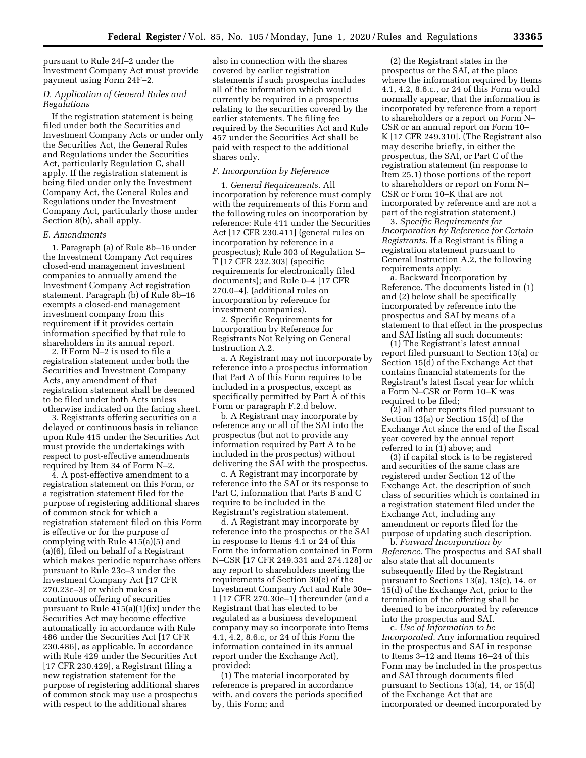pursuant to Rule 24f–2 under the Investment Company Act must provide payment using Form 24F–2.

### D. Application of General Rules and Regulations

If the registration statement is being filed under both the Securities and Investment Company Acts or under only the Securities Act, the General Rules and Regulations under the Securities Act, particularly Regulation C, shall apply. If the registration statement is being filed under only the Investment Company Act, the General Rules and Regulations under the Investment Company Act, particularly those under Section 8(b), shall apply.

### E. Amendments

1. Paragraph (a) of Rule 8b–16 under the Investment Company Act requires closed-end management investment companies to annually amend the Investment Company Act registration statement. Paragraph (b) of Rule 8b–16 exempts a closed-end management investment company from this requirement if it provides certain information specified by that rule to shareholders in its annual report.

2. If Form N–2 is used to file a registration statement under both the Securities and Investment Company Acts, any amendment of that registration statement shall be deemed to be filed under both Acts unless otherwise indicated on the facing sheet.

3. Registrants offering securities on a delayed or continuous basis in reliance upon Rule 415 under the Securities Act must provide the undertakings with respect to post-effective amendments required by Item 34 of Form N–2.

4. A post-effective amendment to a registration statement on this Form, or a registration statement filed for the purpose of registering additional shares of common stock for which a registration statement filed on this Form is effective or for the purpose of complying with Rule 415(a)(5) and (a)(6), filed on behalf of a Registrant which makes periodic repurchase offers pursuant to Rule 23c–3 under the Investment Company Act [17 CFR 270.23c–3] or which makes a continuous offering of securities pursuant to Rule 415(a)(1)(ix) under the Securities Act may become effective automatically in accordance with Rule 486 under the Securities Act [17 CFR 230.486], as applicable. In accordance with Rule 429 under the Securities Act [17 CFR 230.429], a Registrant filing a new registration statement for the purpose of registering additional shares of common stock may use a prospectus with respect to the additional shares also in connection with the shares covered by earlier registration statements if such prospectus includes all of the information which would currently be required in a prospectus relating to the securities covered by the earlier statements. The filing fee required by the Securities Act and Rule 457 under the Securities Act shall be paid with respect to the additional shares only.

### F. Incorporation by Reference

1. *General Requirements.* All incorporation by reference must comply with the requirements of this Form and the following rules on incorporation by reference: Rule 411 under the Securities Act [17 CFR 230.411] (general rules on incorporation by reference in a prospectus); Rule 303 of Regulation S–T [17 CFR 232.303] (specific requirements for electronically filed documents); and Rule 0–4 [17 CFR 270.0–4], (additional rules on incorporation by reference for investment companies).

2. Specific Requirements for Incorporation by Reference for Registrants Not Relying on General Instruction A.2.

a. A Registrant may not incorporate by reference into a prospectus information that Part A of this Form requires to be included in a prospectus, except as specifically permitted by Part A of this Form or paragraph F.2.d below.

b. A Registrant may incorporate by reference any or all of the SAI into the prospectus (but not to provide any information required by Part A to be included in the prospectus) without delivering the SAI with the prospectus.

c. A Registrant may incorporate by reference into the SAI or its response to Part C, information that Parts B and C require to be included in the Registrant's registration statement.

d. A Registrant may incorporate by reference into the prospectus or the SAI in response to Items 4.1 or 24 of this Form the information contained in Form N–CSR [17 CFR 249.331 and 274.128] or any report to shareholders meeting the requirements of Section 30(e) of the Investment Company Act and Rule 30e–1 [17 CFR 270.30e–1] thereunder (and a Registrant that has elected to be regulated as a business development company may so incorporate into Items 4.1, 4.2, 8.6.c, or 24 of this Form the information contained in its annual report under the Exchange Act), provided:

(1) The material incorporated by reference is prepared in accordance with, and covers the periods specified by, this Form; and

(2) the Registrant states in the prospectus or the SAI, at the place where the information required by Items 4.1, 4.2, 8.6.c., or 24 of this Form would normally appear, that the information is incorporated by reference from a report to shareholders or a report on Form N–CSR or an annual report on Form 10–K [17 CFR 249.310]. (The Registrant also may describe briefly, in either the prospectus, the SAI, or Part C of the registration statement (in response to Item 25.1) those portions of the report to shareholders or report on Form N–CSR or Form 10–K that are not incorporated by reference and are not a part of the registration statement.)

3. *Specific Requirements for Incorporation by Reference for Certain Registrants.* If a Registrant is filing a registration statement pursuant to General Instruction A.2, the following requirements apply:

a. Backward Incorporation by Reference. The documents listed in (1) and (2) below shall be specifically incorporated by reference into the prospectus and SAI by means of a statement to that effect in the prospectus and SAI listing all such documents:

(1) The Registrant's latest annual report filed pursuant to Section 13(a) or Section 15(d) of the Exchange Act that contains financial statements for the Registrant's latest fiscal year for which a Form N–CSR or Form 10–K was required to be filed;

(2) all other reports filed pursuant to Section 13(a) or Section 15(d) of the Exchange Act since the end of the fiscal year covered by the annual report referred to in (1) above; and

(3) if capital stock is to be registered and securities of the same class are registered under Section 12 of the Exchange Act, the description of such class of securities which is contained in a registration statement filed under the Exchange Act, including any amendment or reports filed for the purpose of updating such description.

b. *Forward Incorporation by Reference.* The prospectus and SAI shall also state that all documents subsequently filed by the Registrant pursuant to Sections 13(a), 13(c), 14, or 15(d) of the Exchange Act, prior to the termination of the offering shall be deemed to be incorporated by reference into the prospectus and SAI.

c. *Use of Information to be Incorporated.* Any information required in the prospectus and SAI in response to Items 3–12 and Items 16–24 of this Form may be included in the prospectus and SAI through documents filed pursuant to Sections 13(a), 14, or 15(d) of the Exchange Act that are incorporated or deemed incorporated by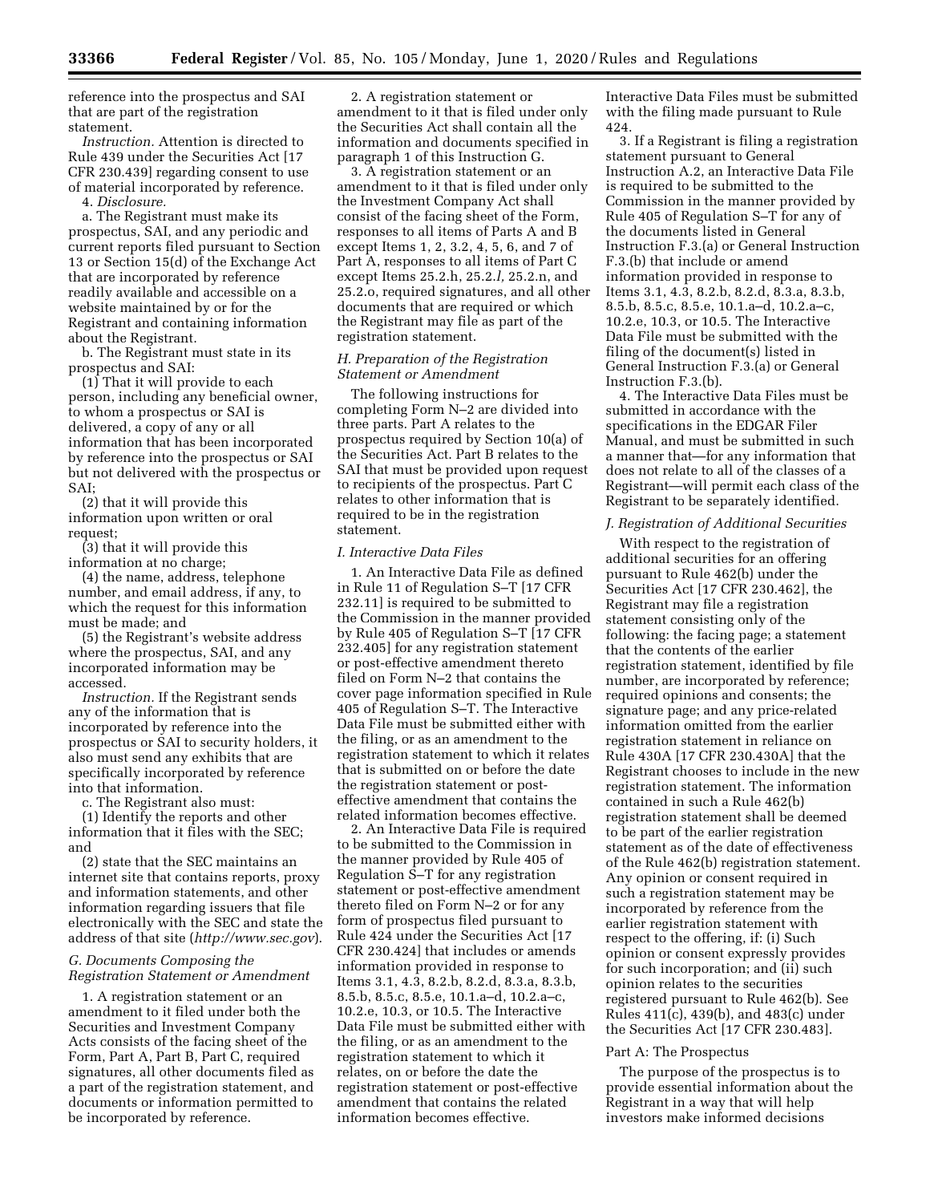reference into the prospectus and SAI that are part of the registration statement.

*Instruction.* Attention is directed to Rule 439 under the Securities Act [17 CFR 230.439] regarding consent to use of material incorporated by reference.

4. *Disclosure.*

a. The Registrant must make its prospectus, SAI, and any periodic and current reports filed pursuant to Section 13 or Section 15(d) of the Exchange Act that are incorporated by reference readily available and accessible on a website maintained by or for the Registrant and containing information about the Registrant.

b. The Registrant must state in its prospectus and SAI:

(1) That it will provide to each person, including any beneficial owner, to whom a prospectus or SAI is delivered, a copy of any or all information that has been incorporated by reference into the prospectus or SAI but not delivered with the prospectus or SAI;

(2) that it will provide this information upon written or oral request;

(3) that it will provide this information at no charge;

(4) the name, address, telephone number, and email address, if any, to which the request for this information must be made; and

(5) the Registrant's website address where the prospectus, SAI, and any incorporated information may be accessed.

*Instruction.* If the Registrant sends any of the information that is incorporated by reference into the prospectus or SAI to security holders, it also must send any exhibits that are specifically incorporated by reference into that information.

c. The Registrant also must:

(1) Identify the reports and other information that it files with the SEC; and

(2) state that the SEC maintains an internet site that contains reports, proxy and information statements, and other information regarding issuers that file electronically with the SEC and state the address of that site (*http://www.sec.gov*).

*G. Documents Composing the Registration Statement or Amendment*

1. A registration statement or an amendment to it filed under both the Securities and Investment Company Acts consists of the facing sheet of the Form, Part A, Part B, Part C, required signatures, all other documents filed as a part of the registration statement, and documents or information permitted to be incorporated by reference.

2. A registration statement or amendment to it that is filed under only the Securities Act shall contain all the information and documents specified in paragraph 1 of this Instruction G.

3. A registration statement or an amendment to it that is filed under only the Investment Company Act shall consist of the facing sheet of the Form, responses to all items of Parts A and B except Items 1, 2, 3.2, 4, 5, 6, and 7 of Part A, responses to all items of Part C except Items 25.2.h, 25.2.*l*, 25.2.n, and 25.2.o, required signatures, and all other documents that are required or which the Registrant may file as part of the registration statement.

*H. Preparation of the Registration Statement or Amendment*

The following instructions for completing Form N–2 are divided into three parts. Part A relates to the prospectus required by Section 10(a) of the Securities Act. Part B relates to the SAI that must be provided upon request to recipients of the prospectus. Part C relates to other information that is required to be in the registration statement.

*I. Interactive Data Files*

1. An Interactive Data File as defined in Rule 11 of Regulation S–T [17 CFR 232.11] is required to be submitted to the Commission in the manner provided by Rule 405 of Regulation S–T [17 CFR 232.405] for any registration statement or post-effective amendment thereto filed on Form N–2 that contains the cover page information specified in Rule 405 of Regulation S–T. The Interactive Data File must be submitted either with the filing, or as an amendment to the registration statement to which it relates that is submitted on or before the date the registration statement or post-effective amendment that contains the related information becomes effective.

2. An Interactive Data File is required to be submitted to the Commission in the manner provided by Rule 405 of Regulation S–T for any registration statement or post-effective amendment thereto filed on Form N–2 or for any form of prospectus filed pursuant to Rule 424 under the Securities Act [17 CFR 230.424] that includes or amends information provided in response to Items 3.1, 4.3, 8.2.b, 8.2.d, 8.3.a, 8.3.b, 8.5.b, 8.5.c, 8.5.e, 10.1.a–d, 10.2.a–c, 10.2.e, 10.3, or 10.5. The Interactive Data File must be submitted either with the filing, or as an amendment to the registration statement to which it relates, on or before the date the registration statement or post-effective amendment that contains the related information becomes effective. Interactive Data Files must be submitted with the filing made pursuant to Rule 424.

3. If a Registrant is filing a registration statement pursuant to General Instruction A.2, an Interactive Data File is required to be submitted to the Commission in the manner provided by Rule 405 of Regulation S–T for any of the documents listed in General Instruction F.3.(a) or General Instruction F.3.(b) that include or amend information provided in response to Items 3.1, 4.3, 8.2.b, 8.2.d, 8.3.a, 8.3.b, 8.5.b, 8.5.c, 8.5.e, 10.1.a–d, 10.2.a–c, 10.2.e, 10.3, or 10.5. The Interactive Data File must be submitted with the filing of the document(s) listed in General Instruction F.3.(a) or General Instruction F.3.(b).

4. The Interactive Data Files must be submitted in accordance with the specifications in the EDGAR Filer Manual, and must be submitted in such a manner that—for any information that does not relate to all of the classes of a Registrant—will permit each class of the Registrant to be separately identified.

*J. Registration of Additional Securities*

With respect to the registration of additional securities for an offering pursuant to Rule 462(b) under the Securities Act [17 CFR 230.462], the Registrant may file a registration statement consisting only of the following: the facing page; a statement that the contents of the earlier registration statement, identified by file number, are incorporated by reference; required opinions and consents; the signature page; and any price-related information omitted from the earlier registration statement in reliance on Rule 430A [17 CFR 230.430A] that the Registrant chooses to include in the new registration statement. The information contained in such a Rule 462(b) registration statement shall be deemed to be part of the earlier registration statement as of the date of effectiveness of the Rule 462(b) registration statement. Any opinion or consent required in such a registration statement may be incorporated by reference from the earlier registration statement with respect to the offering, if: (i) Such opinion or consent expressly provides for such incorporation; and (ii) such opinion relates to the securities registered pursuant to Rule 462(b). See Rules 411(c), 439(b), and 483(c) under the Securities Act [17 CFR 230.483].

Part A: The Prospectus

The purpose of the prospectus is to provide essential information about the Registrant in a way that will help investors make informed decisions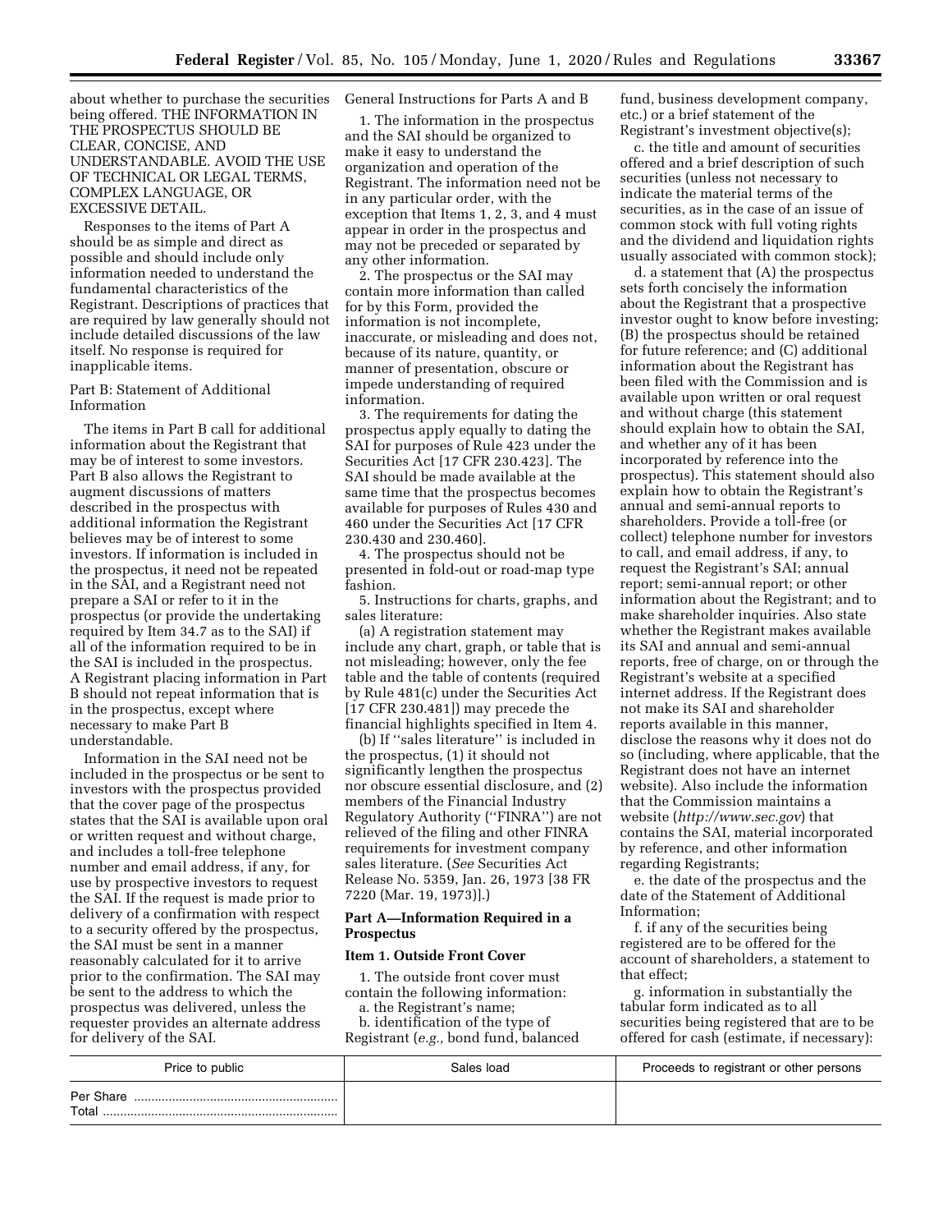about whether to purchase the securities being offered. THE INFORMATION IN THE PROSPECTUS SHOULD BE CLEAR, CONCISE, AND UNDERSTANDABLE. AVOID THE USE OF TECHNICAL OR LEGAL TERMS, COMPLEX LANGUAGE, OR EXCESSIVE DETAIL.

Responses to the items of Part A should be as simple and direct as possible and should include only information needed to understand the fundamental characteristics of the Registrant. Descriptions of practices that are required by law generally should not include detailed discussions of the law itself. No response is required for inapplicable items.

Part B: Statement of Additional Information

The items in Part B call for additional information about the Registrant that may be of interest to some investors. Part B also allows the Registrant to augment discussions of matters described in the prospectus with additional information the Registrant believes may be of interest to some investors. If information is included in the prospectus, it need not be repeated in the SAI, and a Registrant need not prepare a SAI or refer to it in the prospectus (or provide the undertaking required by Item 34.7 as to the SAI) if all of the information required to be in the SAI is included in the prospectus. A Registrant placing information in Part B should not repeat information that is in the prospectus, except where necessary to make Part B understandable.

Information in the SAI need not be included in the prospectus or be sent to investors with the prospectus provided that the cover page of the prospectus states that the SAI is available upon oral or written request and without charge, and includes a toll-free telephone number and email address, if any, for use by prospective investors to request the SAI. If the request is made prior to delivery of a confirmation with respect to a security offered by the prospectus, the SAI must be sent in a manner reasonably calculated for it to arrive prior to the confirmation. The SAI may be sent to the address to which the prospectus was delivered, unless the requester provides an alternate address for delivery of the SAI.

General Instructions for Parts A and B

1. The information in the prospectus and the SAI should be organized to make it easy to understand the organization and operation of the Registrant. The information need not be in any particular order, with the exception that Items 1, 2, 3, and 4 must appear in order in the prospectus and may not be preceded or separated by any other information.

2. The prospectus or the SAI may contain more information than called for by this Form, provided the information is not incomplete, inaccurate, or misleading and does not, because of its nature, quantity, or manner of presentation, obscure or impede understanding of required information.

3. The requirements for dating the prospectus apply equally to dating the SAI for purposes of Rule 423 under the Securities Act [17 CFR 230.423]. The SAI should be made available at the same time that the prospectus becomes available for purposes of Rules 430 and 460 under the Securities Act [17 CFR 230.430 and 230.460].

4. The prospectus should not be presented in fold-out or road-map type fashion.

5. Instructions for charts, graphs, and sales literature:

(a) A registration statement may include any chart, graph, or table that is not misleading; however, only the fee table and the table of contents (required by Rule 481(c) under the Securities Act [17 CFR 230.481]) may precede the financial highlights specified in Item 4.

(b) If ''sales literature'' is included in the prospectus, (1) it should not significantly lengthen the prospectus nor obscure essential disclosure, and (2) members of the Financial Industry Regulatory Authority (''FINRA'') are not relieved of the filing and other FINRA requirements for investment company sales literature. (*See* Securities Act Release No. 5359, Jan. 26, 1973 [38 FR 7220 (Mar. 19, 1973)].)

## Part A—Information Required in a Prospectus

### Item 1. Outside Front Cover

1. The outside front cover must contain the following information:

a. the Registrant's name;

b. identification of the type of Registrant (*e.g.,* bond fund, balanced fund, business development company, etc.) or a brief statement of the Registrant's investment objective(s);

c. the title and amount of securities offered and a brief description of such securities (unless not necessary to indicate the material terms of the securities, as in the case of an issue of common stock with full voting rights and the dividend and liquidation rights usually associated with common stock);

d. a statement that (A) the prospectus sets forth concisely the information about the Registrant that a prospective investor ought to know before investing; (B) the prospectus should be retained for future reference; and (C) additional information about the Registrant has been filed with the Commission and is available upon written or oral request and without charge (this statement should explain how to obtain the SAI, and whether any of it has been incorporated by reference into the prospectus). This statement should also explain how to obtain the Registrant's annual and semi-annual reports to shareholders. Provide a toll-free (or collect) telephone number for investors to call, and email address, if any, to request the Registrant's SAI; annual report; semi-annual report; or other information about the Registrant; and to make shareholder inquiries. Also state whether the Registrant makes available its SAI and annual and semi-annual reports, free of charge, on or through the Registrant's website at a specified internet address. If the Registrant does not make its SAI and shareholder reports available in this manner, disclose the reasons why it does not do so (including, where applicable, that the Registrant does not have an internet website). Also include the information that the Commission maintains a website (*http://www.sec.gov*) that contains the SAI, material incorporated by reference, and other information regarding Registrants;

e. the date of the prospectus and the date of the Statement of Additional Information;

f. if any of the securities being registered are to be offered for the account of shareholders, a statement to that effect;

g. information in substantially the tabular form indicated as to all securities being registered that are to be offered for cash (estimate, if necessary):

| Price to public | Sales load | Proceeds to registrant or other persons |
| --- | --- | --- |
| Per Share ..........................................................<br>Total .................................................................. | | |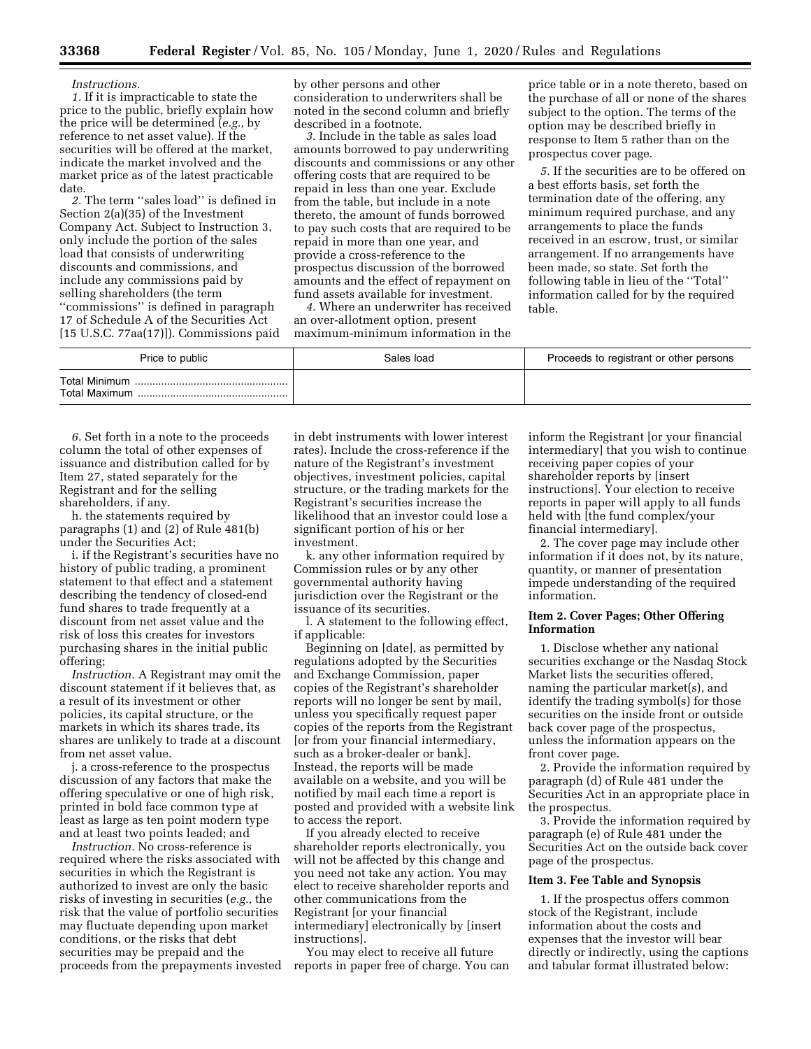*Instructions.*

*1.* If it is impracticable to state the price to the public, briefly explain how the price will be determined (*e.g.,* by reference to net asset value). If the securities will be offered at the market, indicate the market involved and the market price as of the latest practicable date.

*2.* The term ''sales load'' is defined in Section 2(a)(35) of the Investment Company Act. Subject to Instruction 3, only include the portion of the sales load that consists of underwriting discounts and commissions, and include any commissions paid by selling shareholders (the term ''commissions'' is defined in paragraph 17 of Schedule A of the Securities Act [15 U.S.C. 77aa(17)]). Commissions paid by other persons and other consideration to underwriters shall be noted in the second column and briefly described in a footnote.

*3.* Include in the table as sales load amounts borrowed to pay underwriting discounts and commissions or any other offering costs that are required to be repaid in less than one year. Exclude from the table, but include in a note thereto, the amount of funds borrowed to pay such costs that are required to be repaid in more than one year, and provide a cross-reference to the prospectus discussion of the borrowed amounts and the effect of repayment on fund assets available for investment.

*4.* Where an underwriter has received an over-allotment option, present maximum-minimum information in the price table or in a note thereto, based on the purchase of all or none of the shares subject to the option. The terms of the option may be described briefly in response to Item 5 rather than on the prospectus cover page.

*5.* If the securities are to be offered on a best efforts basis, set forth the termination date of the offering, any minimum required purchase, and any arrangements to place the funds received in an escrow, trust, or similar arrangement. If no arrangements have been made, so state. Set forth the following table in lieu of the ''Total'' information called for by the required table.

| Price to public | Sales load | Proceeds to registrant or other persons |
|---|---|---|
| Total Minimum ..................................................<br>Total Maximum .................................................. | | |

*6.* Set forth in a note to the proceeds column the total of other expenses of issuance and distribution called for by Item 27, stated separately for the Registrant and for the selling shareholders, if any.

h. the statements required by paragraphs (1) and (2) of Rule 481(b) under the Securities Act;

i. if the Registrant's securities have no history of public trading, a prominent statement to that effect and a statement describing the tendency of closed-end fund shares to trade frequently at a discount from net asset value and the risk of loss this creates for investors purchasing shares in the initial public offering;

*Instruction.* A Registrant may omit the discount statement if it believes that, as a result of its investment or other policies, its capital structure, or the markets in which its shares trade, its shares are unlikely to trade at a discount from net asset value.

j. a cross-reference to the prospectus discussion of any factors that make the offering speculative or one of high risk, printed in bold face common type at least as large as ten point modern type and at least two points leaded; and

*Instruction.* No cross-reference is required where the risks associated with securities in which the Registrant is authorized to invest are only the basic risks of investing in securities (*e.g.,* the risk that the value of portfolio securities may fluctuate depending upon market conditions, or the risks that debt securities may be prepaid and the proceeds from the prepayments invested in debt instruments with lower interest rates). Include the cross-reference if the nature of the Registrant's investment objectives, investment policies, capital structure, or the trading markets for the Registrant's securities increase the likelihood that an investor could lose a significant portion of his or her investment.

k. any other information required by Commission rules or by any other governmental authority having jurisdiction over the Registrant or the issuance of its securities.

l. A statement to the following effect, if applicable:

Beginning on [date], as permitted by regulations adopted by the Securities and Exchange Commission, paper copies of the Registrant's shareholder reports will no longer be sent by mail, unless you specifically request paper copies of the reports from the Registrant [or from your financial intermediary, such as a broker-dealer or bank]. Instead, the reports will be made available on a website, and you will be notified by mail each time a report is posted and provided with a website link to access the report.

If you already elected to receive shareholder reports electronically, you will not be affected by this change and you need not take any action. You may elect to receive shareholder reports and other communications from the Registrant [or your financial intermediary] electronically by [insert instructions].

You may elect to receive all future reports in paper free of charge. You can inform the Registrant [or your financial intermediary] that you wish to continue receiving paper copies of your shareholder reports by [insert instructions]. Your election to receive reports in paper will apply to all funds held with [the fund complex/your financial intermediary].

2. The cover page may include other information if it does not, by its nature, quantity, or manner of presentation impede understanding of the required information.

**Item 2. Cover Pages; Other Offering Information**

1. Disclose whether any national securities exchange or the Nasdaq Stock Market lists the securities offered, naming the particular market(s), and identify the trading symbol(s) for those securities on the inside front or outside back cover page of the prospectus, unless the information appears on the front cover page.

2. Provide the information required by paragraph (d) of Rule 481 under the Securities Act in an appropriate place in the prospectus.

3. Provide the information required by paragraph (e) of Rule 481 under the Securities Act on the outside back cover page of the prospectus.

**Item 3. Fee Table and Synopsis**

1. If the prospectus offers common stock of the Registrant, include information about the costs and expenses that the investor will bear directly or indirectly, using the captions and tabular format illustrated below: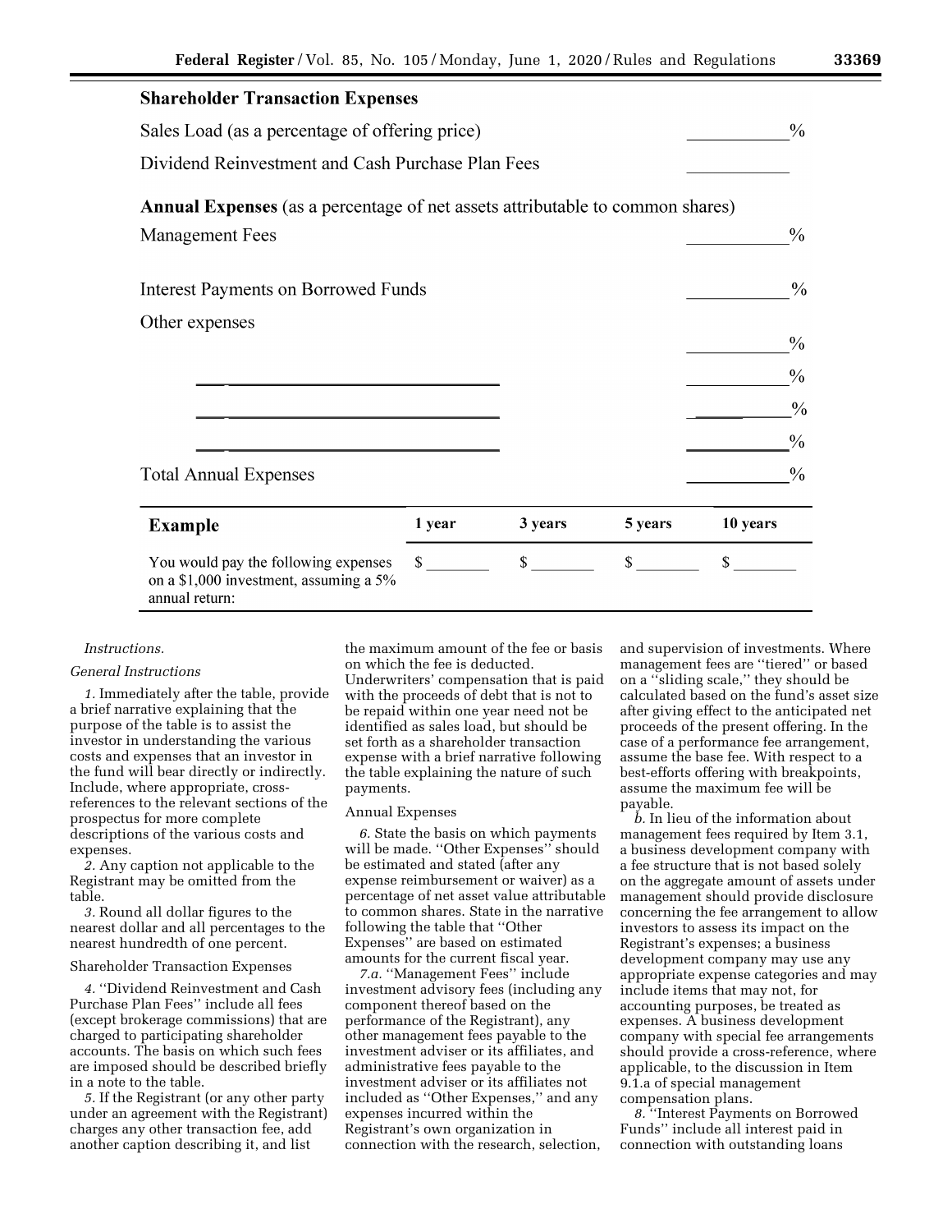**Shareholder Transaction Expenses**

| | |
|---|---|
| Sales Load (as a percentage of offering price) | ________% |
| Dividend Reinvestment and Cash Purchase Plan Fees | ________ |

**Annual Expenses** (as a percentage of net assets attributable to common shares)

| | |
|---|---|
| Management Fees | ________% |
| Interest Payments on Borrowed Funds | ________% |
| Other expenses | ________% |
| ________________________ | ________% |
| ________________________ | ________% |
| ________________________ | ________% |
| Total Annual Expenses | ________% |

| Example | 1 year | 3 years | 5 years | 10 years |
|---|---|---|---|---|
| You would pay the following expenses on a $1,000 investment, assuming a 5% annual return: | $ ______ | $ ______ | $ ______ | $ ______ |

*Instructions.*

*General Instructions*

*1.* Immediately after the table, provide a brief narrative explaining that the purpose of the table is to assist the investor in understanding the various costs and expenses that an investor in the fund will bear directly or indirectly. Include, where appropriate, cross-references to the relevant sections of the prospectus for more complete descriptions of the various costs and expenses.

*2.* Any caption not applicable to the Registrant may be omitted from the table.

*3.* Round all dollar figures to the nearest dollar and all percentages to the nearest hundredth of one percent.

Shareholder Transaction Expenses

*4.* ''Dividend Reinvestment and Cash Purchase Plan Fees'' include all fees (except brokerage commissions) that are charged to participating shareholder accounts. The basis on which such fees are imposed should be described briefly in a note to the table.

*5.* If the Registrant (or any other party under an agreement with the Registrant) charges any other transaction fee, add another caption describing it, and list the maximum amount of the fee or basis on which the fee is deducted. Underwriters' compensation that is paid with the proceeds of debt that is not to be repaid within one year need not be identified as sales load, but should be set forth as a shareholder transaction expense with a brief narrative following the table explaining the nature of such payments.

Annual Expenses

*6.* State the basis on which payments will be made. ''Other Expenses'' should be estimated and stated (after any expense reimbursement or waiver) as a percentage of net asset value attributable to common shares. State in the narrative following the table that ''Other Expenses'' are based on estimated amounts for the current fiscal year.

*7.a.* ''Management Fees'' include investment advisory fees (including any component thereof based on the performance of the Registrant), any other management fees payable to the investment adviser or its affiliates, and administrative fees payable to the investment adviser or its affiliates not included as ''Other Expenses,'' and any expenses incurred within the Registrant's own organization in connection with the research, selection, and supervision of investments. Where management fees are ''tiered'' or based on a ''sliding scale,'' they should be calculated based on the fund's asset size after giving effect to the anticipated net proceeds of the present offering. In the case of a performance fee arrangement, assume the base fee. With respect to a best-efforts offering with breakpoints, assume the maximum fee will be payable.

*b.* In lieu of the information about management fees required by Item 3.1, a business development company with a fee structure that is not based solely on the aggregate amount of assets under management should provide disclosure concerning the fee arrangement to allow investors to assess its impact on the Registrant's expenses; a business development company may use any appropriate expense categories and may include items that may not, for accounting purposes, be treated as expenses. A business development company with special fee arrangements should provide a cross-reference, where applicable, to the discussion in Item 9.1.a of special management compensation plans.

*8.* ''Interest Payments on Borrowed Funds'' include all interest paid in connection with outstanding loans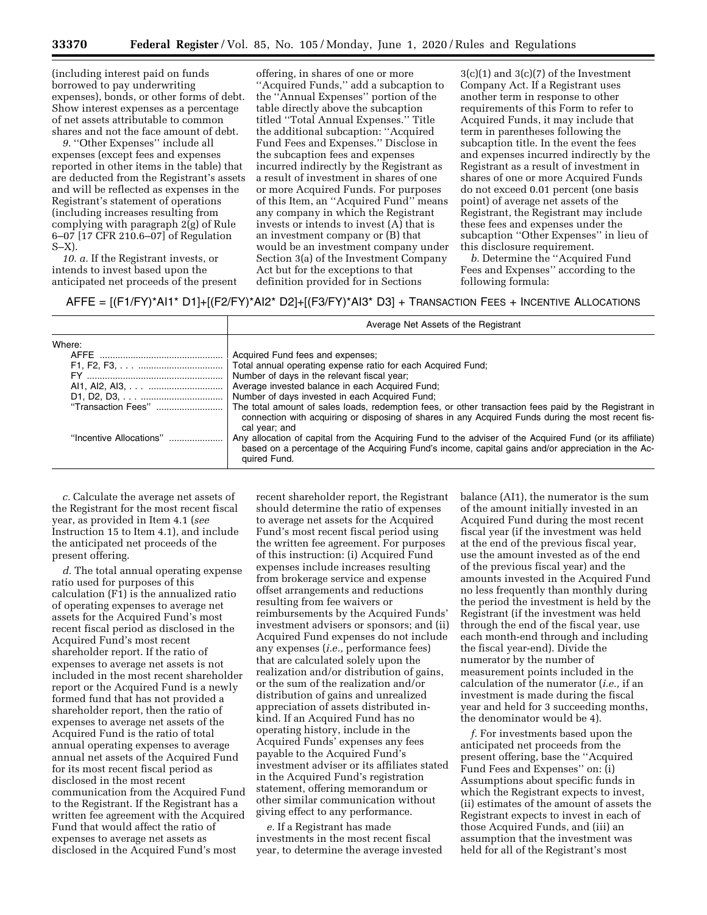(including interest paid on funds borrowed to pay underwriting expenses), bonds, or other forms of debt. Show interest expenses as a percentage of net assets attributable to common shares and not the face amount of debt.

*9.* ''Other Expenses'' include all expenses (except fees and expenses reported in other items in the table) that are deducted from the Registrant's assets and will be reflected as expenses in the Registrant's statement of operations (including increases resulting from complying with paragraph 2(g) of Rule 6–07 [17 CFR 210.6–07] of Regulation S–X).

*10. a.* If the Registrant invests, or intends to invest based upon the anticipated net proceeds of the present offering, in shares of one or more ''Acquired Funds,'' add a subcaption to the ''Annual Expenses'' portion of the table directly above the subcaption titled ''Total Annual Expenses.'' Title the additional subcaption: ''Acquired Fund Fees and Expenses.'' Disclose in the subcaption fees and expenses incurred indirectly by the Registrant as a result of investment in shares of one or more Acquired Funds. For purposes of this Item, an ''Acquired Fund'' means any company in which the Registrant invests or intends to invest (A) that is an investment company or (B) that would be an investment company under Section 3(a) of the Investment Company Act but for the exceptions to that definition provided for in Sections 3(c)(1) and 3(c)(7) of the Investment Company Act. If a Registrant uses another term in response to other requirements of this Form to refer to Acquired Funds, it may include that term in parentheses following the subcaption title. In the event the fees and expenses incurred indirectly by the Registrant as a result of investment in shares of one or more Acquired Funds do not exceed 0.01 percent (one basis point) of average net assets of the Registrant, the Registrant may include these fees and expenses under the subcaption ''Other Expenses'' in lieu of this disclosure requirement.

*b.* Determine the ''Acquired Fund Fees and Expenses'' according to the following formula:

$$AFFE = \frac{[(F1/FY)*AI1*D1]+[(F2/FY)*AI2*D2]+[(F3/FY)*AI3*D3] + \text{Transaction Fees} + \text{Incentive Allocations}}{\text{Average Net Assets of the Registrant}}$$

| Where: | |
|---|---|
| AFFE | Acquired Fund fees and expenses; |
| F1, F2, F3, . . . | Total annual operating expense ratio for each Acquired Fund; |
| FY | Number of days in the relevant fiscal year; |
| AI1, AI2, AI3, . . . | Average invested balance in each Acquired Fund; |
| D1, D2, D3, . . . | Number of days invested in each Acquired Fund; |
| ''Transaction Fees'' | The total amount of sales loads, redemption fees, or other transaction fees paid by the Registrant in connection with acquiring or disposing of shares in any Acquired Funds during the most recent fiscal year; and |
| ''Incentive Allocations'' | Any allocation of capital from the Acquiring Fund to the adviser of the Acquired Fund (or its affiliate) based on a percentage of the Acquiring Fund's income, capital gains and/or appreciation in the Acquired Fund. |

*c.* Calculate the average net assets of the Registrant for the most recent fiscal year, as provided in Item 4.1 (*see* Instruction 15 to Item 4.1), and include the anticipated net proceeds of the present offering.

*d.* The total annual operating expense ratio used for purposes of this calculation (F1) is the annualized ratio of operating expenses to average net assets for the Acquired Fund's most recent fiscal period as disclosed in the Acquired Fund's most recent shareholder report. If the ratio of expenses to average net assets is not included in the most recent shareholder report or the Acquired Fund is a newly formed fund that has not provided a shareholder report, then the ratio of expenses to average net assets of the Acquired Fund is the ratio of total annual operating expenses to average annual net assets of the Acquired Fund for its most recent fiscal period as disclosed in the most recent communication from the Acquired Fund to the Registrant. If the Registrant has a written fee agreement with the Acquired Fund that would affect the ratio of expenses to average net assets as disclosed in the Acquired Fund's most recent shareholder report, the Registrant should determine the ratio of expenses to average net assets for the Acquired Fund's most recent fiscal period using the written fee agreement. For purposes of this instruction: (i) Acquired Fund expenses include increases resulting from brokerage service and expense offset arrangements and reductions resulting from fee waivers or reimbursements by the Acquired Funds' investment advisers or sponsors; and (ii) Acquired Fund expenses do not include any expenses (*i.e.,* performance fees) that are calculated solely upon the realization and/or distribution of gains, or the sum of the realization and/or distribution of gains and unrealized appreciation of assets distributed in-kind. If an Acquired Fund has no operating history, include in the Acquired Funds' expenses any fees payable to the Acquired Fund's investment adviser or its affiliates stated in the Acquired Fund's registration statement, offering memorandum or other similar communication without giving effect to any performance.

*e.* If a Registrant has made investments in the most recent fiscal year, to determine the average invested balance (AI1), the numerator is the sum of the amount initially invested in an Acquired Fund during the most recent fiscal year (if the investment was held at the end of the previous fiscal year, use the amount invested as of the end of the previous fiscal year) and the amounts invested in the Acquired Fund no less frequently than monthly during the period the investment is held by the Registrant (if the investment was held through the end of the fiscal year, use each month-end through and including the fiscal year-end). Divide the numerator by the number of measurement points included in the calculation of the numerator (*i.e.,* if an investment is made during the fiscal year and held for 3 succeeding months, the denominator would be 4).

*f.* For investments based upon the anticipated net proceeds from the present offering, base the ''Acquired Fund Fees and Expenses'' on: (i) Assumptions about specific funds in which the Registrant expects to invest, (ii) estimates of the amount of assets the Registrant expects to invest in each of those Acquired Funds, and (iii) an assumption that the investment was held for all of the Registrant's most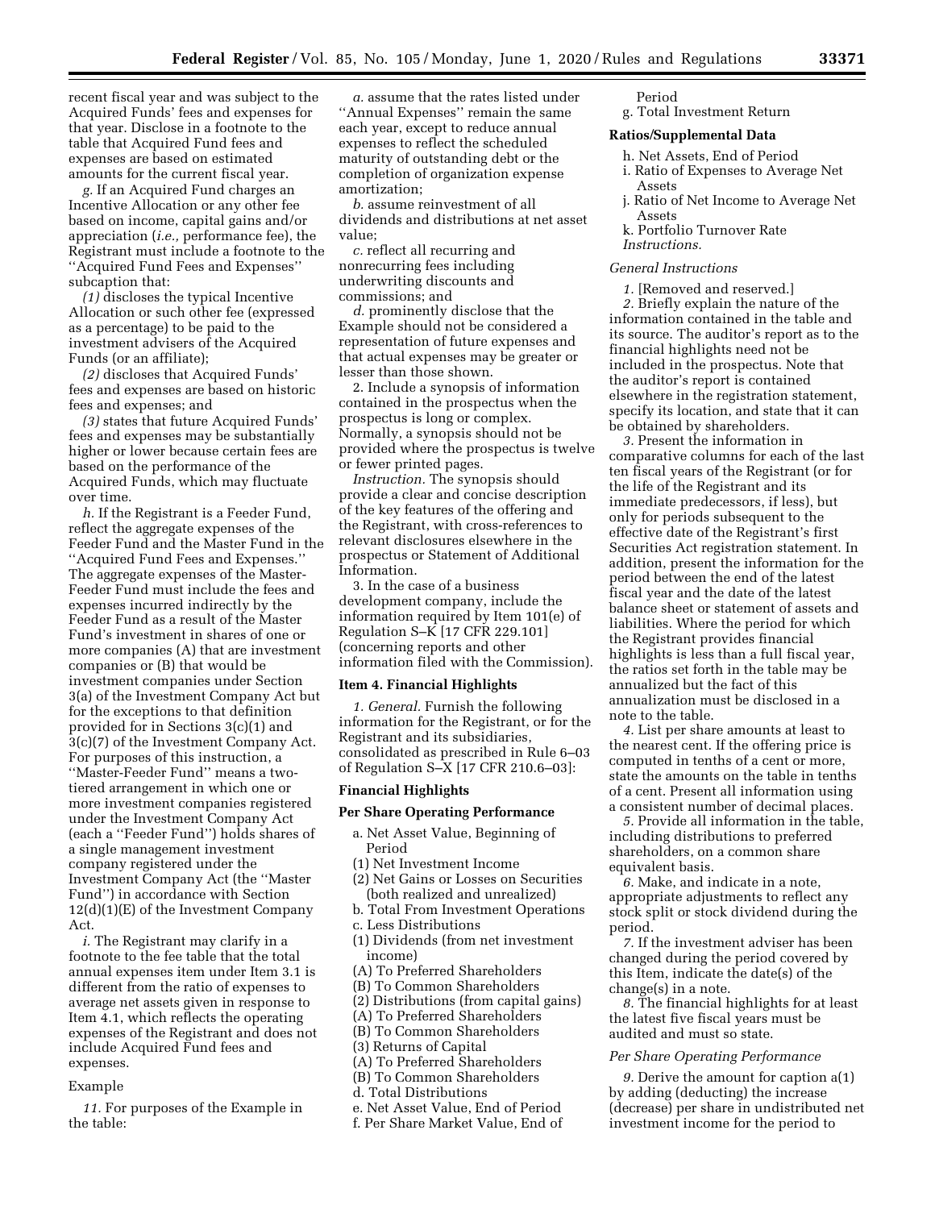recent fiscal year and was subject to the Acquired Funds' fees and expenses for that year. Disclose in a footnote to the table that Acquired Fund fees and expenses are based on estimated amounts for the current fiscal year.

*g.* If an Acquired Fund charges an Incentive Allocation or any other fee based on income, capital gains and/or appreciation (*i.e.,* performance fee), the Registrant must include a footnote to the ''Acquired Fund Fees and Expenses'' subcaption that:

*(1)* discloses the typical Incentive Allocation or such other fee (expressed as a percentage) to be paid to the investment advisers of the Acquired Funds (or an affiliate);

*(2)* discloses that Acquired Funds' fees and expenses are based on historic fees and expenses; and

*(3)* states that future Acquired Funds' fees and expenses may be substantially higher or lower because certain fees are based on the performance of the Acquired Funds, which may fluctuate over time.

*h.* If the Registrant is a Feeder Fund, reflect the aggregate expenses of the Feeder Fund and the Master Fund in the ''Acquired Fund Fees and Expenses.'' The aggregate expenses of the Master-Feeder Fund must include the fees and expenses incurred indirectly by the Feeder Fund as a result of the Master Fund's investment in shares of one or more companies (A) that are investment companies or (B) that would be investment companies under Section 3(a) of the Investment Company Act but for the exceptions to that definition provided for in Sections 3(c)(1) and 3(c)(7) of the Investment Company Act. For purposes of this instruction, a ''Master-Feeder Fund'' means a two-tiered arrangement in which one or more investment companies registered under the Investment Company Act (each a ''Feeder Fund'') holds shares of a single management investment company registered under the Investment Company Act (the ''Master Fund'') in accordance with Section 12(d)(1)(E) of the Investment Company Act.

*i.* The Registrant may clarify in a footnote to the fee table that the total annual expenses item under Item 3.1 is different from the ratio of expenses to average net assets given in response to Item 4.1, which reflects the operating expenses of the Registrant and does not include Acquired Fund fees and expenses.

Example

*11.* For purposes of the Example in the table:

*a.* assume that the rates listed under ''Annual Expenses'' remain the same each year, except to reduce annual expenses to reflect the scheduled maturity of outstanding debt or the completion of organization expense amortization;

*b.* assume reinvestment of all dividends and distributions at net asset value;

*c.* reflect all recurring and nonrecurring fees including underwriting discounts and commissions; and

*d.* prominently disclose that the Example should not be considered a representation of future expenses and that actual expenses may be greater or lesser than those shown.

2. Include a synopsis of information contained in the prospectus when the prospectus is long or complex. Normally, a synopsis should not be provided where the prospectus is twelve or fewer printed pages.

*Instruction.* The synopsis should provide a clear and concise description of the key features of the offering and the Registrant, with cross-references to relevant disclosures elsewhere in the prospectus or Statement of Additional Information.

3. In the case of a business development company, include the information required by Item 101(e) of Regulation S–K [17 CFR 229.101] (concerning reports and other information filed with the Commission).

**Item 4. Financial Highlights**

*1. General.* Furnish the following information for the Registrant, or for the Registrant and its subsidiaries, consolidated as prescribed in Rule 6–03 of Regulation S–X [17 CFR 210.6–03]:

**Financial Highlights**

**Per Share Operating Performance**

a. Net Asset Value, Beginning of Period
(1) Net Investment Income
(2) Net Gains or Losses on Securities (both realized and unrealized)
b. Total From Investment Operations
c. Less Distributions
(1) Dividends (from net investment income)
(A) To Preferred Shareholders
(B) To Common Shareholders
(2) Distributions (from capital gains)
(A) To Preferred Shareholders
(B) To Common Shareholders
(3) Returns of Capital
(A) To Preferred Shareholders
(B) To Common Shareholders
d. Total Distributions
e. Net Asset Value, End of Period
f. Per Share Market Value, End of Period
g. Total Investment Return

**Ratios/Supplemental Data**

h. Net Assets, End of Period
i. Ratio of Expenses to Average Net Assets
j. Ratio of Net Income to Average Net Assets
k. Portfolio Turnover Rate
*Instructions.*

*General Instructions*

*1.* [Removed and reserved.]

*2.* Briefly explain the nature of the information contained in the table and its source. The auditor's report as to the financial highlights need not be included in the prospectus. Note that the auditor's report is contained elsewhere in the registration statement, specify its location, and state that it can be obtained by shareholders.

*3.* Present the information in comparative columns for each of the last ten fiscal years of the Registrant (or for the life of the Registrant and its immediate predecessors, if less), but only for periods subsequent to the effective date of the Registrant's first Securities Act registration statement. In addition, present the information for the period between the end of the latest fiscal year and the date of the latest balance sheet or statement of assets and liabilities. Where the period for which the Registrant provides financial highlights is less than a full fiscal year, the ratios set forth in the table may be annualized but the fact of this annualization must be disclosed in a note to the table.

*4.* List per share amounts at least to the nearest cent. If the offering price is computed in tenths of a cent or more, state the amounts on the table in tenths of a cent. Present all information using a consistent number of decimal places.

*5.* Provide all information in the table, including distributions to preferred shareholders, on a common share equivalent basis.

*6.* Make, and indicate in a note, appropriate adjustments to reflect any stock split or stock dividend during the period.

*7.* If the investment adviser has been changed during the period covered by this Item, indicate the date(s) of the change(s) in a note.

*8.* The financial highlights for at least the latest five fiscal years must be audited and must so state.

*Per Share Operating Performance*

*9.* Derive the amount for caption a(1) by adding (deducting) the increase (decrease) per share in undistributed net investment income for the period to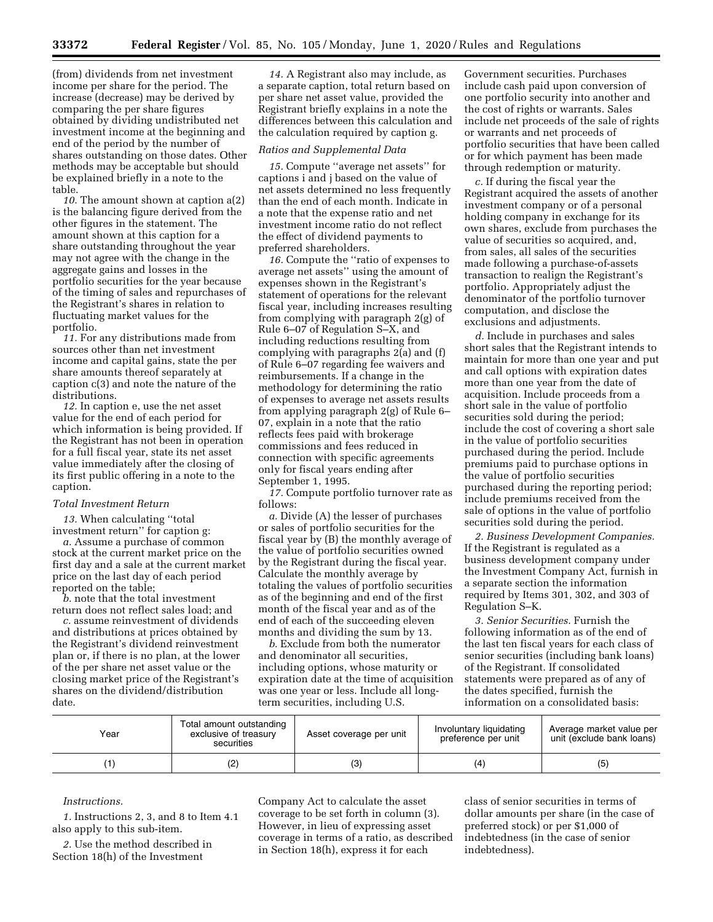(from) dividends from net investment income per share for the period. The increase (decrease) may be derived by comparing the per share figures obtained by dividing undistributed net investment income at the beginning and end of the period by the number of shares outstanding on those dates. Other methods may be acceptable but should be explained briefly in a note to the table.

*10.* The amount shown at caption a(2) is the balancing figure derived from the other figures in the statement. The amount shown at this caption for a share outstanding throughout the year may not agree with the change in the aggregate gains and losses in the portfolio securities for the year because of the timing of sales and repurchases of the Registrant's shares in relation to fluctuating market values for the portfolio.

*11.* For any distributions made from sources other than net investment income and capital gains, state the per share amounts thereof separately at caption c(3) and note the nature of the distributions.

*12.* In caption e, use the net asset value for the end of each period for which information is being provided. If the Registrant has not been in operation for a full fiscal year, state its net asset value immediately after the closing of its first public offering in a note to the caption.

*Total Investment Return*

*13.* When calculating ''total investment return'' for caption g:

*a.* Assume a purchase of common stock at the current market price on the first day and a sale at the current market price on the last day of each period reported on the table;

*b.* note that the total investment return does not reflect sales load; and

*c.* assume reinvestment of dividends and distributions at prices obtained by the Registrant's dividend reinvestment plan or, if there is no plan, at the lower of the per share net asset value or the closing market price of the Registrant's shares on the dividend/distribution date.

*14.* A Registrant also may include, as a separate caption, total return based on per share net asset value, provided the Registrant briefly explains in a note the differences between this calculation and the calculation required by caption g.

*Ratios and Supplemental Data*

*15.* Compute ''average net assets'' for captions i and j based on the value of net assets determined no less frequently than the end of each month. Indicate in a note that the expense ratio and net investment income ratio do not reflect the effect of dividend payments to preferred shareholders.

*16.* Compute the ''ratio of expenses to average net assets'' using the amount of expenses shown in the Registrant's statement of operations for the relevant fiscal year, including increases resulting from complying with paragraph 2(g) of Rule 6–07 of Regulation S–X, and including reductions resulting from complying with paragraphs 2(a) and (f) of Rule 6–07 regarding fee waivers and reimbursements. If a change in the methodology for determining the ratio of expenses to average net assets results from applying paragraph 2(g) of Rule 6–07, explain in a note that the ratio reflects fees paid with brokerage commissions and fees reduced in connection with specific agreements only for fiscal years ending after September 1, 1995.

*17.* Compute portfolio turnover rate as follows:

*a.* Divide (A) the lesser of purchases or sales of portfolio securities for the fiscal year by (B) the monthly average of the value of portfolio securities owned by the Registrant during the fiscal year. Calculate the monthly average by totaling the values of portfolio securities as of the beginning and end of the first month of the fiscal year and as of the end of each of the succeeding eleven months and dividing the sum by 13.

*b.* Exclude from both the numerator and denominator all securities, including options, whose maturity or expiration date at the time of acquisition was one year or less. Include all long-term securities, including U.S. Government securities. Purchases include cash paid upon conversion of one portfolio security into another and the cost of rights or warrants. Sales include net proceeds of the sale of rights or warrants and net proceeds of portfolio securities that have been called or for which payment has been made through redemption or maturity.

*c.* If during the fiscal year the Registrant acquired the assets of another investment company or of a personal holding company in exchange for its own shares, exclude from purchases the value of securities so acquired, and, from sales, all sales of the securities made following a purchase-of-assets transaction to realign the Registrant's portfolio. Appropriately adjust the denominator of the portfolio turnover computation, and disclose the exclusions and adjustments.

*d.* Include in purchases and sales short sales that the Registrant intends to maintain for more than one year and put and call options with expiration dates more than one year from the date of acquisition. Include proceeds from a short sale in the value of portfolio securities sold during the period; include the cost of covering a short sale in the value of portfolio securities purchased during the period. Include premiums paid to purchase options in the value of portfolio securities purchased during the reporting period; include premiums received from the sale of options in the value of portfolio securities sold during the period.

*2. Business Development Companies.* If the Registrant is regulated as a business development company under the Investment Company Act, furnish in a separate section the information required by Items 301, 302, and 303 of Regulation S–K.

*3. Senior Securities.* Furnish the following information as of the end of the last ten fiscal years for each class of senior securities (including bank loans) of the Registrant. If consolidated statements were prepared as of any of the dates specified, furnish the information on a consolidated basis:

| Year | Total amount outstanding exclusive of treasury securities | Asset coverage per unit | Involuntary liquidating preference per unit | Average market value per unit (exclude bank loans) |
|---|---|---|---|---|
| (1) | (2) | (3) | (4) | (5) |

*Instructions.*

*1.* Instructions 2, 3, and 8 to Item 4.1 also apply to this sub-item.

*2.* Use the method described in Section 18(h) of the Investment Company Act to calculate the asset coverage to be set forth in column (3). However, in lieu of expressing asset coverage in terms of a ratio, as described in Section 18(h), express it for each class of senior securities in terms of dollar amounts per share (in the case of preferred stock) or per $1,000 of indebtedness (in the case of senior indebtedness).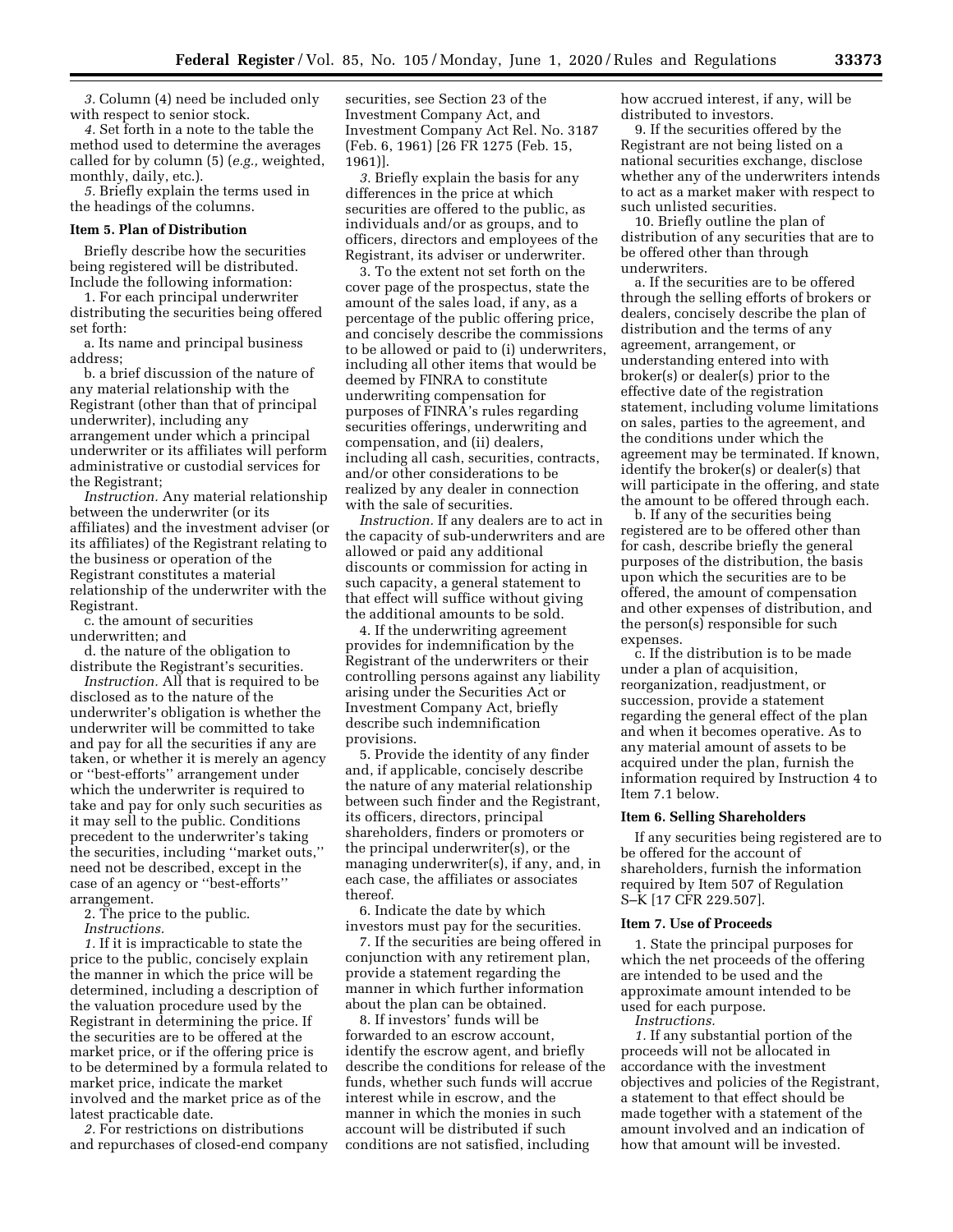*3.* Column (4) need be included only with respect to senior stock.

*4.* Set forth in a note to the table the method used to determine the averages called for by column (5) (*e.g.,* weighted, monthly, daily, etc.).

*5.* Briefly explain the terms used in the headings of the columns.

**Item 5. Plan of Distribution**

Briefly describe how the securities being registered will be distributed. Include the following information:

1. For each principal underwriter distributing the securities being offered set forth:

a. Its name and principal business address;

b. a brief discussion of the nature of any material relationship with the Registrant (other than that of principal underwriter), including any arrangement under which a principal underwriter or its affiliates will perform administrative or custodial services for the Registrant;

*Instruction.* Any material relationship between the underwriter (or its affiliates) and the investment adviser (or its affiliates) of the Registrant relating to the business or operation of the Registrant constitutes a material relationship of the underwriter with the Registrant.

c. the amount of securities underwritten; and

d. the nature of the obligation to distribute the Registrant's securities.

*Instruction.* All that is required to be disclosed as to the nature of the underwriter's obligation is whether the underwriter will be committed to take and pay for all the securities if any are taken, or whether it is merely an agency or ''best-efforts'' arrangement under which the underwriter is required to take and pay for only such securities as it may sell to the public. Conditions precedent to the underwriter's taking the securities, including ''market outs,'' need not be described, except in the case of an agency or ''best-efforts'' arrangement.

2. The price to the public.

*Instructions.*

*1.* If it is impracticable to state the price to the public, concisely explain the manner in which the price will be determined, including a description of the valuation procedure used by the Registrant in determining the price. If the securities are to be offered at the market price, or if the offering price is to be determined by a formula related to market price, indicate the market involved and the market price as of the latest practicable date.

*2.* For restrictions on distributions and repurchases of closed-end company securities, see Section 23 of the Investment Company Act, and Investment Company Act Rel. No. 3187 (Feb. 6, 1961) [26 FR 1275 (Feb. 15, 1961)].

*3.* Briefly explain the basis for any differences in the price at which securities are offered to the public, as individuals and/or as groups, and to officers, directors and employees of the Registrant, its adviser or underwriter.

3. To the extent not set forth on the cover page of the prospectus, state the amount of the sales load, if any, as a percentage of the public offering price, and concisely describe the commissions to be allowed or paid to (i) underwriters, including all other items that would be deemed by FINRA to constitute underwriting compensation for purposes of FINRA's rules regarding securities offerings, underwriting and compensation, and (ii) dealers, including all cash, securities, contracts, and/or other considerations to be realized by any dealer in connection with the sale of securities.

*Instruction.* If any dealers are to act in the capacity of sub-underwriters and are allowed or paid any additional discounts or commission for acting in such capacity, a general statement to that effect will suffice without giving the additional amounts to be sold.

4. If the underwriting agreement provides for indemnification by the Registrant of the underwriters or their controlling persons against any liability arising under the Securities Act or Investment Company Act, briefly describe such indemnification provisions.

5. Provide the identity of any finder and, if applicable, concisely describe the nature of any material relationship between such finder and the Registrant, its officers, directors, principal shareholders, finders or promoters or the principal underwriter(s), or the managing underwriter(s), if any, and, in each case, the affiliates or associates thereof.

6. Indicate the date by which investors must pay for the securities.

7. If the securities are being offered in conjunction with any retirement plan, provide a statement regarding the manner in which further information about the plan can be obtained.

8. If investors' funds will be forwarded to an escrow account, identify the escrow agent, and briefly describe the conditions for release of the funds, whether such funds will accrue interest while in escrow, and the manner in which the monies in such account will be distributed if such conditions are not satisfied, including how accrued interest, if any, will be distributed to investors.

9. If the securities offered by the Registrant are not being listed on a national securities exchange, disclose whether any of the underwriters intends to act as a market maker with respect to such unlisted securities.

10. Briefly outline the plan of distribution of any securities that are to be offered other than through underwriters.

a. If the securities are to be offered through the selling efforts of brokers or dealers, concisely describe the plan of distribution and the terms of any agreement, arrangement, or understanding entered into with broker(s) or dealer(s) prior to the effective date of the registration statement, including volume limitations on sales, parties to the agreement, and the conditions under which the agreement may be terminated. If known, identify the broker(s) or dealer(s) that will participate in the offering, and state the amount to be offered through each.

b. If any of the securities being registered are to be offered other than for cash, describe briefly the general purposes of the distribution, the basis upon which the securities are to be offered, the amount of compensation and other expenses of distribution, and the person(s) responsible for such expenses.

c. If the distribution is to be made under a plan of acquisition, reorganization, readjustment, or succession, provide a statement regarding the general effect of the plan and when it becomes operative. As to any material amount of assets to be acquired under the plan, furnish the information required by Instruction 4 to Item 7.1 below.

**Item 6. Selling Shareholders**

If any securities being registered are to be offered for the account of shareholders, furnish the information required by Item 507 of Regulation S–K [17 CFR 229.507].

**Item 7. Use of Proceeds**

1. State the principal purposes for which the net proceeds of the offering are intended to be used and the approximate amount intended to be used for each purpose.

*Instructions.*

*1.* If any substantial portion of the proceeds will not be allocated in accordance with the investment objectives and policies of the Registrant, a statement to that effect should be made together with a statement of the amount involved and an indication of how that amount will be invested.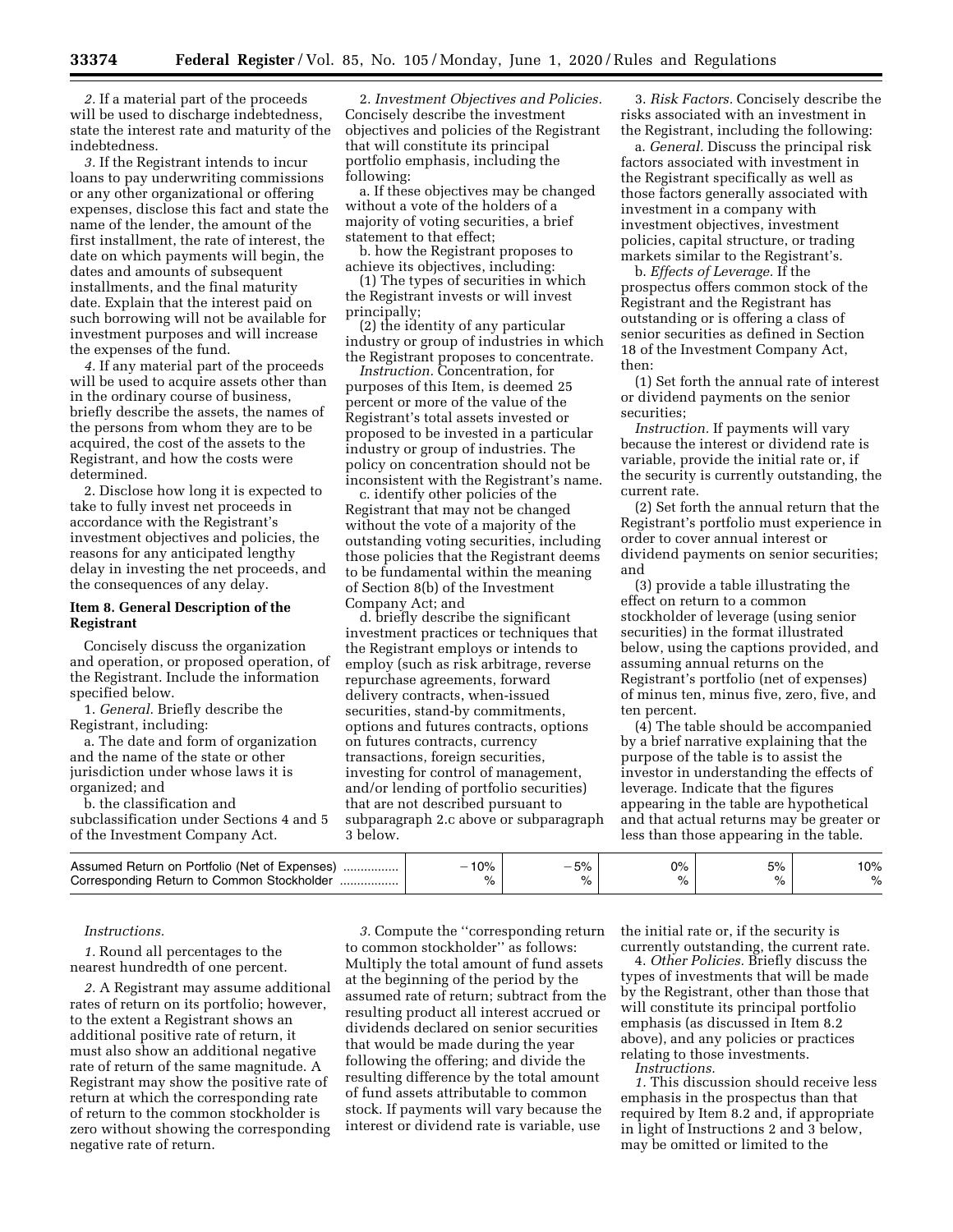*2.* If a material part of the proceeds will be used to discharge indebtedness, state the interest rate and maturity of the indebtedness.

*3.* If the Registrant intends to incur loans to pay underwriting commissions or any other organizational or offering expenses, disclose this fact and state the name of the lender, the amount of the first installment, the rate of interest, the date on which payments will begin, the dates and amounts of subsequent installments, and the final maturity date. Explain that the interest paid on such borrowing will not be available for investment purposes and will increase the expenses of the fund.

*4.* If any material part of the proceeds will be used to acquire assets other than in the ordinary course of business, briefly describe the assets, the names of the persons from whom they are to be acquired, the cost of the assets to the Registrant, and how the costs were determined.

2. Disclose how long it is expected to take to fully invest net proceeds in accordance with the Registrant's investment objectives and policies, the reasons for any anticipated lengthy delay in investing the net proceeds, and the consequences of any delay.

**Item 8. General Description of the Registrant**

Concisely discuss the organization and operation, or proposed operation, of the Registrant. Include the information specified below.

1. *General.* Briefly describe the Registrant, including:

a. The date and form of organization and the name of the state or other jurisdiction under whose laws it is organized; and

b. the classification and subclassification under Sections 4 and 5 of the Investment Company Act.

2. *Investment Objectives and Policies.* Concisely describe the investment objectives and policies of the Registrant that will constitute its principal portfolio emphasis, including the following:

a. If these objectives may be changed without a vote of the holders of a majority of voting securities, a brief statement to that effect;

b. how the Registrant proposes to achieve its objectives, including:

(1) The types of securities in which the Registrant invests or will invest principally;

(2) the identity of any particular industry or group of industries in which the Registrant proposes to concentrate.

*Instruction.* Concentration, for purposes of this Item, is deemed 25 percent or more of the value of the Registrant's total assets invested or proposed to be invested in a particular industry or group of industries. The policy on concentration should not be inconsistent with the Registrant's name.

c. identify other policies of the Registrant that may not be changed without the vote of a majority of the outstanding voting securities, including those policies that the Registrant deems to be fundamental within the meaning of Section 8(b) of the Investment Company Act; and

d. briefly describe the significant investment practices or techniques that the Registrant employs or intends to employ (such as risk arbitrage, reverse repurchase agreements, forward delivery contracts, when-issued securities, stand-by commitments, options and futures contracts, options on futures contracts, currency transactions, foreign securities, investing for control of management, and/or lending of portfolio securities) that are not described pursuant to subparagraph 2.c above or subparagraph 3 below.

3. *Risk Factors.* Concisely describe the risks associated with an investment in the Registrant, including the following:

a. *General.* Discuss the principal risk factors associated with investment in the Registrant specifically as well as those factors generally associated with investment in a company with investment objectives, investment policies, capital structure, or trading markets similar to the Registrant's.

b. *Effects of Leverage.* If the prospectus offers common stock of the Registrant and the Registrant has outstanding or is offering a class of senior securities as defined in Section 18 of the Investment Company Act, then:

(1) Set forth the annual rate of interest or dividend payments on the senior securities;

*Instruction.* If payments will vary because the interest or dividend rate is variable, provide the initial rate or, if the security is currently outstanding, the current rate.

(2) Set forth the annual return that the Registrant's portfolio must experience in order to cover annual interest or dividend payments on senior securities; and

(3) provide a table illustrating the effect on return to a common stockholder of leverage (using senior securities) in the format illustrated below, using the captions provided, and assuming annual returns on the Registrant's portfolio (net of expenses) of minus ten, minus five, zero, five, and ten percent.

(4) The table should be accompanied by a brief narrative explaining that the purpose of the table is to assist the investor in understanding the effects of leverage. Indicate that the figures appearing in the table are hypothetical and that actual returns may be greater or less than those appearing in the table.

| | | | | | |
|---|---|---|---|---|---|
| Assumed Return on Portfolio (Net of Expenses) ................ | −10% | −5% | 0% | 5% | 10% |
| Corresponding Return to Common Stockholder ................ | % | % | % | % | % |

*Instructions.*

*1.* Round all percentages to the nearest hundredth of one percent.

*2.* A Registrant may assume additional rates of return on its portfolio; however, to the extent a Registrant shows an additional positive rate of return, it must also show an additional negative rate of return of the same magnitude. A Registrant may show the positive rate of return at which the corresponding rate of return to the common stockholder is zero without showing the corresponding negative rate of return.

*3.* Compute the "corresponding return to common stockholder" as follows: Multiply the total amount of fund assets at the beginning of the period by the assumed rate of return; subtract from the resulting product all interest accrued or dividends declared on senior securities that would be made during the year following the offering; and divide the resulting difference by the total amount of fund assets attributable to common stock. If payments will vary because the interest or dividend rate is variable, use the initial rate or, if the security is currently outstanding, the current rate.

4. *Other Policies.* Briefly discuss the types of investments that will be made by the Registrant, other than those that will constitute its principal portfolio emphasis (as discussed in Item 8.2 above), and any policies or practices relating to those investments.

*Instructions.*

*1.* This discussion should receive less emphasis in the prospectus than that required by Item 8.2 and, if appropriate in light of Instructions 2 and 3 below, may be omitted or limited to the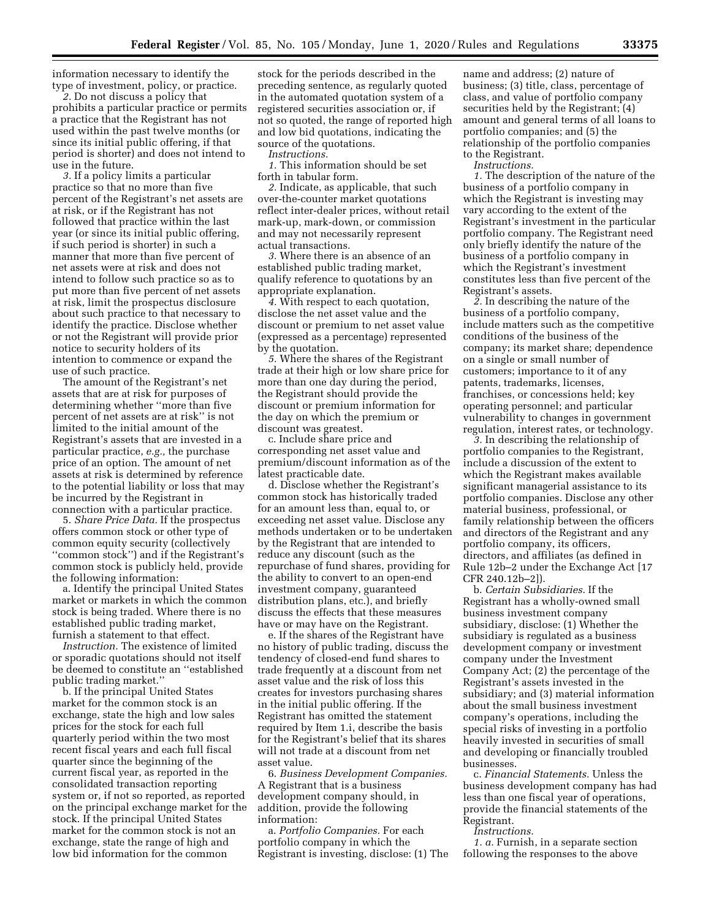information necessary to identify the type of investment, policy, or practice.

*2.* Do not discuss a policy that prohibits a particular practice or permits a practice that the Registrant has not used within the past twelve months (or since its initial public offering, if that period is shorter) and does not intend to use in the future.

*3.* If a policy limits a particular practice so that no more than five percent of the Registrant's net assets are at risk, or if the Registrant has not followed that practice within the last year (or since its initial public offering, if such period is shorter) in such a manner that more than five percent of net assets were at risk and does not intend to follow such practice so as to put more than five percent of net assets at risk, limit the prospectus disclosure about such practice to that necessary to identify the practice. Disclose whether or not the Registrant will provide prior notice to security holders of its intention to commence or expand the use of such practice.

The amount of the Registrant's net assets that are at risk for purposes of determining whether ''more than five percent of net assets are at risk'' is not limited to the initial amount of the Registrant's assets that are invested in a particular practice, *e.g.,* the purchase price of an option. The amount of net assets at risk is determined by reference to the potential liability or loss that may be incurred by the Registrant in connection with a particular practice.

5. *Share Price Data.* If the prospectus offers common stock or other type of common equity security (collectively ''common stock'') and if the Registrant's common stock is publicly held, provide the following information:

a. Identify the principal United States market or markets in which the common stock is being traded. Where there is no established public trading market, furnish a statement to that effect.

*Instruction.* The existence of limited or sporadic quotations should not itself be deemed to constitute an ''established public trading market.''

b. If the principal United States market for the common stock is an exchange, state the high and low sales prices for the stock for each full quarterly period within the two most recent fiscal years and each full fiscal quarter since the beginning of the current fiscal year, as reported in the consolidated transaction reporting system or, if not so reported, as reported on the principal exchange market for the stock. If the principal United States market for the common stock is not an exchange, state the range of high and low bid information for the common stock for the periods described in the preceding sentence, as regularly quoted in the automated quotation system of a registered securities association or, if not so quoted, the range of reported high and low bid quotations, indicating the source of the quotations.

*Instructions.*

*1.* This information should be set forth in tabular form.

*2.* Indicate, as applicable, that such over-the-counter market quotations reflect inter-dealer prices, without retail mark-up, mark-down, or commission and may not necessarily represent actual transactions.

*3.* Where there is an absence of an established public trading market, qualify reference to quotations by an appropriate explanation.

*4.* With respect to each quotation, disclose the net asset value and the discount or premium to net asset value (expressed as a percentage) represented by the quotation.

*5.* Where the shares of the Registrant trade at their high or low share price for more than one day during the period, the Registrant should provide the discount or premium information for the day on which the premium or discount was greatest.

c. Include share price and corresponding net asset value and premium/discount information as of the latest practicable date.

d. Disclose whether the Registrant's common stock has historically traded for an amount less than, equal to, or exceeding net asset value. Disclose any methods undertaken or to be undertaken by the Registrant that are intended to reduce any discount (such as the repurchase of fund shares, providing for the ability to convert to an open-end investment company, guaranteed distribution plans, etc.), and briefly discuss the effects that these measures have or may have on the Registrant.

e. If the shares of the Registrant have no history of public trading, discuss the tendency of closed-end fund shares to trade frequently at a discount from net asset value and the risk of loss this creates for investors purchasing shares in the initial public offering. If the Registrant has omitted the statement required by Item 1.i, describe the basis for the Registrant's belief that its shares will not trade at a discount from net asset value.

6. *Business Development Companies.* A Registrant that is a business development company should, in addition, provide the following information:

a. *Portfolio Companies.* For each portfolio company in which the Registrant is investing, disclose: (1) The name and address; (2) nature of business; (3) title, class, percentage of class, and value of portfolio company securities held by the Registrant; (4) amount and general terms of all loans to portfolio companies; and (5) the relationship of the portfolio companies to the Registrant.

*Instructions.*

*1.* The description of the nature of the business of a portfolio company in which the Registrant is investing may vary according to the extent of the Registrant's investment in the particular portfolio company. The Registrant need only briefly identify the nature of the business of a portfolio company in which the Registrant's investment constitutes less than five percent of the Registrant's assets.

*2.* In describing the nature of the business of a portfolio company, include matters such as the competitive conditions of the business of the company; its market share; dependence on a single or small number of customers; importance to it of any patents, trademarks, licenses, franchises, or concessions held; key operating personnel; and particular vulnerability to changes in government regulation, interest rates, or technology.

*3.* In describing the relationship of portfolio companies to the Registrant, include a discussion of the extent to which the Registrant makes available significant managerial assistance to its portfolio companies. Disclose any other material business, professional, or family relationship between the officers and directors of the Registrant and any portfolio company, its officers, directors, and affiliates (as defined in Rule 12b–2 under the Exchange Act [17 CFR 240.12b–2]).

b. *Certain Subsidiaries.* If the Registrant has a wholly-owned small business investment company subsidiary, disclose: (1) Whether the subsidiary is regulated as a business development company or investment company under the Investment Company Act; (2) the percentage of the Registrant's assets invested in the subsidiary; and (3) material information about the small business investment company's operations, including the special risks of investing in a portfolio heavily invested in securities of small and developing or financially troubled businesses.

c. *Financial Statements.* Unless the business development company has had less than one fiscal year of operations, provide the financial statements of the Registrant.

*Instructions.*

*1. a.* Furnish, in a separate section following the responses to the above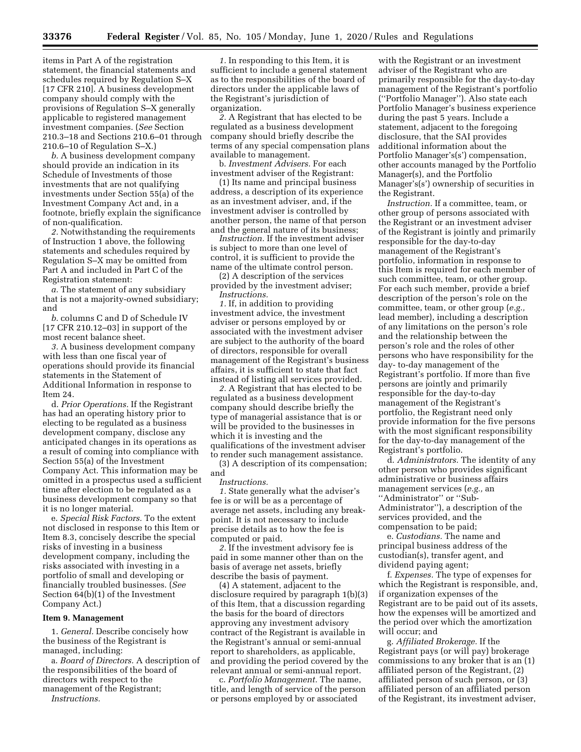items in Part A of the registration statement, the financial statements and schedules required by Regulation S–X [17 CFR 210]. A business development company should comply with the provisions of Regulation S–X generally applicable to registered management investment companies. (*See* Section 210.3–18 and Sections 210.6–01 through 210.6–10 of Regulation S–X.)

*b.* A business development company should provide an indication in its Schedule of Investments of those investments that are not qualifying investments under Section 55(a) of the Investment Company Act and, in a footnote, briefly explain the significance of non-qualification.

*2.* Notwithstanding the requirements of Instruction 1 above, the following statements and schedules required by Regulation S–X may be omitted from Part A and included in Part C of the Registration statement:

*a.* The statement of any subsidiary that is not a majority-owned subsidiary; and

*b.* columns C and D of Schedule IV [17 CFR 210.12–03] in support of the most recent balance sheet.

*3.* A business development company with less than one fiscal year of operations should provide its financial statements in the Statement of Additional Information in response to Item 24.

d. *Prior Operations.* If the Registrant has had an operating history prior to electing to be regulated as a business development company, disclose any anticipated changes in its operations as a result of coming into compliance with Section 55(a) of the Investment Company Act. This information may be omitted in a prospectus used a sufficient time after election to be regulated as a business development company so that it is no longer material.

e. *Special Risk Factors.* To the extent not disclosed in response to this Item or Item 8.3, concisely describe the special risks of investing in a business development company, including the risks associated with investing in a portfolio of small and developing or financially troubled businesses. (*See* Section 64(b)(1) of the Investment Company Act.)

**Item 9. Management**

1. *General.* Describe concisely how the business of the Registrant is managed, including:

a. *Board of Directors.* A description of the responsibilities of the board of directors with respect to the management of the Registrant;

*Instructions.*

*1.* In responding to this Item, it is sufficient to include a general statement as to the responsibilities of the board of directors under the applicable laws of the Registrant's jurisdiction of organization.

*2.* A Registrant that has elected to be regulated as a business development company should briefly describe the terms of any special compensation plans available to management.

b. *Investment Advisers.* For each investment adviser of the Registrant:

(1) Its name and principal business address, a description of its experience as an investment adviser, and, if the investment adviser is controlled by another person, the name of that person and the general nature of its business;

*Instruction.* If the investment adviser is subject to more than one level of control, it is sufficient to provide the name of the ultimate control person.

(2) A description of the services provided by the investment adviser;

*Instructions.*

*1.* If, in addition to providing investment advice, the investment adviser or persons employed by or associated with the investment adviser are subject to the authority of the board of directors, responsible for overall management of the Registrant's business affairs, it is sufficient to state that fact instead of listing all services provided.

*2.* A Registrant that has elected to be regulated as a business development company should describe briefly the type of managerial assistance that is or will be provided to the businesses in which it is investing and the qualifications of the investment adviser to render such management assistance.

(3) A description of its compensation; and

*Instructions.*

*1.* State generally what the adviser's fee is or will be as a percentage of average net assets, including any breakpoint. It is not necessary to include precise details as to how the fee is computed or paid.

*2.* If the investment advisory fee is paid in some manner other than on the basis of average net assets, briefly describe the basis of payment.

(4) A statement, adjacent to the disclosure required by paragraph 1(b)(3) of this Item, that a discussion regarding the basis for the board of directors approving any investment advisory contract of the Registrant is available in the Registrant's annual or semi-annual report to shareholders, as applicable, and providing the period covered by the relevant annual or semi-annual report.

c. *Portfolio Management.* The name, title, and length of service of the person or persons employed by or associated with the Registrant or an investment adviser of the Registrant who are primarily responsible for the day-to-day management of the Registrant's portfolio (''Portfolio Manager''). Also state each Portfolio Manager's business experience during the past 5 years. Include a statement, adjacent to the foregoing disclosure, that the SAI provides additional information about the Portfolio Manager's(s') compensation, other accounts managed by the Portfolio Manager(s), and the Portfolio Manager's(s') ownership of securities in the Registrant.

*Instruction.* If a committee, team, or other group of persons associated with the Registrant or an investment adviser of the Registrant is jointly and primarily responsible for the day-to-day management of the Registrant's portfolio, information in response to this Item is required for each member of such committee, team, or other group. For each such member, provide a brief description of the person's role on the committee, team, or other group (*e.g.,* lead member), including a description of any limitations on the person's role and the relationship between the person's role and the roles of other persons who have responsibility for the day- to-day management of the Registrant's portfolio. If more than five persons are jointly and primarily responsible for the day-to-day management of the Registrant's portfolio, the Registrant need only provide information for the five persons with the most significant responsibility for the day-to-day management of the Registrant's portfolio.

d. *Administrators.* The identity of any other person who provides significant administrative or business affairs management services (*e.g.,* an ''Administrator'' or ''Sub-Administrator''), a description of the services provided, and the compensation to be paid;

e. *Custodians.* The name and principal business address of the custodian(s), transfer agent, and dividend paying agent;

f. *Expenses.* The type of expenses for which the Registrant is responsible, and, if organization expenses of the Registrant are to be paid out of its assets, how the expenses will be amortized and the period over which the amortization will occur; and

g. *Affiliated Brokerage.* If the Registrant pays (or will pay) brokerage commissions to any broker that is an (1) affiliated person of the Registrant, (2) affiliated person of such person, or (3) affiliated person of an affiliated person of the Registrant, its investment adviser,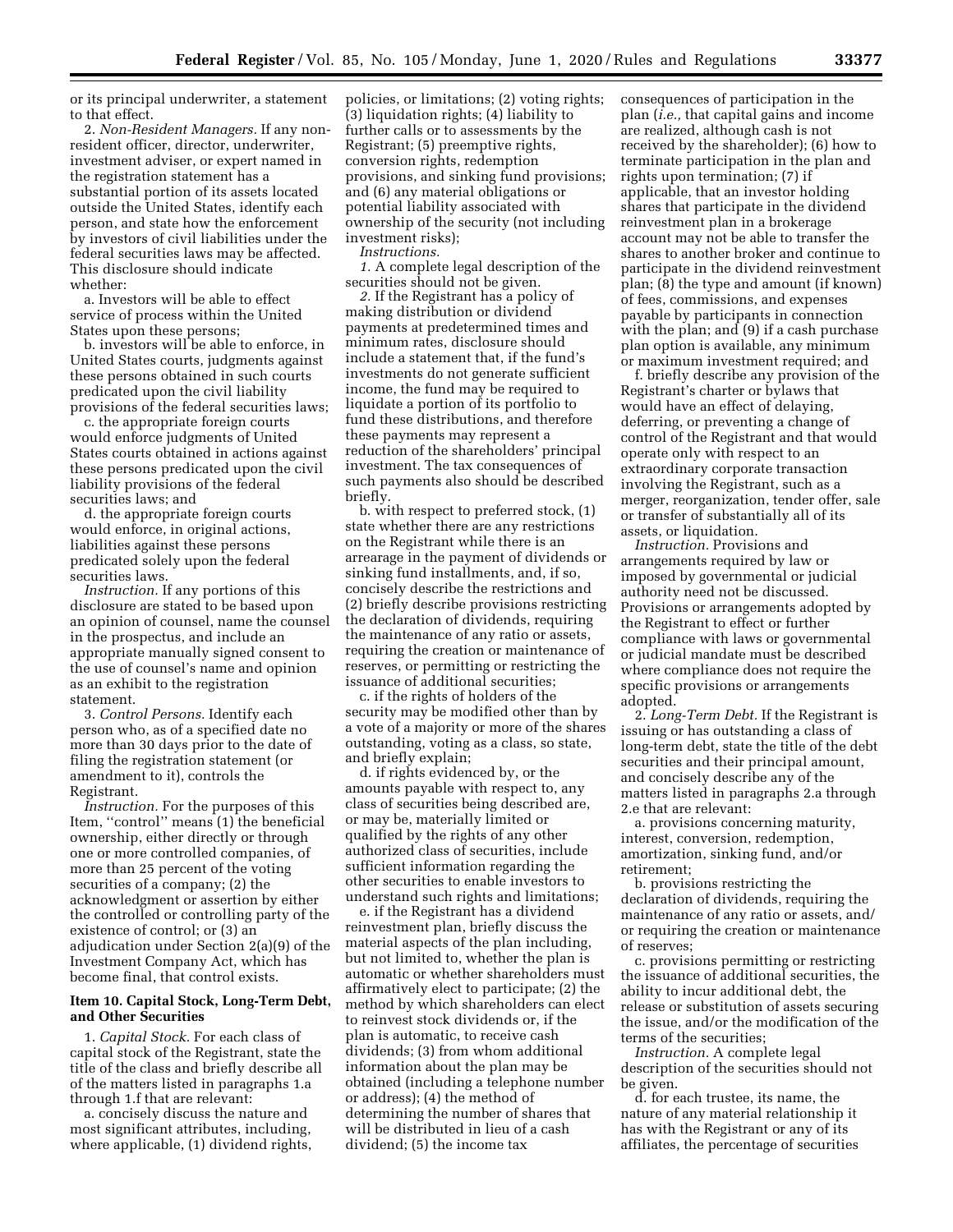or its principal underwriter, a statement to that effect.

2. *Non-Resident Managers.* If any non-resident officer, director, underwriter, investment adviser, or expert named in the registration statement has a substantial portion of its assets located outside the United States, identify each person, and state how the enforcement by investors of civil liabilities under the federal securities laws may be affected. This disclosure should indicate whether:

a. Investors will be able to effect service of process within the United States upon these persons;

b. investors will be able to enforce, in United States courts, judgments against these persons obtained in such courts predicated upon the civil liability provisions of the federal securities laws;

c. the appropriate foreign courts would enforce judgments of United States courts obtained in actions against these persons predicated upon the civil liability provisions of the federal securities laws; and

d. the appropriate foreign courts would enforce, in original actions, liabilities against these persons predicated solely upon the federal securities laws.

*Instruction.* If any portions of this disclosure are stated to be based upon an opinion of counsel, name the counsel in the prospectus, and include an appropriate manually signed consent to the use of counsel's name and opinion as an exhibit to the registration statement.

3. *Control Persons.* Identify each person who, as of a specified date no more than 30 days prior to the date of filing the registration statement (or amendment to it), controls the Registrant.

*Instruction.* For the purposes of this Item, ''control'' means (1) the beneficial ownership, either directly or through one or more controlled companies, of more than 25 percent of the voting securities of a company; (2) the acknowledgment or assertion by either the controlled or controlling party of the existence of control; or (3) an adjudication under Section 2(a)(9) of the Investment Company Act, which has become final, that control exists.

**Item 10. Capital Stock, Long-Term Debt, and Other Securities**

1. *Capital Stock.* For each class of capital stock of the Registrant, state the title of the class and briefly describe all of the matters listed in paragraphs 1.a through 1.f that are relevant:

a. concisely discuss the nature and most significant attributes, including, where applicable, (1) dividend rights, policies, or limitations; (2) voting rights; (3) liquidation rights; (4) liability to further calls or to assessments by the Registrant; (5) preemptive rights, conversion rights, redemption provisions, and sinking fund provisions; and (6) any material obligations or potential liability associated with ownership of the security (not including investment risks);

*Instructions.*

*1.* A complete legal description of the securities should not be given.

*2.* If the Registrant has a policy of making distribution or dividend payments at predetermined times and minimum rates, disclosure should include a statement that, if the fund's investments do not generate sufficient income, the fund may be required to liquidate a portion of its portfolio to fund these distributions, and therefore these payments may represent a reduction of the shareholders' principal investment. The tax consequences of such payments also should be described briefly.

b. with respect to preferred stock, (1) state whether there are any restrictions on the Registrant while there is an arrearage in the payment of dividends or sinking fund installments, and, if so, concisely describe the restrictions and (2) briefly describe provisions restricting the declaration of dividends, requiring the maintenance of any ratio or assets, requiring the creation or maintenance of reserves, or permitting or restricting the issuance of additional securities;

c. if the rights of holders of the security may be modified other than by a vote of a majority or more of the shares outstanding, voting as a class, so state, and briefly explain;

d. if rights evidenced by, or the amounts payable with respect to, any class of securities being described are, or may be, materially limited or qualified by the rights of any other authorized class of securities, include sufficient information regarding the other securities to enable investors to understand such rights and limitations;

e. if the Registrant has a dividend reinvestment plan, briefly discuss the material aspects of the plan including, but not limited to, whether the plan is automatic or whether shareholders must affirmatively elect to participate; (2) the method by which shareholders can elect to reinvest stock dividends or, if the plan is automatic, to receive cash dividends; (3) from whom additional information about the plan may be obtained (including a telephone number or address); (4) the method of determining the number of shares that will be distributed in lieu of a cash dividend; (5) the income tax consequences of participation in the plan (*i.e.,* that capital gains and income are realized, although cash is not received by the shareholder); (6) how to terminate participation in the plan and rights upon termination; (7) if applicable, that an investor holding shares that participate in the dividend reinvestment plan in a brokerage account may not be able to transfer the shares to another broker and continue to participate in the dividend reinvestment plan; (8) the type and amount (if known) of fees, commissions, and expenses payable by participants in connection with the plan; and (9) if a cash purchase plan option is available, any minimum or maximum investment required; and

f. briefly describe any provision of the Registrant's charter or bylaws that would have an effect of delaying, deferring, or preventing a change of control of the Registrant and that would operate only with respect to an extraordinary corporate transaction involving the Registrant, such as a merger, reorganization, tender offer, sale or transfer of substantially all of its assets, or liquidation.

*Instruction.* Provisions and arrangements required by law or imposed by governmental or judicial authority need not be discussed. Provisions or arrangements adopted by the Registrant to effect or further compliance with laws or governmental or judicial mandate must be described where compliance does not require the specific provisions or arrangements adopted.

2. *Long-Term Debt.* If the Registrant is issuing or has outstanding a class of long-term debt, state the title of the debt securities and their principal amount, and concisely describe any of the matters listed in paragraphs 2.a through 2.e that are relevant:

a. provisions concerning maturity, interest, conversion, redemption, amortization, sinking fund, and/or retirement;

b. provisions restricting the declaration of dividends, requiring the maintenance of any ratio or assets, and/or requiring the creation or maintenance of reserves;

c. provisions permitting or restricting the issuance of additional securities, the ability to incur additional debt, the release or substitution of assets securing the issue, and/or the modification of the terms of the securities;

*Instruction.* A complete legal description of the securities should not be given.

d. for each trustee, its name, the nature of any material relationship it has with the Registrant or any of its affiliates, the percentage of securities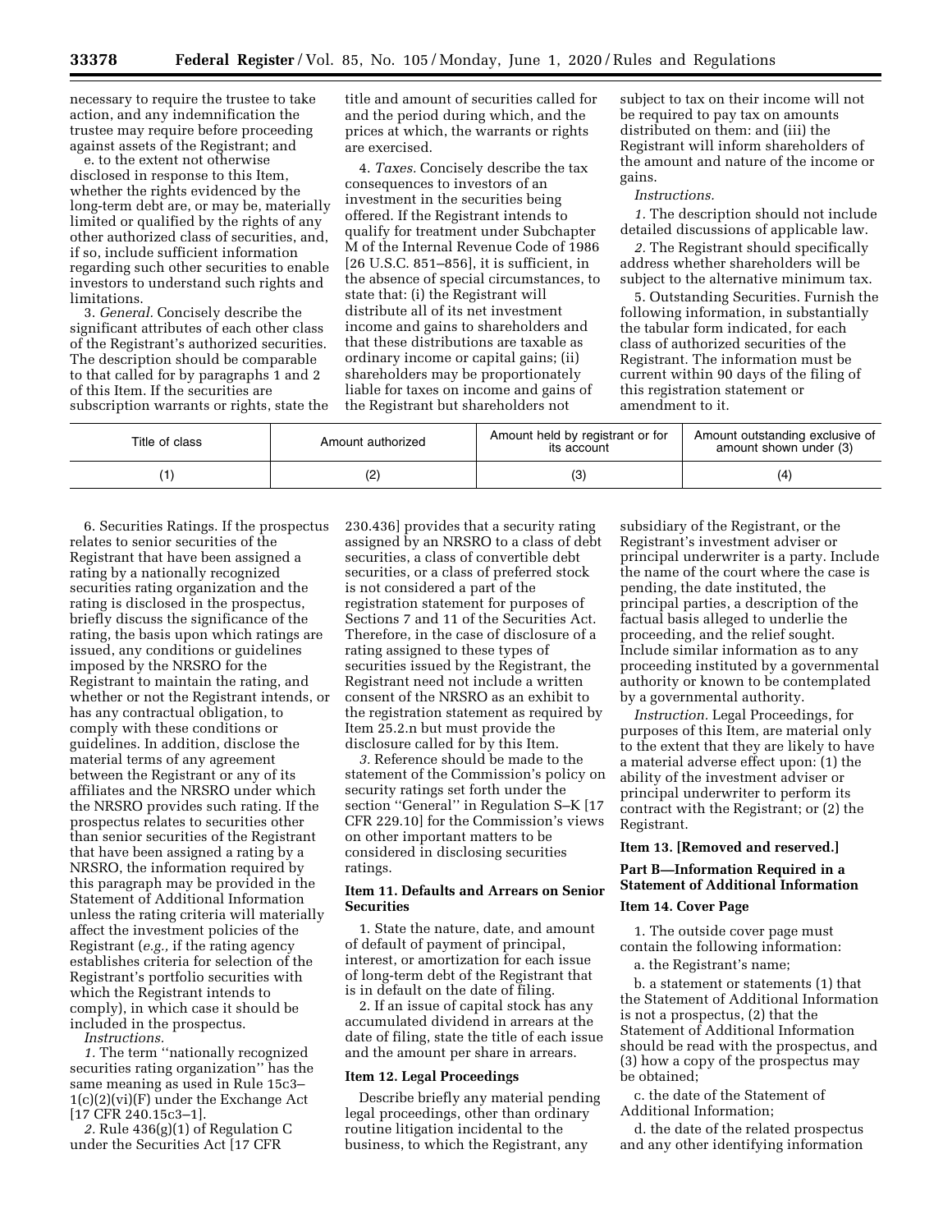necessary to require the trustee to take action, and any indemnification the trustee may require before proceeding against assets of the Registrant; and

e. to the extent not otherwise disclosed in response to this Item, whether the rights evidenced by the long-term debt are, or may be, materially limited or qualified by the rights of any other authorized class of securities, and, if so, include sufficient information regarding such other securities to enable investors to understand such rights and limitations.

3. *General.* Concisely describe the significant attributes of each other class of the Registrant's authorized securities. The description should be comparable to that called for by paragraphs 1 and 2 of this Item. If the securities are subscription warrants or rights, state the title and amount of securities called for and the period during which, and the prices at which, the warrants or rights are exercised.

4. *Taxes.* Concisely describe the tax consequences to investors of an investment in the securities being offered. If the Registrant intends to qualify for treatment under Subchapter M of the Internal Revenue Code of 1986 [26 U.S.C. 851–856], it is sufficient, in the absence of special circumstances, to state that: (i) the Registrant will distribute all of its net investment income and gains to shareholders and that these distributions are taxable as ordinary income or capital gains; (ii) shareholders may be proportionately liable for taxes on income and gains of the Registrant but shareholders not subject to tax on their income will not be required to pay tax on amounts distributed on them: and (iii) the Registrant will inform shareholders of the amount and nature of the income or gains.

*Instructions.*

*1.* The description should not include detailed discussions of applicable law.

*2.* The Registrant should specifically address whether shareholders will be subject to the alternative minimum tax.

5. Outstanding Securities. Furnish the following information, in substantially the tabular form indicated, for each class of authorized securities of the Registrant. The information must be current within 90 days of the filing of this registration statement or amendment to it.

| Title of class | Amount authorized | Amount held by registrant or for its account | Amount outstanding exclusive of amount shown under (3) |
|---|---|---|---|
| (1) | (2) | (3) | (4) |

6. Securities Ratings. If the prospectus relates to senior securities of the Registrant that have been assigned a rating by a nationally recognized securities rating organization and the rating is disclosed in the prospectus, briefly discuss the significance of the rating, the basis upon which ratings are issued, any conditions or guidelines imposed by the NRSRO for the Registrant to maintain the rating, and whether or not the Registrant intends, or has any contractual obligation, to comply with these conditions or guidelines. In addition, disclose the material terms of any agreement between the Registrant or any of its affiliates and the NRSRO under which the NRSRO provides such rating. If the prospectus relates to securities other than senior securities of the Registrant that have been assigned a rating by a NRSRO, the information required by this paragraph may be provided in the Statement of Additional Information unless the rating criteria will materially affect the investment policies of the Registrant (*e.g.,* if the rating agency establishes criteria for selection of the Registrant's portfolio securities with which the Registrant intends to comply), in which case it should be included in the prospectus.

*Instructions.*

*1.* The term ''nationally recognized securities rating organization'' has the same meaning as used in Rule 15c3–1(c)(2)(vi)(F) under the Exchange Act [17 CFR 240.15c3–1].

*2.* Rule 436(g)(1) of Regulation C under the Securities Act [17 CFR 230.436] provides that a security rating assigned by an NRSRO to a class of debt securities, a class of convertible debt securities, or a class of preferred stock is not considered a part of the registration statement for purposes of Sections 7 and 11 of the Securities Act. Therefore, in the case of disclosure of a rating assigned to these types of securities issued by the Registrant, the Registrant need not include a written consent of the NRSRO as an exhibit to the registration statement as required by Item 25.2.n but must provide the disclosure called for by this Item.

*3.* Reference should be made to the statement of the Commission's policy on security ratings set forth under the section ''General'' in Regulation S–K [17 CFR 229.10] for the Commission's views on other important matters to be considered in disclosing securities ratings.

### Item 11. Defaults and Arrears on Senior Securities

1. State the nature, date, and amount of default of payment of principal, interest, or amortization for each issue of long-term debt of the Registrant that is in default on the date of filing.

2. If an issue of capital stock has any accumulated dividend in arrears at the date of filing, state the title of each issue and the amount per share in arrears.

### Item 12. Legal Proceedings

Describe briefly any material pending legal proceedings, other than ordinary routine litigation incidental to the business, to which the Registrant, any subsidiary of the Registrant, or the Registrant's investment adviser or principal underwriter is a party. Include the name of the court where the case is pending, the date instituted, the principal parties, a description of the factual basis alleged to underlie the proceeding, and the relief sought. Include similar information as to any proceeding instituted by a governmental authority or known to be contemplated by a governmental authority.

*Instruction.* Legal Proceedings, for purposes of this Item, are material only to the extent that they are likely to have a material adverse effect upon: (1) the ability of the investment adviser or principal underwriter to perform its contract with the Registrant; or (2) the Registrant.

### Item 13. [Removed and reserved.]

## Part B—Information Required in a Statement of Additional Information

### Item 14. Cover Page

1. The outside cover page must contain the following information:

a. the Registrant's name;

b. a statement or statements (1) that the Statement of Additional Information is not a prospectus, (2) that the Statement of Additional Information should be read with the prospectus, and (3) how a copy of the prospectus may be obtained;

c. the date of the Statement of Additional Information;

d. the date of the related prospectus and any other identifying information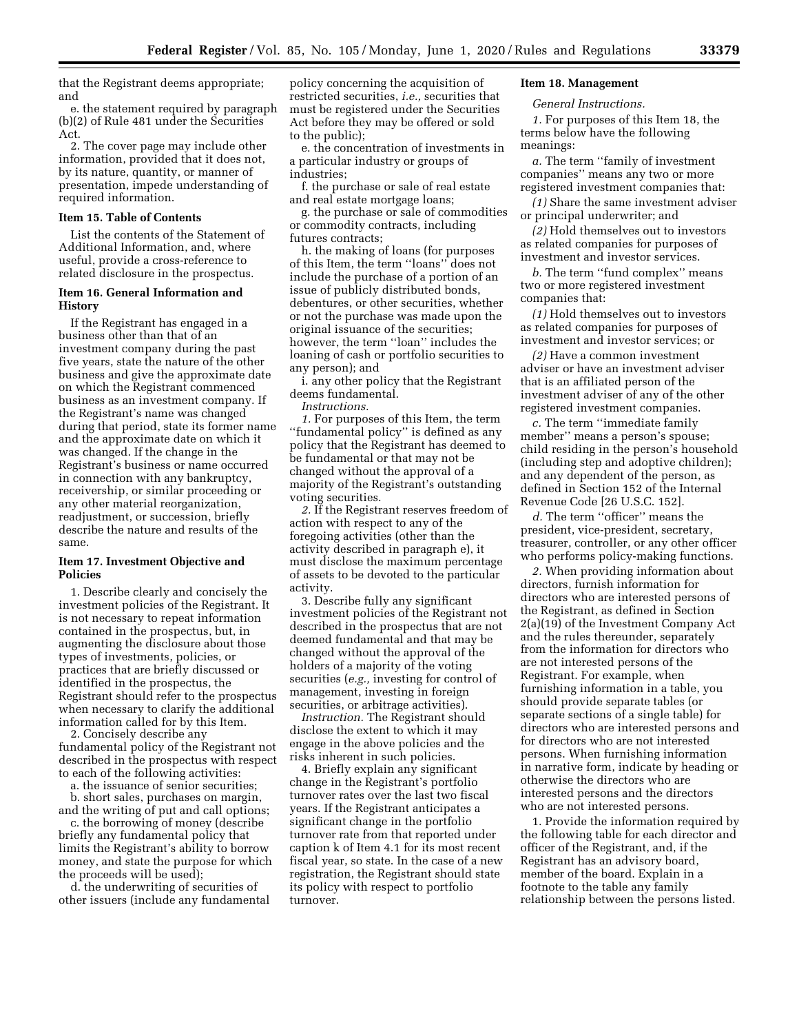that the Registrant deems appropriate; and

e. the statement required by paragraph (b)(2) of Rule 481 under the Securities Act.

2. The cover page may include other information, provided that it does not, by its nature, quantity, or manner of presentation, impede understanding of required information.

### Item 15. Table of Contents

List the contents of the Statement of Additional Information, and, where useful, provide a cross-reference to related disclosure in the prospectus.

### Item 16. General Information and History

If the Registrant has engaged in a business other than that of an investment company during the past five years, state the nature of the other business and give the approximate date on which the Registrant commenced business as an investment company. If the Registrant's name was changed during that period, state its former name and the approximate date on which it was changed. If the change in the Registrant's business or name occurred in connection with any bankruptcy, receivership, or similar proceeding or any other material reorganization, readjustment, or succession, briefly describe the nature and results of the same.

### Item 17. Investment Objective and Policies

1. Describe clearly and concisely the investment policies of the Registrant. It is not necessary to repeat information contained in the prospectus, but, in augmenting the disclosure about those types of investments, policies, or practices that are briefly discussed or identified in the prospectus, the Registrant should refer to the prospectus when necessary to clarify the additional information called for by this Item.

2. Concisely describe any fundamental policy of the Registrant not described in the prospectus with respect to each of the following activities:

a. the issuance of senior securities;

b. short sales, purchases on margin, and the writing of put and call options;

c. the borrowing of money (describe briefly any fundamental policy that limits the Registrant's ability to borrow money, and state the purpose for which the proceeds will be used);

d. the underwriting of securities of other issuers (include any fundamental policy concerning the acquisition of restricted securities, *i.e.,* securities that must be registered under the Securities Act before they may be offered or sold to the public);

e. the concentration of investments in a particular industry or groups of industries;

f. the purchase or sale of real estate and real estate mortgage loans;

g. the purchase or sale of commodities or commodity contracts, including futures contracts;

h. the making of loans (for purposes of this Item, the term ''loans'' does not include the purchase of a portion of an issue of publicly distributed bonds, debentures, or other securities, whether or not the purchase was made upon the original issuance of the securities; however, the term ''loan'' includes the loaning of cash or portfolio securities to any person); and

i. any other policy that the Registrant deems fundamental.

*Instructions.*

*1.* For purposes of this Item, the term ''fundamental policy'' is defined as any policy that the Registrant has deemed to be fundamental or that may not be changed without the approval of a majority of the Registrant's outstanding voting securities.

*2.* If the Registrant reserves freedom of action with respect to any of the foregoing activities (other than the activity described in paragraph e), it must disclose the maximum percentage of assets to be devoted to the particular activity.

3. Describe fully any significant investment policies of the Registrant not described in the prospectus that are not deemed fundamental and that may be changed without the approval of the holders of a majority of the voting securities (*e.g.,* investing for control of management, investing in foreign securities, or arbitrage activities).

*Instruction.* The Registrant should disclose the extent to which it may engage in the above policies and the risks inherent in such policies.

4. Briefly explain any significant change in the Registrant's portfolio turnover rates over the last two fiscal years. If the Registrant anticipates a significant change in the portfolio turnover rate from that reported under caption k of Item 4.1 for its most recent fiscal year, so state. In the case of a new registration, the Registrant should state its policy with respect to portfolio turnover.

### Item 18. Management

*General Instructions.*

*1.* For purposes of this Item 18, the terms below have the following meanings:

*a.* The term ''family of investment companies'' means any two or more registered investment companies that:

*(1)* Share the same investment adviser or principal underwriter; and

*(2)* Hold themselves out to investors as related companies for purposes of investment and investor services.

*b.* The term ''fund complex'' means two or more registered investment companies that:

*(1)* Hold themselves out to investors as related companies for purposes of investment and investor services; or

*(2)* Have a common investment adviser or have an investment adviser that is an affiliated person of the investment adviser of any of the other registered investment companies.

*c.* The term ''immediate family member'' means a person's spouse; child residing in the person's household (including step and adoptive children); and any dependent of the person, as defined in Section 152 of the Internal Revenue Code [26 U.S.C. 152].

*d.* The term ''officer'' means the president, vice-president, secretary, treasurer, controller, or any other officer who performs policy-making functions.

*2.* When providing information about directors, furnish information for directors who are interested persons of the Registrant, as defined in Section 2(a)(19) of the Investment Company Act and the rules thereunder, separately from the information for directors who are not interested persons of the Registrant. For example, when furnishing information in a table, you should provide separate tables (or separate sections of a single table) for directors who are interested persons and for directors who are not interested persons. When furnishing information in narrative form, indicate by heading or otherwise the directors who are interested persons and the directors who are not interested persons.

1. Provide the information required by the following table for each director and officer of the Registrant, and, if the Registrant has an advisory board, member of the board. Explain in a footnote to the table any family relationship between the persons listed.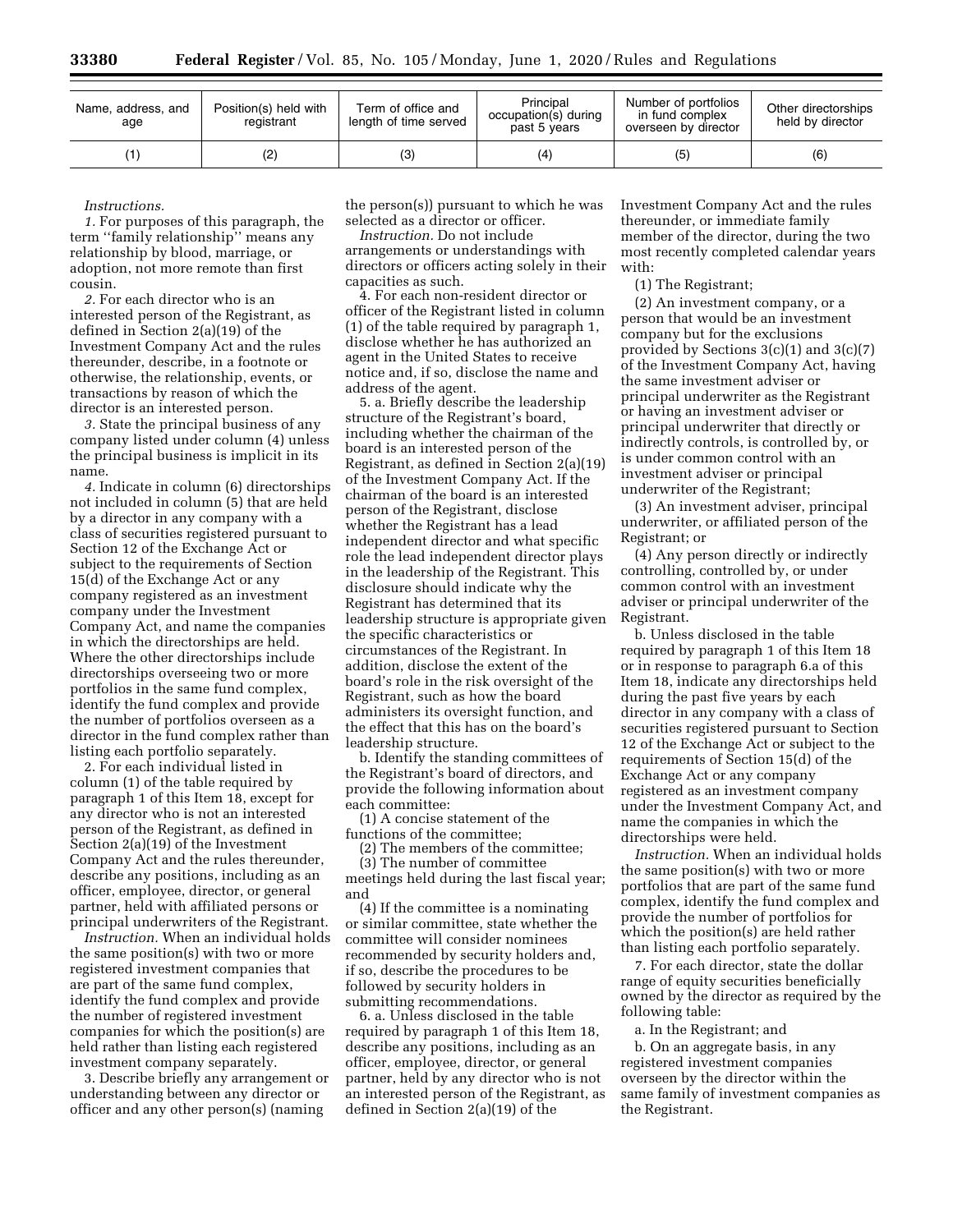| Name, address, and age | Position(s) held with registrant | Term of office and length of time served | Principal occupation(s) during past 5 years | Number of portfolios in fund complex overseen by director | Other directorships held by director |
|---|---|---|---|---|---|
| (1) | (2) | (3) | (4) | (5) | (6) |

*Instructions.*

*1.* For purposes of this paragraph, the term ''family relationship'' means any relationship by blood, marriage, or adoption, not more remote than first cousin.

*2.* For each director who is an interested person of the Registrant, as defined in Section 2(a)(19) of the Investment Company Act and the rules thereunder, describe, in a footnote or otherwise, the relationship, events, or transactions by reason of which the director is an interested person.

*3.* State the principal business of any company listed under column (4) unless the principal business is implicit in its name.

*4.* Indicate in column (6) directorships not included in column (5) that are held by a director in any company with a class of securities registered pursuant to Section 12 of the Exchange Act or subject to the requirements of Section 15(d) of the Exchange Act or any company registered as an investment company under the Investment Company Act, and name the companies in which the directorships are held. Where the other directorships include directorships overseeing two or more portfolios in the same fund complex, identify the fund complex and provide the number of portfolios overseen as a director in the fund complex rather than listing each portfolio separately.

2. For each individual listed in column (1) of the table required by paragraph 1 of this Item 18, except for any director who is not an interested person of the Registrant, as defined in Section 2(a)(19) of the Investment Company Act and the rules thereunder, describe any positions, including as an officer, employee, director, or general partner, held with affiliated persons or principal underwriters of the Registrant.

*Instruction.* When an individual holds the same position(s) with two or more registered investment companies that are part of the same fund complex, identify the fund complex and provide the number of registered investment companies for which the position(s) are held rather than listing each registered investment company separately.

3. Describe briefly any arrangement or understanding between any director or officer and any other person(s) (naming the person(s)) pursuant to which he was selected as a director or officer.

*Instruction.* Do not include arrangements or understandings with directors or officers acting solely in their capacities as such.

4. For each non-resident director or officer of the Registrant listed in column (1) of the table required by paragraph 1, disclose whether he has authorized an agent in the United States to receive notice and, if so, disclose the name and address of the agent.

5. a. Briefly describe the leadership structure of the Registrant's board, including whether the chairman of the board is an interested person of the Registrant, as defined in Section 2(a)(19) of the Investment Company Act. If the chairman of the board is an interested person of the Registrant, disclose whether the Registrant has a lead independent director and what specific role the lead independent director plays in the leadership of the Registrant. This disclosure should indicate why the Registrant has determined that its leadership structure is appropriate given the specific characteristics or circumstances of the Registrant. In addition, disclose the extent of the board's role in the risk oversight of the Registrant, such as how the board administers its oversight function, and the effect that this has on the board's leadership structure.

b. Identify the standing committees of the Registrant's board of directors, and provide the following information about each committee:

(1) A concise statement of the functions of the committee;

(2) The members of the committee;

(3) The number of committee meetings held during the last fiscal year; and

(4) If the committee is a nominating or similar committee, state whether the committee will consider nominees recommended by security holders and, if so, describe the procedures to be followed by security holders in submitting recommendations.

6. a. Unless disclosed in the table required by paragraph 1 of this Item 18, describe any positions, including as an officer, employee, director, or general partner, held by any director who is not an interested person of the Registrant, as defined in Section 2(a)(19) of the Investment Company Act and the rules thereunder, or immediate family member of the director, during the two most recently completed calendar years with:

(1) The Registrant;

(2) An investment company, or a person that would be an investment company but for the exclusions provided by Sections 3(c)(1) and 3(c)(7) of the Investment Company Act, having the same investment adviser or principal underwriter as the Registrant or having an investment adviser or principal underwriter that directly or indirectly controls, is controlled by, or is under common control with an investment adviser or principal underwriter of the Registrant;

(3) An investment adviser, principal underwriter, or affiliated person of the Registrant; or

(4) Any person directly or indirectly controlling, controlled by, or under common control with an investment adviser or principal underwriter of the Registrant.

b. Unless disclosed in the table required by paragraph 1 of this Item 18 or in response to paragraph 6.a of this Item 18, indicate any directorships held during the past five years by each director in any company with a class of securities registered pursuant to Section 12 of the Exchange Act or subject to the requirements of Section 15(d) of the Exchange Act or any company registered as an investment company under the Investment Company Act, and name the companies in which the directorships were held.

*Instruction.* When an individual holds the same position(s) with two or more portfolios that are part of the same fund complex, identify the fund complex and provide the number of portfolios for which the position(s) are held rather than listing each portfolio separately.

7. For each director, state the dollar range of equity securities beneficially owned by the director as required by the following table:

a. In the Registrant; and

b. On an aggregate basis, in any registered investment companies overseen by the director within the same family of investment companies as the Registrant.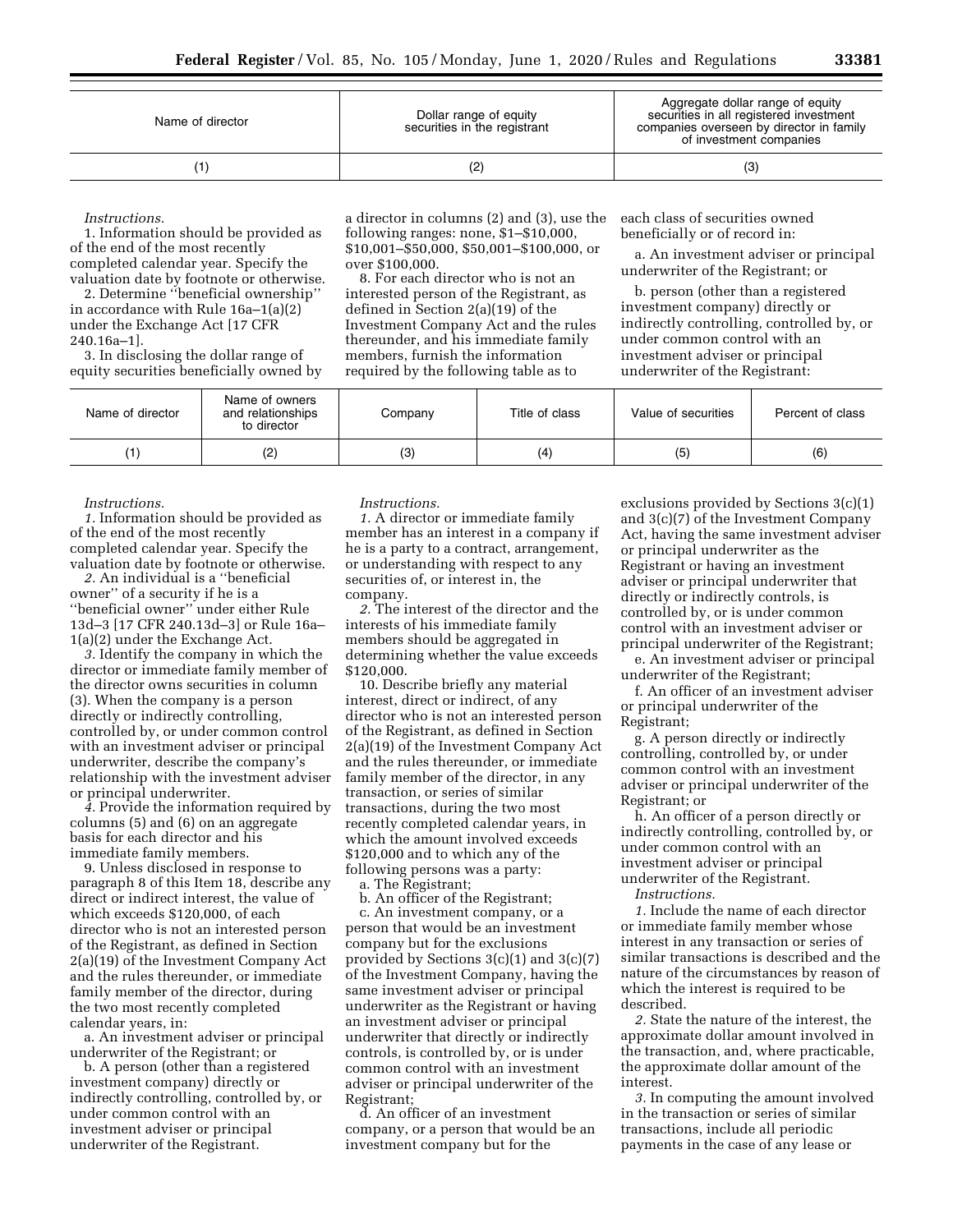| Name of director | Dollar range of equity securities in the registrant | Aggregate dollar range of equity securities in all registered investment companies overseen by director in family of investment companies |
|---|---|---|
| (1) | (2) | (3) |

*Instructions.*

1. Information should be provided as of the end of the most recently completed calendar year. Specify the valuation date by footnote or otherwise.

2. Determine ''beneficial ownership'' in accordance with Rule 16a–1(a)(2) under the Exchange Act [17 CFR 240.16a–1].

3. In disclosing the dollar range of equity securities beneficially owned by a director in columns (2) and (3), use the following ranges: none, $1–$10,000, $10,001–$50,000, $50,001–$100,000, or over $100,000.

8. For each director who is not an interested person of the Registrant, as defined in Section 2(a)(19) of the Investment Company Act and the rules thereunder, and his immediate family members, furnish the information required by the following table as to each class of securities owned beneficially or of record in:

a. An investment adviser or principal underwriter of the Registrant; or

b. person (other than a registered investment company) directly or indirectly controlling, controlled by, or under common control with an investment adviser or principal underwriter of the Registrant:

| Name of director | Name of owners and relationships to director | Company | Title of class | Value of securities | Percent of class |
|---|---|---|---|---|---|
| (1) | (2) | (3) | (4) | (5) | (6) |

*Instructions.*

*1.* Information should be provided as of the end of the most recently completed calendar year. Specify the valuation date by footnote or otherwise.

*2.* An individual is a ''beneficial owner'' of a security if he is a ''beneficial owner'' under either Rule 13d–3 [17 CFR 240.13d–3] or Rule 16a–1(a)(2) under the Exchange Act.

*3.* Identify the company in which the director or immediate family member of the director owns securities in column (3). When the company is a person directly or indirectly controlling, controlled by, or under common control with an investment adviser or principal underwriter, describe the company's relationship with the investment adviser or principal underwriter.

*4.* Provide the information required by columns (5) and (6) on an aggregate basis for each director and his immediate family members.

9. Unless disclosed in response to paragraph 8 of this Item 18, describe any direct or indirect interest, the value of which exceeds $120,000, of each director who is not an interested person of the Registrant, as defined in Section 2(a)(19) of the Investment Company Act and the rules thereunder, or immediate family member of the director, during the two most recently completed calendar years, in:

a. An investment adviser or principal underwriter of the Registrant; or

b. A person (other than a registered investment company) directly or indirectly controlling, controlled by, or under common control with an investment adviser or principal underwriter of the Registrant.

*Instructions.*

*1.* A director or immediate family member has an interest in a company if he is a party to a contract, arrangement, or understanding with respect to any securities of, or interest in, the company.

*2.* The interest of the director and the interests of his immediate family members should be aggregated in determining whether the value exceeds $120,000.

10. Describe briefly any material interest, direct or indirect, of any director who is not an interested person of the Registrant, as defined in Section 2(a)(19) of the Investment Company Act and the rules thereunder, or immediate family member of the director, in any transaction, or series of similar transactions, during the two most recently completed calendar years, in which the amount involved exceeds $120,000 and to which any of the following persons was a party:

a. The Registrant;

b. An officer of the Registrant;

c. An investment company, or a person that would be an investment company but for the exclusions provided by Sections 3(c)(1) and 3(c)(7) of the Investment Company, having the same investment adviser or principal underwriter as the Registrant or having an investment adviser or principal underwriter that directly or indirectly controls, is controlled by, or is under common control with an investment adviser or principal underwriter of the Registrant;

d. An officer of an investment company, or a person that would be an investment company but for the exclusions provided by Sections 3(c)(1) and 3(c)(7) of the Investment Company Act, having the same investment adviser or principal underwriter as the Registrant or having an investment adviser or principal underwriter that directly or indirectly controls, is controlled by, or is under common control with an investment adviser or principal underwriter of the Registrant;

e. An investment adviser or principal underwriter of the Registrant;

f. An officer of an investment adviser or principal underwriter of the Registrant;

g. A person directly or indirectly controlling, controlled by, or under common control with an investment adviser or principal underwriter of the Registrant; or

h. An officer of a person directly or indirectly controlling, controlled by, or under common control with an investment adviser or principal underwriter of the Registrant.

*Instructions.*

*1.* Include the name of each director or immediate family member whose interest in any transaction or series of similar transactions is described and the nature of the circumstances by reason of which the interest is required to be described.

*2.* State the nature of the interest, the approximate dollar amount involved in the transaction, and, where practicable, the approximate dollar amount of the interest.

*3.* In computing the amount involved in the transaction or series of similar transactions, include all periodic payments in the case of any lease or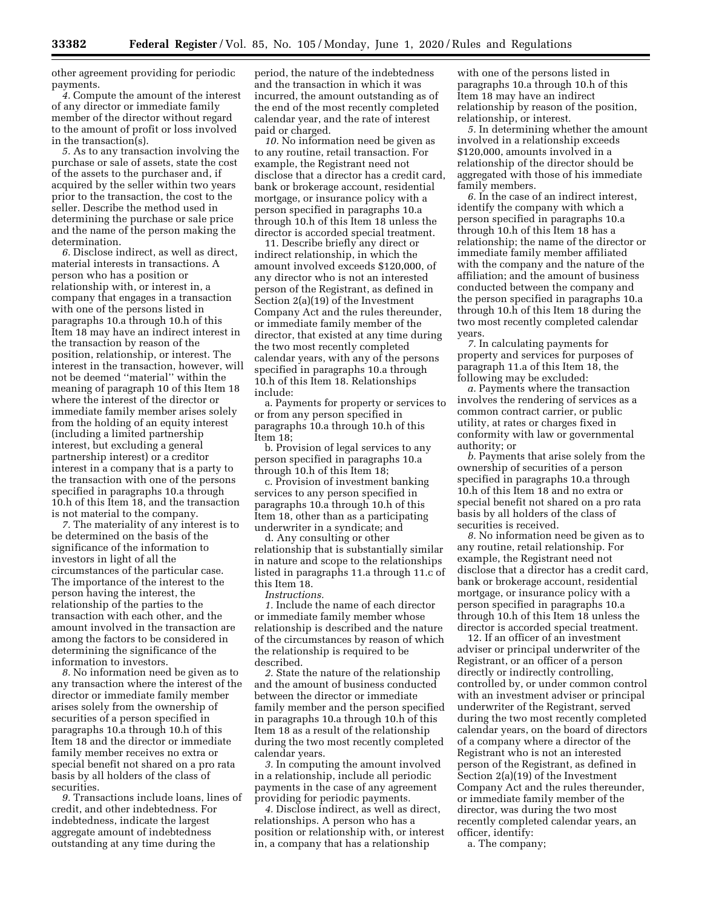other agreement providing for periodic payments.

*4.* Compute the amount of the interest of any director or immediate family member of the director without regard to the amount of profit or loss involved in the transaction(s).

*5.* As to any transaction involving the purchase or sale of assets, state the cost of the assets to the purchaser and, if acquired by the seller within two years prior to the transaction, the cost to the seller. Describe the method used in determining the purchase or sale price and the name of the person making the determination.

*6.* Disclose indirect, as well as direct, material interests in transactions. A person who has a position or relationship with, or interest in, a company that engages in a transaction with one of the persons listed in paragraphs 10.a through 10.h of this Item 18 may have an indirect interest in the transaction by reason of the position, relationship, or interest. The interest in the transaction, however, will not be deemed ''material'' within the meaning of paragraph 10 of this Item 18 where the interest of the director or immediate family member arises solely from the holding of an equity interest (including a limited partnership interest, but excluding a general partnership interest) or a creditor interest in a company that is a party to the transaction with one of the persons specified in paragraphs 10.a through 10.h of this Item 18, and the transaction is not material to the company.

*7.* The materiality of any interest is to be determined on the basis of the significance of the information to investors in light of all the circumstances of the particular case. The importance of the interest to the person having the interest, the relationship of the parties to the transaction with each other, and the amount involved in the transaction are among the factors to be considered in determining the significance of the information to investors.

*8.* No information need be given as to any transaction where the interest of the director or immediate family member arises solely from the ownership of securities of a person specified in paragraphs 10.a through 10.h of this Item 18 and the director or immediate family member receives no extra or special benefit not shared on a pro rata basis by all holders of the class of securities.

*9.* Transactions include loans, lines of credit, and other indebtedness. For indebtedness, indicate the largest aggregate amount of indebtedness outstanding at any time during the period, the nature of the indebtedness and the transaction in which it was incurred, the amount outstanding as of the end of the most recently completed calendar year, and the rate of interest paid or charged.

*10.* No information need be given as to any routine, retail transaction. For example, the Registrant need not disclose that a director has a credit card, bank or brokerage account, residential mortgage, or insurance policy with a person specified in paragraphs 10.a through 10.h of this Item 18 unless the director is accorded special treatment.

11. Describe briefly any direct or indirect relationship, in which the amount involved exceeds $120,000, of any director who is not an interested person of the Registrant, as defined in Section 2(a)(19) of the Investment Company Act and the rules thereunder, or immediate family member of the director, that existed at any time during the two most recently completed calendar years, with any of the persons specified in paragraphs 10.a through 10.h of this Item 18. Relationships include:

a. Payments for property or services to or from any person specified in paragraphs 10.a through 10.h of this Item 18;

b. Provision of legal services to any person specified in paragraphs 10.a through 10.h of this Item 18;

c. Provision of investment banking services to any person specified in paragraphs 10.a through 10.h of this Item 18, other than as a participating underwriter in a syndicate; and

d. Any consulting or other relationship that is substantially similar in nature and scope to the relationships listed in paragraphs 11.a through 11.c of this Item 18.

*Instructions.*

*1.* Include the name of each director or immediate family member whose relationship is described and the nature of the circumstances by reason of which the relationship is required to be described.

*2.* State the nature of the relationship and the amount of business conducted between the director or immediate family member and the person specified in paragraphs 10.a through 10.h of this Item 18 as a result of the relationship during the two most recently completed calendar years.

*3.* In computing the amount involved in a relationship, include all periodic payments in the case of any agreement providing for periodic payments.

*4.* Disclose indirect, as well as direct, relationships. A person who has a position or relationship with, or interest in, a company that has a relationship with one of the persons listed in paragraphs 10.a through 10.h of this Item 18 may have an indirect relationship by reason of the position, relationship, or interest.

*5.* In determining whether the amount involved in a relationship exceeds $120,000, amounts involved in a relationship of the director should be aggregated with those of his immediate family members.

*6.* In the case of an indirect interest, identify the company with which a person specified in paragraphs 10.a through 10.h of this Item 18 has a relationship; the name of the director or immediate family member affiliated with the company and the nature of the affiliation; and the amount of business conducted between the company and the person specified in paragraphs 10.a through 10.h of this Item 18 during the two most recently completed calendar years.

*7.* In calculating payments for property and services for purposes of paragraph 11.a of this Item 18, the following may be excluded:

*a.* Payments where the transaction involves the rendering of services as a common contract carrier, or public utility, at rates or charges fixed in conformity with law or governmental authority; or

*b.* Payments that arise solely from the ownership of securities of a person specified in paragraphs 10.a through 10.h of this Item 18 and no extra or special benefit not shared on a pro rata basis by all holders of the class of securities is received.

*8.* No information need be given as to any routine, retail relationship. For example, the Registrant need not disclose that a director has a credit card, bank or brokerage account, residential mortgage, or insurance policy with a person specified in paragraphs 10.a through 10.h of this Item 18 unless the director is accorded special treatment.

12. If an officer of an investment adviser or principal underwriter of the Registrant, or an officer of a person directly or indirectly controlling, controlled by, or under common control with an investment adviser or principal underwriter of the Registrant, served during the two most recently completed calendar years, on the board of directors of a company where a director of the Registrant who is not an interested person of the Registrant, as defined in Section 2(a)(19) of the Investment Company Act and the rules thereunder, or immediate family member of the director, was during the two most recently completed calendar years, an officer, identify:

a. The company;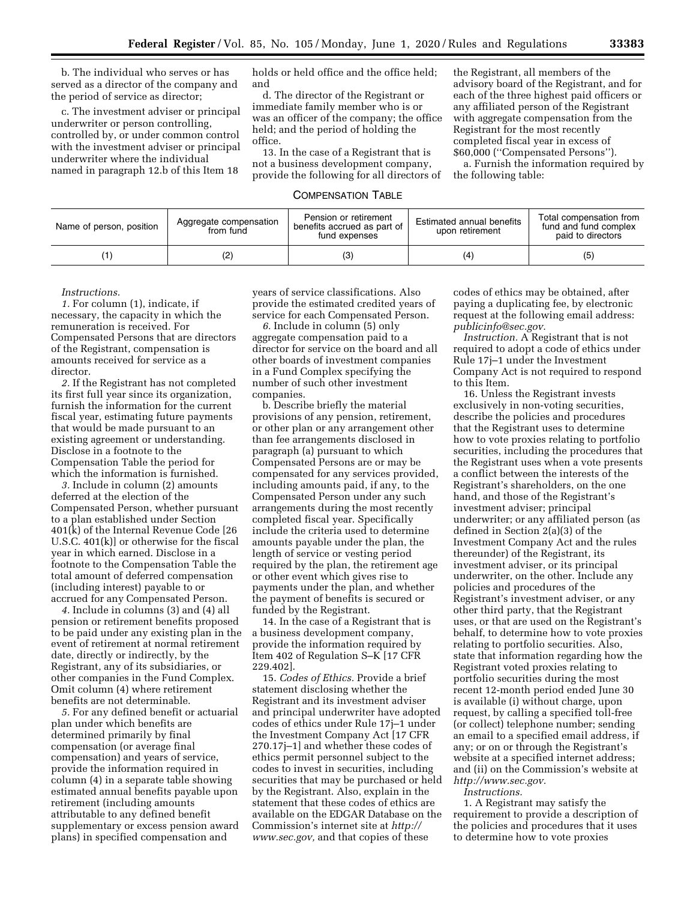b. The individual who serves or has served as a director of the company and the period of service as director;

c. The investment adviser or principal underwriter or person controlling, controlled by, or under common control with the investment adviser or principal underwriter where the individual named in paragraph 12.b of this Item 18 holds or held office and the office held; and

d. The director of the Registrant or immediate family member who is or was an officer of the company; the office held; and the period of holding the office.

13. In the case of a Registrant that is not a business development company, provide the following for all directors of the Registrant, all members of the advisory board of the Registrant, and for each of the three highest paid officers or any affiliated person of the Registrant with aggregate compensation from the Registrant for the most recently completed fiscal year in excess of $60,000 (''Compensated Persons'').

a. Furnish the information required by the following table:

COMPENSATION TABLE

| Name of person, position | Aggregate compensation from fund | Pension or retirement benefits accrued as part of fund expenses | Estimated annual benefits upon retirement | Total compensation from fund and fund complex paid to directors |
|---|---|---|---|---|
| (1) | (2) | (3) | (4) | (5) |

*Instructions.*

*1.* For column (1), indicate, if necessary, the capacity in which the remuneration is received. For Compensated Persons that are directors of the Registrant, compensation is amounts received for service as a director.

*2.* If the Registrant has not completed its first full year since its organization, furnish the information for the current fiscal year, estimating future payments that would be made pursuant to an existing agreement or understanding. Disclose in a footnote to the Compensation Table the period for which the information is furnished.

*3.* Include in column (2) amounts deferred at the election of the Compensated Person, whether pursuant to a plan established under Section 401(k) of the Internal Revenue Code [26 U.S.C. 401(k)] or otherwise for the fiscal year in which earned. Disclose in a footnote to the Compensation Table the total amount of deferred compensation (including interest) payable to or accrued for any Compensated Person.

*4.* Include in columns (3) and (4) all pension or retirement benefits proposed to be paid under any existing plan in the event of retirement at normal retirement date, directly or indirectly, by the Registrant, any of its subsidiaries, or other companies in the Fund Complex. Omit column (4) where retirement benefits are not determinable.

*5.* For any defined benefit or actuarial plan under which benefits are determined primarily by final compensation (or average final compensation) and years of service, provide the information required in column (4) in a separate table showing estimated annual benefits payable upon retirement (including amounts attributable to any defined benefit supplementary or excess pension award plans) in specified compensation and years of service classifications. Also provide the estimated credited years of service for each Compensated Person.

*6.* Include in column (5) only aggregate compensation paid to a director for service on the board and all other boards of investment companies in a Fund Complex specifying the number of such other investment companies.

b. Describe briefly the material provisions of any pension, retirement, or other plan or any arrangement other than fee arrangements disclosed in paragraph (a) pursuant to which Compensated Persons are or may be compensated for any services provided, including amounts paid, if any, to the Compensated Person under any such arrangements during the most recently completed fiscal year. Specifically include the criteria used to determine amounts payable under the plan, the length of service or vesting period required by the plan, the retirement age or other event which gives rise to payments under the plan, and whether the payment of benefits is secured or funded by the Registrant.

14. In the case of a Registrant that is a business development company, provide the information required by Item 402 of Regulation S–K [17 CFR 229.402].

15. *Codes of Ethics.* Provide a brief statement disclosing whether the Registrant and its investment adviser and principal underwriter have adopted codes of ethics under Rule 17j–1 under the Investment Company Act [17 CFR 270.17j–1] and whether these codes of ethics permit personnel subject to the codes to invest in securities, including securities that may be purchased or held by the Registrant. Also, explain in the statement that these codes of ethics are available on the EDGAR Database on the Commission's internet site at *http://www.sec.gov,* and that copies of these codes of ethics may be obtained, after paying a duplicating fee, by electronic request at the following email address: *publicinfo@sec.gov.*

*Instruction.* A Registrant that is not required to adopt a code of ethics under Rule 17j–1 under the Investment Company Act is not required to respond to this Item.

16. Unless the Registrant invests exclusively in non-voting securities, describe the policies and procedures that the Registrant uses to determine how to vote proxies relating to portfolio securities, including the procedures that the Registrant uses when a vote presents a conflict between the interests of the Registrant's shareholders, on the one hand, and those of the Registrant's investment adviser; principal underwriter; or any affiliated person (as defined in Section 2(a)(3) of the Investment Company Act and the rules thereunder) of the Registrant, its investment adviser, or its principal underwriter, on the other. Include any policies and procedures of the Registrant's investment adviser, or any other third party, that the Registrant uses, or that are used on the Registrant's behalf, to determine how to vote proxies relating to portfolio securities. Also, state that information regarding how the Registrant voted proxies relating to portfolio securities during the most recent 12-month period ended June 30 is available (i) without charge, upon request, by calling a specified toll-free (or collect) telephone number; sending an email to a specified email address, if any; or on or through the Registrant's website at a specified internet address; and (ii) on the Commission's website at *http://www.sec.gov.*

*Instructions.*

1. A Registrant may satisfy the requirement to provide a description of the policies and procedures that it uses to determine how to vote proxies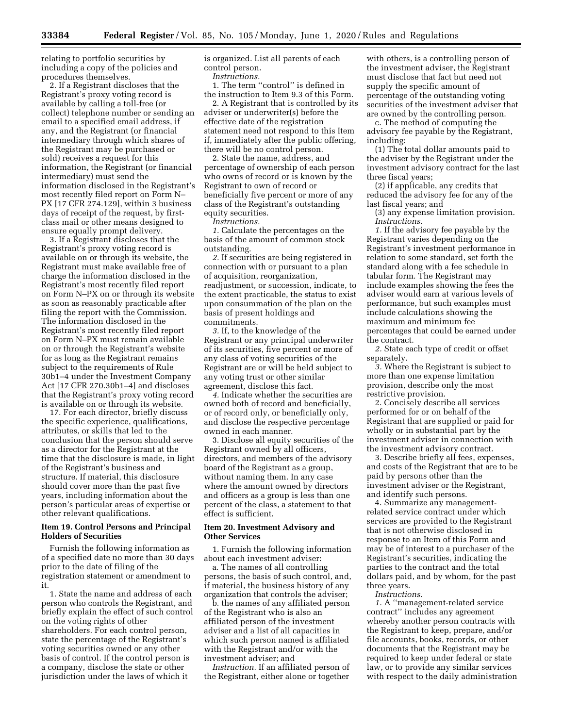relating to portfolio securities by including a copy of the policies and procedures themselves.

2. If a Registrant discloses that the Registrant's proxy voting record is available by calling a toll-free (or collect) telephone number or sending an email to a specified email address, if any, and the Registrant (or financial intermediary through which shares of the Registrant may be purchased or sold) receives a request for this information, the Registrant (or financial intermediary) must send the information disclosed in the Registrant's most recently filed report on Form N–PX [17 CFR 274.129], within 3 business days of receipt of the request, by first-class mail or other means designed to ensure equally prompt delivery.

3. If a Registrant discloses that the Registrant's proxy voting record is available on or through its website, the Registrant must make available free of charge the information disclosed in the Registrant's most recently filed report on Form N–PX on or through its website as soon as reasonably practicable after filing the report with the Commission. The information disclosed in the Registrant's most recently filed report on Form N–PX must remain available on or through the Registrant's website for as long as the Registrant remains subject to the requirements of Rule 30b1–4 under the Investment Company Act [17 CFR 270.30b1–4] and discloses that the Registrant's proxy voting record is available on or through its website.

17. For each director, briefly discuss the specific experience, qualifications, attributes, or skills that led to the conclusion that the person should serve as a director for the Registrant at the time that the disclosure is made, in light of the Registrant's business and structure. If material, this disclosure should cover more than the past five years, including information about the person's particular areas of expertise or other relevant qualifications.

**Item 19. Control Persons and Principal Holders of Securities**

Furnish the following information as of a specified date no more than 30 days prior to the date of filing of the registration statement or amendment to it.

1. State the name and address of each person who controls the Registrant, and briefly explain the effect of such control on the voting rights of other shareholders. For each control person, state the percentage of the Registrant's voting securities owned or any other basis of control. If the control person is a company, disclose the state or other jurisdiction under the laws of which it is organized. List all parents of each control person.

*Instructions.*

1. The term ''control'' is defined in the instruction to Item 9.3 of this Form.

2. A Registrant that is controlled by its adviser or underwriter(s) before the effective date of the registration statement need not respond to this Item if, immediately after the public offering, there will be no control person.

2. State the name, address, and percentage of ownership of each person who owns of record or is known by the Registrant to own of record or beneficially five percent or more of any class of the Registrant's outstanding equity securities.

*Instructions.*

*1.* Calculate the percentages on the basis of the amount of common stock outstanding.

*2.* If securities are being registered in connection with or pursuant to a plan of acquisition, reorganization, readjustment, or succession, indicate, to the extent practicable, the status to exist upon consummation of the plan on the basis of present holdings and commitments.

*3.* If, to the knowledge of the Registrant or any principal underwriter of its securities, five percent or more of any class of voting securities of the Registrant are or will be held subject to any voting trust or other similar agreement, disclose this fact.

*4.* Indicate whether the securities are owned both of record and beneficially, or of record only, or beneficially only, and disclose the respective percentage owned in each manner.

3. Disclose all equity securities of the Registrant owned by all officers, directors, and members of the advisory board of the Registrant as a group, without naming them. In any case where the amount owned by directors and officers as a group is less than one percent of the class, a statement to that effect is sufficient.

**Item 20. Investment Advisory and Other Services**

1. Furnish the following information about each investment adviser:

a. The names of all controlling persons, the basis of such control, and, if material, the business history of any organization that controls the adviser;

b. the names of any affiliated person of the Registrant who is also an affiliated person of the investment adviser and a list of all capacities in which such person named is affiliated with the Registrant and/or with the investment adviser; and

*Instruction.* If an affiliated person of the Registrant, either alone or together with others, is a controlling person of the investment adviser, the Registrant must disclose that fact but need not supply the specific amount of percentage of the outstanding voting securities of the investment adviser that are owned by the controlling person.

c. The method of computing the advisory fee payable by the Registrant, including:

(1) The total dollar amounts paid to the adviser by the Registrant under the investment advisory contract for the last three fiscal years;

(2) if applicable, any credits that reduced the advisory fee for any of the last fiscal years; and

(3) any expense limitation provision.

*Instructions.*

*1.* If the advisory fee payable by the Registrant varies depending on the Registrant's investment performance in relation to some standard, set forth the standard along with a fee schedule in tabular form. The Registrant may include examples showing the fees the adviser would earn at various levels of performance, but such examples must include calculations showing the maximum and minimum fee percentages that could be earned under the contract.

*2.* State each type of credit or offset separately.

*3.* Where the Registrant is subject to more than one expense limitation provision, describe only the most restrictive provision.

2. Concisely describe all services performed for or on behalf of the Registrant that are supplied or paid for wholly or in substantial part by the investment adviser in connection with the investment advisory contract.

3. Describe briefly all fees, expenses, and costs of the Registrant that are to be paid by persons other than the investment adviser or the Registrant, and identify such persons.

4. Summarize any management-related service contract under which services are provided to the Registrant that is not otherwise disclosed in response to an Item of this Form and may be of interest to a purchaser of the Registrant's securities, indicating the parties to the contract and the total dollars paid, and by whom, for the past three years.

*Instructions.*

*1.* A ''management-related service contract'' includes any agreement whereby another person contracts with the Registrant to keep, prepare, and/or file accounts, books, records, or other documents that the Registrant may be required to keep under federal or state law, or to provide any similar services with respect to the daily administration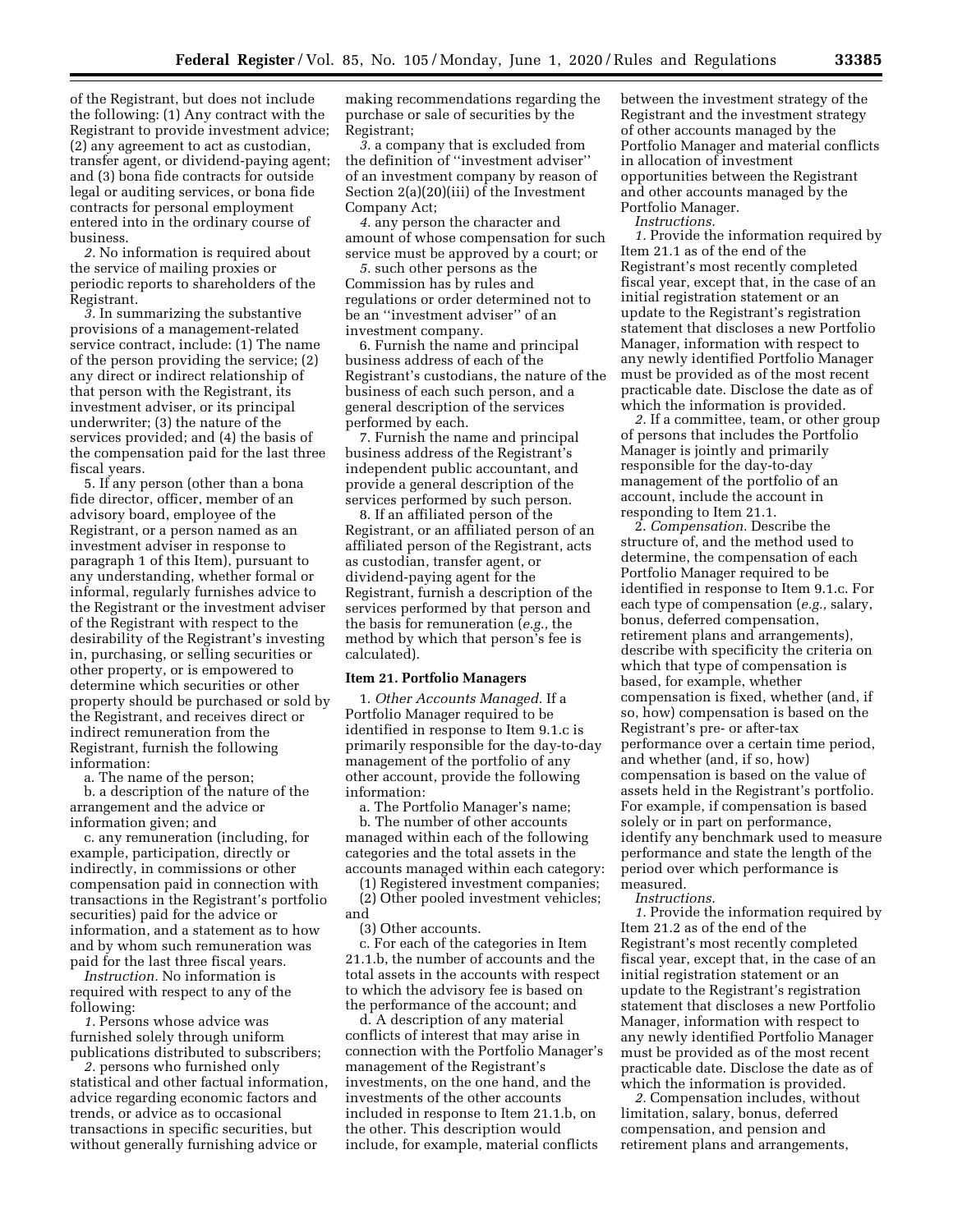of the Registrant, but does not include the following: (1) Any contract with the Registrant to provide investment advice; (2) any agreement to act as custodian, transfer agent, or dividend-paying agent; and (3) bona fide contracts for outside legal or auditing services, or bona fide contracts for personal employment entered into in the ordinary course of business.

*2.* No information is required about the service of mailing proxies or periodic reports to shareholders of the Registrant.

*3.* In summarizing the substantive provisions of a management-related service contract, include: (1) The name of the person providing the service; (2) any direct or indirect relationship of that person with the Registrant, its investment adviser, or its principal underwriter; (3) the nature of the services provided; and (4) the basis of the compensation paid for the last three fiscal years.

5. If any person (other than a bona fide director, officer, member of an advisory board, employee of the Registrant, or a person named as an investment adviser in response to paragraph 1 of this Item), pursuant to any understanding, whether formal or informal, regularly furnishes advice to the Registrant or the investment adviser of the Registrant with respect to the desirability of the Registrant's investing in, purchasing, or selling securities or other property, or is empowered to determine which securities or other property should be purchased or sold by the Registrant, and receives direct or indirect remuneration from the Registrant, furnish the following information:

a. The name of the person;

b. a description of the nature of the arrangement and the advice or information given; and

c. any remuneration (including, for example, participation, directly or indirectly, in commissions or other compensation paid in connection with transactions in the Registrant's portfolio securities) paid for the advice or information, and a statement as to how and by whom such remuneration was paid for the last three fiscal years.

*Instruction.* No information is required with respect to any of the following:

*1.* Persons whose advice was furnished solely through uniform publications distributed to subscribers;

*2.* persons who furnished only statistical and other factual information, advice regarding economic factors and trends, or advice as to occasional transactions in specific securities, but without generally furnishing advice or making recommendations regarding the purchase or sale of securities by the Registrant;

*3.* a company that is excluded from the definition of "investment adviser" of an investment company by reason of Section 2(a)(20)(iii) of the Investment Company Act;

*4.* any person the character and amount of whose compensation for such service must be approved by a court; or

*5.* such other persons as the Commission has by rules and regulations or order determined not to be an "investment adviser" of an investment company.

6. Furnish the name and principal business address of each of the Registrant's custodians, the nature of the business of each such person, and a general description of the services performed by each.

7. Furnish the name and principal business address of the Registrant's independent public accountant, and provide a general description of the services performed by such person.

8. If an affiliated person of the Registrant, or an affiliated person of an affiliated person of the Registrant, acts as custodian, transfer agent, or dividend-paying agent for the Registrant, furnish a description of the services performed by that person and the basis for remuneration (*e.g.,* the method by which that person's fee is calculated).

**Item 21. Portfolio Managers**

1. *Other Accounts Managed.* If a Portfolio Manager required to be identified in response to Item 9.1.c is primarily responsible for the day-to-day management of the portfolio of any other account, provide the following information:

a. The Portfolio Manager's name;

b. The number of other accounts managed within each of the following categories and the total assets in the accounts managed within each category:

(1) Registered investment companies;

(2) Other pooled investment vehicles; and

(3) Other accounts.

c. For each of the categories in Item 21.1.b, the number of accounts and the total assets in the accounts with respect to which the advisory fee is based on the performance of the account; and

d. A description of any material conflicts of interest that may arise in connection with the Portfolio Manager's management of the Registrant's investments, on the one hand, and the investments of the other accounts included in response to Item 21.1.b, on the other. This description would include, for example, material conflicts between the investment strategy of the Registrant and the investment strategy of other accounts managed by the Portfolio Manager and material conflicts in allocation of investment opportunities between the Registrant and other accounts managed by the Portfolio Manager.

*Instructions.*

*1.* Provide the information required by Item 21.1 as of the end of the Registrant's most recently completed fiscal year, except that, in the case of an initial registration statement or an update to the Registrant's registration statement that discloses a new Portfolio Manager, information with respect to any newly identified Portfolio Manager must be provided as of the most recent practicable date. Disclose the date as of which the information is provided.

*2.* If a committee, team, or other group of persons that includes the Portfolio Manager is jointly and primarily responsible for the day-to-day management of the portfolio of an account, include the account in responding to Item 21.1.

2. *Compensation.* Describe the structure of, and the method used to determine, the compensation of each Portfolio Manager required to be identified in response to Item 9.1.c. For each type of compensation (*e.g.,* salary, bonus, deferred compensation, retirement plans and arrangements), describe with specificity the criteria on which that type of compensation is based, for example, whether compensation is fixed, whether (and, if so, how) compensation is based on the Registrant's pre- or after-tax performance over a certain time period, and whether (and, if so, how) compensation is based on the value of assets held in the Registrant's portfolio. For example, if compensation is based solely or in part on performance, identify any benchmark used to measure performance and state the length of the period over which performance is measured.

*Instructions.*

*1.* Provide the information required by Item 21.2 as of the end of the Registrant's most recently completed fiscal year, except that, in the case of an initial registration statement or an update to the Registrant's registration statement that discloses a new Portfolio Manager, information with respect to any newly identified Portfolio Manager must be provided as of the most recent practicable date. Disclose the date as of which the information is provided.

*2.* Compensation includes, without limitation, salary, bonus, deferred compensation, and pension and retirement plans and arrangements,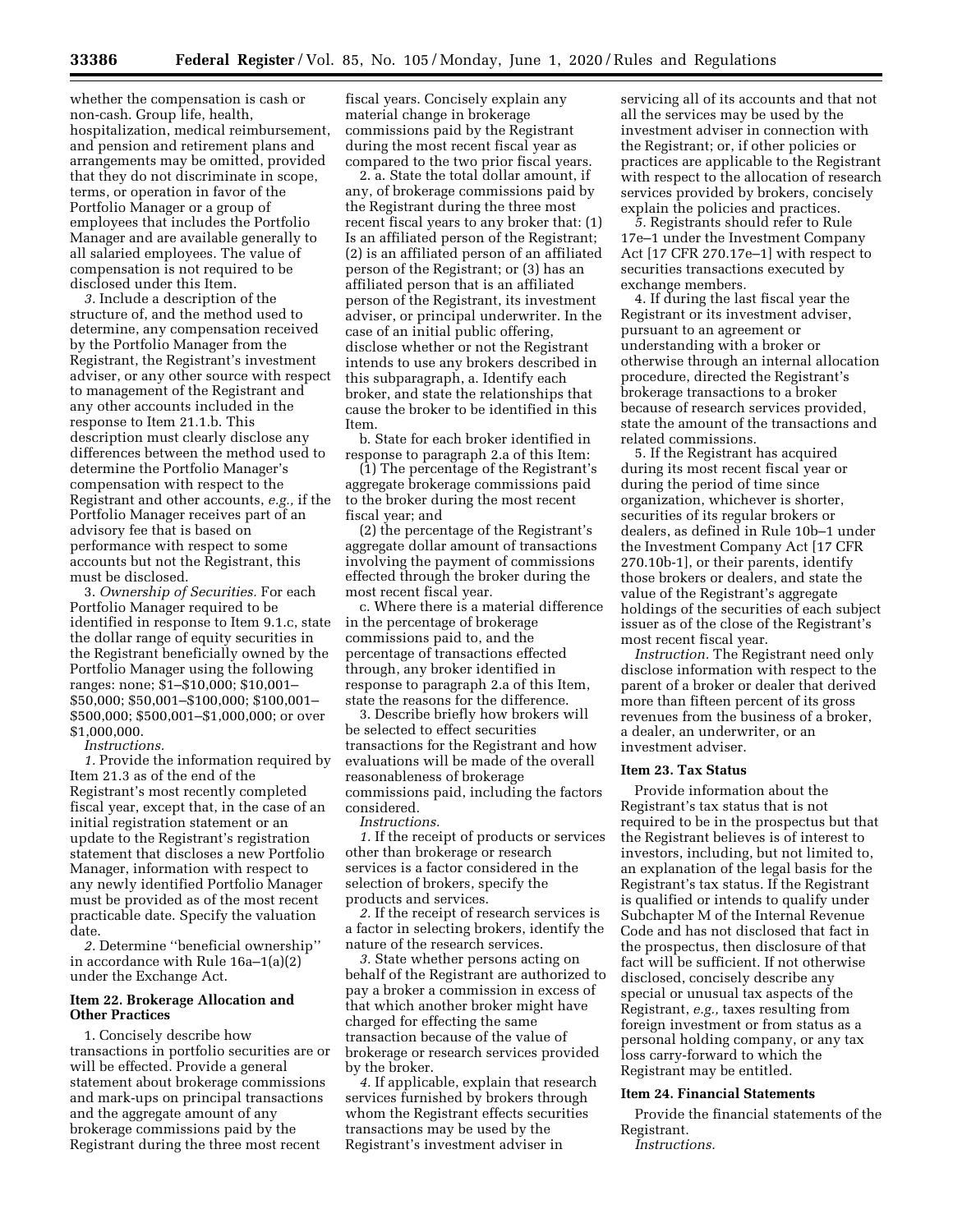whether the compensation is cash or non-cash. Group life, health, hospitalization, medical reimbursement, and pension and retirement plans and arrangements may be omitted, provided that they do not discriminate in scope, terms, or operation in favor of the Portfolio Manager or a group of employees that includes the Portfolio Manager and are available generally to all salaried employees. The value of compensation is not required to be disclosed under this Item.

*3.* Include a description of the structure of, and the method used to determine, any compensation received by the Portfolio Manager from the Registrant, the Registrant's investment adviser, or any other source with respect to management of the Registrant and any other accounts included in the response to Item 21.1.b. This description must clearly disclose any differences between the method used to determine the Portfolio Manager's compensation with respect to the Registrant and other accounts, *e.g.,* if the Portfolio Manager receives part of an advisory fee that is based on performance with respect to some accounts but not the Registrant, this must be disclosed.

3. *Ownership of Securities.* For each Portfolio Manager required to be identified in response to Item 9.1.c, state the dollar range of equity securities in the Registrant beneficially owned by the Portfolio Manager using the following ranges: none; $1–$10,000; $10,001–$50,000; $50,001–$100,000; $100,001–$500,000; $500,001–$1,000,000; or over $1,000,000.

*Instructions.*

*1.* Provide the information required by Item 21.3 as of the end of the Registrant's most recently completed fiscal year, except that, in the case of an initial registration statement or an update to the Registrant's registration statement that discloses a new Portfolio Manager, information with respect to any newly identified Portfolio Manager must be provided as of the most recent practicable date. Specify the valuation date.

*2.* Determine ''beneficial ownership'' in accordance with Rule 16a–1(a)(2) under the Exchange Act.

**Item 22. Brokerage Allocation and Other Practices**

1. Concisely describe how transactions in portfolio securities are or will be effected. Provide a general statement about brokerage commissions and mark-ups on principal transactions and the aggregate amount of any brokerage commissions paid by the Registrant during the three most recent fiscal years. Concisely explain any material change in brokerage commissions paid by the Registrant during the most recent fiscal year as compared to the two prior fiscal years.

2. a. State the total dollar amount, if any, of brokerage commissions paid by the Registrant during the three most recent fiscal years to any broker that: (1) Is an affiliated person of the Registrant; (2) is an affiliated person of an affiliated person of the Registrant; or (3) has an affiliated person that is an affiliated person of the Registrant, its investment adviser, or principal underwriter. In the case of an initial public offering, disclose whether or not the Registrant intends to use any brokers described in this subparagraph, a. Identify each broker, and state the relationships that cause the broker to be identified in this Item.

b. State for each broker identified in response to paragraph 2.a of this Item:

(1) The percentage of the Registrant's aggregate brokerage commissions paid to the broker during the most recent fiscal year; and

(2) the percentage of the Registrant's aggregate dollar amount of transactions involving the payment of commissions effected through the broker during the most recent fiscal year.

c. Where there is a material difference in the percentage of brokerage commissions paid to, and the percentage of transactions effected through, any broker identified in response to paragraph 2.a of this Item, state the reasons for the difference.

3. Describe briefly how brokers will be selected to effect securities transactions for the Registrant and how evaluations will be made of the overall reasonableness of brokerage commissions paid, including the factors considered.

*Instructions.*

*1.* If the receipt of products or services other than brokerage or research services is a factor considered in the selection of brokers, specify the products and services.

*2.* If the receipt of research services is a factor in selecting brokers, identify the nature of the research services.

*3.* State whether persons acting on behalf of the Registrant are authorized to pay a broker a commission in excess of that which another broker might have charged for effecting the same transaction because of the value of brokerage or research services provided by the broker.

*4.* If applicable, explain that research services furnished by brokers through whom the Registrant effects securities transactions may be used by the Registrant's investment adviser in servicing all of its accounts and that not all the services may be used by the investment adviser in connection with the Registrant; or, if other policies or practices are applicable to the Registrant with respect to the allocation of research services provided by brokers, concisely explain the policies and practices.

*5.* Registrants should refer to Rule 17e–1 under the Investment Company Act [17 CFR 270.17e–1] with respect to securities transactions executed by exchange members.

4. If during the last fiscal year the Registrant or its investment adviser, pursuant to an agreement or understanding with a broker or otherwise through an internal allocation procedure, directed the Registrant's brokerage transactions to a broker because of research services provided, state the amount of the transactions and related commissions.

5. If the Registrant has acquired during its most recent fiscal year or during the period of time since organization, whichever is shorter, securities of its regular brokers or dealers, as defined in Rule 10b–1 under the Investment Company Act [17 CFR 270.10b-1], or their parents, identify those brokers or dealers, and state the value of the Registrant's aggregate holdings of the securities of each subject issuer as of the close of the Registrant's most recent fiscal year.

*Instruction.* The Registrant need only disclose information with respect to the parent of a broker or dealer that derived more than fifteen percent of its gross revenues from the business of a broker, a dealer, an underwriter, or an investment adviser.

**Item 23. Tax Status**

Provide information about the Registrant's tax status that is not required to be in the prospectus but that the Registrant believes is of interest to investors, including, but not limited to, an explanation of the legal basis for the Registrant's tax status. If the Registrant is qualified or intends to qualify under Subchapter M of the Internal Revenue Code and has not disclosed that fact in the prospectus, then disclosure of that fact will be sufficient. If not otherwise disclosed, concisely describe any special or unusual tax aspects of the Registrant, *e.g.,* taxes resulting from foreign investment or from status as a personal holding company, or any tax loss carry-forward to which the Registrant may be entitled.

**Item 24. Financial Statements**

Provide the financial statements of the Registrant.

*Instructions.*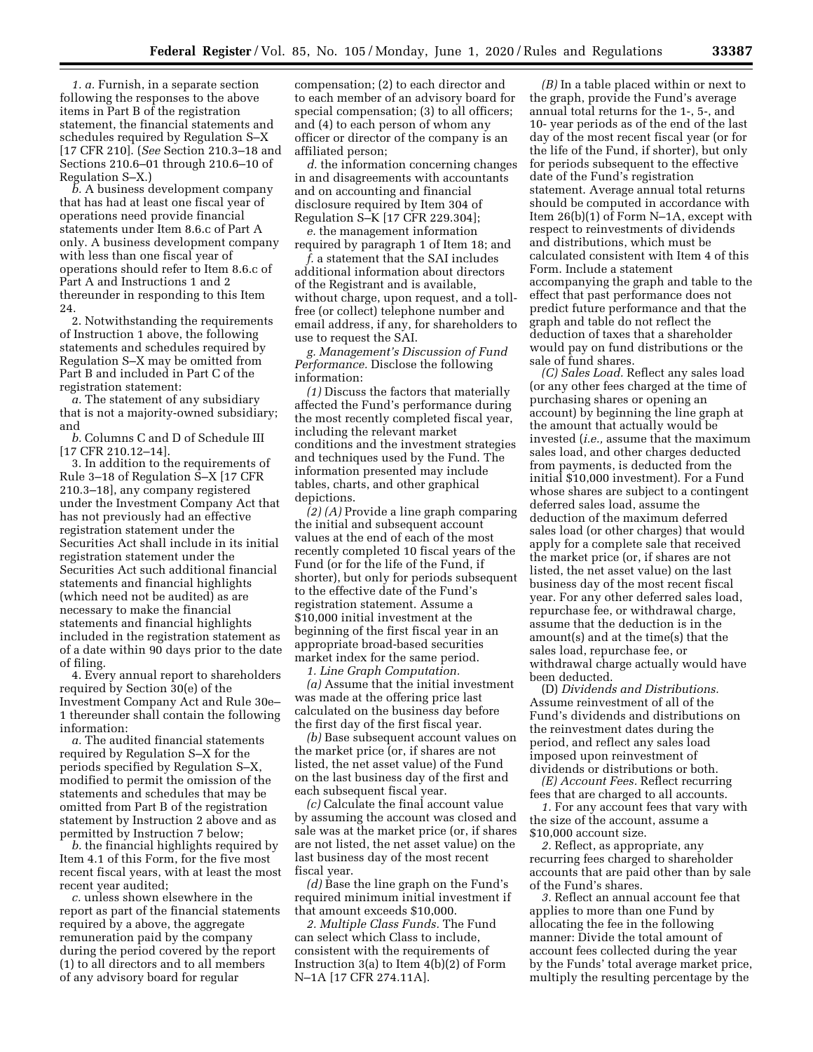*1. a.* Furnish, in a separate section following the responses to the above items in Part B of the registration statement, the financial statements and schedules required by Regulation S–X [17 CFR 210]. (*See* Section 210.3–18 and Sections 210.6–01 through 210.6–10 of Regulation S–X.)

*b.* A business development company that has had at least one fiscal year of operations need provide financial statements under Item 8.6.c of Part A only. A business development company with less than one fiscal year of operations should refer to Item 8.6.c of Part A and Instructions 1 and 2 thereunder in responding to this Item 24.

2. Notwithstanding the requirements of Instruction 1 above, the following statements and schedules required by Regulation S–X may be omitted from Part B and included in Part C of the registration statement:

*a.* The statement of any subsidiary that is not a majority-owned subsidiary; and

*b.* Columns C and D of Schedule III [17 CFR 210.12–14].

3. In addition to the requirements of Rule 3–18 of Regulation S–X [17 CFR 210.3–18], any company registered under the Investment Company Act that has not previously had an effective registration statement under the Securities Act shall include in its initial registration statement under the Securities Act such additional financial statements and financial highlights (which need not be audited) as are necessary to make the financial statements and financial highlights included in the registration statement as of a date within 90 days prior to the date of filing.

4. Every annual report to shareholders required by Section 30(e) of the Investment Company Act and Rule 30e–1 thereunder shall contain the following information:

*a.* The audited financial statements required by Regulation S–X for the periods specified by Regulation S–X, modified to permit the omission of the statements and schedules that may be omitted from Part B of the registration statement by Instruction 2 above and as permitted by Instruction 7 below;

*b.* the financial highlights required by Item 4.1 of this Form, for the five most recent fiscal years, with at least the most recent year audited;

*c.* unless shown elsewhere in the report as part of the financial statements required by a above, the aggregate remuneration paid by the company during the period covered by the report (1) to all directors and to all members of any advisory board for regular compensation; (2) to each director and to each member of an advisory board for special compensation; (3) to all officers; and (4) to each person of whom any officer or director of the company is an affiliated person;

*d.* the information concerning changes in and disagreements with accountants and on accounting and financial disclosure required by Item 304 of Regulation S–K [17 CFR 229.304];

*e.* the management information required by paragraph 1 of Item 18; and

*f.* a statement that the SAI includes additional information about directors of the Registrant and is available, without charge, upon request, and a toll-free (or collect) telephone number and email address, if any, for shareholders to use to request the SAI.

*g. Management's Discussion of Fund Performance.* Disclose the following information:

*(1)* Discuss the factors that materially affected the Fund's performance during the most recently completed fiscal year, including the relevant market conditions and the investment strategies and techniques used by the Fund. The information presented may include tables, charts, and other graphical depictions.

*(2) (A)* Provide a line graph comparing the initial and subsequent account values at the end of each of the most recently completed 10 fiscal years of the Fund (or for the life of the Fund, if shorter), but only for periods subsequent to the effective date of the Fund's registration statement. Assume a $10,000 initial investment at the beginning of the first fiscal year in an appropriate broad-based securities market index for the same period.

*1. Line Graph Computation.*

*(a)* Assume that the initial investment was made at the offering price last calculated on the business day before the first day of the first fiscal year.

*(b)* Base subsequent account values on the market price (or, if shares are not listed, the net asset value) of the Fund on the last business day of the first and each subsequent fiscal year.

*(c)* Calculate the final account value by assuming the account was closed and sale was at the market price (or, if shares are not listed, the net asset value) on the last business day of the most recent fiscal year.

*(d)* Base the line graph on the Fund's required minimum initial investment if that amount exceeds $10,000.

*2. Multiple Class Funds.* The Fund can select which Class to include, consistent with the requirements of Instruction 3(a) to Item 4(b)(2) of Form N–1A [17 CFR 274.11A].

*(B)* In a table placed within or next to the graph, provide the Fund's average annual total returns for the 1-, 5-, and 10- year periods as of the end of the last day of the most recent fiscal year (or for the life of the Fund, if shorter), but only for periods subsequent to the effective date of the Fund's registration statement. Average annual total returns should be computed in accordance with Item 26(b)(1) of Form N–1A, except with respect to reinvestments of dividends and distributions, which must be calculated consistent with Item 4 of this Form. Include a statement accompanying the graph and table to the effect that past performance does not predict future performance and that the graph and table do not reflect the deduction of taxes that a shareholder would pay on fund distributions or the sale of fund shares.

*(C) Sales Load.* Reflect any sales load (or any other fees charged at the time of purchasing shares or opening an account) by beginning the line graph at the amount that actually would be invested (*i.e.,* assume that the maximum sales load, and other charges deducted from payments, is deducted from the initial $10,000 investment). For a Fund whose shares are subject to a contingent deferred sales load, assume the deduction of the maximum deferred sales load (or other charges) that would apply for a complete sale that received the market price (or, if shares are not listed, the net asset value) on the last business day of the most recent fiscal year. For any other deferred sales load, repurchase fee, or withdrawal charge, assume that the deduction is in the amount(s) and at the time(s) that the sales load, repurchase fee, or withdrawal charge actually would have been deducted.

(D) *Dividends and Distributions.* Assume reinvestment of all of the Fund's dividends and distributions on the reinvestment dates during the period, and reflect any sales load imposed upon reinvestment of dividends or distributions or both.

*(E) Account Fees.* Reflect recurring fees that are charged to all accounts.

*1.* For any account fees that vary with the size of the account, assume a $10,000 account size.

*2.* Reflect, as appropriate, any recurring fees charged to shareholder accounts that are paid other than by sale of the Fund's shares.

*3.* Reflect an annual account fee that applies to more than one Fund by allocating the fee in the following manner: Divide the total amount of account fees collected during the year by the Funds' total average market price, multiply the resulting percentage by the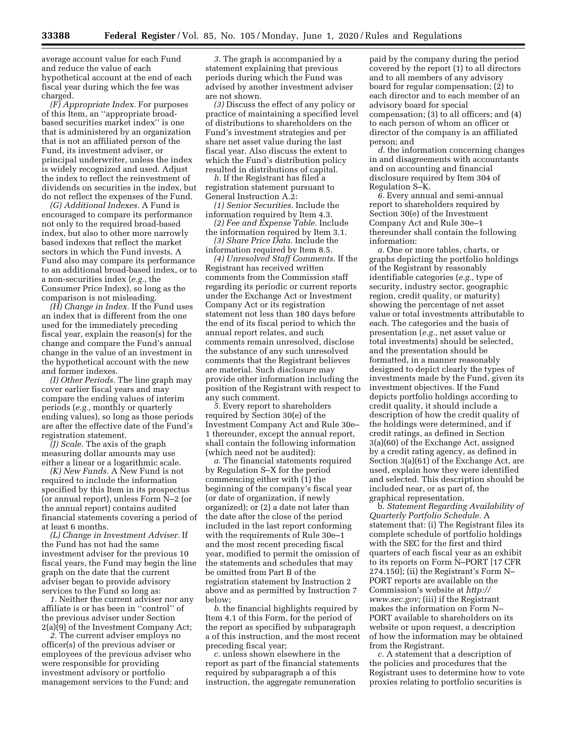average account value for each Fund and reduce the value of each hypothetical account at the end of each fiscal year during which the fee was charged.

*(F) Appropriate Index.* For purposes of this Item, an ''appropriate broad-based securities market index'' is one that is administered by an organization that is not an affiliated person of the Fund, its investment adviser, or principal underwriter, unless the index is widely recognized and used. Adjust the index to reflect the reinvestment of dividends on securities in the index, but do not reflect the expenses of the Fund.

*(G) Additional Indexes.* A Fund is encouraged to compare its performance not only to the required broad-based index, but also to other more narrowly based indexes that reflect the market sectors in which the Fund invests. A Fund also may compare its performance to an additional broad-based index, or to a non-securities index (*e.g.,* the Consumer Price Index), so long as the comparison is not misleading.

*(H) Change in Index.* If the Fund uses an index that is different from the one used for the immediately preceding fiscal year, explain the reason(s) for the change and compare the Fund's annual change in the value of an investment in the hypothetical account with the new and former indexes.

*(I) Other Periods.* The line graph may cover earlier fiscal years and may compare the ending values of interim periods (*e.g.,* monthly or quarterly ending values), so long as those periods are after the effective date of the Fund's registration statement.

*(J) Scale.* The axis of the graph measuring dollar amounts may use either a linear or a logarithmic scale.

*(K) New Funds.* A New Fund is not required to include the information specified by this Item in its prospectus (or annual report), unless Form N–2 (or the annual report) contains audited financial statements covering a period of at least 6 months.

*(L) Change in Investment Adviser.* If the Fund has not had the same investment adviser for the previous 10 fiscal years, the Fund may begin the line graph on the date that the current adviser began to provide advisory services to the Fund so long as:

*1.* Neither the current adviser nor any affiliate is or has been in ''control'' of the previous adviser under Section 2(a)(9) of the Investment Company Act;

*2.* The current adviser employs no officer(s) of the previous adviser or employees of the previous adviser who were responsible for providing investment advisory or portfolio management services to the Fund; and

*3.* The graph is accompanied by a statement explaining that previous periods during which the Fund was advised by another investment adviser are not shown.

*(3)* Discuss the effect of any policy or practice of maintaining a specified level of distributions to shareholders on the Fund's investment strategies and per share net asset value during the last fiscal year. Also discuss the extent to which the Fund's distribution policy resulted in distributions of capital.

*h.* If the Registrant has filed a registration statement pursuant to General Instruction A.2:

*(1) Senior Securities.* Include the information required by Item 4.3.

*(2) Fee and Expense Table.* Include the information required by Item 3.1.

*(3) Share Price Data.* Include the information required by Item 8.5.

*(4) Unresolved Staff Comments.* If the Registrant has received written comments from the Commission staff regarding its periodic or current reports under the Exchange Act or Investment Company Act or its registration statement not less than 180 days before the end of its fiscal period to which the annual report relates, and such comments remain unresolved, disclose the substance of any such unresolved comments that the Registrant believes are material. Such disclosure may provide other information including the position of the Registrant with respect to any such comment.

*5.* Every report to shareholders required by Section 30(e) of the Investment Company Act and Rule 30e–1 thereunder, except the annual report, shall contain the following information (which need not be audited):

*a.* The financial statements required by Regulation S–X for the period commencing either with (1) the beginning of the company's fiscal year (or date of organization, if newly organized); or (2) a date not later than the date after the close of the period included in the last report conforming with the requirements of Rule 30e–1 and the most recent preceding fiscal year, modified to permit the omission of the statements and schedules that may be omitted from Part B of the registration statement by Instruction 2 above and as permitted by Instruction 7 below;

*b.* the financial highlights required by Item 4.1 of this Form, for the period of the report as specified by subparagraph a of this instruction, and the most recent preceding fiscal year;

*c.* unless shown elsewhere in the report as part of the financial statements required by subparagraph a of this instruction, the aggregate remuneration paid by the company during the period covered by the report (1) to all directors and to all members of any advisory board for regular compensation; (2) to each director and to each member of an advisory board for special compensation; (3) to all officers; and (4) to each person of whom an officer or director of the company is an affiliated person; and

*d.* the information concerning changes in and disagreements with accountants and on accounting and financial disclosure required by Item 304 of Regulation S–K.

*6.* Every annual and semi-annual report to shareholders required by Section 30(e) of the Investment Company Act and Rule 30e–1 thereunder shall contain the following information:

*a.* One or more tables, charts, or graphs depicting the portfolio holdings of the Registrant by reasonably identifiable categories (*e.g.,* type of security, industry sector, geographic region, credit quality, or maturity) showing the percentage of net asset value or total investments attributable to each. The categories and the basis of presentation (*e.g.,* net asset value or total investments) should be selected, and the presentation should be formatted, in a manner reasonably designed to depict clearly the types of investments made by the Fund, given its investment objectives. If the Fund depicts portfolio holdings according to credit quality, it should include a description of how the credit quality of the holdings were determined, and if credit ratings, as defined in Section 3(a)(60) of the Exchange Act, assigned by a credit rating agency, as defined in Section 3(a)(61) of the Exchange Act, are used, explain how they were identified and selected. This description should be included near, or as part of, the graphical representation.

b. *Statement Regarding Availability of Quarterly Portfolio Schedule.* A statement that: (i) The Registrant files its complete schedule of portfolio holdings with the SEC for the first and third quarters of each fiscal year as an exhibit to its reports on Form N–PORT [17 CFR 274.150]; (ii) the Registrant's Form N–PORT reports are available on the Commission's website at *http://www.sec.gov;* (iii) if the Registrant makes the information on Form N–PORT available to shareholders on its website or upon request, a description of how the information may be obtained from the Registrant.

*c.* A statement that a description of the policies and procedures that the Registrant uses to determine how to vote proxies relating to portfolio securities is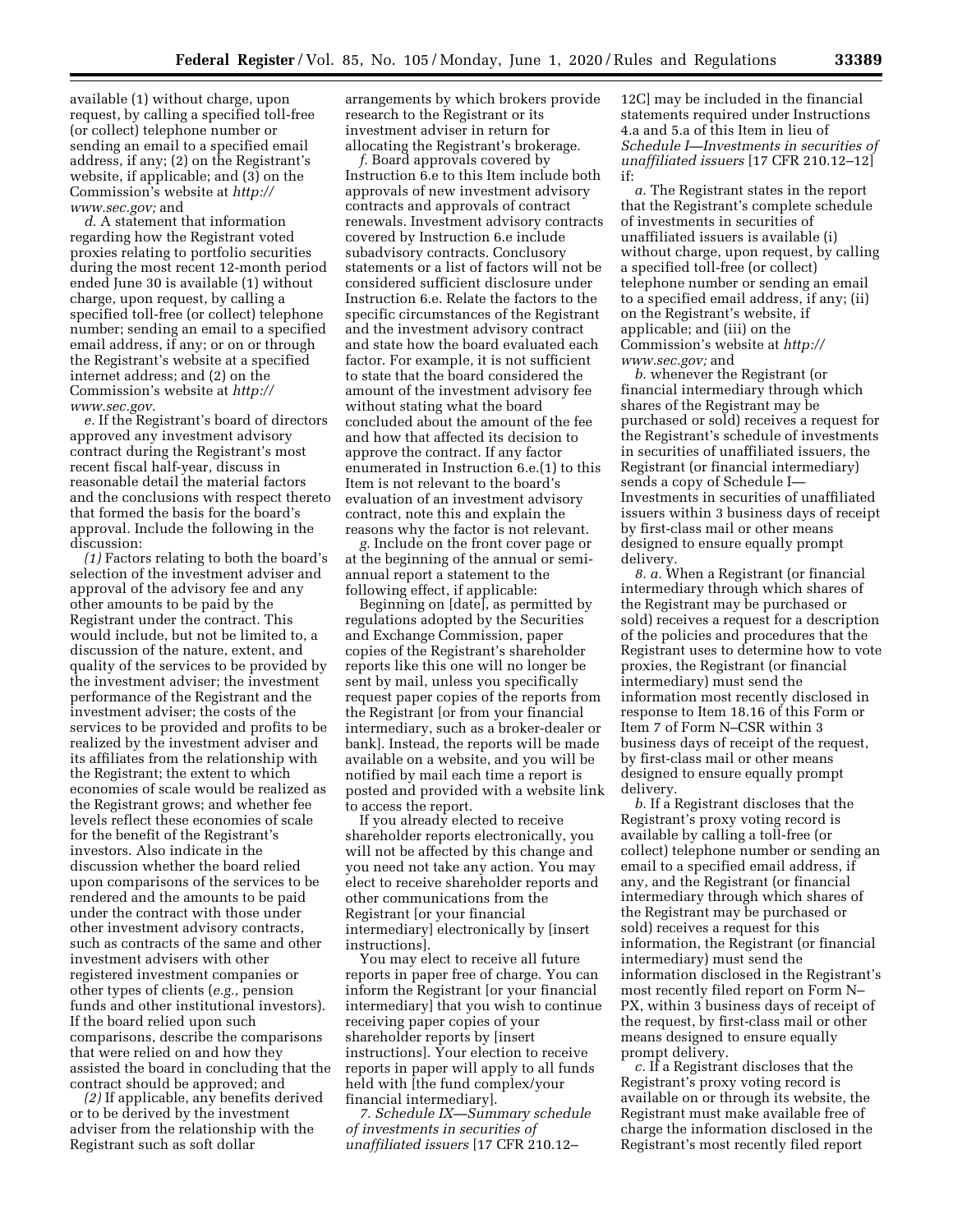available (1) without charge, upon request, by calling a specified toll-free (or collect) telephone number or sending an email to a specified email address, if any; (2) on the Registrant's website, if applicable; and (3) on the Commission's website at *http://www.sec.gov;* and

*d.* A statement that information regarding how the Registrant voted proxies relating to portfolio securities during the most recent 12-month period ended June 30 is available (1) without charge, upon request, by calling a specified toll-free (or collect) telephone number; sending an email to a specified email address, if any; or on or through the Registrant's website at a specified internet address; and (2) on the Commission's website at *http://www.sec.gov.*

*e.* If the Registrant's board of directors approved any investment advisory contract during the Registrant's most recent fiscal half-year, discuss in reasonable detail the material factors and the conclusions with respect thereto that formed the basis for the board's approval. Include the following in the discussion:

*(1)* Factors relating to both the board's selection of the investment adviser and approval of the advisory fee and any other amounts to be paid by the Registrant under the contract. This would include, but not be limited to, a discussion of the nature, extent, and quality of the services to be provided by the investment adviser; the investment performance of the Registrant and the investment adviser; the costs of the services to be provided and profits to be realized by the investment adviser and its affiliates from the relationship with the Registrant; the extent to which economies of scale would be realized as the Registrant grows; and whether fee levels reflect these economies of scale for the benefit of the Registrant's investors. Also indicate in the discussion whether the board relied upon comparisons of the services to be rendered and the amounts to be paid under the contract with those under other investment advisory contracts, such as contracts of the same and other investment advisers with other registered investment companies or other types of clients (*e.g.,* pension funds and other institutional investors). If the board relied upon such comparisons, describe the comparisons that were relied on and how they assisted the board in concluding that the contract should be approved; and

*(2)* If applicable, any benefits derived or to be derived by the investment adviser from the relationship with the Registrant such as soft dollar arrangements by which brokers provide research to the Registrant or its investment adviser in return for allocating the Registrant's brokerage.

*f.* Board approvals covered by Instruction 6.e to this Item include both approvals of new investment advisory contracts and approvals of contract renewals. Investment advisory contracts covered by Instruction 6.e include subadvisory contracts. Conclusory statements or a list of factors will not be considered sufficient disclosure under Instruction 6.e. Relate the factors to the specific circumstances of the Registrant and the investment advisory contract and state how the board evaluated each factor. For example, it is not sufficient to state that the board considered the amount of the investment advisory fee without stating what the board concluded about the amount of the fee and how that affected its decision to approve the contract. If any factor enumerated in Instruction 6.e.(1) to this Item is not relevant to the board's evaluation of an investment advisory contract, note this and explain the reasons why the factor is not relevant.

*g.* Include on the front cover page or at the beginning of the annual or semi-annual report a statement to the following effect, if applicable:

Beginning on [date], as permitted by regulations adopted by the Securities and Exchange Commission, paper copies of the Registrant's shareholder reports like this one will no longer be sent by mail, unless you specifically request paper copies of the reports from the Registrant [or from your financial intermediary, such as a broker-dealer or bank]. Instead, the reports will be made available on a website, and you will be notified by mail each time a report is posted and provided with a website link to access the report.

If you already elected to receive shareholder reports electronically, you will not be affected by this change and you need not take any action. You may elect to receive shareholder reports and other communications from the Registrant [or your financial intermediary] electronically by [insert instructions].

You may elect to receive all future reports in paper free of charge. You can inform the Registrant [or your financial intermediary] that you wish to continue receiving paper copies of your shareholder reports by [insert instructions]. Your election to receive reports in paper will apply to all funds held with [the fund complex/your financial intermediary].

*7. Schedule IX—Summary schedule of investments in securities of unaffiliated issuers* [17 CFR 210.12–12C] may be included in the financial statements required under Instructions 4.a and 5.a of this Item in lieu of *Schedule I—Investments in securities of unaffiliated issuers* [17 CFR 210.12–12] if:

*a.* The Registrant states in the report that the Registrant's complete schedule of investments in securities of unaffiliated issuers is available (i) without charge, upon request, by calling a specified toll-free (or collect) telephone number or sending an email to a specified email address, if any; (ii) on the Registrant's website, if applicable; and (iii) on the Commission's website at *http://www.sec.gov;* and

*b.* whenever the Registrant (or financial intermediary through which shares of the Registrant may be purchased or sold) receives a request for the Registrant's schedule of investments in securities of unaffiliated issuers, the Registrant (or financial intermediary) sends a copy of Schedule I—Investments in securities of unaffiliated issuers within 3 business days of receipt by first-class mail or other means designed to ensure equally prompt delivery.

*8. a.* When a Registrant (or financial intermediary through which shares of the Registrant may be purchased or sold) receives a request for a description of the policies and procedures that the Registrant uses to determine how to vote proxies, the Registrant (or financial intermediary) must send the information most recently disclosed in response to Item 18.16 of this Form or Item 7 of Form N–CSR within 3 business days of receipt of the request, by first-class mail or other means designed to ensure equally prompt delivery.

*b.* If a Registrant discloses that the Registrant's proxy voting record is available by calling a toll-free (or collect) telephone number or sending an email to a specified email address, if any, and the Registrant (or financial intermediary through which shares of the Registrant may be purchased or sold) receives a request for this information, the Registrant (or financial intermediary) must send the information disclosed in the Registrant's most recently filed report on Form N–PX, within 3 business days of receipt of the request, by first-class mail or other means designed to ensure equally prompt delivery.

*c.* If a Registrant discloses that the Registrant's proxy voting record is available on or through its website, the Registrant must make available free of charge the information disclosed in the Registrant's most recently filed report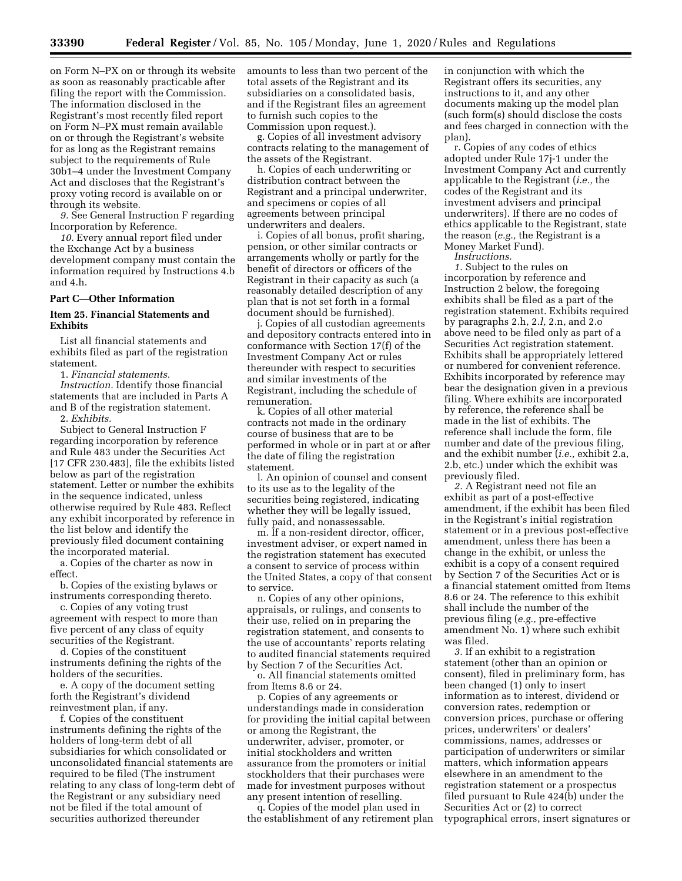on Form N–PX on or through its website as soon as reasonably practicable after filing the report with the Commission. The information disclosed in the Registrant's most recently filed report on Form N–PX must remain available on or through the Registrant's website for as long as the Registrant remains subject to the requirements of Rule 30b1–4 under the Investment Company Act and discloses that the Registrant's proxy voting record is available on or through its website.

*9.* See General Instruction F regarding Incorporation by Reference.

*10.* Every annual report filed under the Exchange Act by a business development company must contain the information required by Instructions 4.b and 4.h.

## Part C—Other Information

### Item 25. Financial Statements and Exhibits

List all financial statements and exhibits filed as part of the registration statement.

1. *Financial statements.*

*Instruction.* Identify those financial statements that are included in Parts A and B of the registration statement.

2. *Exhibits.*

Subject to General Instruction F regarding incorporation by reference and Rule 483 under the Securities Act [17 CFR 230.483], file the exhibits listed below as part of the registration statement. Letter or number the exhibits in the sequence indicated, unless otherwise required by Rule 483. Reflect any exhibit incorporated by reference in the list below and identify the previously filed document containing the incorporated material.

a. Copies of the charter as now in effect.

b. Copies of the existing bylaws or instruments corresponding thereto.

c. Copies of any voting trust agreement with respect to more than five percent of any class of equity securities of the Registrant.

d. Copies of the constituent instruments defining the rights of the holders of the securities.

e. A copy of the document setting forth the Registrant's dividend reinvestment plan, if any.

f. Copies of the constituent instruments defining the rights of the holders of long-term debt of all subsidiaries for which consolidated or unconsolidated financial statements are required to be filed (The instrument relating to any class of long-term debt of the Registrant or any subsidiary need not be filed if the total amount of securities authorized thereunder amounts to less than two percent of the total assets of the Registrant and its subsidiaries on a consolidated basis, and if the Registrant files an agreement to furnish such copies to the Commission upon request.).

g. Copies of all investment advisory contracts relating to the management of the assets of the Registrant.

h. Copies of each underwriting or distribution contract between the Registrant and a principal underwriter, and specimens or copies of all agreements between principal underwriters and dealers.

i. Copies of all bonus, profit sharing, pension, or other similar contracts or arrangements wholly or partly for the benefit of directors or officers of the Registrant in their capacity as such (a reasonably detailed description of any plan that is not set forth in a formal document should be furnished).

j. Copies of all custodian agreements and depository contracts entered into in conformance with Section 17(f) of the Investment Company Act or rules thereunder with respect to securities and similar investments of the Registrant, including the schedule of remuneration.

k. Copies of all other material contracts not made in the ordinary course of business that are to be performed in whole or in part at or after the date of filing the registration statement.

l. An opinion of counsel and consent to its use as to the legality of the securities being registered, indicating whether they will be legally issued, fully paid, and nonassessable.

m. If a non-resident director, officer, investment adviser, or expert named in the registration statement has executed a consent to service of process within the United States, a copy of that consent to service.

n. Copies of any other opinions, appraisals, or rulings, and consents to their use, relied on in preparing the registration statement, and consents to the use of accountants' reports relating to audited financial statements required by Section 7 of the Securities Act.

o. All financial statements omitted from Items 8.6 or 24.

p. Copies of any agreements or understandings made in consideration for providing the initial capital between or among the Registrant, the underwriter, adviser, promoter, or initial stockholders and written assurance from the promoters or initial stockholders that their purchases were made for investment purposes without any present intention of reselling.

q. Copies of the model plan used in the establishment of any retirement plan in conjunction with which the Registrant offers its securities, any instructions to it, and any other documents making up the model plan (such form(s) should disclose the costs and fees charged in connection with the plan).

r. Copies of any codes of ethics adopted under Rule 17j-1 under the Investment Company Act and currently applicable to the Registrant (*i.e.,* the codes of the Registrant and its investment advisers and principal underwriters). If there are no codes of ethics applicable to the Registrant, state the reason (*e.g.,* the Registrant is a Money Market Fund).

*Instructions.*

*1.* Subject to the rules on incorporation by reference and Instruction 2 below, the foregoing exhibits shall be filed as a part of the registration statement. Exhibits required by paragraphs 2.h, 2.*l,* 2.n, and 2.o above need to be filed only as part of a Securities Act registration statement. Exhibits shall be appropriately lettered or numbered for convenient reference. Exhibits incorporated by reference may bear the designation given in a previous filing. Where exhibits are incorporated by reference, the reference shall be made in the list of exhibits. The reference shall include the form, file number and date of the previous filing, and the exhibit number (*i.e.,* exhibit 2.a, 2.b, etc.) under which the exhibit was previously filed.

*2.* A Registrant need not file an exhibit as part of a post-effective amendment, if the exhibit has been filed in the Registrant's initial registration statement or in a previous post-effective amendment, unless there has been a change in the exhibit, or unless the exhibit is a copy of a consent required by Section 7 of the Securities Act or is a financial statement omitted from Items 8.6 or 24. The reference to this exhibit shall include the number of the previous filing (*e.g.,* pre-effective amendment No. 1) where such exhibit was filed.

*3.* If an exhibit to a registration statement (other than an opinion or consent), filed in preliminary form, has been changed (1) only to insert information as to interest, dividend or conversion rates, redemption or conversion prices, purchase or offering prices, underwriters' or dealers' commissions, names, addresses or participation of underwriters or similar matters, which information appears elsewhere in an amendment to the registration statement or a prospectus filed pursuant to Rule 424(b) under the Securities Act or (2) to correct typographical errors, insert signatures or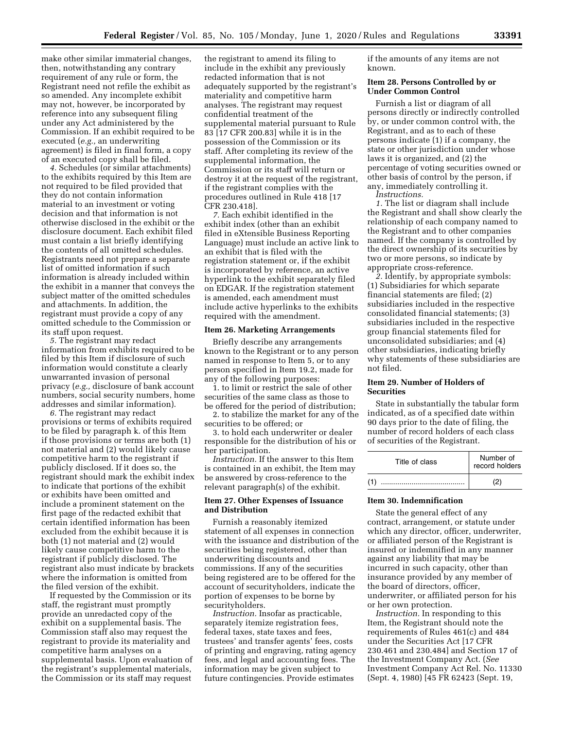make other similar immaterial changes, then, notwithstanding any contrary requirement of any rule or form, the Registrant need not refile the exhibit as so amended. Any incomplete exhibit may not, however, be incorporated by reference into any subsequent filing under any Act administered by the Commission. If an exhibit required to be executed (*e.g.,* an underwriting agreement) is filed in final form, a copy of an executed copy shall be filed.

*4.* Schedules (or similar attachments) to the exhibits required by this Item are not required to be filed provided that they do not contain information material to an investment or voting decision and that information is not otherwise disclosed in the exhibit or the disclosure document. Each exhibit filed must contain a list briefly identifying the contents of all omitted schedules. Registrants need not prepare a separate list of omitted information if such information is already included within the exhibit in a manner that conveys the subject matter of the omitted schedules and attachments. In addition, the registrant must provide a copy of any omitted schedule to the Commission or its staff upon request.

*5.* The registrant may redact information from exhibits required to be filed by this Item if disclosure of such information would constitute a clearly unwarranted invasion of personal privacy (*e.g.,* disclosure of bank account numbers, social security numbers, home addresses and similar information).

*6.* The registrant may redact provisions or terms of exhibits required to be filed by paragraph k. of this Item if those provisions or terms are both (1) not material and (2) would likely cause competitive harm to the registrant if publicly disclosed. If it does so, the registrant should mark the exhibit index to indicate that portions of the exhibit or exhibits have been omitted and include a prominent statement on the first page of the redacted exhibit that certain identified information has been excluded from the exhibit because it is both (1) not material and (2) would likely cause competitive harm to the registrant if publicly disclosed. The registrant also must indicate by brackets where the information is omitted from the filed version of the exhibit.

If requested by the Commission or its staff, the registrant must promptly provide an unredacted copy of the exhibit on a supplemental basis. The Commission staff also may request the registrant to provide its materiality and competitive harm analyses on a supplemental basis. Upon evaluation of the registrant's supplemental materials, the Commission or its staff may request the registrant to amend its filing to include in the exhibit any previously redacted information that is not adequately supported by the registrant's materiality and competitive harm analyses. The registrant may request confidential treatment of the supplemental material pursuant to Rule 83 [17 CFR 200.83] while it is in the possession of the Commission or its staff. After completing its review of the supplemental information, the Commission or its staff will return or destroy it at the request of the registrant, if the registrant complies with the procedures outlined in Rule 418 [17 CFR 230.418].

*7.* Each exhibit identified in the exhibit index (other than an exhibit filed in eXtensible Business Reporting Language) must include an active link to an exhibit that is filed with the registration statement or, if the exhibit is incorporated by reference, an active hyperlink to the exhibit separately filed on EDGAR. If the registration statement is amended, each amendment must include active hyperlinks to the exhibits required with the amendment.

**Item 26. Marketing Arrangements**

Briefly describe any arrangements known to the Registrant or to any person named in response to Item 5, or to any person specified in Item 19.2, made for any of the following purposes:

1. to limit or restrict the sale of other securities of the same class as those to be offered for the period of distribution;

2. to stabilize the market for any of the securities to be offered; or

3. to hold each underwriter or dealer responsible for the distribution of his or her participation.

*Instruction.* If the answer to this Item is contained in an exhibit, the Item may be answered by cross-reference to the relevant paragraph(s) of the exhibit.

**Item 27. Other Expenses of Issuance and Distribution**

Furnish a reasonably itemized statement of all expenses in connection with the issuance and distribution of the securities being registered, other than underwriting discounts and commissions. If any of the securities being registered are to be offered for the account of securityholders, indicate the portion of expenses to be borne by securityholders.

*Instruction.* Insofar as practicable, separately itemize registration fees, federal taxes, state taxes and fees, trustees' and transfer agents' fees, costs of printing and engraving, rating agency fees, and legal and accounting fees. The information may be given subject to future contingencies. Provide estimates if the amounts of any items are not known.

**Item 28. Persons Controlled by or Under Common Control**

Furnish a list or diagram of all persons directly or indirectly controlled by, or under common control with, the Registrant, and as to each of these persons indicate (1) if a company, the state or other jurisdiction under whose laws it is organized, and (2) the percentage of voting securities owned or other basis of control by the person, if any, immediately controlling it.

*Instructions.*

*1.* The list or diagram shall include the Registrant and shall show clearly the relationship of each company named to the Registrant and to other companies named. If the company is controlled by the direct ownership of its securities by two or more persons, so indicate by appropriate cross-reference.

*2.* Identify, by appropriate symbols: (1) Subsidiaries for which separate financial statements are filed; (2) subsidiaries included in the respective consolidated financial statements; (3) subsidiaries included in the respective group financial statements filed for unconsolidated subsidiaries; and (4) other subsidiaries, indicating briefly why statements of these subsidiaries are not filed.

**Item 29. Number of Holders of Securities**

State in substantially the tabular form indicated, as of a specified date within 90 days prior to the date of filing, the number of record holders of each class of securities of the Registrant.

| Title of class | Number of record holders |
|---|---|
| (1) ........................................ | (2) |

**Item 30. Indemnification**

State the general effect of any contract, arrangement, or statute under which any director, officer, underwriter, or affiliated person of the Registrant is insured or indemnified in any manner against any liability that may be incurred in such capacity, other than insurance provided by any member of the board of directors, officer, underwriter, or affiliated person for his or her own protection.

*Instruction.* In responding to this Item, the Registrant should note the requirements of Rules 461(c) and 484 under the Securities Act [17 CFR 230.461 and 230.484] and Section 17 of the Investment Company Act. (*See* Investment Company Act Rel. No. 11330 (Sept. 4, 1980) [45 FR 62423 (Sept. 19,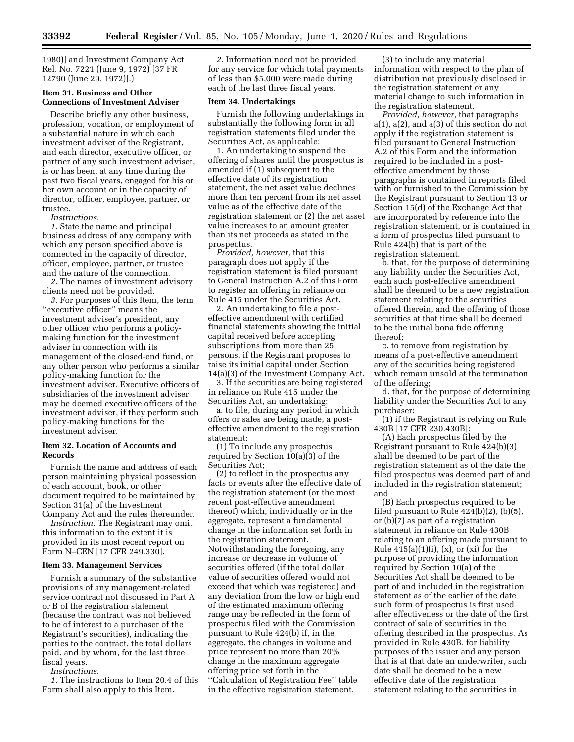1980)] and Investment Company Act Rel. No. 7221 (June 9, 1972) [37 FR 12790 (June 29, 1972)].)

**Item 31. Business and Other Connections of Investment Adviser**

Describe briefly any other business, profession, vocation, or employment of a substantial nature in which each investment adviser of the Registrant, and each director, executive officer, or partner of any such investment adviser, is or has been, at any time during the past two fiscal years, engaged for his or her own account or in the capacity of director, officer, employee, partner, or trustee.

*Instructions.*

*1.* State the name and principal business address of any company with which any person specified above is connected in the capacity of director, officer, employee, partner, or trustee and the nature of the connection.

*2.* The names of investment advisory clients need not be provided.

*3.* For purposes of this Item, the term ''executive officer'' means the investment adviser's president, any other officer who performs a policy-making function for the investment adviser in connection with its management of the closed-end fund, or any other person who performs a similar policy-making function for the investment adviser. Executive officers of subsidiaries of the investment adviser may be deemed executive officers of the investment adviser, if they perform such policy-making functions for the investment adviser.

**Item 32. Location of Accounts and Records**

Furnish the name and address of each person maintaining physical possession of each account, book, or other document required to be maintained by Section 31(a) of the Investment Company Act and the rules thereunder.

*Instruction.* The Registrant may omit this information to the extent it is provided in its most recent report on Form N–CEN [17 CFR 249.330].

**Item 33. Management Services**

Furnish a summary of the substantive provisions of any management-related service contract not discussed in Part A or B of the registration statement (because the contract was not believed to be of interest to a purchaser of the Registrant's securities), indicating the parties to the contract, the total dollars paid, and by whom, for the last three fiscal years.

*Instructions.*

*1.* The instructions to Item 20.4 of this Form shall also apply to this Item.

*2.* Information need not be provided for any service for which total payments of less than $5,000 were made during each of the last three fiscal years.

**Item 34. Undertakings**

Furnish the following undertakings in substantially the following form in all registration statements filed under the Securities Act, as applicable:

1. An undertaking to suspend the offering of shares until the prospectus is amended if (1) subsequent to the effective date of its registration statement, the net asset value declines more than ten percent from its net asset value as of the effective date of the registration statement or (2) the net asset value increases to an amount greater than its net proceeds as stated in the prospectus.

*Provided, however,* that this paragraph does not apply if the registration statement is filed pursuant to General Instruction A.2 of this Form to register an offering in reliance on Rule 415 under the Securities Act.

2. An undertaking to file a post-effective amendment with certified financial statements showing the initial capital received before accepting subscriptions from more than 25 persons, if the Registrant proposes to raise its initial capital under Section 14(a)(3) of the Investment Company Act.

3. If the securities are being registered in reliance on Rule 415 under the Securities Act, an undertaking:

a. to file, during any period in which offers or sales are being made, a post-effective amendment to the registration statement:

(1) To include any prospectus required by Section 10(a)(3) of the Securities Act;

(2) to reflect in the prospectus any facts or events after the effective date of the registration statement (or the most recent post-effective amendment thereof) which, individually or in the aggregate, represent a fundamental change in the information set forth in the registration statement. Notwithstanding the foregoing, any increase or decrease in volume of securities offered (if the total dollar value of securities offered would not exceed that which was registered) and any deviation from the low or high end of the estimated maximum offering range may be reflected in the form of prospectus filed with the Commission pursuant to Rule 424(b) if, in the aggregate, the changes in volume and price represent no more than 20% change in the maximum aggregate offering price set forth in the ''Calculation of Registration Fee'' table in the effective registration statement.

(3) to include any material information with respect to the plan of distribution not previously disclosed in the registration statement or any material change to such information in the registration statement.

*Provided, however,* that paragraphs a(1), a(2), and a(3) of this section do not apply if the registration statement is filed pursuant to General Instruction A.2 of this Form and the information required to be included in a post-effective amendment by those paragraphs is contained in reports filed with or furnished to the Commission by the Registrant pursuant to Section 13 or Section 15(d) of the Exchange Act that are incorporated by reference into the registration statement, or is contained in a form of prospectus filed pursuant to Rule 424(b) that is part of the registration statement.

b. that, for the purpose of determining any liability under the Securities Act, each such post-effective amendment shall be deemed to be a new registration statement relating to the securities offered therein, and the offering of those securities at that time shall be deemed to be the initial bona fide offering thereof;

c. to remove from registration by means of a post-effective amendment any of the securities being registered which remain unsold at the termination of the offering;

d. that, for the purpose of determining liability under the Securities Act to any purchaser:

(1) if the Registrant is relying on Rule 430B [17 CFR 230.430B]:

(A) Each prospectus filed by the Registrant pursuant to Rule 424(b)(3) shall be deemed to be part of the registration statement as of the date the filed prospectus was deemed part of and included in the registration statement; and

(B) Each prospectus required to be filed pursuant to Rule 424(b)(2), (b)(5), or (b)(7) as part of a registration statement in reliance on Rule 430B relating to an offering made pursuant to Rule 415(a)(1)(i), (x), or (xi) for the purpose of providing the information required by Section 10(a) of the Securities Act shall be deemed to be part of and included in the registration statement as of the earlier of the date such form of prospectus is first used after effectiveness or the date of the first contract of sale of securities in the offering described in the prospectus. As provided in Rule 430B, for liability purposes of the issuer and any person that is at that date an underwriter, such date shall be deemed to be a new effective date of the registration statement relating to the securities in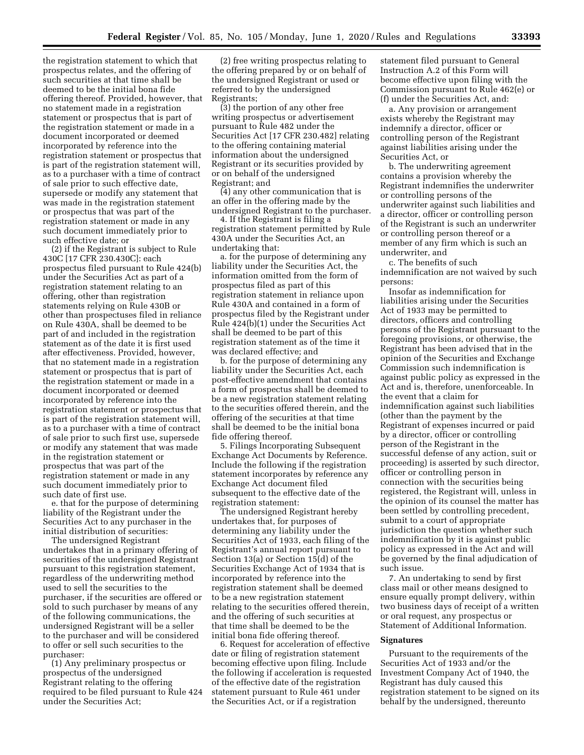the registration statement to which that prospectus relates, and the offering of such securities at that time shall be deemed to be the initial bona fide offering thereof. Provided, however, that no statement made in a registration statement or prospectus that is part of the registration statement or made in a document incorporated or deemed incorporated by reference into the registration statement or prospectus that is part of the registration statement will, as to a purchaser with a time of contract of sale prior to such effective date, supersede or modify any statement that was made in the registration statement or prospectus that was part of the registration statement or made in any such document immediately prior to such effective date; or

(2) if the Registrant is subject to Rule 430C [17 CFR 230.430C]: each prospectus filed pursuant to Rule 424(b) under the Securities Act as part of a registration statement relating to an offering, other than registration statements relying on Rule 430B or other than prospectuses filed in reliance on Rule 430A, shall be deemed to be part of and included in the registration statement as of the date it is first used after effectiveness. Provided, however, that no statement made in a registration statement or prospectus that is part of the registration statement or made in a document incorporated or deemed incorporated by reference into the registration statement or prospectus that is part of the registration statement will, as to a purchaser with a time of contract of sale prior to such first use, supersede or modify any statement that was made in the registration statement or prospectus that was part of the registration statement or made in any such document immediately prior to such date of first use.

e. that for the purpose of determining liability of the Registrant under the Securities Act to any purchaser in the initial distribution of securities:

The undersigned Registrant undertakes that in a primary offering of securities of the undersigned Registrant pursuant to this registration statement, regardless of the underwriting method used to sell the securities to the purchaser, if the securities are offered or sold to such purchaser by means of any of the following communications, the undersigned Registrant will be a seller to the purchaser and will be considered to offer or sell such securities to the purchaser:

(1) Any preliminary prospectus or prospectus of the undersigned Registrant relating to the offering required to be filed pursuant to Rule 424 under the Securities Act;

(2) free writing prospectus relating to the offering prepared by or on behalf of the undersigned Registrant or used or referred to by the undersigned Registrants;

(3) the portion of any other free writing prospectus or advertisement pursuant to Rule 482 under the Securities Act [17 CFR 230.482] relating to the offering containing material information about the undersigned Registrant or its securities provided by or on behalf of the undersigned Registrant; and

(4) any other communication that is an offer in the offering made by the undersigned Registrant to the purchaser.

4. If the Registrant is filing a registration statement permitted by Rule 430A under the Securities Act, an undertaking that:

a. for the purpose of determining any liability under the Securities Act, the information omitted from the form of prospectus filed as part of this registration statement in reliance upon Rule 430A and contained in a form of prospectus filed by the Registrant under Rule 424(b)(1) under the Securities Act shall be deemed to be part of this registration statement as of the time it was declared effective; and

b. for the purpose of determining any liability under the Securities Act, each post-effective amendment that contains a form of prospectus shall be deemed to be a new registration statement relating to the securities offered therein, and the offering of the securities at that time shall be deemed to be the initial bona fide offering thereof.

5. Filings Incorporating Subsequent Exchange Act Documents by Reference. Include the following if the registration statement incorporates by reference any Exchange Act document filed subsequent to the effective date of the registration statement:

The undersigned Registrant hereby undertakes that, for purposes of determining any liability under the Securities Act of 1933, each filing of the Registrant's annual report pursuant to Section 13(a) or Section 15(d) of the Securities Exchange Act of 1934 that is incorporated by reference into the registration statement shall be deemed to be a new registration statement relating to the securities offered therein, and the offering of such securities at that time shall be deemed to be the initial bona fide offering thereof.

6. Request for acceleration of effective date or filing of registration statement becoming effective upon filing. Include the following if acceleration is requested of the effective date of the registration statement pursuant to Rule 461 under the Securities Act, or if a registration statement filed pursuant to General Instruction A.2 of this Form will become effective upon filing with the Commission pursuant to Rule 462(e) or (f) under the Securities Act, and:

a. Any provision or arrangement exists whereby the Registrant may indemnify a director, officer or controlling person of the Registrant against liabilities arising under the Securities Act, or

b. The underwriting agreement contains a provision whereby the Registrant indemnifies the underwriter or controlling persons of the underwriter against such liabilities and a director, officer or controlling person of the Registrant is such an underwriter or controlling person thereof or a member of any firm which is such an underwriter, and

c. The benefits of such indemnification are not waived by such persons:

Insofar as indemnification for liabilities arising under the Securities Act of 1933 may be permitted to directors, officers and controlling persons of the Registrant pursuant to the foregoing provisions, or otherwise, the Registrant has been advised that in the opinion of the Securities and Exchange Commission such indemnification is against public policy as expressed in the Act and is, therefore, unenforceable. In the event that a claim for indemnification against such liabilities (other than the payment by the Registrant of expenses incurred or paid by a director, officer or controlling person of the Registrant in the successful defense of any action, suit or proceeding) is asserted by such director, officer or controlling person in connection with the securities being registered, the Registrant will, unless in the opinion of its counsel the matter has been settled by controlling precedent, submit to a court of appropriate jurisdiction the question whether such indemnification by it is against public policy as expressed in the Act and will be governed by the final adjudication of such issue.

7. An undertaking to send by first class mail or other means designed to ensure equally prompt delivery, within two business days of receipt of a written or oral request, any prospectus or Statement of Additional Information.

## Signatures

Pursuant to the requirements of the Securities Act of 1933 and/or the Investment Company Act of 1940, the Registrant has duly caused this registration statement to be signed on its behalf by the undersigned, thereunto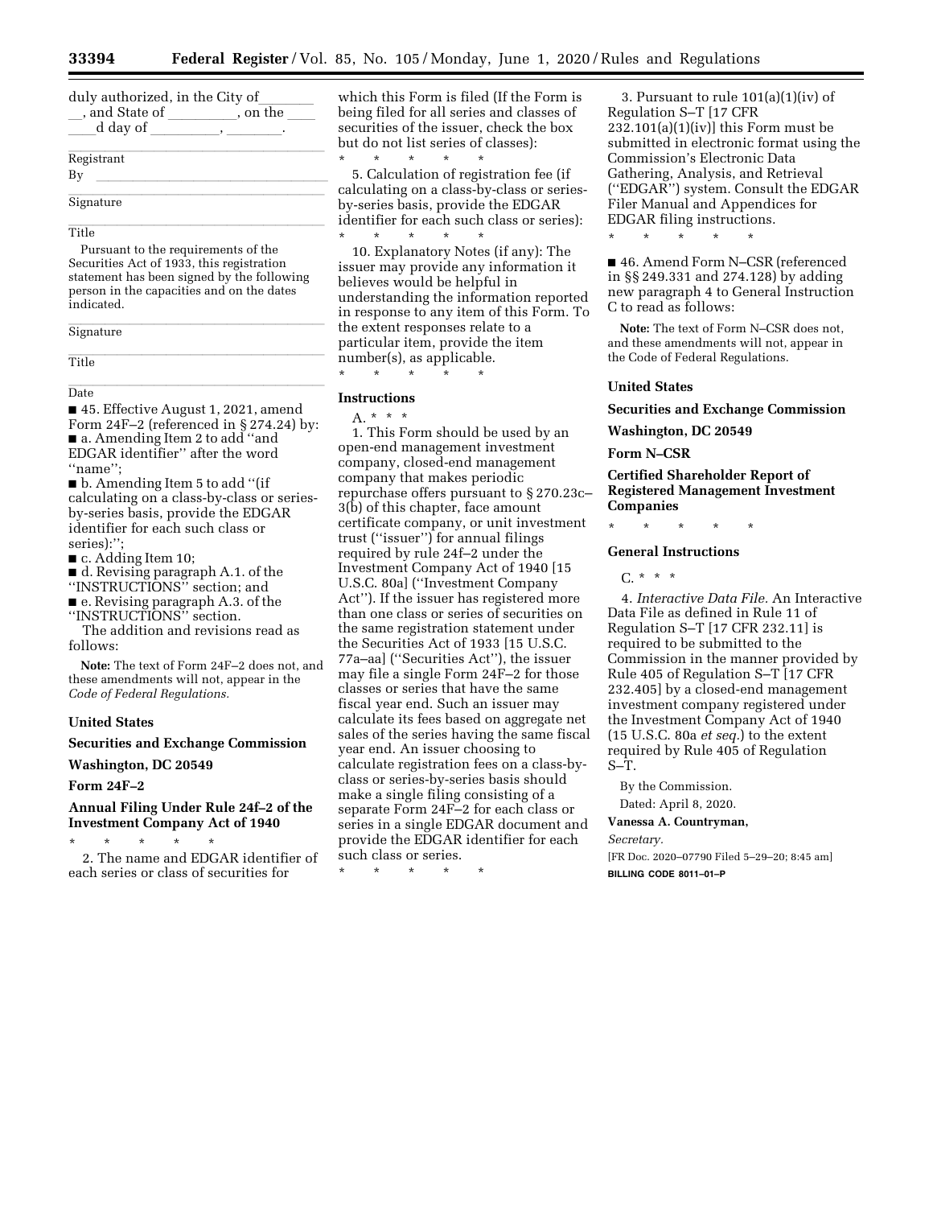duly authorized, in the City of________, and State of __________, on the ____ ____d day of __________, ________.

Registrant

By ______________________________

Signature

Title

Pursuant to the requirements of the Securities Act of 1933, this registration statement has been signed by the following person in the capacities and on the dates indicated.

Signature

Title

Date

■ 45. Effective August 1, 2021, amend Form 24F–2 (referenced in § 274.24) by:

■ a. Amending Item 2 to add ''and EDGAR identifier'' after the word ''name'';

■ b. Amending Item 5 to add ''(if calculating on a class-by-class or series-by-series basis, provide the EDGAR identifier for each such class or series):'';

■ c. Adding Item 10;

■ d. Revising paragraph A.1. of the ''INSTRUCTIONS'' section; and

■ e. Revising paragraph A.3. of the ''INSTRUCTIONS'' section.

The addition and revisions read as follows:

**Note:** The text of Form 24F–2 does not, and these amendments will not, appear in the *Code of Federal Regulations.*

**United States**

**Securities and Exchange Commission**

**Washington, DC 20549**

**Form 24F–2**

**Annual Filing Under Rule 24f–2 of the Investment Company Act of 1940**

\* \* \* \* \*

2. The name and EDGAR identifier of each series or class of securities for which this Form is filed (If the Form is being filed for all series and classes of securities of the issuer, check the box but do not list series of classes):

\* \* \* \* \*

5. Calculation of registration fee (if calculating on a class-by-class or series-by-series basis, provide the EDGAR identifier for each such class or series):

\* \* \* \* \*

10. Explanatory Notes (if any): The issuer may provide any information it believes would be helpful in understanding the information reported in response to any item of this Form. To the extent responses relate to a particular item, provide the item number(s), as applicable.

\* \* \* \* \*

**Instructions**

A. \* \* \*

1. This Form should be used by an open-end management investment company, closed-end management company that makes periodic repurchase offers pursuant to § 270.23c–3(b) of this chapter, face amount certificate company, or unit investment trust (''issuer'') for annual filings required by rule 24f–2 under the Investment Company Act of 1940 [15 U.S.C. 80a] (''Investment Company Act''). If the issuer has registered more than one class or series of securities on the same registration statement under the Securities Act of 1933 [15 U.S.C. 77a–aa] (''Securities Act''), the issuer may file a single Form 24F–2 for those classes or series that have the same fiscal year end. Such an issuer may calculate its fees based on aggregate net sales of the series having the same fiscal year end. An issuer choosing to calculate registration fees on a class-by-class or series-by-series basis should make a single filing consisting of a separate Form 24F–2 for each class or series in a single EDGAR document and provide the EDGAR identifier for each such class or series.

\* \* \* \* \*

3. Pursuant to rule 101(a)(1)(iv) of Regulation S–T [17 CFR 232.101(a)(1)(iv)] this Form must be submitted in electronic format using the Commission's Electronic Data Gathering, Analysis, and Retrieval (''EDGAR'') system. Consult the EDGAR Filer Manual and Appendices for EDGAR filing instructions.

\* \* \* \* \*

■ 46. Amend Form N–CSR (referenced in §§ 249.331 and 274.128) by adding new paragraph 4 to General Instruction C to read as follows:

**Note:** The text of Form N–CSR does not, and these amendments will not, appear in the Code of Federal Regulations.

**United States**

**Securities and Exchange Commission**

**Washington, DC 20549**

**Form N–CSR**

**Certified Shareholder Report of Registered Management Investment Companies**

\* \* \* \* \*

**General Instructions**

C. \* \* \*

4. *Interactive Data File.* An Interactive Data File as defined in Rule 11 of Regulation S–T [17 CFR 232.11] is required to be submitted to the Commission in the manner provided by Rule 405 of Regulation S–T [17 CFR 232.405] by a closed-end management investment company registered under the Investment Company Act of 1940 (15 U.S.C. 80a *et seq.*) to the extent required by Rule 405 of Regulation S–T.

By the Commission.

Dated: April 8, 2020.

**Vanessa A. Countryman,**

*Secretary.*

[FR Doc. 2020–07790 Filed 5–29–20; 8:45 am]

**BILLING CODE 8011–01–P**